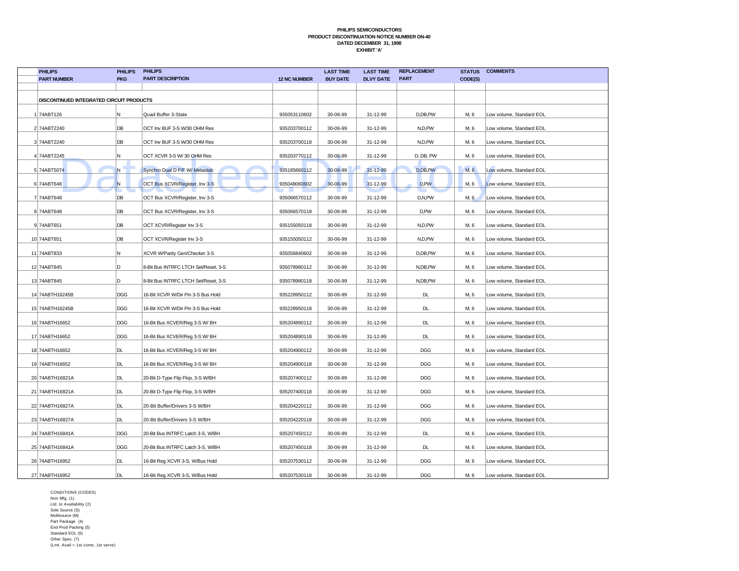**PHILIPS SEMICONDUCTORS**
**PRODUCT DISCONTINUATION NOTICE NUMBER DN-40**
**DATED DECEMBER 31, 1998**
**EXHIBIT 'A'**

| | PHILIPS PART NUMBER | PHILIPS PKG | PHILIPS PART DESCRIPTION | 12 NC NUMBER | LAST TIME BUY DATE | LAST TIME DLVY DATE | REPLACEMENT PART | STATUS CODE(S) | COMMENTS |
|---|---|---|---|---|---|---|---|---|---|
| | **DISCONTINUED INTEGRATED CIRCUIT PRODUCTS** | | | | | | | | |
| 1 | 74ABT126 | N | Quad Buffer 3-State | 935053110602 | 30-06-99 | 31-12-99 | D,DB,PW | M, 6 | Low volume, Standard EOL |
| 2 | 74ABT2240 | DB | OCT Inv BUF 3-S W/30 OHM Res | 935203700112 | 30-06-99 | 31-12-99 | N,D,PW | M, 6 | Low volume, Standard EOL |
| 3 | 74ABT2240 | DB | OCT Inv BUF 3-S W/30 OHM Res | 935203700118 | 30-06-99 | 31-12-99 | N,D,PW | M, 6 | Low volume, Standard EOL |
| 4 | 74ABT2245 | N | OCT XCVR 3-S W/ 30 OHM Res | 935203770112 | 30-06-99 | 31-12-99 | D, DB, PW | M, 6 | Low volume, Standard EOL |
| 5 | 74ABT5074 | N | Synchro Dual D F/F W/ Metastab | 935185660112 | 30-06-99 | 31-12-99 | D,DB,PW | M, 6 | Low volume, Standard EOL |
| 6 | 74ABT648 | N | OCT Bus XCVR/Register, Inv 3-S | 935048060602 | 30-06-99 | 31-12-99 | D,PW | M, 6 | Low volume, Standard EOL |
| 7 | 74ABT648 | DB | OCT Bus XCVR/Register, Inv 3-S | 935066570112 | 30-06-99 | 31-12-99 | D,N,PW | M, 6 | Low volume, Standard EOL |
| 8 | 74ABT648 | DB | OCT Bus XCVR/Register, Inv 3-S | 935066570118 | 30-06-99 | 31-12-99 | D,PW | M, 6 | Low volume, Standard EOL |
| 9 | 74ABT651 | DB | OCT XCVR/Register Inv 3-S | 935155050118 | 30-06-99 | 31-12-99 | N,D,PW | M, 6 | Low volume, Standard EOL |
| 10 | 74ABT651 | DB | OCT XCVR/Register Inv 3-S | 935155050112 | 30-06-99 | 31-12-99 | N,D,PW | M, 6 | Low volume, Standard EOL |
| 11 | 74ABT833 | N | XCVR W/Parity Gen/Checker 3-S | 935056840602 | 30-06-99 | 31-12-99 | D,DB,PW | M, 6 | Low volume, Standard EOL |
| 12 | 74ABT845 | D | 8-Bit Bus INTRFC LTCH Set/Reset, 3-S | 935078980112 | 30-06-99 | 31-12-99 | N,DB,PW | M, 6 | Low volume, Standard EOL |
| 13 | 74ABT845 | D | 8-Bit Bus INTRFC LTCH Set/Reset, 3-S | 935078980118 | 30-06-99 | 31-12-99 | N,DB,PW | M, 6 | Low volume, Standard EOL |
| 14 | 74ABTH16245B | DGG | 16-Bit XCVR W/Dir Pin 3-S Bus Hold | 935228950112 | 30-06-99 | 31-12-99 | DL | M, 6 | Low volume, Standard EOL |
| 15 | 74ABTH16245B | DGG | 16-Bit XCVR W/Dir Pin 3-S Bus Hold | 935228950118 | 30-06-99 | 31-12-99 | DL | M, 6 | Low volume, Standard EOL |
| 16 | 74ABTH16652 | DGG | 16-Bit Bus XCVER/Reg 3-S W/ BH | 935204890112 | 30-06-99 | 31-12-99 | DL | M, 6 | Low volume, Standard EOL |
| 17 | 74ABTH16652 | DGG | 16-Bit Bus XCVER/Reg 3-S W/ BH | 935204890118 | 30-06-99 | 31-12-99 | DL | M, 6 | Low volume, Standard EOL |
| 18 | 74ABTH16652 | DL | 16-Bit Bus XCVER/Reg 3-S W/ BH | 935204900112 | 30-06-99 | 31-12-99 | DGG | M, 6 | Low volume, Standard EOL |
| 19 | 74ABTH16652 | DL | 16-Bit Bus XCVER/Reg 3-S W/ BH | 935204900118 | 30-06-99 | 31-12-99 | DGG | M, 6 | Low volume, Standard EOL |
| 20 | 74ABTH16821A | DL | 20-Bit D-Type Flip Flop, 3-S W/BH | 935207400112 | 30-06-99 | 31-12-99 | DGG | M, 6 | Low volume, Standard EOL |
| 21 | 74ABTH16821A | DL | 20-Bit D-Type Flip Flop, 3-S W/BH | 935207400118 | 30-06-99 | 31-12-99 | DGG | M, 6 | Low volume, Standard EOL |
| 22 | 74ABTH16827A | DL | 20-Bit Buffer/Drivers 3-S W/BH | 935204220112 | 30-06-99 | 31-12-99 | DGG | M, 6 | Low volume, Standard EOL |
| 23 | 74ABTH16827A | DL | 20-Bit Buffer/Drivers 3-S W/BH | 935204220118 | 30-06-99 | 31-12-99 | DGG | M, 6 | Low volume, Standard EOL |
| 24 | 74ABTH16841A | DGG | 20-Bit Bus INTRFC Latch 3-S, W/BH | 935207450112 | 30-06-99 | 31-12-99 | DL | M, 6 | Low volume, Standard EOL |
| 25 | 74ABTH16841A | DGG | 20-Bit Bus INTRFC Latch 3-S, W/BH | 935207450118 | 30-06-99 | 31-12-99 | DL | M, 6 | Low volume, Standard EOL |
| 26 | 74ABTH16952 | DL | 16-Bit Reg XCVR 3-S, W/Bus Hold | 935207530112 | 30-06-99 | 31-12-99 | DGG | M, 6 | Low volume, Standard EOL |
| 27 | 74ABTH16952 | DL | 16-Bit Reg XCVR 3-S, W/Bus Hold | 935207530118 | 30-06-99 | 31-12-99 | DGG | M, 6 | Low volume, Standard EOL |

CONDITIONS (CODES)
Non Mfg. (1)
Ltd. to Availability (2)
Sole Source (S)
Multisource (M)
Part Package (4)
End Prod Packing (5)
Standard EOL (6)
Other Spec. (7)
(Lmt. Avail = 1st come, 1st serve)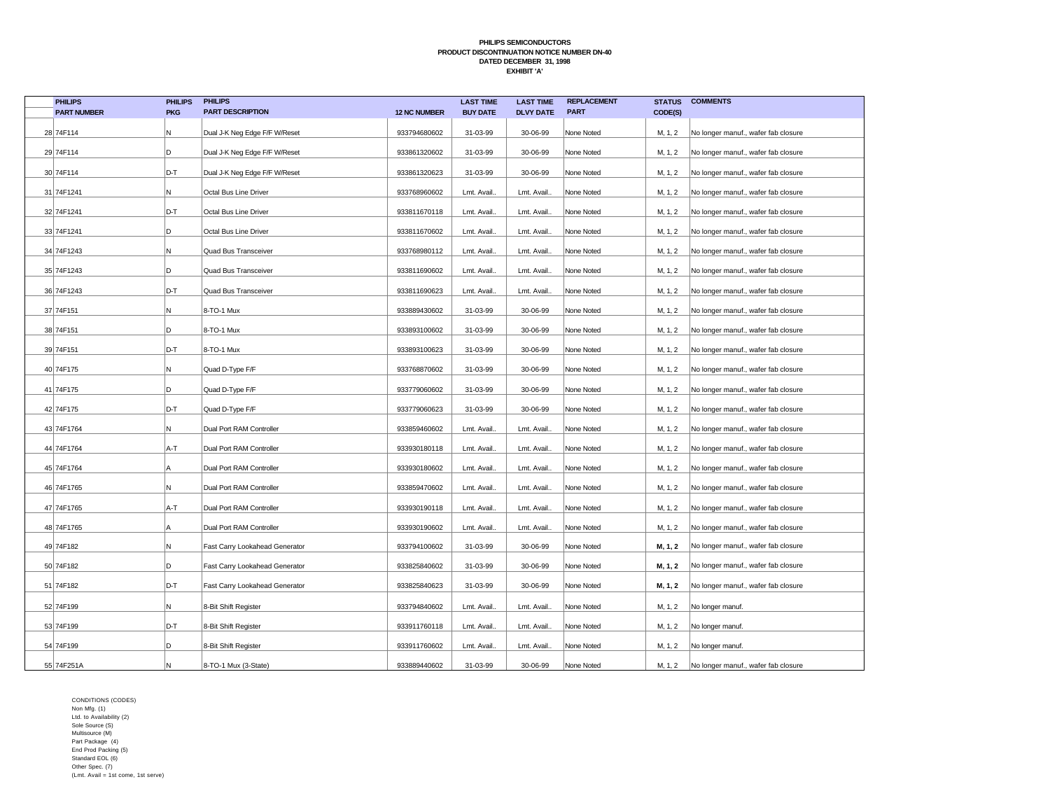**PHILIPS SEMICONDUCTORS**
**PRODUCT DISCONTINUATION NOTICE NUMBER DN-40**
**DATED DECEMBER 31, 1998**
**EXHIBIT 'A'**

| | PHILIPS PART NUMBER | PHILIPS PKG | PHILIPS PART DESCRIPTION | 12 NC NUMBER | LAST TIME BUY DATE | LAST TIME DLVY DATE | REPLACEMENT PART | STATUS CODE(S) | COMMENTS |
|---|---|---|---|---|---|---|---|---|---|
| 28 | 74F114 | N | Dual J-K Neg Edge F/F W/Reset | 933794680602 | 31-03-99 | 30-06-99 | None Noted | M, 1, 2 | No longer manuf., wafer fab closure |
| 29 | 74F114 | D | Dual J-K Neg Edge F/F W/Reset | 933861320602 | 31-03-99 | 30-06-99 | None Noted | M, 1, 2 | No longer manuf., wafer fab closure |
| 30 | 74F114 | D-T | Dual J-K Neg Edge F/F W/Reset | 933861320623 | 31-03-99 | 30-06-99 | None Noted | M, 1, 2 | No longer manuf., wafer fab closure |
| 31 | 74F1241 | N | Octal Bus Line Driver | 933768960602 | Lmt. Avail.. | Lmt. Avail.. | None Noted | M, 1, 2 | No longer manuf., wafer fab closure |
| 32 | 74F1241 | D-T | Octal Bus Line Driver | 933811670118 | Lmt. Avail.. | Lmt. Avail.. | None Noted | M, 1, 2 | No longer manuf., wafer fab closure |
| 33 | 74F1241 | D | Octal Bus Line Driver | 933811670602 | Lmt. Avail.. | Lmt. Avail.. | None Noted | M, 1, 2 | No longer manuf., wafer fab closure |
| 34 | 74F1243 | N | Quad Bus Transceiver | 933768980112 | Lmt. Avail.. | Lmt. Avail.. | None Noted | M, 1, 2 | No longer manuf., wafer fab closure |
| 35 | 74F1243 | D | Quad Bus Transceiver | 933811690602 | Lmt. Avail.. | Lmt. Avail.. | None Noted | M, 1, 2 | No longer manuf., wafer fab closure |
| 36 | 74F1243 | D-T | Quad Bus Transceiver | 933811690623 | Lmt. Avail.. | Lmt. Avail.. | None Noted | M, 1, 2 | No longer manuf., wafer fab closure |
| 37 | 74F151 | N | 8-TO-1 Mux | 933889430602 | 31-03-99 | 30-06-99 | None Noted | M, 1, 2 | No longer manuf., wafer fab closure |
| 38 | 74F151 | D | 8-TO-1 Mux | 933893100602 | 31-03-99 | 30-06-99 | None Noted | M, 1, 2 | No longer manuf., wafer fab closure |
| 39 | 74F151 | D-T | 8-TO-1 Mux | 933893100623 | 31-03-99 | 30-06-99 | None Noted | M, 1, 2 | No longer manuf., wafer fab closure |
| 40 | 74F175 | N | Quad D-Type F/F | 933768870602 | 31-03-99 | 30-06-99 | None Noted | M, 1, 2 | No longer manuf., wafer fab closure |
| 41 | 74F175 | D | Quad D-Type F/F | 933779060602 | 31-03-99 | 30-06-99 | None Noted | M, 1, 2 | No longer manuf., wafer fab closure |
| 42 | 74F175 | D-T | Quad D-Type F/F | 933779060623 | 31-03-99 | 30-06-99 | None Noted | M, 1, 2 | No longer manuf., wafer fab closure |
| 43 | 74F1764 | N | Dual Port RAM Controller | 933859460602 | Lmt. Avail.. | Lmt. Avail.. | None Noted | M, 1, 2 | No longer manuf., wafer fab closure |
| 44 | 74F1764 | A-T | Dual Port RAM Controller | 933930180118 | Lmt. Avail.. | Lmt. Avail.. | None Noted | M, 1, 2 | No longer manuf., wafer fab closure |
| 45 | 74F1764 | A | Dual Port RAM Controller | 933930180602 | Lmt. Avail.. | Lmt. Avail.. | None Noted | M, 1, 2 | No longer manuf., wafer fab closure |
| 46 | 74F1765 | N | Dual Port RAM Controller | 933859470602 | Lmt. Avail.. | Lmt. Avail.. | None Noted | M, 1, 2 | No longer manuf., wafer fab closure |
| 47 | 74F1765 | A-T | Dual Port RAM Controller | 933930190118 | Lmt. Avail.. | Lmt. Avail.. | None Noted | M, 1, 2 | No longer manuf., wafer fab closure |
| 48 | 74F1765 | A | Dual Port RAM Controller | 933930190602 | Lmt. Avail.. | Lmt. Avail.. | None Noted | M, 1, 2 | No longer manuf., wafer fab closure |
| 49 | 74F182 | N | Fast Carry Lookahead Generator | 933794100602 | 31-03-99 | 30-06-99 | None Noted | **M, 1, 2** | No longer manuf., wafer fab closure |
| 50 | 74F182 | D | Fast Carry Lookahead Generator | 933825840602 | 31-03-99 | 30-06-99 | None Noted | **M, 1, 2** | No longer manuf., wafer fab closure |
| 51 | 74F182 | D-T | Fast Carry Lookahead Generator | 933825840623 | 31-03-99 | 30-06-99 | None Noted | **M, 1, 2** | No longer manuf., wafer fab closure |
| 52 | 74F199 | N | 8-Bit Shift Register | 933794840602 | Lmt. Avail.. | Lmt. Avail.. | None Noted | M, 1, 2 | No longer manuf. |
| 53 | 74F199 | D-T | 8-Bit Shift Register | 933911760118 | Lmt. Avail.. | Lmt. Avail.. | None Noted | M, 1, 2 | No longer manuf. |
| 54 | 74F199 | D | 8-Bit Shift Register | 933911760602 | Lmt. Avail.. | Lmt. Avail.. | None Noted | M, 1, 2 | No longer manuf. |
| 55 | 74F251A | N | 8-TO-1 Mux (3-State) | 933889440602 | 31-03-99 | 30-06-99 | None Noted | M, 1, 2 | No longer manuf., wafer fab closure |

CONDITIONS (CODES)
Non Mfg. (1)
Ltd. to Availability (2)
Sole Source (S)
Multisource (M)
Part Package (4)
End Prod Packing (5)
Standard EOL (6)
Other Spec. (7)
(Lmt. Avail = 1st come, 1st serve)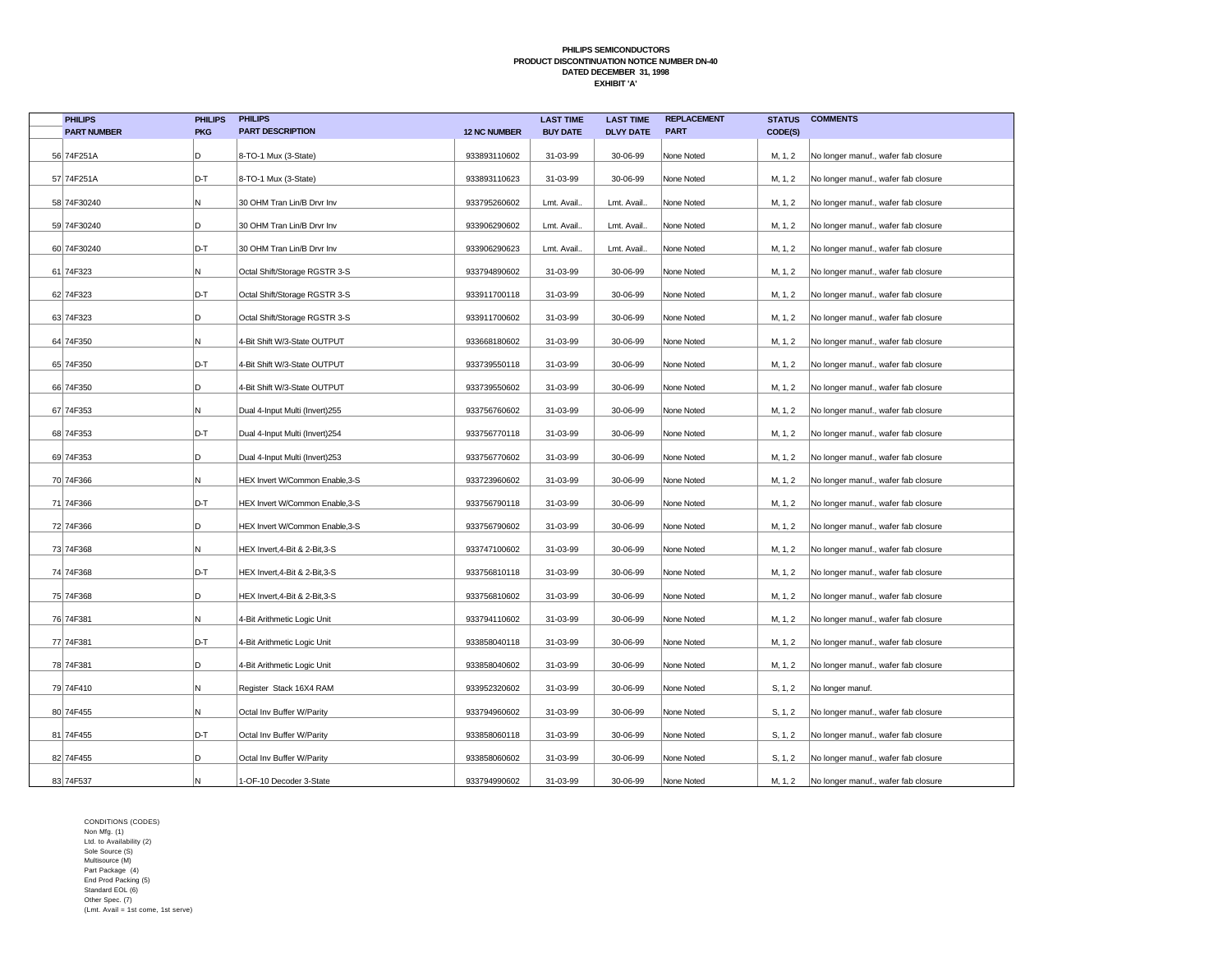**PHILIPS SEMICONDUCTORS**
**PRODUCT DISCONTINUATION NOTICE NUMBER DN-40**
**DATED DECEMBER 31, 1998**
**EXHIBIT 'A'**

| | PHILIPS PART NUMBER | PHILIPS PKG | PHILIPS PART DESCRIPTION | 12 NC NUMBER | LAST TIME BUY DATE | LAST TIME DLVY DATE | REPLACEMENT PART | STATUS CODE(S) | COMMENTS |
|---|---|---|---|---|---|---|---|---|---|
| 56 | 74F251A | D | 8-TO-1 Mux (3-State) | 933893110602 | 31-03-99 | 30-06-99 | None Noted | M, 1, 2 | No longer manuf., wafer fab closure |
| 57 | 74F251A | D-T | 8-TO-1 Mux (3-State) | 933893110623 | 31-03-99 | 30-06-99 | None Noted | M, 1, 2 | No longer manuf., wafer fab closure |
| 58 | 74F30240 | N | 30 OHM Tran Lin/B Drvr Inv | 933795260602 | Lmt. Avail.. | Lmt. Avail.. | None Noted | M, 1, 2 | No longer manuf., wafer fab closure |
| 59 | 74F30240 | D | 30 OHM Tran Lin/B Drvr Inv | 933906290602 | Lmt. Avail.. | Lmt. Avail.. | None Noted | M, 1, 2 | No longer manuf., wafer fab closure |
| 60 | 74F30240 | D-T | 30 OHM Tran Lin/B Drvr Inv | 933906290623 | Lmt. Avail.. | Lmt. Avail.. | None Noted | M, 1, 2 | No longer manuf., wafer fab closure |
| 61 | 74F323 | N | Octal Shift/Storage RGSTR 3-S | 933794890602 | 31-03-99 | 30-06-99 | None Noted | M, 1, 2 | No longer manuf., wafer fab closure |
| 62 | 74F323 | D-T | Octal Shift/Storage RGSTR 3-S | 933911700118 | 31-03-99 | 30-06-99 | None Noted | M, 1, 2 | No longer manuf., wafer fab closure |
| 63 | 74F323 | D | Octal Shift/Storage RGSTR 3-S | 933911700602 | 31-03-99 | 30-06-99 | None Noted | M, 1, 2 | No longer manuf., wafer fab closure |
| 64 | 74F350 | N | 4-Bit Shift W/3-State OUTPUT | 933668180602 | 31-03-99 | 30-06-99 | None Noted | M, 1, 2 | No longer manuf., wafer fab closure |
| 65 | 74F350 | D-T | 4-Bit Shift W/3-State OUTPUT | 933739550118 | 31-03-99 | 30-06-99 | None Noted | M, 1, 2 | No longer manuf., wafer fab closure |
| 66 | 74F350 | D | 4-Bit Shift W/3-State OUTPUT | 933739550602 | 31-03-99 | 30-06-99 | None Noted | M, 1, 2 | No longer manuf., wafer fab closure |
| 67 | 74F353 | N | Dual 4-Input Multi (Invert)255 | 933756760602 | 31-03-99 | 30-06-99 | None Noted | M, 1, 2 | No longer manuf., wafer fab closure |
| 68 | 74F353 | D-T | Dual 4-Input Multi (Invert)254 | 933756770118 | 31-03-99 | 30-06-99 | None Noted | M, 1, 2 | No longer manuf., wafer fab closure |
| 69 | 74F353 | D | Dual 4-Input Multi (Invert)253 | 933756770602 | 31-03-99 | 30-06-99 | None Noted | M, 1, 2 | No longer manuf., wafer fab closure |
| 70 | 74F366 | N | HEX Invert W/Common Enable,3-S | 933723960602 | 31-03-99 | 30-06-99 | None Noted | M, 1, 2 | No longer manuf., wafer fab closure |
| 71 | 74F366 | D-T | HEX Invert W/Common Enable,3-S | 933756790118 | 31-03-99 | 30-06-99 | None Noted | M, 1, 2 | No longer manuf., wafer fab closure |
| 72 | 74F366 | D | HEX Invert W/Common Enable,3-S | 933756790602 | 31-03-99 | 30-06-99 | None Noted | M, 1, 2 | No longer manuf., wafer fab closure |
| 73 | 74F368 | N | HEX Invert,4-Bit & 2-Bit,3-S | 933747100602 | 31-03-99 | 30-06-99 | None Noted | M, 1, 2 | No longer manuf., wafer fab closure |
| 74 | 74F368 | D-T | HEX Invert,4-Bit & 2-Bit,3-S | 933756810118 | 31-03-99 | 30-06-99 | None Noted | M, 1, 2 | No longer manuf., wafer fab closure |
| 75 | 74F368 | D | HEX Invert,4-Bit & 2-Bit,3-S | 933756810602 | 31-03-99 | 30-06-99 | None Noted | M, 1, 2 | No longer manuf., wafer fab closure |
| 76 | 74F381 | N | 4-Bit Arithmetic Logic Unit | 933794110602 | 31-03-99 | 30-06-99 | None Noted | M, 1, 2 | No longer manuf., wafer fab closure |
| 77 | 74F381 | D-T | 4-Bit Arithmetic Logic Unit | 933858040118 | 31-03-99 | 30-06-99 | None Noted | M, 1, 2 | No longer manuf., wafer fab closure |
| 78 | 74F381 | D | 4-Bit Arithmetic Logic Unit | 933858040602 | 31-03-99 | 30-06-99 | None Noted | M, 1, 2 | No longer manuf., wafer fab closure |
| 79 | 74F410 | N | Register Stack 16X4 RAM | 933952320602 | 31-03-99 | 30-06-99 | None Noted | S, 1, 2 | No longer manuf. |
| 80 | 74F455 | N | Octal Inv Buffer W/Parity | 933794960602 | 31-03-99 | 30-06-99 | None Noted | S, 1, 2 | No longer manuf., wafer fab closure |
| 81 | 74F455 | D-T | Octal Inv Buffer W/Parity | 933858060118 | 31-03-99 | 30-06-99 | None Noted | S, 1, 2 | No longer manuf., wafer fab closure |
| 82 | 74F455 | D | Octal Inv Buffer W/Parity | 933858060602 | 31-03-99 | 30-06-99 | None Noted | S, 1, 2 | No longer manuf., wafer fab closure |
| 83 | 74F537 | N | 1-OF-10 Decoder 3-State | 933794990602 | 31-03-99 | 30-06-99 | None Noted | M, 1, 2 | No longer manuf., wafer fab closure |

CONDITIONS (CODES)
Non Mfg. (1)
Ltd. to Availability (2)
Sole Source (S)
Multisource (M)
Part Package (4)
End Prod Packing (5)
Standard EOL (6)
Other Spec. (7)
(Lmt. Avail = 1st come, 1st serve)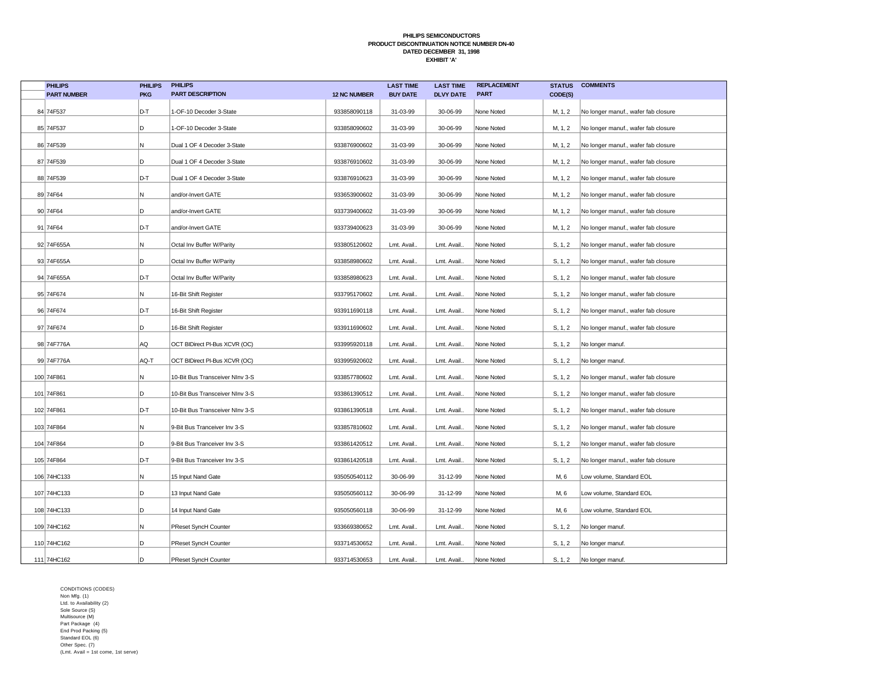**PHILIPS SEMICONDUCTORS**
**PRODUCT DISCONTINUATION NOTICE NUMBER DN-40**
**DATED DECEMBER 31, 1998**
**EXHIBIT 'A'**

| | PHILIPS PART NUMBER | PHILIPS PKG | PHILIPS PART DESCRIPTION | 12 NC NUMBER | LAST TIME BUY DATE | LAST TIME DLVY DATE | REPLACEMENT PART | STATUS CODE(S) | COMMENTS |
|---|---|---|---|---|---|---|---|---|---|
| 84 | 74F537 | D-T | 1-OF-10 Decoder 3-State | 933858090118 | 31-03-99 | 30-06-99 | None Noted | M, 1, 2 | No longer manuf., wafer fab closure |
| 85 | 74F537 | D | 1-OF-10 Decoder 3-State | 933858090602 | 31-03-99 | 30-06-99 | None Noted | M, 1, 2 | No longer manuf., wafer fab closure |
| 86 | 74F539 | N | Dual 1 OF 4 Decoder 3-State | 933876900602 | 31-03-99 | 30-06-99 | None Noted | M, 1, 2 | No longer manuf., wafer fab closure |
| 87 | 74F539 | D | Dual 1 OF 4 Decoder 3-State | 933876910602 | 31-03-99 | 30-06-99 | None Noted | M, 1, 2 | No longer manuf., wafer fab closure |
| 88 | 74F539 | D-T | Dual 1 OF 4 Decoder 3-State | 933876910623 | 31-03-99 | 30-06-99 | None Noted | M, 1, 2 | No longer manuf., wafer fab closure |
| 89 | 74F64 | N | and/or-Invert GATE | 933653900602 | 31-03-99 | 30-06-99 | None Noted | M, 1, 2 | No longer manuf., wafer fab closure |
| 90 | 74F64 | D | and/or-Invert GATE | 933739400602 | 31-03-99 | 30-06-99 | None Noted | M, 1, 2 | No longer manuf., wafer fab closure |
| 91 | 74F64 | D-T | and/or-Invert GATE | 933739400623 | 31-03-99 | 30-06-99 | None Noted | M, 1, 2 | No longer manuf., wafer fab closure |
| 92 | 74F655A | N | Octal Inv Buffer W/Parity | 933805120602 | Lmt. Avail.. | Lmt. Avail.. | None Noted | S, 1, 2 | No longer manuf., wafer fab closure |
| 93 | 74F655A | D | Octal Inv Buffer W/Parity | 933858980602 | Lmt. Avail.. | Lmt. Avail.. | None Noted | S, 1, 2 | No longer manuf., wafer fab closure |
| 94 | 74F655A | D-T | Octal Inv Buffer W/Parity | 933858980623 | Lmt. Avail.. | Lmt. Avail.. | None Noted | S, 1, 2 | No longer manuf., wafer fab closure |
| 95 | 74F674 | N | 16-Bit Shift Register | 933795170602 | Lmt. Avail.. | Lmt. Avail.. | None Noted | S, 1, 2 | No longer manuf., wafer fab closure |
| 96 | 74F674 | D-T | 16-Bit Shift Register | 933911690118 | Lmt. Avail.. | Lmt. Avail.. | None Noted | S, 1, 2 | No longer manuf., wafer fab closure |
| 97 | 74F674 | D | 16-Bit Shift Register | 933911690602 | Lmt. Avail.. | Lmt. Avail.. | None Noted | S, 1, 2 | No longer manuf., wafer fab closure |
| 98 | 74F776A | AQ | OCT BIDirect PI-Bus XCVR (OC) | 933995920118 | Lmt. Avail.. | Lmt. Avail.. | None Noted | S, 1, 2 | No longer manuf. |
| 99 | 74F776A | AQ-T | OCT BIDirect PI-Bus XCVR (OC) | 933995920602 | Lmt. Avail.. | Lmt. Avail.. | None Noted | S, 1, 2 | No longer manuf. |
| 100 | 74F861 | N | 10-Bit Bus Transceiver NInv 3-S | 933857780602 | Lmt. Avail.. | Lmt. Avail.. | None Noted | S, 1, 2 | No longer manuf., wafer fab closure |
| 101 | 74F861 | D | 10-Bit Bus Transceiver NInv 3-S | 933861390512 | Lmt. Avail.. | Lmt. Avail.. | None Noted | S, 1, 2 | No longer manuf., wafer fab closure |
| 102 | 74F861 | D-T | 10-Bit Bus Transceiver NInv 3-S | 933861390518 | Lmt. Avail.. | Lmt. Avail.. | None Noted | S, 1, 2 | No longer manuf., wafer fab closure |
| 103 | 74F864 | N | 9-Bit Bus Tranceiver Inv 3-S | 933857810602 | Lmt. Avail.. | Lmt. Avail.. | None Noted | S, 1, 2 | No longer manuf., wafer fab closure |
| 104 | 74F864 | D | 9-Bit Bus Tranceiver Inv 3-S | 933861420512 | Lmt. Avail.. | Lmt. Avail.. | None Noted | S, 1, 2 | No longer manuf., wafer fab closure |
| 105 | 74F864 | D-T | 9-Bit Bus Tranceiver Inv 3-S | 933861420518 | Lmt. Avail.. | Lmt. Avail.. | None Noted | S, 1, 2 | No longer manuf., wafer fab closure |
| 106 | 74HC133 | N | 15 Input Nand Gate | 935050540112 | 30-06-99 | 31-12-99 | None Noted | M, 6 | Low volume, Standard EOL |
| 107 | 74HC133 | D | 13 Input Nand Gate | 935050560112 | 30-06-99 | 31-12-99 | None Noted | M, 6 | Low volume, Standard EOL |
| 108 | 74HC133 | D | 14 Input Nand Gate | 935050560118 | 30-06-99 | 31-12-99 | None Noted | M, 6 | Low volume, Standard EOL |
| 109 | 74HC162 | N | PReset SyncH Counter | 933669380652 | Lmt. Avail.. | Lmt. Avail.. | None Noted | S, 1, 2 | No longer manuf. |
| 110 | 74HC162 | D | PReset SyncH Counter | 933714530652 | Lmt. Avail.. | Lmt. Avail.. | None Noted | S, 1, 2 | No longer manuf. |
| 111 | 74HC162 | D | PReset SyncH Counter | 933714530653 | Lmt. Avail.. | Lmt. Avail.. | None Noted | S, 1, 2 | No longer manuf. |

CONDITIONS (CODES)
Non Mfg. (1)
Ltd. to Availability (2)
Sole Source (S)
Multisource (M)
Part Package (4)
End Prod Packing (5)
Standard EOL (6)
Other Spec. (7)
(Lmt. Avail = 1st come, 1st serve)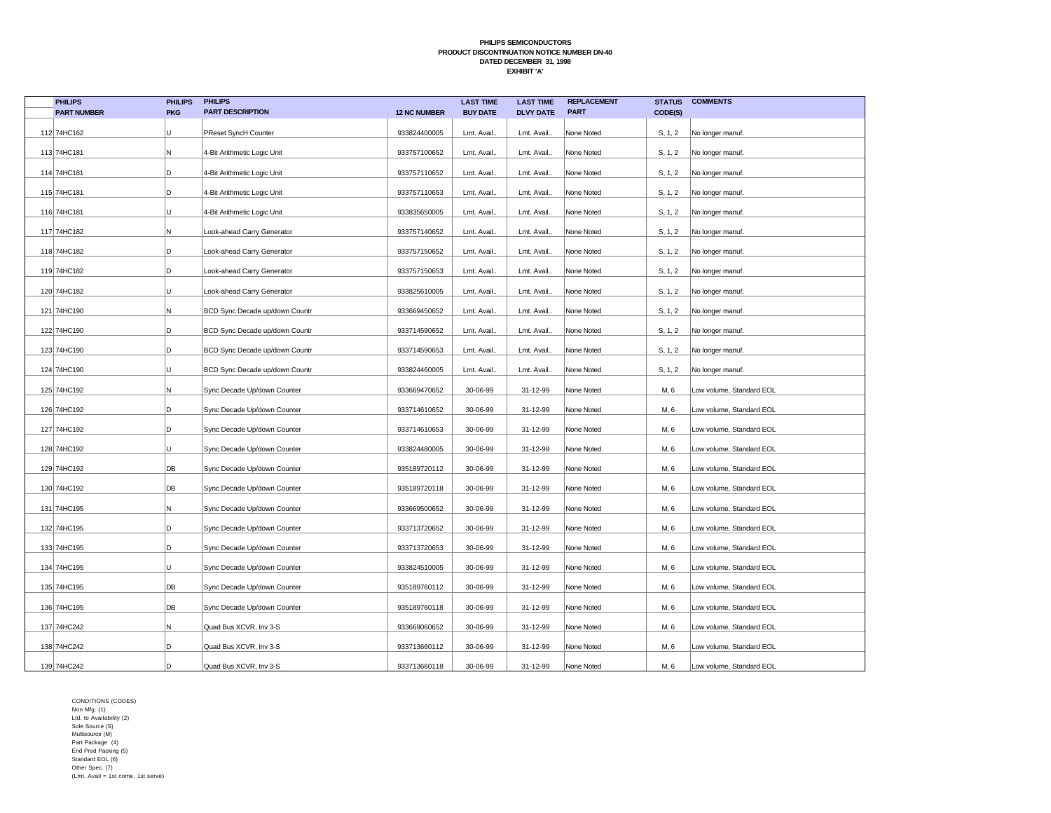**PHILIPS SEMICONDUCTORS**
**PRODUCT DISCONTINUATION NOTICE NUMBER DN-40**
**DATED DECEMBER 31, 1998**
**EXHIBIT 'A'**

| | PHILIPS PART NUMBER | PHILIPS PKG | PHILIPS PART DESCRIPTION | 12 NC NUMBER | LAST TIME BUY DATE | LAST TIME DLVY DATE | REPLACEMENT PART | STATUS CODE(S) | COMMENTS |
|---|---|---|---|---|---|---|---|---|---|
| 112 | 74HC162 | U | PReset SyncH Counter | 933824400005 | Lmt. Avail.. | Lmt. Avail.. | None Noted | S, 1, 2 | No longer manuf. |
| 113 | 74HC181 | N | 4-Bit Arithmetic Logic Unit | 933757100652 | Lmt. Avail.. | Lmt. Avail.. | None Noted | S, 1, 2 | No longer manuf. |
| 114 | 74HC181 | D | 4-Bit Arithmetic Logic Unit | 933757110652 | Lmt. Avail.. | Lmt. Avail.. | None Noted | S, 1, 2 | No longer manuf. |
| 115 | 74HC181 | D | 4-Bit Arithmetic Logic Unit | 933757110653 | Lmt. Avail.. | Lmt. Avail.. | None Noted | S, 1, 2 | No longer manuf. |
| 116 | 74HC181 | U | 4-Bit Arithmetic Logic Unit | 933835650005 | Lmt. Avail.. | Lmt. Avail.. | None Noted | S, 1, 2 | No longer manuf. |
| 117 | 74HC182 | N | Look-ahead Carry Generator | 933757140652 | Lmt. Avail.. | Lmt. Avail.. | None Noted | S, 1, 2 | No longer manuf. |
| 118 | 74HC182 | D | Look-ahead Carry Generator | 933757150652 | Lmt. Avail.. | Lmt. Avail.. | None Noted | S, 1, 2 | No longer manuf. |
| 119 | 74HC182 | D | Look-ahead Carry Generator | 933757150653 | Lmt. Avail.. | Lmt. Avail.. | None Noted | S, 1, 2 | No longer manuf. |
| 120 | 74HC182 | U | Look-ahead Carry Generator | 933825610005 | Lmt. Avail.. | Lmt. Avail.. | None Noted | S, 1, 2 | No longer manuf. |
| 121 | 74HC190 | N | BCD Sync Decade up/down Countr | 933669450652 | Lmt. Avail.. | Lmt. Avail.. | None Noted | S, 1, 2 | No longer manuf. |
| 122 | 74HC190 | D | BCD Sync Decade up/down Countr | 933714590652 | Lmt. Avail.. | Lmt. Avail.. | None Noted | S, 1, 2 | No longer manuf. |
| 123 | 74HC190 | D | BCD Sync Decade up/down Countr | 933714590653 | Lmt. Avail.. | Lmt. Avail.. | None Noted | S, 1, 2 | No longer manuf. |
| 124 | 74HC190 | U | BCD Sync Decade up/down Countr | 933824460005 | Lmt. Avail.. | Lmt. Avail.. | None Noted | S, 1, 2 | No longer manuf. |
| 125 | 74HC192 | N | Sync Decade Up/down Counter | 933669470652 | 30-06-99 | 31-12-99 | None Noted | M, 6 | Low volume, Standard EOL |
| 126 | 74HC192 | D | Sync Decade Up/down Counter | 933714610652 | 30-06-99 | 31-12-99 | None Noted | M, 6 | Low volume, Standard EOL |
| 127 | 74HC192 | D | Sync Decade Up/down Counter | 933714610653 | 30-06-99 | 31-12-99 | None Noted | M, 6 | Low volume, Standard EOL |
| 128 | 74HC192 | U | Sync Decade Up/down Counter | 933824480005 | 30-06-99 | 31-12-99 | None Noted | M, 6 | Low volume, Standard EOL |
| 129 | 74HC192 | DB | Sync Decade Up/down Counter | 935189720112 | 30-06-99 | 31-12-99 | None Noted | M, 6 | Low volume, Standard EOL |
| 130 | 74HC192 | DB | Sync Decade Up/down Counter | 935189720118 | 30-06-99 | 31-12-99 | None Noted | M, 6 | Low volume, Standard EOL |
| 131 | 74HC195 | N | Sync Decade Up/down Counter | 933669500652 | 30-06-99 | 31-12-99 | None Noted | M, 6 | Low volume, Standard EOL |
| 132 | 74HC195 | D | Sync Decade Up/down Counter | 933713720652 | 30-06-99 | 31-12-99 | None Noted | M, 6 | Low volume, Standard EOL |
| 133 | 74HC195 | D | Sync Decade Up/down Counter | 933713720653 | 30-06-99 | 31-12-99 | None Noted | M, 6 | Low volume, Standard EOL |
| 134 | 74HC195 | U | Sync Decade Up/down Counter | 933824510005 | 30-06-99 | 31-12-99 | None Noted | M, 6 | Low volume, Standard EOL |
| 135 | 74HC195 | DB | Sync Decade Up/down Counter | 935189760112 | 30-06-99 | 31-12-99 | None Noted | M, 6 | Low volume, Standard EOL |
| 136 | 74HC195 | DB | Sync Decade Up/down Counter | 935189760118 | 30-06-99 | 31-12-99 | None Noted | M, 6 | Low volume, Standard EOL |
| 137 | 74HC242 | N | Quad Bus XCVR, Inv 3-S | 933669060652 | 30-06-99 | 31-12-99 | None Noted | M, 6 | Low volume, Standard EOL |
| 138 | 74HC242 | D | Quad Bus XCVR, Inv 3-S | 933713660112 | 30-06-99 | 31-12-99 | None Noted | M, 6 | Low volume, Standard EOL |
| 139 | 74HC242 | D | Quad Bus XCVR, Inv 3-S | 933713660118 | 30-06-99 | 31-12-99 | None Noted | M, 6 | Low volume, Standard EOL |

CONDITIONS (CODES)
Non Mfg. (1)
Ltd. to Availability (2)
Sole Source (S)
Multisource (M)
Part Package (4)
End Prod Packing (5)
Standard EOL (6)
Other Spec. (7)
(Lmt. Avail = 1st come, 1st serve)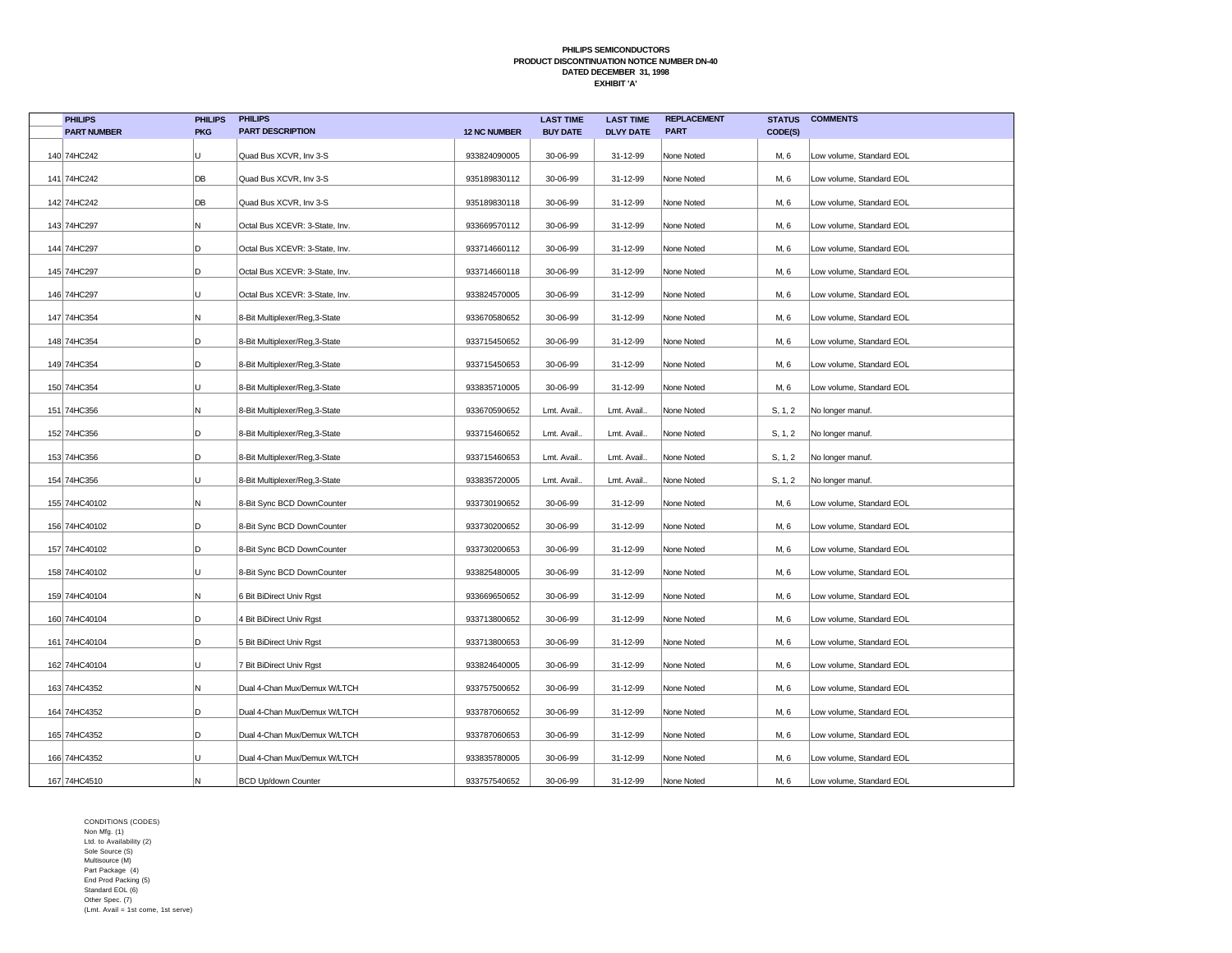**PHILIPS SEMICONDUCTORS**
**PRODUCT DISCONTINUATION NOTICE NUMBER DN-40**
**DATED DECEMBER 31, 1998**
**EXHIBIT 'A'**

| | PHILIPS PART NUMBER | PHILIPS PKG | PHILIPS PART DESCRIPTION | 12 NC NUMBER | LAST TIME BUY DATE | LAST TIME DLVY DATE | REPLACEMENT PART | STATUS CODE(S) | COMMENTS |
|---|---|---|---|---|---|---|---|---|---|
| 140 | 74HC242 | U | Quad Bus XCVR, Inv 3-S | 933824090005 | 30-06-99 | 31-12-99 | None Noted | M, 6 | Low volume, Standard EOL |
| 141 | 74HC242 | DB | Quad Bus XCVR, Inv 3-S | 935189830112 | 30-06-99 | 31-12-99 | None Noted | M, 6 | Low volume, Standard EOL |
| 142 | 74HC242 | DB | Quad Bus XCVR, Inv 3-S | 935189830118 | 30-06-99 | 31-12-99 | None Noted | M, 6 | Low volume, Standard EOL |
| 143 | 74HC297 | N | Octal Bus XCEVR: 3-State, Inv. | 933669570112 | 30-06-99 | 31-12-99 | None Noted | M, 6 | Low volume, Standard EOL |
| 144 | 74HC297 | D | Octal Bus XCEVR: 3-State, Inv. | 933714660112 | 30-06-99 | 31-12-99 | None Noted | M, 6 | Low volume, Standard EOL |
| 145 | 74HC297 | D | Octal Bus XCEVR: 3-State, Inv. | 933714660118 | 30-06-99 | 31-12-99 | None Noted | M, 6 | Low volume, Standard EOL |
| 146 | 74HC297 | U | Octal Bus XCEVR: 3-State, Inv. | 933824570005 | 30-06-99 | 31-12-99 | None Noted | M, 6 | Low volume, Standard EOL |
| 147 | 74HC354 | N | 8-Bit Multiplexer/Reg,3-State | 933670580652 | 30-06-99 | 31-12-99 | None Noted | M, 6 | Low volume, Standard EOL |
| 148 | 74HC354 | D | 8-Bit Multiplexer/Reg,3-State | 933715450652 | 30-06-99 | 31-12-99 | None Noted | M, 6 | Low volume, Standard EOL |
| 149 | 74HC354 | D | 8-Bit Multiplexer/Reg,3-State | 933715450653 | 30-06-99 | 31-12-99 | None Noted | M, 6 | Low volume, Standard EOL |
| 150 | 74HC354 | U | 8-Bit Multiplexer/Reg,3-State | 933835710005 | 30-06-99 | 31-12-99 | None Noted | M, 6 | Low volume, Standard EOL |
| 151 | 74HC356 | N | 8-Bit Multiplexer/Reg,3-State | 933670590652 | Lmt. Avail.. | Lmt. Avail.. | None Noted | S, 1, 2 | No longer manuf. |
| 152 | 74HC356 | D | 8-Bit Multiplexer/Reg,3-State | 933715460652 | Lmt. Avail.. | Lmt. Avail.. | None Noted | S, 1, 2 | No longer manuf. |
| 153 | 74HC356 | D | 8-Bit Multiplexer/Reg,3-State | 933715460653 | Lmt. Avail.. | Lmt. Avail.. | None Noted | S, 1, 2 | No longer manuf. |
| 154 | 74HC356 | U | 8-Bit Multiplexer/Reg,3-State | 933835720005 | Lmt. Avail.. | Lmt. Avail.. | None Noted | S, 1, 2 | No longer manuf. |
| 155 | 74HC40102 | N | 8-Bit Sync BCD DownCounter | 933730190652 | 30-06-99 | 31-12-99 | None Noted | M, 6 | Low volume, Standard EOL |
| 156 | 74HC40102 | D | 8-Bit Sync BCD DownCounter | 933730200652 | 30-06-99 | 31-12-99 | None Noted | M, 6 | Low volume, Standard EOL |
| 157 | 74HC40102 | D | 8-Bit Sync BCD DownCounter | 933730200653 | 30-06-99 | 31-12-99 | None Noted | M, 6 | Low volume, Standard EOL |
| 158 | 74HC40102 | U | 8-Bit Sync BCD DownCounter | 933825480005 | 30-06-99 | 31-12-99 | None Noted | M, 6 | Low volume, Standard EOL |
| 159 | 74HC40104 | N | 6 Bit BiDirect Univ Rgst | 933669650652 | 30-06-99 | 31-12-99 | None Noted | M, 6 | Low volume, Standard EOL |
| 160 | 74HC40104 | D | 4 Bit BiDirect Univ Rgst | 933713800652 | 30-06-99 | 31-12-99 | None Noted | M, 6 | Low volume, Standard EOL |
| 161 | 74HC40104 | D | 5 Bit BiDirect Univ Rgst | 933713800653 | 30-06-99 | 31-12-99 | None Noted | M, 6 | Low volume, Standard EOL |
| 162 | 74HC40104 | U | 7 Bit BiDirect Univ Rgst | 933824640005 | 30-06-99 | 31-12-99 | None Noted | M, 6 | Low volume, Standard EOL |
| 163 | 74HC4352 | N | Dual 4-Chan Mux/Demux W/LTCH | 933757500652 | 30-06-99 | 31-12-99 | None Noted | M, 6 | Low volume, Standard EOL |
| 164 | 74HC4352 | D | Dual 4-Chan Mux/Demux W/LTCH | 933787060652 | 30-06-99 | 31-12-99 | None Noted | M, 6 | Low volume, Standard EOL |
| 165 | 74HC4352 | D | Dual 4-Chan Mux/Demux W/LTCH | 933787060653 | 30-06-99 | 31-12-99 | None Noted | M, 6 | Low volume, Standard EOL |
| 166 | 74HC4352 | U | Dual 4-Chan Mux/Demux W/LTCH | 933835780005 | 30-06-99 | 31-12-99 | None Noted | M, 6 | Low volume, Standard EOL |
| 167 | 74HC4510 | N | BCD Up/down Counter | 933757540652 | 30-06-99 | 31-12-99 | None Noted | M, 6 | Low volume, Standard EOL |

CONDITIONS (CODES)
Non Mfg. (1)
Ltd. to Availability (2)
Sole Source (S)
Multisource (M)
Part Package (4)
End Prod Packing (5)
Standard EOL (6)
Other Spec. (7)
(Lmt. Avail = 1st come, 1st serve)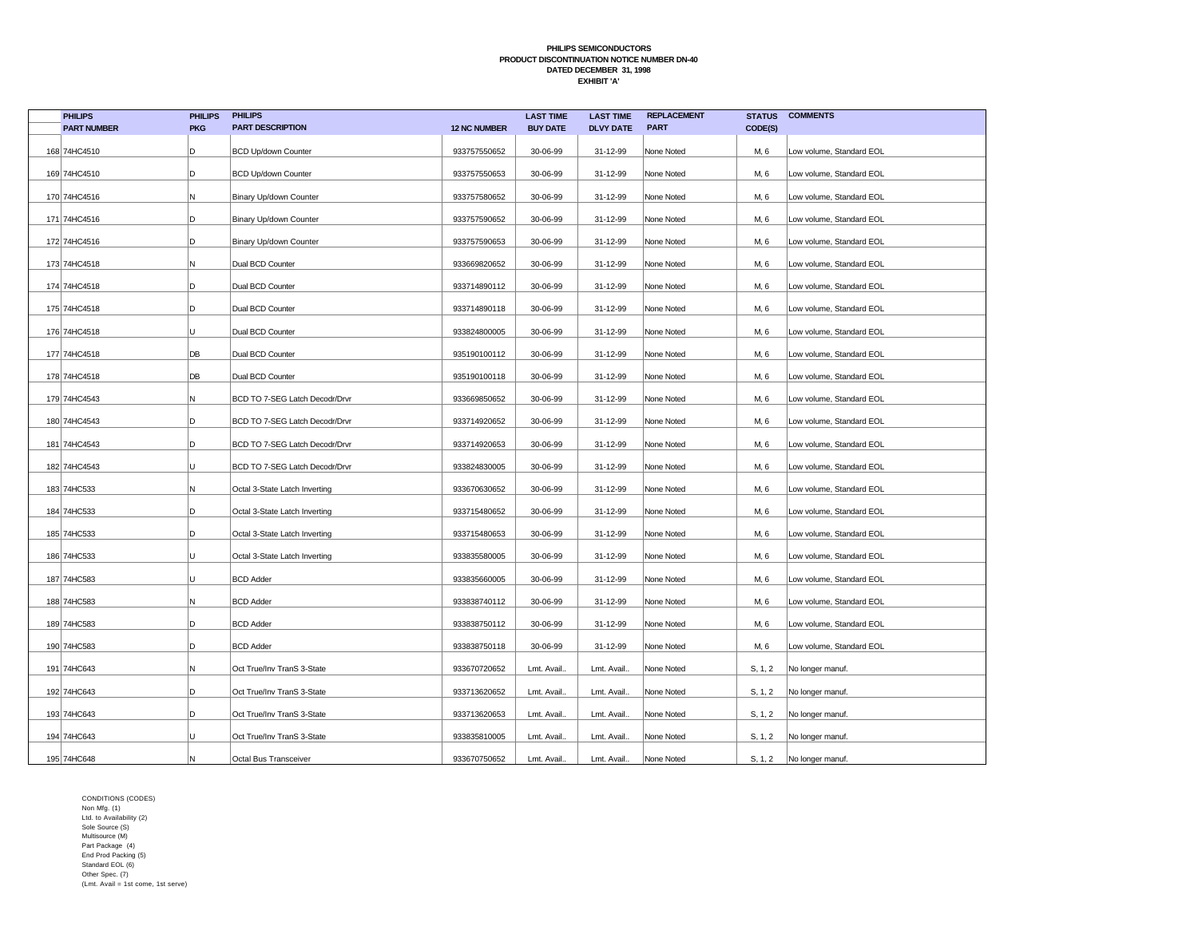**PHILIPS SEMICONDUCTORS**
**PRODUCT DISCONTINUATION NOTICE NUMBER DN-40**
**DATED DECEMBER 31, 1998**
**EXHIBIT 'A'**

| | PHILIPS PART NUMBER | PHILIPS PKG | PHILIPS PART DESCRIPTION | 12 NC NUMBER | LAST TIME BUY DATE | LAST TIME DLVY DATE | REPLACEMENT PART | STATUS CODE(S) | COMMENTS |
|---|---|---|---|---|---|---|---|---|---|
| 168 | 74HC4510 | D | BCD Up/down Counter | 933757550652 | 30-06-99 | 31-12-99 | None Noted | M, 6 | Low volume, Standard EOL |
| 169 | 74HC4510 | D | BCD Up/down Counter | 933757550653 | 30-06-99 | 31-12-99 | None Noted | M, 6 | Low volume, Standard EOL |
| 170 | 74HC4516 | N | Binary Up/down Counter | 933757580652 | 30-06-99 | 31-12-99 | None Noted | M, 6 | Low volume, Standard EOL |
| 171 | 74HC4516 | D | Binary Up/down Counter | 933757590652 | 30-06-99 | 31-12-99 | None Noted | M, 6 | Low volume, Standard EOL |
| 172 | 74HC4516 | D | Binary Up/down Counter | 933757590653 | 30-06-99 | 31-12-99 | None Noted | M, 6 | Low volume, Standard EOL |
| 173 | 74HC4518 | N | Dual BCD Counter | 933669820652 | 30-06-99 | 31-12-99 | None Noted | M, 6 | Low volume, Standard EOL |
| 174 | 74HC4518 | D | Dual BCD Counter | 933714890112 | 30-06-99 | 31-12-99 | None Noted | M, 6 | Low volume, Standard EOL |
| 175 | 74HC4518 | D | Dual BCD Counter | 933714890118 | 30-06-99 | 31-12-99 | None Noted | M, 6 | Low volume, Standard EOL |
| 176 | 74HC4518 | U | Dual BCD Counter | 933824800005 | 30-06-99 | 31-12-99 | None Noted | M, 6 | Low volume, Standard EOL |
| 177 | 74HC4518 | DB | Dual BCD Counter | 935190100112 | 30-06-99 | 31-12-99 | None Noted | M, 6 | Low volume, Standard EOL |
| 178 | 74HC4518 | DB | Dual BCD Counter | 935190100118 | 30-06-99 | 31-12-99 | None Noted | M, 6 | Low volume, Standard EOL |
| 179 | 74HC4543 | N | BCD TO 7-SEG Latch Decodr/Drvr | 933669850652 | 30-06-99 | 31-12-99 | None Noted | M, 6 | Low volume, Standard EOL |
| 180 | 74HC4543 | D | BCD TO 7-SEG Latch Decodr/Drvr | 933714920652 | 30-06-99 | 31-12-99 | None Noted | M, 6 | Low volume, Standard EOL |
| 181 | 74HC4543 | D | BCD TO 7-SEG Latch Decodr/Drvr | 933714920653 | 30-06-99 | 31-12-99 | None Noted | M, 6 | Low volume, Standard EOL |
| 182 | 74HC4543 | U | BCD TO 7-SEG Latch Decodr/Drvr | 933824830005 | 30-06-99 | 31-12-99 | None Noted | M, 6 | Low volume, Standard EOL |
| 183 | 74HC533 | N | Octal 3-State Latch Inverting | 933670630652 | 30-06-99 | 31-12-99 | None Noted | M, 6 | Low volume, Standard EOL |
| 184 | 74HC533 | D | Octal 3-State Latch Inverting | 933715480652 | 30-06-99 | 31-12-99 | None Noted | M, 6 | Low volume, Standard EOL |
| 185 | 74HC533 | D | Octal 3-State Latch Inverting | 933715480653 | 30-06-99 | 31-12-99 | None Noted | M, 6 | Low volume, Standard EOL |
| 186 | 74HC533 | U | Octal 3-State Latch Inverting | 933835580005 | 30-06-99 | 31-12-99 | None Noted | M, 6 | Low volume, Standard EOL |
| 187 | 74HC583 | U | BCD Adder | 933835660005 | 30-06-99 | 31-12-99 | None Noted | M, 6 | Low volume, Standard EOL |
| 188 | 74HC583 | N | BCD Adder | 933838740112 | 30-06-99 | 31-12-99 | None Noted | M, 6 | Low volume, Standard EOL |
| 189 | 74HC583 | D | BCD Adder | 933838750112 | 30-06-99 | 31-12-99 | None Noted | M, 6 | Low volume, Standard EOL |
| 190 | 74HC583 | D | BCD Adder | 933838750118 | 30-06-99 | 31-12-99 | None Noted | M, 6 | Low volume, Standard EOL |
| 191 | 74HC643 | N | Oct True/Inv TranS 3-State | 933670720652 | Lmt. Avail.. | Lmt. Avail.. | None Noted | S, 1, 2 | No longer manuf. |
| 192 | 74HC643 | D | Oct True/Inv TranS 3-State | 933713620652 | Lmt. Avail.. | Lmt. Avail.. | None Noted | S, 1, 2 | No longer manuf. |
| 193 | 74HC643 | D | Oct True/Inv TranS 3-State | 933713620653 | Lmt. Avail.. | Lmt. Avail.. | None Noted | S, 1, 2 | No longer manuf. |
| 194 | 74HC643 | U | Oct True/Inv TranS 3-State | 933835810005 | Lmt. Avail.. | Lmt. Avail.. | None Noted | S, 1, 2 | No longer manuf. |
| 195 | 74HC648 | N | Octal Bus Transceiver | 933670750652 | Lmt. Avail.. | Lmt. Avail.. | None Noted | S, 1, 2 | No longer manuf. |

CONDITIONS (CODES)
Non Mfg. (1)
Ltd. to Availability (2)
Sole Source (S)
Multisource (M)
Part Package (4)
End Prod Packing (5)
Standard EOL (6)
Other Spec. (7)
(Lmt. Avail = 1st come, 1st serve)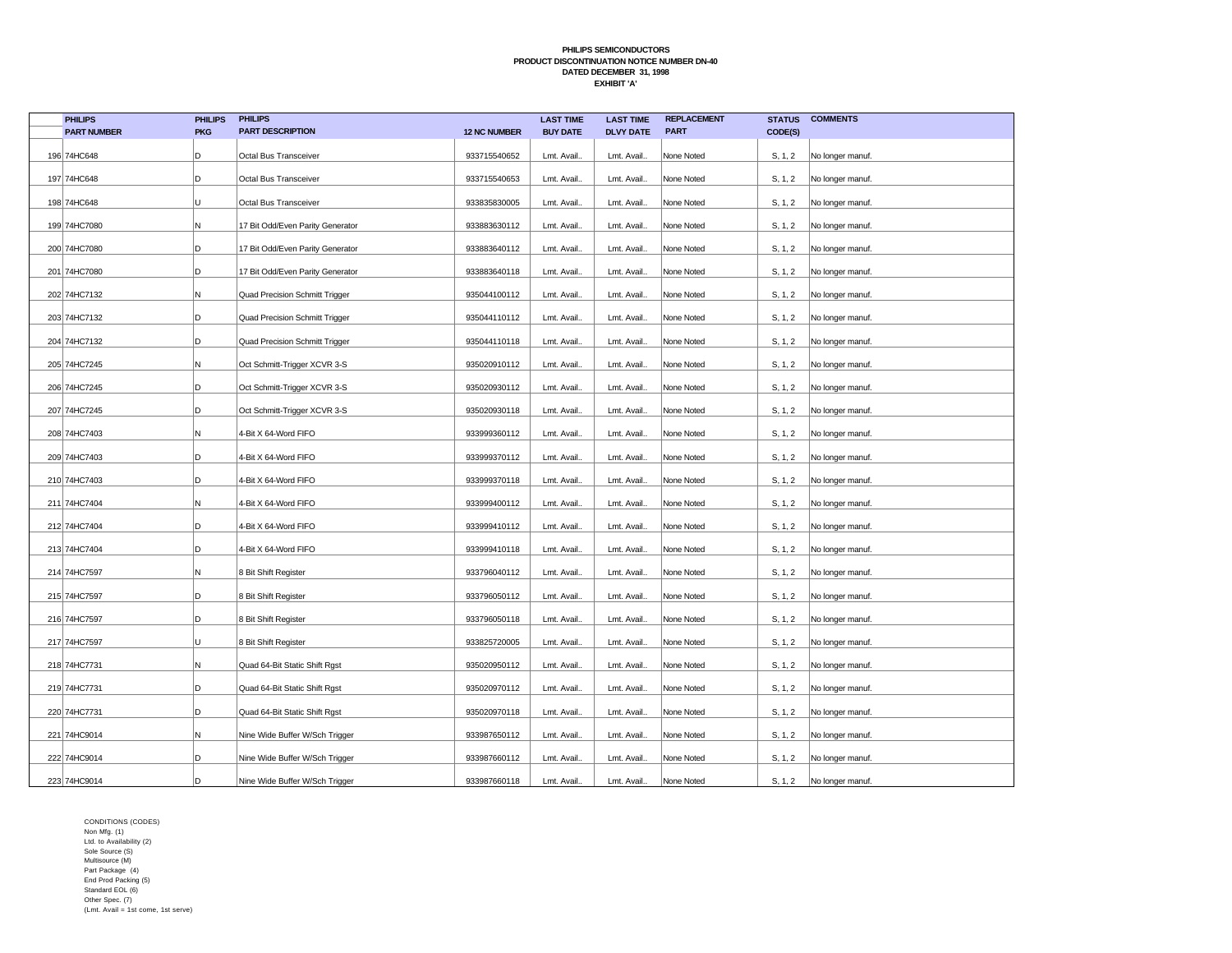**PHILIPS SEMICONDUCTORS**
**PRODUCT DISCONTINUATION NOTICE NUMBER DN-40**
**DATED DECEMBER 31, 1998**
**EXHIBIT 'A'**

| | PHILIPS PART NUMBER | PHILIPS PKG | PHILIPS PART DESCRIPTION | 12 NC NUMBER | LAST TIME BUY DATE | LAST TIME DLVY DATE | REPLACEMENT PART | STATUS CODE(S) | COMMENTS |
|---|---|---|---|---|---|---|---|---|---|
| 196 | 74HC648 | D | Octal Bus Transceiver | 933715540652 | Lmt. Avail.. | Lmt. Avail.. | None Noted | S, 1, 2 | No longer manuf. |
| 197 | 74HC648 | D | Octal Bus Transceiver | 933715540653 | Lmt. Avail.. | Lmt. Avail.. | None Noted | S, 1, 2 | No longer manuf. |
| 198 | 74HC648 | U | Octal Bus Transceiver | 933835830005 | Lmt. Avail.. | Lmt. Avail.. | None Noted | S, 1, 2 | No longer manuf. |
| 199 | 74HC7080 | N | 17 Bit Odd/Even Parity Generator | 933883630112 | Lmt. Avail.. | Lmt. Avail.. | None Noted | S, 1, 2 | No longer manuf. |
| 200 | 74HC7080 | D | 17 Bit Odd/Even Parity Generator | 933883640112 | Lmt. Avail.. | Lmt. Avail.. | None Noted | S, 1, 2 | No longer manuf. |
| 201 | 74HC7080 | D | 17 Bit Odd/Even Parity Generator | 933883640118 | Lmt. Avail.. | Lmt. Avail.. | None Noted | S, 1, 2 | No longer manuf. |
| 202 | 74HC7132 | N | Quad Precision Schmitt Trigger | 935044100112 | Lmt. Avail.. | Lmt. Avail.. | None Noted | S, 1, 2 | No longer manuf. |
| 203 | 74HC7132 | D | Quad Precision Schmitt Trigger | 935044110112 | Lmt. Avail.. | Lmt. Avail.. | None Noted | S, 1, 2 | No longer manuf. |
| 204 | 74HC7132 | D | Quad Precision Schmitt Trigger | 935044110118 | Lmt. Avail.. | Lmt. Avail.. | None Noted | S, 1, 2 | No longer manuf. |
| 205 | 74HC7245 | N | Oct Schmitt-Trigger XCVR 3-S | 935020910112 | Lmt. Avail.. | Lmt. Avail.. | None Noted | S, 1, 2 | No longer manuf. |
| 206 | 74HC7245 | D | Oct Schmitt-Trigger XCVR 3-S | 935020930112 | Lmt. Avail.. | Lmt. Avail.. | None Noted | S, 1, 2 | No longer manuf. |
| 207 | 74HC7245 | D | Oct Schmitt-Trigger XCVR 3-S | 935020930118 | Lmt. Avail.. | Lmt. Avail.. | None Noted | S, 1, 2 | No longer manuf. |
| 208 | 74HC7403 | N | 4-Bit X 64-Word FIFO | 933999360112 | Lmt. Avail.. | Lmt. Avail.. | None Noted | S, 1, 2 | No longer manuf. |
| 209 | 74HC7403 | D | 4-Bit X 64-Word FIFO | 933999370112 | Lmt. Avail.. | Lmt. Avail.. | None Noted | S, 1, 2 | No longer manuf. |
| 210 | 74HC7403 | D | 4-Bit X 64-Word FIFO | 933999370118 | Lmt. Avail.. | Lmt. Avail.. | None Noted | S, 1, 2 | No longer manuf. |
| 211 | 74HC7404 | N | 4-Bit X 64-Word FIFO | 933999400112 | Lmt. Avail.. | Lmt. Avail.. | None Noted | S, 1, 2 | No longer manuf. |
| 212 | 74HC7404 | D | 4-Bit X 64-Word FIFO | 933999410112 | Lmt. Avail.. | Lmt. Avail.. | None Noted | S, 1, 2 | No longer manuf. |
| 213 | 74HC7404 | D | 4-Bit X 64-Word FIFO | 933999410118 | Lmt. Avail.. | Lmt. Avail.. | None Noted | S, 1, 2 | No longer manuf. |
| 214 | 74HC7597 | N | 8 Bit Shift Register | 933796040112 | Lmt. Avail.. | Lmt. Avail.. | None Noted | S, 1, 2 | No longer manuf. |
| 215 | 74HC7597 | D | 8 Bit Shift Register | 933796050112 | Lmt. Avail.. | Lmt. Avail.. | None Noted | S, 1, 2 | No longer manuf. |
| 216 | 74HC7597 | D | 8 Bit Shift Register | 933796050118 | Lmt. Avail.. | Lmt. Avail.. | None Noted | S, 1, 2 | No longer manuf. |
| 217 | 74HC7597 | U | 8 Bit Shift Register | 933825720005 | Lmt. Avail.. | Lmt. Avail.. | None Noted | S, 1, 2 | No longer manuf. |
| 218 | 74HC7731 | N | Quad 64-Bit Static Shift Rgst | 935020950112 | Lmt. Avail.. | Lmt. Avail.. | None Noted | S, 1, 2 | No longer manuf. |
| 219 | 74HC7731 | D | Quad 64-Bit Static Shift Rgst | 935020970112 | Lmt. Avail.. | Lmt. Avail.. | None Noted | S, 1, 2 | No longer manuf. |
| 220 | 74HC7731 | D | Quad 64-Bit Static Shift Rgst | 935020970118 | Lmt. Avail.. | Lmt. Avail.. | None Noted | S, 1, 2 | No longer manuf. |
| 221 | 74HC9014 | N | Nine Wide Buffer W/Sch Trigger | 933987650112 | Lmt. Avail.. | Lmt. Avail.. | None Noted | S, 1, 2 | No longer manuf. |
| 222 | 74HC9014 | D | Nine Wide Buffer W/Sch Trigger | 933987660112 | Lmt. Avail.. | Lmt. Avail.. | None Noted | S, 1, 2 | No longer manuf. |
| 223 | 74HC9014 | D | Nine Wide Buffer W/Sch Trigger | 933987660118 | Lmt. Avail.. | Lmt. Avail.. | None Noted | S, 1, 2 | No longer manuf. |

CONDITIONS (CODES)
Non Mfg. (1)
Ltd. to Availability (2)
Sole Source (S)
Multisource (M)
Part Package (4)
End Prod Packing (5)
Standard EOL (6)
Other Spec. (7)
(Lmt. Avail = 1st come, 1st serve)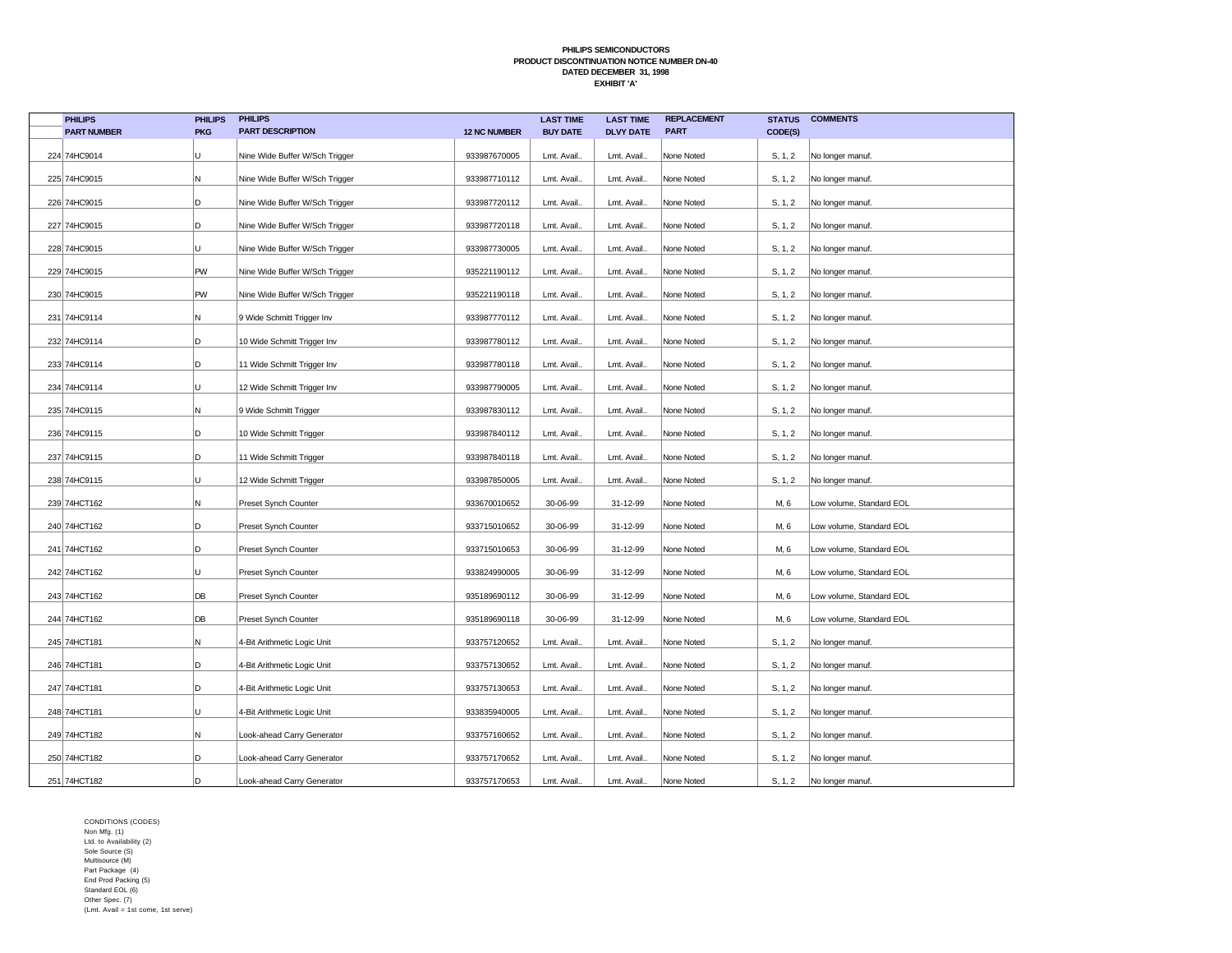**PHILIPS SEMICONDUCTORS**
**PRODUCT DISCONTINUATION NOTICE NUMBER DN-40**
**DATED DECEMBER 31, 1998**
**EXHIBIT 'A'**

| | PHILIPS PART NUMBER | PHILIPS PKG | PHILIPS PART DESCRIPTION | 12 NC NUMBER | LAST TIME BUY DATE | LAST TIME DLVY DATE | REPLACEMENT PART | STATUS CODE(S) | COMMENTS |
|---|---|---|---|---|---|---|---|---|---|
| 224 | 74HC9014 | U | Nine Wide Buffer W/Sch Trigger | 933987670005 | Lmt. Avail.. | Lmt. Avail.. | None Noted | S, 1, 2 | No longer manuf. |
| 225 | 74HC9015 | N | Nine Wide Buffer W/Sch Trigger | 933987710112 | Lmt. Avail.. | Lmt. Avail.. | None Noted | S, 1, 2 | No longer manuf. |
| 226 | 74HC9015 | D | Nine Wide Buffer W/Sch Trigger | 933987720112 | Lmt. Avail.. | Lmt. Avail.. | None Noted | S, 1, 2 | No longer manuf. |
| 227 | 74HC9015 | D | Nine Wide Buffer W/Sch Trigger | 933987720118 | Lmt. Avail.. | Lmt. Avail.. | None Noted | S, 1, 2 | No longer manuf. |
| 228 | 74HC9015 | U | Nine Wide Buffer W/Sch Trigger | 933987730005 | Lmt. Avail.. | Lmt. Avail.. | None Noted | S, 1, 2 | No longer manuf. |
| 229 | 74HC9015 | PW | Nine Wide Buffer W/Sch Trigger | 935221190112 | Lmt. Avail.. | Lmt. Avail.. | None Noted | S, 1, 2 | No longer manuf. |
| 230 | 74HC9015 | PW | Nine Wide Buffer W/Sch Trigger | 935221190118 | Lmt. Avail.. | Lmt. Avail.. | None Noted | S, 1, 2 | No longer manuf. |
| 231 | 74HC9114 | N | 9 Wide Schmitt Trigger Inv | 933987770112 | Lmt. Avail.. | Lmt. Avail.. | None Noted | S, 1, 2 | No longer manuf. |
| 232 | 74HC9114 | D | 10 Wide Schmitt Trigger Inv | 933987780112 | Lmt. Avail.. | Lmt. Avail.. | None Noted | S, 1, 2 | No longer manuf. |
| 233 | 74HC9114 | D | 11 Wide Schmitt Trigger Inv | 933987780118 | Lmt. Avail.. | Lmt. Avail.. | None Noted | S, 1, 2 | No longer manuf. |
| 234 | 74HC9114 | U | 12 Wide Schmitt Trigger Inv | 933987790005 | Lmt. Avail.. | Lmt. Avail.. | None Noted | S, 1, 2 | No longer manuf. |
| 235 | 74HC9115 | N | 9 Wide Schmitt Trigger | 933987830112 | Lmt. Avail.. | Lmt. Avail.. | None Noted | S, 1, 2 | No longer manuf. |
| 236 | 74HC9115 | D | 10 Wide Schmitt Trigger | 933987840112 | Lmt. Avail.. | Lmt. Avail.. | None Noted | S, 1, 2 | No longer manuf. |
| 237 | 74HC9115 | D | 11 Wide Schmitt Trigger | 933987840118 | Lmt. Avail.. | Lmt. Avail.. | None Noted | S, 1, 2 | No longer manuf. |
| 238 | 74HC9115 | U | 12 Wide Schmitt Trigger | 933987850005 | Lmt. Avail.. | Lmt. Avail.. | None Noted | S, 1, 2 | No longer manuf. |
| 239 | 74HCT162 | N | Preset Synch Counter | 933670010652 | 30-06-99 | 31-12-99 | None Noted | M, 6 | Low volume, Standard EOL |
| 240 | 74HCT162 | D | Preset Synch Counter | 933715010652 | 30-06-99 | 31-12-99 | None Noted | M, 6 | Low volume, Standard EOL |
| 241 | 74HCT162 | D | Preset Synch Counter | 933715010653 | 30-06-99 | 31-12-99 | None Noted | M, 6 | Low volume, Standard EOL |
| 242 | 74HCT162 | U | Preset Synch Counter | 933824990005 | 30-06-99 | 31-12-99 | None Noted | M, 6 | Low volume, Standard EOL |
| 243 | 74HCT162 | DB | Preset Synch Counter | 935189690112 | 30-06-99 | 31-12-99 | None Noted | M, 6 | Low volume, Standard EOL |
| 244 | 74HCT162 | DB | Preset Synch Counter | 935189690118 | 30-06-99 | 31-12-99 | None Noted | M, 6 | Low volume, Standard EOL |
| 245 | 74HCT181 | N | 4-Bit Arithmetic Logic Unit | 933757120652 | Lmt. Avail.. | Lmt. Avail.. | None Noted | S, 1, 2 | No longer manuf. |
| 246 | 74HCT181 | D | 4-Bit Arithmetic Logic Unit | 933757130652 | Lmt. Avail.. | Lmt. Avail.. | None Noted | S, 1, 2 | No longer manuf. |
| 247 | 74HCT181 | D | 4-Bit Arithmetic Logic Unit | 933757130653 | Lmt. Avail.. | Lmt. Avail.. | None Noted | S, 1, 2 | No longer manuf. |
| 248 | 74HCT181 | U | 4-Bit Arithmetic Logic Unit | 933835940005 | Lmt. Avail.. | Lmt. Avail.. | None Noted | S, 1, 2 | No longer manuf. |
| 249 | 74HCT182 | N | Look-ahead Carry Generator | 933757160652 | Lmt. Avail.. | Lmt. Avail.. | None Noted | S, 1, 2 | No longer manuf. |
| 250 | 74HCT182 | D | Look-ahead Carry Generator | 933757170652 | Lmt. Avail.. | Lmt. Avail.. | None Noted | S, 1, 2 | No longer manuf. |
| 251 | 74HCT182 | D | Look-ahead Carry Generator | 933757170653 | Lmt. Avail.. | Lmt. Avail.. | None Noted | S, 1, 2 | No longer manuf. |

CONDITIONS (CODES)
Non Mfg. (1)
Ltd. to Availability (2)
Sole Source (S)
Multisource (M)
Part Package (4)
End Prod Packing (5)
Standard EOL (6)
Other Spec. (7)
(Lmt. Avail = 1st come, 1st serve)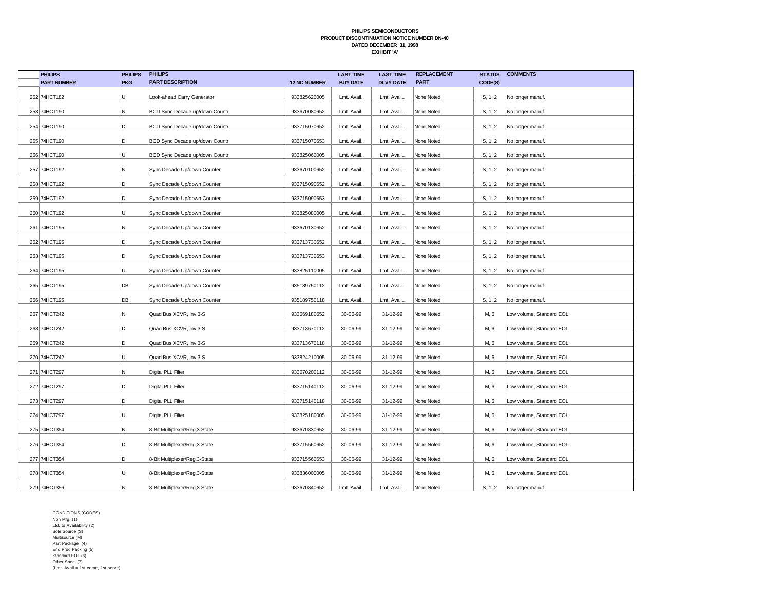**PHILIPS SEMICONDUCTORS**
**PRODUCT DISCONTINUATION NOTICE NUMBER DN-40**
**DATED DECEMBER 31, 1998**
**EXHIBIT 'A'**

| | PHILIPS PART NUMBER | PHILIPS PKG | PHILIPS PART DESCRIPTION | 12 NC NUMBER | LAST TIME BUY DATE | LAST TIME DLVY DATE | REPLACEMENT PART | STATUS CODE(S) | COMMENTS |
|---|---|---|---|---|---|---|---|---|---|
| 252 | 74HCT182 | U | Look-ahead Carry Generator | 933825620005 | Lmt. Avail.. | Lmt. Avail.. | None Noted | S, 1, 2 | No longer manuf. |
| 253 | 74HCT190 | N | BCD Sync Decade up/down Countr | 933670080652 | Lmt. Avail.. | Lmt. Avail.. | None Noted | S, 1, 2 | No longer manuf. |
| 254 | 74HCT190 | D | BCD Sync Decade up/down Countr | 933715070652 | Lmt. Avail.. | Lmt. Avail.. | None Noted | S, 1, 2 | No longer manuf. |
| 255 | 74HCT190 | D | BCD Sync Decade up/down Countr | 933715070653 | Lmt. Avail.. | Lmt. Avail.. | None Noted | S, 1, 2 | No longer manuf. |
| 256 | 74HCT190 | U | BCD Sync Decade up/down Countr | 933825060005 | Lmt. Avail.. | Lmt. Avail.. | None Noted | S, 1, 2 | No longer manuf. |
| 257 | 74HCT192 | N | Sync Decade Up/down Counter | 933670100652 | Lmt. Avail.. | Lmt. Avail.. | None Noted | S, 1, 2 | No longer manuf. |
| 258 | 74HCT192 | D | Sync Decade Up/down Counter | 933715090652 | Lmt. Avail.. | Lmt. Avail.. | None Noted | S, 1, 2 | No longer manuf. |
| 259 | 74HCT192 | D | Sync Decade Up/down Counter | 933715090653 | Lmt. Avail.. | Lmt. Avail.. | None Noted | S, 1, 2 | No longer manuf. |
| 260 | 74HCT192 | U | Sync Decade Up/down Counter | 933825080005 | Lmt. Avail.. | Lmt. Avail.. | None Noted | S, 1, 2 | No longer manuf. |
| 261 | 74HCT195 | N | Sync Decade Up/down Counter | 933670130652 | Lmt. Avail.. | Lmt. Avail.. | None Noted | S, 1, 2 | No longer manuf. |
| 262 | 74HCT195 | D | Sync Decade Up/down Counter | 933713730652 | Lmt. Avail.. | Lmt. Avail.. | None Noted | S, 1, 2 | No longer manuf. |
| 263 | 74HCT195 | D | Sync Decade Up/down Counter | 933713730653 | Lmt. Avail.. | Lmt. Avail.. | None Noted | S, 1, 2 | No longer manuf. |
| 264 | 74HCT195 | U | Sync Decade Up/down Counter | 933825110005 | Lmt. Avail.. | Lmt. Avail.. | None Noted | S, 1, 2 | No longer manuf. |
| 265 | 74HCT195 | DB | Sync Decade Up/down Counter | 935189750112 | Lmt. Avail.. | Lmt. Avail.. | None Noted | S, 1, 2 | No longer manuf. |
| 266 | 74HCT195 | DB | Sync Decade Up/down Counter | 935189750118 | Lmt. Avail.. | Lmt. Avail.. | None Noted | S, 1, 2 | No longer manuf. |
| 267 | 74HCT242 | N | Quad Bus XCVR, Inv 3-S | 933669180652 | 30-06-99 | 31-12-99 | None Noted | M, 6 | Low volume, Standard EOL |
| 268 | 74HCT242 | D | Quad Bus XCVR, Inv 3-S | 933713670112 | 30-06-99 | 31-12-99 | None Noted | M, 6 | Low volume, Standard EOL |
| 269 | 74HCT242 | D | Quad Bus XCVR, Inv 3-S | 933713670118 | 30-06-99 | 31-12-99 | None Noted | M, 6 | Low volume, Standard EOL |
| 270 | 74HCT242 | U | Quad Bus XCVR, Inv 3-S | 933824210005 | 30-06-99 | 31-12-99 | None Noted | M, 6 | Low volume, Standard EOL |
| 271 | 74HCT297 | N | Digital PLL Filter | 933670200112 | 30-06-99 | 31-12-99 | None Noted | M, 6 | Low volume, Standard EOL |
| 272 | 74HCT297 | D | Digital PLL Filter | 933715140112 | 30-06-99 | 31-12-99 | None Noted | M, 6 | Low volume, Standard EOL |
| 273 | 74HCT297 | D | Digital PLL Filter | 933715140118 | 30-06-99 | 31-12-99 | None Noted | M, 6 | Low volume, Standard EOL |
| 274 | 74HCT297 | U | Digital PLL Filter | 933825180005 | 30-06-99 | 31-12-99 | None Noted | M, 6 | Low volume, Standard EOL |
| 275 | 74HCT354 | N | 8-Bit Multiplexer/Reg,3-State | 933670830652 | 30-06-99 | 31-12-99 | None Noted | M, 6 | Low volume, Standard EOL |
| 276 | 74HCT354 | D | 8-Bit Multiplexer/Reg,3-State | 933715560652 | 30-06-99 | 31-12-99 | None Noted | M, 6 | Low volume, Standard EOL |
| 277 | 74HCT354 | D | 8-Bit Multiplexer/Reg,3-State | 933715560653 | 30-06-99 | 31-12-99 | None Noted | M, 6 | Low volume, Standard EOL |
| 278 | 74HCT354 | U | 8-Bit Multiplexer/Reg,3-State | 933836000005 | 30-06-99 | 31-12-99 | None Noted | M, 6 | Low volume, Standard EOL |
| 279 | 74HCT356 | N | 8-Bit Multiplexer/Reg,3-State | 933670840652 | Lmt. Avail.. | Lmt. Avail.. | None Noted | S, 1, 2 | No longer manuf. |

CONDITIONS (CODES)
Non Mfg. (1)
Ltd. to Availability (2)
Sole Source (S)
Multisource (M)
Part Package (4)
End Prod Packing (5)
Standard EOL (6)
Other Spec. (7)
(Lmt. Avail = 1st come, 1st serve)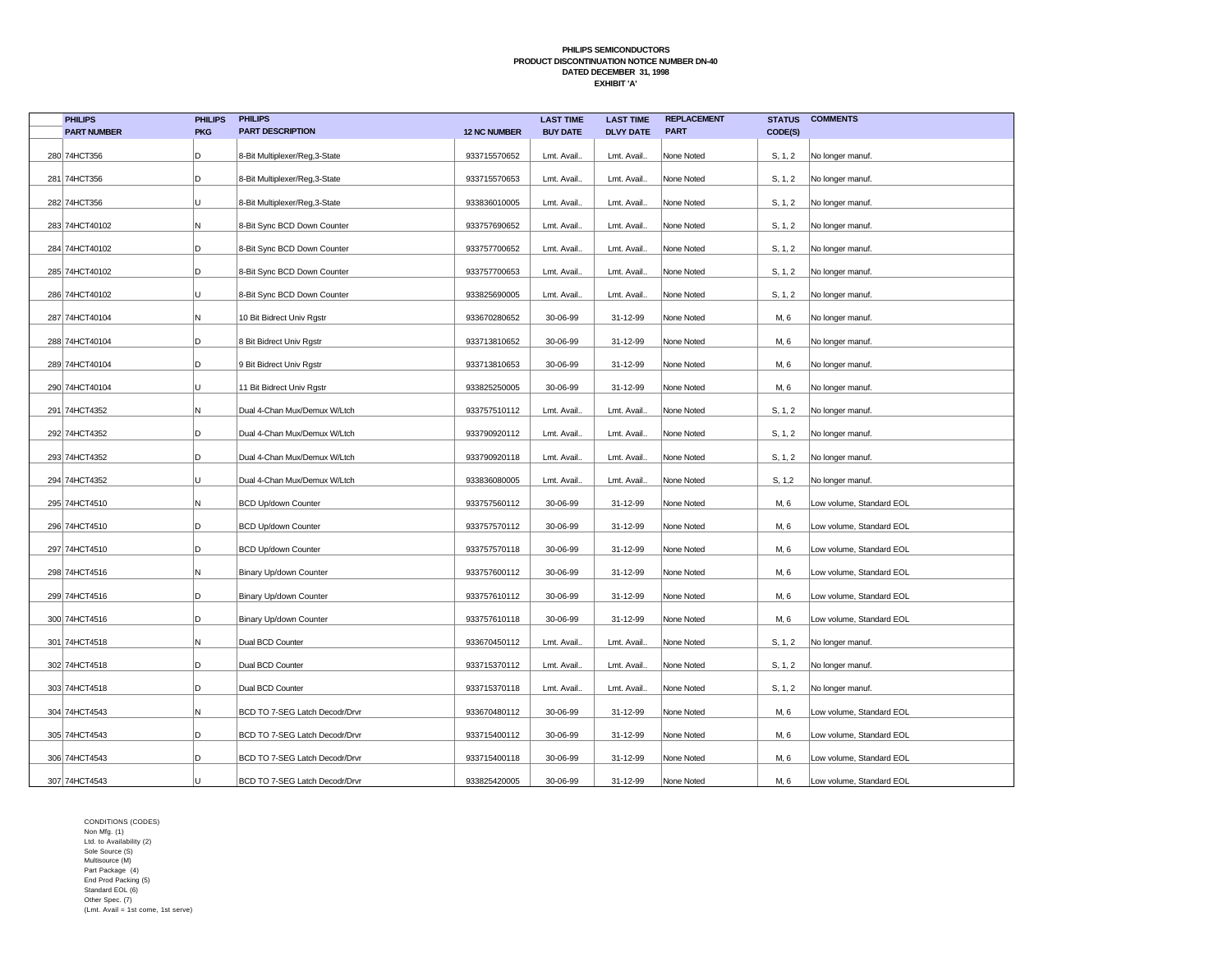**PHILIPS SEMICONDUCTORS**
**PRODUCT DISCONTINUATION NOTICE NUMBER DN-40**
**DATED DECEMBER 31, 1998**
**EXHIBIT 'A'**

| | PHILIPS PART NUMBER | PHILIPS PKG | PHILIPS PART DESCRIPTION | 12 NC NUMBER | LAST TIME BUY DATE | LAST TIME DLVY DATE | REPLACEMENT PART | STATUS CODE(S) | COMMENTS |
|---|---|---|---|---|---|---|---|---|---|
| 280 | 74HCT356 | D | 8-Bit Multiplexer/Reg,3-State | 933715570652 | Lmt. Avail.. | Lmt. Avail.. | None Noted | S, 1, 2 | No longer manuf. |
| 281 | 74HCT356 | D | 8-Bit Multiplexer/Reg,3-State | 933715570653 | Lmt. Avail.. | Lmt. Avail.. | None Noted | S, 1, 2 | No longer manuf. |
| 282 | 74HCT356 | U | 8-Bit Multiplexer/Reg,3-State | 933836010005 | Lmt. Avail.. | Lmt. Avail.. | None Noted | S, 1, 2 | No longer manuf. |
| 283 | 74HCT40102 | N | 8-Bit Sync BCD Down Counter | 933757690652 | Lmt. Avail.. | Lmt. Avail.. | None Noted | S, 1, 2 | No longer manuf. |
| 284 | 74HCT40102 | D | 8-Bit Sync BCD Down Counter | 933757700652 | Lmt. Avail.. | Lmt. Avail.. | None Noted | S, 1, 2 | No longer manuf. |
| 285 | 74HCT40102 | D | 8-Bit Sync BCD Down Counter | 933757700653 | Lmt. Avail.. | Lmt. Avail.. | None Noted | S, 1, 2 | No longer manuf. |
| 286 | 74HCT40102 | U | 8-Bit Sync BCD Down Counter | 933825690005 | Lmt. Avail.. | Lmt. Avail.. | None Noted | S, 1, 2 | No longer manuf. |
| 287 | 74HCT40104 | N | 10 Bit Bidrect Univ Rgstr | 933670280652 | 30-06-99 | 31-12-99 | None Noted | M, 6 | No longer manuf. |
| 288 | 74HCT40104 | D | 8 Bit Bidrect Univ Rgstr | 933713810652 | 30-06-99 | 31-12-99 | None Noted | M, 6 | No longer manuf. |
| 289 | 74HCT40104 | D | 9 Bit Bidrect Univ Rgstr | 933713810653 | 30-06-99 | 31-12-99 | None Noted | M, 6 | No longer manuf. |
| 290 | 74HCT40104 | U | 11 Bit Bidrect Univ Rgstr | 933825250005 | 30-06-99 | 31-12-99 | None Noted | M, 6 | No longer manuf. |
| 291 | 74HCT4352 | N | Dual 4-Chan Mux/Demux W/Ltch | 933757510112 | Lmt. Avail.. | Lmt. Avail.. | None Noted | S, 1, 2 | No longer manuf. |
| 292 | 74HCT4352 | D | Dual 4-Chan Mux/Demux W/Ltch | 933790920112 | Lmt. Avail.. | Lmt. Avail.. | None Noted | S, 1, 2 | No longer manuf. |
| 293 | 74HCT4352 | D | Dual 4-Chan Mux/Demux W/Ltch | 933790920118 | Lmt. Avail.. | Lmt. Avail.. | None Noted | S, 1, 2 | No longer manuf. |
| 294 | 74HCT4352 | U | Dual 4-Chan Mux/Demux W/Ltch | 933836080005 | Lmt. Avail.. | Lmt. Avail.. | None Noted | S, 1,2 | No longer manuf. |
| 295 | 74HCT4510 | N | BCD Up/down Counter | 933757560112 | 30-06-99 | 31-12-99 | None Noted | M, 6 | Low volume, Standard EOL |
| 296 | 74HCT4510 | D | BCD Up/down Counter | 933757570112 | 30-06-99 | 31-12-99 | None Noted | M, 6 | Low volume, Standard EOL |
| 297 | 74HCT4510 | D | BCD Up/down Counter | 933757570118 | 30-06-99 | 31-12-99 | None Noted | M, 6 | Low volume, Standard EOL |
| 298 | 74HCT4516 | N | Binary Up/down Counter | 933757600112 | 30-06-99 | 31-12-99 | None Noted | M, 6 | Low volume, Standard EOL |
| 299 | 74HCT4516 | D | Binary Up/down Counter | 933757610112 | 30-06-99 | 31-12-99 | None Noted | M, 6 | Low volume, Standard EOL |
| 300 | 74HCT4516 | D | Binary Up/down Counter | 933757610118 | 30-06-99 | 31-12-99 | None Noted | M, 6 | Low volume, Standard EOL |
| 301 | 74HCT4518 | N | Dual BCD Counter | 933670450112 | Lmt. Avail.. | Lmt. Avail.. | None Noted | S, 1, 2 | No longer manuf. |
| 302 | 74HCT4518 | D | Dual BCD Counter | 933715370112 | Lmt. Avail.. | Lmt. Avail.. | None Noted | S, 1, 2 | No longer manuf. |
| 303 | 74HCT4518 | D | Dual BCD Counter | 933715370118 | Lmt. Avail.. | Lmt. Avail.. | None Noted | S, 1, 2 | No longer manuf. |
| 304 | 74HCT4543 | N | BCD TO 7-SEG Latch Decodr/Drvr | 933670480112 | 30-06-99 | 31-12-99 | None Noted | M, 6 | Low volume, Standard EOL |
| 305 | 74HCT4543 | D | BCD TO 7-SEG Latch Decodr/Drvr | 933715400112 | 30-06-99 | 31-12-99 | None Noted | M, 6 | Low volume, Standard EOL |
| 306 | 74HCT4543 | D | BCD TO 7-SEG Latch Decodr/Drvr | 933715400118 | 30-06-99 | 31-12-99 | None Noted | M, 6 | Low volume, Standard EOL |
| 307 | 74HCT4543 | U | BCD TO 7-SEG Latch Decodr/Drvr | 933825420005 | 30-06-99 | 31-12-99 | None Noted | M, 6 | Low volume, Standard EOL |

CONDITIONS (CODES)
Non Mfg. (1)
Ltd. to Availability (2)
Sole Source (S)
Multisource (M)
Part Package (4)
End Prod Packing (5)
Standard EOL (6)
Other Spec. (7)
(Lmt. Avail = 1st come, 1st serve)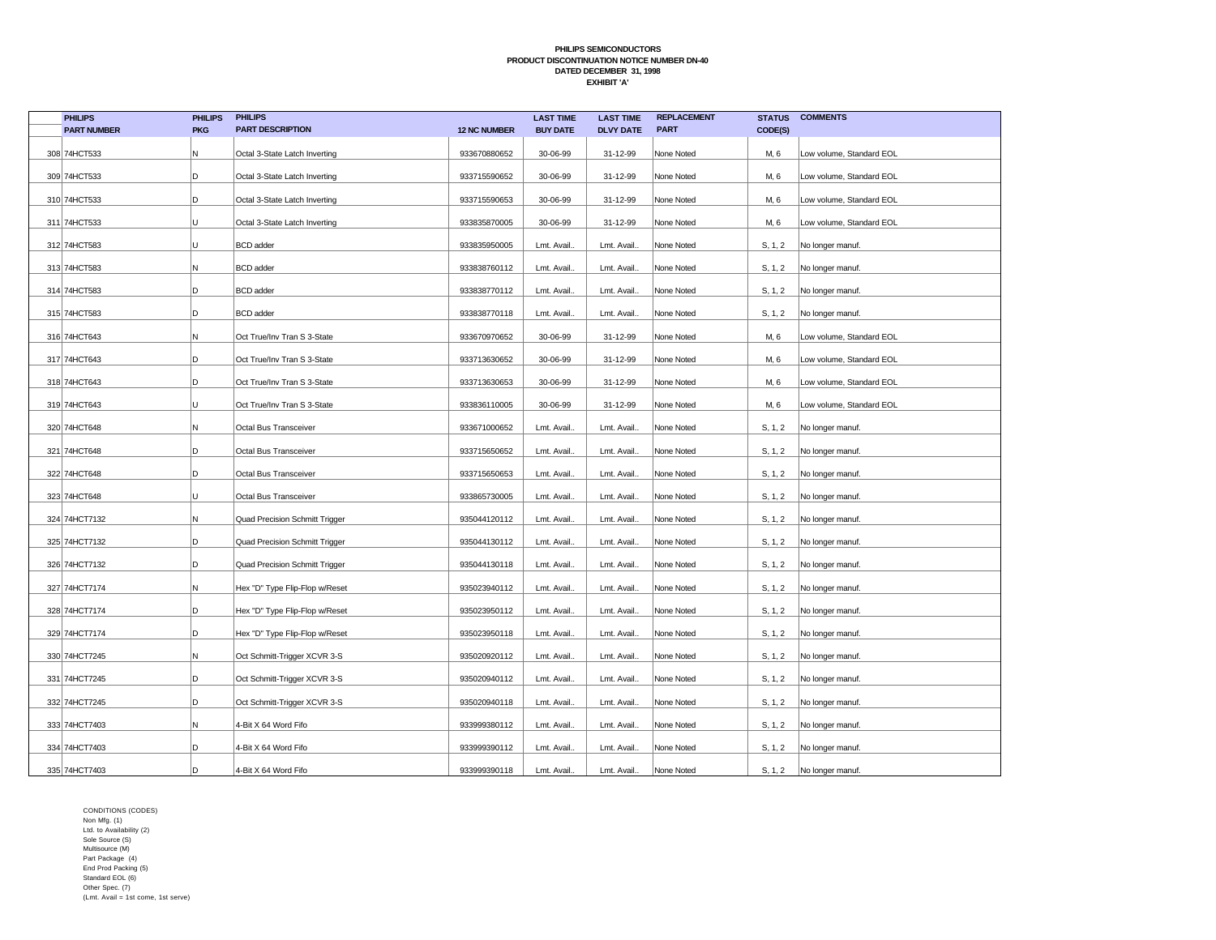**PHILIPS SEMICONDUCTORS**
**PRODUCT DISCONTINUATION NOTICE NUMBER DN-40**
**DATED DECEMBER 31, 1998**
**EXHIBIT 'A'**

| | PHILIPS PART NUMBER | PHILIPS PKG | PHILIPS PART DESCRIPTION | 12 NC NUMBER | LAST TIME BUY DATE | LAST TIME DLVY DATE | REPLACEMENT PART | STATUS CODE(S) | COMMENTS |
|---|---|---|---|---|---|---|---|---|---|
| 308 | 74HCT533 | N | Octal 3-State Latch Inverting | 933670880652 | 30-06-99 | 31-12-99 | None Noted | M, 6 | Low volume, Standard EOL |
| 309 | 74HCT533 | D | Octal 3-State Latch Inverting | 933715590652 | 30-06-99 | 31-12-99 | None Noted | M, 6 | Low volume, Standard EOL |
| 310 | 74HCT533 | D | Octal 3-State Latch Inverting | 933715590653 | 30-06-99 | 31-12-99 | None Noted | M, 6 | Low volume, Standard EOL |
| 311 | 74HCT533 | U | Octal 3-State Latch Inverting | 933835870005 | 30-06-99 | 31-12-99 | None Noted | M, 6 | Low volume, Standard EOL |
| 312 | 74HCT583 | U | BCD adder | 933835950005 | Lmt. Avail.. | Lmt. Avail.. | None Noted | S, 1, 2 | No longer manuf. |
| 313 | 74HCT583 | N | BCD adder | 933838760112 | Lmt. Avail.. | Lmt. Avail.. | None Noted | S, 1, 2 | No longer manuf. |
| 314 | 74HCT583 | D | BCD adder | 933838770112 | Lmt. Avail.. | Lmt. Avail.. | None Noted | S, 1, 2 | No longer manuf. |
| 315 | 74HCT583 | D | BCD adder | 933838770118 | Lmt. Avail.. | Lmt. Avail.. | None Noted | S, 1, 2 | No longer manuf. |
| 316 | 74HCT643 | N | Oct True/Inv Tran S 3-State | 933670970652 | 30-06-99 | 31-12-99 | None Noted | M, 6 | Low volume, Standard EOL |
| 317 | 74HCT643 | D | Oct True/Inv Tran S 3-State | 933713630652 | 30-06-99 | 31-12-99 | None Noted | M, 6 | Low volume, Standard EOL |
| 318 | 74HCT643 | D | Oct True/Inv Tran S 3-State | 933713630653 | 30-06-99 | 31-12-99 | None Noted | M, 6 | Low volume, Standard EOL |
| 319 | 74HCT643 | U | Oct True/Inv Tran S 3-State | 933836110005 | 30-06-99 | 31-12-99 | None Noted | M, 6 | Low volume, Standard EOL |
| 320 | 74HCT648 | N | Octal Bus Transceiver | 933671000652 | Lmt. Avail.. | Lmt. Avail.. | None Noted | S, 1, 2 | No longer manuf. |
| 321 | 74HCT648 | D | Octal Bus Transceiver | 933715650652 | Lmt. Avail.. | Lmt. Avail.. | None Noted | S, 1, 2 | No longer manuf. |
| 322 | 74HCT648 | D | Octal Bus Transceiver | 933715650653 | Lmt. Avail.. | Lmt. Avail.. | None Noted | S, 1, 2 | No longer manuf. |
| 323 | 74HCT648 | U | Octal Bus Transceiver | 933865730005 | Lmt. Avail.. | Lmt. Avail.. | None Noted | S, 1, 2 | No longer manuf. |
| 324 | 74HCT7132 | N | Quad Precision Schmitt Trigger | 935044120112 | Lmt. Avail.. | Lmt. Avail.. | None Noted | S, 1, 2 | No longer manuf. |
| 325 | 74HCT7132 | D | Quad Precision Schmitt Trigger | 935044130112 | Lmt. Avail.. | Lmt. Avail.. | None Noted | S, 1, 2 | No longer manuf. |
| 326 | 74HCT7132 | D | Quad Precision Schmitt Trigger | 935044130118 | Lmt. Avail.. | Lmt. Avail.. | None Noted | S, 1, 2 | No longer manuf. |
| 327 | 74HCT7174 | N | Hex "D" Type Flip-Flop w/Reset | 935023940112 | Lmt. Avail.. | Lmt. Avail.. | None Noted | S, 1, 2 | No longer manuf. |
| 328 | 74HCT7174 | D | Hex "D" Type Flip-Flop w/Reset | 935023950112 | Lmt. Avail.. | Lmt. Avail.. | None Noted | S, 1, 2 | No longer manuf. |
| 329 | 74HCT7174 | D | Hex "D" Type Flip-Flop w/Reset | 935023950118 | Lmt. Avail.. | Lmt. Avail.. | None Noted | S, 1, 2 | No longer manuf. |
| 330 | 74HCT7245 | N | Oct Schmitt-Trigger XCVR 3-S | 935020920112 | Lmt. Avail.. | Lmt. Avail.. | None Noted | S, 1, 2 | No longer manuf. |
| 331 | 74HCT7245 | D | Oct Schmitt-Trigger XCVR 3-S | 935020940112 | Lmt. Avail.. | Lmt. Avail.. | None Noted | S, 1, 2 | No longer manuf. |
| 332 | 74HCT7245 | D | Oct Schmitt-Trigger XCVR 3-S | 935020940118 | Lmt. Avail.. | Lmt. Avail.. | None Noted | S, 1, 2 | No longer manuf. |
| 333 | 74HCT7403 | N | 4-Bit X 64 Word Fifo | 933999380112 | Lmt. Avail.. | Lmt. Avail.. | None Noted | S, 1, 2 | No longer manuf. |
| 334 | 74HCT7403 | D | 4-Bit X 64 Word Fifo | 933999390112 | Lmt. Avail.. | Lmt. Avail.. | None Noted | S, 1, 2 | No longer manuf. |
| 335 | 74HCT7403 | D | 4-Bit X 64 Word Fifo | 933999390118 | Lmt. Avail.. | Lmt. Avail.. | None Noted | S, 1, 2 | No longer manuf. |

CONDITIONS (CODES)
Non Mfg. (1)
Ltd. to Availability (2)
Sole Source (S)
Multisource (M)
Part Package (4)
End Prod Packing (5)
Standard EOL (6)
Other Spec. (7)
(Lmt. Avail = 1st come, 1st serve)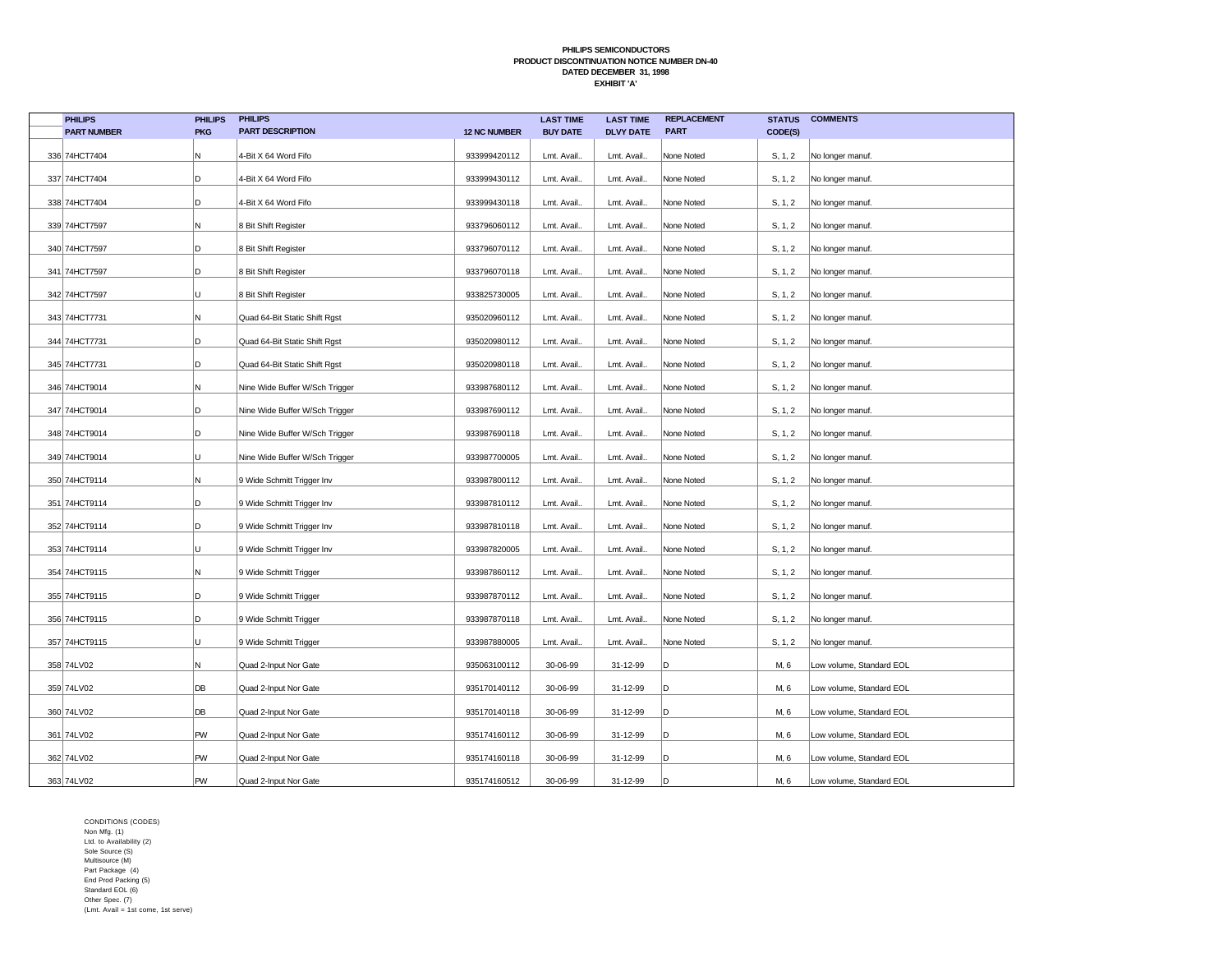**PHILIPS SEMICONDUCTORS**
**PRODUCT DISCONTINUATION NOTICE NUMBER DN-40**
**DATED DECEMBER 31, 1998**
**EXHIBIT 'A'**

| | PHILIPS PART NUMBER | PHILIPS PKG | PHILIPS PART DESCRIPTION | 12 NC NUMBER | LAST TIME BUY DATE | LAST TIME DLVY DATE | REPLACEMENT PART | STATUS CODE(S) | COMMENTS |
|---|---|---|---|---|---|---|---|---|---|
| 336 | 74HCT7404 | N | 4-Bit X 64 Word Fifo | 933999420112 | Lmt. Avail.. | Lmt. Avail.. | None Noted | S, 1, 2 | No longer manuf. |
| 337 | 74HCT7404 | D | 4-Bit X 64 Word Fifo | 933999430112 | Lmt. Avail.. | Lmt. Avail.. | None Noted | S, 1, 2 | No longer manuf. |
| 338 | 74HCT7404 | D | 4-Bit X 64 Word Fifo | 933999430118 | Lmt. Avail.. | Lmt. Avail.. | None Noted | S, 1, 2 | No longer manuf. |
| 339 | 74HCT7597 | N | 8 Bit Shift Register | 933796060112 | Lmt. Avail.. | Lmt. Avail.. | None Noted | S, 1, 2 | No longer manuf. |
| 340 | 74HCT7597 | D | 8 Bit Shift Register | 933796070112 | Lmt. Avail.. | Lmt. Avail.. | None Noted | S, 1, 2 | No longer manuf. |
| 341 | 74HCT7597 | D | 8 Bit Shift Register | 933796070118 | Lmt. Avail.. | Lmt. Avail.. | None Noted | S, 1, 2 | No longer manuf. |
| 342 | 74HCT7597 | U | 8 Bit Shift Register | 933825730005 | Lmt. Avail.. | Lmt. Avail.. | None Noted | S, 1, 2 | No longer manuf. |
| 343 | 74HCT7731 | N | Quad 64-Bit Static Shift Rgst | 935020960112 | Lmt. Avail.. | Lmt. Avail.. | None Noted | S, 1, 2 | No longer manuf. |
| 344 | 74HCT7731 | D | Quad 64-Bit Static Shift Rgst | 935020980112 | Lmt. Avail.. | Lmt. Avail.. | None Noted | S, 1, 2 | No longer manuf. |
| 345 | 74HCT7731 | D | Quad 64-Bit Static Shift Rgst | 935020980118 | Lmt. Avail.. | Lmt. Avail.. | None Noted | S, 1, 2 | No longer manuf. |
| 346 | 74HCT9014 | N | Nine Wide Buffer W/Sch Trigger | 933987680112 | Lmt. Avail.. | Lmt. Avail.. | None Noted | S, 1, 2 | No longer manuf. |
| 347 | 74HCT9014 | D | Nine Wide Buffer W/Sch Trigger | 933987690112 | Lmt. Avail.. | Lmt. Avail.. | None Noted | S, 1, 2 | No longer manuf. |
| 348 | 74HCT9014 | D | Nine Wide Buffer W/Sch Trigger | 933987690118 | Lmt. Avail.. | Lmt. Avail.. | None Noted | S, 1, 2 | No longer manuf. |
| 349 | 74HCT9014 | U | Nine Wide Buffer W/Sch Trigger | 933987700005 | Lmt. Avail.. | Lmt. Avail.. | None Noted | S, 1, 2 | No longer manuf. |
| 350 | 74HCT9114 | N | 9 Wide Schmitt Trigger Inv | 933987800112 | Lmt. Avail.. | Lmt. Avail.. | None Noted | S, 1, 2 | No longer manuf. |
| 351 | 74HCT9114 | D | 9 Wide Schmitt Trigger Inv | 933987810112 | Lmt. Avail.. | Lmt. Avail.. | None Noted | S, 1, 2 | No longer manuf. |
| 352 | 74HCT9114 | D | 9 Wide Schmitt Trigger Inv | 933987810118 | Lmt. Avail.. | Lmt. Avail.. | None Noted | S, 1, 2 | No longer manuf. |
| 353 | 74HCT9114 | U | 9 Wide Schmitt Trigger Inv | 933987820005 | Lmt. Avail.. | Lmt. Avail.. | None Noted | S, 1, 2 | No longer manuf. |
| 354 | 74HCT9115 | N | 9 Wide Schmitt Trigger | 933987860112 | Lmt. Avail.. | Lmt. Avail.. | None Noted | S, 1, 2 | No longer manuf. |
| 355 | 74HCT9115 | D | 9 Wide Schmitt Trigger | 933987870112 | Lmt. Avail.. | Lmt. Avail.. | None Noted | S, 1, 2 | No longer manuf. |
| 356 | 74HCT9115 | D | 9 Wide Schmitt Trigger | 933987870118 | Lmt. Avail.. | Lmt. Avail.. | None Noted | S, 1, 2 | No longer manuf. |
| 357 | 74HCT9115 | U | 9 Wide Schmitt Trigger | 933987880005 | Lmt. Avail.. | Lmt. Avail.. | None Noted | S, 1, 2 | No longer manuf. |
| 358 | 74LV02 | N | Quad 2-Input Nor Gate | 935063100112 | 30-06-99 | 31-12-99 | D | M, 6 | Low volume, Standard EOL |
| 359 | 74LV02 | DB | Quad 2-Input Nor Gate | 935170140112 | 30-06-99 | 31-12-99 | D | M, 6 | Low volume, Standard EOL |
| 360 | 74LV02 | DB | Quad 2-Input Nor Gate | 935170140118 | 30-06-99 | 31-12-99 | D | M, 6 | Low volume, Standard EOL |
| 361 | 74LV02 | PW | Quad 2-Input Nor Gate | 935174160112 | 30-06-99 | 31-12-99 | D | M, 6 | Low volume, Standard EOL |
| 362 | 74LV02 | PW | Quad 2-Input Nor Gate | 935174160118 | 30-06-99 | 31-12-99 | D | M, 6 | Low volume, Standard EOL |
| 363 | 74LV02 | PW | Quad 2-Input Nor Gate | 935174160512 | 30-06-99 | 31-12-99 | D | M, 6 | Low volume, Standard EOL |

CONDITIONS (CODES)
Non Mfg. (1)
Ltd. to Availability (2)
Sole Source (S)
Multisource (M)
Part Package (4)
End Prod Packing (5)
Standard EOL (6)
Other Spec. (7)
(Lmt. Avail = 1st come, 1st serve)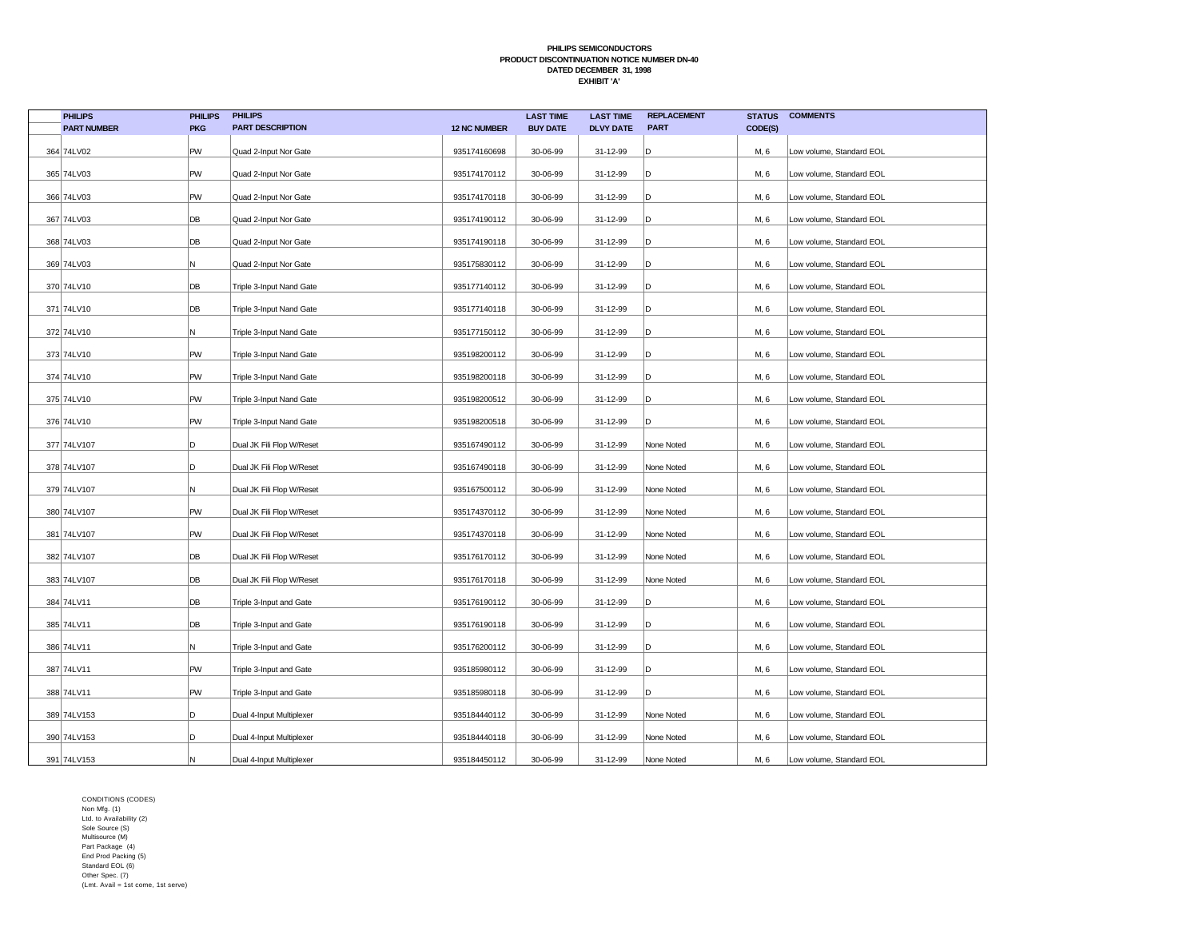**PHILIPS SEMICONDUCTORS**
**PRODUCT DISCONTINUATION NOTICE NUMBER DN-40**
**DATED DECEMBER 31, 1998**
**EXHIBIT 'A'**

| | PHILIPS PART NUMBER | PHILIPS PKG | PHILIPS PART DESCRIPTION | 12 NC NUMBER | LAST TIME BUY DATE | LAST TIME DLVY DATE | REPLACEMENT PART | STATUS CODE(S) | COMMENTS |
|---|---|---|---|---|---|---|---|---|---|
| 364 | 74LV02 | PW | Quad 2-Input Nor Gate | 935174160698 | 30-06-99 | 31-12-99 | D | M, 6 | Low volume, Standard EOL |
| 365 | 74LV03 | PW | Quad 2-Input Nor Gate | 935174170112 | 30-06-99 | 31-12-99 | D | M, 6 | Low volume, Standard EOL |
| 366 | 74LV03 | PW | Quad 2-Input Nor Gate | 935174170118 | 30-06-99 | 31-12-99 | D | M, 6 | Low volume, Standard EOL |
| 367 | 74LV03 | DB | Quad 2-Input Nor Gate | 935174190112 | 30-06-99 | 31-12-99 | D | M, 6 | Low volume, Standard EOL |
| 368 | 74LV03 | DB | Quad 2-Input Nor Gate | 935174190118 | 30-06-99 | 31-12-99 | D | M, 6 | Low volume, Standard EOL |
| 369 | 74LV03 | N | Quad 2-Input Nor Gate | 935175830112 | 30-06-99 | 31-12-99 | D | M, 6 | Low volume, Standard EOL |
| 370 | 74LV10 | DB | Triple 3-Input Nand Gate | 935177140112 | 30-06-99 | 31-12-99 | D | M, 6 | Low volume, Standard EOL |
| 371 | 74LV10 | DB | Triple 3-Input Nand Gate | 935177140118 | 30-06-99 | 31-12-99 | D | M, 6 | Low volume, Standard EOL |
| 372 | 74LV10 | N | Triple 3-Input Nand Gate | 935177150112 | 30-06-99 | 31-12-99 | D | M, 6 | Low volume, Standard EOL |
| 373 | 74LV10 | PW | Triple 3-Input Nand Gate | 935198200112 | 30-06-99 | 31-12-99 | D | M, 6 | Low volume, Standard EOL |
| 374 | 74LV10 | PW | Triple 3-Input Nand Gate | 935198200118 | 30-06-99 | 31-12-99 | D | M, 6 | Low volume, Standard EOL |
| 375 | 74LV10 | PW | Triple 3-Input Nand Gate | 935198200512 | 30-06-99 | 31-12-99 | D | M, 6 | Low volume, Standard EOL |
| 376 | 74LV10 | PW | Triple 3-Input Nand Gate | 935198200518 | 30-06-99 | 31-12-99 | D | M, 6 | Low volume, Standard EOL |
| 377 | 74LV107 | D | Dual JK Fili Flop W/Reset | 935167490112 | 30-06-99 | 31-12-99 | None Noted | M, 6 | Low volume, Standard EOL |
| 378 | 74LV107 | D | Dual JK Fili Flop W/Reset | 935167490118 | 30-06-99 | 31-12-99 | None Noted | M, 6 | Low volume, Standard EOL |
| 379 | 74LV107 | N | Dual JK Fili Flop W/Reset | 935167500112 | 30-06-99 | 31-12-99 | None Noted | M, 6 | Low volume, Standard EOL |
| 380 | 74LV107 | PW | Dual JK Fili Flop W/Reset | 935174370112 | 30-06-99 | 31-12-99 | None Noted | M, 6 | Low volume, Standard EOL |
| 381 | 74LV107 | PW | Dual JK Fili Flop W/Reset | 935174370118 | 30-06-99 | 31-12-99 | None Noted | M, 6 | Low volume, Standard EOL |
| 382 | 74LV107 | DB | Dual JK Fili Flop W/Reset | 935176170112 | 30-06-99 | 31-12-99 | None Noted | M, 6 | Low volume, Standard EOL |
| 383 | 74LV107 | DB | Dual JK Fili Flop W/Reset | 935176170118 | 30-06-99 | 31-12-99 | None Noted | M, 6 | Low volume, Standard EOL |
| 384 | 74LV11 | DB | Triple 3-Input and Gate | 935176190112 | 30-06-99 | 31-12-99 | D | M, 6 | Low volume, Standard EOL |
| 385 | 74LV11 | DB | Triple 3-Input and Gate | 935176190118 | 30-06-99 | 31-12-99 | D | M, 6 | Low volume, Standard EOL |
| 386 | 74LV11 | N | Triple 3-Input and Gate | 935176200112 | 30-06-99 | 31-12-99 | D | M, 6 | Low volume, Standard EOL |
| 387 | 74LV11 | PW | Triple 3-Input and Gate | 935185980112 | 30-06-99 | 31-12-99 | D | M, 6 | Low volume, Standard EOL |
| 388 | 74LV11 | PW | Triple 3-Input and Gate | 935185980118 | 30-06-99 | 31-12-99 | D | M, 6 | Low volume, Standard EOL |
| 389 | 74LV153 | D | Dual 4-Input Multiplexer | 935184440112 | 30-06-99 | 31-12-99 | None Noted | M, 6 | Low volume, Standard EOL |
| 390 | 74LV153 | D | Dual 4-Input Multiplexer | 935184440118 | 30-06-99 | 31-12-99 | None Noted | M, 6 | Low volume, Standard EOL |
| 391 | 74LV153 | N | Dual 4-Input Multiplexer | 935184450112 | 30-06-99 | 31-12-99 | None Noted | M, 6 | Low volume, Standard EOL |

CONDITIONS (CODES)
Non Mfg. (1)
Ltd. to Availability (2)
Sole Source (S)
Multisource (M)
Part Package (4)
End Prod Packing (5)
Standard EOL (6)
Other Spec. (7)
(Lmt. Avail = 1st come, 1st serve)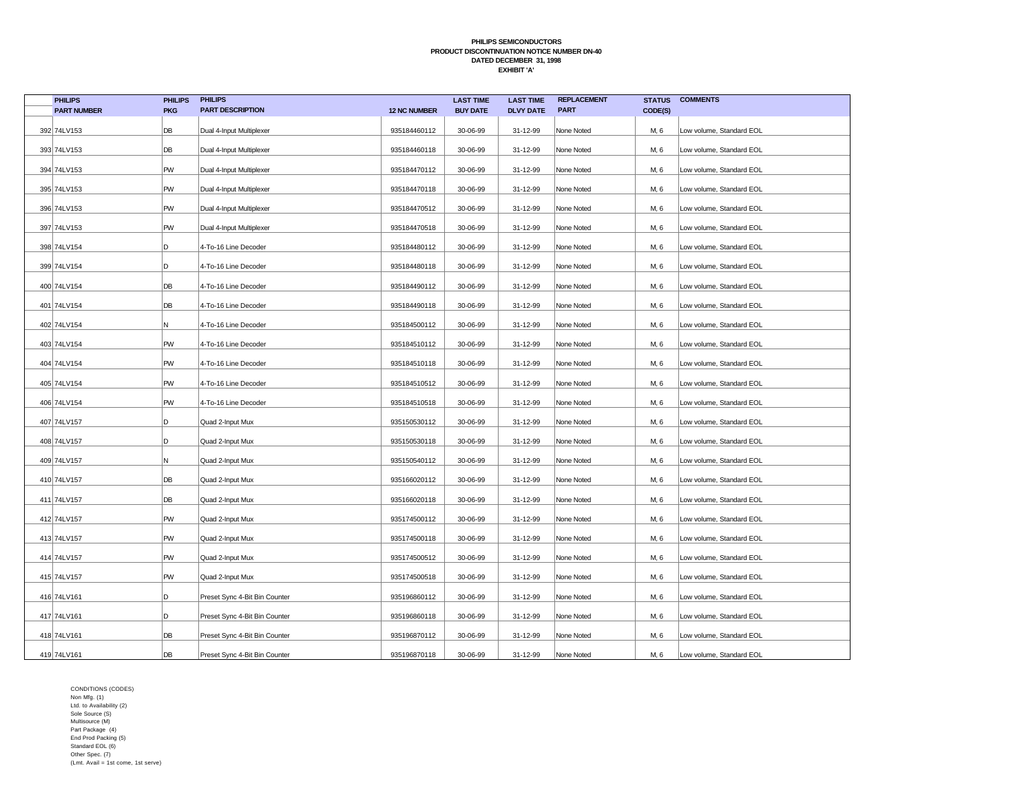**PHILIPS SEMICONDUCTORS**
**PRODUCT DISCONTINUATION NOTICE NUMBER DN-40**
**DATED DECEMBER 31, 1998**
**EXHIBIT 'A'**

| | PHILIPS PART NUMBER | PHILIPS PKG | PHILIPS PART DESCRIPTION | 12 NC NUMBER | LAST TIME BUY DATE | LAST TIME DLVY DATE | REPLACEMENT PART | STATUS CODE(S) | COMMENTS |
|---|---|---|---|---|---|---|---|---|---|
| 392 | 74LV153 | DB | Dual 4-Input Multiplexer | 935184460112 | 30-06-99 | 31-12-99 | None Noted | M, 6 | Low volume, Standard EOL |
| 393 | 74LV153 | DB | Dual 4-Input Multiplexer | 935184460118 | 30-06-99 | 31-12-99 | None Noted | M, 6 | Low volume, Standard EOL |
| 394 | 74LV153 | PW | Dual 4-Input Multiplexer | 935184470112 | 30-06-99 | 31-12-99 | None Noted | M, 6 | Low volume, Standard EOL |
| 395 | 74LV153 | PW | Dual 4-Input Multiplexer | 935184470118 | 30-06-99 | 31-12-99 | None Noted | M, 6 | Low volume, Standard EOL |
| 396 | 74LV153 | PW | Dual 4-Input Multiplexer | 935184470512 | 30-06-99 | 31-12-99 | None Noted | M, 6 | Low volume, Standard EOL |
| 397 | 74LV153 | PW | Dual 4-Input Multiplexer | 935184470518 | 30-06-99 | 31-12-99 | None Noted | M, 6 | Low volume, Standard EOL |
| 398 | 74LV154 | D | 4-To-16 Line Decoder | 935184480112 | 30-06-99 | 31-12-99 | None Noted | M, 6 | Low volume, Standard EOL |
| 399 | 74LV154 | D | 4-To-16 Line Decoder | 935184480118 | 30-06-99 | 31-12-99 | None Noted | M, 6 | Low volume, Standard EOL |
| 400 | 74LV154 | DB | 4-To-16 Line Decoder | 935184490112 | 30-06-99 | 31-12-99 | None Noted | M, 6 | Low volume, Standard EOL |
| 401 | 74LV154 | DB | 4-To-16 Line Decoder | 935184490118 | 30-06-99 | 31-12-99 | None Noted | M, 6 | Low volume, Standard EOL |
| 402 | 74LV154 | N | 4-To-16 Line Decoder | 935184500112 | 30-06-99 | 31-12-99 | None Noted | M, 6 | Low volume, Standard EOL |
| 403 | 74LV154 | PW | 4-To-16 Line Decoder | 935184510112 | 30-06-99 | 31-12-99 | None Noted | M, 6 | Low volume, Standard EOL |
| 404 | 74LV154 | PW | 4-To-16 Line Decoder | 935184510118 | 30-06-99 | 31-12-99 | None Noted | M, 6 | Low volume, Standard EOL |
| 405 | 74LV154 | PW | 4-To-16 Line Decoder | 935184510512 | 30-06-99 | 31-12-99 | None Noted | M, 6 | Low volume, Standard EOL |
| 406 | 74LV154 | PW | 4-To-16 Line Decoder | 935184510518 | 30-06-99 | 31-12-99 | None Noted | M, 6 | Low volume, Standard EOL |
| 407 | 74LV157 | D | Quad 2-Input Mux | 935150530112 | 30-06-99 | 31-12-99 | None Noted | M, 6 | Low volume, Standard EOL |
| 408 | 74LV157 | D | Quad 2-Input Mux | 935150530118 | 30-06-99 | 31-12-99 | None Noted | M, 6 | Low volume, Standard EOL |
| 409 | 74LV157 | N | Quad 2-Input Mux | 935150540112 | 30-06-99 | 31-12-99 | None Noted | M, 6 | Low volume, Standard EOL |
| 410 | 74LV157 | DB | Quad 2-Input Mux | 935166020112 | 30-06-99 | 31-12-99 | None Noted | M, 6 | Low volume, Standard EOL |
| 411 | 74LV157 | DB | Quad 2-Input Mux | 935166020118 | 30-06-99 | 31-12-99 | None Noted | M, 6 | Low volume, Standard EOL |
| 412 | 74LV157 | PW | Quad 2-Input Mux | 935174500112 | 30-06-99 | 31-12-99 | None Noted | M, 6 | Low volume, Standard EOL |
| 413 | 74LV157 | PW | Quad 2-Input Mux | 935174500118 | 30-06-99 | 31-12-99 | None Noted | M, 6 | Low volume, Standard EOL |
| 414 | 74LV157 | PW | Quad 2-Input Mux | 935174500512 | 30-06-99 | 31-12-99 | None Noted | M, 6 | Low volume, Standard EOL |
| 415 | 74LV157 | PW | Quad 2-Input Mux | 935174500518 | 30-06-99 | 31-12-99 | None Noted | M, 6 | Low volume, Standard EOL |
| 416 | 74LV161 | D | Preset Sync 4-Bit Bin Counter | 935196860112 | 30-06-99 | 31-12-99 | None Noted | M, 6 | Low volume, Standard EOL |
| 417 | 74LV161 | D | Preset Sync 4-Bit Bin Counter | 935196860118 | 30-06-99 | 31-12-99 | None Noted | M, 6 | Low volume, Standard EOL |
| 418 | 74LV161 | DB | Preset Sync 4-Bit Bin Counter | 935196870112 | 30-06-99 | 31-12-99 | None Noted | M, 6 | Low volume, Standard EOL |
| 419 | 74LV161 | DB | Preset Sync 4-Bit Bin Counter | 935196870118 | 30-06-99 | 31-12-99 | None Noted | M, 6 | Low volume, Standard EOL |

CONDITIONS (CODES)
Non Mfg. (1)
Ltd. to Availability (2)
Sole Source (S)
Multisource (M)
Part Package (4)
End Prod Packing (5)
Standard EOL (6)
Other Spec. (7)
(Lmt. Avail = 1st come, 1st serve)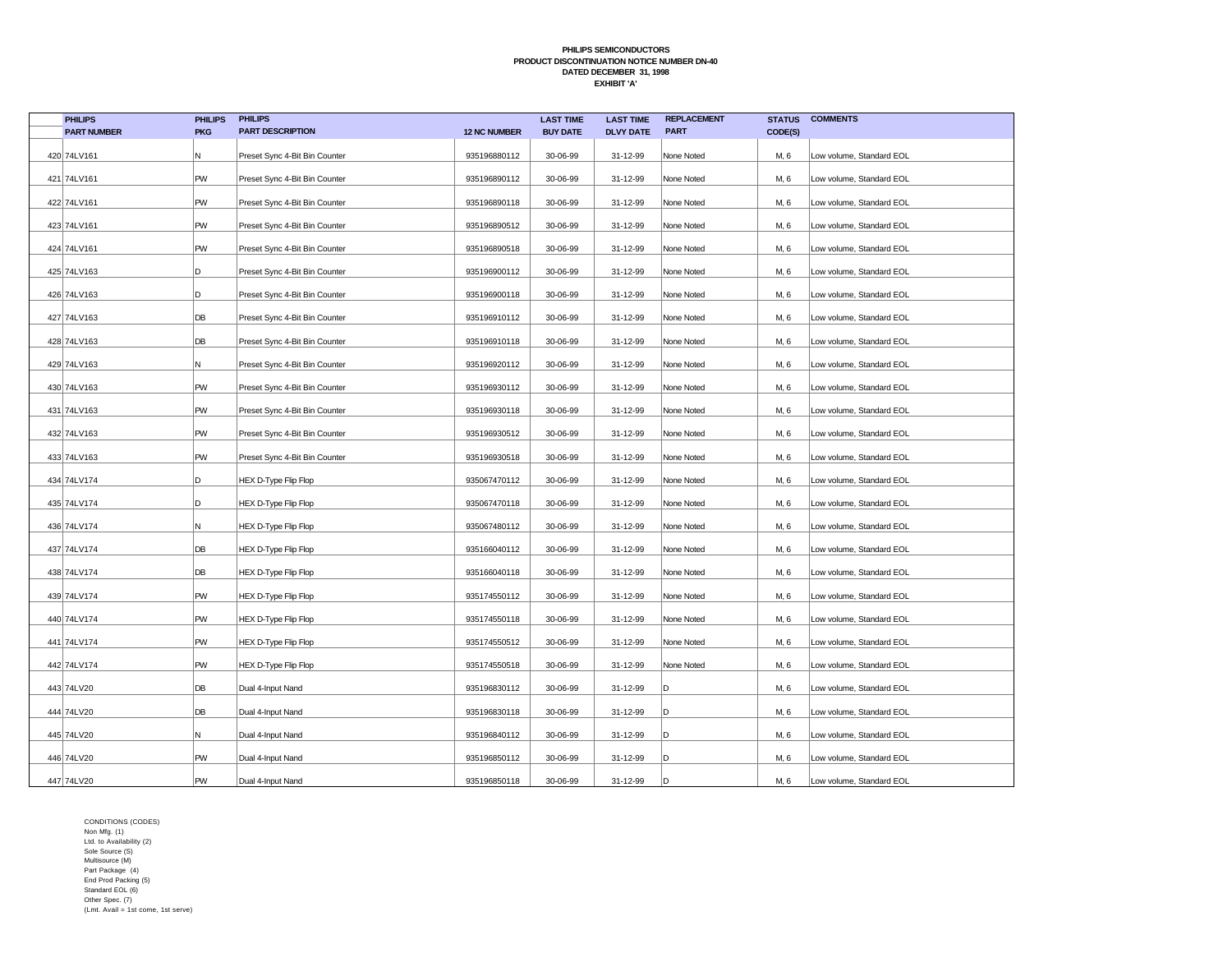**PHILIPS SEMICONDUCTORS**
**PRODUCT DISCONTINUATION NOTICE NUMBER DN-40**
**DATED DECEMBER 31, 1998**
**EXHIBIT 'A'**

| | PHILIPS PART NUMBER | PHILIPS PKG | PHILIPS PART DESCRIPTION | 12 NC NUMBER | LAST TIME BUY DATE | LAST TIME DLVY DATE | REPLACEMENT PART | STATUS CODE(S) | COMMENTS |
|---|---|---|---|---|---|---|---|---|---|
| 420 | 74LV161 | N | Preset Sync 4-Bit Bin Counter | 935196880112 | 30-06-99 | 31-12-99 | None Noted | M, 6 | Low volume, Standard EOL |
| 421 | 74LV161 | PW | Preset Sync 4-Bit Bin Counter | 935196890112 | 30-06-99 | 31-12-99 | None Noted | M, 6 | Low volume, Standard EOL |
| 422 | 74LV161 | PW | Preset Sync 4-Bit Bin Counter | 935196890118 | 30-06-99 | 31-12-99 | None Noted | M, 6 | Low volume, Standard EOL |
| 423 | 74LV161 | PW | Preset Sync 4-Bit Bin Counter | 935196890512 | 30-06-99 | 31-12-99 | None Noted | M, 6 | Low volume, Standard EOL |
| 424 | 74LV161 | PW | Preset Sync 4-Bit Bin Counter | 935196890518 | 30-06-99 | 31-12-99 | None Noted | M, 6 | Low volume, Standard EOL |
| 425 | 74LV163 | D | Preset Sync 4-Bit Bin Counter | 935196900112 | 30-06-99 | 31-12-99 | None Noted | M, 6 | Low volume, Standard EOL |
| 426 | 74LV163 | D | Preset Sync 4-Bit Bin Counter | 935196900118 | 30-06-99 | 31-12-99 | None Noted | M, 6 | Low volume, Standard EOL |
| 427 | 74LV163 | DB | Preset Sync 4-Bit Bin Counter | 935196910112 | 30-06-99 | 31-12-99 | None Noted | M, 6 | Low volume, Standard EOL |
| 428 | 74LV163 | DB | Preset Sync 4-Bit Bin Counter | 935196910118 | 30-06-99 | 31-12-99 | None Noted | M, 6 | Low volume, Standard EOL |
| 429 | 74LV163 | N | Preset Sync 4-Bit Bin Counter | 935196920112 | 30-06-99 | 31-12-99 | None Noted | M, 6 | Low volume, Standard EOL |
| 430 | 74LV163 | PW | Preset Sync 4-Bit Bin Counter | 935196930112 | 30-06-99 | 31-12-99 | None Noted | M, 6 | Low volume, Standard EOL |
| 431 | 74LV163 | PW | Preset Sync 4-Bit Bin Counter | 935196930118 | 30-06-99 | 31-12-99 | None Noted | M, 6 | Low volume, Standard EOL |
| 432 | 74LV163 | PW | Preset Sync 4-Bit Bin Counter | 935196930512 | 30-06-99 | 31-12-99 | None Noted | M, 6 | Low volume, Standard EOL |
| 433 | 74LV163 | PW | Preset Sync 4-Bit Bin Counter | 935196930518 | 30-06-99 | 31-12-99 | None Noted | M, 6 | Low volume, Standard EOL |
| 434 | 74LV174 | D | HEX D-Type Flip Flop | 935067470112 | 30-06-99 | 31-12-99 | None Noted | M, 6 | Low volume, Standard EOL |
| 435 | 74LV174 | D | HEX D-Type Flip Flop | 935067470118 | 30-06-99 | 31-12-99 | None Noted | M, 6 | Low volume, Standard EOL |
| 436 | 74LV174 | N | HEX D-Type Flip Flop | 935067480112 | 30-06-99 | 31-12-99 | None Noted | M, 6 | Low volume, Standard EOL |
| 437 | 74LV174 | DB | HEX D-Type Flip Flop | 935166040112 | 30-06-99 | 31-12-99 | None Noted | M, 6 | Low volume, Standard EOL |
| 438 | 74LV174 | DB | HEX D-Type Flip Flop | 935166040118 | 30-06-99 | 31-12-99 | None Noted | M, 6 | Low volume, Standard EOL |
| 439 | 74LV174 | PW | HEX D-Type Flip Flop | 935174550112 | 30-06-99 | 31-12-99 | None Noted | M, 6 | Low volume, Standard EOL |
| 440 | 74LV174 | PW | HEX D-Type Flip Flop | 935174550118 | 30-06-99 | 31-12-99 | None Noted | M, 6 | Low volume, Standard EOL |
| 441 | 74LV174 | PW | HEX D-Type Flip Flop | 935174550512 | 30-06-99 | 31-12-99 | None Noted | M, 6 | Low volume, Standard EOL |
| 442 | 74LV174 | PW | HEX D-Type Flip Flop | 935174550518 | 30-06-99 | 31-12-99 | None Noted | M, 6 | Low volume, Standard EOL |
| 443 | 74LV20 | DB | Dual 4-Input Nand | 935196830112 | 30-06-99 | 31-12-99 | D | M, 6 | Low volume, Standard EOL |
| 444 | 74LV20 | DB | Dual 4-Input Nand | 935196830118 | 30-06-99 | 31-12-99 | D | M, 6 | Low volume, Standard EOL |
| 445 | 74LV20 | N | Dual 4-Input Nand | 935196840112 | 30-06-99 | 31-12-99 | D | M, 6 | Low volume, Standard EOL |
| 446 | 74LV20 | PW | Dual 4-Input Nand | 935196850112 | 30-06-99 | 31-12-99 | D | M, 6 | Low volume, Standard EOL |
| 447 | 74LV20 | PW | Dual 4-Input Nand | 935196850118 | 30-06-99 | 31-12-99 | D | M, 6 | Low volume, Standard EOL |

CONDITIONS (CODES)
Non Mfg. (1)
Ltd. to Availability (2)
Sole Source (S)
Multisource (M)
Part Package (4)
End Prod Packing (5)
Standard EOL (6)
Other Spec. (7)
(Lmt. Avail = 1st come, 1st serve)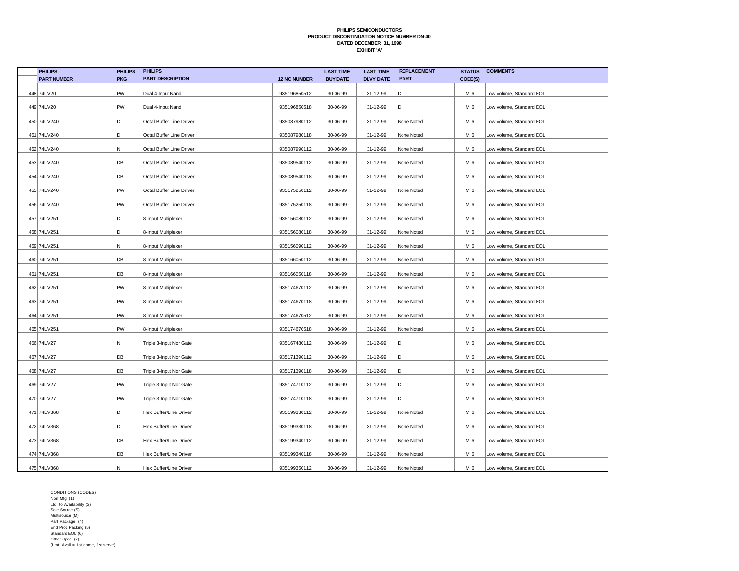**PHILIPS SEMICONDUCTORS**
**PRODUCT DISCONTINUATION NOTICE NUMBER DN-40**
**DATED DECEMBER 31, 1998**
**EXHIBIT 'A'**

| | PHILIPS PART NUMBER | PHILIPS PKG | PHILIPS PART DESCRIPTION | 12 NC NUMBER | LAST TIME BUY DATE | LAST TIME DLVY DATE | REPLACEMENT PART | STATUS CODE(S) | COMMENTS |
|---|---|---|---|---|---|---|---|---|---|
| 448 | 74LV20 | PW | Dual 4-Input Nand | 935196850512 | 30-06-99 | 31-12-99 | D | M, 6 | Low volume, Standard EOL |
| 449 | 74LV20 | PW | Dual 4-Input Nand | 935196850518 | 30-06-99 | 31-12-99 | D | M, 6 | Low volume, Standard EOL |
| 450 | 74LV240 | D | Octal Buffer Line Driver | 935087980112 | 30-06-99 | 31-12-99 | None Noted | M, 6 | Low volume, Standard EOL |
| 451 | 74LV240 | D | Octal Buffer Line Driver | 935087980118 | 30-06-99 | 31-12-99 | None Noted | M, 6 | Low volume, Standard EOL |
| 452 | 74LV240 | N | Octal Buffer Line Driver | 935087990112 | 30-06-99 | 31-12-99 | None Noted | M, 6 | Low volume, Standard EOL |
| 453 | 74LV240 | DB | Octal Buffer Line Driver | 935089540112 | 30-06-99 | 31-12-99 | None Noted | M, 6 | Low volume, Standard EOL |
| 454 | 74LV240 | DB | Octal Buffer Line Driver | 935089540118 | 30-06-99 | 31-12-99 | None Noted | M, 6 | Low volume, Standard EOL |
| 455 | 74LV240 | PW | Octal Buffer Line Driver | 935175250112 | 30-06-99 | 31-12-99 | None Noted | M, 6 | Low volume, Standard EOL |
| 456 | 74LV240 | PW | Octal Buffer Line Driver | 935175250118 | 30-06-99 | 31-12-99 | None Noted | M, 6 | Low volume, Standard EOL |
| 457 | 74LV251 | D | 8-Input Multiplexer | 935156080112 | 30-06-99 | 31-12-99 | None Noted | M, 6 | Low volume, Standard EOL |
| 458 | 74LV251 | D | 8-Input Multiplexer | 935156080118 | 30-06-99 | 31-12-99 | None Noted | M, 6 | Low volume, Standard EOL |
| 459 | 74LV251 | N | 8-Input Multiplexer | 935156090112 | 30-06-99 | 31-12-99 | None Noted | M, 6 | Low volume, Standard EOL |
| 460 | 74LV251 | DB | 8-Input Multiplexer | 935166050112 | 30-06-99 | 31-12-99 | None Noted | M, 6 | Low volume, Standard EOL |
| 461 | 74LV251 | DB | 8-Input Multiplexer | 935166050118 | 30-06-99 | 31-12-99 | None Noted | M, 6 | Low volume, Standard EOL |
| 462 | 74LV251 | PW | 8-Input Multiplexer | 935174670112 | 30-06-99 | 31-12-99 | None Noted | M, 6 | Low volume, Standard EOL |
| 463 | 74LV251 | PW | 8-Input Multiplexer | 935174670118 | 30-06-99 | 31-12-99 | None Noted | M, 6 | Low volume, Standard EOL |
| 464 | 74LV251 | PW | 8-Input Multiplexer | 935174670512 | 30-06-99 | 31-12-99 | None Noted | M, 6 | Low volume, Standard EOL |
| 465 | 74LV251 | PW | 8-Input Multiplexer | 935174670518 | 30-06-99 | 31-12-99 | None Noted | M, 6 | Low volume, Standard EOL |
| 466 | 74LV27 | N | Triple 3-Input Nor Gate | 935167480112 | 30-06-99 | 31-12-99 | D | M, 6 | Low volume, Standard EOL |
| 467 | 74LV27 | DB | Triple 3-Input Nor Gate | 935171390112 | 30-06-99 | 31-12-99 | D | M, 6 | Low volume, Standard EOL |
| 468 | 74LV27 | DB | Triple 3-Input Nor Gate | 935171390118 | 30-06-99 | 31-12-99 | D | M, 6 | Low volume, Standard EOL |
| 469 | 74LV27 | PW | Triple 3-Input Nor Gate | 935174710112 | 30-06-99 | 31-12-99 | D | M, 6 | Low volume, Standard EOL |
| 470 | 74LV27 | PW | Triple 3-Input Nor Gate | 935174710118 | 30-06-99 | 31-12-99 | D | M, 6 | Low volume, Standard EOL |
| 471 | 74LV368 | D | Hex Buffer/Line Driver | 935199330112 | 30-06-99 | 31-12-99 | None Noted | M, 6 | Low volume, Standard EOL |
| 472 | 74LV368 | D | Hex Buffer/Line Driver | 935199330118 | 30-06-99 | 31-12-99 | None Noted | M, 6 | Low volume, Standard EOL |
| 473 | 74LV368 | DB | Hex Buffer/Line Driver | 935199340112 | 30-06-99 | 31-12-99 | None Noted | M, 6 | Low volume, Standard EOL |
| 474 | 74LV368 | DB | Hex Buffer/Line Driver | 935199340118 | 30-06-99 | 31-12-99 | None Noted | M, 6 | Low volume, Standard EOL |
| 475 | 74LV368 | N | Hex Buffer/Line Driver | 935199350112 | 30-06-99 | 31-12-99 | None Noted | M, 6 | Low volume, Standard EOL |

CONDITIONS (CODES)
Non Mfg. (1)
Ltd. to Availability (2)
Sole Source (S)
Multisource (M)
Part Package (4)
End Prod Packing (5)
Standard EOL (6)
Other Spec. (7)
(Lmt. Avail = 1st come, 1st serve)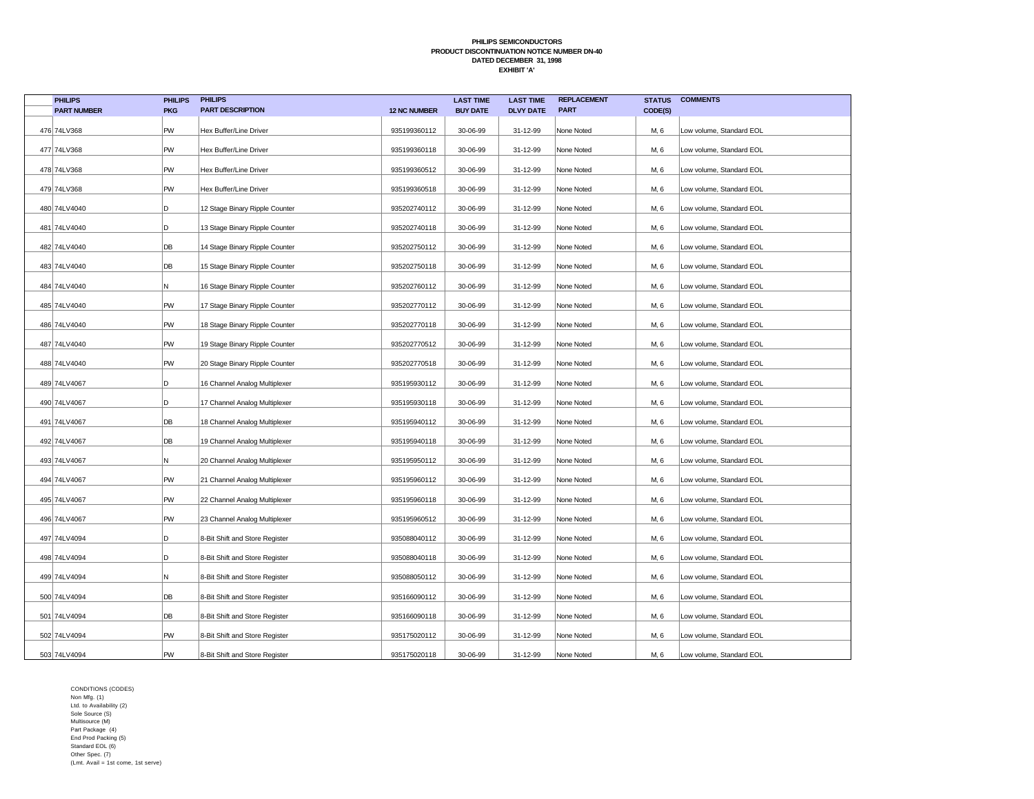**PHILIPS SEMICONDUCTORS**
**PRODUCT DISCONTINUATION NOTICE NUMBER DN-40**
**DATED DECEMBER 31, 1998**
**EXHIBIT 'A'**

| | PHILIPS PART NUMBER | PHILIPS PKG | PHILIPS PART DESCRIPTION | 12 NC NUMBER | LAST TIME BUY DATE | LAST TIME DLVY DATE | REPLACEMENT PART | STATUS CODE(S) | COMMENTS |
|---|---|---|---|---|---|---|---|---|---|
| 476 | 74LV368 | PW | Hex Buffer/Line Driver | 935199360112 | 30-06-99 | 31-12-99 | None Noted | M, 6 | Low volume, Standard EOL |
| 477 | 74LV368 | PW | Hex Buffer/Line Driver | 935199360118 | 30-06-99 | 31-12-99 | None Noted | M, 6 | Low volume, Standard EOL |
| 478 | 74LV368 | PW | Hex Buffer/Line Driver | 935199360512 | 30-06-99 | 31-12-99 | None Noted | M, 6 | Low volume, Standard EOL |
| 479 | 74LV368 | PW | Hex Buffer/Line Driver | 935199360518 | 30-06-99 | 31-12-99 | None Noted | M, 6 | Low volume, Standard EOL |
| 480 | 74LV4040 | D | 12 Stage Binary Ripple Counter | 935202740112 | 30-06-99 | 31-12-99 | None Noted | M, 6 | Low volume, Standard EOL |
| 481 | 74LV4040 | D | 13 Stage Binary Ripple Counter | 935202740118 | 30-06-99 | 31-12-99 | None Noted | M, 6 | Low volume, Standard EOL |
| 482 | 74LV4040 | DB | 14 Stage Binary Ripple Counter | 935202750112 | 30-06-99 | 31-12-99 | None Noted | M, 6 | Low volume, Standard EOL |
| 483 | 74LV4040 | DB | 15 Stage Binary Ripple Counter | 935202750118 | 30-06-99 | 31-12-99 | None Noted | M, 6 | Low volume, Standard EOL |
| 484 | 74LV4040 | N | 16 Stage Binary Ripple Counter | 935202760112 | 30-06-99 | 31-12-99 | None Noted | M, 6 | Low volume, Standard EOL |
| 485 | 74LV4040 | PW | 17 Stage Binary Ripple Counter | 935202770112 | 30-06-99 | 31-12-99 | None Noted | M, 6 | Low volume, Standard EOL |
| 486 | 74LV4040 | PW | 18 Stage Binary Ripple Counter | 935202770118 | 30-06-99 | 31-12-99 | None Noted | M, 6 | Low volume, Standard EOL |
| 487 | 74LV4040 | PW | 19 Stage Binary Ripple Counter | 935202770512 | 30-06-99 | 31-12-99 | None Noted | M, 6 | Low volume, Standard EOL |
| 488 | 74LV4040 | PW | 20 Stage Binary Ripple Counter | 935202770518 | 30-06-99 | 31-12-99 | None Noted | M, 6 | Low volume, Standard EOL |
| 489 | 74LV4067 | D | 16 Channel Analog Multiplexer | 935195930112 | 30-06-99 | 31-12-99 | None Noted | M, 6 | Low volume, Standard EOL |
| 490 | 74LV4067 | D | 17 Channel Analog Multiplexer | 935195930118 | 30-06-99 | 31-12-99 | None Noted | M, 6 | Low volume, Standard EOL |
| 491 | 74LV4067 | DB | 18 Channel Analog Multiplexer | 935195940112 | 30-06-99 | 31-12-99 | None Noted | M, 6 | Low volume, Standard EOL |
| 492 | 74LV4067 | DB | 19 Channel Analog Multiplexer | 935195940118 | 30-06-99 | 31-12-99 | None Noted | M, 6 | Low volume, Standard EOL |
| 493 | 74LV4067 | N | 20 Channel Analog Multiplexer | 935195950112 | 30-06-99 | 31-12-99 | None Noted | M, 6 | Low volume, Standard EOL |
| 494 | 74LV4067 | PW | 21 Channel Analog Multiplexer | 935195960112 | 30-06-99 | 31-12-99 | None Noted | M, 6 | Low volume, Standard EOL |
| 495 | 74LV4067 | PW | 22 Channel Analog Multiplexer | 935195960118 | 30-06-99 | 31-12-99 | None Noted | M, 6 | Low volume, Standard EOL |
| 496 | 74LV4067 | PW | 23 Channel Analog Multiplexer | 935195960512 | 30-06-99 | 31-12-99 | None Noted | M, 6 | Low volume, Standard EOL |
| 497 | 74LV4094 | D | 8-Bit Shift and Store Register | 935088040112 | 30-06-99 | 31-12-99 | None Noted | M, 6 | Low volume, Standard EOL |
| 498 | 74LV4094 | D | 8-Bit Shift and Store Register | 935088040118 | 30-06-99 | 31-12-99 | None Noted | M, 6 | Low volume, Standard EOL |
| 499 | 74LV4094 | N | 8-Bit Shift and Store Register | 935088050112 | 30-06-99 | 31-12-99 | None Noted | M, 6 | Low volume, Standard EOL |
| 500 | 74LV4094 | DB | 8-Bit Shift and Store Register | 935166090112 | 30-06-99 | 31-12-99 | None Noted | M, 6 | Low volume, Standard EOL |
| 501 | 74LV4094 | DB | 8-Bit Shift and Store Register | 935166090118 | 30-06-99 | 31-12-99 | None Noted | M, 6 | Low volume, Standard EOL |
| 502 | 74LV4094 | PW | 8-Bit Shift and Store Register | 935175020112 | 30-06-99 | 31-12-99 | None Noted | M, 6 | Low volume, Standard EOL |
| 503 | 74LV4094 | PW | 8-Bit Shift and Store Register | 935175020118 | 30-06-99 | 31-12-99 | None Noted | M, 6 | Low volume, Standard EOL |

CONDITIONS (CODES)
Non Mfg. (1)
Ltd. to Availability (2)
Sole Source (S)
Multisource (M)
Part Package (4)
End Prod Packing (5)
Standard EOL (6)
Other Spec. (7)
(Lmt. Avail = 1st come, 1st serve)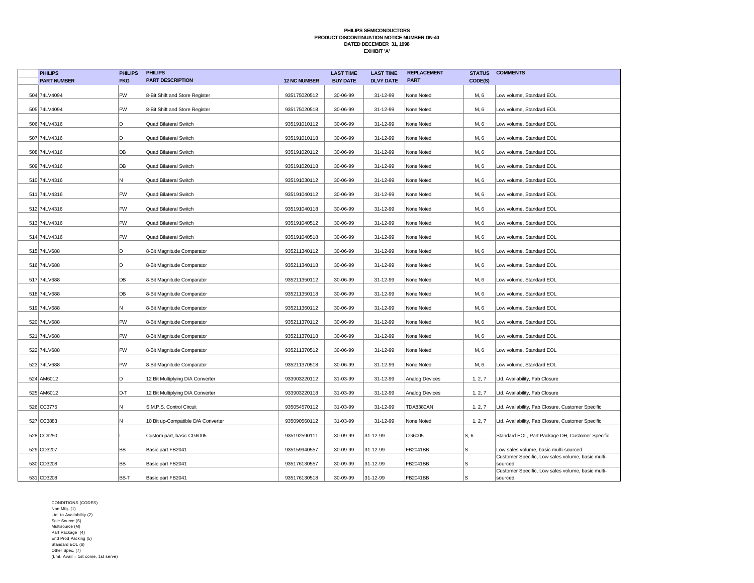**PHILIPS SEMICONDUCTORS**
**PRODUCT DISCONTINUATION NOTICE NUMBER DN-40**
**DATED DECEMBER 31, 1998**
**EXHIBIT 'A'**

| | PHILIPS PART NUMBER | PHILIPS PKG | PHILIPS PART DESCRIPTION | 12 NC NUMBER | LAST TIME BUY DATE | LAST TIME DLVY DATE | REPLACEMENT PART | STATUS CODE(S) | COMMENTS |
|---|---|---|---|---|---|---|---|---|---|
| 504 | 74LV4094 | PW | 8-Bit Shift and Store Register | 935175020512 | 30-06-99 | 31-12-99 | None Noted | M, 6 | Low volume, Standard EOL |
| 505 | 74LV4094 | PW | 8-Bit Shift and Store Register | 935175020518 | 30-06-99 | 31-12-99 | None Noted | M, 6 | Low volume, Standard EOL |
| 506 | 74LV4316 | D | Quad Bilateral Switch | 935191010112 | 30-06-99 | 31-12-99 | None Noted | M, 6 | Low volume, Standard EOL |
| 507 | 74LV4316 | D | Quad Bilateral Switch | 935191010118 | 30-06-99 | 31-12-99 | None Noted | M, 6 | Low volume, Standard EOL |
| 508 | 74LV4316 | DB | Quad Bilateral Switch | 935191020112 | 30-06-99 | 31-12-99 | None Noted | M, 6 | Low volume, Standard EOL |
| 509 | 74LV4316 | DB | Quad Bilateral Switch | 935191020118 | 30-06-99 | 31-12-99 | None Noted | M, 6 | Low volume, Standard EOL |
| 510 | 74LV4316 | N | Quad Bilateral Switch | 935191030112 | 30-06-99 | 31-12-99 | None Noted | M, 6 | Low volume, Standard EOL |
| 511 | 74LV4316 | PW | Quad Bilateral Switch | 935191040112 | 30-06-99 | 31-12-99 | None Noted | M, 6 | Low volume, Standard EOL |
| 512 | 74LV4316 | PW | Quad Bilateral Switch | 935191040118 | 30-06-99 | 31-12-99 | None Noted | M, 6 | Low volume, Standard EOL |
| 513 | 74LV4316 | PW | Quad Bilateral Switch | 935191040512 | 30-06-99 | 31-12-99 | None Noted | M, 6 | Low volume, Standard EOL |
| 514 | 74LV4316 | PW | Quad Bilateral Switch | 935191040518 | 30-06-99 | 31-12-99 | None Noted | M, 6 | Low volume, Standard EOL |
| 515 | 74LV688 | D | 8-Bit Magnitude Comparator | 935211340112 | 30-06-99 | 31-12-99 | None Noted | M, 6 | Low volume, Standard EOL |
| 516 | 74LV688 | D | 8-Bit Magnitude Comparator | 935211340118 | 30-06-99 | 31-12-99 | None Noted | M, 6 | Low volume, Standard EOL |
| 517 | 74LV688 | DB | 8-Bit Magnitude Comparator | 935211350112 | 30-06-99 | 31-12-99 | None Noted | M, 6 | Low volume, Standard EOL |
| 518 | 74LV688 | DB | 8-Bit Magnitude Comparator | 935211350118 | 30-06-99 | 31-12-99 | None Noted | M, 6 | Low volume, Standard EOL |
| 519 | 74LV688 | N | 8-Bit Magnitude Comparator | 935211360112 | 30-06-99 | 31-12-99 | None Noted | M, 6 | Low volume, Standard EOL |
| 520 | 74LV688 | PW | 8-Bit Magnitude Comparator | 935211370112 | 30-06-99 | 31-12-99 | None Noted | M, 6 | Low volume, Standard EOL |
| 521 | 74LV688 | PW | 8-Bit Magnitude Comparator | 935211370118 | 30-06-99 | 31-12-99 | None Noted | M, 6 | Low volume, Standard EOL |
| 522 | 74LV688 | PW | 8-Bit Magnitude Comparator | 935211370512 | 30-06-99 | 31-12-99 | None Noted | M, 6 | Low volume, Standard EOL |
| 523 | 74LV688 | PW | 8-Bit Magnitude Comparator | 935211370518 | 30-06-99 | 31-12-99 | None Noted | M, 6 | Low volume, Standard EOL |
| 524 | AM6012 | D | 12 Bit Multiplying D/A Converter | 933903220112 | 31-03-99 | 31-12-99 | Analog Devices | 1, 2, 7 | Ltd. Availability, Fab Closure |
| 525 | AM6012 | D-T | 12 Bit Multiplying D/A Converter | 933903220118 | 31-03-99 | 31-12-99 | Analog Devices | 1, 2, 7 | Ltd. Availability, Fab Closure |
| 526 | CC3775 | N | S.M.P.S. Control Circuit | 935054570112 | 31-03-99 | 31-12-99 | TDA8380AN | 1, 2, 7 | Ltd. Availability, Fab Closure, Customer Specific |
| 527 | CC3883 | N | 10 Bit up-Compatible D/A Converter | 935090560112 | 31-03-99 | 31-12-99 | None Noted | 1, 2, 7 | Ltd. Availability, Fab Closure, Customer Specific |
| 528 | CC9250 | L | Custom part, basic CG6005 | 935192590111 | 30-09-99 | 31-12-99 | CG6005 | S, 6 | Standard EOL, Part Package DH, Customer Specific |
| 529 | CD3207 | BB | Basic part FB2041 | 935159940557 | 30-09-99 | 31-12-99 | FB2041BB | S | Low sales volume, basic multi-sourced |
| 530 | CD3208 | BB | Basic part FB2041 | 935176130557 | 30-09-99 | 31-12-99 | FB2041BB | S | Customer Specific, Low sales volume, basic multi-sourced |
| 531 | CD3208 | BB-T | Basic part FB2041 | 935176130518 | 30-09-99 | 31-12-99 | FB2041BB | S | Customer Specific, Low sales volume, basic multi-sourced |

CONDITIONS (CODES)
Non Mfg. (1)
Ltd. to Availability (2)
Sole Source (S)
Multisource (M)
Part Package (4)
End Prod Packing (5)
Standard EOL (6)
Other Spec. (7)
(Lmt. Avail = 1st come, 1st serve)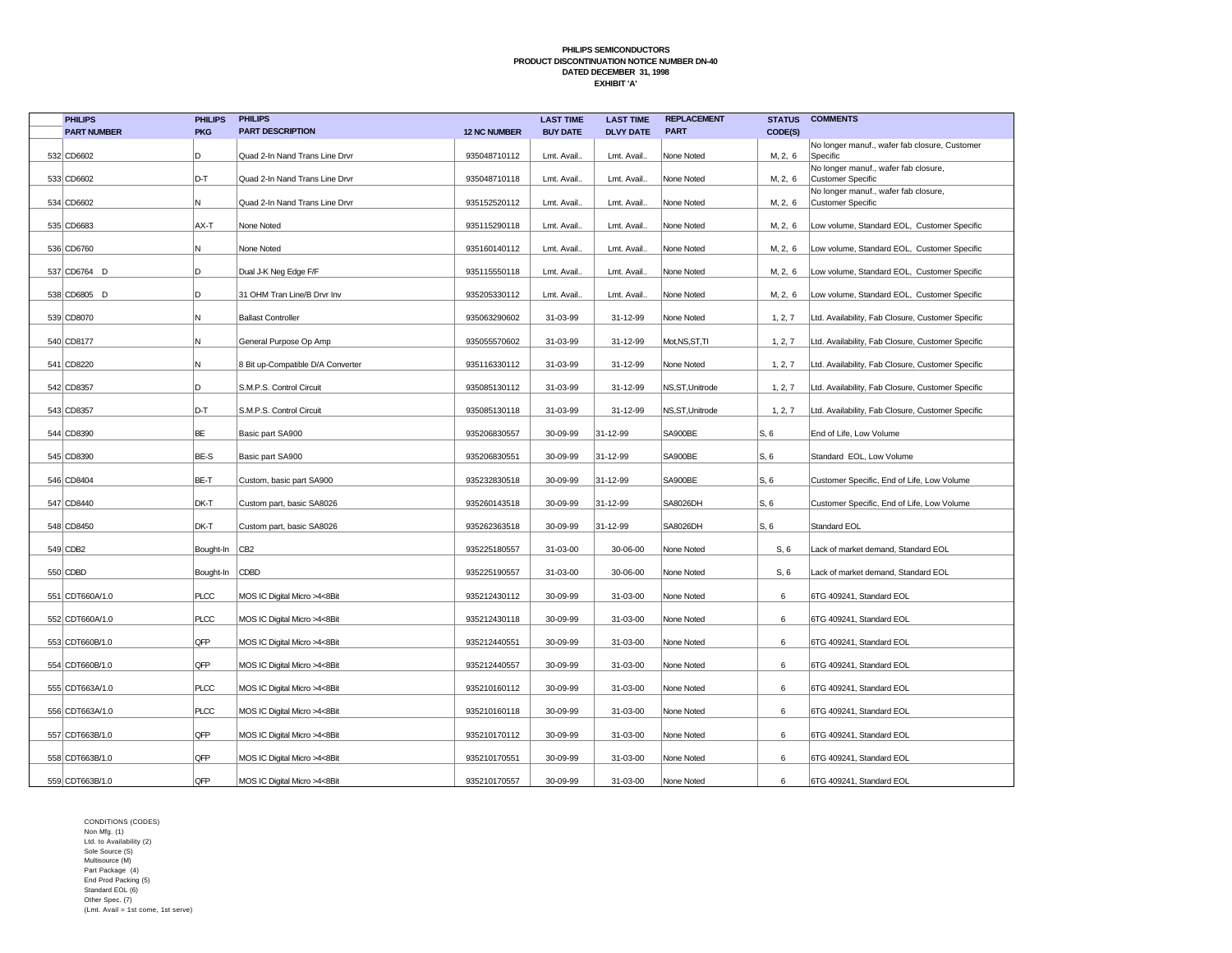**PHILIPS SEMICONDUCTORS**
**PRODUCT DISCONTINUATION NOTICE NUMBER DN-40**
**DATED DECEMBER 31, 1998**
**EXHIBIT 'A'**

| | PHILIPS PART NUMBER | PHILIPS PKG | PHILIPS PART DESCRIPTION | 12 NC NUMBER | LAST TIME BUY DATE | LAST TIME DLVY DATE | REPLACEMENT PART | STATUS CODE(S) | COMMENTS |
|---|---|---|---|---|---|---|---|---|---|
| 532 | CD6602 | D | Quad 2-In Nand Trans Line Drvr | 935048710112 | Lmt. Avail.. | Lmt. Avail.. | None Noted | M, 2, 6 | No longer manuf., wafer fab closure, Customer Specific |
| 533 | CD6602 | D-T | Quad 2-In Nand Trans Line Drvr | 935048710118 | Lmt. Avail.. | Lmt. Avail.. | None Noted | M, 2, 6 | No longer manuf., wafer fab closure, Customer Specific |
| 534 | CD6602 | N | Quad 2-In Nand Trans Line Drvr | 935152520112 | Lmt. Avail.. | Lmt. Avail.. | None Noted | M, 2, 6 | No longer manuf., wafer fab closure, Customer Specific |
| 535 | CD6683 | AX-T | None Noted | 935115290118 | Lmt. Avail.. | Lmt. Avail.. | None Noted | M, 2, 6 | Low volume, Standard EOL, Customer Specific |
| 536 | CD6760 | N | None Noted | 935160140112 | Lmt. Avail.. | Lmt. Avail.. | None Noted | M, 2, 6 | Low volume, Standard EOL, Customer Specific |
| 537 | CD6764 D | D | Dual J-K Neg Edge F/F | 935115550118 | Lmt. Avail.. | Lmt. Avail.. | None Noted | M, 2, 6 | Low volume, Standard EOL, Customer Specific |
| 538 | CD6805 D | D | 31 OHM Tran Line/B Drvr Inv | 935205330112 | Lmt. Avail.. | Lmt. Avail.. | None Noted | M, 2, 6 | Low volume, Standard EOL, Customer Specific |
| 539 | CD8070 | N | Ballast Controller | 935063290602 | 31-03-99 | 31-12-99 | None Noted | 1, 2, 7 | Ltd. Availability, Fab Closure, Customer Specific |
| 540 | CD8177 | N | General Purpose Op Amp | 935055570602 | 31-03-99 | 31-12-99 | Mot,NS,ST,TI | 1, 2, 7 | Ltd. Availability, Fab Closure, Customer Specific |
| 541 | CD8220 | N | 8 Bit up-Compatible D/A Converter | 935116330112 | 31-03-99 | 31-12-99 | None Noted | 1, 2, 7 | Ltd. Availability, Fab Closure, Customer Specific |
| 542 | CD8357 | D | S.M.P.S. Control Circuit | 935085130112 | 31-03-99 | 31-12-99 | NS,ST,Unitrode | 1, 2, 7 | Ltd. Availability, Fab Closure, Customer Specific |
| 543 | CD8357 | D-T | S.M.P.S. Control Circuit | 935085130118 | 31-03-99 | 31-12-99 | NS,ST,Unitrode | 1, 2, 7 | Ltd. Availability, Fab Closure, Customer Specific |
| 544 | CD8390 | BE | Basic part SA900 | 935206830557 | 30-09-99 | 31-12-99 | SA900BE | S, 6 | End of Life, Low Volume |
| 545 | CD8390 | BE-S | Basic part SA900 | 935206830551 | 30-09-99 | 31-12-99 | SA900BE | S, 6 | Standard EOL, Low Volume |
| 546 | CD8404 | BE-T | Custom, basic part SA900 | 935232830518 | 30-09-99 | 31-12-99 | SA900BE | S, 6 | Customer Specific, End of Life, Low Volume |
| 547 | CD8440 | DK-T | Custom part, basic SA8026 | 935260143518 | 30-09-99 | 31-12-99 | SA8026DH | S, 6 | Customer Specific, End of Life, Low Volume |
| 548 | CD8450 | DK-T | Custom part, basic SA8026 | 935262363518 | 30-09-99 | 31-12-99 | SA8026DH | S, 6 | Standard EOL |
| 549 | CDB2 | Bought-In | CB2 | 935225180557 | 31-03-00 | 30-06-00 | None Noted | S, 6 | Lack of market demand, Standard EOL |
| 550 | CDBD | Bought-In | CDBD | 935225190557 | 31-03-00 | 30-06-00 | None Noted | S, 6 | Lack of market demand, Standard EOL |
| 551 | CDT660A/1.0 | PLCC | MOS IC Digital Micro >4<8Bit | 935212430112 | 30-09-99 | 31-03-00 | None Noted | 6 | 6TG 409241, Standard EOL |
| 552 | CDT660A/1.0 | PLCC | MOS IC Digital Micro >4<8Bit | 935212430118 | 30-09-99 | 31-03-00 | None Noted | 6 | 6TG 409241, Standard EOL |
| 553 | CDT660B/1.0 | QFP | MOS IC Digital Micro >4<8Bit | 935212440551 | 30-09-99 | 31-03-00 | None Noted | 6 | 6TG 409241, Standard EOL |
| 554 | CDT660B/1.0 | QFP | MOS IC Digital Micro >4<8Bit | 935212440557 | 30-09-99 | 31-03-00 | None Noted | 6 | 6TG 409241, Standard EOL |
| 555 | CDT663A/1.0 | PLCC | MOS IC Digital Micro >4<8Bit | 935210160112 | 30-09-99 | 31-03-00 | None Noted | 6 | 6TG 409241, Standard EOL |
| 556 | CDT663A/1.0 | PLCC | MOS IC Digital Micro >4<8Bit | 935210160118 | 30-09-99 | 31-03-00 | None Noted | 6 | 6TG 409241, Standard EOL |
| 557 | CDT663B/1.0 | QFP | MOS IC Digital Micro >4<8Bit | 935210170112 | 30-09-99 | 31-03-00 | None Noted | 6 | 6TG 409241, Standard EOL |
| 558 | CDT663B/1.0 | QFP | MOS IC Digital Micro >4<8Bit | 935210170551 | 30-09-99 | 31-03-00 | None Noted | 6 | 6TG 409241, Standard EOL |
| 559 | CDT663B/1.0 | QFP | MOS IC Digital Micro >4<8Bit | 935210170557 | 30-09-99 | 31-03-00 | None Noted | 6 | 6TG 409241, Standard EOL |

CONDITIONS (CODES)
Non Mfg. (1)
Ltd. to Availability (2)
Sole Source (S)
Multisource (M)
Part Package (4)
End Prod Packing (5)
Standard EOL (6)
Other Spec. (7)
(Lmt. Avail = 1st come, 1st serve)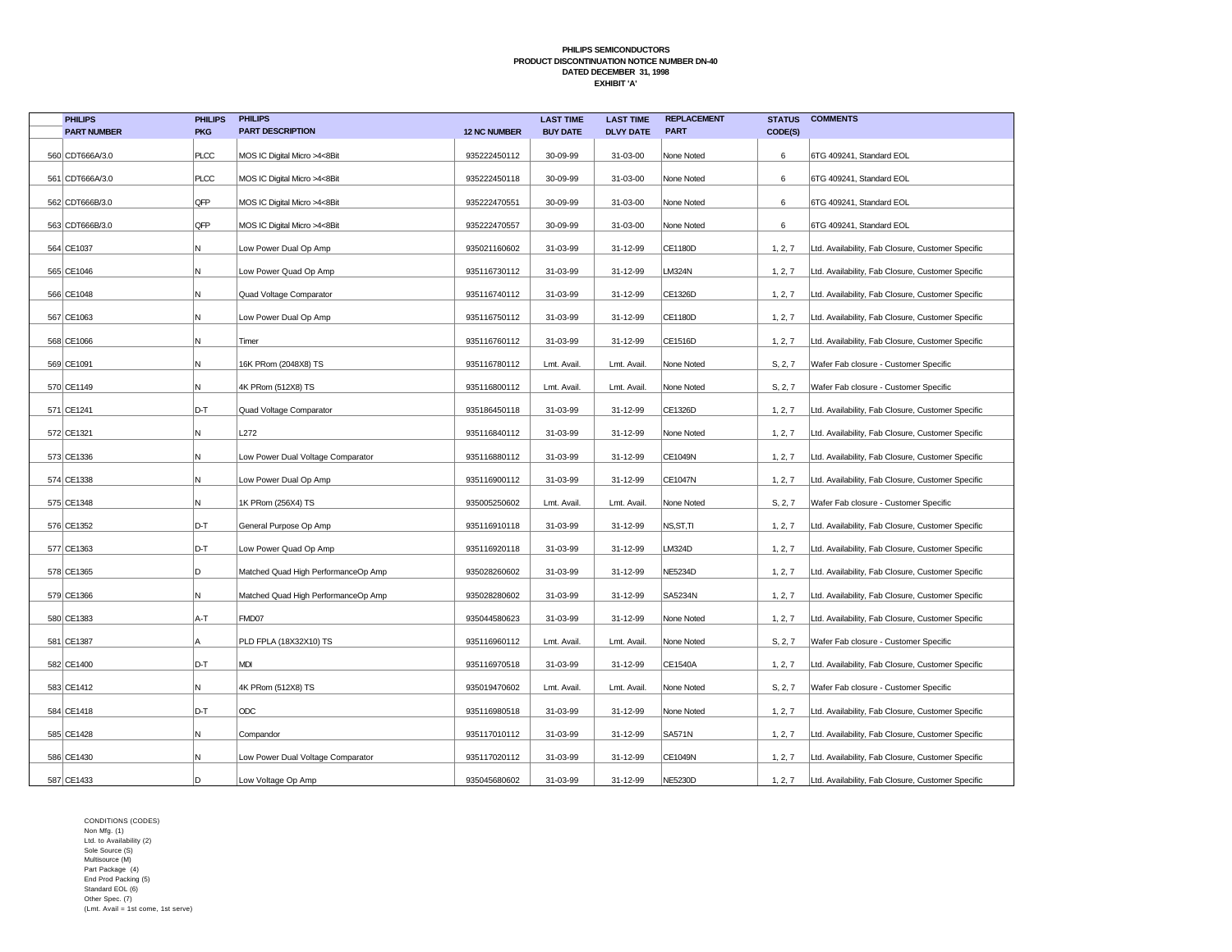**PHILIPS SEMICONDUCTORS**
**PRODUCT DISCONTINUATION NOTICE NUMBER DN-40**
**DATED DECEMBER 31, 1998**
**EXHIBIT 'A'**

| | PHILIPS PART NUMBER | PHILIPS PKG | PHILIPS PART DESCRIPTION | 12 NC NUMBER | LAST TIME BUY DATE | LAST TIME DLVY DATE | REPLACEMENT PART | STATUS CODE(S) | COMMENTS |
|---|---|---|---|---|---|---|---|---|---|
| 560 | CDT666A/3.0 | PLCC | MOS IC Digital Micro >4<8Bit | 935222450112 | 30-09-99 | 31-03-00 | None Noted | 6 | 6TG 409241, Standard EOL |
| 561 | CDT666A/3.0 | PLCC | MOS IC Digital Micro >4<8Bit | 935222450118 | 30-09-99 | 31-03-00 | None Noted | 6 | 6TG 409241, Standard EOL |
| 562 | CDT666B/3.0 | QFP | MOS IC Digital Micro >4<8Bit | 935222470551 | 30-09-99 | 31-03-00 | None Noted | 6 | 6TG 409241, Standard EOL |
| 563 | CDT666B/3.0 | QFP | MOS IC Digital Micro >4<8Bit | 935222470557 | 30-09-99 | 31-03-00 | None Noted | 6 | 6TG 409241, Standard EOL |
| 564 | CE1037 | N | Low Power Dual Op Amp | 935021160602 | 31-03-99 | 31-12-99 | CE1180D | 1, 2, 7 | Ltd. Availability, Fab Closure, Customer Specific |
| 565 | CE1046 | N | Low Power Quad Op Amp | 935116730112 | 31-03-99 | 31-12-99 | LM324N | 1, 2, 7 | Ltd. Availability, Fab Closure, Customer Specific |
| 566 | CE1048 | N | Quad Voltage Comparator | 935116740112 | 31-03-99 | 31-12-99 | CE1326D | 1, 2, 7 | Ltd. Availability, Fab Closure, Customer Specific |
| 567 | CE1063 | N | Low Power Dual Op Amp | 935116750112 | 31-03-99 | 31-12-99 | CE1180D | 1, 2, 7 | Ltd. Availability, Fab Closure, Customer Specific |
| 568 | CE1066 | N | Timer | 935116760112 | 31-03-99 | 31-12-99 | CE1516D | 1, 2, 7 | Ltd. Availability, Fab Closure, Customer Specific |
| 569 | CE1091 | N | 16K PRom (2048X8) TS | 935116780112 | Lmt. Avail. | Lmt. Avail. | None Noted | S, 2, 7 | Wafer Fab closure - Customer Specific |
| 570 | CE1149 | N | 4K PRom (512X8) TS | 935116800112 | Lmt. Avail. | Lmt. Avail. | None Noted | S, 2, 7 | Wafer Fab closure - Customer Specific |
| 571 | CE1241 | D-T | Quad Voltage Comparator | 935186450118 | 31-03-99 | 31-12-99 | CE1326D | 1, 2, 7 | Ltd. Availability, Fab Closure, Customer Specific |
| 572 | CE1321 | N | L272 | 935116840112 | 31-03-99 | 31-12-99 | None Noted | 1, 2, 7 | Ltd. Availability, Fab Closure, Customer Specific |
| 573 | CE1336 | N | Low Power Dual Voltage Comparator | 935116880112 | 31-03-99 | 31-12-99 | CE1049N | 1, 2, 7 | Ltd. Availability, Fab Closure, Customer Specific |
| 574 | CE1338 | N | Low Power Dual Op Amp | 935116900112 | 31-03-99 | 31-12-99 | CE1047N | 1, 2, 7 | Ltd. Availability, Fab Closure, Customer Specific |
| 575 | CE1348 | N | 1K PRom (256X4) TS | 935005250602 | Lmt. Avail. | Lmt. Avail. | None Noted | S, 2, 7 | Wafer Fab closure - Customer Specific |
| 576 | CE1352 | D-T | General Purpose Op Amp | 935116910118 | 31-03-99 | 31-12-99 | NS,ST,TI | 1, 2, 7 | Ltd. Availability, Fab Closure, Customer Specific |
| 577 | CE1363 | D-T | Low Power Quad Op Amp | 935116920118 | 31-03-99 | 31-12-99 | LM324D | 1, 2, 7 | Ltd. Availability, Fab Closure, Customer Specific |
| 578 | CE1365 | D | Matched Quad High PerformanceOp Amp | 935028260602 | 31-03-99 | 31-12-99 | NE5234D | 1, 2, 7 | Ltd. Availability, Fab Closure, Customer Specific |
| 579 | CE1366 | N | Matched Quad High PerformanceOp Amp | 935028280602 | 31-03-99 | 31-12-99 | SA5234N | 1, 2, 7 | Ltd. Availability, Fab Closure, Customer Specific |
| 580 | CE1383 | A-T | FMD07 | 935044580623 | 31-03-99 | 31-12-99 | None Noted | 1, 2, 7 | Ltd. Availability, Fab Closure, Customer Specific |
| 581 | CE1387 | A | PLD FPLA (18X32X10) TS | 935116960112 | Lmt. Avail. | Lmt. Avail. | None Noted | S, 2, 7 | Wafer Fab closure - Customer Specific |
| 582 | CE1400 | D-T | MDI | 935116970518 | 31-03-99 | 31-12-99 | CE1540A | 1, 2, 7 | Ltd. Availability, Fab Closure, Customer Specific |
| 583 | CE1412 | N | 4K PRom (512X8) TS | 935019470602 | Lmt. Avail. | Lmt. Avail. | None Noted | S, 2, 7 | Wafer Fab closure - Customer Specific |
| 584 | CE1418 | D-T | ODC | 935116980518 | 31-03-99 | 31-12-99 | None Noted | 1, 2, 7 | Ltd. Availability, Fab Closure, Customer Specific |
| 585 | CE1428 | N | Compandor | 935117010112 | 31-03-99 | 31-12-99 | SA571N | 1, 2, 7 | Ltd. Availability, Fab Closure, Customer Specific |
| 586 | CE1430 | N | Low Power Dual Voltage Comparator | 935117020112 | 31-03-99 | 31-12-99 | CE1049N | 1, 2, 7 | Ltd. Availability, Fab Closure, Customer Specific |
| 587 | CE1433 | D | Low Voltage Op Amp | 935045680602 | 31-03-99 | 31-12-99 | NE5230D | 1, 2, 7 | Ltd. Availability, Fab Closure, Customer Specific |

CONDITIONS (CODES)
Non Mfg. (1)
Ltd. to Availability (2)
Sole Source (S)
Multisource (M)
Part Package (4)
End Prod Packing (5)
Standard EOL (6)
Other Spec. (7)
(Lmt. Avail = 1st come, 1st serve)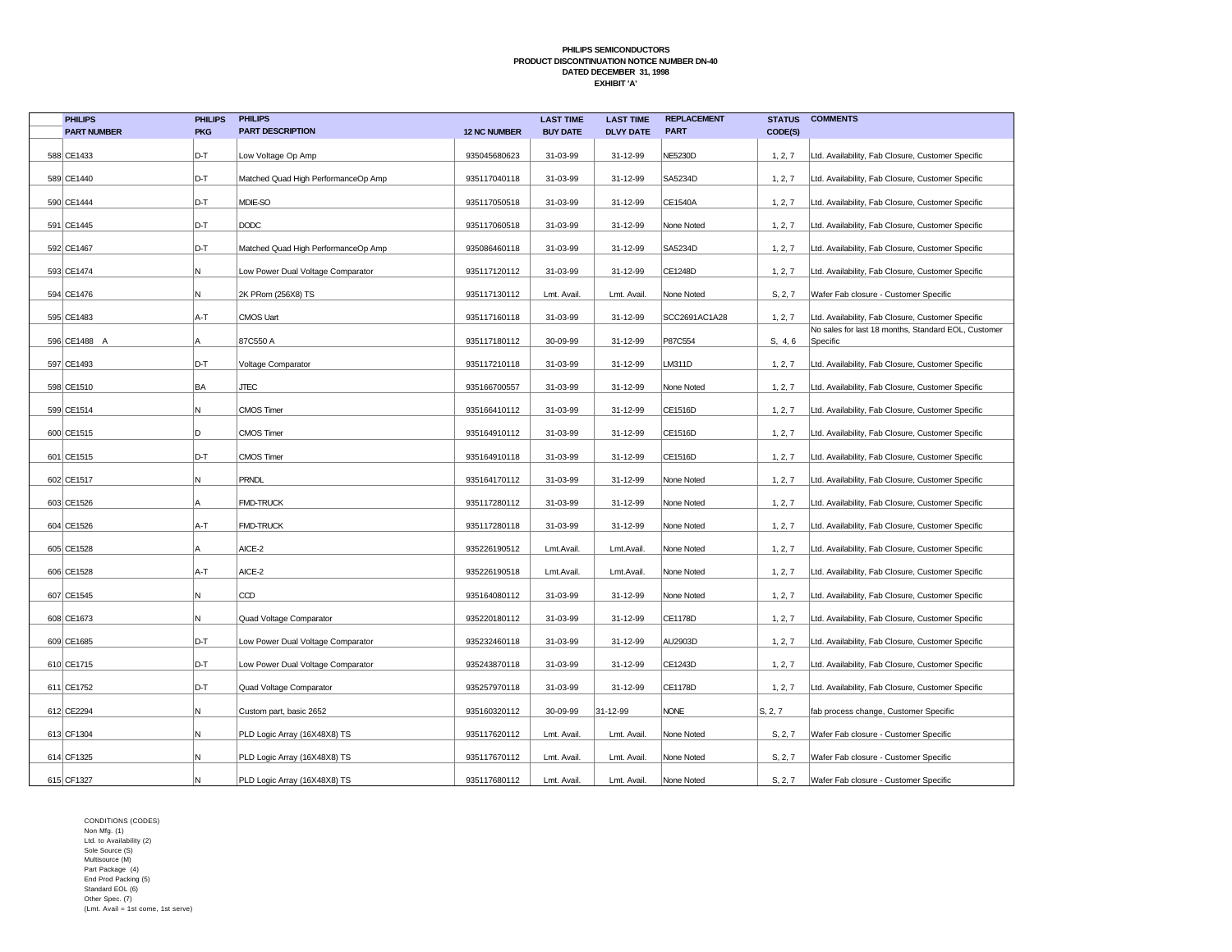**PHILIPS SEMICONDUCTORS**
**PRODUCT DISCONTINUATION NOTICE NUMBER DN-40**
**DATED DECEMBER 31, 1998**
**EXHIBIT 'A'**

| | PHILIPS PART NUMBER | PHILIPS PKG | PHILIPS PART DESCRIPTION | 12 NC NUMBER | LAST TIME BUY DATE | LAST TIME DLVY DATE | REPLACEMENT PART | STATUS CODE(S) | COMMENTS |
|---|---|---|---|---|---|---|---|---|---|
| 588 | CE1433 | D-T | Low Voltage Op Amp | 935045680623 | 31-03-99 | 31-12-99 | NE5230D | 1, 2, 7 | Ltd. Availability, Fab Closure, Customer Specific |
| 589 | CE1440 | D-T | Matched Quad High PerformanceOp Amp | 935117040118 | 31-03-99 | 31-12-99 | SA5234D | 1, 2, 7 | Ltd. Availability, Fab Closure, Customer Specific |
| 590 | CE1444 | D-T | MDIE-SO | 935117050518 | 31-03-99 | 31-12-99 | CE1540A | 1, 2, 7 | Ltd. Availability, Fab Closure, Customer Specific |
| 591 | CE1445 | D-T | DODC | 935117060518 | 31-03-99 | 31-12-99 | None Noted | 1, 2, 7 | Ltd. Availability, Fab Closure, Customer Specific |
| 592 | CE1467 | D-T | Matched Quad High PerformanceOp Amp | 935086460118 | 31-03-99 | 31-12-99 | SA5234D | 1, 2, 7 | Ltd. Availability, Fab Closure, Customer Specific |
| 593 | CE1474 | N | Low Power Dual Voltage Comparator | 935117120112 | 31-03-99 | 31-12-99 | CE1248D | 1, 2, 7 | Ltd. Availability, Fab Closure, Customer Specific |
| 594 | CE1476 | N | 2K PRom (256X8) TS | 935117130112 | Lmt. Avail. | Lmt. Avail. | None Noted | S, 2, 7 | Wafer Fab closure - Customer Specific |
| 595 | CE1483 | A-T | CMOS Uart | 935117160118 | 31-03-99 | 31-12-99 | SCC2691AC1A28 | 1, 2, 7 | Ltd. Availability, Fab Closure, Customer Specific |
| 596 | CE1488 A | A | 87C550 A | 935117180112 | 30-09-99 | 31-12-99 | P87C554 | S, 4, 6 | No sales for last 18 months, Standard EOL, Customer Specific |
| 597 | CE1493 | D-T | Voltage Comparator | 935117210118 | 31-03-99 | 31-12-99 | LM311D | 1, 2, 7 | Ltd. Availability, Fab Closure, Customer Specific |
| 598 | CE1510 | BA | JTEC | 935166700557 | 31-03-99 | 31-12-99 | None Noted | 1, 2, 7 | Ltd. Availability, Fab Closure, Customer Specific |
| 599 | CE1514 | N | CMOS Timer | 935166410112 | 31-03-99 | 31-12-99 | CE1516D | 1, 2, 7 | Ltd. Availability, Fab Closure, Customer Specific |
| 600 | CE1515 | D | CMOS Timer | 935164910112 | 31-03-99 | 31-12-99 | CE1516D | 1, 2, 7 | Ltd. Availability, Fab Closure, Customer Specific |
| 601 | CE1515 | D-T | CMOS Timer | 935164910118 | 31-03-99 | 31-12-99 | CE1516D | 1, 2, 7 | Ltd. Availability, Fab Closure, Customer Specific |
| 602 | CE1517 | N | PRNDL | 935164170112 | 31-03-99 | 31-12-99 | None Noted | 1, 2, 7 | Ltd. Availability, Fab Closure, Customer Specific |
| 603 | CE1526 | A | FMD-TRUCK | 935117280112 | 31-03-99 | 31-12-99 | None Noted | 1, 2, 7 | Ltd. Availability, Fab Closure, Customer Specific |
| 604 | CE1526 | A-T | FMD-TRUCK | 935117280118 | 31-03-99 | 31-12-99 | None Noted | 1, 2, 7 | Ltd. Availability, Fab Closure, Customer Specific |
| 605 | CE1528 | A | AICE-2 | 935226190512 | Lmt.Avail. | Lmt.Avail. | None Noted | 1, 2, 7 | Ltd. Availability, Fab Closure, Customer Specific |
| 606 | CE1528 | A-T | AICE-2 | 935226190518 | Lmt.Avail. | Lmt.Avail. | None Noted | 1, 2, 7 | Ltd. Availability, Fab Closure, Customer Specific |
| 607 | CE1545 | N | CCD | 935164080112 | 31-03-99 | 31-12-99 | None Noted | 1, 2, 7 | Ltd. Availability, Fab Closure, Customer Specific |
| 608 | CE1673 | N | Quad Voltage Comparator | 935220180112 | 31-03-99 | 31-12-99 | CE1178D | 1, 2, 7 | Ltd. Availability, Fab Closure, Customer Specific |
| 609 | CE1685 | D-T | Low Power Dual Voltage Comparator | 935232460118 | 31-03-99 | 31-12-99 | AU2903D | 1, 2, 7 | Ltd. Availability, Fab Closure, Customer Specific |
| 610 | CE1715 | D-T | Low Power Dual Voltage Comparator | 935243870118 | 31-03-99 | 31-12-99 | CE1243D | 1, 2, 7 | Ltd. Availability, Fab Closure, Customer Specific |
| 611 | CE1752 | D-T | Quad Voltage Comparator | 935257970118 | 31-03-99 | 31-12-99 | CE1178D | 1, 2, 7 | Ltd. Availability, Fab Closure, Customer Specific |
| 612 | CE2294 | N | Custom part, basic 2652 | 935160320112 | 30-09-99 | 31-12-99 | NONE | S, 2, 7 | fab process change, Customer Specific |
| 613 | CF1304 | N | PLD Logic Array (16X48X8) TS | 935117620112 | Lmt. Avail. | Lmt. Avail. | None Noted | S, 2, 7 | Wafer Fab closure - Customer Specific |
| 614 | CF1325 | N | PLD Logic Array (16X48X8) TS | 935117670112 | Lmt. Avail. | Lmt. Avail. | None Noted | S, 2, 7 | Wafer Fab closure - Customer Specific |
| 615 | CF1327 | N | PLD Logic Array (16X48X8) TS | 935117680112 | Lmt. Avail. | Lmt. Avail. | None Noted | S, 2, 7 | Wafer Fab closure - Customer Specific |

CONDITIONS (CODES)
Non Mfg. (1)
Ltd. to Availability (2)
Sole Source (S)
Multisource (M)
Part Package (4)
End Prod Packing (5)
Standard EOL (6)
Other Spec. (7)
(Lmt. Avail = 1st come, 1st serve)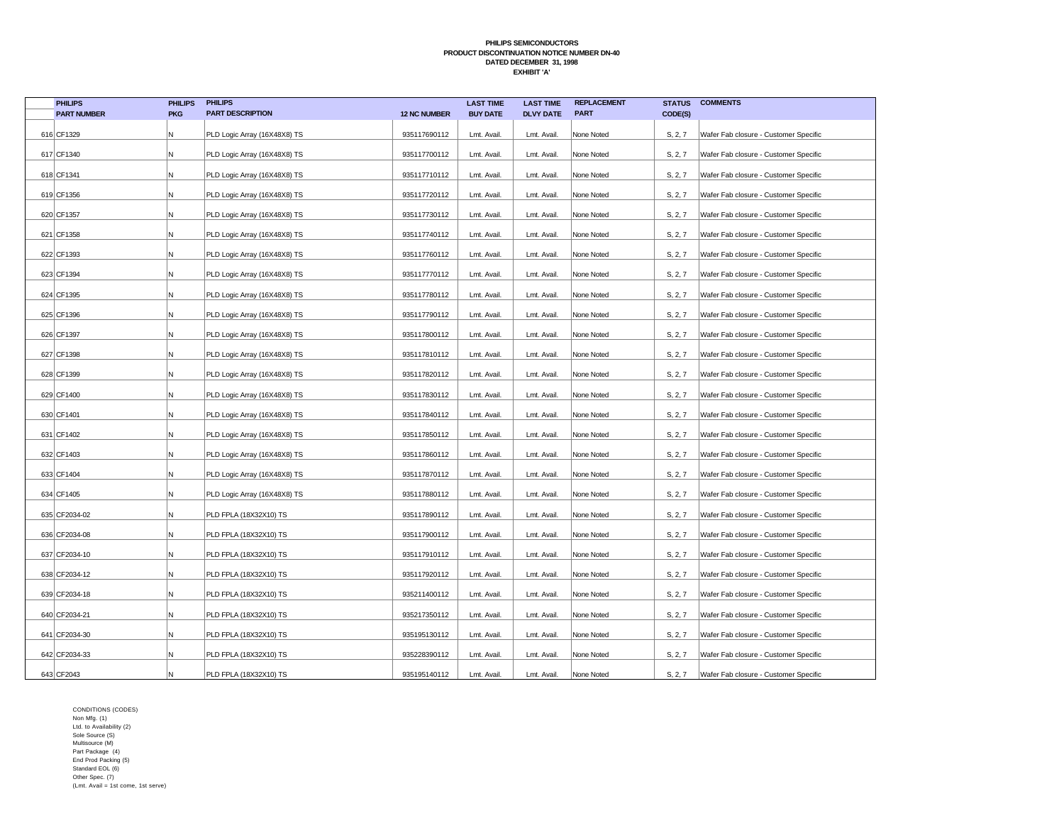**PHILIPS SEMICONDUCTORS**
**PRODUCT DISCONTINUATION NOTICE NUMBER DN-40**
**DATED DECEMBER 31, 1998**
**EXHIBIT 'A'**

| | PHILIPS PART NUMBER | PHILIPS PKG | PHILIPS PART DESCRIPTION | 12 NC NUMBER | LAST TIME BUY DATE | LAST TIME DLVY DATE | REPLACEMENT PART | STATUS CODE(S) | COMMENTS |
|---|---|---|---|---|---|---|---|---|---|
| 616 | CF1329 | N | PLD Logic Array (16X48X8) TS | 935117690112 | Lmt. Avail. | Lmt. Avail. | None Noted | S, 2, 7 | Wafer Fab closure - Customer Specific |
| 617 | CF1340 | N | PLD Logic Array (16X48X8) TS | 935117700112 | Lmt. Avail. | Lmt. Avail. | None Noted | S, 2, 7 | Wafer Fab closure - Customer Specific |
| 618 | CF1341 | N | PLD Logic Array (16X48X8) TS | 935117710112 | Lmt. Avail. | Lmt. Avail. | None Noted | S, 2, 7 | Wafer Fab closure - Customer Specific |
| 619 | CF1356 | N | PLD Logic Array (16X48X8) TS | 935117720112 | Lmt. Avail. | Lmt. Avail. | None Noted | S, 2, 7 | Wafer Fab closure - Customer Specific |
| 620 | CF1357 | N | PLD Logic Array (16X48X8) TS | 935117730112 | Lmt. Avail. | Lmt. Avail. | None Noted | S, 2, 7 | Wafer Fab closure - Customer Specific |
| 621 | CF1358 | N | PLD Logic Array (16X48X8) TS | 935117740112 | Lmt. Avail. | Lmt. Avail. | None Noted | S, 2, 7 | Wafer Fab closure - Customer Specific |
| 622 | CF1393 | N | PLD Logic Array (16X48X8) TS | 935117760112 | Lmt. Avail. | Lmt. Avail. | None Noted | S, 2, 7 | Wafer Fab closure - Customer Specific |
| 623 | CF1394 | N | PLD Logic Array (16X48X8) TS | 935117770112 | Lmt. Avail. | Lmt. Avail. | None Noted | S, 2, 7 | Wafer Fab closure - Customer Specific |
| 624 | CF1395 | N | PLD Logic Array (16X48X8) TS | 935117780112 | Lmt. Avail. | Lmt. Avail. | None Noted | S, 2, 7 | Wafer Fab closure - Customer Specific |
| 625 | CF1396 | N | PLD Logic Array (16X48X8) TS | 935117790112 | Lmt. Avail. | Lmt. Avail. | None Noted | S, 2, 7 | Wafer Fab closure - Customer Specific |
| 626 | CF1397 | N | PLD Logic Array (16X48X8) TS | 935117800112 | Lmt. Avail. | Lmt. Avail. | None Noted | S, 2, 7 | Wafer Fab closure - Customer Specific |
| 627 | CF1398 | N | PLD Logic Array (16X48X8) TS | 935117810112 | Lmt. Avail. | Lmt. Avail. | None Noted | S, 2, 7 | Wafer Fab closure - Customer Specific |
| 628 | CF1399 | N | PLD Logic Array (16X48X8) TS | 935117820112 | Lmt. Avail. | Lmt. Avail. | None Noted | S, 2, 7 | Wafer Fab closure - Customer Specific |
| 629 | CF1400 | N | PLD Logic Array (16X48X8) TS | 935117830112 | Lmt. Avail. | Lmt. Avail. | None Noted | S, 2, 7 | Wafer Fab closure - Customer Specific |
| 630 | CF1401 | N | PLD Logic Array (16X48X8) TS | 935117840112 | Lmt. Avail. | Lmt. Avail. | None Noted | S, 2, 7 | Wafer Fab closure - Customer Specific |
| 631 | CF1402 | N | PLD Logic Array (16X48X8) TS | 935117850112 | Lmt. Avail. | Lmt. Avail. | None Noted | S, 2, 7 | Wafer Fab closure - Customer Specific |
| 632 | CF1403 | N | PLD Logic Array (16X48X8) TS | 935117860112 | Lmt. Avail. | Lmt. Avail. | None Noted | S, 2, 7 | Wafer Fab closure - Customer Specific |
| 633 | CF1404 | N | PLD Logic Array (16X48X8) TS | 935117870112 | Lmt. Avail. | Lmt. Avail. | None Noted | S, 2, 7 | Wafer Fab closure - Customer Specific |
| 634 | CF1405 | N | PLD Logic Array (16X48X8) TS | 935117880112 | Lmt. Avail. | Lmt. Avail. | None Noted | S, 2, 7 | Wafer Fab closure - Customer Specific |
| 635 | CF2034-02 | N | PLD FPLA (18X32X10) TS | 935117890112 | Lmt. Avail. | Lmt. Avail. | None Noted | S, 2, 7 | Wafer Fab closure - Customer Specific |
| 636 | CF2034-08 | N | PLD FPLA (18X32X10) TS | 935117900112 | Lmt. Avail. | Lmt. Avail. | None Noted | S, 2, 7 | Wafer Fab closure - Customer Specific |
| 637 | CF2034-10 | N | PLD FPLA (18X32X10) TS | 935117910112 | Lmt. Avail. | Lmt. Avail. | None Noted | S, 2, 7 | Wafer Fab closure - Customer Specific |
| 638 | CF2034-12 | N | PLD FPLA (18X32X10) TS | 935117920112 | Lmt. Avail. | Lmt. Avail. | None Noted | S, 2, 7 | Wafer Fab closure - Customer Specific |
| 639 | CF2034-18 | N | PLD FPLA (18X32X10) TS | 935211400112 | Lmt. Avail. | Lmt. Avail. | None Noted | S, 2, 7 | Wafer Fab closure - Customer Specific |
| 640 | CF2034-21 | N | PLD FPLA (18X32X10) TS | 935217350112 | Lmt. Avail. | Lmt. Avail. | None Noted | S, 2, 7 | Wafer Fab closure - Customer Specific |
| 641 | CF2034-30 | N | PLD FPLA (18X32X10) TS | 935195130112 | Lmt. Avail. | Lmt. Avail. | None Noted | S, 2, 7 | Wafer Fab closure - Customer Specific |
| 642 | CF2034-33 | N | PLD FPLA (18X32X10) TS | 935228390112 | Lmt. Avail. | Lmt. Avail. | None Noted | S, 2, 7 | Wafer Fab closure - Customer Specific |
| 643 | CF2043 | N | PLD FPLA (18X32X10) TS | 935195140112 | Lmt. Avail. | Lmt. Avail. | None Noted | S, 2, 7 | Wafer Fab closure - Customer Specific |

CONDITIONS (CODES)
Non Mfg. (1)
Ltd. to Availability (2)
Sole Source (S)
Multisource (M)
Part Package (4)
End Prod Packing (5)
Standard EOL (6)
Other Spec. (7)
(Lmt. Avail = 1st come, 1st serve)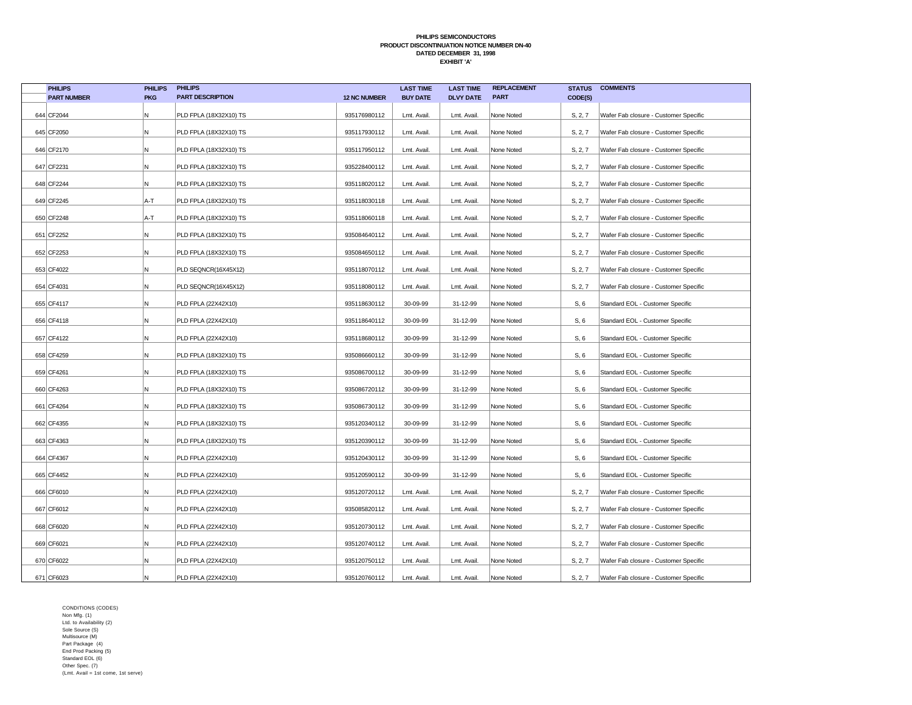**PHILIPS SEMICONDUCTORS**
**PRODUCT DISCONTINUATION NOTICE NUMBER DN-40**
**DATED DECEMBER 31, 1998**
**EXHIBIT 'A'**

| | PHILIPS PART NUMBER | PHILIPS PKG | PHILIPS PART DESCRIPTION | 12 NC NUMBER | LAST TIME BUY DATE | LAST TIME DLVY DATE | REPLACEMENT PART | STATUS CODE(S) | COMMENTS |
|---|---|---|---|---|---|---|---|---|---|
| 644 | CF2044 | N | PLD FPLA (18X32X10) TS | 935176980112 | Lmt. Avail. | Lmt. Avail. | None Noted | S, 2, 7 | Wafer Fab closure - Customer Specific |
| 645 | CF2050 | N | PLD FPLA (18X32X10) TS | 935117930112 | Lmt. Avail. | Lmt. Avail. | None Noted | S, 2, 7 | Wafer Fab closure - Customer Specific |
| 646 | CF2170 | N | PLD FPLA (18X32X10) TS | 935117950112 | Lmt. Avail. | Lmt. Avail. | None Noted | S, 2, 7 | Wafer Fab closure - Customer Specific |
| 647 | CF2231 | N | PLD FPLA (18X32X10) TS | 935228400112 | Lmt. Avail. | Lmt. Avail. | None Noted | S, 2, 7 | Wafer Fab closure - Customer Specific |
| 648 | CF2244 | N | PLD FPLA (18X32X10) TS | 935118020112 | Lmt. Avail. | Lmt. Avail. | None Noted | S, 2, 7 | Wafer Fab closure - Customer Specific |
| 649 | CF2245 | A-T | PLD FPLA (18X32X10) TS | 935118030118 | Lmt. Avail. | Lmt. Avail. | None Noted | S, 2, 7 | Wafer Fab closure - Customer Specific |
| 650 | CF2248 | A-T | PLD FPLA (18X32X10) TS | 935118060118 | Lmt. Avail. | Lmt. Avail. | None Noted | S, 2, 7 | Wafer Fab closure - Customer Specific |
| 651 | CF2252 | N | PLD FPLA (18X32X10) TS | 935084640112 | Lmt. Avail. | Lmt. Avail. | None Noted | S, 2, 7 | Wafer Fab closure - Customer Specific |
| 652 | CF2253 | N | PLD FPLA (18X32X10) TS | 935084650112 | Lmt. Avail. | Lmt. Avail. | None Noted | S, 2, 7 | Wafer Fab closure - Customer Specific |
| 653 | CF4022 | N | PLD SEQNCR(16X45X12) | 935118070112 | Lmt. Avail. | Lmt. Avail. | None Noted | S, 2, 7 | Wafer Fab closure - Customer Specific |
| 654 | CF4031 | N | PLD SEQNCR(16X45X12) | 935118080112 | Lmt. Avail. | Lmt. Avail. | None Noted | S, 2, 7 | Wafer Fab closure - Customer Specific |
| 655 | CF4117 | N | PLD FPLA (22X42X10) | 935118630112 | 30-09-99 | 31-12-99 | None Noted | S, 6 | Standard EOL - Customer Specific |
| 656 | CF4118 | N | PLD FPLA (22X42X10) | 935118640112 | 30-09-99 | 31-12-99 | None Noted | S, 6 | Standard EOL - Customer Specific |
| 657 | CF4122 | N | PLD FPLA (22X42X10) | 935118680112 | 30-09-99 | 31-12-99 | None Noted | S, 6 | Standard EOL - Customer Specific |
| 658 | CF4259 | N | PLD FPLA (18X32X10) TS | 935086660112 | 30-09-99 | 31-12-99 | None Noted | S, 6 | Standard EOL - Customer Specific |
| 659 | CF4261 | N | PLD FPLA (18X32X10) TS | 935086700112 | 30-09-99 | 31-12-99 | None Noted | S, 6 | Standard EOL - Customer Specific |
| 660 | CF4263 | N | PLD FPLA (18X32X10) TS | 935086720112 | 30-09-99 | 31-12-99 | None Noted | S, 6 | Standard EOL - Customer Specific |
| 661 | CF4264 | N | PLD FPLA (18X32X10) TS | 935086730112 | 30-09-99 | 31-12-99 | None Noted | S, 6 | Standard EOL - Customer Specific |
| 662 | CF4355 | N | PLD FPLA (18X32X10) TS | 935120340112 | 30-09-99 | 31-12-99 | None Noted | S, 6 | Standard EOL - Customer Specific |
| 663 | CF4363 | N | PLD FPLA (18X32X10) TS | 935120390112 | 30-09-99 | 31-12-99 | None Noted | S, 6 | Standard EOL - Customer Specific |
| 664 | CF4367 | N | PLD FPLA (22X42X10) | 935120430112 | 30-09-99 | 31-12-99 | None Noted | S, 6 | Standard EOL - Customer Specific |
| 665 | CF4452 | N | PLD FPLA (22X42X10) | 935120590112 | 30-09-99 | 31-12-99 | None Noted | S, 6 | Standard EOL - Customer Specific |
| 666 | CF6010 | N | PLD FPLA (22X42X10) | 935120720112 | Lmt. Avail. | Lmt. Avail. | None Noted | S, 2, 7 | Wafer Fab closure - Customer Specific |
| 667 | CF6012 | N | PLD FPLA (22X42X10) | 935085820112 | Lmt. Avail. | Lmt. Avail. | None Noted | S, 2, 7 | Wafer Fab closure - Customer Specific |
| 668 | CF6020 | N | PLD FPLA (22X42X10) | 935120730112 | Lmt. Avail. | Lmt. Avail. | None Noted | S, 2, 7 | Wafer Fab closure - Customer Specific |
| 669 | CF6021 | N | PLD FPLA (22X42X10) | 935120740112 | Lmt. Avail. | Lmt. Avail. | None Noted | S, 2, 7 | Wafer Fab closure - Customer Specific |
| 670 | CF6022 | N | PLD FPLA (22X42X10) | 935120750112 | Lmt. Avail. | Lmt. Avail. | None Noted | S, 2, 7 | Wafer Fab closure - Customer Specific |
| 671 | CF6023 | N | PLD FPLA (22X42X10) | 935120760112 | Lmt. Avail. | Lmt. Avail. | None Noted | S, 2, 7 | Wafer Fab closure - Customer Specific |

CONDITIONS (CODES)
Non Mfg. (1)
Ltd. to Availability (2)
Sole Source (S)
Multisource (M)
Part Package (4)
End Prod Packing (5)
Standard EOL (6)
Other Spec. (7)
(Lmt. Avail = 1st come, 1st serve)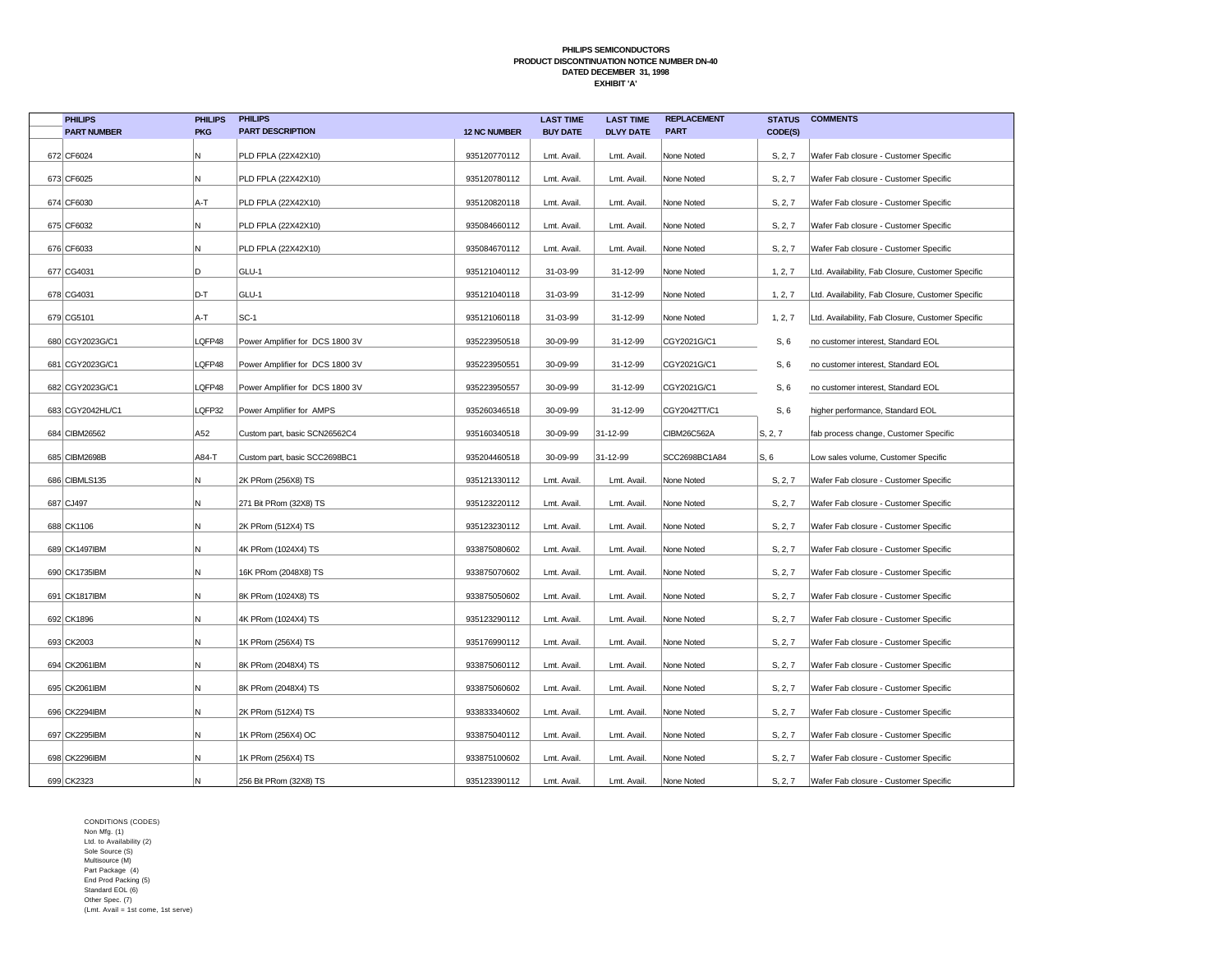**PHILIPS SEMICONDUCTORS**
**PRODUCT DISCONTINUATION NOTICE NUMBER DN-40**
**DATED DECEMBER 31, 1998**
**EXHIBIT 'A'**

| | PHILIPS PART NUMBER | PHILIPS PKG | PHILIPS PART DESCRIPTION | 12 NC NUMBER | LAST TIME BUY DATE | LAST TIME DLVY DATE | REPLACEMENT PART | STATUS CODE(S) | COMMENTS |
|---|---|---|---|---|---|---|---|---|---|
| 672 | CF6024 | N | PLD FPLA (22X42X10) | 935120770112 | Lmt. Avail. | Lmt. Avail. | None Noted | S, 2, 7 | Wafer Fab closure - Customer Specific |
| 673 | CF6025 | N | PLD FPLA (22X42X10) | 935120780112 | Lmt. Avail. | Lmt. Avail. | None Noted | S, 2, 7 | Wafer Fab closure - Customer Specific |
| 674 | CF6030 | A-T | PLD FPLA (22X42X10) | 935120820118 | Lmt. Avail. | Lmt. Avail. | None Noted | S, 2, 7 | Wafer Fab closure - Customer Specific |
| 675 | CF6032 | N | PLD FPLA (22X42X10) | 935084660112 | Lmt. Avail. | Lmt. Avail. | None Noted | S, 2, 7 | Wafer Fab closure - Customer Specific |
| 676 | CF6033 | N | PLD FPLA (22X42X10) | 935084670112 | Lmt. Avail. | Lmt. Avail. | None Noted | S, 2, 7 | Wafer Fab closure - Customer Specific |
| 677 | CG4031 | D | GLU-1 | 935121040112 | 31-03-99 | 31-12-99 | None Noted | 1, 2, 7 | Ltd. Availability, Fab Closure, Customer Specific |
| 678 | CG4031 | D-T | GLU-1 | 935121040118 | 31-03-99 | 31-12-99 | None Noted | 1, 2, 7 | Ltd. Availability, Fab Closure, Customer Specific |
| 679 | CG5101 | A-T | SC-1 | 935121060118 | 31-03-99 | 31-12-99 | None Noted | 1, 2, 7 | Ltd. Availability, Fab Closure, Customer Specific |
| 680 | CGY2023G/C1 | LQFP48 | Power Amplifier for DCS 1800 3V | 935223950518 | 30-09-99 | 31-12-99 | CGY2021G/C1 | S, 6 | no customer interest, Standard EOL |
| 681 | CGY2023G/C1 | LQFP48 | Power Amplifier for DCS 1800 3V | 935223950551 | 30-09-99 | 31-12-99 | CGY2021G/C1 | S, 6 | no customer interest, Standard EOL |
| 682 | CGY2023G/C1 | LQFP48 | Power Amplifier for DCS 1800 3V | 935223950557 | 30-09-99 | 31-12-99 | CGY2021G/C1 | S, 6 | no customer interest, Standard EOL |
| 683 | CGY2042HL/C1 | LQFP32 | Power Amplifier for AMPS | 935260346518 | 30-09-99 | 31-12-99 | CGY2042TT/C1 | S, 6 | higher performance, Standard EOL |
| 684 | CIBM26562 | A52 | Custom part, basic SCN26562C4 | 935160340518 | 30-09-99 | 31-12-99 | CIBM26C562A | S, 2, 7 | fab process change, Customer Specific |
| 685 | CIBM2698B | A84-T | Custom part, basic SCC2698BC1 | 935204460518 | 30-09-99 | 31-12-99 | SCC2698BC1A84 | S, 6 | Low sales volume, Customer Specific |
| 686 | CIBMLS135 | N | 2K PRom (256X8) TS | 935121330112 | Lmt. Avail. | Lmt. Avail. | None Noted | S, 2, 7 | Wafer Fab closure - Customer Specific |
| 687 | CJ497 | N | 271 Bit PRom (32X8) TS | 935123220112 | Lmt. Avail. | Lmt. Avail. | None Noted | S, 2, 7 | Wafer Fab closure - Customer Specific |
| 688 | CK1106 | N | 2K PRom (512X4) TS | 935123230112 | Lmt. Avail. | Lmt. Avail. | None Noted | S, 2, 7 | Wafer Fab closure - Customer Specific |
| 689 | CK1497IBM | N | 4K PRom (1024X4) TS | 933875080602 | Lmt. Avail. | Lmt. Avail. | None Noted | S, 2, 7 | Wafer Fab closure - Customer Specific |
| 690 | CK1735IBM | N | 16K PRom (2048X8) TS | 933875070602 | Lmt. Avail. | Lmt. Avail. | None Noted | S, 2, 7 | Wafer Fab closure - Customer Specific |
| 691 | CK1817IBM | N | 8K PRom (1024X8) TS | 933875050602 | Lmt. Avail. | Lmt. Avail. | None Noted | S, 2, 7 | Wafer Fab closure - Customer Specific |
| 692 | CK1896 | N | 4K PRom (1024X4) TS | 935123290112 | Lmt. Avail. | Lmt. Avail. | None Noted | S, 2, 7 | Wafer Fab closure - Customer Specific |
| 693 | CK2003 | N | 1K PRom (256X4) TS | 935176990112 | Lmt. Avail. | Lmt. Avail. | None Noted | S, 2, 7 | Wafer Fab closure - Customer Specific |
| 694 | CK2061IBM | N | 8K PRom (2048X4) TS | 933875060112 | Lmt. Avail. | Lmt. Avail. | None Noted | S, 2, 7 | Wafer Fab closure - Customer Specific |
| 695 | CK2061IBM | N | 8K PRom (2048X4) TS | 933875060602 | Lmt. Avail. | Lmt. Avail. | None Noted | S, 2, 7 | Wafer Fab closure - Customer Specific |
| 696 | CK2294IBM | N | 2K PRom (512X4) TS | 933833340602 | Lmt. Avail. | Lmt. Avail. | None Noted | S, 2, 7 | Wafer Fab closure - Customer Specific |
| 697 | CK2295IBM | N | 1K PRom (256X4) OC | 933875040112 | Lmt. Avail. | Lmt. Avail. | None Noted | S, 2, 7 | Wafer Fab closure - Customer Specific |
| 698 | CK2296IBM | N | 1K PRom (256X4) TS | 933875100602 | Lmt. Avail. | Lmt. Avail. | None Noted | S, 2, 7 | Wafer Fab closure - Customer Specific |
| 699 | CK2323 | N | 256 Bit PRom (32X8) TS | 935123390112 | Lmt. Avail. | Lmt. Avail. | None Noted | S, 2, 7 | Wafer Fab closure - Customer Specific |

CONDITIONS (CODES)
Non Mfg. (1)
Ltd. to Availability (2)
Sole Source (S)
Multisource (M)
Part Package (4)
End Prod Packing (5)
Standard EOL (6)
Other Spec. (7)
(Lmt. Avail = 1st come, 1st serve)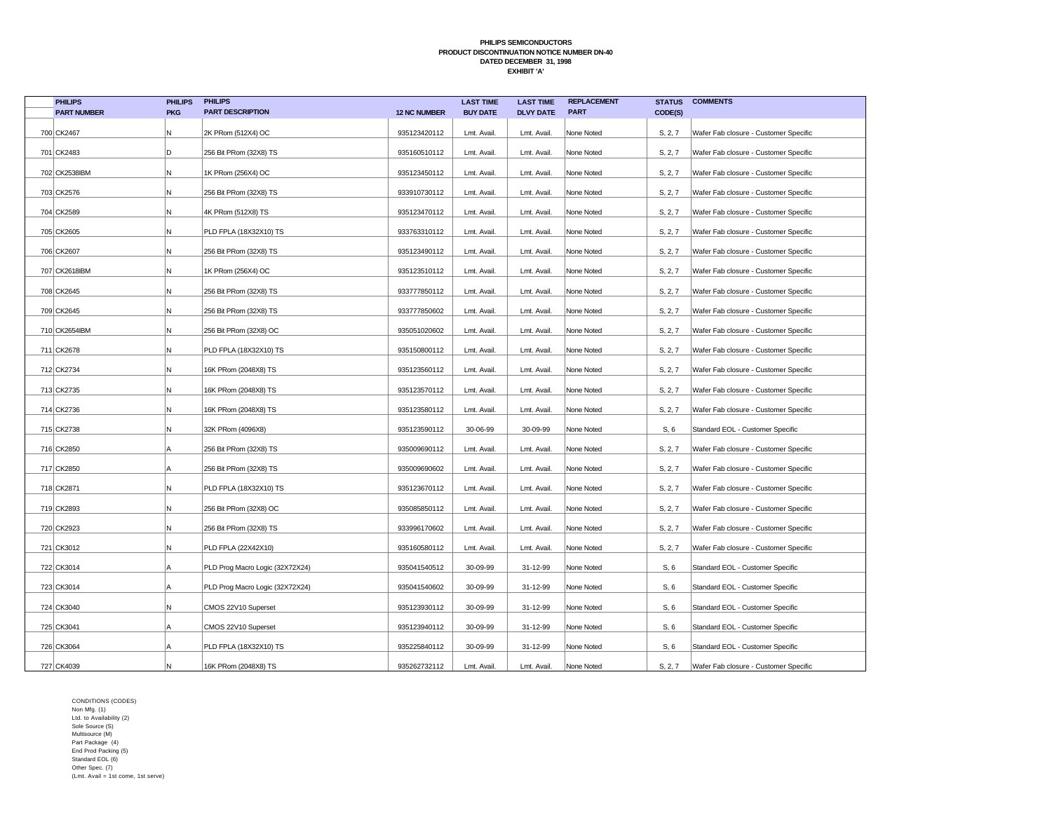**PHILIPS SEMICONDUCTORS**
**PRODUCT DISCONTINUATION NOTICE NUMBER DN-40**
**DATED DECEMBER 31, 1998**
**EXHIBIT 'A'**

| | PHILIPS PART NUMBER | PHILIPS PKG | PHILIPS PART DESCRIPTION | 12 NC NUMBER | LAST TIME BUY DATE | LAST TIME DLVY DATE | REPLACEMENT PART | STATUS CODE(S) | COMMENTS |
|---|---|---|---|---|---|---|---|---|---|
| 700 | CK2467 | N | 2K PRom (512X4) OC | 935123420112 | Lmt. Avail. | Lmt. Avail. | None Noted | S, 2, 7 | Wafer Fab closure - Customer Specific |
| 701 | CK2483 | D | 256 Bit PRom (32X8) TS | 935160510112 | Lmt. Avail. | Lmt. Avail. | None Noted | S, 2, 7 | Wafer Fab closure - Customer Specific |
| 702 | CK2538IBM | N | 1K PRom (256X4) OC | 935123450112 | Lmt. Avail. | Lmt. Avail. | None Noted | S, 2, 7 | Wafer Fab closure - Customer Specific |
| 703 | CK2576 | N | 256 Bit PRom (32X8) TS | 933910730112 | Lmt. Avail. | Lmt. Avail. | None Noted | S, 2, 7 | Wafer Fab closure - Customer Specific |
| 704 | CK2589 | N | 4K PRom (512X8) TS | 935123470112 | Lmt. Avail. | Lmt. Avail. | None Noted | S, 2, 7 | Wafer Fab closure - Customer Specific |
| 705 | CK2605 | N | PLD FPLA (18X32X10) TS | 933763310112 | Lmt. Avail. | Lmt. Avail. | None Noted | S, 2, 7 | Wafer Fab closure - Customer Specific |
| 706 | CK2607 | N | 256 Bit PRom (32X8) TS | 935123490112 | Lmt. Avail. | Lmt. Avail. | None Noted | S, 2, 7 | Wafer Fab closure - Customer Specific |
| 707 | CK2618IBM | N | 1K PRom (256X4) OC | 935123510112 | Lmt. Avail. | Lmt. Avail. | None Noted | S, 2, 7 | Wafer Fab closure - Customer Specific |
| 708 | CK2645 | N | 256 Bit PRom (32X8) TS | 933777850112 | Lmt. Avail. | Lmt. Avail. | None Noted | S, 2, 7 | Wafer Fab closure - Customer Specific |
| 709 | CK2645 | N | 256 Bit PRom (32X8) TS | 933777850602 | Lmt. Avail. | Lmt. Avail. | None Noted | S, 2, 7 | Wafer Fab closure - Customer Specific |
| 710 | CK2654IBM | N | 256 Bit PRom (32X8) OC | 935051020602 | Lmt. Avail. | Lmt. Avail. | None Noted | S, 2, 7 | Wafer Fab closure - Customer Specific |
| 711 | CK2678 | N | PLD FPLA (18X32X10) TS | 935150800112 | Lmt. Avail. | Lmt. Avail. | None Noted | S, 2, 7 | Wafer Fab closure - Customer Specific |
| 712 | CK2734 | N | 16K PRom (2048X8) TS | 935123560112 | Lmt. Avail. | Lmt. Avail. | None Noted | S, 2, 7 | Wafer Fab closure - Customer Specific |
| 713 | CK2735 | N | 16K PRom (2048X8) TS | 935123570112 | Lmt. Avail. | Lmt. Avail. | None Noted | S, 2, 7 | Wafer Fab closure - Customer Specific |
| 714 | CK2736 | N | 16K PRom (2048X8) TS | 935123580112 | Lmt. Avail. | Lmt. Avail. | None Noted | S, 2, 7 | Wafer Fab closure - Customer Specific |
| 715 | CK2738 | N | 32K PRom (4096X8) | 935123590112 | 30-06-99 | 30-09-99 | None Noted | S, 6 | Standard EOL - Customer Specific |
| 716 | CK2850 | A | 256 Bit PRom (32X8) TS | 935009690112 | Lmt. Avail. | Lmt. Avail. | None Noted | S, 2, 7 | Wafer Fab closure - Customer Specific |
| 717 | CK2850 | A | 256 Bit PRom (32X8) TS | 935009690602 | Lmt. Avail. | Lmt. Avail. | None Noted | S, 2, 7 | Wafer Fab closure - Customer Specific |
| 718 | CK2871 | N | PLD FPLA (18X32X10) TS | 935123670112 | Lmt. Avail. | Lmt. Avail. | None Noted | S, 2, 7 | Wafer Fab closure - Customer Specific |
| 719 | CK2893 | N | 256 Bit PRom (32X8) OC | 935085850112 | Lmt. Avail. | Lmt. Avail. | None Noted | S, 2, 7 | Wafer Fab closure - Customer Specific |
| 720 | CK2923 | N | 256 Bit PRom (32X8) TS | 933996170602 | Lmt. Avail. | Lmt. Avail. | None Noted | S, 2, 7 | Wafer Fab closure - Customer Specific |
| 721 | CK3012 | N | PLD FPLA (22X42X10) | 935160580112 | Lmt. Avail. | Lmt. Avail. | None Noted | S, 2, 7 | Wafer Fab closure - Customer Specific |
| 722 | CK3014 | A | PLD Prog Macro Logic (32X72X24) | 935041540512 | 30-09-99 | 31-12-99 | None Noted | S, 6 | Standard EOL - Customer Specific |
| 723 | CK3014 | A | PLD Prog Macro Logic (32X72X24) | 935041540602 | 30-09-99 | 31-12-99 | None Noted | S, 6 | Standard EOL - Customer Specific |
| 724 | CK3040 | N | CMOS 22V10 Superset | 935123930112 | 30-09-99 | 31-12-99 | None Noted | S, 6 | Standard EOL - Customer Specific |
| 725 | CK3041 | A | CMOS 22V10 Superset | 935123940112 | 30-09-99 | 31-12-99 | None Noted | S, 6 | Standard EOL - Customer Specific |
| 726 | CK3064 | A | PLD FPLA (18X32X10) TS | 935225840112 | 30-09-99 | 31-12-99 | None Noted | S, 6 | Standard EOL - Customer Specific |
| 727 | CK4039 | N | 16K PRom (2048X8) TS | 935262732112 | Lmt. Avail. | Lmt. Avail. | None Noted | S, 2, 7 | Wafer Fab closure - Customer Specific |

CONDITIONS (CODES)
Non Mfg. (1)
Ltd. to Availability (2)
Sole Source (S)
Multisource (M)
Part Package (4)
End Prod Packing (5)
Standard EOL (6)
Other Spec. (7)
(Lmt. Avail = 1st come, 1st serve)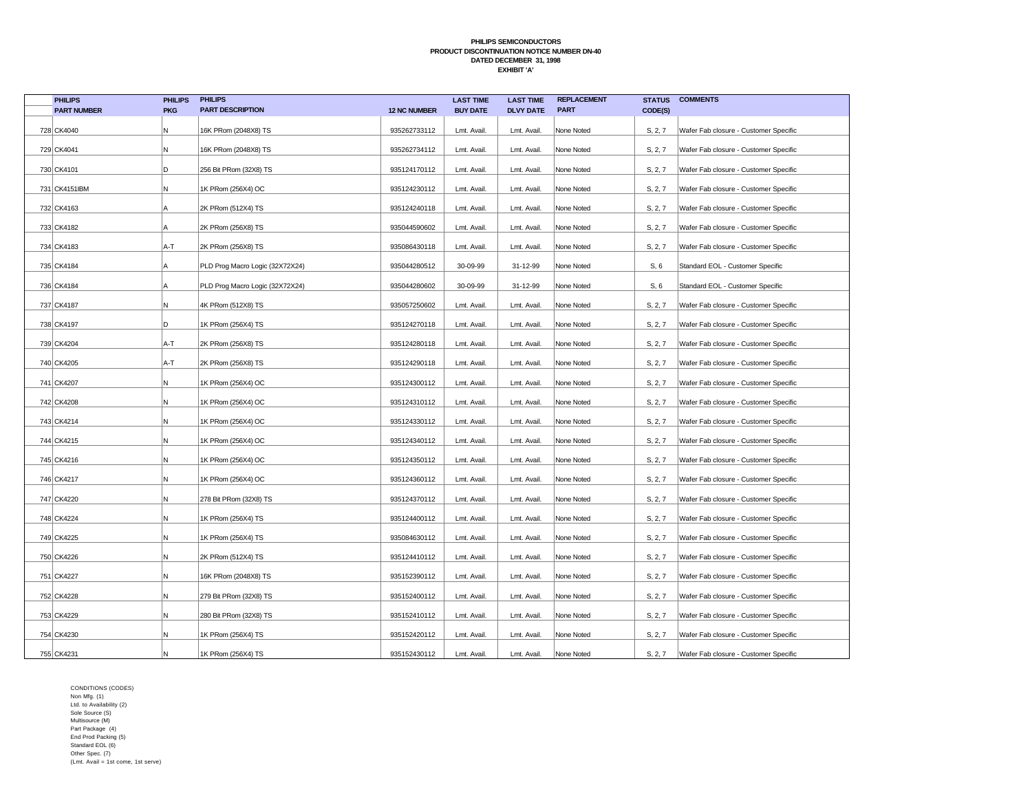**PHILIPS SEMICONDUCTORS**
**PRODUCT DISCONTINUATION NOTICE NUMBER DN-40**
**DATED DECEMBER 31, 1998**
**EXHIBIT 'A'**

| | PHILIPS PART NUMBER | PHILIPS PKG | PHILIPS PART DESCRIPTION | 12 NC NUMBER | LAST TIME BUY DATE | LAST TIME DLVY DATE | REPLACEMENT PART | STATUS CODE(S) | COMMENTS |
|---|---|---|---|---|---|---|---|---|---|
| 728 | CK4040 | N | 16K PRom (2048X8) TS | 935262733112 | Lmt. Avail. | Lmt. Avail. | None Noted | S, 2, 7 | Wafer Fab closure - Customer Specific |
| 729 | CK4041 | N | 16K PRom (2048X8) TS | 935262734112 | Lmt. Avail. | Lmt. Avail. | None Noted | S, 2, 7 | Wafer Fab closure - Customer Specific |
| 730 | CK4101 | D | 256 Bit PRom (32X8) TS | 935124170112 | Lmt. Avail. | Lmt. Avail. | None Noted | S, 2, 7 | Wafer Fab closure - Customer Specific |
| 731 | CK4151IBM | N | 1K PRom (256X4) OC | 935124230112 | Lmt. Avail. | Lmt. Avail. | None Noted | S, 2, 7 | Wafer Fab closure - Customer Specific |
| 732 | CK4163 | A | 2K PRom (512X4) TS | 935124240118 | Lmt. Avail. | Lmt. Avail. | None Noted | S, 2, 7 | Wafer Fab closure - Customer Specific |
| 733 | CK4182 | A | 2K PRom (256X8) TS | 935044590602 | Lmt. Avail. | Lmt. Avail. | None Noted | S, 2, 7 | Wafer Fab closure - Customer Specific |
| 734 | CK4183 | A-T | 2K PRom (256X8) TS | 935086430118 | Lmt. Avail. | Lmt. Avail. | None Noted | S, 2, 7 | Wafer Fab closure - Customer Specific |
| 735 | CK4184 | A | PLD Prog Macro Logic (32X72X24) | 935044280512 | 30-09-99 | 31-12-99 | None Noted | S, 6 | Standard EOL - Customer Specific |
| 736 | CK4184 | A | PLD Prog Macro Logic (32X72X24) | 935044280602 | 30-09-99 | 31-12-99 | None Noted | S, 6 | Standard EOL - Customer Specific |
| 737 | CK4187 | N | 4K PRom (512X8) TS | 935057250602 | Lmt. Avail. | Lmt. Avail. | None Noted | S, 2, 7 | Wafer Fab closure - Customer Specific |
| 738 | CK4197 | D | 1K PRom (256X4) TS | 935124270118 | Lmt. Avail. | Lmt. Avail. | None Noted | S, 2, 7 | Wafer Fab closure - Customer Specific |
| 739 | CK4204 | A-T | 2K PRom (256X8) TS | 935124280118 | Lmt. Avail. | Lmt. Avail. | None Noted | S, 2, 7 | Wafer Fab closure - Customer Specific |
| 740 | CK4205 | A-T | 2K PRom (256X8) TS | 935124290118 | Lmt. Avail. | Lmt. Avail. | None Noted | S, 2, 7 | Wafer Fab closure - Customer Specific |
| 741 | CK4207 | N | 1K PRom (256X4) OC | 935124300112 | Lmt. Avail. | Lmt. Avail. | None Noted | S, 2, 7 | Wafer Fab closure - Customer Specific |
| 742 | CK4208 | N | 1K PRom (256X4) OC | 935124310112 | Lmt. Avail. | Lmt. Avail. | None Noted | S, 2, 7 | Wafer Fab closure - Customer Specific |
| 743 | CK4214 | N | 1K PRom (256X4) OC | 935124330112 | Lmt. Avail. | Lmt. Avail. | None Noted | S, 2, 7 | Wafer Fab closure - Customer Specific |
| 744 | CK4215 | N | 1K PRom (256X4) OC | 935124340112 | Lmt. Avail. | Lmt. Avail. | None Noted | S, 2, 7 | Wafer Fab closure - Customer Specific |
| 745 | CK4216 | N | 1K PRom (256X4) OC | 935124350112 | Lmt. Avail. | Lmt. Avail. | None Noted | S, 2, 7 | Wafer Fab closure - Customer Specific |
| 746 | CK4217 | N | 1K PRom (256X4) OC | 935124360112 | Lmt. Avail. | Lmt. Avail. | None Noted | S, 2, 7 | Wafer Fab closure - Customer Specific |
| 747 | CK4220 | N | 278 Bit PRom (32X8) TS | 935124370112 | Lmt. Avail. | Lmt. Avail. | None Noted | S, 2, 7 | Wafer Fab closure - Customer Specific |
| 748 | CK4224 | N | 1K PRom (256X4) TS | 935124400112 | Lmt. Avail. | Lmt. Avail. | None Noted | S, 2, 7 | Wafer Fab closure - Customer Specific |
| 749 | CK4225 | N | 1K PRom (256X4) TS | 935084630112 | Lmt. Avail. | Lmt. Avail. | None Noted | S, 2, 7 | Wafer Fab closure - Customer Specific |
| 750 | CK4226 | N | 2K PRom (512X4) TS | 935124410112 | Lmt. Avail. | Lmt. Avail. | None Noted | S, 2, 7 | Wafer Fab closure - Customer Specific |
| 751 | CK4227 | N | 16K PRom (2048X8) TS | 935152390112 | Lmt. Avail. | Lmt. Avail. | None Noted | S, 2, 7 | Wafer Fab closure - Customer Specific |
| 752 | CK4228 | N | 279 Bit PRom (32X8) TS | 935152400112 | Lmt. Avail. | Lmt. Avail. | None Noted | S, 2, 7 | Wafer Fab closure - Customer Specific |
| 753 | CK4229 | N | 280 Bit PRom (32X8) TS | 935152410112 | Lmt. Avail. | Lmt. Avail. | None Noted | S, 2, 7 | Wafer Fab closure - Customer Specific |
| 754 | CK4230 | N | 1K PRom (256X4) TS | 935152420112 | Lmt. Avail. | Lmt. Avail. | None Noted | S, 2, 7 | Wafer Fab closure - Customer Specific |
| 755 | CK4231 | N | 1K PRom (256X4) TS | 935152430112 | Lmt. Avail. | Lmt. Avail. | None Noted | S, 2, 7 | Wafer Fab closure - Customer Specific |

CONDITIONS (CODES)
Non Mfg. (1)
Ltd. to Availability (2)
Sole Source (S)
Multisource (M)
Part Package (4)
End Prod Packing (5)
Standard EOL (6)
Other Spec. (7)
(Lmt. Avail = 1st come, 1st serve)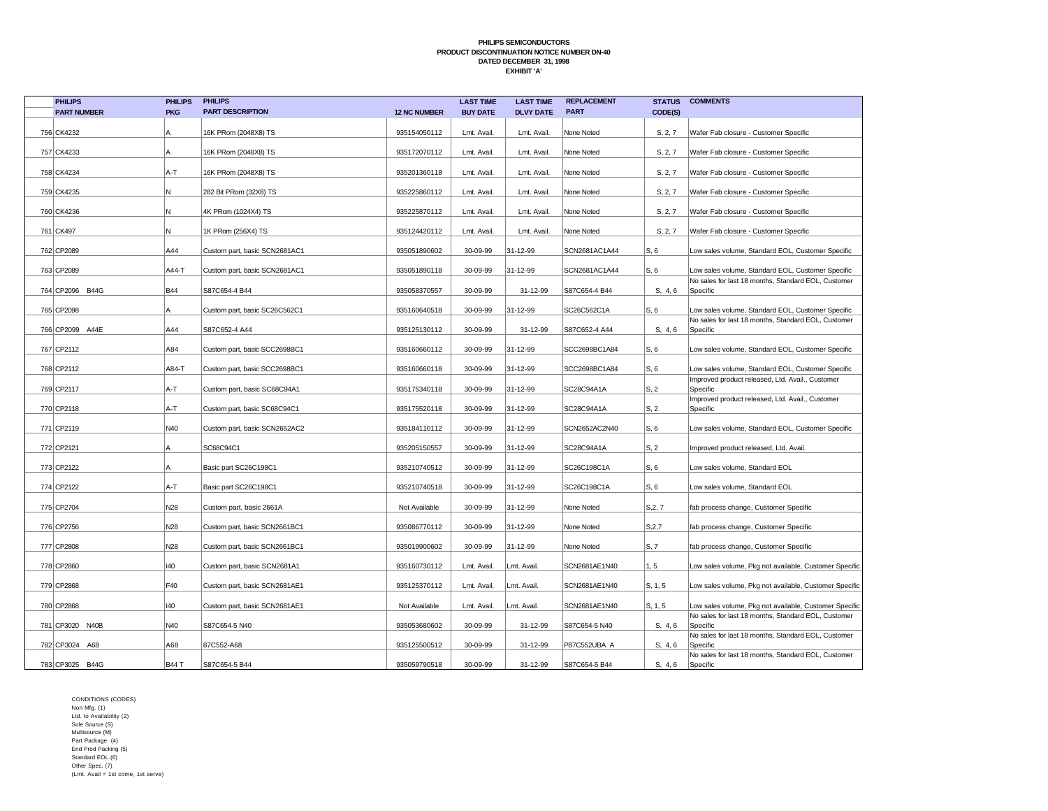**PHILIPS SEMICONDUCTORS**
**PRODUCT DISCONTINUATION NOTICE NUMBER DN-40**
**DATED DECEMBER 31, 1998**
**EXHIBIT 'A'**

| | PHILIPS PART NUMBER | PHILIPS PKG | PHILIPS PART DESCRIPTION | 12 NC NUMBER | LAST TIME BUY DATE | LAST TIME DLVY DATE | REPLACEMENT PART | STATUS CODE(S) | COMMENTS |
|---|---|---|---|---|---|---|---|---|---|
| 756 | CK4232 | A | 16K PRom (2048X8) TS | 935154050112 | Lmt. Avail. | Lmt. Avail. | None Noted | S, 2, 7 | Wafer Fab closure - Customer Specific |
| 757 | CK4233 | A | 16K PRom (2048X8) TS | 935172070112 | Lmt. Avail. | Lmt. Avail. | None Noted | S, 2, 7 | Wafer Fab closure - Customer Specific |
| 758 | CK4234 | A-T | 16K PRom (2048X8) TS | 935201360118 | Lmt. Avail. | Lmt. Avail. | None Noted | S, 2, 7 | Wafer Fab closure - Customer Specific |
| 759 | CK4235 | N | 282 Bit PRom (32X8) TS | 935225860112 | Lmt. Avail. | Lmt. Avail. | None Noted | S, 2, 7 | Wafer Fab closure - Customer Specific |
| 760 | CK4236 | N | 4K PRom (1024X4) TS | 935225870112 | Lmt. Avail. | Lmt. Avail. | None Noted | S, 2, 7 | Wafer Fab closure - Customer Specific |
| 761 | CK497 | N | 1K PRom (256X4) TS | 935124420112 | Lmt. Avail. | Lmt. Avail. | None Noted | S, 2, 7 | Wafer Fab closure - Customer Specific |
| 762 | CP2089 | A44 | Custom part, basic SCN2681AC1 | 935051890602 | 30-09-99 | 31-12-99 | SCN2681AC1A44 | S, 6 | Low sales volume, Standard EOL, Customer Specific |
| 763 | CP2089 | A44-T | Custom part, basic SCN2681AC1 | 935051890118 | 30-09-99 | 31-12-99 | SCN2681AC1A44 | S, 6 | Low sales volume, Standard EOL, Customer Specific |
| 764 | CP2096 B44G | B44 | S87C654-4 B44 | 935058370557 | 30-09-99 | 31-12-99 | S87C654-4 B44 | S, 4, 6 | No sales for last 18 months, Standard EOL, Customer Specific |
| 765 | CP2098 | A | Custom part, basic SC26C562C1 | 935160640518 | 30-09-99 | 31-12-99 | SC26C562C1A | S, 6 | Low sales volume, Standard EOL, Customer Specific |
| 766 | CP2099 A44E | A44 | S87C652-4 A44 | 935125130112 | 30-09-99 | 31-12-99 | S87C652-4 A44 | S, 4, 6 | No sales for last 18 months, Standard EOL, Customer Specific |
| 767 | CP2112 | A84 | Custom part, basic SCC2698BC1 | 935160660112 | 30-09-99 | 31-12-99 | SCC2698BC1A84 | S, 6 | Low sales volume, Standard EOL, Customer Specific |
| 768 | CP2112 | A84-T | Custom part, basic SCC2698BC1 | 935160660118 | 30-09-99 | 31-12-99 | SCC2698BC1A84 | S, 6 | Low sales volume, Standard EOL, Customer Specific |
| 769 | CP2117 | A-T | Custom part, basic SC68C94A1 | 935175340118 | 30-09-99 | 31-12-99 | SC28C94A1A | S, 2 | Improved product released, Ltd. Avail., Customer Specific |
| 770 | CP2118 | A-T | Custom part, basic SC68C94C1 | 935175520118 | 30-09-99 | 31-12-99 | SC28C94A1A | S, 2 | Improved product released, Ltd. Avail., Customer Specific |
| 771 | CP2119 | N40 | Custom part, basic SCN2652AC2 | 935184110112 | 30-09-99 | 31-12-99 | SCN2652AC2N40 | S, 6 | Low sales volume, Standard EOL, Customer Specific |
| 772 | CP2121 | A | SC68C94C1 | 935205150557 | 30-09-99 | 31-12-99 | SC28C94A1A | S, 2 | Improved product released, Ltd. Avail. |
| 773 | CP2122 | A | Basic part SC26C198C1 | 935210740512 | 30-09-99 | 31-12-99 | SC26C198C1A | S, 6 | Low sales volume, Standard EOL |
| 774 | CP2122 | A-T | Basic part SC26C198C1 | 935210740518 | 30-09-99 | 31-12-99 | SC26C198C1A | S, 6 | Low sales volume, Standard EOL |
| 775 | CP2704 | N28 | Custom part, basic 2661A | Not Available | 30-09-99 | 31-12-99 | None Noted | S,2, 7 | fab process change, Customer Specific |
| 776 | CP2756 | N28 | Custom part, basic SCN2661BC1 | 935086770112 | 30-09-99 | 31-12-99 | None Noted | S,2,7 | fab process change, Customer Specific |
| 777 | CP2808 | N28 | Custom part, basic SCN2661BC1 | 935019900602 | 30-09-99 | 31-12-99 | None Noted | S, 7 | fab process change, Customer Specific |
| 778 | CP2860 | I40 | Custom part, basic SCN2681A1 | 935160730112 | Lmt. Avail. | Lmt. Avail. | SCN2681AE1N40 | 1, 5 | Low sales volume, Pkg not available, Customer Specific |
| 779 | CP2868 | F40 | Custom part, basic SCN2681AE1 | 935125370112 | Lmt. Avail. | Lmt. Avail. | SCN2681AE1N40 | S, 1, 5 | Low sales volume, Pkg not available, Customer Specific |
| 780 | CP2868 | I40 | Custom part, basic SCN2681AE1 | Not Available | Lmt. Avail. | Lmt. Avail. | SCN2681AE1N40 | S, 1, 5 | Low sales volume, Pkg not available, Customer Specific |
| 781 | CP3020 N40B | N40 | S87C654-5 N40 | 935053680602 | 30-09-99 | 31-12-99 | S87C654-5 N40 | S, 4, 6 | No sales for last 18 months, Standard EOL, Customer Specific |
| 782 | CP3024 A68 | A68 | 87C552-A68 | 935125500512 | 30-09-99 | 31-12-99 | P87C552UBA A | S, 4, 6 | No sales for last 18 months, Standard EOL, Customer Specific |
| 783 | CP3025 B44G | B44 T | S87C654-5 B44 | 935059790518 | 30-09-99 | 31-12-99 | S87C654-5 B44 | S, 4, 6 | No sales for last 18 months, Standard EOL, Customer Specific |

CONDITIONS (CODES)
Non Mfg. (1)
Ltd. to Availability (2)
Sole Source (S)
Multisource (M)
Part Package (4)
End Prod Packing (5)
Standard EOL (6)
Other Spec. (7)
(Lmt. Avail = 1st come, 1st serve)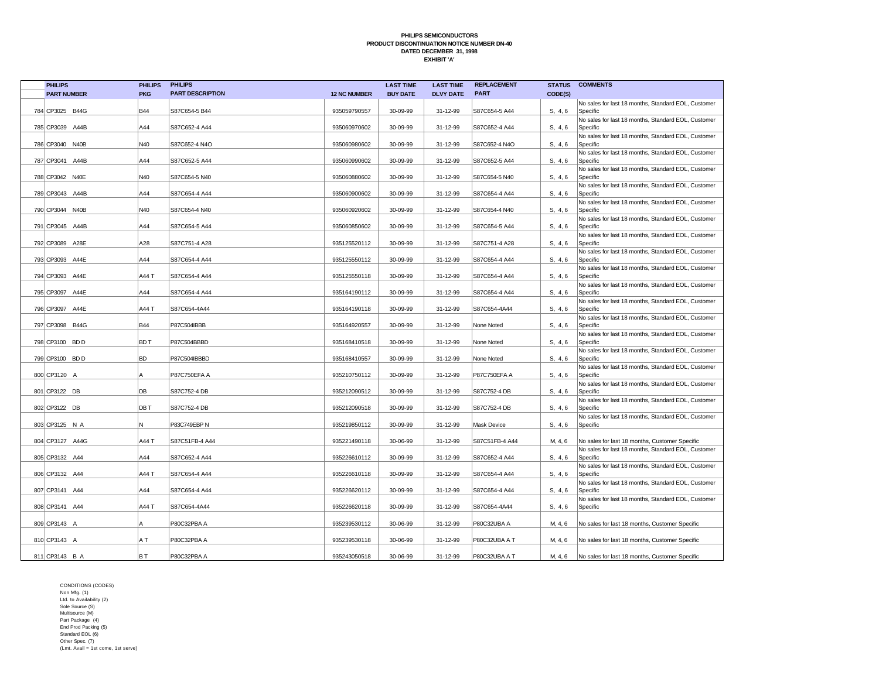**PHILIPS SEMICONDUCTORS**
**PRODUCT DISCONTINUATION NOTICE NUMBER DN-40**
**DATED DECEMBER 31, 1998**
**EXHIBIT 'A'**

| | PHILIPS PART NUMBER | PHILIPS PKG | PHILIPS PART DESCRIPTION | 12 NC NUMBER | LAST TIME BUY DATE | LAST TIME DLVY DATE | REPLACEMENT PART | STATUS CODE(S) | COMMENTS |
|---|---|---|---|---|---|---|---|---|---|
| 784 | CP3025 B44G | B44 | S87C654-5 B44 | 935059790557 | 30-09-99 | 31-12-99 | S87C654-5 A44 | S, 4, 6 | No sales for last 18 months, Standard EOL, Customer Specific |
| 785 | CP3039 A44B | A44 | S87C652-4 A44 | 935060970602 | 30-09-99 | 31-12-99 | S87C652-4 A44 | S, 4, 6 | No sales for last 18 months, Standard EOL, Customer Specific |
| 786 | CP3040 N40B | N40 | S87C652-4 N4O | 935060980602 | 30-09-99 | 31-12-99 | S87C652-4 N4O | S, 4, 6 | No sales for last 18 months, Standard EOL, Customer Specific |
| 787 | CP3041 A44B | A44 | S87C652-5 A44 | 935060990602 | 30-09-99 | 31-12-99 | S87C652-5 A44 | S, 4, 6 | No sales for last 18 months, Standard EOL, Customer Specific |
| 788 | CP3042 N40E | N40 | S87C654-5 N40 | 935060880602 | 30-09-99 | 31-12-99 | S87C654-5 N40 | S, 4, 6 | No sales for last 18 months, Standard EOL, Customer Specific |
| 789 | CP3043 A44B | A44 | S87C654-4 A44 | 935060900602 | 30-09-99 | 31-12-99 | S87C654-4 A44 | S, 4, 6 | No sales for last 18 months, Standard EOL, Customer Specific |
| 790 | CP3044 N40B | N40 | S87C654-4 N40 | 935060920602 | 30-09-99 | 31-12-99 | S87C654-4 N40 | S, 4, 6 | No sales for last 18 months, Standard EOL, Customer Specific |
| 791 | CP3045 A44B | A44 | S87C654-5 A44 | 935060850602 | 30-09-99 | 31-12-99 | S87C654-5 A44 | S, 4, 6 | No sales for last 18 months, Standard EOL, Customer Specific |
| 792 | CP3089 A28E | A28 | S87C751-4 A28 | 935125520112 | 30-09-99 | 31-12-99 | S87C751-4 A28 | S, 4, 6 | No sales for last 18 months, Standard EOL, Customer Specific |
| 793 | CP3093 A44E | A44 | S87C654-4 A44 | 935125550112 | 30-09-99 | 31-12-99 | S87C654-4 A44 | S, 4, 6 | No sales for last 18 months, Standard EOL, Customer Specific |
| 794 | CP3093 A44E | A44 T | S87C654-4 A44 | 935125550118 | 30-09-99 | 31-12-99 | S87C654-4 A44 | S, 4, 6 | No sales for last 18 months, Standard EOL, Customer Specific |
| 795 | CP3097 A44E | A44 | S87C654-4 A44 | 935164190112 | 30-09-99 | 31-12-99 | S87C654-4 A44 | S, 4, 6 | No sales for last 18 months, Standard EOL, Customer Specific |
| 796 | CP3097 A44E | A44 T | S87C654-4A44 | 935164190118 | 30-09-99 | 31-12-99 | S87C654-4A44 | S, 4, 6 | No sales for last 18 months, Standard EOL, Customer Specific |
| 797 | CP3098 B44G | B44 | P87C504IBBB | 935164920557 | 30-09-99 | 31-12-99 | None Noted | S, 4, 6 | No sales for last 18 months, Standard EOL, Customer Specific |
| 798 | CP3100 BD D | BD T | P87C504BBBD | 935168410518 | 30-09-99 | 31-12-99 | None Noted | S, 4, 6 | No sales for last 18 months, Standard EOL, Customer Specific |
| 799 | CP3100 BD D | BD | P87C504IBBBD | 935168410557 | 30-09-99 | 31-12-99 | None Noted | S, 4, 6 | No sales for last 18 months, Standard EOL, Customer Specific |
| 800 | CP3120 A | A | P87C750EFA A | 935210750112 | 30-09-99 | 31-12-99 | P87C750EFA A | S, 4, 6 | No sales for last 18 months, Standard EOL, Customer Specific |
| 801 | CP3122 DB | DB | S87C752-4 DB | 935212090512 | 30-09-99 | 31-12-99 | S87C752-4 DB | S, 4, 6 | No sales for last 18 months, Standard EOL, Customer Specific |
| 802 | CP3122 DB | DB T | S87C752-4 DB | 935212090518 | 30-09-99 | 31-12-99 | S87C752-4 DB | S, 4, 6 | No sales for last 18 months, Standard EOL, Customer Specific |
| 803 | CP3125 N A | N | P83C749EBP N | 935219850112 | 30-09-99 | 31-12-99 | Mask Device | S, 4, 6 | No sales for last 18 months, Standard EOL, Customer Specific |
| 804 | CP3127 A44G | A44 T | S87C51FB-4 A44 | 935221490118 | 30-06-99 | 31-12-99 | S87C51FB-4 A44 | M, 4, 6 | No sales for last 18 months, Customer Specific |
| 805 | CP3132 A44 | A44 | S87C652-4 A44 | 935226610112 | 30-09-99 | 31-12-99 | S87C652-4 A44 | S, 4, 6 | No sales for last 18 months, Standard EOL, Customer Specific |
| 806 | CP3132 A44 | A44 T | S87C654-4 A44 | 935226610118 | 30-09-99 | 31-12-99 | S87C654-4 A44 | S, 4, 6 | No sales for last 18 months, Standard EOL, Customer Specific |
| 807 | CP3141 A44 | A44 | S87C654-4 A44 | 935226620112 | 30-09-99 | 31-12-99 | S87C654-4 A44 | S, 4, 6 | No sales for last 18 months, Standard EOL, Customer Specific |
| 808 | CP3141 A44 | A44 T | S87C654-4A44 | 935226620118 | 30-09-99 | 31-12-99 | S87C654-4A44 | S, 4, 6 | No sales for last 18 months, Standard EOL, Customer Specific |
| 809 | CP3143 A | A | P80C32PBA A | 935239530112 | 30-06-99 | 31-12-99 | P80C32UBA A | M, 4, 6 | No sales for last 18 months, Customer Specific |
| 810 | CP3143 A | A T | P80C32PBA A | 935239530118 | 30-06-99 | 31-12-99 | P80C32UBA A T | M, 4, 6 | No sales for last 18 months, Customer Specific |
| 811 | CP3143 B A | B T | P80C32PBA A | 935243050518 | 30-06-99 | 31-12-99 | P80C32UBA A T | M, 4, 6 | No sales for last 18 months, Customer Specific |

CONDITIONS (CODES)
Non Mfg. (1)
Ltd. to Availability (2)
Sole Source (S)
Multisource (M)
Part Package (4)
End Prod Packing (5)
Standard EOL (6)
Other Spec. (7)
(Lmt. Avail = 1st come, 1st serve)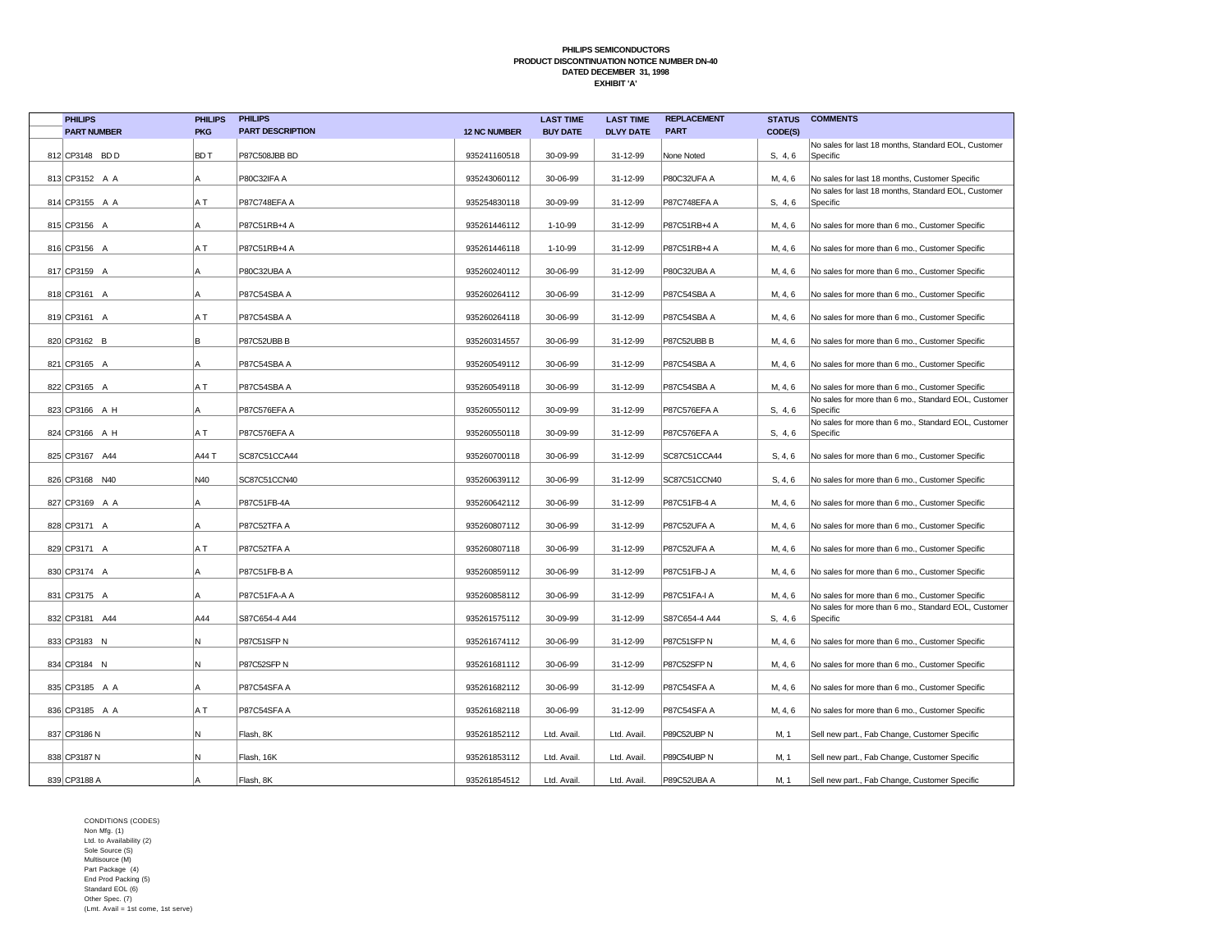**PHILIPS SEMICONDUCTORS**
**PRODUCT DISCONTINUATION NOTICE NUMBER DN-40**
**DATED DECEMBER 31, 1998**
**EXHIBIT 'A'**

| | PHILIPS PART NUMBER | PHILIPS PKG | PHILIPS PART DESCRIPTION | 12 NC NUMBER | LAST TIME BUY DATE | LAST TIME DLVY DATE | REPLACEMENT PART | STATUS CODE(S) | COMMENTS |
|---|---|---|---|---|---|---|---|---|---|
| 812 | CP3148 BD D | BD T | P87C508JBB BD | 935241160518 | 30-09-99 | 31-12-99 | None Noted | S, 4, 6 | No sales for last 18 months, Standard EOL, Customer Specific |
| 813 | CP3152 A A | A | P80C32IFA A | 935243060112 | 30-06-99 | 31-12-99 | P80C32UFA A | M, 4, 6 | No sales for last 18 months, Customer Specific |
| 814 | CP3155 A A | A T | P87C748EFA A | 935254830118 | 30-09-99 | 31-12-99 | P87C748EFA A | S, 4, 6 | No sales for last 18 months, Standard EOL, Customer Specific |
| 815 | CP3156 A | A | P87C51RB+4 A | 935261446112 | 1-10-99 | 31-12-99 | P87C51RB+4 A | M, 4, 6 | No sales for more than 6 mo., Customer Specific |
| 816 | CP3156 A | A T | P87C51RB+4 A | 935261446118 | 1-10-99 | 31-12-99 | P87C51RB+4 A | M, 4, 6 | No sales for more than 6 mo., Customer Specific |
| 817 | CP3159 A | A | P80C32UBA A | 935260240112 | 30-06-99 | 31-12-99 | P80C32UBA A | M, 4, 6 | No sales for more than 6 mo., Customer Specific |
| 818 | CP3161 A | A | P87C54SBA A | 935260264112 | 30-06-99 | 31-12-99 | P87C54SBA A | M, 4, 6 | No sales for more than 6 mo., Customer Specific |
| 819 | CP3161 A | A T | P87C54SBA A | 935260264118 | 30-06-99 | 31-12-99 | P87C54SBA A | M, 4, 6 | No sales for more than 6 mo., Customer Specific |
| 820 | CP3162 B | B | P87C52UBB B | 935260314557 | 30-06-99 | 31-12-99 | P87C52UBB B | M, 4, 6 | No sales for more than 6 mo., Customer Specific |
| 821 | CP3165 A | A | P87C54SBA A | 935260549112 | 30-06-99 | 31-12-99 | P87C54SBA A | M, 4, 6 | No sales for more than 6 mo., Customer Specific |
| 822 | CP3165 A | A T | P87C54SBA A | 935260549118 | 30-06-99 | 31-12-99 | P87C54SBA A | M, 4, 6 | No sales for more than 6 mo., Customer Specific |
| 823 | CP3166 A H | A | P87C576EFA A | 935260550112 | 30-09-99 | 31-12-99 | P87C576EFA A | S, 4, 6 | No sales for more than 6 mo., Standard EOL, Customer Specific |
| 824 | CP3166 A H | A T | P87C576EFA A | 935260550118 | 30-09-99 | 31-12-99 | P87C576EFA A | S, 4, 6 | No sales for more than 6 mo., Standard EOL, Customer Specific |
| 825 | CP3167 A44 | A44 T | SC87C51CCA44 | 935260700118 | 30-06-99 | 31-12-99 | SC87C51CCA44 | S, 4, 6 | No sales for more than 6 mo., Customer Specific |
| 826 | CP3168 N40 | N40 | SC87C51CCN40 | 935260639112 | 30-06-99 | 31-12-99 | SC87C51CCN40 | S, 4, 6 | No sales for more than 6 mo., Customer Specific |
| 827 | CP3169 A A | A | P87C51FB-4A | 935260642112 | 30-06-99 | 31-12-99 | P87C51FB-4 A | M, 4, 6 | No sales for more than 6 mo., Customer Specific |
| 828 | CP3171 A | A | P87C52TFA A | 935260807112 | 30-06-99 | 31-12-99 | P87C52UFA A | M, 4, 6 | No sales for more than 6 mo., Customer Specific |
| 829 | CP3171 A | A T | P87C52TFA A | 935260807118 | 30-06-99 | 31-12-99 | P87C52UFA A | M, 4, 6 | No sales for more than 6 mo., Customer Specific |
| 830 | CP3174 A | A | P87C51FB-B A | 935260859112 | 30-06-99 | 31-12-99 | P87C51FB-J A | M, 4, 6 | No sales for more than 6 mo., Customer Specific |
| 831 | CP3175 A | A | P87C51FA-A A | 935260858112 | 30-06-99 | 31-12-99 | P87C51FA-I A | M, 4, 6 | No sales for more than 6 mo., Customer Specific |
| 832 | CP3181 A44 | A44 | S87C654-4 A44 | 935261575112 | 30-09-99 | 31-12-99 | S87C654-4 A44 | S, 4, 6 | No sales for more than 6 mo., Standard EOL, Customer Specific |
| 833 | CP3183 N | N | P87C51SFP N | 935261674112 | 30-06-99 | 31-12-99 | P87C51SFP N | M, 4, 6 | No sales for more than 6 mo., Customer Specific |
| 834 | CP3184 N | N | P87C52SFP N | 935261681112 | 30-06-99 | 31-12-99 | P87C52SFP N | M, 4, 6 | No sales for more than 6 mo., Customer Specific |
| 835 | CP3185 A A | A | P87C54SFA A | 935261682112 | 30-06-99 | 31-12-99 | P87C54SFA A | M, 4, 6 | No sales for more than 6 mo., Customer Specific |
| 836 | CP3185 A A | A T | P87C54SFA A | 935261682118 | 30-06-99 | 31-12-99 | P87C54SFA A | M, 4, 6 | No sales for more than 6 mo., Customer Specific |
| 837 | CP3186 N | N | Flash, 8K | 935261852112 | Ltd. Avail. | Ltd. Avail. | P89C52UBP N | M, 1 | Sell new part., Fab Change, Customer Specific |
| 838 | CP3187 N | N | Flash, 16K | 935261853112 | Ltd. Avail. | Ltd. Avail. | P89C54UBP N | M, 1 | Sell new part., Fab Change, Customer Specific |
| 839 | CP3188 A | A | Flash, 8K | 935261854512 | Ltd. Avail. | Ltd. Avail. | P89C52UBA A | M, 1 | Sell new part., Fab Change, Customer Specific |

CONDITIONS (CODES)
Non Mfg. (1)
Ltd. to Availability (2)
Sole Source (S)
Multisource (M)
Part Package (4)
End Prod Packing (5)
Standard EOL (6)
Other Spec. (7)
(Lmt. Avail = 1st come, 1st serve)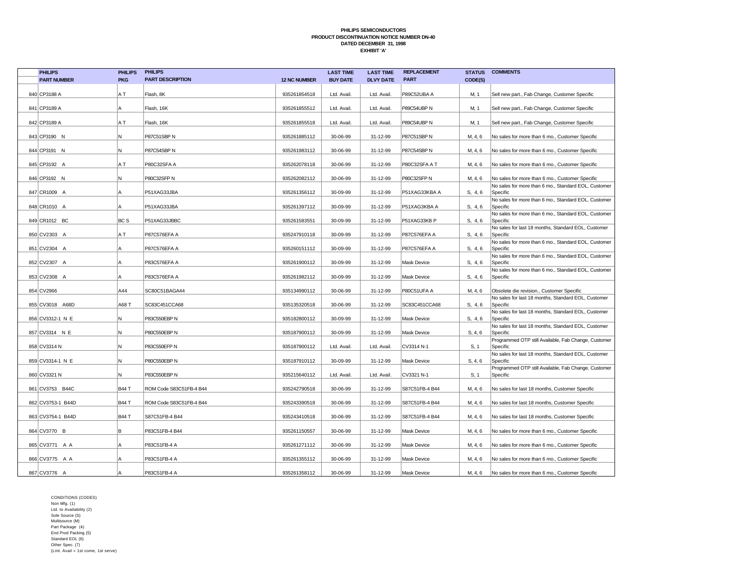**PHILIPS SEMICONDUCTORS**
**PRODUCT DISCONTINUATION NOTICE NUMBER DN-40**
**DATED DECEMBER 31, 1998**
**EXHIBIT 'A'**

| | PHILIPS PART NUMBER | PHILIPS PKG | PHILIPS PART DESCRIPTION | 12 NC NUMBER | LAST TIME BUY DATE | LAST TIME DLVY DATE | REPLACEMENT PART | STATUS CODE(S) | COMMENTS |
|---|---|---|---|---|---|---|---|---|---|
| 840 | CP3188 A | A T | Flash, 8K | 935261854518 | Ltd. Avail. | Ltd. Avail. | P89C52UBA A | M, 1 | Sell new part., Fab Change, Customer Specific |
| 841 | CP3189 A | A | Flash, 16K | 935261855512 | Ltd. Avail. | Ltd. Avail. | P89C54UBP N | M, 1 | Sell new part., Fab Change, Customer Specific |
| 842 | CP3189 A | A T | Flash, 16K | 935261855518 | Ltd. Avail. | Ltd. Avail. | P89C54UBP N | M, 1 | Sell new part., Fab Change, Customer Specific |
| 843 | CP3190 N | N | P87C51SBP N | 935261885112 | 30-06-99 | 31-12-99 | P87C51SBP N | M, 4, 6 | No sales for more than 6 mo., Customer Specific |
| 844 | CP3191 N | N | P87C54SBP N | 935261983112 | 30-06-99 | 31-12-99 | P87C54SBP N | M, 4, 6 | No sales for more than 6 mo., Customer Specific |
| 845 | CP3192 A | A T | P80C32SFA A | 935262078118 | 30-06-99 | 31-12-99 | P80C32SFA A T | M, 4, 6 | No sales for more than 6 mo., Customer Specific |
| 846 | CP3192 N | N | P80C32SFP N | 935262082112 | 30-06-99 | 31-12-99 | P80C32SFP N | M, 4, 6 | No sales for more than 6 mo., Customer Specific |
| 847 | CR1009 A | A | P51XAG33JBA | 935261356112 | 30-09-99 | 31-12-99 | P51XAG33KBA A | S, 4, 6 | No sales for more than 6 mo., Standard EOL, Customer Specific |
| 848 | CR1010 A | A | P51XAG33JBA | 935261397112 | 30-09-99 | 31-12-99 | P51XAG3KBA A | S, 4, 6 | No sales for more than 6 mo., Standard EOL, Customer Specific |
| 849 | CR1012 BC | BC S | P51XAG33JBBC | 935261583551 | 30-09-99 | 31-12-99 | P51XAG33KB P | S, 4, 6 | No sales for more than 6 mo., Standard EOL, Customer Specific |
| 850 | CV2303 A | A T | P87C576EFA A | 935247910118 | 30-09-99 | 31-12-99 | P87C576EFA A | S, 4, 6 | No sales for last 18 months, Standard EOL, Customer Specific |
| 851 | CV2304 A | A | P87C576EFA A | 935260151112 | 30-09-99 | 31-12-99 | P87C576EFA A | S, 4, 6 | No sales for more than 6 mo., Standard EOL, Customer Specific |
| 852 | CV2307 A | A | P83C576EFA A | 935261900112 | 30-09-99 | 31-12-99 | Mask Device | S, 4, 6 | No sales for more than 6 mo., Standard EOL, Customer Specific |
| 853 | CV2308 A | A | P83C576EFA A | 935261982112 | 30-09-99 | 31-12-99 | Mask Device | S, 4, 6 | No sales for more than 6 mo., Standard EOL, Customer Specific |
| 854 | CV2966 | A44 | SC80C51BAGA44 | 935134990112 | 30-06-99 | 31-12-99 | P80C51UFA A | M, 4, 6 | Obsolete die revision., Customer Specific |
| 855 | CV3018 A68D | A68 T | SC83C451CCA68 | 935135320518 | 30-06-99 | 31-12-99 | SC83C451CCA68 | S, 4, 6 | No sales for last 18 months, Standard EOL, Customer Specific |
| 856 | CV3312-1 N E | N | P83C550EBP N | 935182800112 | 30-09-99 | 31-12-99 | Mask Device | S, 4, 6 | No sales for last 18 months, Standard EOL, Customer Specific |
| 857 | CV3314 N E | N | P80C550EBP N | 935187900112 | 30-09-99 | 31-12-99 | Mask Device | S, 4, 6 | No sales for last 18 months, Standard EOL, Customer Specific |
| 858 | CV3314 N | N | P83C550EFP N | 935187900112 | Ltd. Avail. | Ltd. Avail. | CV3314 N-1 | S, 1 | Programmed OTP still Available, Fab Change, Customer Specific |
| 859 | CV3314-1 N E | N | P80C550EBP N | 935187910112 | 30-09-99 | 31-12-99 | Mask Device | S, 4, 6 | No sales for last 18 months, Standard EOL, Customer Specific |
| 860 | CV3321 N | N | P83C550EBP N | 935215640112 | Ltd. Avail. | Ltd. Avail. | CV3321 N-1 | S, 1 | Programmed OTP still Available, Fab Change, Customer Specific |
| 861 | CV3753 B44C | B44 T | ROM Code S83C51FB-4 B44 | 935242790518 | 30-06-99 | 31-12-99 | S87C51FB-4 B44 | M, 4, 6 | No sales for last 18 months, Customer Specific |
| 862 | CV3753-1 B44D | B44 T | ROM Code S83C51FB-4 B44 | 935243390518 | 30-06-99 | 31-12-99 | S87C51FB-4 B44 | M, 4, 6 | No sales for last 18 months, Customer Specific |
| 863 | CV3754-1 B44D | B44 T | S87C51FB-4 B44 | 935243410518 | 30-06-99 | 31-12-99 | S87C51FB-4 B44 | M, 4, 6 | No sales for last 18 months, Customer Specific |
| 864 | CV3770 B | B | P83C51FB-4 B44 | 935261150557 | 30-06-99 | 31-12-99 | Mask Device | M, 4, 6 | No sales for more than 6 mo., Customer Specific |
| 865 | CV3771 A A | A | P83C51FB-4 A | 935261271112 | 30-06-99 | 31-12-99 | Mask Device | M, 4, 6 | No sales for more than 6 mo., Customer Specific |
| 866 | CV3775 A A | A | P83C51FB-4 A | 935261355112 | 30-06-99 | 31-12-99 | Mask Device | M, 4, 6 | No sales for more than 6 mo., Customer Specific |
| 867 | CV3776 A | A | P83C51FB-4 A | 935261358112 | 30-06-99 | 31-12-99 | Mask Device | M, 4, 6 | No sales for more than 6 mo., Customer Specific |

CONDITIONS (CODES)
Non Mfg. (1)
Ltd. to Availability (2)
Sole Source (S)
Multisource (M)
Part Package (4)
End Prod Packing (5)
Standard EOL (6)
Other Spec. (7)
(Lmt. Avail = 1st come, 1st serve)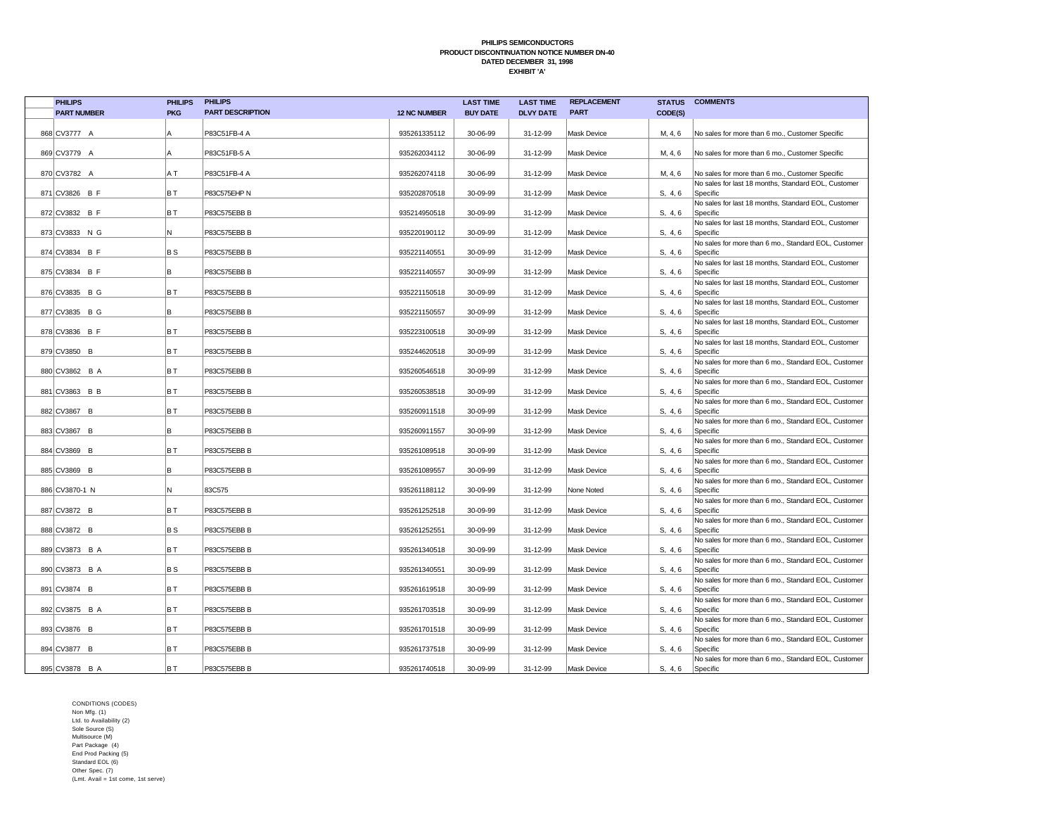**PHILIPS SEMICONDUCTORS**
**PRODUCT DISCONTINUATION NOTICE NUMBER DN-40**
**DATED DECEMBER 31, 1998**
**EXHIBIT 'A'**

| | PHILIPS PART NUMBER | PHILIPS PKG | PHILIPS PART DESCRIPTION | 12 NC NUMBER | LAST TIME BUY DATE | LAST TIME DLVY DATE | REPLACEMENT PART | STATUS CODE(S) | COMMENTS |
|---|---|---|---|---|---|---|---|---|---|
| 868 | CV3777 A | A | P83C51FB-4 A | 935261335112 | 30-06-99 | 31-12-99 | Mask Device | M, 4, 6 | No sales for more than 6 mo., Customer Specific |
| 869 | CV3779 A | A | P83C51FB-5 A | 935262034112 | 30-06-99 | 31-12-99 | Mask Device | M, 4, 6 | No sales for more than 6 mo., Customer Specific |
| 870 | CV3782 A | A T | P83C51FB-4 A | 935262074118 | 30-06-99 | 31-12-99 | Mask Device | M, 4, 6 | No sales for more than 6 mo., Customer Specific |
| 871 | CV3826 B F | B T | P83C575EHP N | 935202870518 | 30-09-99 | 31-12-99 | Mask Device | S, 4, 6 | No sales for last 18 months, Standard EOL, Customer Specific |
| 872 | CV3832 B F | B T | P83C575EBB B | 935214950518 | 30-09-99 | 31-12-99 | Mask Device | S, 4, 6 | No sales for last 18 months, Standard EOL, Customer Specific |
| 873 | CV3833 N G | N | P83C575EBB B | 935220190112 | 30-09-99 | 31-12-99 | Mask Device | S, 4, 6 | No sales for last 18 months, Standard EOL, Customer Specific |
| 874 | CV3834 B F | B S | P83C575EBB B | 935221140551 | 30-09-99 | 31-12-99 | Mask Device | S, 4, 6 | No sales for more than 6 mo., Standard EOL, Customer Specific |
| 875 | CV3834 B F | B | P83C575EBB B | 935221140557 | 30-09-99 | 31-12-99 | Mask Device | S, 4, 6 | No sales for last 18 months, Standard EOL, Customer Specific |
| 876 | CV3835 B G | B T | P83C575EBB B | 935221150518 | 30-09-99 | 31-12-99 | Mask Device | S, 4, 6 | No sales for last 18 months, Standard EOL, Customer Specific |
| 877 | CV3835 B G | B | P83C575EBB B | 935221150557 | 30-09-99 | 31-12-99 | Mask Device | S, 4, 6 | No sales for last 18 months, Standard EOL, Customer Specific |
| 878 | CV3836 B F | B T | P83C575EBB B | 935223100518 | 30-09-99 | 31-12-99 | Mask Device | S, 4, 6 | No sales for last 18 months, Standard EOL, Customer Specific |
| 879 | CV3850 B | B T | P83C575EBB B | 935244620518 | 30-09-99 | 31-12-99 | Mask Device | S, 4, 6 | No sales for last 18 months, Standard EOL, Customer Specific |
| 880 | CV3862 B A | B T | P83C575EBB B | 935260546518 | 30-09-99 | 31-12-99 | Mask Device | S, 4, 6 | No sales for more than 6 mo., Standard EOL, Customer Specific |
| 881 | CV3863 B B | B T | P83C575EBB B | 935260538518 | 30-09-99 | 31-12-99 | Mask Device | S, 4, 6 | No sales for more than 6 mo., Standard EOL, Customer Specific |
| 882 | CV3867 B | B T | P83C575EBB B | 935260911518 | 30-09-99 | 31-12-99 | Mask Device | S, 4, 6 | No sales for more than 6 mo., Standard EOL, Customer Specific |
| 883 | CV3867 B | B | P83C575EBB B | 935260911557 | 30-09-99 | 31-12-99 | Mask Device | S, 4, 6 | No sales for more than 6 mo., Standard EOL, Customer Specific |
| 884 | CV3869 B | B T | P83C575EBB B | 935261089518 | 30-09-99 | 31-12-99 | Mask Device | S, 4, 6 | No sales for more than 6 mo., Standard EOL, Customer Specific |
| 885 | CV3869 B | B | P83C575EBB B | 935261089557 | 30-09-99 | 31-12-99 | Mask Device | S, 4, 6 | No sales for more than 6 mo., Standard EOL, Customer Specific |
| 886 | CV3870-1 N | N | 83C575 | 935261188112 | 30-09-99 | 31-12-99 | None Noted | S, 4, 6 | No sales for more than 6 mo., Standard EOL, Customer Specific |
| 887 | CV3872 B | B T | P83C575EBB B | 935261252518 | 30-09-99 | 31-12-99 | Mask Device | S, 4, 6 | No sales for more than 6 mo., Standard EOL, Customer Specific |
| 888 | CV3872 B | B S | P83C575EBB B | 935261252551 | 30-09-99 | 31-12-99 | Mask Device | S, 4, 6 | No sales for more than 6 mo., Standard EOL, Customer Specific |
| 889 | CV3873 B A | B T | P83C575EBB B | 935261340518 | 30-09-99 | 31-12-99 | Mask Device | S, 4, 6 | No sales for more than 6 mo., Standard EOL, Customer Specific |
| 890 | CV3873 B A | B S | P83C575EBB B | 935261340551 | 30-09-99 | 31-12-99 | Mask Device | S, 4, 6 | No sales for more than 6 mo., Standard EOL, Customer Specific |
| 891 | CV3874 B | B T | P83C575EBB B | 935261619518 | 30-09-99 | 31-12-99 | Mask Device | S, 4, 6 | No sales for more than 6 mo., Standard EOL, Customer Specific |
| 892 | CV3875 B A | B T | P83C575EBB B | 935261703518 | 30-09-99 | 31-12-99 | Mask Device | S, 4, 6 | No sales for more than 6 mo., Standard EOL, Customer Specific |
| 893 | CV3876 B | B T | P83C575EBB B | 935261701518 | 30-09-99 | 31-12-99 | Mask Device | S, 4, 6 | No sales for more than 6 mo., Standard EOL, Customer Specific |
| 894 | CV3877 B | B T | P83C575EBB B | 935261737518 | 30-09-99 | 31-12-99 | Mask Device | S, 4, 6 | No sales for more than 6 mo., Standard EOL, Customer Specific |
| 895 | CV3878 B A | B T | P83C575EBB B | 935261740518 | 30-09-99 | 31-12-99 | Mask Device | S, 4, 6 | No sales for more than 6 mo., Standard EOL, Customer Specific |

CONDITIONS (CODES)
Non Mfg. (1)
Ltd. to Availability (2)
Sole Source (S)
Multisource (M)
Part Package (4)
End Prod Packing (5)
Standard EOL (6)
Other Spec. (7)
(Lmt. Avail = 1st come, 1st serve)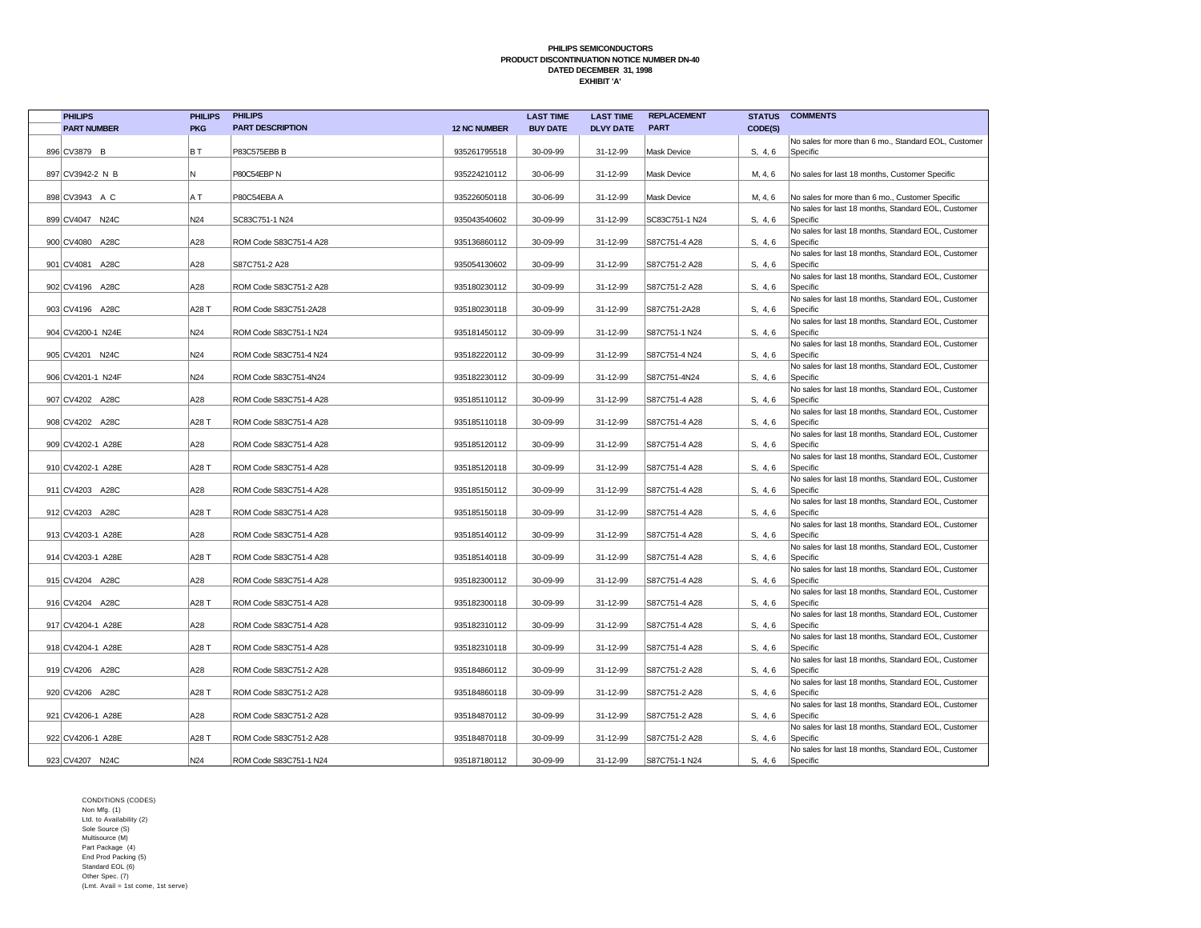**PHILIPS SEMICONDUCTORS**
**PRODUCT DISCONTINUATION NOTICE NUMBER DN-40**
**DATED DECEMBER 31, 1998**
**EXHIBIT 'A'**

| | PHILIPS PART NUMBER | PHILIPS PKG | PHILIPS PART DESCRIPTION | 12 NC NUMBER | LAST TIME BUY DATE | LAST TIME DLVY DATE | REPLACEMENT PART | STATUS CODE(S) | COMMENTS |
|---|---|---|---|---|---|---|---|---|---|
| 896 | CV3879 B | B T | P83C575EBB B | 935261795518 | 30-09-99 | 31-12-99 | Mask Device | S, 4, 6 | No sales for more than 6 mo., Standard EOL, Customer Specific |
| 897 | CV3942-2 N B | N | P80C54EBP N | 935224210112 | 30-06-99 | 31-12-99 | Mask Device | M, 4, 6 | No sales for last 18 months, Customer Specific |
| 898 | CV3943 A C | A T | P80C54EBA A | 935226050118 | 30-06-99 | 31-12-99 | Mask Device | M, 4, 6 | No sales for more than 6 mo., Customer Specific |
| 899 | CV4047 N24C | N24 | SC83C751-1 N24 | 935043540602 | 30-09-99 | 31-12-99 | SC83C751-1 N24 | S, 4, 6 | No sales for last 18 months, Standard EOL, Customer Specific |
| 900 | CV4080 A28C | A28 | ROM Code S83C751-4 A28 | 935136860112 | 30-09-99 | 31-12-99 | S87C751-4 A28 | S, 4, 6 | No sales for last 18 months, Standard EOL, Customer Specific |
| 901 | CV4081 A28C | A28 | S87C751-2 A28 | 935054130602 | 30-09-99 | 31-12-99 | S87C751-2 A28 | S, 4, 6 | No sales for last 18 months, Standard EOL, Customer Specific |
| 902 | CV4196 A28C | A28 | ROM Code S83C751-2 A28 | 935180230112 | 30-09-99 | 31-12-99 | S87C751-2 A28 | S, 4, 6 | No sales for last 18 months, Standard EOL, Customer Specific |
| 903 | CV4196 A28C | A28 T | ROM Code S83C751-2A28 | 935180230118 | 30-09-99 | 31-12-99 | S87C751-2A28 | S, 4, 6 | No sales for last 18 months, Standard EOL, Customer Specific |
| 904 | CV4200-1 N24E | N24 | ROM Code S83C751-1 N24 | 935181450112 | 30-09-99 | 31-12-99 | S87C751-1 N24 | S, 4, 6 | No sales for last 18 months, Standard EOL, Customer Specific |
| 905 | CV4201 N24C | N24 | ROM Code S83C751-4 N24 | 935182220112 | 30-09-99 | 31-12-99 | S87C751-4 N24 | S, 4, 6 | No sales for last 18 months, Standard EOL, Customer Specific |
| 906 | CV4201-1 N24F | N24 | ROM Code S83C751-4N24 | 935182230112 | 30-09-99 | 31-12-99 | S87C751-4N24 | S, 4, 6 | No sales for last 18 months, Standard EOL, Customer Specific |
| 907 | CV4202 A28C | A28 | ROM Code S83C751-4 A28 | 935185110112 | 30-09-99 | 31-12-99 | S87C751-4 A28 | S, 4, 6 | No sales for last 18 months, Standard EOL, Customer Specific |
| 908 | CV4202 A28C | A28 T | ROM Code S83C751-4 A28 | 935185110118 | 30-09-99 | 31-12-99 | S87C751-4 A28 | S, 4, 6 | No sales for last 18 months, Standard EOL, Customer Specific |
| 909 | CV4202-1 A28E | A28 | ROM Code S83C751-4 A28 | 935185120112 | 30-09-99 | 31-12-99 | S87C751-4 A28 | S, 4, 6 | No sales for last 18 months, Standard EOL, Customer Specific |
| 910 | CV4202-1 A28E | A28 T | ROM Code S83C751-4 A28 | 935185120118 | 30-09-99 | 31-12-99 | S87C751-4 A28 | S, 4, 6 | No sales for last 18 months, Standard EOL, Customer Specific |
| 911 | CV4203 A28C | A28 | ROM Code S83C751-4 A28 | 935185150112 | 30-09-99 | 31-12-99 | S87C751-4 A28 | S, 4, 6 | No sales for last 18 months, Standard EOL, Customer Specific |
| 912 | CV4203 A28C | A28 T | ROM Code S83C751-4 A28 | 935185150118 | 30-09-99 | 31-12-99 | S87C751-4 A28 | S, 4, 6 | No sales for last 18 months, Standard EOL, Customer Specific |
| 913 | CV4203-1 A28E | A28 | ROM Code S83C751-4 A28 | 935185140112 | 30-09-99 | 31-12-99 | S87C751-4 A28 | S, 4, 6 | No sales for last 18 months, Standard EOL, Customer Specific |
| 914 | CV4203-1 A28E | A28 T | ROM Code S83C751-4 A28 | 935185140118 | 30-09-99 | 31-12-99 | S87C751-4 A28 | S, 4, 6 | No sales for last 18 months, Standard EOL, Customer Specific |
| 915 | CV4204 A28C | A28 | ROM Code S83C751-4 A28 | 935182300112 | 30-09-99 | 31-12-99 | S87C751-4 A28 | S, 4, 6 | No sales for last 18 months, Standard EOL, Customer Specific |
| 916 | CV4204 A28C | A28 T | ROM Code S83C751-4 A28 | 935182300118 | 30-09-99 | 31-12-99 | S87C751-4 A28 | S, 4, 6 | No sales for last 18 months, Standard EOL, Customer Specific |
| 917 | CV4204-1 A28E | A28 | ROM Code S83C751-4 A28 | 935182310112 | 30-09-99 | 31-12-99 | S87C751-4 A28 | S, 4, 6 | No sales for last 18 months, Standard EOL, Customer Specific |
| 918 | CV4204-1 A28E | A28 T | ROM Code S83C751-4 A28 | 935182310118 | 30-09-99 | 31-12-99 | S87C751-4 A28 | S, 4, 6 | No sales for last 18 months, Standard EOL, Customer Specific |
| 919 | CV4206 A28C | A28 | ROM Code S83C751-2 A28 | 935184860112 | 30-09-99 | 31-12-99 | S87C751-2 A28 | S, 4, 6 | No sales for last 18 months, Standard EOL, Customer Specific |
| 920 | CV4206 A28C | A28 T | ROM Code S83C751-2 A28 | 935184860118 | 30-09-99 | 31-12-99 | S87C751-2 A28 | S, 4, 6 | No sales for last 18 months, Standard EOL, Customer Specific |
| 921 | CV4206-1 A28E | A28 | ROM Code S83C751-2 A28 | 935184870112 | 30-09-99 | 31-12-99 | S87C751-2 A28 | S, 4, 6 | No sales for last 18 months, Standard EOL, Customer Specific |
| 922 | CV4206-1 A28E | A28 T | ROM Code S83C751-2 A28 | 935184870118 | 30-09-99 | 31-12-99 | S87C751-2 A28 | S, 4, 6 | No sales for last 18 months, Standard EOL, Customer Specific |
| 923 | CV4207 N24C | N24 | ROM Code S83C751-1 N24 | 935187180112 | 30-09-99 | 31-12-99 | S87C751-1 N24 | S, 4, 6 | No sales for last 18 months, Standard EOL, Customer Specific |

CONDITIONS (CODES)
Non Mfg. (1)
Ltd. to Availability (2)
Sole Source (S)
Multisource (M)
Part Package (4)
End Prod Packing (5)
Standard EOL (6)
Other Spec. (7)
(Lmt. Avail = 1st come, 1st serve)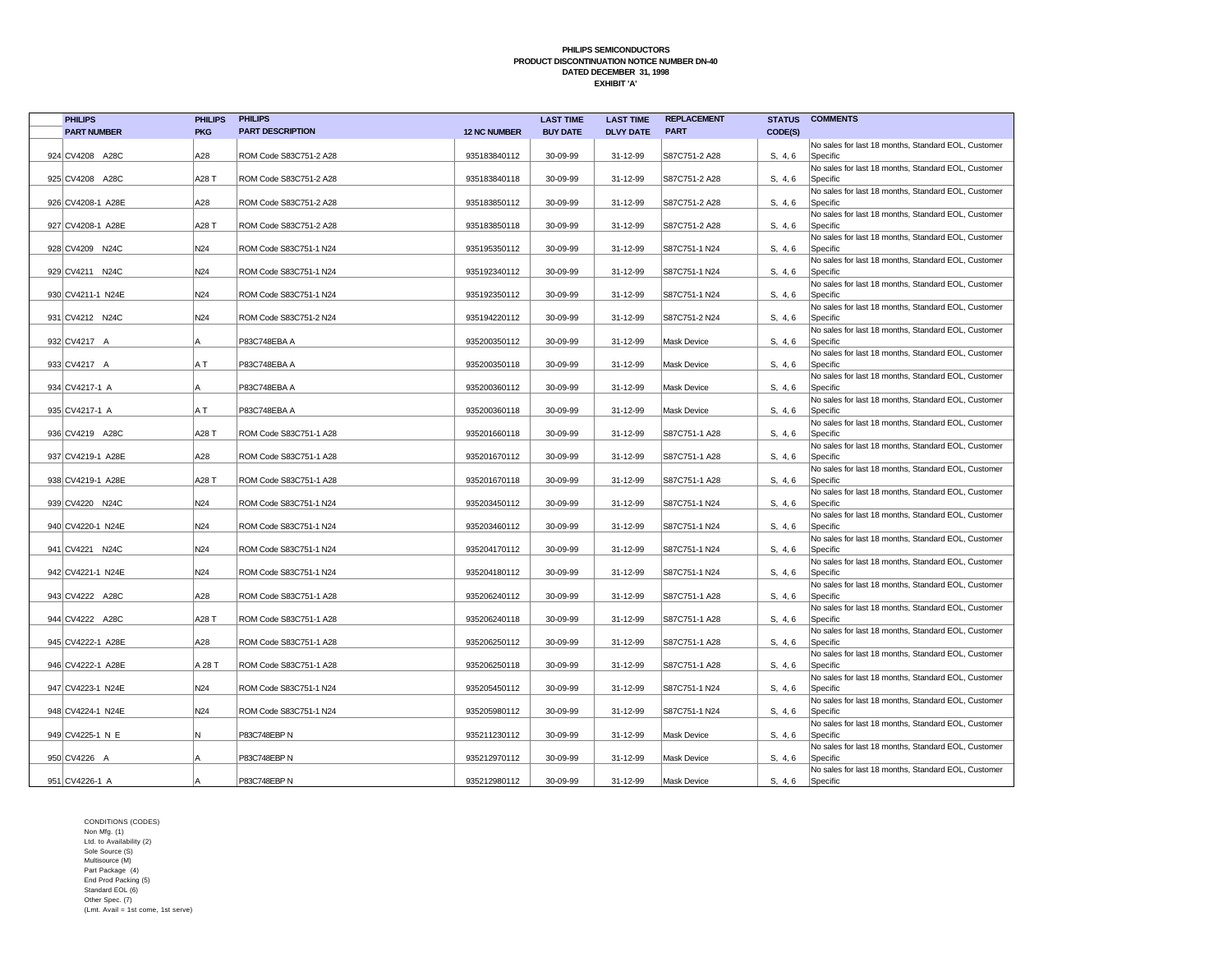**PHILIPS SEMICONDUCTORS**
**PRODUCT DISCONTINUATION NOTICE NUMBER DN-40**
**DATED DECEMBER 31, 1998**
**EXHIBIT 'A'**

| | PHILIPS PART NUMBER | PHILIPS PKG | PHILIPS PART DESCRIPTION | 12 NC NUMBER | LAST TIME BUY DATE | LAST TIME DLVY DATE | REPLACEMENT PART | STATUS CODE(S) | COMMENTS |
|---|---|---|---|---|---|---|---|---|---|
| 924 | CV4208 A28C | A28 | ROM Code S83C751-2 A28 | 935183840112 | 30-09-99 | 31-12-99 | S87C751-2 A28 | S, 4, 6 | No sales for last 18 months, Standard EOL, Customer Specific |
| 925 | CV4208 A28C | A28 T | ROM Code S83C751-2 A28 | 935183840118 | 30-09-99 | 31-12-99 | S87C751-2 A28 | S, 4, 6 | No sales for last 18 months, Standard EOL, Customer Specific |
| 926 | CV4208-1 A28E | A28 | ROM Code S83C751-2 A28 | 935183850112 | 30-09-99 | 31-12-99 | S87C751-2 A28 | S, 4, 6 | No sales for last 18 months, Standard EOL, Customer Specific |
| 927 | CV4208-1 A28E | A28 T | ROM Code S83C751-2 A28 | 935183850118 | 30-09-99 | 31-12-99 | S87C751-2 A28 | S, 4, 6 | No sales for last 18 months, Standard EOL, Customer Specific |
| 928 | CV4209 N24C | N24 | ROM Code S83C751-1 N24 | 935195350112 | 30-09-99 | 31-12-99 | S87C751-1 N24 | S, 4, 6 | No sales for last 18 months, Standard EOL, Customer Specific |
| 929 | CV4211 N24C | N24 | ROM Code S83C751-1 N24 | 935192340112 | 30-09-99 | 31-12-99 | S87C751-1 N24 | S, 4, 6 | No sales for last 18 months, Standard EOL, Customer Specific |
| 930 | CV4211-1 N24E | N24 | ROM Code S83C751-1 N24 | 935192350112 | 30-09-99 | 31-12-99 | S87C751-1 N24 | S, 4, 6 | No sales for last 18 months, Standard EOL, Customer Specific |
| 931 | CV4212 N24C | N24 | ROM Code S83C751-2 N24 | 935194220112 | 30-09-99 | 31-12-99 | S87C751-2 N24 | S, 4, 6 | No sales for last 18 months, Standard EOL, Customer Specific |
| 932 | CV4217 A | A | P83C748EBA A | 935200350112 | 30-09-99 | 31-12-99 | Mask Device | S, 4, 6 | No sales for last 18 months, Standard EOL, Customer Specific |
| 933 | CV4217 A | A T | P83C748EBA A | 935200350118 | 30-09-99 | 31-12-99 | Mask Device | S, 4, 6 | No sales for last 18 months, Standard EOL, Customer Specific |
| 934 | CV4217-1 A | A | P83C748EBA A | 935200360112 | 30-09-99 | 31-12-99 | Mask Device | S, 4, 6 | No sales for last 18 months, Standard EOL, Customer Specific |
| 935 | CV4217-1 A | A T | P83C748EBA A | 935200360118 | 30-09-99 | 31-12-99 | Mask Device | S, 4, 6 | No sales for last 18 months, Standard EOL, Customer Specific |
| 936 | CV4219 A28C | A28 T | ROM Code S83C751-1 A28 | 935201660118 | 30-09-99 | 31-12-99 | S87C751-1 A28 | S, 4, 6 | No sales for last 18 months, Standard EOL, Customer Specific |
| 937 | CV4219-1 A28E | A28 | ROM Code S83C751-1 A28 | 935201670112 | 30-09-99 | 31-12-99 | S87C751-1 A28 | S, 4, 6 | No sales for last 18 months, Standard EOL, Customer Specific |
| 938 | CV4219-1 A28E | A28 T | ROM Code S83C751-1 A28 | 935201670118 | 30-09-99 | 31-12-99 | S87C751-1 A28 | S, 4, 6 | No sales for last 18 months, Standard EOL, Customer Specific |
| 939 | CV4220 N24C | N24 | ROM Code S83C751-1 N24 | 935203450112 | 30-09-99 | 31-12-99 | S87C751-1 N24 | S, 4, 6 | No sales for last 18 months, Standard EOL, Customer Specific |
| 940 | CV4220-1 N24E | N24 | ROM Code S83C751-1 N24 | 935203460112 | 30-09-99 | 31-12-99 | S87C751-1 N24 | S, 4, 6 | No sales for last 18 months, Standard EOL, Customer Specific |
| 941 | CV4221 N24C | N24 | ROM Code S83C751-1 N24 | 935204170112 | 30-09-99 | 31-12-99 | S87C751-1 N24 | S, 4, 6 | No sales for last 18 months, Standard EOL, Customer Specific |
| 942 | CV4221-1 N24E | N24 | ROM Code S83C751-1 N24 | 935204180112 | 30-09-99 | 31-12-99 | S87C751-1 N24 | S, 4, 6 | No sales for last 18 months, Standard EOL, Customer Specific |
| 943 | CV4222 A28C | A28 | ROM Code S83C751-1 A28 | 935206240112 | 30-09-99 | 31-12-99 | S87C751-1 A28 | S, 4, 6 | No sales for last 18 months, Standard EOL, Customer Specific |
| 944 | CV4222 A28C | A28 T | ROM Code S83C751-1 A28 | 935206240118 | 30-09-99 | 31-12-99 | S87C751-1 A28 | S, 4, 6 | No sales for last 18 months, Standard EOL, Customer Specific |
| 945 | CV4222-1 A28E | A28 | ROM Code S83C751-1 A28 | 935206250112 | 30-09-99 | 31-12-99 | S87C751-1 A28 | S, 4, 6 | No sales for last 18 months, Standard EOL, Customer Specific |
| 946 | CV4222-1 A28E | A 28 T | ROM Code S83C751-1 A28 | 935206250118 | 30-09-99 | 31-12-99 | S87C751-1 A28 | S, 4, 6 | No sales for last 18 months, Standard EOL, Customer Specific |
| 947 | CV4223-1 N24E | N24 | ROM Code S83C751-1 N24 | 935205450112 | 30-09-99 | 31-12-99 | S87C751-1 N24 | S, 4, 6 | No sales for last 18 months, Standard EOL, Customer Specific |
| 948 | CV4224-1 N24E | N24 | ROM Code S83C751-1 N24 | 935205980112 | 30-09-99 | 31-12-99 | S87C751-1 N24 | S, 4, 6 | No sales for last 18 months, Standard EOL, Customer Specific |
| 949 | CV4225-1 N E | N | P83C748EBP N | 935211230112 | 30-09-99 | 31-12-99 | Mask Device | S, 4, 6 | No sales for last 18 months, Standard EOL, Customer Specific |
| 950 | CV4226 A | A | P83C748EBP N | 935212970112 | 30-09-99 | 31-12-99 | Mask Device | S, 4, 6 | No sales for last 18 months, Standard EOL, Customer Specific |
| 951 | CV4226-1 A | A | P83C748EBP N | 935212980112 | 30-09-99 | 31-12-99 | Mask Device | S, 4, 6 | No sales for last 18 months, Standard EOL, Customer Specific |

CONDITIONS (CODES)
Non Mfg. (1)
Ltd. to Availability (2)
Sole Source (S)
Multisource (M)
Part Package (4)
End Prod Packing (5)
Standard EOL (6)
Other Spec. (7)
(Lmt. Avail = 1st come, 1st serve)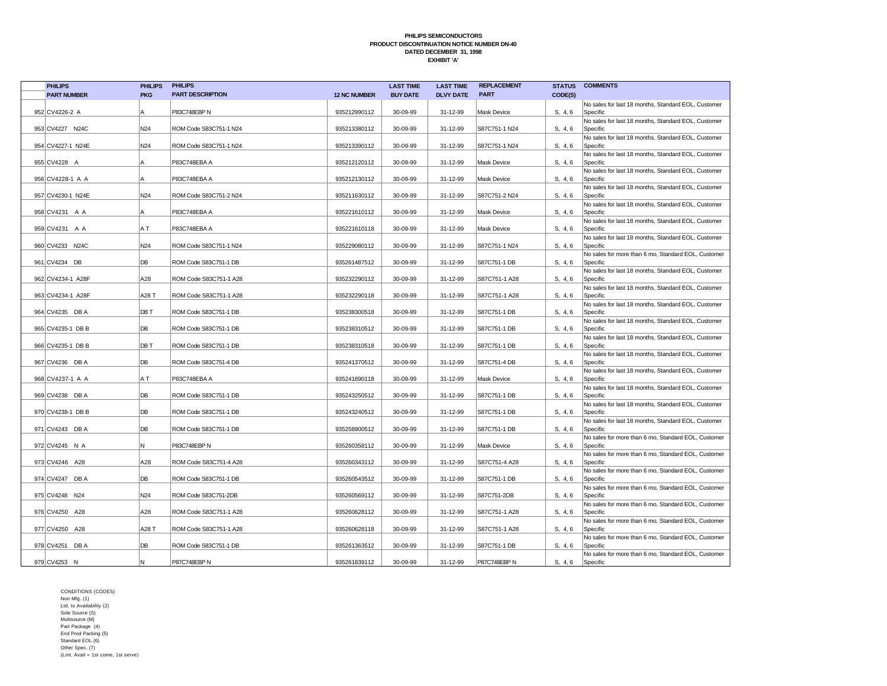**PHILIPS SEMICONDUCTORS**
**PRODUCT DISCONTINUATION NOTICE NUMBER DN-40**
**DATED DECEMBER 31, 1998**
**EXHIBIT 'A'**

| | PHILIPS PART NUMBER | PHILIPS PKG | PHILIPS PART DESCRIPTION | 12 NC NUMBER | LAST TIME BUY DATE | LAST TIME DLVY DATE | REPLACEMENT PART | STATUS CODE(S) | COMMENTS |
|---|---|---|---|---|---|---|---|---|---|
| 952 | CV4226-2 A | A | P83C748EBP N | 935212990112 | 30-09-99 | 31-12-99 | Mask Device | S, 4, 6 | No sales for last 18 months, Standard EOL, Customer Specific |
| 953 | CV4227 N24C | N24 | ROM Code S83C751-1 N24 | 935213380112 | 30-09-99 | 31-12-99 | S87C751-1 N24 | S, 4, 6 | No sales for last 18 months, Standard EOL, Customer Specific |
| 954 | CV4227-1 N24E | N24 | ROM Code S83C751-1 N24 | 935213390112 | 30-09-99 | 31-12-99 | S87C751-1 N24 | S, 4, 6 | No sales for last 18 months, Standard EOL, Customer Specific |
| 955 | CV4228 A | A | P83C748EBA A | 935212120112 | 30-09-99 | 31-12-99 | Mask Device | S, 4, 6 | No sales for last 18 months, Standard EOL, Customer Specific |
| 956 | CV4228-1 A A | A | P83C748EBA A | 935212130112 | 30-09-99 | 31-12-99 | Mask Device | S, 4, 6 | No sales for last 18 months, Standard EOL, Customer Specific |
| 957 | CV4230-1 N24E | N24 | ROM Code S83C751-2 N24 | 935211630112 | 30-09-99 | 31-12-99 | S87C751-2 N24 | S, 4, 6 | No sales for last 18 months, Standard EOL, Customer Specific |
| 958 | CV4231 A A | A | P83C748EBA A | 935221610112 | 30-09-99 | 31-12-99 | Mask Device | S, 4, 6 | No sales for last 18 months, Standard EOL, Customer Specific |
| 959 | CV4231 A A | A T | P83C748EBA A | 935221610118 | 30-09-99 | 31-12-99 | Mask Device | S, 4, 6 | No sales for last 18 months, Standard EOL, Customer Specific |
| 960 | CV4233 N24C | N24 | ROM Code S83C751-1 N24 | 935229080112 | 30-09-99 | 31-12-99 | S87C751-1 N24 | S, 4, 6 | No sales for last 18 months, Standard EOL, Customer Specific |
| 961 | CV4234 DB | DB | ROM Code S83C751-1 DB | 935261487512 | 30-09-99 | 31-12-99 | S87C751-1 DB | S, 4, 6 | No sales for more than 6 mo, Standard EOL, Customer Specific |
| 962 | CV4234-1 A28F | A28 | ROM Code S83C751-1 A28 | 935232290112 | 30-09-99 | 31-12-99 | S87C751-1 A28 | S, 4, 6 | No sales for last 18 months, Standard EOL, Customer Specific |
| 963 | CV4234-1 A28F | A28 T | ROM Code S83C751-1 A28 | 935232290118 | 30-09-99 | 31-12-99 | S87C751-1 A28 | S, 4, 6 | No sales for last 18 months, Standard EOL, Customer Specific |
| 964 | CV4235 DB A | DB T | ROM Code S83C751-1 DB | 935238300518 | 30-09-99 | 31-12-99 | S87C751-1 DB | S, 4, 6 | No sales for last 18 months, Standard EOL, Customer Specific |
| 965 | CV4235-1 DB B | DB | ROM Code S83C751-1 DB | 935238310512 | 30-09-99 | 31-12-99 | S87C751-1 DB | S, 4, 6 | No sales for last 18 months, Standard EOL, Customer Specific |
| 966 | CV4235-1 DB B | DB T | ROM Code S83C751-1 DB | 935238310518 | 30-09-99 | 31-12-99 | S87C751-1 DB | S, 4, 6 | No sales for last 18 months, Standard EOL, Customer Specific |
| 967 | CV4236 DB A | DB | ROM Code S83C751-4 DB | 935241370512 | 30-09-99 | 31-12-99 | S87C751-4 DB | S, 4, 6 | No sales for last 18 months, Standard EOL, Customer Specific |
| 968 | CV4237-1 A A | A T | P83C748EBA A | 935241890118 | 30-09-99 | 31-12-99 | Mask Device | S, 4, 6 | No sales for last 18 months, Standard EOL, Customer Specific |
| 969 | CV4238 DB A | DB | ROM Code S83C751-1 DB | 935243250512 | 30-09-99 | 31-12-99 | S87C751-1 DB | S, 4, 6 | No sales for last 18 months, Standard EOL, Customer Specific |
| 970 | CV4238-1 DB B | DB | ROM Code S83C751-1 DB | 935243240512 | 30-09-99 | 31-12-99 | S87C751-1 DB | S, 4, 6 | No sales for last 18 months, Standard EOL, Customer Specific |
| 971 | CV4243 DB A | DB | ROM Code S83C751-1 DB | 935258900512 | 30-09-99 | 31-12-99 | S87C751-1 DB | S, 4, 6 | No sales for last 18 months, Standard EOL, Customer Specific |
| 972 | CV4245 N A | N | P83C748EBP N | 935260358112 | 30-09-99 | 31-12-99 | Mask Device | S, 4, 6 | No sales for more than 6 mo, Standard EOL, Customer Specific |
| 973 | CV4246 A28 | A28 | ROM Code S83C751-4 A28 | 935260343112 | 30-09-99 | 31-12-99 | S87C751-4 A28 | S, 4, 6 | No sales for more than 6 mo, Standard EOL, Customer Specific |
| 974 | CV4247 DB A | DB | ROM Code S83C751-1 DB | 935260543512 | 30-09-99 | 31-12-99 | S87C751-1 DB | S, 4, 6 | No sales for more than 6 mo, Standard EOL, Customer Specific |
| 975 | CV4248 N24 | N24 | ROM Code S83C751-2DB | 935260569112 | 30-09-99 | 31-12-99 | S87C751-2DB | S, 4, 6 | No sales for more than 6 mo, Standard EOL, Customer Specific |
| 976 | CV4250 A28 | A28 | ROM Code S83C751-1 A28 | 935260628112 | 30-09-99 | 31-12-99 | S87C751-1 A28 | S, 4, 6 | No sales for more than 6 mo, Standard EOL, Customer Specific |
| 977 | CV4250 A28 | A28 T | ROM Code S83C751-1 A28 | 935260628118 | 30-09-99 | 31-12-99 | S87C751-1 A28 | S, 4, 6 | No sales for more than 6 mo, Standard EOL, Customer Specific |
| 978 | CV4251 DB A | DB | ROM Code S83C751-1 DB | 935261363512 | 30-09-99 | 31-12-99 | S87C751-1 DB | S, 4, 6 | No sales for more than 6 mo, Standard EOL, Customer Specific |
| 979 | CV4253 N | N | P87C748EBP N | 935261839112 | 30-09-99 | 31-12-99 | P87C748EBP N | S, 4, 6 | No sales for more than 6 mo, Standard EOL, Customer Specific |

CONDITIONS (CODES)
Non Mfg. (1)
Ltd. to Availability (2)
Sole Source (S)
Multisource (M)
Part Package (4)
End Prod Packing (5)
Standard EOL (6)
Other Spec. (7)
(Lmt. Avail = 1st come, 1st serve)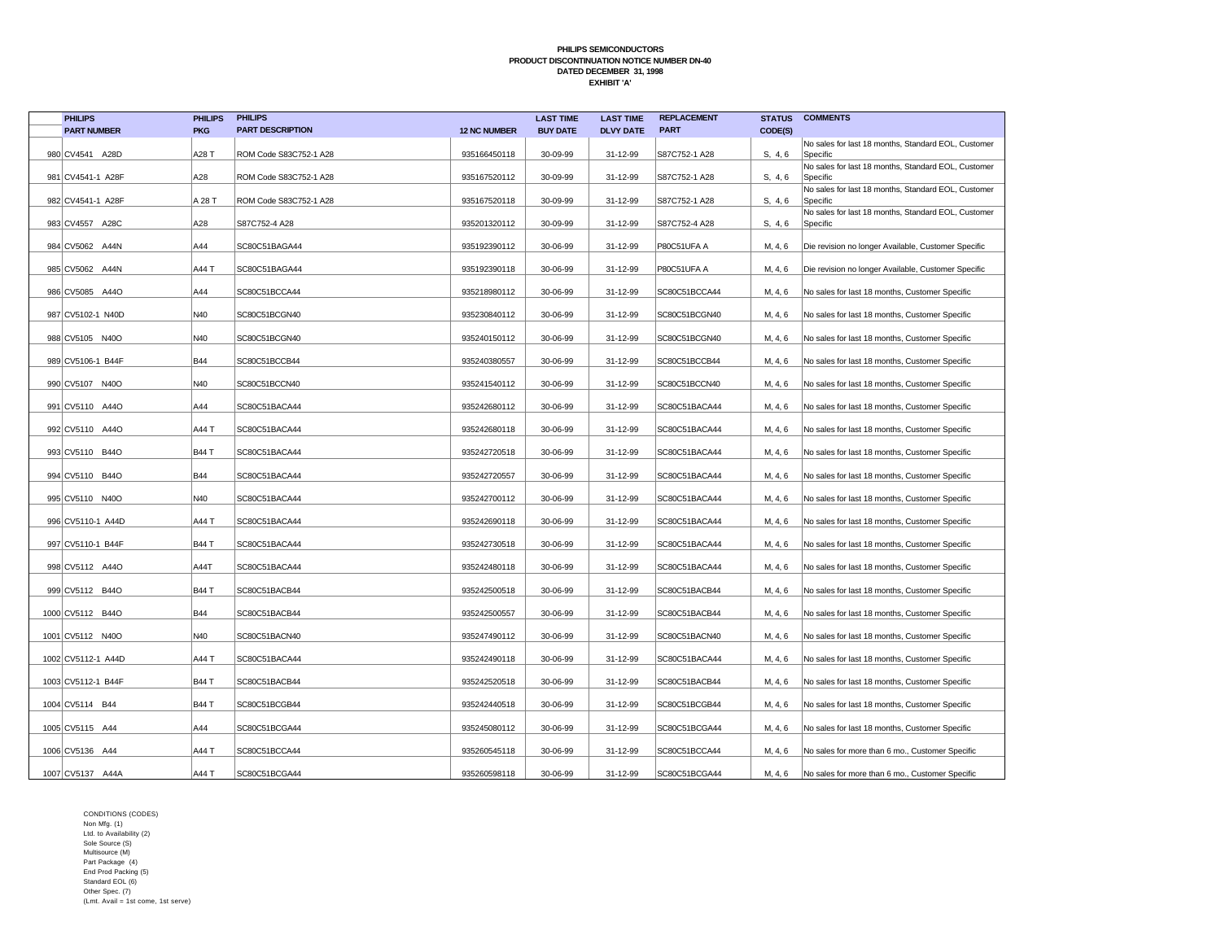**PHILIPS SEMICONDUCTORS**
**PRODUCT DISCONTINUATION NOTICE NUMBER DN-40**
**DATED DECEMBER 31, 1998**
**EXHIBIT 'A'**

| | PHILIPS PART NUMBER | PHILIPS PKG | PHILIPS PART DESCRIPTION | 12 NC NUMBER | LAST TIME BUY DATE | LAST TIME DLVY DATE | REPLACEMENT PART | STATUS CODE(S) | COMMENTS |
|---|---|---|---|---|---|---|---|---|---|
| 980 | CV4541 A28D | A28 T | ROM Code S83C752-1 A28 | 935166450118 | 30-09-99 | 31-12-99 | S87C752-1 A28 | S, 4, 6 | No sales for last 18 months, Standard EOL, Customer Specific |
| 981 | CV4541-1 A28F | A28 | ROM Code S83C752-1 A28 | 935167520112 | 30-09-99 | 31-12-99 | S87C752-1 A28 | S, 4, 6 | No sales for last 18 months, Standard EOL, Customer Specific |
| 982 | CV4541-1 A28F | A 28 T | ROM Code S83C752-1 A28 | 935167520118 | 30-09-99 | 31-12-99 | S87C752-1 A28 | S, 4, 6 | No sales for last 18 months, Standard EOL, Customer Specific |
| 983 | CV4557 A28C | A28 | S87C752-4 A28 | 935201320112 | 30-09-99 | 31-12-99 | S87C752-4 A28 | S, 4, 6 | No sales for last 18 months, Standard EOL, Customer Specific |
| 984 | CV5062 A44N | A44 | SC80C51BAGA44 | 935192390112 | 30-06-99 | 31-12-99 | P80C51UFA A | M, 4, 6 | Die revision no longer Available, Customer Specific |
| 985 | CV5062 A44N | A44 T | SC80C51BAGA44 | 935192390118 | 30-06-99 | 31-12-99 | P80C51UFA A | M, 4, 6 | Die revision no longer Available, Customer Specific |
| 986 | CV5085 A44O | A44 | SC80C51BCCA44 | 935218980112 | 30-06-99 | 31-12-99 | SC80C51BCCA44 | M, 4, 6 | No sales for last 18 months, Customer Specific |
| 987 | CV5102-1 N40D | N40 | SC80C51BCGN40 | 935230840112 | 30-06-99 | 31-12-99 | SC80C51BCGN40 | M, 4, 6 | No sales for last 18 months, Customer Specific |
| 988 | CV5105 N40O | N40 | SC80C51BCGN40 | 935240150112 | 30-06-99 | 31-12-99 | SC80C51BCGN40 | M, 4, 6 | No sales for last 18 months, Customer Specific |
| 989 | CV5106-1 B44F | B44 | SC80C51BCCB44 | 935240380557 | 30-06-99 | 31-12-99 | SC80C51BCCB44 | M, 4, 6 | No sales for last 18 months, Customer Specific |
| 990 | CV5107 N40O | N40 | SC80C51BCCN40 | 935241540112 | 30-06-99 | 31-12-99 | SC80C51BCCN40 | M, 4, 6 | No sales for last 18 months, Customer Specific |
| 991 | CV5110 A44O | A44 | SC80C51BACA44 | 935242680112 | 30-06-99 | 31-12-99 | SC80C51BACA44 | M, 4, 6 | No sales for last 18 months, Customer Specific |
| 992 | CV5110 A44O | A44 T | SC80C51BACA44 | 935242680118 | 30-06-99 | 31-12-99 | SC80C51BACA44 | M, 4, 6 | No sales for last 18 months, Customer Specific |
| 993 | CV5110 B44O | B44 T | SC80C51BACA44 | 935242720518 | 30-06-99 | 31-12-99 | SC80C51BACA44 | M, 4, 6 | No sales for last 18 months, Customer Specific |
| 994 | CV5110 B44O | B44 | SC80C51BACA44 | 935242720557 | 30-06-99 | 31-12-99 | SC80C51BACA44 | M, 4, 6 | No sales for last 18 months, Customer Specific |
| 995 | CV5110 N40O | N40 | SC80C51BACA44 | 935242700112 | 30-06-99 | 31-12-99 | SC80C51BACA44 | M, 4, 6 | No sales for last 18 months, Customer Specific |
| 996 | CV5110-1 A44D | A44 T | SC80C51BACA44 | 935242690118 | 30-06-99 | 31-12-99 | SC80C51BACA44 | M, 4, 6 | No sales for last 18 months, Customer Specific |
| 997 | CV5110-1 B44F | B44 T | SC80C51BACA44 | 935242730518 | 30-06-99 | 31-12-99 | SC80C51BACA44 | M, 4, 6 | No sales for last 18 months, Customer Specific |
| 998 | CV5112 A44O | A44T | SC80C51BACA44 | 935242480118 | 30-06-99 | 31-12-99 | SC80C51BACA44 | M, 4, 6 | No sales for last 18 months, Customer Specific |
| 999 | CV5112 B44O | B44 T | SC80C51BACB44 | 935242500518 | 30-06-99 | 31-12-99 | SC80C51BACB44 | M, 4, 6 | No sales for last 18 months, Customer Specific |
| 1000 | CV5112 B44O | B44 | SC80C51BACB44 | 935242500557 | 30-06-99 | 31-12-99 | SC80C51BACB44 | M, 4, 6 | No sales for last 18 months, Customer Specific |
| 1001 | CV5112 N40O | N40 | SC80C51BACN40 | 935247490112 | 30-06-99 | 31-12-99 | SC80C51BACN40 | M, 4, 6 | No sales for last 18 months, Customer Specific |
| 1002 | CV5112-1 A44D | A44 T | SC80C51BACA44 | 935242490118 | 30-06-99 | 31-12-99 | SC80C51BACA44 | M, 4, 6 | No sales for last 18 months, Customer Specific |
| 1003 | CV5112-1 B44F | B44 T | SC80C51BACB44 | 935242520518 | 30-06-99 | 31-12-99 | SC80C51BACB44 | M, 4, 6 | No sales for last 18 months, Customer Specific |
| 1004 | CV5114 B44 | B44 T | SC80C51BCGB44 | 935242440518 | 30-06-99 | 31-12-99 | SC80C51BCGB44 | M, 4, 6 | No sales for last 18 months, Customer Specific |
| 1005 | CV5115 A44 | A44 | SC80C51BCGA44 | 935245080112 | 30-06-99 | 31-12-99 | SC80C51BCGA44 | M, 4, 6 | No sales for last 18 months, Customer Specific |
| 1006 | CV5136 A44 | A44 T | SC80C51BCCA44 | 935260545118 | 30-06-99 | 31-12-99 | SC80C51BCCA44 | M, 4, 6 | No sales for more than 6 mo., Customer Specific |
| 1007 | CV5137 A44A | A44 T | SC80C51BCGA44 | 935260598118 | 30-06-99 | 31-12-99 | SC80C51BCGA44 | M, 4, 6 | No sales for more than 6 mo., Customer Specific |

CONDITIONS (CODES)
Non Mfg. (1)
Ltd. to Availability (2)
Sole Source (S)
Multisource (M)
Part Package (4)
End Prod Packing (5)
Standard EOL (6)
Other Spec. (7)
(Lmt. Avail = 1st come, 1st serve)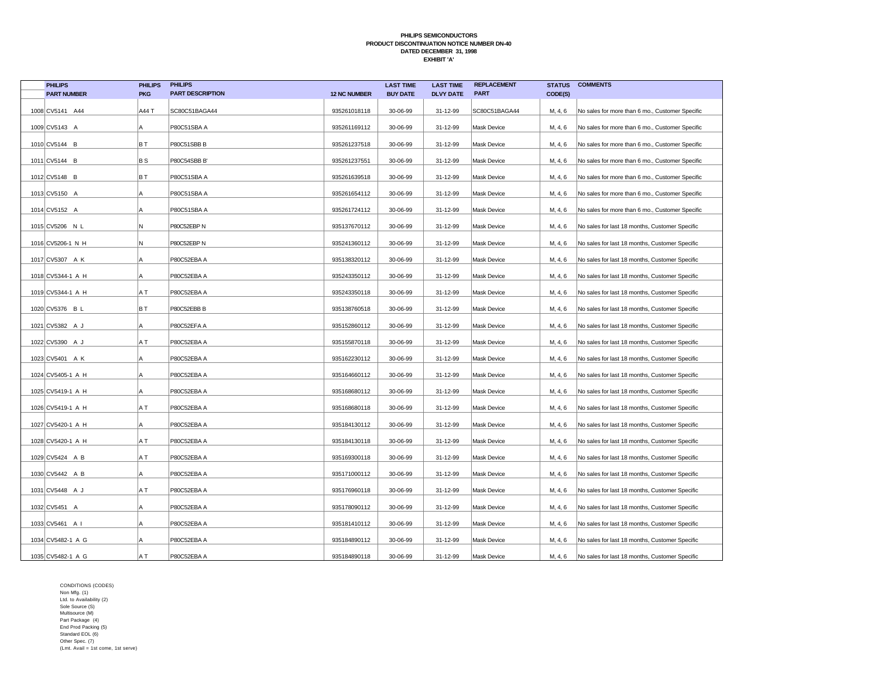**PHILIPS SEMICONDUCTORS**
**PRODUCT DISCONTINUATION NOTICE NUMBER DN-40**
**DATED DECEMBER 31, 1998**
**EXHIBIT 'A'**

| | PHILIPS PART NUMBER | PHILIPS PKG | PHILIPS PART DESCRIPTION | 12 NC NUMBER | LAST TIME BUY DATE | LAST TIME DLVY DATE | REPLACEMENT PART | STATUS CODE(S) | COMMENTS |
|---|---|---|---|---|---|---|---|---|---|
| 1008 | CV5141 A44 | A44 T | SC80C51BAGA44 | 935261018118 | 30-06-99 | 31-12-99 | SC80C51BAGA44 | M, 4, 6 | No sales for more than 6 mo., Customer Specific |
| 1009 | CV5143 A | A | P80C51SBA A | 935261169112 | 30-06-99 | 31-12-99 | Mask Device | M, 4, 6 | No sales for more than 6 mo., Customer Specific |
| 1010 | CV5144 B | B T | P80C51SBB B | 935261237518 | 30-06-99 | 31-12-99 | Mask Device | M, 4, 6 | No sales for more than 6 mo., Customer Specific |
| 1011 | CV5144 B | B S | P80C54SBB B' | 935261237551 | 30-06-99 | 31-12-99 | Mask Device | M, 4, 6 | No sales for more than 6 mo., Customer Specific |
| 1012 | CV5148 B | B T | P80C51SBA A | 935261639518 | 30-06-99 | 31-12-99 | Mask Device | M, 4, 6 | No sales for more than 6 mo., Customer Specific |
| 1013 | CV5150 A | A | P80C51SBA A | 935261654112 | 30-06-99 | 31-12-99 | Mask Device | M, 4, 6 | No sales for more than 6 mo., Customer Specific |
| 1014 | CV5152 A | A | P80C51SBA A | 935261724112 | 30-06-99 | 31-12-99 | Mask Device | M, 4, 6 | No sales for more than 6 mo., Customer Specific |
| 1015 | CV5206 N L | N | P80C52EBP N | 935137670112 | 30-06-99 | 31-12-99 | Mask Device | M, 4, 6 | No sales for last 18 months, Customer Specific |
| 1016 | CV5206-1 N H | N | P80C52EBP N | 935241360112 | 30-06-99 | 31-12-99 | Mask Device | M, 4, 6 | No sales for last 18 months, Customer Specific |
| 1017 | CV5307 A K | A | P80C52EBA A | 935138320112 | 30-06-99 | 31-12-99 | Mask Device | M, 4, 6 | No sales for last 18 months, Customer Specific |
| 1018 | CV5344-1 A H | A | P80C52EBA A | 935243350112 | 30-06-99 | 31-12-99 | Mask Device | M, 4, 6 | No sales for last 18 months, Customer Specific |
| 1019 | CV5344-1 A H | A T | P80C52EBA A | 935243350118 | 30-06-99 | 31-12-99 | Mask Device | M, 4, 6 | No sales for last 18 months, Customer Specific |
| 1020 | CV5376 B L | B T | P80C52EBB B | 935138760518 | 30-06-99 | 31-12-99 | Mask Device | M, 4, 6 | No sales for last 18 months, Customer Specific |
| 1021 | CV5382 A J | A | P80C52EFA A | 935152860112 | 30-06-99 | 31-12-99 | Mask Device | M, 4, 6 | No sales for last 18 months, Customer Specific |
| 1022 | CV5390 A J | A T | P80C52EBA A | 935155870118 | 30-06-99 | 31-12-99 | Mask Device | M, 4, 6 | No sales for last 18 months, Customer Specific |
| 1023 | CV5401 A K | A | P80C52EBA A | 935162230112 | 30-06-99 | 31-12-99 | Mask Device | M, 4, 6 | No sales for last 18 months, Customer Specific |
| 1024 | CV5405-1 A H | A | P80C52EBA A | 935164660112 | 30-06-99 | 31-12-99 | Mask Device | M, 4, 6 | No sales for last 18 months, Customer Specific |
| 1025 | CV5419-1 A H | A | P80C52EBA A | 935168680112 | 30-06-99 | 31-12-99 | Mask Device | M, 4, 6 | No sales for last 18 months, Customer Specific |
| 1026 | CV5419-1 A H | A T | P80C52EBA A | 935168680118 | 30-06-99 | 31-12-99 | Mask Device | M, 4, 6 | No sales for last 18 months, Customer Specific |
| 1027 | CV5420-1 A H | A | P80C52EBA A | 935184130112 | 30-06-99 | 31-12-99 | Mask Device | M, 4, 6 | No sales for last 18 months, Customer Specific |
| 1028 | CV5420-1 A H | A T | P80C52EBA A | 935184130118 | 30-06-99 | 31-12-99 | Mask Device | M, 4, 6 | No sales for last 18 months, Customer Specific |
| 1029 | CV5424 A B | A T | P80C52EBA A | 935169300118 | 30-06-99 | 31-12-99 | Mask Device | M, 4, 6 | No sales for last 18 months, Customer Specific |
| 1030 | CV5442 A B | A | P80C52EBA A | 935171000112 | 30-06-99 | 31-12-99 | Mask Device | M, 4, 6 | No sales for last 18 months, Customer Specific |
| 1031 | CV5448 A J | A T | P80C52EBA A | 935176960118 | 30-06-99 | 31-12-99 | Mask Device | M, 4, 6 | No sales for last 18 months, Customer Specific |
| 1032 | CV5451 A | A | P80C52EBA A | 935178090112 | 30-06-99 | 31-12-99 | Mask Device | M, 4, 6 | No sales for last 18 months, Customer Specific |
| 1033 | CV5461 A I | A | P80C52EBA A | 935181410112 | 30-06-99 | 31-12-99 | Mask Device | M, 4, 6 | No sales for last 18 months, Customer Specific |
| 1034 | CV5482-1 A G | A | P80C52EBA A | 935184890112 | 30-06-99 | 31-12-99 | Mask Device | M, 4, 6 | No sales for last 18 months, Customer Specific |
| 1035 | CV5482-1 A G | A T | P80C52EBA A | 935184890118 | 30-06-99 | 31-12-99 | Mask Device | M, 4, 6 | No sales for last 18 months, Customer Specific |

CONDITIONS (CODES)
Non Mfg. (1)
Ltd. to Availability (2)
Sole Source (S)
Multisource (M)
Part Package (4)
End Prod Packing (5)
Standard EOL (6)
Other Spec. (7)
(Lmt. Avail = 1st come, 1st serve)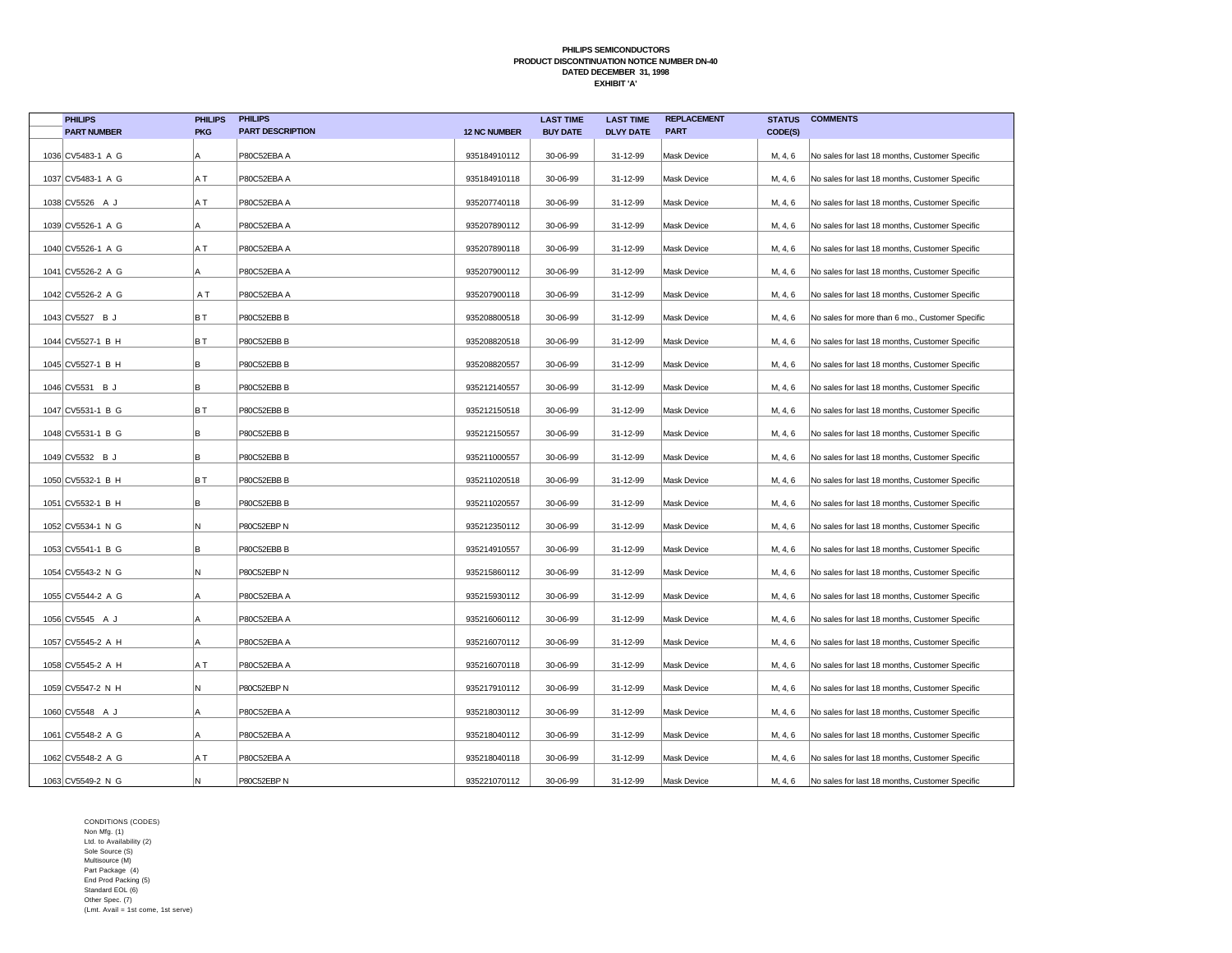**PHILIPS SEMICONDUCTORS**
**PRODUCT DISCONTINUATION NOTICE NUMBER DN-40**
**DATED DECEMBER 31, 1998**
**EXHIBIT 'A'**

| | PHILIPS PART NUMBER | PHILIPS PKG | PHILIPS PART DESCRIPTION | 12 NC NUMBER | LAST TIME BUY DATE | LAST TIME DLVY DATE | REPLACEMENT PART | STATUS CODE(S) | COMMENTS |
|---|---|---|---|---|---|---|---|---|---|
| 1036 | CV5483-1 A G | A | P80C52EBA A | 935184910112 | 30-06-99 | 31-12-99 | Mask Device | M, 4, 6 | No sales for last 18 months, Customer Specific |
| 1037 | CV5483-1 A G | A T | P80C52EBA A | 935184910118 | 30-06-99 | 31-12-99 | Mask Device | M, 4, 6 | No sales for last 18 months, Customer Specific |
| 1038 | CV5526 A J | A T | P80C52EBA A | 935207740118 | 30-06-99 | 31-12-99 | Mask Device | M, 4, 6 | No sales for last 18 months, Customer Specific |
| 1039 | CV5526-1 A G | A | P80C52EBA A | 935207890112 | 30-06-99 | 31-12-99 | Mask Device | M, 4, 6 | No sales for last 18 months, Customer Specific |
| 1040 | CV5526-1 A G | A T | P80C52EBA A | 935207890118 | 30-06-99 | 31-12-99 | Mask Device | M, 4, 6 | No sales for last 18 months, Customer Specific |
| 1041 | CV5526-2 A G | A | P80C52EBA A | 935207900112 | 30-06-99 | 31-12-99 | Mask Device | M, 4, 6 | No sales for last 18 months, Customer Specific |
| 1042 | CV5526-2 A G | A T | P80C52EBA A | 935207900118 | 30-06-99 | 31-12-99 | Mask Device | M, 4, 6 | No sales for last 18 months, Customer Specific |
| 1043 | CV5527 B J | B T | P80C52EBB B | 935208800518 | 30-06-99 | 31-12-99 | Mask Device | M, 4, 6 | No sales for more than 6 mo., Customer Specific |
| 1044 | CV5527-1 B H | B T | P80C52EBB B | 935208820518 | 30-06-99 | 31-12-99 | Mask Device | M, 4, 6 | No sales for last 18 months, Customer Specific |
| 1045 | CV5527-1 B H | B | P80C52EBB B | 935208820557 | 30-06-99 | 31-12-99 | Mask Device | M, 4, 6 | No sales for last 18 months, Customer Specific |
| 1046 | CV5531 B J | B | P80C52EBB B | 935212140557 | 30-06-99 | 31-12-99 | Mask Device | M, 4, 6 | No sales for last 18 months, Customer Specific |
| 1047 | CV5531-1 B G | B T | P80C52EBB B | 935212150518 | 30-06-99 | 31-12-99 | Mask Device | M, 4, 6 | No sales for last 18 months, Customer Specific |
| 1048 | CV5531-1 B G | B | P80C52EBB B | 935212150557 | 30-06-99 | 31-12-99 | Mask Device | M, 4, 6 | No sales for last 18 months, Customer Specific |
| 1049 | CV5532 B J | B | P80C52EBB B | 935211000557 | 30-06-99 | 31-12-99 | Mask Device | M, 4, 6 | No sales for last 18 months, Customer Specific |
| 1050 | CV5532-1 B H | B T | P80C52EBB B | 935211020518 | 30-06-99 | 31-12-99 | Mask Device | M, 4, 6 | No sales for last 18 months, Customer Specific |
| 1051 | CV5532-1 B H | B | P80C52EBB B | 935211020557 | 30-06-99 | 31-12-99 | Mask Device | M, 4, 6 | No sales for last 18 months, Customer Specific |
| 1052 | CV5534-1 N G | N | P80C52EBP N | 935212350112 | 30-06-99 | 31-12-99 | Mask Device | M, 4, 6 | No sales for last 18 months, Customer Specific |
| 1053 | CV5541-1 B G | B | P80C52EBB B | 935214910557 | 30-06-99 | 31-12-99 | Mask Device | M, 4, 6 | No sales for last 18 months, Customer Specific |
| 1054 | CV5543-2 N G | N | P80C52EBP N | 935215860112 | 30-06-99 | 31-12-99 | Mask Device | M, 4, 6 | No sales for last 18 months, Customer Specific |
| 1055 | CV5544-2 A G | A | P80C52EBA A | 935215930112 | 30-06-99 | 31-12-99 | Mask Device | M, 4, 6 | No sales for last 18 months, Customer Specific |
| 1056 | CV5545 A J | A | P80C52EBA A | 935216060112 | 30-06-99 | 31-12-99 | Mask Device | M, 4, 6 | No sales for last 18 months, Customer Specific |
| 1057 | CV5545-2 A H | A | P80C52EBA A | 935216070112 | 30-06-99 | 31-12-99 | Mask Device | M, 4, 6 | No sales for last 18 months, Customer Specific |
| 1058 | CV5545-2 A H | A T | P80C52EBA A | 935216070118 | 30-06-99 | 31-12-99 | Mask Device | M, 4, 6 | No sales for last 18 months, Customer Specific |
| 1059 | CV5547-2 N H | N | P80C52EBP N | 935217910112 | 30-06-99 | 31-12-99 | Mask Device | M, 4, 6 | No sales for last 18 months, Customer Specific |
| 1060 | CV5548 A J | A | P80C52EBA A | 935218030112 | 30-06-99 | 31-12-99 | Mask Device | M, 4, 6 | No sales for last 18 months, Customer Specific |
| 1061 | CV5548-2 A G | A | P80C52EBA A | 935218040112 | 30-06-99 | 31-12-99 | Mask Device | M, 4, 6 | No sales for last 18 months, Customer Specific |
| 1062 | CV5548-2 A G | A T | P80C52EBA A | 935218040118 | 30-06-99 | 31-12-99 | Mask Device | M, 4, 6 | No sales for last 18 months, Customer Specific |
| 1063 | CV5549-2 N G | N | P80C52EBP N | 935221070112 | 30-06-99 | 31-12-99 | Mask Device | M, 4, 6 | No sales for last 18 months, Customer Specific |

CONDITIONS (CODES)
Non Mfg. (1)
Ltd. to Availability (2)
Sole Source (S)
Multisource (M)
Part Package (4)
End Prod Packing (5)
Standard EOL (6)
Other Spec. (7)
(Lmt. Avail = 1st come, 1st serve)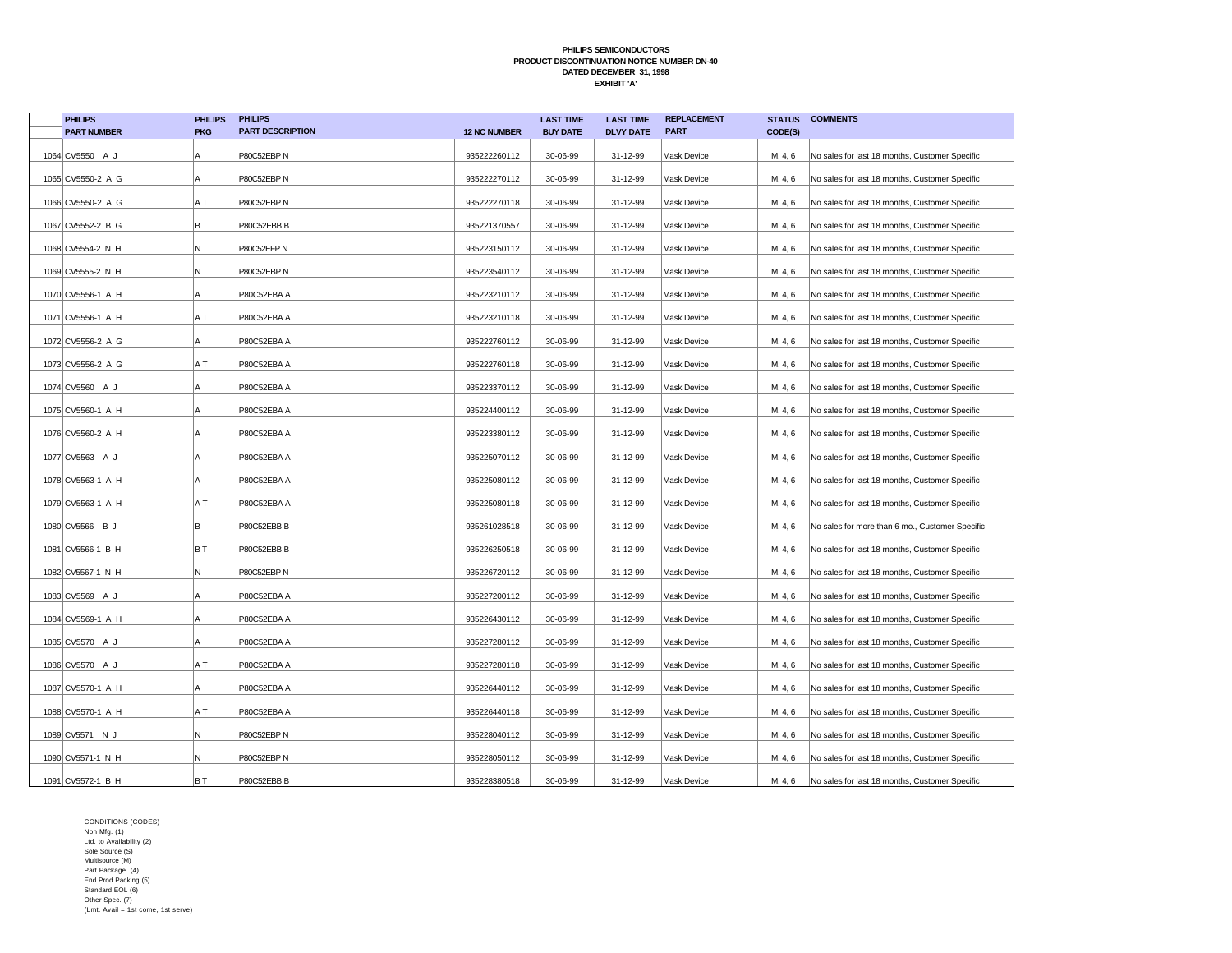**PHILIPS SEMICONDUCTORS**
**PRODUCT DISCONTINUATION NOTICE NUMBER DN-40**
**DATED DECEMBER 31, 1998**
**EXHIBIT 'A'**

| | PHILIPS PART NUMBER | PHILIPS PKG | PHILIPS PART DESCRIPTION | 12 NC NUMBER | LAST TIME BUY DATE | LAST TIME DLVY DATE | REPLACEMENT PART | STATUS CODE(S) | COMMENTS |
|---|---|---|---|---|---|---|---|---|---|
| 1064 | CV5550 A J | A | P80C52EBP N | 935222260112 | 30-06-99 | 31-12-99 | Mask Device | M, 4, 6 | No sales for last 18 months, Customer Specific |
| 1065 | CV5550-2 A G | A | P80C52EBP N | 935222270112 | 30-06-99 | 31-12-99 | Mask Device | M, 4, 6 | No sales for last 18 months, Customer Specific |
| 1066 | CV5550-2 A G | A T | P80C52EBP N | 935222270118 | 30-06-99 | 31-12-99 | Mask Device | M, 4, 6 | No sales for last 18 months, Customer Specific |
| 1067 | CV5552-2 B G | B | P80C52EBB B | 935221370557 | 30-06-99 | 31-12-99 | Mask Device | M, 4, 6 | No sales for last 18 months, Customer Specific |
| 1068 | CV5554-2 N H | N | P80C52EFP N | 935223150112 | 30-06-99 | 31-12-99 | Mask Device | M, 4, 6 | No sales for last 18 months, Customer Specific |
| 1069 | CV5555-2 N H | N | P80C52EBP N | 935223540112 | 30-06-99 | 31-12-99 | Mask Device | M, 4, 6 | No sales for last 18 months, Customer Specific |
| 1070 | CV5556-1 A H | A | P80C52EBA A | 935223210112 | 30-06-99 | 31-12-99 | Mask Device | M, 4, 6 | No sales for last 18 months, Customer Specific |
| 1071 | CV5556-1 A H | A T | P80C52EBA A | 935223210118 | 30-06-99 | 31-12-99 | Mask Device | M, 4, 6 | No sales for last 18 months, Customer Specific |
| 1072 | CV5556-2 A G | A | P80C52EBA A | 935222760112 | 30-06-99 | 31-12-99 | Mask Device | M, 4, 6 | No sales for last 18 months, Customer Specific |
| 1073 | CV5556-2 A G | A T | P80C52EBA A | 935222760118 | 30-06-99 | 31-12-99 | Mask Device | M, 4, 6 | No sales for last 18 months, Customer Specific |
| 1074 | CV5560 A J | A | P80C52EBA A | 935223370112 | 30-06-99 | 31-12-99 | Mask Device | M, 4, 6 | No sales for last 18 months, Customer Specific |
| 1075 | CV5560-1 A H | A | P80C52EBA A | 935224400112 | 30-06-99 | 31-12-99 | Mask Device | M, 4, 6 | No sales for last 18 months, Customer Specific |
| 1076 | CV5560-2 A H | A | P80C52EBA A | 935223380112 | 30-06-99 | 31-12-99 | Mask Device | M, 4, 6 | No sales for last 18 months, Customer Specific |
| 1077 | CV5563 A J | A | P80C52EBA A | 935225070112 | 30-06-99 | 31-12-99 | Mask Device | M, 4, 6 | No sales for last 18 months, Customer Specific |
| 1078 | CV5563-1 A H | A | P80C52EBA A | 935225080112 | 30-06-99 | 31-12-99 | Mask Device | M, 4, 6 | No sales for last 18 months, Customer Specific |
| 1079 | CV5563-1 A H | A T | P80C52EBA A | 935225080118 | 30-06-99 | 31-12-99 | Mask Device | M, 4, 6 | No sales for last 18 months, Customer Specific |
| 1080 | CV5566 B J | B | P80C52EBB B | 935261028518 | 30-06-99 | 31-12-99 | Mask Device | M, 4, 6 | No sales for more than 6 mo., Customer Specific |
| 1081 | CV5566-1 B H | B T | P80C52EBB B | 935226250518 | 30-06-99 | 31-12-99 | Mask Device | M, 4, 6 | No sales for last 18 months, Customer Specific |
| 1082 | CV5567-1 N H | N | P80C52EBP N | 935226720112 | 30-06-99 | 31-12-99 | Mask Device | M, 4, 6 | No sales for last 18 months, Customer Specific |
| 1083 | CV5569 A J | A | P80C52EBA A | 935227200112 | 30-06-99 | 31-12-99 | Mask Device | M, 4, 6 | No sales for last 18 months, Customer Specific |
| 1084 | CV5569-1 A H | A | P80C52EBA A | 935226430112 | 30-06-99 | 31-12-99 | Mask Device | M, 4, 6 | No sales for last 18 months, Customer Specific |
| 1085 | CV5570 A J | A | P80C52EBA A | 935227280112 | 30-06-99 | 31-12-99 | Mask Device | M, 4, 6 | No sales for last 18 months, Customer Specific |
| 1086 | CV5570 A J | A T | P80C52EBA A | 935227280118 | 30-06-99 | 31-12-99 | Mask Device | M, 4, 6 | No sales for last 18 months, Customer Specific |
| 1087 | CV5570-1 A H | A | P80C52EBA A | 935226440112 | 30-06-99 | 31-12-99 | Mask Device | M, 4, 6 | No sales for last 18 months, Customer Specific |
| 1088 | CV5570-1 A H | A T | P80C52EBA A | 935226440118 | 30-06-99 | 31-12-99 | Mask Device | M, 4, 6 | No sales for last 18 months, Customer Specific |
| 1089 | CV5571 N J | N | P80C52EBP N | 935228040112 | 30-06-99 | 31-12-99 | Mask Device | M, 4, 6 | No sales for last 18 months, Customer Specific |
| 1090 | CV5571-1 N H | N | P80C52EBP N | 935228050112 | 30-06-99 | 31-12-99 | Mask Device | M, 4, 6 | No sales for last 18 months, Customer Specific |
| 1091 | CV5572-1 B H | B T | P80C52EBB B | 935228380518 | 30-06-99 | 31-12-99 | Mask Device | M, 4, 6 | No sales for last 18 months, Customer Specific |

CONDITIONS (CODES)
Non Mfg. (1)
Ltd. to Availability (2)
Sole Source (S)
Multisource (M)
Part Package (4)
End Prod Packing (5)
Standard EOL (6)
Other Spec. (7)
(Lmt. Avail = 1st come, 1st serve)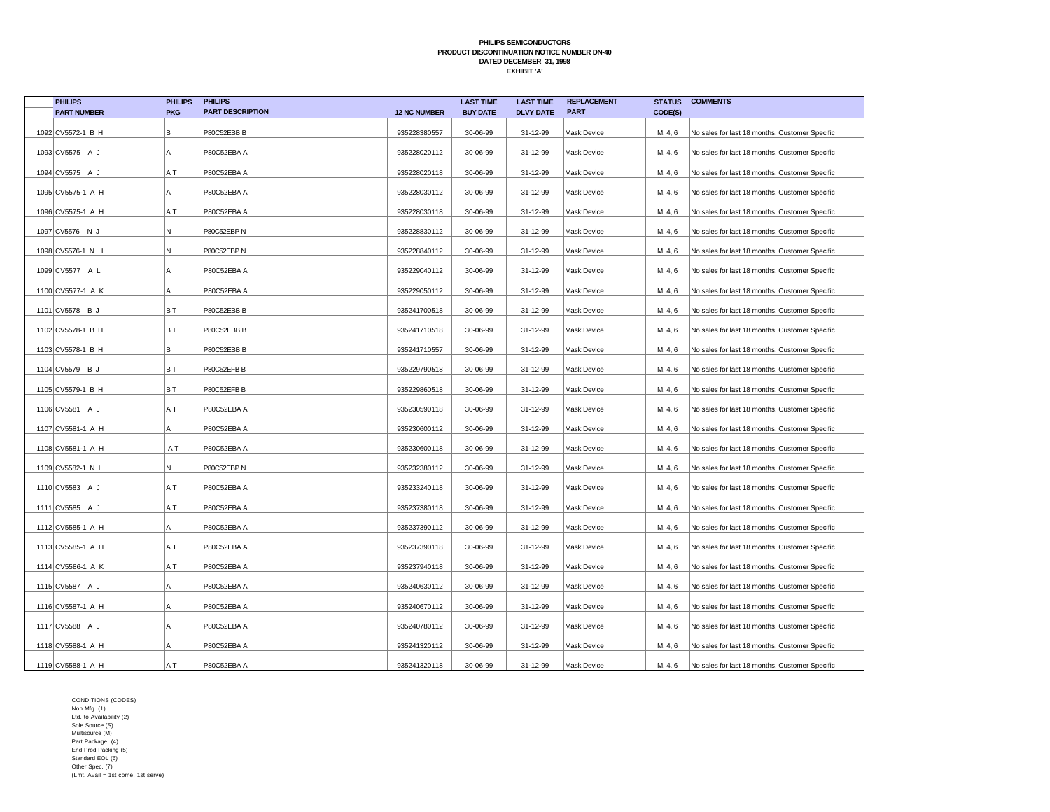**PHILIPS SEMICONDUCTORS**
**PRODUCT DISCONTINUATION NOTICE NUMBER DN-40**
**DATED DECEMBER 31, 1998**
**EXHIBIT 'A'**

| | PHILIPS PART NUMBER | PHILIPS PKG | PHILIPS PART DESCRIPTION | 12 NC NUMBER | LAST TIME BUY DATE | LAST TIME DLVY DATE | REPLACEMENT PART | STATUS CODE(S) | COMMENTS |
|---|---|---|---|---|---|---|---|---|---|
| 1092 | CV5572-1 B H | B | P80C52EBB B | 935228380557 | 30-06-99 | 31-12-99 | Mask Device | M, 4, 6 | No sales for last 18 months, Customer Specific |
| 1093 | CV5575 A J | A | P80C52EBA A | 935228020112 | 30-06-99 | 31-12-99 | Mask Device | M, 4, 6 | No sales for last 18 months, Customer Specific |
| 1094 | CV5575 A J | A T | P80C52EBA A | 935228020118 | 30-06-99 | 31-12-99 | Mask Device | M, 4, 6 | No sales for last 18 months, Customer Specific |
| 1095 | CV5575-1 A H | A | P80C52EBA A | 935228030112 | 30-06-99 | 31-12-99 | Mask Device | M, 4, 6 | No sales for last 18 months, Customer Specific |
| 1096 | CV5575-1 A H | A T | P80C52EBA A | 935228030118 | 30-06-99 | 31-12-99 | Mask Device | M, 4, 6 | No sales for last 18 months, Customer Specific |
| 1097 | CV5576 N J | N | P80C52EBP N | 935228830112 | 30-06-99 | 31-12-99 | Mask Device | M, 4, 6 | No sales for last 18 months, Customer Specific |
| 1098 | CV5576-1 N H | N | P80C52EBP N | 935228840112 | 30-06-99 | 31-12-99 | Mask Device | M, 4, 6 | No sales for last 18 months, Customer Specific |
| 1099 | CV5577 A L | A | P80C52EBA A | 935229040112 | 30-06-99 | 31-12-99 | Mask Device | M, 4, 6 | No sales for last 18 months, Customer Specific |
| 1100 | CV5577-1 A K | A | P80C52EBA A | 935229050112 | 30-06-99 | 31-12-99 | Mask Device | M, 4, 6 | No sales for last 18 months, Customer Specific |
| 1101 | CV5578 B J | B T | P80C52EBB B | 935241700518 | 30-06-99 | 31-12-99 | Mask Device | M, 4, 6 | No sales for last 18 months, Customer Specific |
| 1102 | CV5578-1 B H | B T | P80C52EBB B | 935241710518 | 30-06-99 | 31-12-99 | Mask Device | M, 4, 6 | No sales for last 18 months, Customer Specific |
| 1103 | CV5578-1 B H | B | P80C52EBB B | 935241710557 | 30-06-99 | 31-12-99 | Mask Device | M, 4, 6 | No sales for last 18 months, Customer Specific |
| 1104 | CV5579 B J | B T | P80C52EFB B | 935229790518 | 30-06-99 | 31-12-99 | Mask Device | M, 4, 6 | No sales for last 18 months, Customer Specific |
| 1105 | CV5579-1 B H | B T | P80C52EFB B | 935229860518 | 30-06-99 | 31-12-99 | Mask Device | M, 4, 6 | No sales for last 18 months, Customer Specific |
| 1106 | CV5581 A J | A T | P80C52EBA A | 935230590118 | 30-06-99 | 31-12-99 | Mask Device | M, 4, 6 | No sales for last 18 months, Customer Specific |
| 1107 | CV5581-1 A H | A | P80C52EBA A | 935230600112 | 30-06-99 | 31-12-99 | Mask Device | M, 4, 6 | No sales for last 18 months, Customer Specific |
| 1108 | CV5581-1 A H | A T | P80C52EBA A | 935230600118 | 30-06-99 | 31-12-99 | Mask Device | M, 4, 6 | No sales for last 18 months, Customer Specific |
| 1109 | CV5582-1 N L | N | P80C52EBP N | 935232380112 | 30-06-99 | 31-12-99 | Mask Device | M, 4, 6 | No sales for last 18 months, Customer Specific |
| 1110 | CV5583 A J | A T | P80C52EBA A | 935233240118 | 30-06-99 | 31-12-99 | Mask Device | M, 4, 6 | No sales for last 18 months, Customer Specific |
| 1111 | CV5585 A J | A T | P80C52EBA A | 935237380118 | 30-06-99 | 31-12-99 | Mask Device | M, 4, 6 | No sales for last 18 months, Customer Specific |
| 1112 | CV5585-1 A H | A | P80C52EBA A | 935237390112 | 30-06-99 | 31-12-99 | Mask Device | M, 4, 6 | No sales for last 18 months, Customer Specific |
| 1113 | CV5585-1 A H | A T | P80C52EBA A | 935237390118 | 30-06-99 | 31-12-99 | Mask Device | M, 4, 6 | No sales for last 18 months, Customer Specific |
| 1114 | CV5586-1 A K | A T | P80C52EBA A | 935237940118 | 30-06-99 | 31-12-99 | Mask Device | M, 4, 6 | No sales for last 18 months, Customer Specific |
| 1115 | CV5587 A J | A | P80C52EBA A | 935240630112 | 30-06-99 | 31-12-99 | Mask Device | M, 4, 6 | No sales for last 18 months, Customer Specific |
| 1116 | CV5587-1 A H | A | P80C52EBA A | 935240670112 | 30-06-99 | 31-12-99 | Mask Device | M, 4, 6 | No sales for last 18 months, Customer Specific |
| 1117 | CV5588 A J | A | P80C52EBA A | 935240780112 | 30-06-99 | 31-12-99 | Mask Device | M, 4, 6 | No sales for last 18 months, Customer Specific |
| 1118 | CV5588-1 A H | A | P80C52EBA A | 935241320112 | 30-06-99 | 31-12-99 | Mask Device | M, 4, 6 | No sales for last 18 months, Customer Specific |
| 1119 | CV5588-1 A H | A T | P80C52EBA A | 935241320118 | 30-06-99 | 31-12-99 | Mask Device | M, 4, 6 | No sales for last 18 months, Customer Specific |

CONDITIONS (CODES)
Non Mfg. (1)
Ltd. to Availability (2)
Sole Source (S)
Multisource (M)
Part Package (4)
End Prod Packing (5)
Standard EOL (6)
Other Spec. (7)
(Lmt. Avail = 1st come, 1st serve)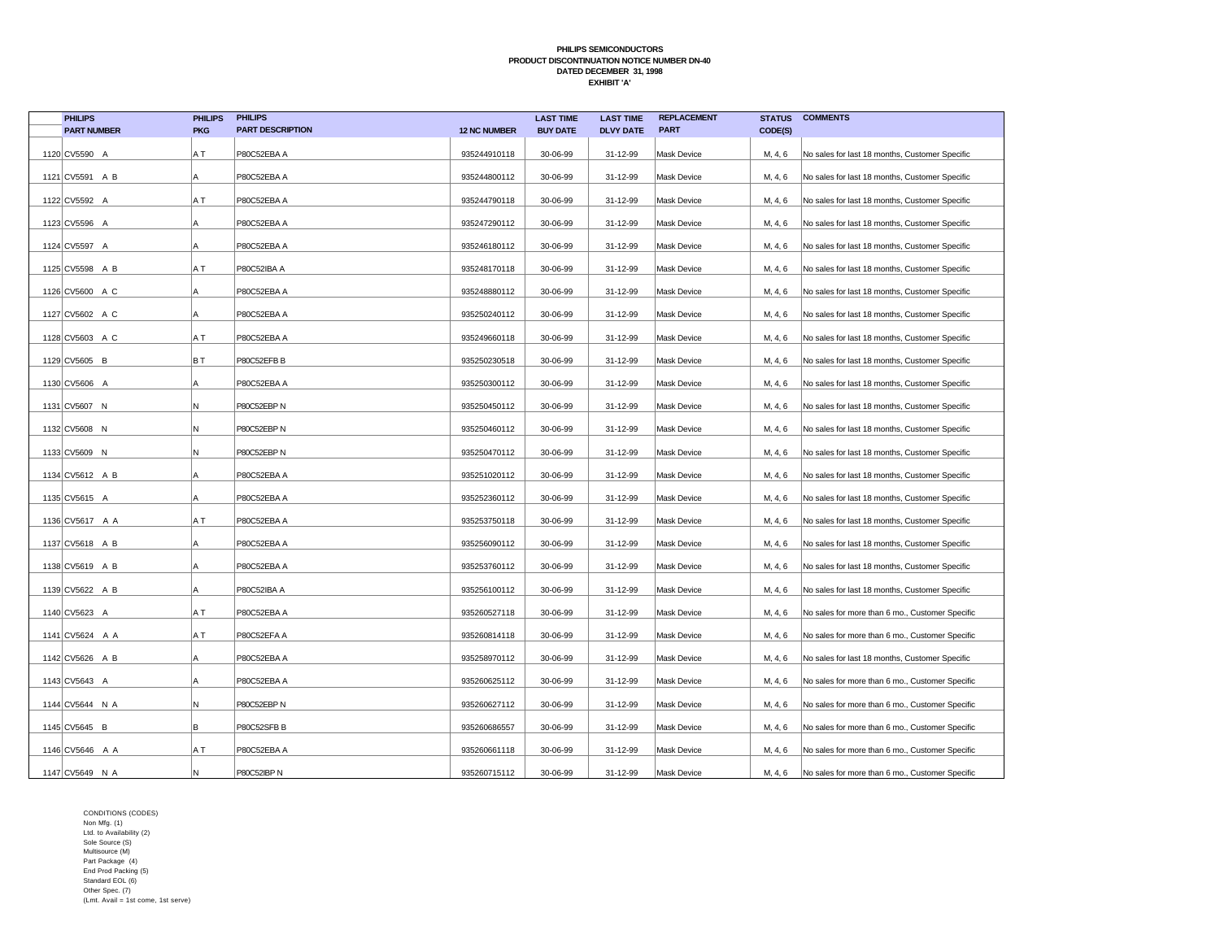**PHILIPS SEMICONDUCTORS**
**PRODUCT DISCONTINUATION NOTICE NUMBER DN-40**
**DATED DECEMBER 31, 1998**
**EXHIBIT 'A'**

| | PHILIPS PART NUMBER | PHILIPS PKG | PHILIPS PART DESCRIPTION | 12 NC NUMBER | LAST TIME BUY DATE | LAST TIME DLVY DATE | REPLACEMENT PART | STATUS CODE(S) | COMMENTS |
|---|---|---|---|---|---|---|---|---|---|
| 1120 | CV5590 A | A T | P80C52EBA A | 935244910118 | 30-06-99 | 31-12-99 | Mask Device | M, 4, 6 | No sales for last 18 months, Customer Specific |
| 1121 | CV5591 A B | A | P80C52EBA A | 935244800112 | 30-06-99 | 31-12-99 | Mask Device | M, 4, 6 | No sales for last 18 months, Customer Specific |
| 1122 | CV5592 A | A T | P80C52EBA A | 935244790118 | 30-06-99 | 31-12-99 | Mask Device | M, 4, 6 | No sales for last 18 months, Customer Specific |
| 1123 | CV5596 A | A | P80C52EBA A | 935247290112 | 30-06-99 | 31-12-99 | Mask Device | M, 4, 6 | No sales for last 18 months, Customer Specific |
| 1124 | CV5597 A | A | P80C52EBA A | 935246180112 | 30-06-99 | 31-12-99 | Mask Device | M, 4, 6 | No sales for last 18 months, Customer Specific |
| 1125 | CV5598 A B | A T | P80C52IBA A | 935248170118 | 30-06-99 | 31-12-99 | Mask Device | M, 4, 6 | No sales for last 18 months, Customer Specific |
| 1126 | CV5600 A C | A | P80C52EBA A | 935248880112 | 30-06-99 | 31-12-99 | Mask Device | M, 4, 6 | No sales for last 18 months, Customer Specific |
| 1127 | CV5602 A C | A | P80C52EBA A | 935250240112 | 30-06-99 | 31-12-99 | Mask Device | M, 4, 6 | No sales for last 18 months, Customer Specific |
| 1128 | CV5603 A C | A T | P80C52EBA A | 935249660118 | 30-06-99 | 31-12-99 | Mask Device | M, 4, 6 | No sales for last 18 months, Customer Specific |
| 1129 | CV5605 B | B T | P80C52EFB B | 935250230518 | 30-06-99 | 31-12-99 | Mask Device | M, 4, 6 | No sales for last 18 months, Customer Specific |
| 1130 | CV5606 A | A | P80C52EBA A | 935250300112 | 30-06-99 | 31-12-99 | Mask Device | M, 4, 6 | No sales for last 18 months, Customer Specific |
| 1131 | CV5607 N | N | P80C52EBP N | 935250450112 | 30-06-99 | 31-12-99 | Mask Device | M, 4, 6 | No sales for last 18 months, Customer Specific |
| 1132 | CV5608 N | N | P80C52EBP N | 935250460112 | 30-06-99 | 31-12-99 | Mask Device | M, 4, 6 | No sales for last 18 months, Customer Specific |
| 1133 | CV5609 N | N | P80C52EBP N | 935250470112 | 30-06-99 | 31-12-99 | Mask Device | M, 4, 6 | No sales for last 18 months, Customer Specific |
| 1134 | CV5612 A B | A | P80C52EBA A | 935251020112 | 30-06-99 | 31-12-99 | Mask Device | M, 4, 6 | No sales for last 18 months, Customer Specific |
| 1135 | CV5615 A | A | P80C52EBA A | 935252360112 | 30-06-99 | 31-12-99 | Mask Device | M, 4, 6 | No sales for last 18 months, Customer Specific |
| 1136 | CV5617 A A | A T | P80C52EBA A | 935253750118 | 30-06-99 | 31-12-99 | Mask Device | M, 4, 6 | No sales for last 18 months, Customer Specific |
| 1137 | CV5618 A B | A | P80C52EBA A | 935256090112 | 30-06-99 | 31-12-99 | Mask Device | M, 4, 6 | No sales for last 18 months, Customer Specific |
| 1138 | CV5619 A B | A | P80C52EBA A | 935253760112 | 30-06-99 | 31-12-99 | Mask Device | M, 4, 6 | No sales for last 18 months, Customer Specific |
| 1139 | CV5622 A B | A | P80C52IBA A | 935256100112 | 30-06-99 | 31-12-99 | Mask Device | M, 4, 6 | No sales for last 18 months, Customer Specific |
| 1140 | CV5623 A | A T | P80C52EBA A | 935260527118 | 30-06-99 | 31-12-99 | Mask Device | M, 4, 6 | No sales for more than 6 mo., Customer Specific |
| 1141 | CV5624 A A | A T | P80C52EFA A | 935260814118 | 30-06-99 | 31-12-99 | Mask Device | M, 4, 6 | No sales for more than 6 mo., Customer Specific |
| 1142 | CV5626 A B | A | P80C52EBA A | 935258970112 | 30-06-99 | 31-12-99 | Mask Device | M, 4, 6 | No sales for last 18 months, Customer Specific |
| 1143 | CV5643 A | A | P80C52EBA A | 935260625112 | 30-06-99 | 31-12-99 | Mask Device | M, 4, 6 | No sales for more than 6 mo., Customer Specific |
| 1144 | CV5644 N A | N | P80C52EBP N | 935260627112 | 30-06-99 | 31-12-99 | Mask Device | M, 4, 6 | No sales for more than 6 mo., Customer Specific |
| 1145 | CV5645 B | B | P80C52SFB B | 935260686557 | 30-06-99 | 31-12-99 | Mask Device | M, 4, 6 | No sales for more than 6 mo., Customer Specific |
| 1146 | CV5646 A A | A T | P80C52EBA A | 935260661118 | 30-06-99 | 31-12-99 | Mask Device | M, 4, 6 | No sales for more than 6 mo., Customer Specific |
| 1147 | CV5649 N A | N | P80C52IBP N | 935260715112 | 30-06-99 | 31-12-99 | Mask Device | M, 4, 6 | No sales for more than 6 mo., Customer Specific |

CONDITIONS (CODES)
Non Mfg. (1)
Ltd. to Availability (2)
Sole Source (S)
Multisource (M)
Part Package (4)
End Prod Packing (5)
Standard EOL (6)
Other Spec. (7)
(Lmt. Avail = 1st come, 1st serve)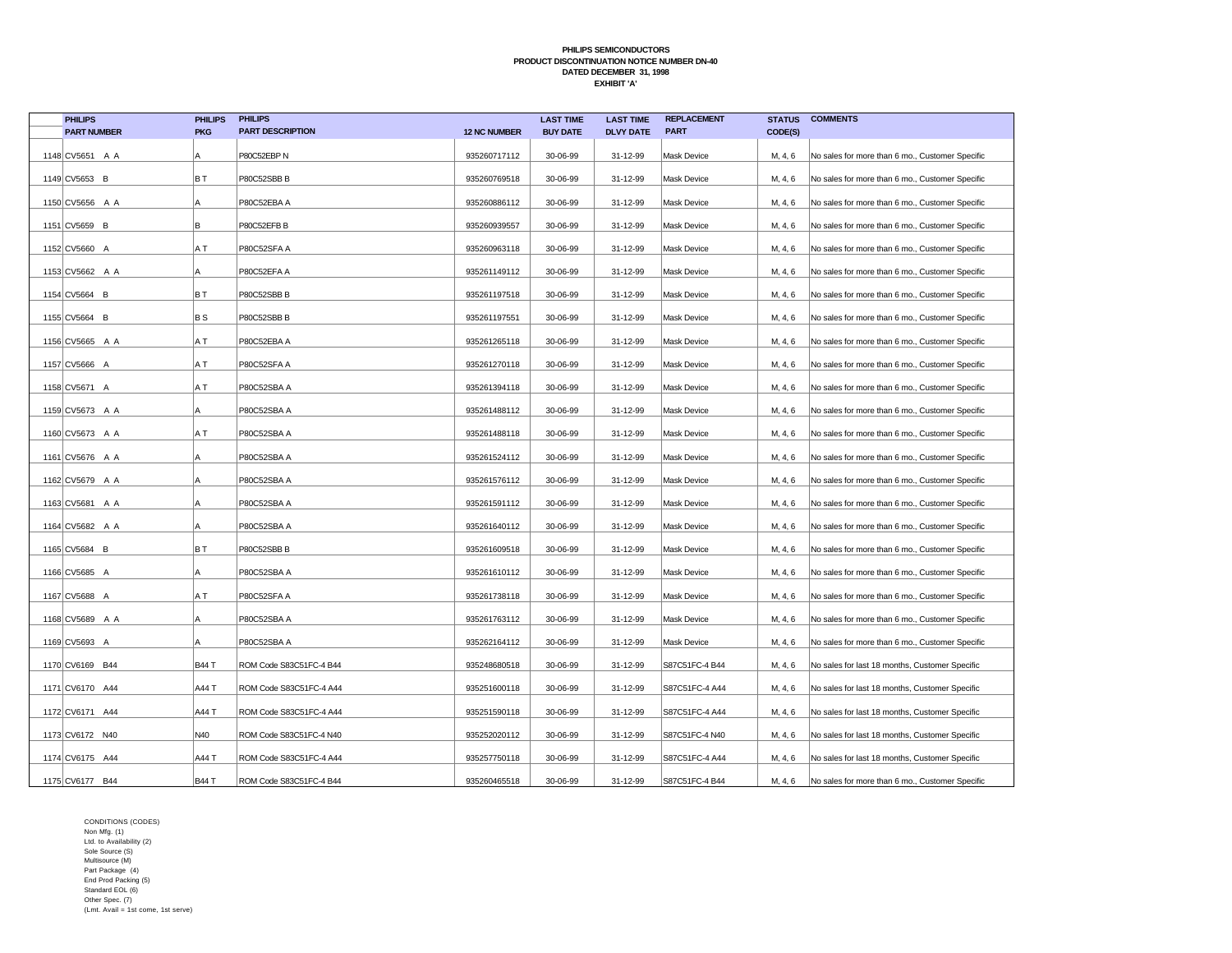**PHILIPS SEMICONDUCTORS**
**PRODUCT DISCONTINUATION NOTICE NUMBER DN-40**
**DATED DECEMBER 31, 1998**
**EXHIBIT 'A'**

| | PHILIPS PART NUMBER | PHILIPS PKG | PHILIPS PART DESCRIPTION | 12 NC NUMBER | LAST TIME BUY DATE | LAST TIME DLVY DATE | REPLACEMENT PART | STATUS CODE(S) | COMMENTS |
|---|---|---|---|---|---|---|---|---|---|
| 1148 | CV5651 A A | A | P80C52EBP N | 935260717112 | 30-06-99 | 31-12-99 | Mask Device | M, 4, 6 | No sales for more than 6 mo., Customer Specific |
| 1149 | CV5653 B | B T | P80C52SBB B | 935260769518 | 30-06-99 | 31-12-99 | Mask Device | M, 4, 6 | No sales for more than 6 mo., Customer Specific |
| 1150 | CV5656 A A | A | P80C52EBA A | 935260886112 | 30-06-99 | 31-12-99 | Mask Device | M, 4, 6 | No sales for more than 6 mo., Customer Specific |
| 1151 | CV5659 B | B | P80C52EFB B | 935260939557 | 30-06-99 | 31-12-99 | Mask Device | M, 4, 6 | No sales for more than 6 mo., Customer Specific |
| 1152 | CV5660 A | A T | P80C52SFA A | 935260963118 | 30-06-99 | 31-12-99 | Mask Device | M, 4, 6 | No sales for more than 6 mo., Customer Specific |
| 1153 | CV5662 A A | A | P80C52EFA A | 935261149112 | 30-06-99 | 31-12-99 | Mask Device | M, 4, 6 | No sales for more than 6 mo., Customer Specific |
| 1154 | CV5664 B | B T | P80C52SBB B | 935261197518 | 30-06-99 | 31-12-99 | Mask Device | M, 4, 6 | No sales for more than 6 mo., Customer Specific |
| 1155 | CV5664 B | B S | P80C52SBB B | 935261197551 | 30-06-99 | 31-12-99 | Mask Device | M, 4, 6 | No sales for more than 6 mo., Customer Specific |
| 1156 | CV5665 A A | A T | P80C52EBA A | 935261265118 | 30-06-99 | 31-12-99 | Mask Device | M, 4, 6 | No sales for more than 6 mo., Customer Specific |
| 1157 | CV5666 A | A T | P80C52SFA A | 935261270118 | 30-06-99 | 31-12-99 | Mask Device | M, 4, 6 | No sales for more than 6 mo., Customer Specific |
| 1158 | CV5671 A | A T | P80C52SBA A | 935261394118 | 30-06-99 | 31-12-99 | Mask Device | M, 4, 6 | No sales for more than 6 mo., Customer Specific |
| 1159 | CV5673 A A | A | P80C52SBA A | 935261488112 | 30-06-99 | 31-12-99 | Mask Device | M, 4, 6 | No sales for more than 6 mo., Customer Specific |
| 1160 | CV5673 A A | A T | P80C52SBA A | 935261488118 | 30-06-99 | 31-12-99 | Mask Device | M, 4, 6 | No sales for more than 6 mo., Customer Specific |
| 1161 | CV5676 A A | A | P80C52SBA A | 935261524112 | 30-06-99 | 31-12-99 | Mask Device | M, 4, 6 | No sales for more than 6 mo., Customer Specific |
| 1162 | CV5679 A A | A | P80C52SBA A | 935261576112 | 30-06-99 | 31-12-99 | Mask Device | M, 4, 6 | No sales for more than 6 mo., Customer Specific |
| 1163 | CV5681 A A | A | P80C52SBA A | 935261591112 | 30-06-99 | 31-12-99 | Mask Device | M, 4, 6 | No sales for more than 6 mo., Customer Specific |
| 1164 | CV5682 A A | A | P80C52SBA A | 935261640112 | 30-06-99 | 31-12-99 | Mask Device | M, 4, 6 | No sales for more than 6 mo., Customer Specific |
| 1165 | CV5684 B | B T | P80C52SBB B | 935261609518 | 30-06-99 | 31-12-99 | Mask Device | M, 4, 6 | No sales for more than 6 mo., Customer Specific |
| 1166 | CV5685 A | A | P80C52SBA A | 935261610112 | 30-06-99 | 31-12-99 | Mask Device | M, 4, 6 | No sales for more than 6 mo., Customer Specific |
| 1167 | CV5688 A | A T | P80C52SFA A | 935261738118 | 30-06-99 | 31-12-99 | Mask Device | M, 4, 6 | No sales for more than 6 mo., Customer Specific |
| 1168 | CV5689 A A | A | P80C52SBA A | 935261763112 | 30-06-99 | 31-12-99 | Mask Device | M, 4, 6 | No sales for more than 6 mo., Customer Specific |
| 1169 | CV5693 A | A | P80C52SBA A | 935262164112 | 30-06-99 | 31-12-99 | Mask Device | M, 4, 6 | No sales for more than 6 mo., Customer Specific |
| 1170 | CV6169 B44 | B44 T | ROM Code S83C51FC-4 B44 | 935248680518 | 30-06-99 | 31-12-99 | S87C51FC-4 B44 | M, 4, 6 | No sales for last 18 months, Customer Specific |
| 1171 | CV6170 A44 | A44 T | ROM Code S83C51FC-4 A44 | 935251600118 | 30-06-99 | 31-12-99 | S87C51FC-4 A44 | M, 4, 6 | No sales for last 18 months, Customer Specific |
| 1172 | CV6171 A44 | A44 T | ROM Code S83C51FC-4 A44 | 935251590118 | 30-06-99 | 31-12-99 | S87C51FC-4 A44 | M, 4, 6 | No sales for last 18 months, Customer Specific |
| 1173 | CV6172 N40 | N40 | ROM Code S83C51FC-4 N40 | 935252020112 | 30-06-99 | 31-12-99 | S87C51FC-4 N40 | M, 4, 6 | No sales for last 18 months, Customer Specific |
| 1174 | CV6175 A44 | A44 T | ROM Code S83C51FC-4 A44 | 935257750118 | 30-06-99 | 31-12-99 | S87C51FC-4 A44 | M, 4, 6 | No sales for last 18 months, Customer Specific |
| 1175 | CV6177 B44 | B44 T | ROM Code S83C51FC-4 B44 | 935260465518 | 30-06-99 | 31-12-99 | S87C51FC-4 B44 | M, 4, 6 | No sales for more than 6 mo., Customer Specific |

CONDITIONS (CODES)
Non Mfg. (1)
Ltd. to Availability (2)
Sole Source (S)
Multisource (M)
Part Package (4)
End Prod Packing (5)
Standard EOL (6)
Other Spec. (7)
(Lmt. Avail = 1st come, 1st serve)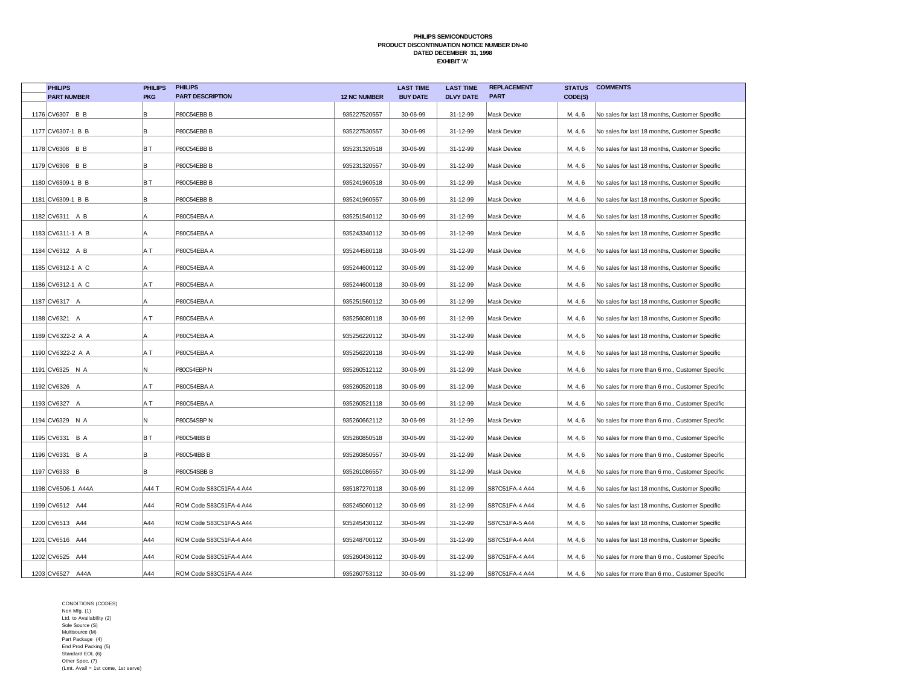**PHILIPS SEMICONDUCTORS**
**PRODUCT DISCONTINUATION NOTICE NUMBER DN-40**
**DATED DECEMBER 31, 1998**
**EXHIBIT 'A'**

| | PHILIPS PART NUMBER | PHILIPS PKG | PHILIPS PART DESCRIPTION | 12 NC NUMBER | LAST TIME BUY DATE | LAST TIME DLVY DATE | REPLACEMENT PART | STATUS CODE(S) | COMMENTS |
|---|---|---|---|---|---|---|---|---|---|
| 1176 | CV6307 B B | B | P80C54EBB B | 935227520557 | 30-06-99 | 31-12-99 | Mask Device | M, 4, 6 | No sales for last 18 months, Customer Specific |
| 1177 | CV6307-1 B B | B | P80C54EBB B | 935227530557 | 30-06-99 | 31-12-99 | Mask Device | M, 4, 6 | No sales for last 18 months, Customer Specific |
| 1178 | CV6308 B B | B T | P80C54EBB B | 935231320518 | 30-06-99 | 31-12-99 | Mask Device | M, 4, 6 | No sales for last 18 months, Customer Specific |
| 1179 | CV6308 B B | B | P80C54EBB B | 935231320557 | 30-06-99 | 31-12-99 | Mask Device | M, 4, 6 | No sales for last 18 months, Customer Specific |
| 1180 | CV6309-1 B B | B T | P80C54EBB B | 935241960518 | 30-06-99 | 31-12-99 | Mask Device | M, 4, 6 | No sales for last 18 months, Customer Specific |
| 1181 | CV6309-1 B B | B | P80C54EBB B | 935241960557 | 30-06-99 | 31-12-99 | Mask Device | M, 4, 6 | No sales for last 18 months, Customer Specific |
| 1182 | CV6311 A B | A | P80C54EBA A | 935251540112 | 30-06-99 | 31-12-99 | Mask Device | M, 4, 6 | No sales for last 18 months, Customer Specific |
| 1183 | CV6311-1 A B | A | P80C54EBA A | 935243340112 | 30-06-99 | 31-12-99 | Mask Device | M, 4, 6 | No sales for last 18 months, Customer Specific |
| 1184 | CV6312 A B | A T | P80C54EBA A | 935244580118 | 30-06-99 | 31-12-99 | Mask Device | M, 4, 6 | No sales for last 18 months, Customer Specific |
| 1185 | CV6312-1 A C | A | P80C54EBA A | 935244600112 | 30-06-99 | 31-12-99 | Mask Device | M, 4, 6 | No sales for last 18 months, Customer Specific |
| 1186 | CV6312-1 A C | A T | P80C54EBA A | 935244600118 | 30-06-99 | 31-12-99 | Mask Device | M, 4, 6 | No sales for last 18 months, Customer Specific |
| 1187 | CV6317 A | A | P80C54EBA A | 935251560112 | 30-06-99 | 31-12-99 | Mask Device | M, 4, 6 | No sales for last 18 months, Customer Specific |
| 1188 | CV6321 A | A T | P80C54EBA A | 935256080118 | 30-06-99 | 31-12-99 | Mask Device | M, 4, 6 | No sales for last 18 months, Customer Specific |
| 1189 | CV6322-2 A A | A | P80C54EBA A | 935256220112 | 30-06-99 | 31-12-99 | Mask Device | M, 4, 6 | No sales for last 18 months, Customer Specific |
| 1190 | CV6322-2 A A | A T | P80C54EBA A | 935256220118 | 30-06-99 | 31-12-99 | Mask Device | M, 4, 6 | No sales for last 18 months, Customer Specific |
| 1191 | CV6325 N A | N | P80C54EBP N | 935260512112 | 30-06-99 | 31-12-99 | Mask Device | M, 4, 6 | No sales for more than 6 mo., Customer Specific |
| 1192 | CV6326 A | A T | P80C54EBA A | 935260520118 | 30-06-99 | 31-12-99 | Mask Device | M, 4, 6 | No sales for more than 6 mo., Customer Specific |
| 1193 | CV6327 A | A T | P80C54EBA A | 935260521118 | 30-06-99 | 31-12-99 | Mask Device | M, 4, 6 | No sales for more than 6 mo., Customer Specific |
| 1194 | CV6329 N A | N | P80C54SBP N | 935260662112 | 30-06-99 | 31-12-99 | Mask Device | M, 4, 6 | No sales for more than 6 mo., Customer Specific |
| 1195 | CV6331 B A | B T | P80C54IBB B | 935260850518 | 30-06-99 | 31-12-99 | Mask Device | M, 4, 6 | No sales for more than 6 mo., Customer Specific |
| 1196 | CV6331 B A | B | P80C54IBB B | 935260850557 | 30-06-99 | 31-12-99 | Mask Device | M, 4, 6 | No sales for more than 6 mo., Customer Specific |
| 1197 | CV6333 B | B | P80C54SBB B | 935261086557 | 30-06-99 | 31-12-99 | Mask Device | M, 4, 6 | No sales for more than 6 mo., Customer Specific |
| 1198 | CV6506-1 A44A | A44 T | ROM Code S83C51FA-4 A44 | 935187270118 | 30-06-99 | 31-12-99 | S87C51FA-4 A44 | M, 4, 6 | No sales for last 18 months, Customer Specific |
| 1199 | CV6512 A44 | A44 | ROM Code S83C51FA-4 A44 | 935245060112 | 30-06-99 | 31-12-99 | S87C51FA-4 A44 | M, 4, 6 | No sales for last 18 months, Customer Specific |
| 1200 | CV6513 A44 | A44 | ROM Code S83C51FA-5 A44 | 935245430112 | 30-06-99 | 31-12-99 | S87C51FA-5 A44 | M, 4, 6 | No sales for last 18 months, Customer Specific |
| 1201 | CV6516 A44 | A44 | ROM Code S83C51FA-4 A44 | 935248700112 | 30-06-99 | 31-12-99 | S87C51FA-4 A44 | M, 4, 6 | No sales for last 18 months, Customer Specific |
| 1202 | CV6525 A44 | A44 | ROM Code S83C51FA-4 A44 | 935260436112 | 30-06-99 | 31-12-99 | S87C51FA-4 A44 | M, 4, 6 | No sales for more than 6 mo., Customer Specific |
| 1203 | CV6527 A44A | A44 | ROM Code S83C51FA-4 A44 | 935260753112 | 30-06-99 | 31-12-99 | S87C51FA-4 A44 | M, 4, 6 | No sales for more than 6 mo., Customer Specific |

CONDITIONS (CODES)
Non Mfg. (1)
Ltd. to Availability (2)
Sole Source (S)
Multisource (M)
Part Package (4)
End Prod Packing (5)
Standard EOL (6)
Other Spec. (7)
(Lmt. Avail = 1st come, 1st serve)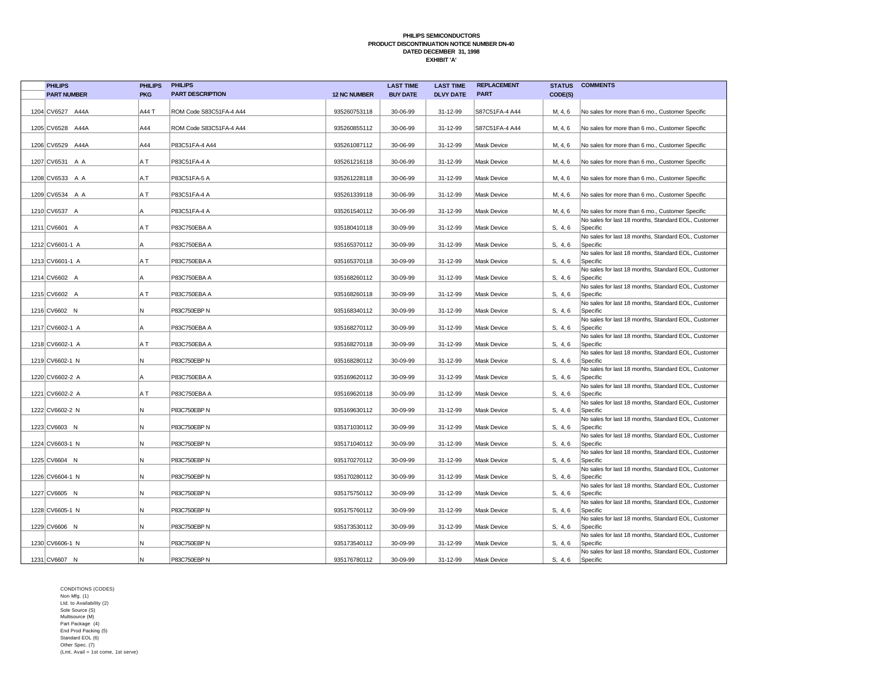**PHILIPS SEMICONDUCTORS**
**PRODUCT DISCONTINUATION NOTICE NUMBER DN-40**
**DATED DECEMBER 31, 1998**
**EXHIBIT 'A'**

| | PHILIPS PART NUMBER | PHILIPS PKG | PHILIPS PART DESCRIPTION | 12 NC NUMBER | LAST TIME BUY DATE | LAST TIME DLVY DATE | REPLACEMENT PART | STATUS CODE(S) | COMMENTS |
|---|---|---|---|---|---|---|---|---|---|
| 1204 | CV6527 A44A | A44 T | ROM Code S83C51FA-4 A44 | 935260753118 | 30-06-99 | 31-12-99 | S87C51FA-4 A44 | M, 4, 6 | No sales for more than 6 mo., Customer Specific |
| 1205 | CV6528 A44A | A44 | ROM Code S83C51FA-4 A44 | 935260855112 | 30-06-99 | 31-12-99 | S87C51FA-4 A44 | M, 4, 6 | No sales for more than 6 mo., Customer Specific |
| 1206 | CV6529 A44A | A44 | P83C51FA-4 A44 | 935261087112 | 30-06-99 | 31-12-99 | Mask Device | M, 4, 6 | No sales for more than 6 mo., Customer Specific |
| 1207 | CV6531 A A | A T | P83C51FA-4 A | 935261216118 | 30-06-99 | 31-12-99 | Mask Device | M, 4, 6 | No sales for more than 6 mo., Customer Specific |
| 1208 | CV6533 A A | A.T | P83C51FA-5 A | 935261228118 | 30-06-99 | 31-12-99 | Mask Device | M, 4, 6 | No sales for more than 6 mo., Customer Specific |
| 1209 | CV6534 A A | A T | P83C51FA-4 A | 935261339118 | 30-06-99 | 31-12-99 | Mask Device | M, 4, 6 | No sales for more than 6 mo., Customer Specific |
| 1210 | CV6537 A | A | P83C51FA-4 A | 935261540112 | 30-06-99 | 31-12-99 | Mask Device | M, 4, 6 | No sales for more than 6 mo., Customer Specific |
| 1211 | CV6601 A | A T | P83C750EBA A | 935180410118 | 30-09-99 | 31-12-99 | Mask Device | S, 4, 6 | No sales for last 18 months, Standard EOL, Customer Specific |
| 1212 | CV6601-1 A | A | P83C750EBA A | 935165370112 | 30-09-99 | 31-12-99 | Mask Device | S, 4, 6 | No sales for last 18 months, Standard EOL, Customer Specific |
| 1213 | CV6601-1 A | A T | P83C750EBA A | 935165370118 | 30-09-99 | 31-12-99 | Mask Device | S, 4, 6 | No sales for last 18 months, Standard EOL, Customer Specific |
| 1214 | CV6602 A | A | P83C750EBA A | 935168260112 | 30-09-99 | 31-12-99 | Mask Device | S, 4, 6 | No sales for last 18 months, Standard EOL, Customer Specific |
| 1215 | CV6602 A | A T | P83C750EBA A | 935168260118 | 30-09-99 | 31-12-99 | Mask Device | S, 4, 6 | No sales for last 18 months, Standard EOL, Customer Specific |
| 1216 | CV6602 N | N | P83C750EBP N | 935168340112 | 30-09-99 | 31-12-99 | Mask Device | S, 4, 6 | No sales for last 18 months, Standard EOL, Customer Specific |
| 1217 | CV6602-1 A | A | P83C750EBA A | 935168270112 | 30-09-99 | 31-12-99 | Mask Device | S, 4, 6 | No sales for last 18 months, Standard EOL, Customer Specific |
| 1218 | CV6602-1 A | A T | P83C750EBA A | 935168270118 | 30-09-99 | 31-12-99 | Mask Device | S, 4, 6 | No sales for last 18 months, Standard EOL, Customer Specific |
| 1219 | CV6602-1 N | N | P83C750EBP N | 935168280112 | 30-09-99 | 31-12-99 | Mask Device | S, 4, 6 | No sales for last 18 months, Standard EOL, Customer Specific |
| 1220 | CV6602-2 A | A | P83C750EBA A | 935169620112 | 30-09-99 | 31-12-99 | Mask Device | S, 4, 6 | No sales for last 18 months, Standard EOL, Customer Specific |
| 1221 | CV6602-2 A | A T | P83C750EBA A | 935169620118 | 30-09-99 | 31-12-99 | Mask Device | S, 4, 6 | No sales for last 18 months, Standard EOL, Customer Specific |
| 1222 | CV6602-2 N | N | P83C750EBP N | 935169630112 | 30-09-99 | 31-12-99 | Mask Device | S, 4, 6 | No sales for last 18 months, Standard EOL, Customer Specific |
| 1223 | CV6603 N | N | P83C750EBP N | 935171030112 | 30-09-99 | 31-12-99 | Mask Device | S, 4, 6 | No sales for last 18 months, Standard EOL, Customer Specific |
| 1224 | CV6603-1 N | N | P83C750EBP N | 935171040112 | 30-09-99 | 31-12-99 | Mask Device | S, 4, 6 | No sales for last 18 months, Standard EOL, Customer Specific |
| 1225 | CV6604 N | N | P83C750EBP N | 935170270112 | 30-09-99 | 31-12-99 | Mask Device | S, 4, 6 | No sales for last 18 months, Standard EOL, Customer Specific |
| 1226 | CV6604-1 N | N | P83C750EBP N | 935170280112 | 30-09-99 | 31-12-99 | Mask Device | S, 4, 6 | No sales for last 18 months, Standard EOL, Customer Specific |
| 1227 | CV6605 N | N | P83C750EBP N | 935175750112 | 30-09-99 | 31-12-99 | Mask Device | S, 4, 6 | No sales for last 18 months, Standard EOL, Customer Specific |
| 1228 | CV6605-1 N | N | P83C750EBP N | 935175760112 | 30-09-99 | 31-12-99 | Mask Device | S, 4, 6 | No sales for last 18 months, Standard EOL, Customer Specific |
| 1229 | CV6606 N | N | P83C750EBP N | 935173530112 | 30-09-99 | 31-12-99 | Mask Device | S, 4, 6 | No sales for last 18 months, Standard EOL, Customer Specific |
| 1230 | CV6606-1 N | N | P83C750EBP N | 935173540112 | 30-09-99 | 31-12-99 | Mask Device | S, 4, 6 | No sales for last 18 months, Standard EOL, Customer Specific |
| 1231 | CV6607 N | N | P83C750EBP N | 935176780112 | 30-09-99 | 31-12-99 | Mask Device | S, 4, 6 | No sales for last 18 months, Standard EOL, Customer Specific |

CONDITIONS (CODES)
Non Mfg. (1)
Ltd. to Availability (2)
Sole Source (S)
Multisource (M)
Part Package (4)
End Prod Packing (5)
Standard EOL (6)
Other Spec. (7)
(Lmt. Avail = 1st come, 1st serve)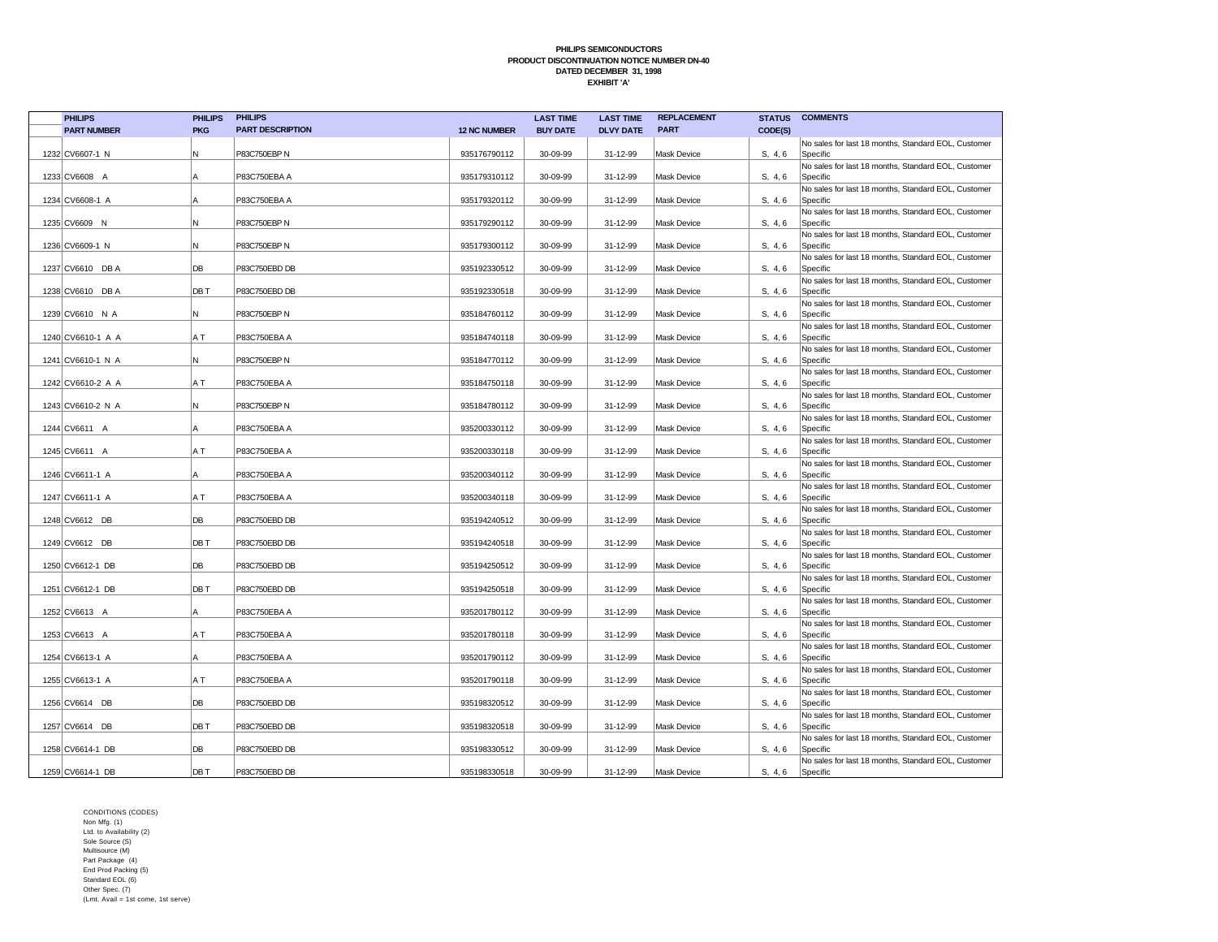**PHILIPS SEMICONDUCTORS**
**PRODUCT DISCONTINUATION NOTICE NUMBER DN-40**
**DATED DECEMBER 31, 1998**
**EXHIBIT 'A'**

| | PHILIPS PART NUMBER | PHILIPS PKG | PHILIPS PART DESCRIPTION | 12 NC NUMBER | LAST TIME BUY DATE | LAST TIME DLVY DATE | REPLACEMENT PART | STATUS CODE(S) | COMMENTS |
|---|---|---|---|---|---|---|---|---|---|
| 1232 | CV6607-1 N | N | P83C750EBP N | 935176790112 | 30-09-99 | 31-12-99 | Mask Device | S, 4, 6 | No sales for last 18 months, Standard EOL, Customer Specific |
| 1233 | CV6608 A | A | P83C750EBA A | 935179310112 | 30-09-99 | 31-12-99 | Mask Device | S, 4, 6 | No sales for last 18 months, Standard EOL, Customer Specific |
| 1234 | CV6608-1 A | A | P83C750EBA A | 935179320112 | 30-09-99 | 31-12-99 | Mask Device | S, 4, 6 | No sales for last 18 months, Standard EOL, Customer Specific |
| 1235 | CV6609 N | N | P83C750EBP N | 935179290112 | 30-09-99 | 31-12-99 | Mask Device | S, 4, 6 | No sales for last 18 months, Standard EOL, Customer Specific |
| 1236 | CV6609-1 N | N | P83C750EBP N | 935179300112 | 30-09-99 | 31-12-99 | Mask Device | S, 4, 6 | No sales for last 18 months, Standard EOL, Customer Specific |
| 1237 | CV6610 DB A | DB | P83C750EBD DB | 935192330512 | 30-09-99 | 31-12-99 | Mask Device | S, 4, 6 | No sales for last 18 months, Standard EOL, Customer Specific |
| 1238 | CV6610 DB A | DB T | P83C750EBD DB | 935192330518 | 30-09-99 | 31-12-99 | Mask Device | S, 4, 6 | No sales for last 18 months, Standard EOL, Customer Specific |
| 1239 | CV6610 N A | N | P83C750EBP N | 935184760112 | 30-09-99 | 31-12-99 | Mask Device | S, 4, 6 | No sales for last 18 months, Standard EOL, Customer Specific |
| 1240 | CV6610-1 A A | A T | P83C750EBA A | 935184740118 | 30-09-99 | 31-12-99 | Mask Device | S, 4, 6 | No sales for last 18 months, Standard EOL, Customer Specific |
| 1241 | CV6610-1 N A | N | P83C750EBP N | 935184770112 | 30-09-99 | 31-12-99 | Mask Device | S, 4, 6 | No sales for last 18 months, Standard EOL, Customer Specific |
| 1242 | CV6610-2 A A | A T | P83C750EBA A | 935184750118 | 30-09-99 | 31-12-99 | Mask Device | S, 4, 6 | No sales for last 18 months, Standard EOL, Customer Specific |
| 1243 | CV6610-2 N A | N | P83C750EBP N | 935184780112 | 30-09-99 | 31-12-99 | Mask Device | S, 4, 6 | No sales for last 18 months, Standard EOL, Customer Specific |
| 1244 | CV6611 A | A | P83C750EBA A | 935200330112 | 30-09-99 | 31-12-99 | Mask Device | S, 4, 6 | No sales for last 18 months, Standard EOL, Customer Specific |
| 1245 | CV6611 A | A T | P83C750EBA A | 935200330118 | 30-09-99 | 31-12-99 | Mask Device | S, 4, 6 | No sales for last 18 months, Standard EOL, Customer Specific |
| 1246 | CV6611-1 A | A | P83C750EBA A | 935200340112 | 30-09-99 | 31-12-99 | Mask Device | S, 4, 6 | No sales for last 18 months, Standard EOL, Customer Specific |
| 1247 | CV6611-1 A | A T | P83C750EBA A | 935200340118 | 30-09-99 | 31-12-99 | Mask Device | S, 4, 6 | No sales for last 18 months, Standard EOL, Customer Specific |
| 1248 | CV6612 DB | DB | P83C750EBD DB | 935194240512 | 30-09-99 | 31-12-99 | Mask Device | S, 4, 6 | No sales for last 18 months, Standard EOL, Customer Specific |
| 1249 | CV6612 DB | DB T | P83C750EBD DB | 935194240518 | 30-09-99 | 31-12-99 | Mask Device | S, 4, 6 | No sales for last 18 months, Standard EOL, Customer Specific |
| 1250 | CV6612-1 DB | DB | P83C750EBD DB | 935194250512 | 30-09-99 | 31-12-99 | Mask Device | S, 4, 6 | No sales for last 18 months, Standard EOL, Customer Specific |
| 1251 | CV6612-1 DB | DB T | P83C750EBD DB | 935194250518 | 30-09-99 | 31-12-99 | Mask Device | S, 4, 6 | No sales for last 18 months, Standard EOL, Customer Specific |
| 1252 | CV6613 A | A | P83C750EBA A | 935201780112 | 30-09-99 | 31-12-99 | Mask Device | S, 4, 6 | No sales for last 18 months, Standard EOL, Customer Specific |
| 1253 | CV6613 A | A T | P83C750EBA A | 935201780118 | 30-09-99 | 31-12-99 | Mask Device | S, 4, 6 | No sales for last 18 months, Standard EOL, Customer Specific |
| 1254 | CV6613-1 A | A | P83C750EBA A | 935201790112 | 30-09-99 | 31-12-99 | Mask Device | S, 4, 6 | No sales for last 18 months, Standard EOL, Customer Specific |
| 1255 | CV6613-1 A | A T | P83C750EBA A | 935201790118 | 30-09-99 | 31-12-99 | Mask Device | S, 4, 6 | No sales for last 18 months, Standard EOL, Customer Specific |
| 1256 | CV6614 DB | DB | P83C750EBD DB | 935198320512 | 30-09-99 | 31-12-99 | Mask Device | S, 4, 6 | No sales for last 18 months, Standard EOL, Customer Specific |
| 1257 | CV6614 DB | DB T | P83C750EBD DB | 935198320518 | 30-09-99 | 31-12-99 | Mask Device | S, 4, 6 | No sales for last 18 months, Standard EOL, Customer Specific |
| 1258 | CV6614-1 DB | DB | P83C750EBD DB | 935198330512 | 30-09-99 | 31-12-99 | Mask Device | S, 4, 6 | No sales for last 18 months, Standard EOL, Customer Specific |
| 1259 | CV6614-1 DB | DB T | P83C750EBD DB | 935198330518 | 30-09-99 | 31-12-99 | Mask Device | S, 4, 6 | No sales for last 18 months, Standard EOL, Customer Specific |

CONDITIONS (CODES)
Non Mfg. (1)
Ltd. to Availability (2)
Sole Source (S)
Multisource (M)
Part Package (4)
End Prod Packing (5)
Standard EOL (6)
Other Spec. (7)
(Lmt. Avail = 1st come, 1st serve)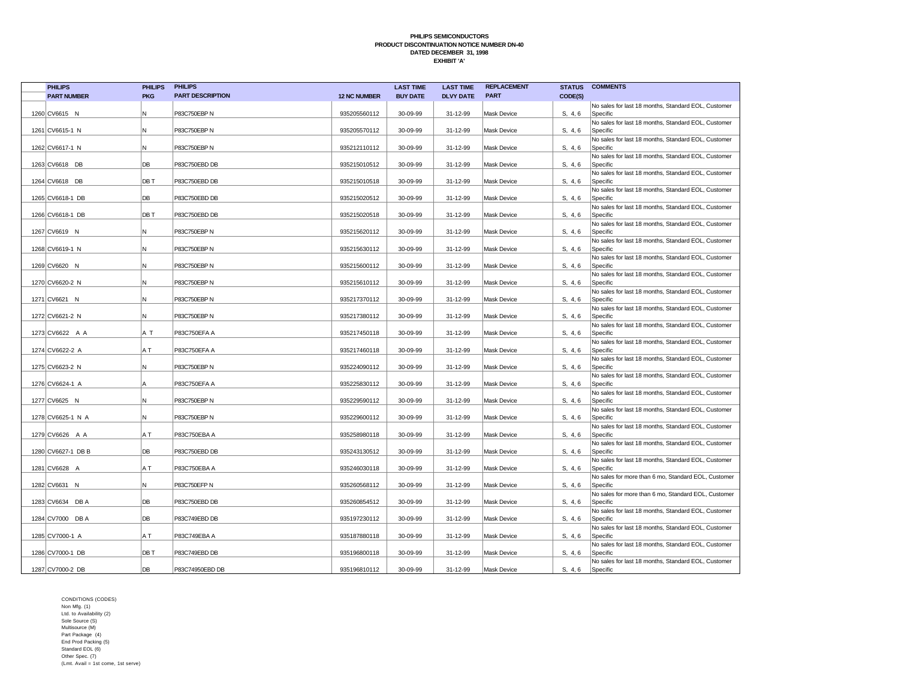**PHILIPS SEMICONDUCTORS**
**PRODUCT DISCONTINUATION NOTICE NUMBER DN-40**
**DATED DECEMBER 31, 1998**
**EXHIBIT 'A'**

| | PHILIPS PART NUMBER | PHILIPS PKG | PHILIPS PART DESCRIPTION | 12 NC NUMBER | LAST TIME BUY DATE | LAST TIME DLVY DATE | REPLACEMENT PART | STATUS CODE(S) | COMMENTS |
|---|---|---|---|---|---|---|---|---|---|
| 1260 | CV6615 N | N | P83C750EBP N | 935205560112 | 30-09-99 | 31-12-99 | Mask Device | S, 4, 6 | No sales for last 18 months, Standard EOL, Customer Specific |
| 1261 | CV6615-1 N | N | P83C750EBP N | 935205570112 | 30-09-99 | 31-12-99 | Mask Device | S, 4, 6 | No sales for last 18 months, Standard EOL, Customer Specific |
| 1262 | CV6617-1 N | N | P83C750EBP N | 935212110112 | 30-09-99 | 31-12-99 | Mask Device | S, 4, 6 | No sales for last 18 months, Standard EOL, Customer Specific |
| 1263 | CV6618 DB | DB | P83C750EBD DB | 935215010512 | 30-09-99 | 31-12-99 | Mask Device | S, 4, 6 | No sales for last 18 months, Standard EOL, Customer Specific |
| 1264 | CV6618 DB | DB T | P83C750EBD DB | 935215010518 | 30-09-99 | 31-12-99 | Mask Device | S, 4, 6 | No sales for last 18 months, Standard EOL, Customer Specific |
| 1265 | CV6618-1 DB | DB | P83C750EBD DB | 935215020512 | 30-09-99 | 31-12-99 | Mask Device | S, 4, 6 | No sales for last 18 months, Standard EOL, Customer Specific |
| 1266 | CV6618-1 DB | DB T | P83C750EBD DB | 935215020518 | 30-09-99 | 31-12-99 | Mask Device | S, 4, 6 | No sales for last 18 months, Standard EOL, Customer Specific |
| 1267 | CV6619 N | N | P83C750EBP N | 935215620112 | 30-09-99 | 31-12-99 | Mask Device | S, 4, 6 | No sales for last 18 months, Standard EOL, Customer Specific |
| 1268 | CV6619-1 N | N | P83C750EBP N | 935215630112 | 30-09-99 | 31-12-99 | Mask Device | S, 4, 6 | No sales for last 18 months, Standard EOL, Customer Specific |
| 1269 | CV6620 N | N | P83C750EBP N | 935215600112 | 30-09-99 | 31-12-99 | Mask Device | S, 4, 6 | No sales for last 18 months, Standard EOL, Customer Specific |
| 1270 | CV6620-2 N | N | P83C750EBP N | 935215610112 | 30-09-99 | 31-12-99 | Mask Device | S, 4, 6 | No sales for last 18 months, Standard EOL, Customer Specific |
| 1271 | CV6621 N | N | P83C750EBP N | 935217370112 | 30-09-99 | 31-12-99 | Mask Device | S, 4, 6 | No sales for last 18 months, Standard EOL, Customer Specific |
| 1272 | CV6621-2 N | N | P83C750EBP N | 935217380112 | 30-09-99 | 31-12-99 | Mask Device | S, 4, 6 | No sales for last 18 months, Standard EOL, Customer Specific |
| 1273 | CV6622 A A | A T | P83C750EFA A | 935217450118 | 30-09-99 | 31-12-99 | Mask Device | S, 4, 6 | No sales for last 18 months, Standard EOL, Customer Specific |
| 1274 | CV6622-2 A | A T | P83C750EFA A | 935217460118 | 30-09-99 | 31-12-99 | Mask Device | S, 4, 6 | No sales for last 18 months, Standard EOL, Customer Specific |
| 1275 | CV6623-2 N | N | P83C750EBP N | 935224090112 | 30-09-99 | 31-12-99 | Mask Device | S, 4, 6 | No sales for last 18 months, Standard EOL, Customer Specific |
| 1276 | CV6624-1 A | A | P83C750EFA A | 935225830112 | 30-09-99 | 31-12-99 | Mask Device | S, 4, 6 | No sales for last 18 months, Standard EOL, Customer Specific |
| 1277 | CV6625 N | N | P83C750EBP N | 935229590112 | 30-09-99 | 31-12-99 | Mask Device | S, 4, 6 | No sales for last 18 months, Standard EOL, Customer Specific |
| 1278 | CV6625-1 N A | N | P83C750EBP N | 935229600112 | 30-09-99 | 31-12-99 | Mask Device | S, 4, 6 | No sales for last 18 months, Standard EOL, Customer Specific |
| 1279 | CV6626 A A | A T | P83C750EBA A | 935258980118 | 30-09-99 | 31-12-99 | Mask Device | S, 4, 6 | No sales for last 18 months, Standard EOL, Customer Specific |
| 1280 | CV6627-1 DB B | DB | P83C750EBD DB | 935243130512 | 30-09-99 | 31-12-99 | Mask Device | S, 4, 6 | No sales for last 18 months, Standard EOL, Customer Specific |
| 1281 | CV6628 A | A T | P83C750EBA A | 935246030118 | 30-09-99 | 31-12-99 | Mask Device | S, 4, 6 | No sales for last 18 months, Standard EOL, Customer Specific |
| 1282 | CV6631 N | N | P83C750EFP N | 935260568112 | 30-09-99 | 31-12-99 | Mask Device | S, 4, 6 | No sales for more than 6 mo, Standard EOL, Customer Specific |
| 1283 | CV6634 DB A | DB | P83C750EBD DB | 935260854512 | 30-09-99 | 31-12-99 | Mask Device | S, 4, 6 | No sales for more than 6 mo, Standard EOL, Customer Specific |
| 1284 | CV7000 DB A | DB | P83C749EBD DB | 935197230112 | 30-09-99 | 31-12-99 | Mask Device | S, 4, 6 | No sales for last 18 months, Standard EOL, Customer Specific |
| 1285 | CV7000-1 A | A T | P83C749EBA A | 935187880118 | 30-09-99 | 31-12-99 | Mask Device | S, 4, 6 | No sales for last 18 months, Standard EOL, Customer Specific |
| 1286 | CV7000-1 DB | DB T | P83C749EBD DB | 935196800118 | 30-09-99 | 31-12-99 | Mask Device | S, 4, 6 | No sales for last 18 months, Standard EOL, Customer Specific |
| 1287 | CV7000-2 DB | DB | P83C74950EBD DB | 935196810112 | 30-09-99 | 31-12-99 | Mask Device | S, 4, 6 | No sales for last 18 months, Standard EOL, Customer Specific |

CONDITIONS (CODES)
Non Mfg. (1)
Ltd. to Availability (2)
Sole Source (S)
Multisource (M)
Part Package (4)
End Prod Packing (5)
Standard EOL (6)
Other Spec. (7)
(Lmt. Avail = 1st come, 1st serve)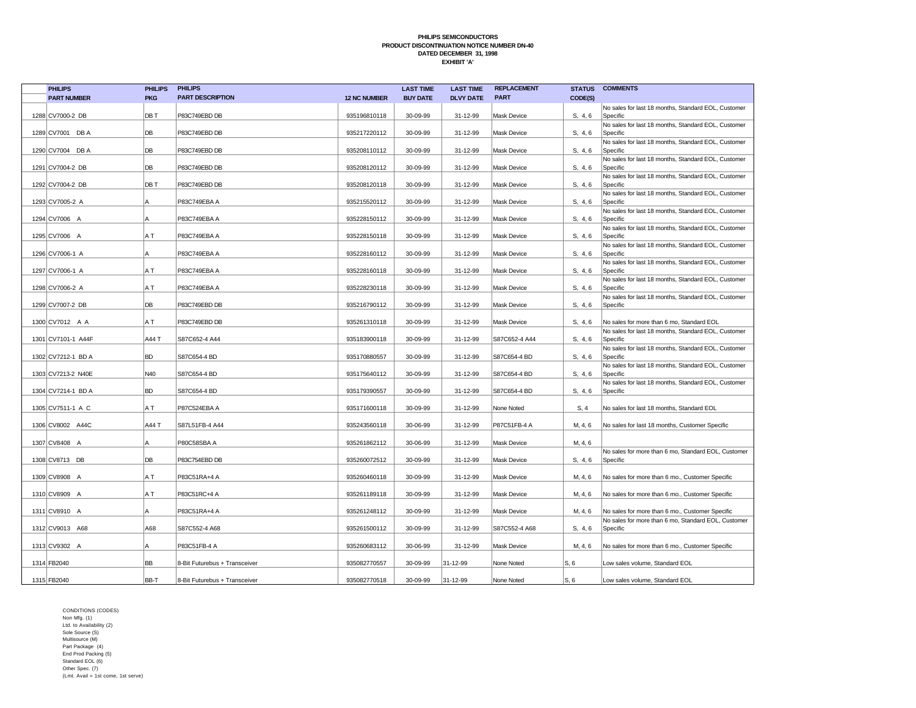**PHILIPS SEMICONDUCTORS**
**PRODUCT DISCONTINUATION NOTICE NUMBER DN-40**
**DATED DECEMBER 31, 1998**
**EXHIBIT 'A'**

| | PHILIPS PART NUMBER | PHILIPS PKG | PHILIPS PART DESCRIPTION | 12 NC NUMBER | LAST TIME BUY DATE | LAST TIME DLVY DATE | REPLACEMENT PART | STATUS CODE(S) | COMMENTS |
|---|---|---|---|---|---|---|---|---|---|
| 1288 | CV7000-2 DB | DB T | P83C749EBD DB | 935196810118 | 30-09-99 | 31-12-99 | Mask Device | S, 4, 6 | No sales for last 18 months, Standard EOL, Customer Specific |
| 1289 | CV7001 DB A | DB | P83C749EBD DB | 935217220112 | 30-09-99 | 31-12-99 | Mask Device | S, 4, 6 | No sales for last 18 months, Standard EOL, Customer Specific |
| 1290 | CV7004 DB A | DB | P83C749EBD DB | 935208110112 | 30-09-99 | 31-12-99 | Mask Device | S, 4, 6 | No sales for last 18 months, Standard EOL, Customer Specific |
| 1291 | CV7004-2 DB | DB | P83C749EBD DB | 935208120112 | 30-09-99 | 31-12-99 | Mask Device | S, 4, 6 | No sales for last 18 months, Standard EOL, Customer Specific |
| 1292 | CV7004-2 DB | DB T | P83C749EBD DB | 935208120118 | 30-09-99 | 31-12-99 | Mask Device | S, 4, 6 | No sales for last 18 months, Standard EOL, Customer Specific |
| 1293 | CV7005-2 A | A | P83C749EBA A | 935215520112 | 30-09-99 | 31-12-99 | Mask Device | S, 4, 6 | No sales for last 18 months, Standard EOL, Customer Specific |
| 1294 | CV7006 A | A | P83C749EBA A | 935228150112 | 30-09-99 | 31-12-99 | Mask Device | S, 4, 6 | No sales for last 18 months, Standard EOL, Customer Specific |
| 1295 | CV7006 A | A T | P83C749EBA A | 935228150118 | 30-09-99 | 31-12-99 | Mask Device | S, 4, 6 | No sales for last 18 months, Standard EOL, Customer Specific |
| 1296 | CV7006-1 A | A | P83C749EBA A | 935228160112 | 30-09-99 | 31-12-99 | Mask Device | S, 4, 6 | No sales for last 18 months, Standard EOL, Customer Specific |
| 1297 | CV7006-1 A | A T | P83C749EBA A | 935228160118 | 30-09-99 | 31-12-99 | Mask Device | S, 4, 6 | No sales for last 18 months, Standard EOL, Customer Specific |
| 1298 | CV7006-2 A | A T | P83C749EBA A | 935228230118 | 30-09-99 | 31-12-99 | Mask Device | S, 4, 6 | No sales for last 18 months, Standard EOL, Customer Specific |
| 1299 | CV7007-2 DB | DB | P83C749EBD DB | 935216790112 | 30-09-99 | 31-12-99 | Mask Device | S, 4, 6 | No sales for last 18 months, Standard EOL, Customer Specific |
| 1300 | CV7012 A A | A T | P83C749EBD DB | 935261310118 | 30-09-99 | 31-12-99 | Mask Device | S, 4, 6 | No sales for more than 6 mo, Standard EOL |
| 1301 | CV7101-1 A44F | A44 T | S87C652-4 A44 | 935183900118 | 30-09-99 | 31-12-99 | S87C652-4 A44 | S, 4, 6 | No sales for last 18 months, Standard EOL, Customer Specific |
| 1302 | CV7212-1 BD A | BD | S87C654-4 BD | 935170880557 | 30-09-99 | 31-12-99 | S87C654-4 BD | S, 4, 6 | No sales for last 18 months, Standard EOL, Customer Specific |
| 1303 | CV7213-2 N40E | N40 | S87C654-4 BD | 935175640112 | 30-09-99 | 31-12-99 | S87C654-4 BD | S, 4, 6 | No sales for last 18 months, Standard EOL, Customer Specific |
| 1304 | CV7214-1 BD A | BD | S87C654-4 BD | 935179390557 | 30-09-99 | 31-12-99 | S87C654-4 BD | S, 4, 6 | No sales for last 18 months, Standard EOL, Customer Specific |
| 1305 | CV7511-1 A C | A T | P87C524EBA A | 935171600118 | 30-09-99 | 31-12-99 | None Noted | S, 4 | No sales for last 18 months, Standard EOL |
| 1306 | CV8002 A44C | A44 T | S87L51FB-4 A44 | 935243560118 | 30-06-99 | 31-12-99 | P87C51FB-4 A | M, 4, 6 | No sales for last 18 months, Customer Specific |
| 1307 | CV8408 A | A | P80C58SBA A | 935261862112 | 30-06-99 | 31-12-99 | Mask Device | M, 4, 6 | |
| 1308 | CV8713 DB | DB | P83C754EBD DB | 935260072512 | 30-09-99 | 31-12-99 | Mask Device | S, 4, 6 | No sales for more than 6 mo, Standard EOL, Customer Specific |
| 1309 | CV8908 A | A T | P83C51RA+4 A | 935260460118 | 30-09-99 | 31-12-99 | Mask Device | M, 4, 6 | No sales for more than 6 mo., Customer Specific |
| 1310 | CV8909 A | A T | P83C51RC+4 A | 935261189118 | 30-09-99 | 31-12-99 | Mask Device | M, 4, 6 | No sales for more than 6 mo., Customer Specific |
| 1311 | CV8910 A | A | P83C51RA+4 A | 935261248112 | 30-09-99 | 31-12-99 | Mask Device | M, 4, 6 | No sales for more than 6 mo., Customer Specific |
| 1312 | CV9013 A68 | A68 | S87C552-4 A68 | 935261500112 | 30-09-99 | 31-12-99 | S87C552-4 A68 | S, 4, 6 | No sales for more than 6 mo, Standard EOL, Customer Specific |
| 1313 | CV9302 A | A | P83C51FB-4 A | 935260683112 | 30-06-99 | 31-12-99 | Mask Device | M, 4, 6 | No sales for more than 6 mo., Customer Specific |
| 1314 | FB2040 | BB | 8-Bit Futurebus + Transceiver | 935082770557 | 30-09-99 | 31-12-99 | None Noted | S, 6 | Low sales volume, Standard EOL |
| 1315 | FB2040 | BB-T | 8-Bit Futurebus + Transceiver | 935082770518 | 30-09-99 | 31-12-99 | None Noted | S, 6 | Low sales volume, Standard EOL |

CONDITIONS (CODES)
Non Mfg. (1)
Ltd. to Availability (2)
Sole Source (S)
Multisource (M)
Part Package (4)
End Prod Packing (5)
Standard EOL (6)
Other Spec. (7)
(Lmt. Avail = 1st come, 1st serve)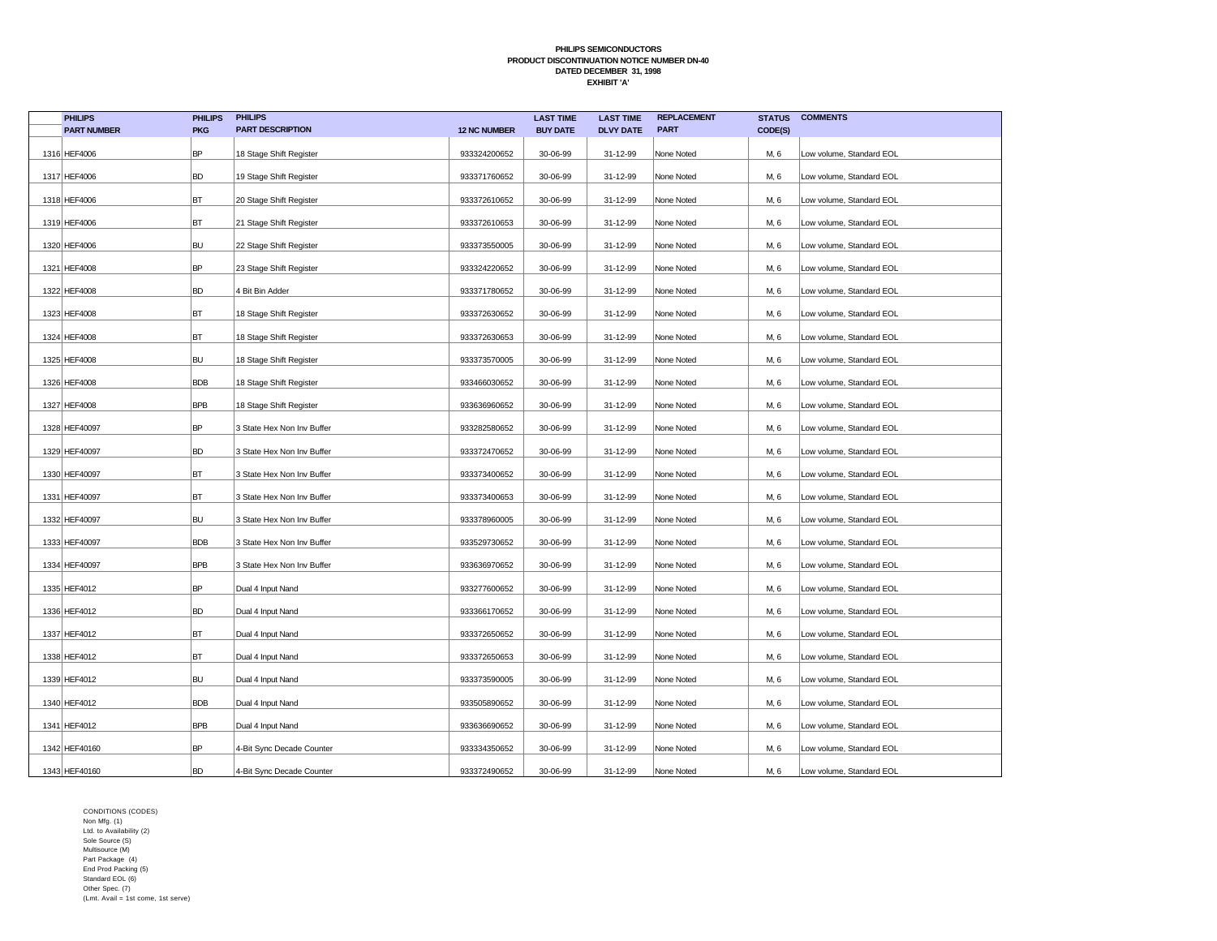**PHILIPS SEMICONDUCTORS**
**PRODUCT DISCONTINUATION NOTICE NUMBER DN-40**
**DATED DECEMBER 31, 1998**
**EXHIBIT 'A'**

| | PHILIPS PART NUMBER | PHILIPS PKG | PHILIPS PART DESCRIPTION | 12 NC NUMBER | LAST TIME BUY DATE | LAST TIME DLVY DATE | REPLACEMENT PART | STATUS CODE(S) | COMMENTS |
|---|---|---|---|---|---|---|---|---|---|
| 1316 | HEF4006 | BP | 18 Stage Shift Register | 933324200652 | 30-06-99 | 31-12-99 | None Noted | M, 6 | Low volume, Standard EOL |
| 1317 | HEF4006 | BD | 19 Stage Shift Register | 933371760652 | 30-06-99 | 31-12-99 | None Noted | M, 6 | Low volume, Standard EOL |
| 1318 | HEF4006 | BT | 20 Stage Shift Register | 933372610652 | 30-06-99 | 31-12-99 | None Noted | M, 6 | Low volume, Standard EOL |
| 1319 | HEF4006 | BT | 21 Stage Shift Register | 933372610653 | 30-06-99 | 31-12-99 | None Noted | M, 6 | Low volume, Standard EOL |
| 1320 | HEF4006 | BU | 22 Stage Shift Register | 933373550005 | 30-06-99 | 31-12-99 | None Noted | M, 6 | Low volume, Standard EOL |
| 1321 | HEF4008 | BP | 23 Stage Shift Register | 933324220652 | 30-06-99 | 31-12-99 | None Noted | M, 6 | Low volume, Standard EOL |
| 1322 | HEF4008 | BD | 4 Bit Bin Adder | 933371780652 | 30-06-99 | 31-12-99 | None Noted | M, 6 | Low volume, Standard EOL |
| 1323 | HEF4008 | BT | 18 Stage Shift Register | 933372630652 | 30-06-99 | 31-12-99 | None Noted | M, 6 | Low volume, Standard EOL |
| 1324 | HEF4008 | BT | 18 Stage Shift Register | 933372630653 | 30-06-99 | 31-12-99 | None Noted | M, 6 | Low volume, Standard EOL |
| 1325 | HEF4008 | BU | 18 Stage Shift Register | 933373570005 | 30-06-99 | 31-12-99 | None Noted | M, 6 | Low volume, Standard EOL |
| 1326 | HEF4008 | BDB | 18 Stage Shift Register | 933466030652 | 30-06-99 | 31-12-99 | None Noted | M, 6 | Low volume, Standard EOL |
| 1327 | HEF4008 | BPB | 18 Stage Shift Register | 933636960652 | 30-06-99 | 31-12-99 | None Noted | M, 6 | Low volume, Standard EOL |
| 1328 | HEF40097 | BP | 3 State Hex Non Inv Buffer | 933282580652 | 30-06-99 | 31-12-99 | None Noted | M, 6 | Low volume, Standard EOL |
| 1329 | HEF40097 | BD | 3 State Hex Non Inv Buffer | 933372470652 | 30-06-99 | 31-12-99 | None Noted | M, 6 | Low volume, Standard EOL |
| 1330 | HEF40097 | BT | 3 State Hex Non Inv Buffer | 933373400652 | 30-06-99 | 31-12-99 | None Noted | M, 6 | Low volume, Standard EOL |
| 1331 | HEF40097 | BT | 3 State Hex Non Inv Buffer | 933373400653 | 30-06-99 | 31-12-99 | None Noted | M, 6 | Low volume, Standard EOL |
| 1332 | HEF40097 | BU | 3 State Hex Non Inv Buffer | 933378960005 | 30-06-99 | 31-12-99 | None Noted | M, 6 | Low volume, Standard EOL |
| 1333 | HEF40097 | BDB | 3 State Hex Non Inv Buffer | 933529730652 | 30-06-99 | 31-12-99 | None Noted | M, 6 | Low volume, Standard EOL |
| 1334 | HEF40097 | BPB | 3 State Hex Non Inv Buffer | 933636970652 | 30-06-99 | 31-12-99 | None Noted | M, 6 | Low volume, Standard EOL |
| 1335 | HEF4012 | BP | Dual 4 Input Nand | 933277600652 | 30-06-99 | 31-12-99 | None Noted | M, 6 | Low volume, Standard EOL |
| 1336 | HEF4012 | BD | Dual 4 Input Nand | 933366170652 | 30-06-99 | 31-12-99 | None Noted | M, 6 | Low volume, Standard EOL |
| 1337 | HEF4012 | BT | Dual 4 Input Nand | 933372650652 | 30-06-99 | 31-12-99 | None Noted | M, 6 | Low volume, Standard EOL |
| 1338 | HEF4012 | BT | Dual 4 Input Nand | 933372650653 | 30-06-99 | 31-12-99 | None Noted | M, 6 | Low volume, Standard EOL |
| 1339 | HEF4012 | BU | Dual 4 Input Nand | 933373590005 | 30-06-99 | 31-12-99 | None Noted | M, 6 | Low volume, Standard EOL |
| 1340 | HEF4012 | BDB | Dual 4 Input Nand | 933505890652 | 30-06-99 | 31-12-99 | None Noted | M, 6 | Low volume, Standard EOL |
| 1341 | HEF4012 | BPB | Dual 4 Input Nand | 933636690652 | 30-06-99 | 31-12-99 | None Noted | M, 6 | Low volume, Standard EOL |
| 1342 | HEF40160 | BP | 4-Bit Sync Decade Counter | 933334350652 | 30-06-99 | 31-12-99 | None Noted | M, 6 | Low volume, Standard EOL |
| 1343 | HEF40160 | BD | 4-Bit Sync Decade Counter | 933372490652 | 30-06-99 | 31-12-99 | None Noted | M, 6 | Low volume, Standard EOL |

CONDITIONS (CODES)
Non Mfg. (1)
Ltd. to Availability (2)
Sole Source (S)
Multisource (M)
Part Package (4)
End Prod Packing (5)
Standard EOL (6)
Other Spec. (7)
(Lmt. Avail = 1st come, 1st serve)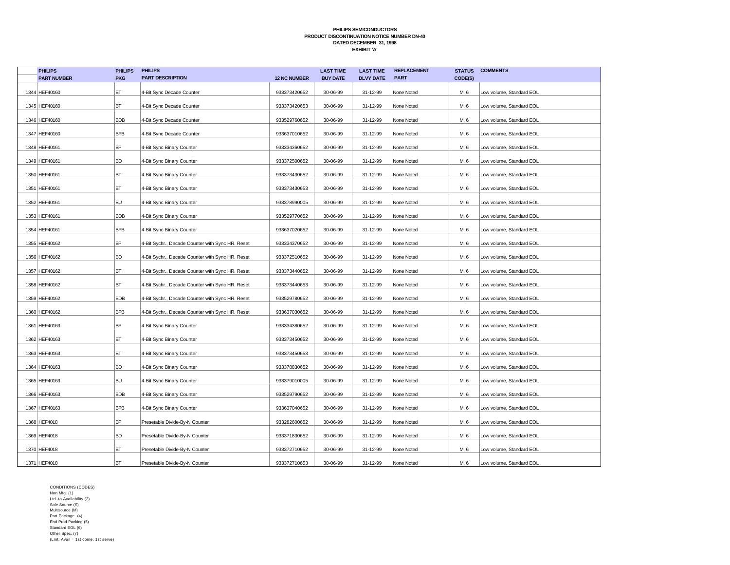**PHILIPS SEMICONDUCTORS**
**PRODUCT DISCONTINUATION NOTICE NUMBER DN-40**
**DATED DECEMBER 31, 1998**
**EXHIBIT 'A'**

| | PHILIPS PART NUMBER | PHILIPS PKG | PHILIPS PART DESCRIPTION | 12 NC NUMBER | LAST TIME BUY DATE | LAST TIME DLVY DATE | REPLACEMENT PART | STATUS CODE(S) | COMMENTS |
|---|---|---|---|---|---|---|---|---|---|
| 1344 | HEF40160 | BT | 4-Bit Sync Decade Counter | 933373420652 | 30-06-99 | 31-12-99 | None Noted | M, 6 | Low volume, Standard EOL |
| 1345 | HEF40160 | BT | 4-Bit Sync Decade Counter | 933373420653 | 30-06-99 | 31-12-99 | None Noted | M, 6 | Low volume, Standard EOL |
| 1346 | HEF40160 | BDB | 4-Bit Sync Decade Counter | 933529760652 | 30-06-99 | 31-12-99 | None Noted | M, 6 | Low volume, Standard EOL |
| 1347 | HEF40160 | BPB | 4-Bit Sync Decade Counter | 933637010652 | 30-06-99 | 31-12-99 | None Noted | M, 6 | Low volume, Standard EOL |
| 1348 | HEF40161 | BP | 4-Bit Sync Binary Counter | 933334360652 | 30-06-99 | 31-12-99 | None Noted | M, 6 | Low volume, Standard EOL |
| 1349 | HEF40161 | BD | 4-Bit Sync Binary Counter | 933372500652 | 30-06-99 | 31-12-99 | None Noted | M, 6 | Low volume, Standard EOL |
| 1350 | HEF40161 | BT | 4-Bit Sync Binary Counter | 933373430652 | 30-06-99 | 31-12-99 | None Noted | M, 6 | Low volume, Standard EOL |
| 1351 | HEF40161 | BT | 4-Bit Sync Binary Counter | 933373430653 | 30-06-99 | 31-12-99 | None Noted | M, 6 | Low volume, Standard EOL |
| 1352 | HEF40161 | BU | 4-Bit Sync Binary Counter | 933378990005 | 30-06-99 | 31-12-99 | None Noted | M, 6 | Low volume, Standard EOL |
| 1353 | HEF40161 | BDB | 4-Bit Sync Binary Counter | 933529770652 | 30-06-99 | 31-12-99 | None Noted | M, 6 | Low volume, Standard EOL |
| 1354 | HEF40161 | BPB | 4-Bit Sync Binary Counter | 933637020652 | 30-06-99 | 31-12-99 | None Noted | M, 6 | Low volume, Standard EOL |
| 1355 | HEF40162 | BP | 4-Bit Sychr., Decade Counter with Sync HR. Reset | 933334370652 | 30-06-99 | 31-12-99 | None Noted | M, 6 | Low volume, Standard EOL |
| 1356 | HEF40162 | BD | 4-Bit Sychr., Decade Counter with Sync HR. Reset | 933372510652 | 30-06-99 | 31-12-99 | None Noted | M, 6 | Low volume, Standard EOL |
| 1357 | HEF40162 | BT | 4-Bit Sychr., Decade Counter with Sync HR. Reset | 933373440652 | 30-06-99 | 31-12-99 | None Noted | M, 6 | Low volume, Standard EOL |
| 1358 | HEF40162 | BT | 4-Bit Sychr., Decade Counter with Sync HR. Reset | 933373440653 | 30-06-99 | 31-12-99 | None Noted | M, 6 | Low volume, Standard EOL |
| 1359 | HEF40162 | BDB | 4-Bit Sychr., Decade Counter with Sync HR. Reset | 933529780652 | 30-06-99 | 31-12-99 | None Noted | M, 6 | Low volume, Standard EOL |
| 1360 | HEF40162 | BPB | 4-Bit Sychr., Decade Counter with Sync HR. Reset | 933637030652 | 30-06-99 | 31-12-99 | None Noted | M, 6 | Low volume, Standard EOL |
| 1361 | HEF40163 | BP | 4-Bit Sync Binary Counter | 933334380652 | 30-06-99 | 31-12-99 | None Noted | M, 6 | Low volume, Standard EOL |
| 1362 | HEF40163 | BT | 4-Bit Sync Binary Counter | 933373450652 | 30-06-99 | 31-12-99 | None Noted | M, 6 | Low volume, Standard EOL |
| 1363 | HEF40163 | BT | 4-Bit Sync Binary Counter | 933373450653 | 30-06-99 | 31-12-99 | None Noted | M, 6 | Low volume, Standard EOL |
| 1364 | HEF40163 | BD | 4-Bit Sync Binary Counter | 933378830652 | 30-06-99 | 31-12-99 | None Noted | M, 6 | Low volume, Standard EOL |
| 1365 | HEF40163 | BU | 4-Bit Sync Binary Counter | 933379010005 | 30-06-99 | 31-12-99 | None Noted | M, 6 | Low volume, Standard EOL |
| 1366 | HEF40163 | BDB | 4-Bit Sync Binary Counter | 933529790652 | 30-06-99 | 31-12-99 | None Noted | M, 6 | Low volume, Standard EOL |
| 1367 | HEF40163 | BPB | 4-Bit Sync Binary Counter | 933637040652 | 30-06-99 | 31-12-99 | None Noted | M, 6 | Low volume, Standard EOL |
| 1368 | HEF4018 | BP | Presetable Divide-By-N Counter | 933282600652 | 30-06-99 | 31-12-99 | None Noted | M, 6 | Low volume, Standard EOL |
| 1369 | HEF4018 | BD | Presetable Divide-By-N Counter | 933371830652 | 30-06-99 | 31-12-99 | None Noted | M, 6 | Low volume, Standard EOL |
| 1370 | HEF4018 | BT | Presetable Divide-By-N Counter | 933372710652 | 30-06-99 | 31-12-99 | None Noted | M, 6 | Low volume, Standard EOL |
| 1371 | HEF4018 | BT | Presetable Divide-By-N Counter | 933372710653 | 30-06-99 | 31-12-99 | None Noted | M, 6 | Low volume, Standard EOL |

CONDITIONS (CODES)
Non Mfg. (1)
Ltd. to Availability (2)
Sole Source (S)
Multisource (M)
Part Package (4)
End Prod Packing (5)
Standard EOL (6)
Other Spec. (7)
(Lmt. Avail = 1st come, 1st serve)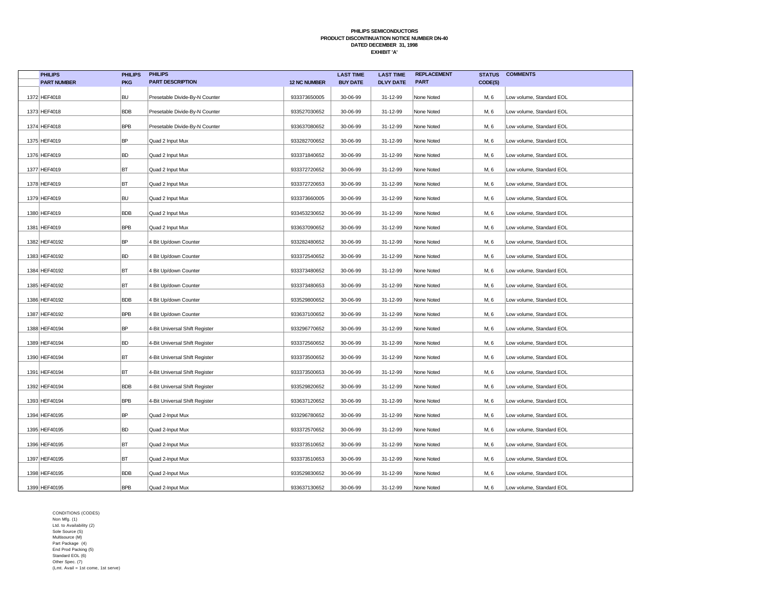**PHILIPS SEMICONDUCTORS**
**PRODUCT DISCONTINUATION NOTICE NUMBER DN-40**
**DATED DECEMBER 31, 1998**
**EXHIBIT 'A'**

| | PHILIPS PART NUMBER | PHILIPS PKG | PHILIPS PART DESCRIPTION | 12 NC NUMBER | LAST TIME BUY DATE | LAST TIME DLVY DATE | REPLACEMENT PART | STATUS CODE(S) | COMMENTS |
|---|---|---|---|---|---|---|---|---|---|
| 1372 | HEF4018 | BU | Presetable Divide-By-N Counter | 933373650005 | 30-06-99 | 31-12-99 | None Noted | M, 6 | Low volume, Standard EOL |
| 1373 | HEF4018 | BDB | Presetable Divide-By-N Counter | 933527030652 | 30-06-99 | 31-12-99 | None Noted | M, 6 | Low volume, Standard EOL |
| 1374 | HEF4018 | BPB | Presetable Divide-By-N Counter | 933637080652 | 30-06-99 | 31-12-99 | None Noted | M, 6 | Low volume, Standard EOL |
| 1375 | HEF4019 | BP | Quad 2 Input Mux | 933282700652 | 30-06-99 | 31-12-99 | None Noted | M, 6 | Low volume, Standard EOL |
| 1376 | HEF4019 | BD | Quad 2 Input Mux | 933371840652 | 30-06-99 | 31-12-99 | None Noted | M, 6 | Low volume, Standard EOL |
| 1377 | HEF4019 | BT | Quad 2 Input Mux | 933372720652 | 30-06-99 | 31-12-99 | None Noted | M, 6 | Low volume, Standard EOL |
| 1378 | HEF4019 | BT | Quad 2 Input Mux | 933372720653 | 30-06-99 | 31-12-99 | None Noted | M, 6 | Low volume, Standard EOL |
| 1379 | HEF4019 | BU | Quad 2 Input Mux | 933373660005 | 30-06-99 | 31-12-99 | None Noted | M, 6 | Low volume, Standard EOL |
| 1380 | HEF4019 | BDB | Quad 2 Input Mux | 933453230652 | 30-06-99 | 31-12-99 | None Noted | M, 6 | Low volume, Standard EOL |
| 1381 | HEF4019 | BPB | Quad 2 Input Mux | 933637090652 | 30-06-99 | 31-12-99 | None Noted | M, 6 | Low volume, Standard EOL |
| 1382 | HEF40192 | BP | 4 Bit Up/down Counter | 933282480652 | 30-06-99 | 31-12-99 | None Noted | M, 6 | Low volume, Standard EOL |
| 1383 | HEF40192 | BD | 4 Bit Up/down Counter | 933372540652 | 30-06-99 | 31-12-99 | None Noted | M, 6 | Low volume, Standard EOL |
| 1384 | HEF40192 | BT | 4 Bit Up/down Counter | 933373480652 | 30-06-99 | 31-12-99 | None Noted | M, 6 | Low volume, Standard EOL |
| 1385 | HEF40192 | BT | 4 Bit Up/down Counter | 933373480653 | 30-06-99 | 31-12-99 | None Noted | M, 6 | Low volume, Standard EOL |
| 1386 | HEF40192 | BDB | 4 Bit Up/down Counter | 933529800652 | 30-06-99 | 31-12-99 | None Noted | M, 6 | Low volume, Standard EOL |
| 1387 | HEF40192 | BPB | 4 Bit Up/down Counter | 933637100652 | 30-06-99 | 31-12-99 | None Noted | M, 6 | Low volume, Standard EOL |
| 1388 | HEF40194 | BP | 4-Bit Universal Shift Register | 933296770652 | 30-06-99 | 31-12-99 | None Noted | M, 6 | Low volume, Standard EOL |
| 1389 | HEF40194 | BD | 4-Bit Universal Shift Register | 933372560652 | 30-06-99 | 31-12-99 | None Noted | M, 6 | Low volume, Standard EOL |
| 1390 | HEF40194 | BT | 4-Bit Universal Shift Register | 933373500652 | 30-06-99 | 31-12-99 | None Noted | M, 6 | Low volume, Standard EOL |
| 1391 | HEF40194 | BT | 4-Bit Universal Shift Register | 933373500653 | 30-06-99 | 31-12-99 | None Noted | M, 6 | Low volume, Standard EOL |
| 1392 | HEF40194 | BDB | 4-Bit Universal Shift Register | 933529820652 | 30-06-99 | 31-12-99 | None Noted | M, 6 | Low volume, Standard EOL |
| 1393 | HEF40194 | BPB | 4-Bit Universal Shift Register | 933637120652 | 30-06-99 | 31-12-99 | None Noted | M, 6 | Low volume, Standard EOL |
| 1394 | HEF40195 | BP | Quad 2-Input Mux | 933296780652 | 30-06-99 | 31-12-99 | None Noted | M, 6 | Low volume, Standard EOL |
| 1395 | HEF40195 | BD | Quad 2-Input Mux | 933372570652 | 30-06-99 | 31-12-99 | None Noted | M, 6 | Low volume, Standard EOL |
| 1396 | HEF40195 | BT | Quad 2-Input Mux | 933373510652 | 30-06-99 | 31-12-99 | None Noted | M, 6 | Low volume, Standard EOL |
| 1397 | HEF40195 | BT | Quad 2-Input Mux | 933373510653 | 30-06-99 | 31-12-99 | None Noted | M, 6 | Low volume, Standard EOL |
| 1398 | HEF40195 | BDB | Quad 2-Input Mux | 933529830652 | 30-06-99 | 31-12-99 | None Noted | M, 6 | Low volume, Standard EOL |
| 1399 | HEF40195 | BPB | Quad 2-Input Mux | 933637130652 | 30-06-99 | 31-12-99 | None Noted | M, 6 | Low volume, Standard EOL |

CONDITIONS (CODES)
Non Mfg. (1)
Ltd. to Availability (2)
Sole Source (S)
Multisource (M)
Part Package (4)
End Prod Packing (5)
Standard EOL (6)
Other Spec. (7)
(Lmt. Avail = 1st come, 1st serve)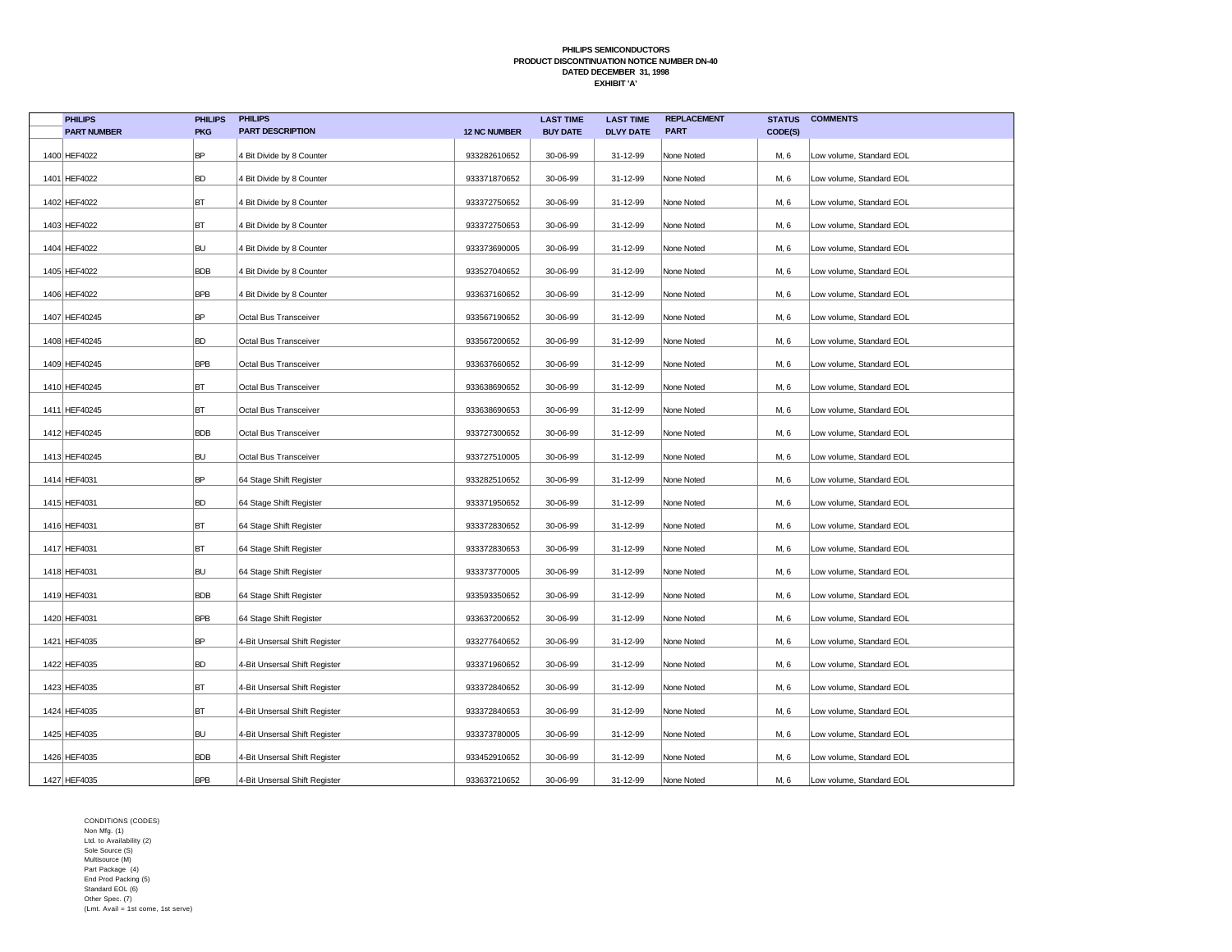**PHILIPS SEMICONDUCTORS**
**PRODUCT DISCONTINUATION NOTICE NUMBER DN-40**
**DATED DECEMBER 31, 1998**
**EXHIBIT 'A'**

| | PHILIPS PART NUMBER | PHILIPS PKG | PHILIPS PART DESCRIPTION | 12 NC NUMBER | LAST TIME BUY DATE | LAST TIME DLVY DATE | REPLACEMENT PART | STATUS CODE(S) | COMMENTS |
|---|---|---|---|---|---|---|---|---|---|
| 1400 | HEF4022 | BP | 4 Bit Divide by 8 Counter | 933282610652 | 30-06-99 | 31-12-99 | None Noted | M, 6 | Low volume, Standard EOL |
| 1401 | HEF4022 | BD | 4 Bit Divide by 8 Counter | 933371870652 | 30-06-99 | 31-12-99 | None Noted | M, 6 | Low volume, Standard EOL |
| 1402 | HEF4022 | BT | 4 Bit Divide by 8 Counter | 933372750652 | 30-06-99 | 31-12-99 | None Noted | M, 6 | Low volume, Standard EOL |
| 1403 | HEF4022 | BT | 4 Bit Divide by 8 Counter | 933372750653 | 30-06-99 | 31-12-99 | None Noted | M, 6 | Low volume, Standard EOL |
| 1404 | HEF4022 | BU | 4 Bit Divide by 8 Counter | 933373690005 | 30-06-99 | 31-12-99 | None Noted | M, 6 | Low volume, Standard EOL |
| 1405 | HEF4022 | BDB | 4 Bit Divide by 8 Counter | 933527040652 | 30-06-99 | 31-12-99 | None Noted | M, 6 | Low volume, Standard EOL |
| 1406 | HEF4022 | BPB | 4 Bit Divide by 8 Counter | 933637160652 | 30-06-99 | 31-12-99 | None Noted | M, 6 | Low volume, Standard EOL |
| 1407 | HEF40245 | BP | Octal Bus Transceiver | 933567190652 | 30-06-99 | 31-12-99 | None Noted | M, 6 | Low volume, Standard EOL |
| 1408 | HEF40245 | BD | Octal Bus Transceiver | 933567200652 | 30-06-99 | 31-12-99 | None Noted | M, 6 | Low volume, Standard EOL |
| 1409 | HEF40245 | BPB | Octal Bus Transceiver | 933637660652 | 30-06-99 | 31-12-99 | None Noted | M, 6 | Low volume, Standard EOL |
| 1410 | HEF40245 | BT | Octal Bus Transceiver | 933638690652 | 30-06-99 | 31-12-99 | None Noted | M, 6 | Low volume, Standard EOL |
| 1411 | HEF40245 | BT | Octal Bus Transceiver | 933638690653 | 30-06-99 | 31-12-99 | None Noted | M, 6 | Low volume, Standard EOL |
| 1412 | HEF40245 | BDB | Octal Bus Transceiver | 933727300652 | 30-06-99 | 31-12-99 | None Noted | M, 6 | Low volume, Standard EOL |
| 1413 | HEF40245 | BU | Octal Bus Transceiver | 933727510005 | 30-06-99 | 31-12-99 | None Noted | M, 6 | Low volume, Standard EOL |
| 1414 | HEF4031 | BP | 64 Stage Shift Register | 933282510652 | 30-06-99 | 31-12-99 | None Noted | M, 6 | Low volume, Standard EOL |
| 1415 | HEF4031 | BD | 64 Stage Shift Register | 933371950652 | 30-06-99 | 31-12-99 | None Noted | M, 6 | Low volume, Standard EOL |
| 1416 | HEF4031 | BT | 64 Stage Shift Register | 933372830652 | 30-06-99 | 31-12-99 | None Noted | M, 6 | Low volume, Standard EOL |
| 1417 | HEF4031 | BT | 64 Stage Shift Register | 933372830653 | 30-06-99 | 31-12-99 | None Noted | M, 6 | Low volume, Standard EOL |
| 1418 | HEF4031 | BU | 64 Stage Shift Register | 933373770005 | 30-06-99 | 31-12-99 | None Noted | M, 6 | Low volume, Standard EOL |
| 1419 | HEF4031 | BDB | 64 Stage Shift Register | 933593350652 | 30-06-99 | 31-12-99 | None Noted | M, 6 | Low volume, Standard EOL |
| 1420 | HEF4031 | BPB | 64 Stage Shift Register | 933637200652 | 30-06-99 | 31-12-99 | None Noted | M, 6 | Low volume, Standard EOL |
| 1421 | HEF4035 | BP | 4-Bit Unsersal Shift Register | 933277640652 | 30-06-99 | 31-12-99 | None Noted | M, 6 | Low volume, Standard EOL |
| 1422 | HEF4035 | BD | 4-Bit Unsersal Shift Register | 933371960652 | 30-06-99 | 31-12-99 | None Noted | M, 6 | Low volume, Standard EOL |
| 1423 | HEF4035 | BT | 4-Bit Unsersal Shift Register | 933372840652 | 30-06-99 | 31-12-99 | None Noted | M, 6 | Low volume, Standard EOL |
| 1424 | HEF4035 | BT | 4-Bit Unsersal Shift Register | 933372840653 | 30-06-99 | 31-12-99 | None Noted | M, 6 | Low volume, Standard EOL |
| 1425 | HEF4035 | BU | 4-Bit Unsersal Shift Register | 933373780005 | 30-06-99 | 31-12-99 | None Noted | M, 6 | Low volume, Standard EOL |
| 1426 | HEF4035 | BDB | 4-Bit Unsersal Shift Register | 933452910652 | 30-06-99 | 31-12-99 | None Noted | M, 6 | Low volume, Standard EOL |
| 1427 | HEF4035 | BPB | 4-Bit Unsersal Shift Register | 933637210652 | 30-06-99 | 31-12-99 | None Noted | M, 6 | Low volume, Standard EOL |

CONDITIONS (CODES)
Non Mfg. (1)
Ltd. to Availability (2)
Sole Source (S)
Multisource (M)
Part Package (4)
End Prod Packing (5)
Standard EOL (6)
Other Spec. (7)
(Lmt. Avail = 1st come, 1st serve)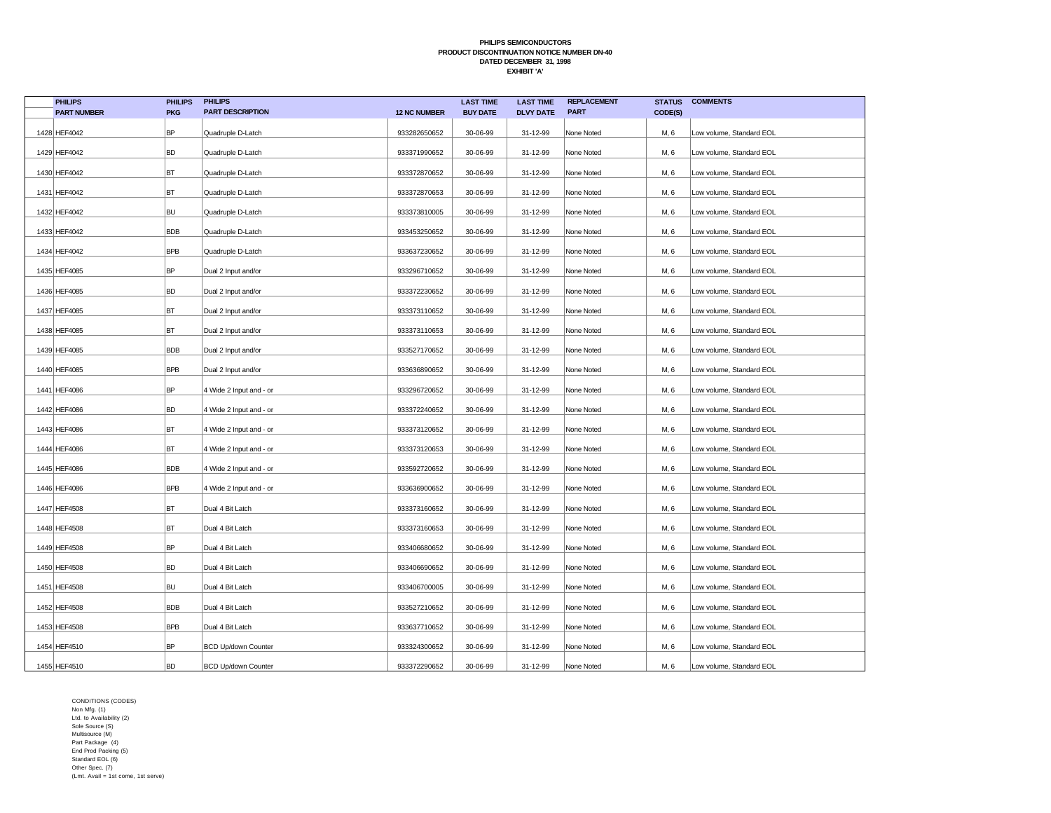**PHILIPS SEMICONDUCTORS**
**PRODUCT DISCONTINUATION NOTICE NUMBER DN-40**
**DATED DECEMBER 31, 1998**
**EXHIBIT 'A'**

| | PHILIPS PART NUMBER | PHILIPS PKG | PHILIPS PART DESCRIPTION | 12 NC NUMBER | LAST TIME BUY DATE | LAST TIME DLVY DATE | REPLACEMENT PART | STATUS CODE(S) | COMMENTS |
|---|---|---|---|---|---|---|---|---|---|
| 1428 | HEF4042 | BP | Quadruple D-Latch | 933282650652 | 30-06-99 | 31-12-99 | None Noted | M, 6 | Low volume, Standard EOL |
| 1429 | HEF4042 | BD | Quadruple D-Latch | 933371990652 | 30-06-99 | 31-12-99 | None Noted | M, 6 | Low volume, Standard EOL |
| 1430 | HEF4042 | BT | Quadruple D-Latch | 933372870652 | 30-06-99 | 31-12-99 | None Noted | M, 6 | Low volume, Standard EOL |
| 1431 | HEF4042 | BT | Quadruple D-Latch | 933372870653 | 30-06-99 | 31-12-99 | None Noted | M, 6 | Low volume, Standard EOL |
| 1432 | HEF4042 | BU | Quadruple D-Latch | 933373810005 | 30-06-99 | 31-12-99 | None Noted | M, 6 | Low volume, Standard EOL |
| 1433 | HEF4042 | BDB | Quadruple D-Latch | 933453250652 | 30-06-99 | 31-12-99 | None Noted | M, 6 | Low volume, Standard EOL |
| 1434 | HEF4042 | BPB | Quadruple D-Latch | 933637230652 | 30-06-99 | 31-12-99 | None Noted | M, 6 | Low volume, Standard EOL |
| 1435 | HEF4085 | BP | Dual 2 Input and/or | 933296710652 | 30-06-99 | 31-12-99 | None Noted | M, 6 | Low volume, Standard EOL |
| 1436 | HEF4085 | BD | Dual 2 Input and/or | 933372230652 | 30-06-99 | 31-12-99 | None Noted | M, 6 | Low volume, Standard EOL |
| 1437 | HEF4085 | BT | Dual 2 Input and/or | 933373110652 | 30-06-99 | 31-12-99 | None Noted | M, 6 | Low volume, Standard EOL |
| 1438 | HEF4085 | BT | Dual 2 Input and/or | 933373110653 | 30-06-99 | 31-12-99 | None Noted | M, 6 | Low volume, Standard EOL |
| 1439 | HEF4085 | BDB | Dual 2 Input and/or | 933527170652 | 30-06-99 | 31-12-99 | None Noted | M, 6 | Low volume, Standard EOL |
| 1440 | HEF4085 | BPB | Dual 2 Input and/or | 933636890652 | 30-06-99 | 31-12-99 | None Noted | M, 6 | Low volume, Standard EOL |
| 1441 | HEF4086 | BP | 4 Wide 2 Input and - or | 933296720652 | 30-06-99 | 31-12-99 | None Noted | M, 6 | Low volume, Standard EOL |
| 1442 | HEF4086 | BD | 4 Wide 2 Input and - or | 933372240652 | 30-06-99 | 31-12-99 | None Noted | M, 6 | Low volume, Standard EOL |
| 1443 | HEF4086 | BT | 4 Wide 2 Input and - or | 933373120652 | 30-06-99 | 31-12-99 | None Noted | M, 6 | Low volume, Standard EOL |
| 1444 | HEF4086 | BT | 4 Wide 2 Input and - or | 933373120653 | 30-06-99 | 31-12-99 | None Noted | M, 6 | Low volume, Standard EOL |
| 1445 | HEF4086 | BDB | 4 Wide 2 Input and - or | 933592720652 | 30-06-99 | 31-12-99 | None Noted | M, 6 | Low volume, Standard EOL |
| 1446 | HEF4086 | BPB | 4 Wide 2 Input and - or | 933636900652 | 30-06-99 | 31-12-99 | None Noted | M, 6 | Low volume, Standard EOL |
| 1447 | HEF4508 | BT | Dual 4 Bit Latch | 933373160652 | 30-06-99 | 31-12-99 | None Noted | M, 6 | Low volume, Standard EOL |
| 1448 | HEF4508 | BT | Dual 4 Bit Latch | 933373160653 | 30-06-99 | 31-12-99 | None Noted | M, 6 | Low volume, Standard EOL |
| 1449 | HEF4508 | BP | Dual 4 Bit Latch | 933406680652 | 30-06-99 | 31-12-99 | None Noted | M, 6 | Low volume, Standard EOL |
| 1450 | HEF4508 | BD | Dual 4 Bit Latch | 933406690652 | 30-06-99 | 31-12-99 | None Noted | M, 6 | Low volume, Standard EOL |
| 1451 | HEF4508 | BU | Dual 4 Bit Latch | 933406700005 | 30-06-99 | 31-12-99 | None Noted | M, 6 | Low volume, Standard EOL |
| 1452 | HEF4508 | BDB | Dual 4 Bit Latch | 933527210652 | 30-06-99 | 31-12-99 | None Noted | M, 6 | Low volume, Standard EOL |
| 1453 | HEF4508 | BPB | Dual 4 Bit Latch | 933637710652 | 30-06-99 | 31-12-99 | None Noted | M, 6 | Low volume, Standard EOL |
| 1454 | HEF4510 | BP | BCD Up/down Counter | 933324300652 | 30-06-99 | 31-12-99 | None Noted | M, 6 | Low volume, Standard EOL |
| 1455 | HEF4510 | BD | BCD Up/down Counter | 933372290652 | 30-06-99 | 31-12-99 | None Noted | M, 6 | Low volume, Standard EOL |

CONDITIONS (CODES)
Non Mfg. (1)
Ltd. to Availability (2)
Sole Source (S)
Multisource (M)
Part Package (4)
End Prod Packing (5)
Standard EOL (6)
Other Spec. (7)
(Lmt. Avail = 1st come, 1st serve)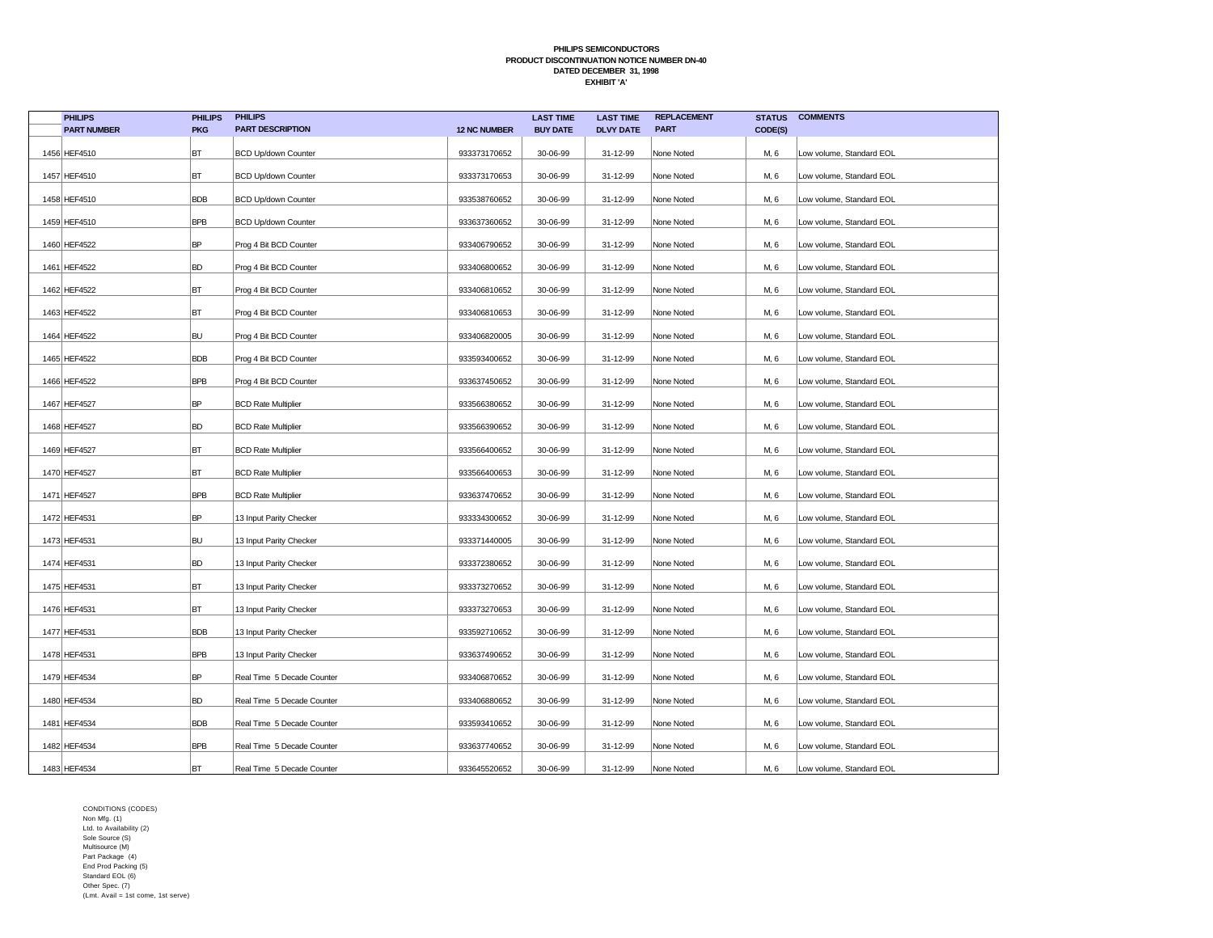**PHILIPS SEMICONDUCTORS**
**PRODUCT DISCONTINUATION NOTICE NUMBER DN-40**
**DATED DECEMBER 31, 1998**
**EXHIBIT 'A'**

| | PHILIPS PART NUMBER | PHILIPS PKG | PHILIPS PART DESCRIPTION | 12 NC NUMBER | LAST TIME BUY DATE | LAST TIME DLVY DATE | REPLACEMENT PART | STATUS CODE(S) | COMMENTS |
|---|---|---|---|---|---|---|---|---|---|
| 1456 | HEF4510 | BT | BCD Up/down Counter | 933373170652 | 30-06-99 | 31-12-99 | None Noted | M, 6 | Low volume, Standard EOL |
| 1457 | HEF4510 | BT | BCD Up/down Counter | 933373170653 | 30-06-99 | 31-12-99 | None Noted | M, 6 | Low volume, Standard EOL |
| 1458 | HEF4510 | BDB | BCD Up/down Counter | 933538760652 | 30-06-99 | 31-12-99 | None Noted | M, 6 | Low volume, Standard EOL |
| 1459 | HEF4510 | BPB | BCD Up/down Counter | 933637360652 | 30-06-99 | 31-12-99 | None Noted | M, 6 | Low volume, Standard EOL |
| 1460 | HEF4522 | BP | Prog 4 Bit BCD Counter | 933406790652 | 30-06-99 | 31-12-99 | None Noted | M, 6 | Low volume, Standard EOL |
| 1461 | HEF4522 | BD | Prog 4 Bit BCD Counter | 933406800652 | 30-06-99 | 31-12-99 | None Noted | M, 6 | Low volume, Standard EOL |
| 1462 | HEF4522 | BT | Prog 4 Bit BCD Counter | 933406810652 | 30-06-99 | 31-12-99 | None Noted | M, 6 | Low volume, Standard EOL |
| 1463 | HEF4522 | BT | Prog 4 Bit BCD Counter | 933406810653 | 30-06-99 | 31-12-99 | None Noted | M, 6 | Low volume, Standard EOL |
| 1464 | HEF4522 | BU | Prog 4 Bit BCD Counter | 933406820005 | 30-06-99 | 31-12-99 | None Noted | M, 6 | Low volume, Standard EOL |
| 1465 | HEF4522 | BDB | Prog 4 Bit BCD Counter | 933593400652 | 30-06-99 | 31-12-99 | None Noted | M, 6 | Low volume, Standard EOL |
| 1466 | HEF4522 | BPB | Prog 4 Bit BCD Counter | 933637450652 | 30-06-99 | 31-12-99 | None Noted | M, 6 | Low volume, Standard EOL |
| 1467 | HEF4527 | BP | BCD Rate Multiplier | 933566380652 | 30-06-99 | 31-12-99 | None Noted | M, 6 | Low volume, Standard EOL |
| 1468 | HEF4527 | BD | BCD Rate Multiplier | 933566390652 | 30-06-99 | 31-12-99 | None Noted | M, 6 | Low volume, Standard EOL |
| 1469 | HEF4527 | BT | BCD Rate Multiplier | 933566400652 | 30-06-99 | 31-12-99 | None Noted | M, 6 | Low volume, Standard EOL |
| 1470 | HEF4527 | BT | BCD Rate Multiplier | 933566400653 | 30-06-99 | 31-12-99 | None Noted | M, 6 | Low volume, Standard EOL |
| 1471 | HEF4527 | BPB | BCD Rate Multiplier | 933637470652 | 30-06-99 | 31-12-99 | None Noted | M, 6 | Low volume, Standard EOL |
| 1472 | HEF4531 | BP | 13 Input Parity Checker | 933334300652 | 30-06-99 | 31-12-99 | None Noted | M, 6 | Low volume, Standard EOL |
| 1473 | HEF4531 | BU | 13 Input Parity Checker | 933371440005 | 30-06-99 | 31-12-99 | None Noted | M, 6 | Low volume, Standard EOL |
| 1474 | HEF4531 | BD | 13 Input Parity Checker | 933372380652 | 30-06-99 | 31-12-99 | None Noted | M, 6 | Low volume, Standard EOL |
| 1475 | HEF4531 | BT | 13 Input Parity Checker | 933373270652 | 30-06-99 | 31-12-99 | None Noted | M, 6 | Low volume, Standard EOL |
| 1476 | HEF4531 | BT | 13 Input Parity Checker | 933373270653 | 30-06-99 | 31-12-99 | None Noted | M, 6 | Low volume, Standard EOL |
| 1477 | HEF4531 | BDB | 13 Input Parity Checker | 933592710652 | 30-06-99 | 31-12-99 | None Noted | M, 6 | Low volume, Standard EOL |
| 1478 | HEF4531 | BPB | 13 Input Parity Checker | 933637490652 | 30-06-99 | 31-12-99 | None Noted | M, 6 | Low volume, Standard EOL |
| 1479 | HEF4534 | BP | Real Time 5 Decade Counter | 933406870652 | 30-06-99 | 31-12-99 | None Noted | M, 6 | Low volume, Standard EOL |
| 1480 | HEF4534 | BD | Real Time 5 Decade Counter | 933406880652 | 30-06-99 | 31-12-99 | None Noted | M, 6 | Low volume, Standard EOL |
| 1481 | HEF4534 | BDB | Real Time 5 Decade Counter | 933593410652 | 30-06-99 | 31-12-99 | None Noted | M, 6 | Low volume, Standard EOL |
| 1482 | HEF4534 | BPB | Real Time 5 Decade Counter | 933637740652 | 30-06-99 | 31-12-99 | None Noted | M, 6 | Low volume, Standard EOL |
| 1483 | HEF4534 | BT | Real Time 5 Decade Counter | 933645520652 | 30-06-99 | 31-12-99 | None Noted | M, 6 | Low volume, Standard EOL |

CONDITIONS (CODES)
Non Mfg. (1)
Ltd. to Availability (2)
Sole Source (S)
Multisource (M)
Part Package (4)
End Prod Packing (5)
Standard EOL (6)
Other Spec. (7)
(Lmt. Avail = 1st come, 1st serve)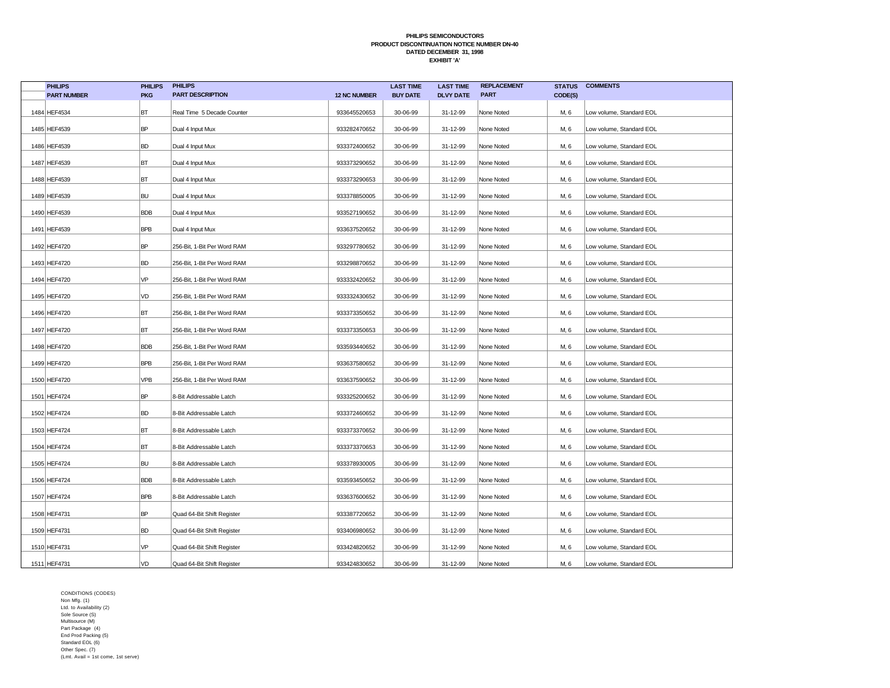**PHILIPS SEMICONDUCTORS**
**PRODUCT DISCONTINUATION NOTICE NUMBER DN-40**
**DATED DECEMBER 31, 1998**
**EXHIBIT 'A'**

| | PHILIPS PART NUMBER | PHILIPS PKG | PHILIPS PART DESCRIPTION | 12 NC NUMBER | LAST TIME BUY DATE | LAST TIME DLVY DATE | REPLACEMENT PART | STATUS CODE(S) | COMMENTS |
|---|---|---|---|---|---|---|---|---|---|
| 1484 | HEF4534 | BT | Real Time 5 Decade Counter | 933645520653 | 30-06-99 | 31-12-99 | None Noted | M, 6 | Low volume, Standard EOL |
| 1485 | HEF4539 | BP | Dual 4 Input Mux | 933282470652 | 30-06-99 | 31-12-99 | None Noted | M, 6 | Low volume, Standard EOL |
| 1486 | HEF4539 | BD | Dual 4 Input Mux | 933372400652 | 30-06-99 | 31-12-99 | None Noted | M, 6 | Low volume, Standard EOL |
| 1487 | HEF4539 | BT | Dual 4 Input Mux | 933373290652 | 30-06-99 | 31-12-99 | None Noted | M, 6 | Low volume, Standard EOL |
| 1488 | HEF4539 | BT | Dual 4 Input Mux | 933373290653 | 30-06-99 | 31-12-99 | None Noted | M, 6 | Low volume, Standard EOL |
| 1489 | HEF4539 | BU | Dual 4 Input Mux | 933378850005 | 30-06-99 | 31-12-99 | None Noted | M, 6 | Low volume, Standard EOL |
| 1490 | HEF4539 | BDB | Dual 4 Input Mux | 933527190652 | 30-06-99 | 31-12-99 | None Noted | M, 6 | Low volume, Standard EOL |
| 1491 | HEF4539 | BPB | Dual 4 Input Mux | 933637520652 | 30-06-99 | 31-12-99 | None Noted | M, 6 | Low volume, Standard EOL |
| 1492 | HEF4720 | BP | 256-Bit, 1-Bit Per Word RAM | 933297780652 | 30-06-99 | 31-12-99 | None Noted | M, 6 | Low volume, Standard EOL |
| 1493 | HEF4720 | BD | 256-Bit, 1-Bit Per Word RAM | 933298870652 | 30-06-99 | 31-12-99 | None Noted | M, 6 | Low volume, Standard EOL |
| 1494 | HEF4720 | VP | 256-Bit, 1-Bit Per Word RAM | 933332420652 | 30-06-99 | 31-12-99 | None Noted | M, 6 | Low volume, Standard EOL |
| 1495 | HEF4720 | VD | 256-Bit, 1-Bit Per Word RAM | 933332430652 | 30-06-99 | 31-12-99 | None Noted | M, 6 | Low volume, Standard EOL |
| 1496 | HEF4720 | BT | 256-Bit, 1-Bit Per Word RAM | 933373350652 | 30-06-99 | 31-12-99 | None Noted | M, 6 | Low volume, Standard EOL |
| 1497 | HEF4720 | BT | 256-Bit, 1-Bit Per Word RAM | 933373350653 | 30-06-99 | 31-12-99 | None Noted | M, 6 | Low volume, Standard EOL |
| 1498 | HEF4720 | BDB | 256-Bit, 1-Bit Per Word RAM | 933593440652 | 30-06-99 | 31-12-99 | None Noted | M, 6 | Low volume, Standard EOL |
| 1499 | HEF4720 | BPB | 256-Bit, 1-Bit Per Word RAM | 933637580652 | 30-06-99 | 31-12-99 | None Noted | M, 6 | Low volume, Standard EOL |
| 1500 | HEF4720 | VPB | 256-Bit, 1-Bit Per Word RAM | 933637590652 | 30-06-99 | 31-12-99 | None Noted | M, 6 | Low volume, Standard EOL |
| 1501 | HEF4724 | BP | 8-Bit Addressable Latch | 933325200652 | 30-06-99 | 31-12-99 | None Noted | M, 6 | Low volume, Standard EOL |
| 1502 | HEF4724 | BD | 8-Bit Addressable Latch | 933372460652 | 30-06-99 | 31-12-99 | None Noted | M, 6 | Low volume, Standard EOL |
| 1503 | HEF4724 | BT | 8-Bit Addressable Latch | 933373370652 | 30-06-99 | 31-12-99 | None Noted | M, 6 | Low volume, Standard EOL |
| 1504 | HEF4724 | BT | 8-Bit Addressable Latch | 933373370653 | 30-06-99 | 31-12-99 | None Noted | M, 6 | Low volume, Standard EOL |
| 1505 | HEF4724 | BU | 8-Bit Addressable Latch | 933378930005 | 30-06-99 | 31-12-99 | None Noted | M, 6 | Low volume, Standard EOL |
| 1506 | HEF4724 | BDB | 8-Bit Addressable Latch | 933593450652 | 30-06-99 | 31-12-99 | None Noted | M, 6 | Low volume, Standard EOL |
| 1507 | HEF4724 | BPB | 8-Bit Addressable Latch | 933637600652 | 30-06-99 | 31-12-99 | None Noted | M, 6 | Low volume, Standard EOL |
| 1508 | HEF4731 | BP | Quad 64-Bit Shift Register | 933387720652 | 30-06-99 | 31-12-99 | None Noted | M, 6 | Low volume, Standard EOL |
| 1509 | HEF4731 | BD | Quad 64-Bit Shift Register | 933406980652 | 30-06-99 | 31-12-99 | None Noted | M, 6 | Low volume, Standard EOL |
| 1510 | HEF4731 | VP | Quad 64-Bit Shift Register | 933424820652 | 30-06-99 | 31-12-99 | None Noted | M, 6 | Low volume, Standard EOL |
| 1511 | HEF4731 | VD | Quad 64-Bit Shift Register | 933424830652 | 30-06-99 | 31-12-99 | None Noted | M, 6 | Low volume, Standard EOL |

CONDITIONS (CODES)
Non Mfg. (1)
Ltd. to Availability (2)
Sole Source (S)
Multisource (M)
Part Package (4)
End Prod Packing (5)
Standard EOL (6)
Other Spec. (7)
(Lmt. Avail = 1st come, 1st serve)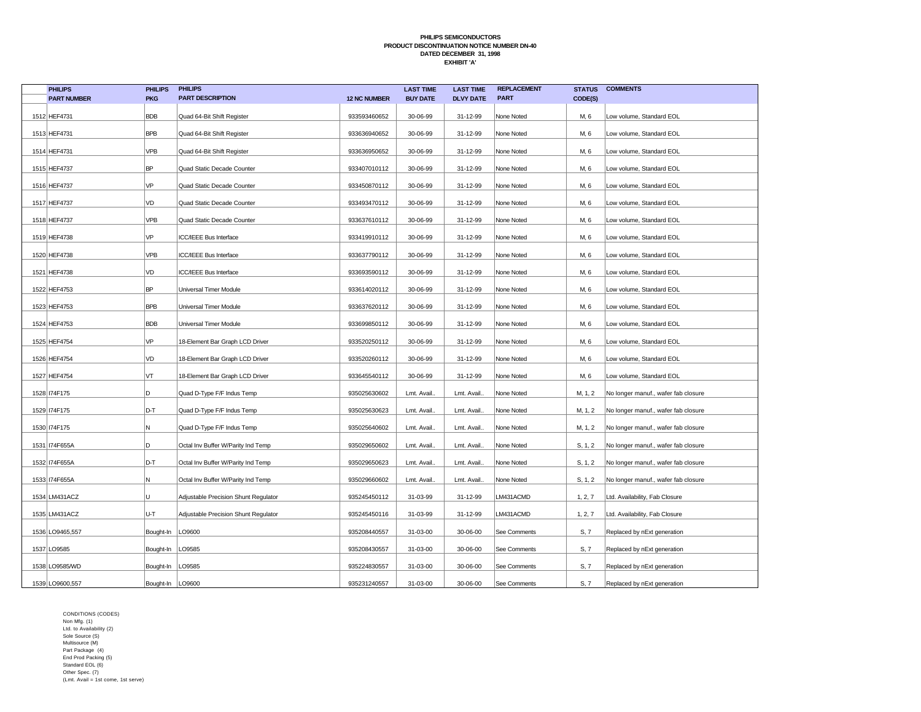**PHILIPS SEMICONDUCTORS**
**PRODUCT DISCONTINUATION NOTICE NUMBER DN-40**
**DATED DECEMBER 31, 1998**
**EXHIBIT 'A'**

| | PHILIPS PART NUMBER | PHILIPS PKG | PHILIPS PART DESCRIPTION | 12 NC NUMBER | LAST TIME BUY DATE | LAST TIME DLVY DATE | REPLACEMENT PART | STATUS CODE(S) | COMMENTS |
|---|---|---|---|---|---|---|---|---|---|
| 1512 | HEF4731 | BDB | Quad 64-Bit Shift Register | 933593460652 | 30-06-99 | 31-12-99 | None Noted | M, 6 | Low volume, Standard EOL |
| 1513 | HEF4731 | BPB | Quad 64-Bit Shift Register | 933636940652 | 30-06-99 | 31-12-99 | None Noted | M, 6 | Low volume, Standard EOL |
| 1514 | HEF4731 | VPB | Quad 64-Bit Shift Register | 933636950652 | 30-06-99 | 31-12-99 | None Noted | M, 6 | Low volume, Standard EOL |
| 1515 | HEF4737 | BP | Quad Static Decade Counter | 933407010112 | 30-06-99 | 31-12-99 | None Noted | M, 6 | Low volume, Standard EOL |
| 1516 | HEF4737 | VP | Quad Static Decade Counter | 933450870112 | 30-06-99 | 31-12-99 | None Noted | M, 6 | Low volume, Standard EOL |
| 1517 | HEF4737 | VD | Quad Static Decade Counter | 933493470112 | 30-06-99 | 31-12-99 | None Noted | M, 6 | Low volume, Standard EOL |
| 1518 | HEF4737 | VPB | Quad Static Decade Counter | 933637610112 | 30-06-99 | 31-12-99 | None Noted | M, 6 | Low volume, Standard EOL |
| 1519 | HEF4738 | VP | ICC/IEEE Bus Interface | 933419910112 | 30-06-99 | 31-12-99 | None Noted | M, 6 | Low volume, Standard EOL |
| 1520 | HEF4738 | VPB | ICC/IEEE Bus Interface | 933637790112 | 30-06-99 | 31-12-99 | None Noted | M, 6 | Low volume, Standard EOL |
| 1521 | HEF4738 | VD | ICC/IEEE Bus Interface | 933693590112 | 30-06-99 | 31-12-99 | None Noted | M, 6 | Low volume, Standard EOL |
| 1522 | HEF4753 | BP | Universal Timer Module | 933614020112 | 30-06-99 | 31-12-99 | None Noted | M, 6 | Low volume, Standard EOL |
| 1523 | HEF4753 | BPB | Universal Timer Module | 933637620112 | 30-06-99 | 31-12-99 | None Noted | M, 6 | Low volume, Standard EOL |
| 1524 | HEF4753 | BDB | Universal Timer Module | 933699850112 | 30-06-99 | 31-12-99 | None Noted | M, 6 | Low volume, Standard EOL |
| 1525 | HEF4754 | VP | 18-Element Bar Graph LCD Driver | 933520250112 | 30-06-99 | 31-12-99 | None Noted | M, 6 | Low volume, Standard EOL |
| 1526 | HEF4754 | VD | 18-Element Bar Graph LCD Driver | 933520260112 | 30-06-99 | 31-12-99 | None Noted | M, 6 | Low volume, Standard EOL |
| 1527 | HEF4754 | VT | 18-Element Bar Graph LCD Driver | 933645540112 | 30-06-99 | 31-12-99 | None Noted | M, 6 | Low volume, Standard EOL |
| 1528 | I74F175 | D | Quad D-Type F/F Indus Temp | 935025630602 | Lmt. Avail.. | Lmt. Avail.. | None Noted | M, 1, 2 | No longer manuf., wafer fab closure |
| 1529 | I74F175 | D-T | Quad D-Type F/F Indus Temp | 935025630623 | Lmt. Avail.. | Lmt. Avail.. | None Noted | M, 1, 2 | No longer manuf., wafer fab closure |
| 1530 | I74F175 | N | Quad D-Type F/F Indus Temp | 935025640602 | Lmt. Avail.. | Lmt. Avail.. | None Noted | M, 1, 2 | No longer manuf., wafer fab closure |
| 1531 | I74F655A | D | Octal Inv Buffer W/Parity Ind Temp | 935029650602 | Lmt. Avail.. | Lmt. Avail.. | None Noted | S, 1, 2 | No longer manuf., wafer fab closure |
| 1532 | I74F655A | D-T | Octal Inv Buffer W/Parity Ind Temp | 935029650623 | Lmt. Avail.. | Lmt. Avail.. | None Noted | S, 1, 2 | No longer manuf., wafer fab closure |
| 1533 | I74F655A | N | Octal Inv Buffer W/Parity Ind Temp | 935029660602 | Lmt. Avail.. | Lmt. Avail.. | None Noted | S, 1, 2 | No longer manuf., wafer fab closure |
| 1534 | LM431ACZ | U | Adjustable Precision Shunt Regulator | 935245450112 | 31-03-99 | 31-12-99 | LM431ACMD | 1, 2, 7 | Ltd. Availability, Fab Closure |
| 1535 | LM431ACZ | U-T | Adjustable Precision Shunt Regulator | 935245450116 | 31-03-99 | 31-12-99 | LM431ACMD | 1, 2, 7 | Ltd. Availability, Fab Closure |
| 1536 | LO9465,557 | Bought-In | LO9600 | 935208440557 | 31-03-00 | 30-06-00 | See Comments | S, 7 | Replaced by nExt generation |
| 1537 | LO9585 | Bought-In | LO9585 | 935208430557 | 31-03-00 | 30-06-00 | See Comments | S, 7 | Replaced by nExt generation |
| 1538 | LO9585/WD | Bought-In | LO9585 | 935224830557 | 31-03-00 | 30-06-00 | See Comments | S, 7 | Replaced by nExt generation |
| 1539 | LO9600,557 | Bought-In | LO9600 | 935231240557 | 31-03-00 | 30-06-00 | See Comments | S, 7 | Replaced by nExt generation |

CONDITIONS (CODES)
Non Mfg. (1)
Ltd. to Availability (2)
Sole Source (S)
Multisource (M)
Part Package (4)
End Prod Packing (5)
Standard EOL (6)
Other Spec. (7)
(Lmt. Avail = 1st come, 1st serve)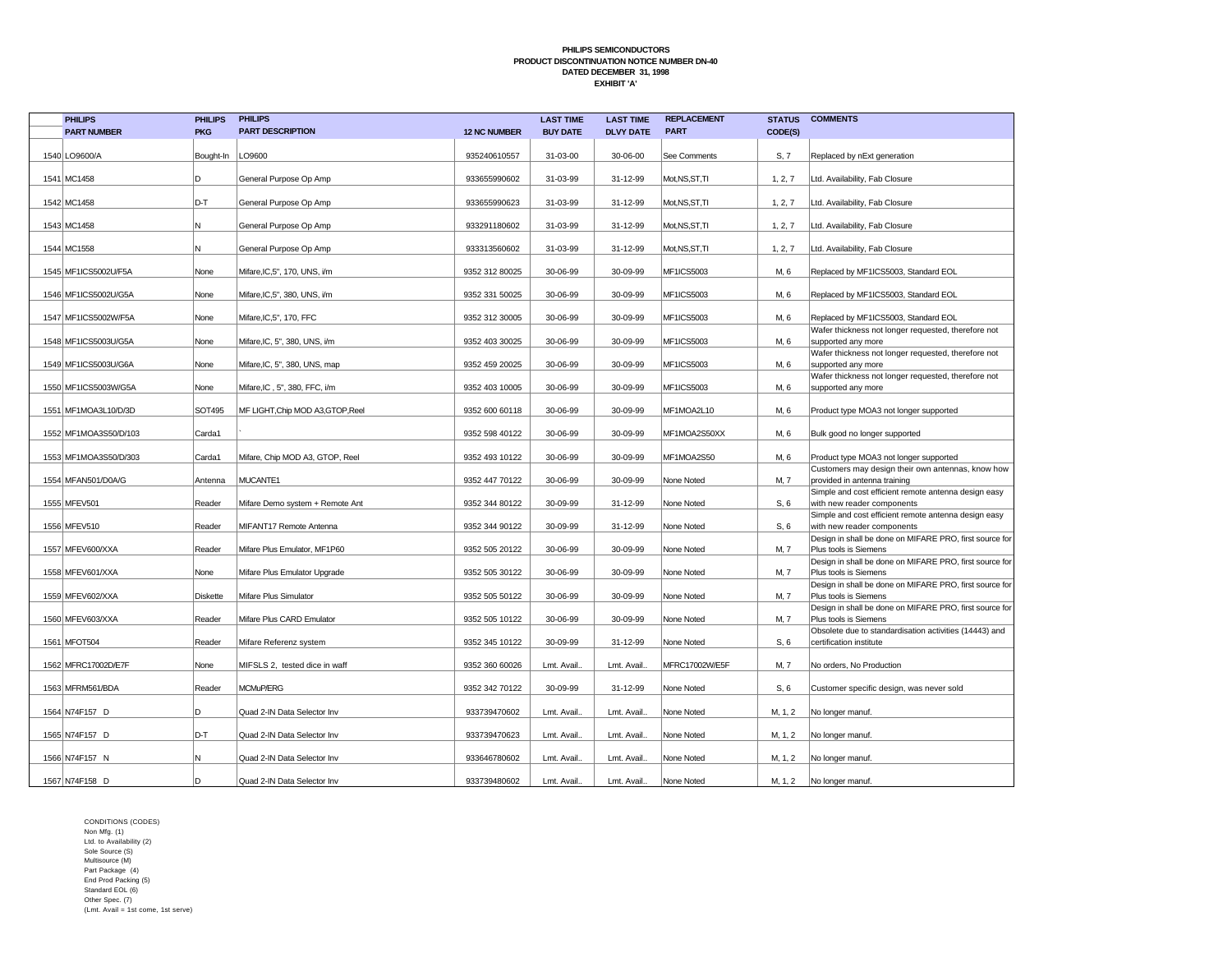**PHILIPS SEMICONDUCTORS**
**PRODUCT DISCONTINUATION NOTICE NUMBER DN-40**
**DATED DECEMBER 31, 1998**
**EXHIBIT 'A'**

| | PHILIPS PART NUMBER | PHILIPS PKG | PHILIPS PART DESCRIPTION | 12 NC NUMBER | LAST TIME BUY DATE | LAST TIME DLVY DATE | REPLACEMENT PART | STATUS CODE(S) | COMMENTS |
|---|---|---|---|---|---|---|---|---|---|
| 1540 | LO9600/A | Bought-In | LO9600 | 935240610557 | 31-03-00 | 30-06-00 | See Comments | S, 7 | Replaced by nExt generation |
| 1541 | MC1458 | D | General Purpose Op Amp | 933655990602 | 31-03-99 | 31-12-99 | Mot,NS,ST,TI | 1, 2, 7 | Ltd. Availability, Fab Closure |
| 1542 | MC1458 | D-T | General Purpose Op Amp | 933655990623 | 31-03-99 | 31-12-99 | Mot,NS,ST,TI | 1, 2, 7 | Ltd. Availability, Fab Closure |
| 1543 | MC1458 | N | General Purpose Op Amp | 933291180602 | 31-03-99 | 31-12-99 | Mot,NS,ST,TI | 1, 2, 7 | Ltd. Availability, Fab Closure |
| 1544 | MC1558 | N | General Purpose Op Amp | 933313560602 | 31-03-99 | 31-12-99 | Mot,NS,ST,TI | 1, 2, 7 | Ltd. Availability, Fab Closure |
| 1545 | MF1ICS5002U/F5A | None | Mifare,IC,5", 170, UNS, i/m | 9352 312 80025 | 30-06-99 | 30-09-99 | MF1ICS5003 | M, 6 | Replaced by MF1ICS5003, Standard EOL |
| 1546 | MF1ICS5002U/G5A | None | Mifare,IC,5", 380, UNS, i/m | 9352 331 50025 | 30-06-99 | 30-09-99 | MF1ICS5003 | M, 6 | Replaced by MF1ICS5003, Standard EOL |
| 1547 | MF1ICS5002W/F5A | None | Mifare,IC,5", 170, FFC | 9352 312 30005 | 30-06-99 | 30-09-99 | MF1ICS5003 | M, 6 | Replaced by MF1ICS5003, Standard EOL |
| 1548 | MF1ICS5003U/G5A | None | Mifare,IC, 5", 380, UNS, i/m | 9352 403 30025 | 30-06-99 | 30-09-99 | MF1ICS5003 | M, 6 | Wafer thickness not longer requested, therefore not supported any more |
| 1549 | MF1ICS5003U/G6A | None | Mifare,IC, 5", 380, UNS, map | 9352 459 20025 | 30-06-99 | 30-09-99 | MF1ICS5003 | M, 6 | Wafer thickness not longer requested, therefore not supported any more |
| 1550 | MF1ICS5003W/G5A | None | Mifare,IC , 5", 380, FFC, i/m | 9352 403 10005 | 30-06-99 | 30-09-99 | MF1ICS5003 | M, 6 | Wafer thickness not longer requested, therefore not supported any more |
| 1551 | MF1MOA3L10/D/3D | SOT495 | MF LIGHT,Chip MOD A3,GTOP,Reel | 9352 600 60118 | 30-06-99 | 30-09-99 | MF1MOA2L10 | M, 6 | Product type MOA3 not longer supported |
| 1552 | MF1MOA3S50/D/103 | Carda1 | ` | 9352 598 40122 | 30-06-99 | 30-09-99 | MF1MOA2S50XX | M, 6 | Bulk good no longer supported |
| 1553 | MF1MOA3S50/D/303 | Carda1 | Mifare, Chip MOD A3, GTOP, Reel | 9352 493 10122 | 30-06-99 | 30-09-99 | MF1MOA2S50 | M, 6 | Product type MOA3 not longer supported |
| 1554 | MFAN501/D0A/G | Antenna | MUCANTE1 | 9352 447 70122 | 30-06-99 | 30-09-99 | None Noted | M, 7 | Customers may design their own antennas, know how provided in antenna training |
| 1555 | MFEV501 | Reader | Mifare Demo system + Remote Ant | 9352 344 80122 | 30-09-99 | 31-12-99 | None Noted | S, 6 | Simple and cost efficient remote antenna design easy with new reader components |
| 1556 | MFEV510 | Reader | MIFANT17 Remote Antenna | 9352 344 90122 | 30-09-99 | 31-12-99 | None Noted | S, 6 | Simple and cost efficient remote antenna design easy with new reader components |
| 1557 | MFEV600/XXA | Reader | Mifare Plus Emulator, MF1P60 | 9352 505 20122 | 30-06-99 | 30-09-99 | None Noted | M, 7 | Design in shall be done on MIFARE PRO, first source for Plus tools is Siemens |
| 1558 | MFEV601/XXA | None | Mifare Plus Emulator Upgrade | 9352 505 30122 | 30-06-99 | 30-09-99 | None Noted | M, 7 | Design in shall be done on MIFARE PRO, first source for Plus tools is Siemens |
| 1559 | MFEV602/XXA | Diskette | Mifare Plus Simulator | 9352 505 50122 | 30-06-99 | 30-09-99 | None Noted | M, 7 | Design in shall be done on MIFARE PRO, first source for Plus tools is Siemens |
| 1560 | MFEV603/XXA | Reader | Mifare Plus CARD Emulator | 9352 505 10122 | 30-06-99 | 30-09-99 | None Noted | M, 7 | Design in shall be done on MIFARE PRO, first source for Plus tools is Siemens |
| 1561 | MFOT504 | Reader | Mifare Referenz system | 9352 345 10122 | 30-09-99 | 31-12-99 | None Noted | S, 6 | Obsolete due to standardisation activities (14443) and certification institute |
| 1562 | MFRC17002D/E7F | None | MIFSLS 2, tested dice in waff | 9352 360 60026 | Lmt. Avail.. | Lmt. Avail.. | MFRC17002W/E5F | M, 7 | No orders, No Production |
| 1563 | MFRM561/BDA | Reader | MCMuP/ERG | 9352 342 70122 | 30-09-99 | 31-12-99 | None Noted | S, 6 | Customer specific design, was never sold |
| 1564 | N74F157 D | D | Quad 2-IN Data Selector Inv | 933739470602 | Lmt. Avail.. | Lmt. Avail.. | None Noted | M, 1, 2 | No longer manuf. |
| 1565 | N74F157 D | D-T | Quad 2-IN Data Selector Inv | 933739470623 | Lmt. Avail.. | Lmt. Avail.. | None Noted | M, 1, 2 | No longer manuf. |
| 1566 | N74F157 N | N | Quad 2-IN Data Selector Inv | 933646780602 | Lmt. Avail.. | Lmt. Avail.. | None Noted | M, 1, 2 | No longer manuf. |
| 1567 | N74F158 D | D | Quad 2-IN Data Selector Inv | 933739480602 | Lmt. Avail.. | Lmt. Avail.. | None Noted | M, 1, 2 | No longer manuf. |

CONDITIONS (CODES)
Non Mfg. (1)
Ltd. to Availability (2)
Sole Source (S)
Multisource (M)
Part Package (4)
End Prod Packing (5)
Standard EOL (6)
Other Spec. (7)
(Lmt. Avail = 1st come, 1st serve)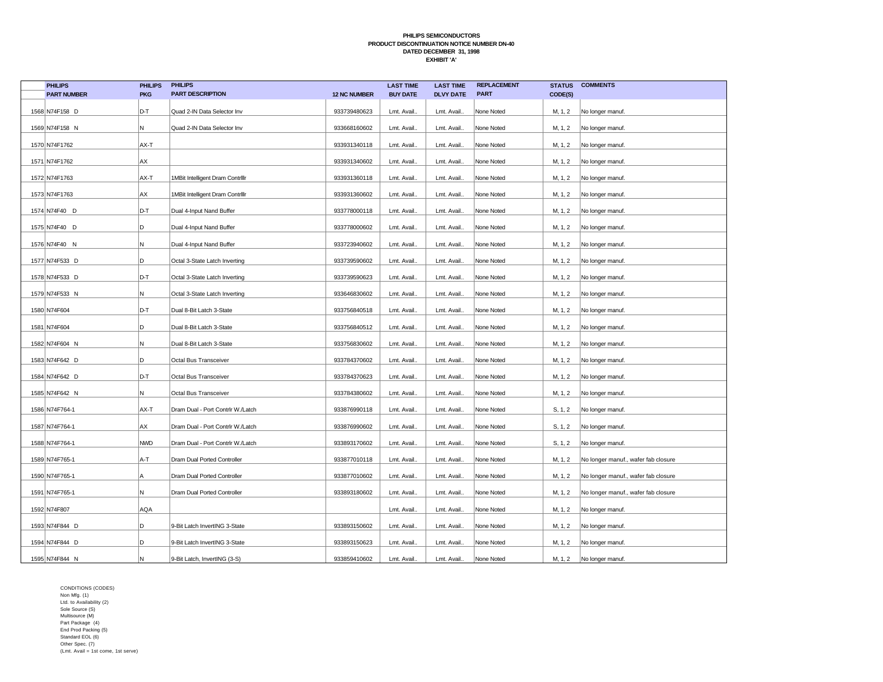**PHILIPS SEMICONDUCTORS**
**PRODUCT DISCONTINUATION NOTICE NUMBER DN-40**
**DATED DECEMBER 31, 1998**
**EXHIBIT 'A'**

| | PHILIPS PART NUMBER | PHILIPS PKG | PHILIPS PART DESCRIPTION | 12 NC NUMBER | LAST TIME BUY DATE | LAST TIME DLVY DATE | REPLACEMENT PART | STATUS CODE(S) | COMMENTS |
|---|---|---|---|---|---|---|---|---|---|
| 1568 | N74F158 D | D-T | Quad 2-IN Data Selector Inv | 933739480623 | Lmt. Avail.. | Lmt. Avail.. | None Noted | M, 1, 2 | No longer manuf. |
| 1569 | N74F158 N | N | Quad 2-IN Data Selector Inv | 933668160602 | Lmt. Avail.. | Lmt. Avail.. | None Noted | M, 1, 2 | No longer manuf. |
| 1570 | N74F1762 | AX-T | | 933931340118 | Lmt. Avail.. | Lmt. Avail.. | None Noted | M, 1, 2 | No longer manuf. |
| 1571 | N74F1762 | AX | | 933931340602 | Lmt. Avail.. | Lmt. Avail.. | None Noted | M, 1, 2 | No longer manuf. |
| 1572 | N74F1763 | AX-T | 1MBit Intelligent Dram Contrllr | 933931360118 | Lmt. Avail.. | Lmt. Avail.. | None Noted | M, 1, 2 | No longer manuf. |
| 1573 | N74F1763 | AX | 1MBit Intelligent Dram Contrllr | 933931360602 | Lmt. Avail.. | Lmt. Avail.. | None Noted | M, 1, 2 | No longer manuf. |
| 1574 | N74F40 D | D-T | Dual 4-Input Nand Buffer | 933778000118 | Lmt. Avail.. | Lmt. Avail.. | None Noted | M, 1, 2 | No longer manuf. |
| 1575 | N74F40 D | D | Dual 4-Input Nand Buffer | 933778000602 | Lmt. Avail.. | Lmt. Avail.. | None Noted | M, 1, 2 | No longer manuf. |
| 1576 | N74F40 N | N | Dual 4-Input Nand Buffer | 933723940602 | Lmt. Avail.. | Lmt. Avail.. | None Noted | M, 1, 2 | No longer manuf. |
| 1577 | N74F533 D | D | Octal 3-State Latch Inverting | 933739590602 | Lmt. Avail.. | Lmt. Avail.. | None Noted | M, 1, 2 | No longer manuf. |
| 1578 | N74F533 D | D-T | Octal 3-State Latch Inverting | 933739590623 | Lmt. Avail.. | Lmt. Avail.. | None Noted | M, 1, 2 | No longer manuf. |
| 1579 | N74F533 N | N | Octal 3-State Latch Inverting | 933646830602 | Lmt. Avail.. | Lmt. Avail.. | None Noted | M, 1, 2 | No longer manuf. |
| 1580 | N74F604 | D-T | Dual 8-Bit Latch 3-State | 933756840518 | Lmt. Avail.. | Lmt. Avail.. | None Noted | M, 1, 2 | No longer manuf. |
| 1581 | N74F604 | D | Dual 8-Bit Latch 3-State | 933756840512 | Lmt. Avail.. | Lmt. Avail.. | None Noted | M, 1, 2 | No longer manuf. |
| 1582 | N74F604 N | N | Dual 8-Bit Latch 3-State | 933756830602 | Lmt. Avail.. | Lmt. Avail.. | None Noted | M, 1, 2 | No longer manuf. |
| 1583 | N74F642 D | D | Octal Bus Transceiver | 933784370602 | Lmt. Avail.. | Lmt. Avail.. | None Noted | M, 1, 2 | No longer manuf. |
| 1584 | N74F642 D | D-T | Octal Bus Transceiver | 933784370623 | Lmt. Avail.. | Lmt. Avail.. | None Noted | M, 1, 2 | No longer manuf. |
| 1585 | N74F642 N | N | Octal Bus Transceiver | 933784380602 | Lmt. Avail.. | Lmt. Avail.. | None Noted | M, 1, 2 | No longer manuf. |
| 1586 | N74F764-1 | AX-T | Dram Dual - Port Contrlr W./Latch | 933876990118 | Lmt. Avail.. | Lmt. Avail.. | None Noted | S, 1, 2 | No longer manuf. |
| 1587 | N74F764-1 | AX | Dram Dual - Port Contrlr W./Latch | 933876990602 | Lmt. Avail.. | Lmt. Avail.. | None Noted | S, 1, 2 | No longer manuf. |
| 1588 | N74F764-1 | NWD | Dram Dual - Port Contrlr W./Latch | 933893170602 | Lmt. Avail.. | Lmt. Avail.. | None Noted | S, 1, 2 | No longer manuf. |
| 1589 | N74F765-1 | A-T | Dram Dual Ported Controller | 933877010118 | Lmt. Avail.. | Lmt. Avail.. | None Noted | M, 1, 2 | No longer manuf., wafer fab closure |
| 1590 | N74F765-1 | A | Dram Dual Ported Controller | 933877010602 | Lmt. Avail.. | Lmt. Avail.. | None Noted | M, 1, 2 | No longer manuf., wafer fab closure |
| 1591 | N74F765-1 | N | Dram Dual Ported Controller | 933893180602 | Lmt. Avail.. | Lmt. Avail.. | None Noted | M, 1, 2 | No longer manuf., wafer fab closure |
| 1592 | N74F807 | AQA | | | Lmt. Avail.. | Lmt. Avail.. | None Noted | M, 1, 2 | No longer manuf. |
| 1593 | N74F844 D | D | 9-Bit Latch InvertING 3-State | 933893150602 | Lmt. Avail.. | Lmt. Avail.. | None Noted | M, 1, 2 | No longer manuf. |
| 1594 | N74F844 D | D | 9-Bit Latch InvertING 3-State | 933893150623 | Lmt. Avail.. | Lmt. Avail.. | None Noted | M, 1, 2 | No longer manuf. |
| 1595 | N74F844 N | N | 9-Bit Latch, InvertING (3-S) | 933859410602 | Lmt. Avail.. | Lmt. Avail.. | None Noted | M, 1, 2 | No longer manuf. |

CONDITIONS (CODES)
Non Mfg. (1)
Ltd. to Availability (2)
Sole Source (S)
Multisource (M)
Part Package (4)
End Prod Packing (5)
Standard EOL (6)
Other Spec. (7)
(Lmt. Avail = 1st come, 1st serve)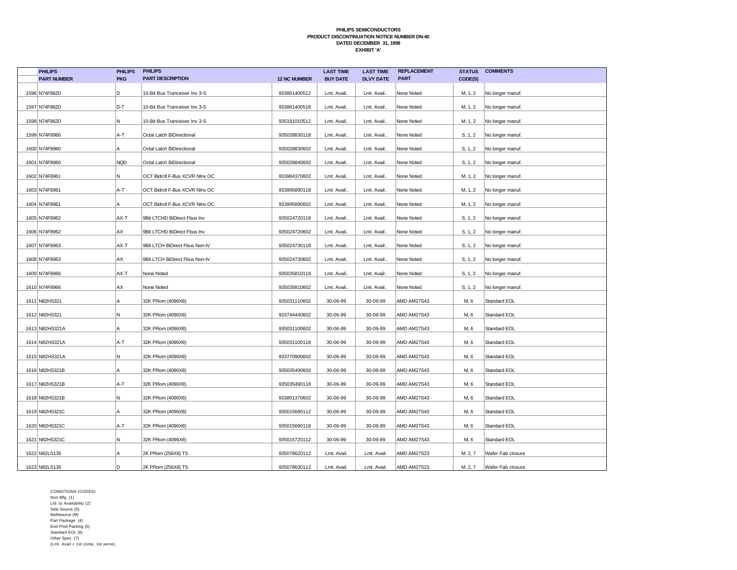**PHILIPS SEMICONDUCTORS**
**PRODUCT DISCONTINUATION NOTICE NUMBER DN-40**
**DATED DECEMBER 31, 1998**
**EXHIBIT 'A'**

| | PHILIPS PART NUMBER | PHILIPS PKG | PHILIPS PART DESCRIPTION | 12 NC NUMBER | LAST TIME BUY DATE | LAST TIME DLVY DATE | REPLACEMENT PART | STATUS CODE(S) | COMMENTS |
|---|---|---|---|---|---|---|---|---|---|
| 1596 | N74F862D | D | 10-Bit Bus Tranceiver Inv 3-S | 933861400512 | Lmt. Avail.. | Lmt. Avail.. | None Noted | M, 1, 2 | No longer manuf. |
| 1597 | N74F862D | D-T | 10-Bit Bus Tranceiver Inv 3-S | 933861400518 | Lmt. Avail.. | Lmt. Avail.. | None Noted | M, 1, 2 | No longer manuf. |
| 1598 | N74F862D | N | 10-Bit Bus Tranceiver Inv 3-S | 935181010512 | Lmt. Avail.. | Lmt. Avail.. | None Noted | M, 1, 2 | No longer manuf. |
| 1599 | N74F8960 | A-T | Octal Latch BiDirectional | 935028830118 | Lmt. Avail.. | Lmt. Avail.. | None Noted | S, 1, 2 | No longer manuf. |
| 1600 | N74F8960 | A | Octal Latch BiDirectional | 935028830602 | Lmt. Avail.. | Lmt. Avail.. | None Noted | S, 1, 2 | No longer manuf. |
| 1601 | N74F8960 | NQD | Octal Latch BiDirectional | 935028840602 | Lmt. Avail.. | Lmt. Avail.. | None Noted | S, 1, 2 | No longer manuf. |
| 1602 | N74F8961 | N | OCT Bidrctl F-Bus XCVR NInv OC | 933984370602 | Lmt. Avail.. | Lmt. Avail.. | None Noted | M, 1, 2 | No longer manuf. |
| 1603 | N74F8961 | A-T | OCT Bidrctl F-Bus XCVR NInv OC | 933995890118 | Lmt. Avail.. | Lmt. Avail.. | None Noted | M, 1, 2 | No longer manuf. |
| 1604 | N74F8961 | A | OCT Bidrctl F-Bus XCVR NInv OC | 933995890602 | Lmt. Avail.. | Lmt. Avail.. | None Noted | M, 1, 2 | No longer manuf. |
| 1605 | N74F8962 | AX-T | 9Bit LTCHD BiDirect Fbus Inv | 935024720118 | Lmt. Avail.. | Lmt. Avail.. | None Noted | S, 1, 2 | No longer manuf. |
| 1606 | N74F8962 | AX | 9Bit LTCHD BiDirect Fbus Inv | 935024720602 | Lmt. Avail.. | Lmt. Avail.. | None Noted | S, 1, 2 | No longer manuf. |
| 1607 | N74F8963 | AX-T | 9Bit LTCH BiDirect Fbus Non-IV | 935024730118 | Lmt. Avail.. | Lmt. Avail.. | None Noted | S, 1, 2 | No longer manuf. |
| 1608 | N74F8963 | AX | 9Bit LTCH BiDirect Fbus Non-IV | 935024730602 | Lmt. Avail.. | Lmt. Avail.. | None Noted | S, 1, 2 | No longer manuf. |
| 1609 | N74F8966 | AX-T | None Noted | 935035810118 | Lmt. Avail.. | Lmt. Avail.. | None Noted | S, 1, 2 | No longer manuf. |
| 1610 | N74F8966 | AX | None Noted | 935035810602 | Lmt. Avail.. | Lmt. Avail.. | None Noted | S, 1, 2 | No longer manuf. |
| 1611 | N82HS321 | A | 32K PRom (4096X8) | 935031110602 | 30-06-99 | 30-09-99 | AMD AM27S43 | M, 6 | Standard EOL |
| 1612 | N82HS321 | N | 32K PRom (4096X8) | 933744440602 | 30-06-99 | 30-09-99 | AMD AM27S43 | M, 6 | Standard EOL |
| 1613 | N82HS321A | A | 32K PRom (4096X8) | 935031100602 | 30-06-99 | 30-09-99 | AMD AM27S43 | M, 6 | Standard EOL |
| 1614 | N82HS321A | A-T | 32K PRom (4096X8) | 935031100118 | 30-06-99 | 30-09-99 | AMD AM27S43 | M, 6 | Standard EOL |
| 1615 | N82HS321A | N | 32K PRom (4096X8) | 933770900602 | 30-06-99 | 30-09-99 | AMD AM27S43 | M, 6 | Standard EOL |
| 1616 | N82HS321B | A | 32K PRom (4096X8) | 935035490602 | 30-06-99 | 30-09-99 | AMD AM27S43 | M, 6 | Standard EOL |
| 1617 | N82HS321B | A-T | 32K PRom (4096X8) | 935035490118 | 30-06-99 | 30-09-99 | AMD AM27S43 | M, 6 | Standard EOL |
| 1618 | N82HS321B | N | 32K PRom (4096X8) | 933801370602 | 30-06-99 | 30-09-99 | AMD AM27S43 | M, 6 | Standard EOL |
| 1619 | N82HS321C | A | 32K PRom (4096X8) | 935015690112 | 30-06-99 | 30-09-99 | AMD AM27S43 | M, 6 | Standard EOL |
| 1620 | N82HS321C | A-T | 32K PRom (4096X8) | 935015690118 | 30-06-99 | 30-09-99 | AMD AM27S43 | M, 6 | Standard EOL |
| 1621 | N82HS321C | N | 32K PRom (4096X8) | 935015720112 | 30-06-99 | 30-09-99 | AMD AM27S43 | M, 6 | Standard EOL |
| 1622 | N82LS135 | A | 2K PRom (256X8) TS | 935078620112 | Lmt. Avail. | Lmt. Avail. | AMD AM27S23 | M, 2, 7 | Wafer Fab closure |
| 1623 | N82LS135 | D | 2K PRom (256X8) TS | 935078630112 | Lmt. Avail. | Lmt. Avail. | AMD AM27S23 | M, 2, 7 | Wafer Fab closure |

CONDITIONS (CODES)
Non Mfg. (1)
Ltd. to Availability (2)
Sole Source (S)
Multisource (M)
Part Package (4)
End Prod Packing (5)
Standard EOL (6)
Other Spec. (7)
(Lmt. Avail = 1st come, 1st serve)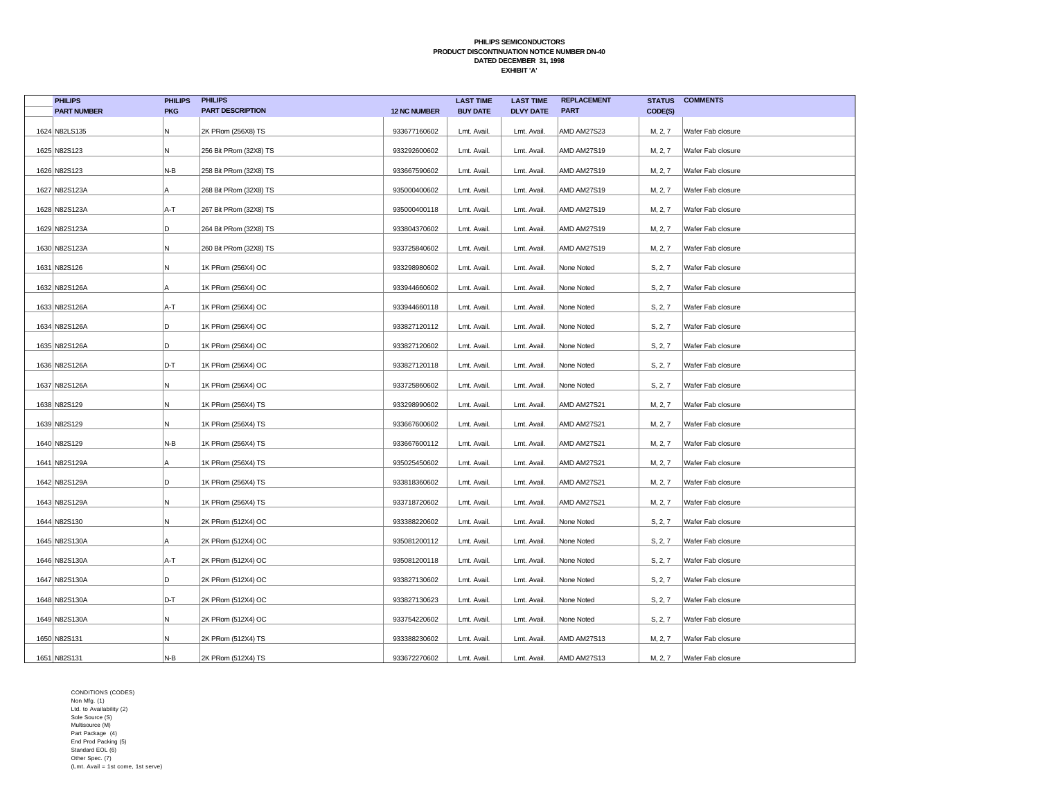**PHILIPS SEMICONDUCTORS**
**PRODUCT DISCONTINUATION NOTICE NUMBER DN-40**
**DATED DECEMBER 31, 1998**
**EXHIBIT 'A'**

| | PHILIPS PART NUMBER | PHILIPS PKG | PHILIPS PART DESCRIPTION | 12 NC NUMBER | LAST TIME BUY DATE | LAST TIME DLVY DATE | REPLACEMENT PART | STATUS CODE(S) | COMMENTS |
|---|---|---|---|---|---|---|---|---|---|
| 1624 | N82LS135 | N | 2K PRom (256X8) TS | 933677160602 | Lmt. Avail. | Lmt. Avail. | AMD AM27S23 | M, 2, 7 | Wafer Fab closure |
| 1625 | N82S123 | N | 256 Bit PRom (32X8) TS | 933292600602 | Lmt. Avail. | Lmt. Avail. | AMD AM27S19 | M, 2, 7 | Wafer Fab closure |
| 1626 | N82S123 | N-B | 258 Bit PRom (32X8) TS | 933667590602 | Lmt. Avail. | Lmt. Avail. | AMD AM27S19 | M, 2, 7 | Wafer Fab closure |
| 1627 | N82S123A | A | 268 Bit PRom (32X8) TS | 935000400602 | Lmt. Avail. | Lmt. Avail. | AMD AM27S19 | M, 2, 7 | Wafer Fab closure |
| 1628 | N82S123A | A-T | 267 Bit PRom (32X8) TS | 935000400118 | Lmt. Avail. | Lmt. Avail. | AMD AM27S19 | M, 2, 7 | Wafer Fab closure |
| 1629 | N82S123A | D | 264 Bit PRom (32X8) TS | 933804370602 | Lmt. Avail. | Lmt. Avail. | AMD AM27S19 | M, 2, 7 | Wafer Fab closure |
| 1630 | N82S123A | N | 260 Bit PRom (32X8) TS | 933725840602 | Lmt. Avail. | Lmt. Avail. | AMD AM27S19 | M, 2, 7 | Wafer Fab closure |
| 1631 | N82S126 | N | 1K PRom (256X4) OC | 933298980602 | Lmt. Avail. | Lmt. Avail. | None Noted | S, 2, 7 | Wafer Fab closure |
| 1632 | N82S126A | A | 1K PRom (256X4) OC | 933944660602 | Lmt. Avail. | Lmt. Avail. | None Noted | S, 2, 7 | Wafer Fab closure |
| 1633 | N82S126A | A-T | 1K PRom (256X4) OC | 933944660118 | Lmt. Avail. | Lmt. Avail. | None Noted | S, 2, 7 | Wafer Fab closure |
| 1634 | N82S126A | D | 1K PRom (256X4) OC | 933827120112 | Lmt. Avail. | Lmt. Avail. | None Noted | S, 2, 7 | Wafer Fab closure |
| 1635 | N82S126A | D | 1K PRom (256X4) OC | 933827120602 | Lmt. Avail. | Lmt. Avail. | None Noted | S, 2, 7 | Wafer Fab closure |
| 1636 | N82S126A | D-T | 1K PRom (256X4) OC | 933827120118 | Lmt. Avail. | Lmt. Avail. | None Noted | S, 2, 7 | Wafer Fab closure |
| 1637 | N82S126A | N | 1K PRom (256X4) OC | 933725860602 | Lmt. Avail. | Lmt. Avail. | None Noted | S, 2, 7 | Wafer Fab closure |
| 1638 | N82S129 | N | 1K PRom (256X4) TS | 933298990602 | Lmt. Avail. | Lmt. Avail. | AMD AM27S21 | M, 2, 7 | Wafer Fab closure |
| 1639 | N82S129 | N | 1K PRom (256X4) TS | 933667600602 | Lmt. Avail. | Lmt. Avail. | AMD AM27S21 | M, 2, 7 | Wafer Fab closure |
| 1640 | N82S129 | N-B | 1K PRom (256X4) TS | 933667600112 | Lmt. Avail. | Lmt. Avail. | AMD AM27S21 | M, 2, 7 | Wafer Fab closure |
| 1641 | N82S129A | A | 1K PRom (256X4) TS | 935025450602 | Lmt. Avail. | Lmt. Avail. | AMD AM27S21 | M, 2, 7 | Wafer Fab closure |
| 1642 | N82S129A | D | 1K PRom (256X4) TS | 933818360602 | Lmt. Avail. | Lmt. Avail. | AMD AM27S21 | M, 2, 7 | Wafer Fab closure |
| 1643 | N82S129A | N | 1K PRom (256X4) TS | 933718720602 | Lmt. Avail. | Lmt. Avail. | AMD AM27S21 | M, 2, 7 | Wafer Fab closure |
| 1644 | N82S130 | N | 2K PRom (512X4) OC | 933388220602 | Lmt. Avail. | Lmt. Avail. | None Noted | S, 2, 7 | Wafer Fab closure |
| 1645 | N82S130A | A | 2K PRom (512X4) OC | 935081200112 | Lmt. Avail. | Lmt. Avail. | None Noted | S, 2, 7 | Wafer Fab closure |
| 1646 | N82S130A | A-T | 2K PRom (512X4) OC | 935081200118 | Lmt. Avail. | Lmt. Avail. | None Noted | S, 2, 7 | Wafer Fab closure |
| 1647 | N82S130A | D | 2K PRom (512X4) OC | 933827130602 | Lmt. Avail. | Lmt. Avail. | None Noted | S, 2, 7 | Wafer Fab closure |
| 1648 | N82S130A | D-T | 2K PRom (512X4) OC | 933827130623 | Lmt. Avail. | Lmt. Avail. | None Noted | S, 2, 7 | Wafer Fab closure |
| 1649 | N82S130A | N | 2K PRom (512X4) OC | 933754220602 | Lmt. Avail. | Lmt. Avail. | None Noted | S, 2, 7 | Wafer Fab closure |
| 1650 | N82S131 | N | 2K PRom (512X4) TS | 933388230602 | Lmt. Avail. | Lmt. Avail. | AMD AM27S13 | M, 2, 7 | Wafer Fab closure |
| 1651 | N82S131 | N-B | 2K PRom (512X4) TS | 933672270602 | Lmt. Avail. | Lmt. Avail. | AMD AM27S13 | M, 2, 7 | Wafer Fab closure |

CONDITIONS (CODES)
Non Mfg. (1)
Ltd. to Availability (2)
Sole Source (S)
Multisource (M)
Part Package (4)
End Prod Packing (5)
Standard EOL (6)
Other Spec. (7)
(Lmt. Avail = 1st come, 1st serve)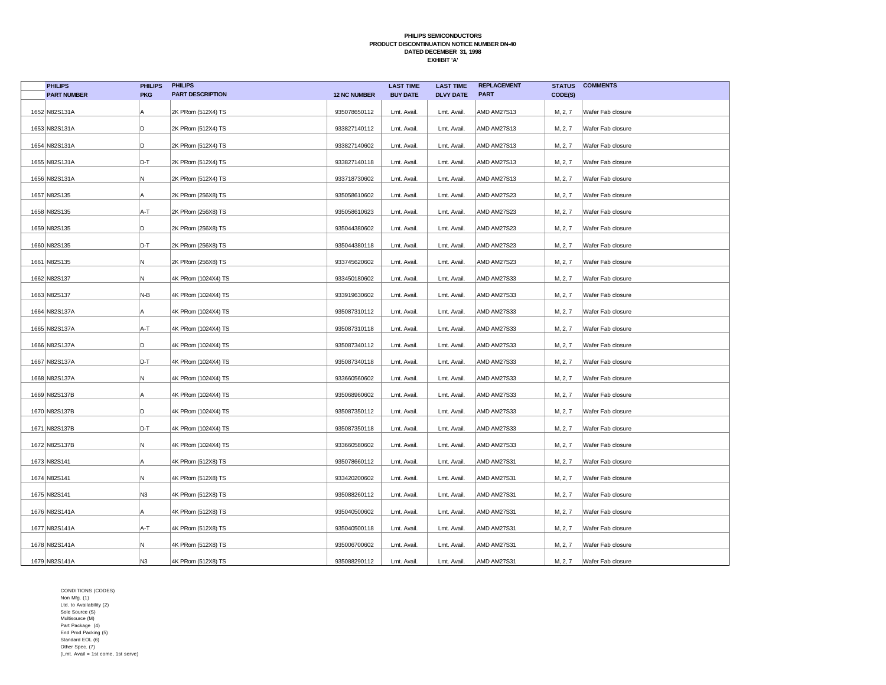**PHILIPS SEMICONDUCTORS**
**PRODUCT DISCONTINUATION NOTICE NUMBER DN-40**
**DATED DECEMBER 31, 1998**
**EXHIBIT 'A'**

| | PHILIPS PART NUMBER | PHILIPS PKG | PHILIPS PART DESCRIPTION | 12 NC NUMBER | LAST TIME BUY DATE | LAST TIME DLVY DATE | REPLACEMENT PART | STATUS CODE(S) | COMMENTS |
|---|---|---|---|---|---|---|---|---|---|
| 1652 | N82S131A | A | 2K PRom (512X4) TS | 935078650112 | Lmt. Avail. | Lmt. Avail. | AMD AM27S13 | M, 2, 7 | Wafer Fab closure |
| 1653 | N82S131A | D | 2K PRom (512X4) TS | 933827140112 | Lmt. Avail. | Lmt. Avail. | AMD AM27S13 | M, 2, 7 | Wafer Fab closure |
| 1654 | N82S131A | D | 2K PRom (512X4) TS | 933827140602 | Lmt. Avail. | Lmt. Avail. | AMD AM27S13 | M, 2, 7 | Wafer Fab closure |
| 1655 | N82S131A | D-T | 2K PRom (512X4) TS | 933827140118 | Lmt. Avail. | Lmt. Avail. | AMD AM27S13 | M, 2, 7 | Wafer Fab closure |
| 1656 | N82S131A | N | 2K PRom (512X4) TS | 933718730602 | Lmt. Avail. | Lmt. Avail. | AMD AM27S13 | M, 2, 7 | Wafer Fab closure |
| 1657 | N82S135 | A | 2K PRom (256X8) TS | 935058610602 | Lmt. Avail. | Lmt. Avail. | AMD AM27S23 | M, 2, 7 | Wafer Fab closure |
| 1658 | N82S135 | A-T | 2K PRom (256X8) TS | 935058610623 | Lmt. Avail. | Lmt. Avail. | AMD AM27S23 | M, 2, 7 | Wafer Fab closure |
| 1659 | N82S135 | D | 2K PRom (256X8) TS | 935044380602 | Lmt. Avail. | Lmt. Avail. | AMD AM27S23 | M, 2, 7 | Wafer Fab closure |
| 1660 | N82S135 | D-T | 2K PRom (256X8) TS | 935044380118 | Lmt. Avail. | Lmt. Avail. | AMD AM27S23 | M, 2, 7 | Wafer Fab closure |
| 1661 | N82S135 | N | 2K PRom (256X8) TS | 933745620602 | Lmt. Avail. | Lmt. Avail. | AMD AM27S23 | M, 2, 7 | Wafer Fab closure |
| 1662 | N82S137 | N | 4K PRom (1024X4) TS | 933450180602 | Lmt. Avail. | Lmt. Avail. | AMD AM27S33 | M, 2, 7 | Wafer Fab closure |
| 1663 | N82S137 | N-B | 4K PRom (1024X4) TS | 933919630602 | Lmt. Avail. | Lmt. Avail. | AMD AM27S33 | M, 2, 7 | Wafer Fab closure |
| 1664 | N82S137A | A | 4K PRom (1024X4) TS | 935087310112 | Lmt. Avail. | Lmt. Avail. | AMD AM27S33 | M, 2, 7 | Wafer Fab closure |
| 1665 | N82S137A | A-T | 4K PRom (1024X4) TS | 935087310118 | Lmt. Avail. | Lmt. Avail. | AMD AM27S33 | M, 2, 7 | Wafer Fab closure |
| 1666 | N82S137A | D | 4K PRom (1024X4) TS | 935087340112 | Lmt. Avail. | Lmt. Avail. | AMD AM27S33 | M, 2, 7 | Wafer Fab closure |
| 1667 | N82S137A | D-T | 4K PRom (1024X4) TS | 935087340118 | Lmt. Avail. | Lmt. Avail. | AMD AM27S33 | M, 2, 7 | Wafer Fab closure |
| 1668 | N82S137A | N | 4K PRom (1024X4) TS | 933660560602 | Lmt. Avail. | Lmt. Avail. | AMD AM27S33 | M, 2, 7 | Wafer Fab closure |
| 1669 | N82S137B | A | 4K PRom (1024X4) TS | 935068960602 | Lmt. Avail. | Lmt. Avail. | AMD AM27S33 | M, 2, 7 | Wafer Fab closure |
| 1670 | N82S137B | D | 4K PRom (1024X4) TS | 935087350112 | Lmt. Avail. | Lmt. Avail. | AMD AM27S33 | M, 2, 7 | Wafer Fab closure |
| 1671 | N82S137B | D-T | 4K PRom (1024X4) TS | 935087350118 | Lmt. Avail. | Lmt. Avail. | AMD AM27S33 | M, 2, 7 | Wafer Fab closure |
| 1672 | N82S137B | N | 4K PRom (1024X4) TS | 933660580602 | Lmt. Avail. | Lmt. Avail. | AMD AM27S33 | M, 2, 7 | Wafer Fab closure |
| 1673 | N82S141 | A | 4K PRom (512X8) TS | 935078660112 | Lmt. Avail. | Lmt. Avail. | AMD AM27S31 | M, 2, 7 | Wafer Fab closure |
| 1674 | N82S141 | N | 4K PRom (512X8) TS | 933420200602 | Lmt. Avail. | Lmt. Avail. | AMD AM27S31 | M, 2, 7 | Wafer Fab closure |
| 1675 | N82S141 | N3 | 4K PRom (512X8) TS | 935088260112 | Lmt. Avail. | Lmt. Avail. | AMD AM27S31 | M, 2, 7 | Wafer Fab closure |
| 1676 | N82S141A | A | 4K PRom (512X8) TS | 935040500602 | Lmt. Avail. | Lmt. Avail. | AMD AM27S31 | M, 2, 7 | Wafer Fab closure |
| 1677 | N82S141A | A-T | 4K PRom (512X8) TS | 935040500118 | Lmt. Avail. | Lmt. Avail. | AMD AM27S31 | M, 2, 7 | Wafer Fab closure |
| 1678 | N82S141A | N | 4K PRom (512X8) TS | 935006700602 | Lmt. Avail. | Lmt. Avail. | AMD AM27S31 | M, 2, 7 | Wafer Fab closure |
| 1679 | N82S141A | N3 | 4K PRom (512X8) TS | 935088290112 | Lmt. Avail. | Lmt. Avail. | AMD AM27S31 | M, 2, 7 | Wafer Fab closure |

CONDITIONS (CODES)
Non Mfg. (1)
Ltd. to Availability (2)
Sole Source (S)
Multisource (M)
Part Package (4)
End Prod Packing (5)
Standard EOL (6)
Other Spec. (7)
(Lmt. Avail = 1st come, 1st serve)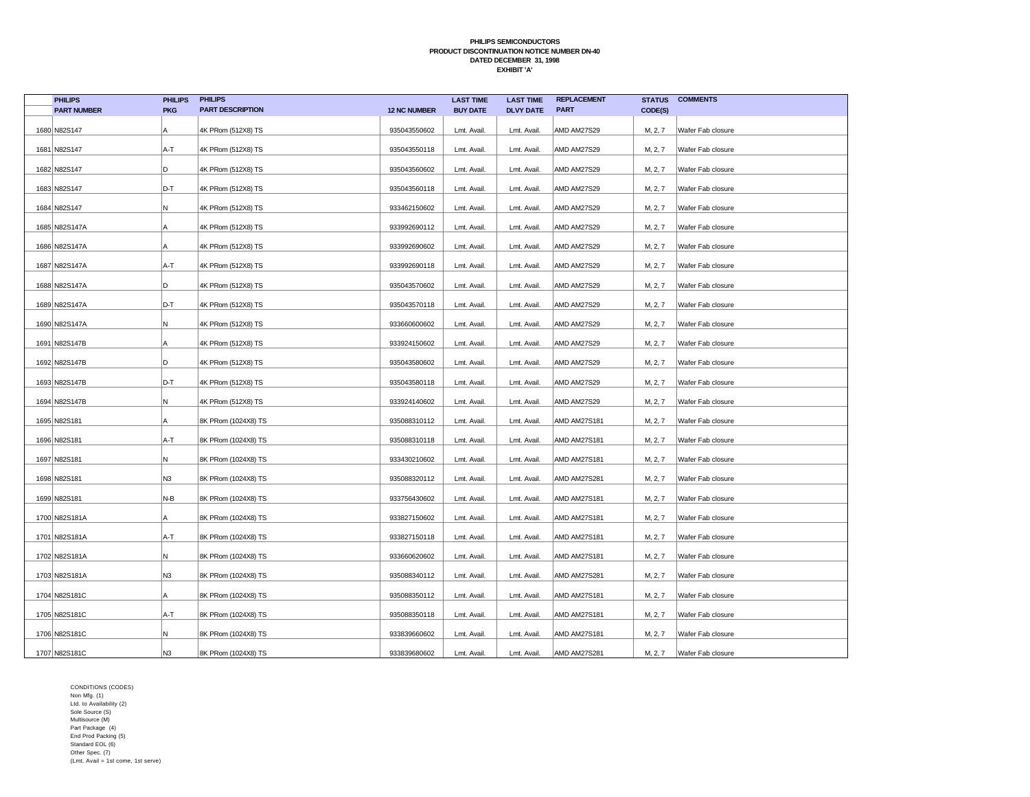**PHILIPS SEMICONDUCTORS**
**PRODUCT DISCONTINUATION NOTICE NUMBER DN-40**
**DATED DECEMBER 31, 1998**
**EXHIBIT 'A'**

| | PHILIPS PART NUMBER | PHILIPS PKG | PHILIPS PART DESCRIPTION | 12 NC NUMBER | LAST TIME BUY DATE | LAST TIME DLVY DATE | REPLACEMENT PART | STATUS CODE(S) | COMMENTS |
|---|---|---|---|---|---|---|---|---|---|
| 1680 | N82S147 | A | 4K PRom (512X8) TS | 935043550602 | Lmt. Avail. | Lmt. Avail. | AMD AM27S29 | M, 2, 7 | Wafer Fab closure |
| 1681 | N82S147 | A-T | 4K PRom (512X8) TS | 935043550118 | Lmt. Avail. | Lmt. Avail. | AMD AM27S29 | M, 2, 7 | Wafer Fab closure |
| 1682 | N82S147 | D | 4K PRom (512X8) TS | 935043560602 | Lmt. Avail. | Lmt. Avail. | AMD AM27S29 | M, 2, 7 | Wafer Fab closure |
| 1683 | N82S147 | D-T | 4K PRom (512X8) TS | 935043560118 | Lmt. Avail. | Lmt. Avail. | AMD AM27S29 | M, 2, 7 | Wafer Fab closure |
| 1684 | N82S147 | N | 4K PRom (512X8) TS | 933462150602 | Lmt. Avail. | Lmt. Avail. | AMD AM27S29 | M, 2, 7 | Wafer Fab closure |
| 1685 | N82S147A | A | 4K PRom (512X8) TS | 933992690112 | Lmt. Avail. | Lmt. Avail. | AMD AM27S29 | M, 2, 7 | Wafer Fab closure |
| 1686 | N82S147A | A | 4K PRom (512X8) TS | 933992690602 | Lmt. Avail. | Lmt. Avail. | AMD AM27S29 | M, 2, 7 | Wafer Fab closure |
| 1687 | N82S147A | A-T | 4K PRom (512X8) TS | 933992690118 | Lmt. Avail. | Lmt. Avail. | AMD AM27S29 | M, 2, 7 | Wafer Fab closure |
| 1688 | N82S147A | D | 4K PRom (512X8) TS | 935043570602 | Lmt. Avail. | Lmt. Avail. | AMD AM27S29 | M, 2, 7 | Wafer Fab closure |
| 1689 | N82S147A | D-T | 4K PRom (512X8) TS | 935043570118 | Lmt. Avail. | Lmt. Avail. | AMD AM27S29 | M, 2, 7 | Wafer Fab closure |
| 1690 | N82S147A | N | 4K PRom (512X8) TS | 933660600602 | Lmt. Avail. | Lmt. Avail. | AMD AM27S29 | M, 2, 7 | Wafer Fab closure |
| 1691 | N82S147B | A | 4K PRom (512X8) TS | 933924150602 | Lmt. Avail. | Lmt. Avail. | AMD AM27S29 | M, 2, 7 | Wafer Fab closure |
| 1692 | N82S147B | D | 4K PRom (512X8) TS | 935043580602 | Lmt. Avail. | Lmt. Avail. | AMD AM27S29 | M, 2, 7 | Wafer Fab closure |
| 1693 | N82S147B | D-T | 4K PRom (512X8) TS | 935043580118 | Lmt. Avail. | Lmt. Avail. | AMD AM27S29 | M, 2, 7 | Wafer Fab closure |
| 1694 | N82S147B | N | 4K PRom (512X8) TS | 933924140602 | Lmt. Avail. | Lmt. Avail. | AMD AM27S29 | M, 2, 7 | Wafer Fab closure |
| 1695 | N82S181 | A | 8K PRom (1024X8) TS | 935088310112 | Lmt. Avail. | Lmt. Avail. | AMD AM27S181 | M, 2, 7 | Wafer Fab closure |
| 1696 | N82S181 | A-T | 8K PRom (1024X8) TS | 935088310118 | Lmt. Avail. | Lmt. Avail. | AMD AM27S181 | M, 2, 7 | Wafer Fab closure |
| 1697 | N82S181 | N | 8K PRom (1024X8) TS | 933430210602 | Lmt. Avail. | Lmt. Avail. | AMD AM27S181 | M, 2, 7 | Wafer Fab closure |
| 1698 | N82S181 | N3 | 8K PRom (1024X8) TS | 935088320112 | Lmt. Avail. | Lmt. Avail. | AMD AM27S281 | M, 2, 7 | Wafer Fab closure |
| 1699 | N82S181 | N-B | 8K PRom (1024X8) TS | 933756430602 | Lmt. Avail. | Lmt. Avail. | AMD AM27S181 | M, 2, 7 | Wafer Fab closure |
| 1700 | N82S181A | A | 8K PRom (1024X8) TS | 933827150602 | Lmt. Avail. | Lmt. Avail. | AMD AM27S181 | M, 2, 7 | Wafer Fab closure |
| 1701 | N82S181A | A-T | 8K PRom (1024X8) TS | 933827150118 | Lmt. Avail. | Lmt. Avail. | AMD AM27S181 | M, 2, 7 | Wafer Fab closure |
| 1702 | N82S181A | N | 8K PRom (1024X8) TS | 933660620602 | Lmt. Avail. | Lmt. Avail. | AMD AM27S181 | M, 2, 7 | Wafer Fab closure |
| 1703 | N82S181A | N3 | 8K PRom (1024X8) TS | 935088340112 | Lmt. Avail. | Lmt. Avail. | AMD AM27S281 | M, 2, 7 | Wafer Fab closure |
| 1704 | N82S181C | A | 8K PRom (1024X8) TS | 935088350112 | Lmt. Avail. | Lmt. Avail. | AMD AM27S181 | M, 2, 7 | Wafer Fab closure |
| 1705 | N82S181C | A-T | 8K PRom (1024X8) TS | 935088350118 | Lmt. Avail. | Lmt. Avail. | AMD AM27S181 | M, 2, 7 | Wafer Fab closure |
| 1706 | N82S181C | N | 8K PRom (1024X8) TS | 933839660602 | Lmt. Avail. | Lmt. Avail. | AMD AM27S181 | M, 2, 7 | Wafer Fab closure |
| 1707 | N82S181C | N3 | 8K PRom (1024X8) TS | 933839680602 | Lmt. Avail. | Lmt. Avail. | AMD AM27S281 | M, 2, 7 | Wafer Fab closure |

CONDITIONS (CODES)
Non Mfg. (1)
Ltd. to Availability (2)
Sole Source (S)
Multisource (M)
Part Package (4)
End Prod Packing (5)
Standard EOL (6)
Other Spec. (7)
(Lmt. Avail = 1st come, 1st serve)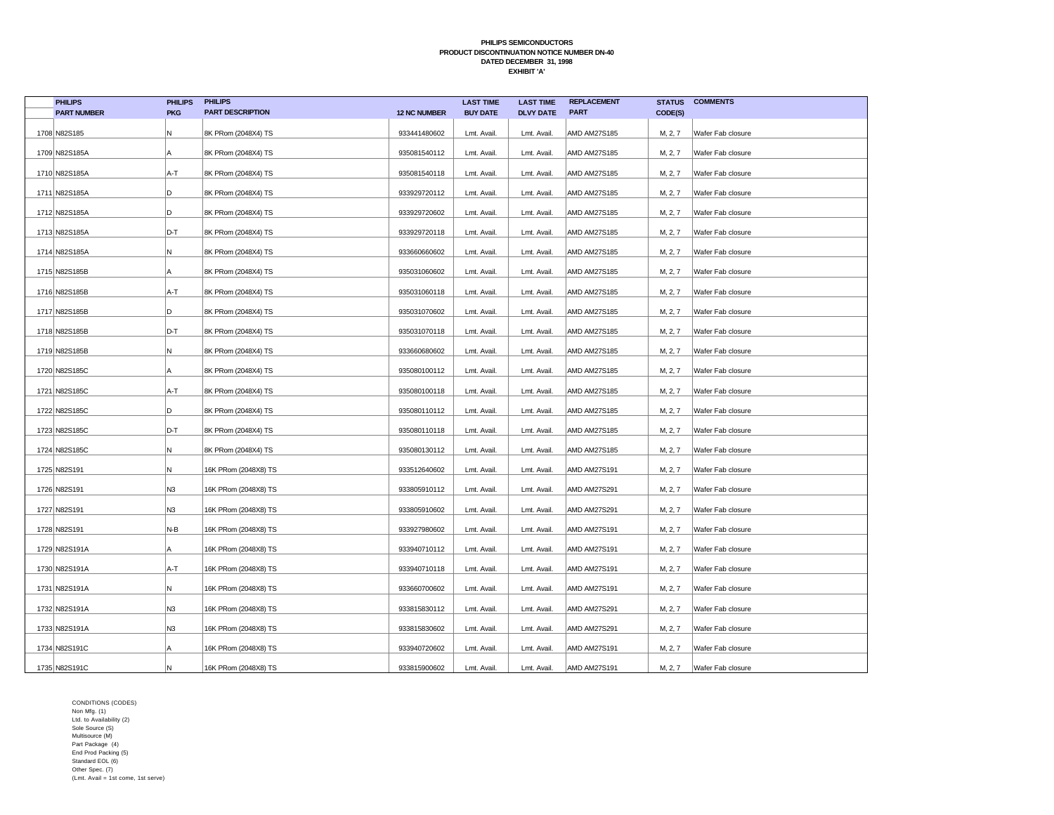**PHILIPS SEMICONDUCTORS**
**PRODUCT DISCONTINUATION NOTICE NUMBER DN-40**
**DATED DECEMBER 31, 1998**
**EXHIBIT 'A'**

| | PHILIPS PART NUMBER | PHILIPS PKG | PHILIPS PART DESCRIPTION | 12 NC NUMBER | LAST TIME BUY DATE | LAST TIME DLVY DATE | REPLACEMENT PART | STATUS CODE(S) | COMMENTS |
|---|---|---|---|---|---|---|---|---|---|
| 1708 | N82S185 | N | 8K PRom (2048X4) TS | 933441480602 | Lmt. Avail. | Lmt. Avail. | AMD AM27S185 | M, 2, 7 | Wafer Fab closure |
| 1709 | N82S185A | A | 8K PRom (2048X4) TS | 935081540112 | Lmt. Avail. | Lmt. Avail. | AMD AM27S185 | M, 2, 7 | Wafer Fab closure |
| 1710 | N82S185A | A-T | 8K PRom (2048X4) TS | 935081540118 | Lmt. Avail. | Lmt. Avail. | AMD AM27S185 | M, 2, 7 | Wafer Fab closure |
| 1711 | N82S185A | D | 8K PRom (2048X4) TS | 933929720112 | Lmt. Avail. | Lmt. Avail. | AMD AM27S185 | M, 2, 7 | Wafer Fab closure |
| 1712 | N82S185A | D | 8K PRom (2048X4) TS | 933929720602 | Lmt. Avail. | Lmt. Avail. | AMD AM27S185 | M, 2, 7 | Wafer Fab closure |
| 1713 | N82S185A | D-T | 8K PRom (2048X4) TS | 933929720118 | Lmt. Avail. | Lmt. Avail. | AMD AM27S185 | M, 2, 7 | Wafer Fab closure |
| 1714 | N82S185A | N | 8K PRom (2048X4) TS | 933660660602 | Lmt. Avail. | Lmt. Avail. | AMD AM27S185 | M, 2, 7 | Wafer Fab closure |
| 1715 | N82S185B | A | 8K PRom (2048X4) TS | 935031060602 | Lmt. Avail. | Lmt. Avail. | AMD AM27S185 | M, 2, 7 | Wafer Fab closure |
| 1716 | N82S185B | A-T | 8K PRom (2048X4) TS | 935031060118 | Lmt. Avail. | Lmt. Avail. | AMD AM27S185 | M, 2, 7 | Wafer Fab closure |
| 1717 | N82S185B | D | 8K PRom (2048X4) TS | 935031070602 | Lmt. Avail. | Lmt. Avail. | AMD AM27S185 | M, 2, 7 | Wafer Fab closure |
| 1718 | N82S185B | D-T | 8K PRom (2048X4) TS | 935031070118 | Lmt. Avail. | Lmt. Avail. | AMD AM27S185 | M, 2, 7 | Wafer Fab closure |
| 1719 | N82S185B | N | 8K PRom (2048X4) TS | 933660680602 | Lmt. Avail. | Lmt. Avail. | AMD AM27S185 | M, 2, 7 | Wafer Fab closure |
| 1720 | N82S185C | A | 8K PRom (2048X4) TS | 935080100112 | Lmt. Avail. | Lmt. Avail. | AMD AM27S185 | M, 2, 7 | Wafer Fab closure |
| 1721 | N82S185C | A-T | 8K PRom (2048X4) TS | 935080100118 | Lmt. Avail. | Lmt. Avail. | AMD AM27S185 | M, 2, 7 | Wafer Fab closure |
| 1722 | N82S185C | D | 8K PRom (2048X4) TS | 935080110112 | Lmt. Avail. | Lmt. Avail. | AMD AM27S185 | M, 2, 7 | Wafer Fab closure |
| 1723 | N82S185C | D-T | 8K PRom (2048X4) TS | 935080110118 | Lmt. Avail. | Lmt. Avail. | AMD AM27S185 | M, 2, 7 | Wafer Fab closure |
| 1724 | N82S185C | N | 8K PRom (2048X4) TS | 935080130112 | Lmt. Avail. | Lmt. Avail. | AMD AM27S185 | M, 2, 7 | Wafer Fab closure |
| 1725 | N82S191 | N | 16K PRom (2048X8) TS | 933512640602 | Lmt. Avail. | Lmt. Avail. | AMD AM27S191 | M, 2, 7 | Wafer Fab closure |
| 1726 | N82S191 | N3 | 16K PRom (2048X8) TS | 933805910112 | Lmt. Avail. | Lmt. Avail. | AMD AM27S291 | M, 2, 7 | Wafer Fab closure |
| 1727 | N82S191 | N3 | 16K PRom (2048X8) TS | 933805910602 | Lmt. Avail. | Lmt. Avail. | AMD AM27S291 | M, 2, 7 | Wafer Fab closure |
| 1728 | N82S191 | N-B | 16K PRom (2048X8) TS | 933927980602 | Lmt. Avail. | Lmt. Avail. | AMD AM27S191 | M, 2, 7 | Wafer Fab closure |
| 1729 | N82S191A | A | 16K PRom (2048X8) TS | 933940710112 | Lmt. Avail. | Lmt. Avail. | AMD AM27S191 | M, 2, 7 | Wafer Fab closure |
| 1730 | N82S191A | A-T | 16K PRom (2048X8) TS | 933940710118 | Lmt. Avail. | Lmt. Avail. | AMD AM27S191 | M, 2, 7 | Wafer Fab closure |
| 1731 | N82S191A | N | 16K PRom (2048X8) TS | 933660700602 | Lmt. Avail. | Lmt. Avail. | AMD AM27S191 | M, 2, 7 | Wafer Fab closure |
| 1732 | N82S191A | N3 | 16K PRom (2048X8) TS | 933815830112 | Lmt. Avail. | Lmt. Avail. | AMD AM27S291 | M, 2, 7 | Wafer Fab closure |
| 1733 | N82S191A | N3 | 16K PRom (2048X8) TS | 933815830602 | Lmt. Avail. | Lmt. Avail. | AMD AM27S291 | M, 2, 7 | Wafer Fab closure |
| 1734 | N82S191C | A | 16K PRom (2048X8) TS | 933940720602 | Lmt. Avail. | Lmt. Avail. | AMD AM27S191 | M, 2, 7 | Wafer Fab closure |
| 1735 | N82S191C | N | 16K PRom (2048X8) TS | 933815900602 | Lmt. Avail. | Lmt. Avail. | AMD AM27S191 | M, 2, 7 | Wafer Fab closure |

CONDITIONS (CODES)
Non Mfg. (1)
Ltd. to Availability (2)
Sole Source (S)
Multisource (M)
Part Package (4)
End Prod Packing (5)
Standard EOL (6)
Other Spec. (7)
(Lmt. Avail = 1st come, 1st serve)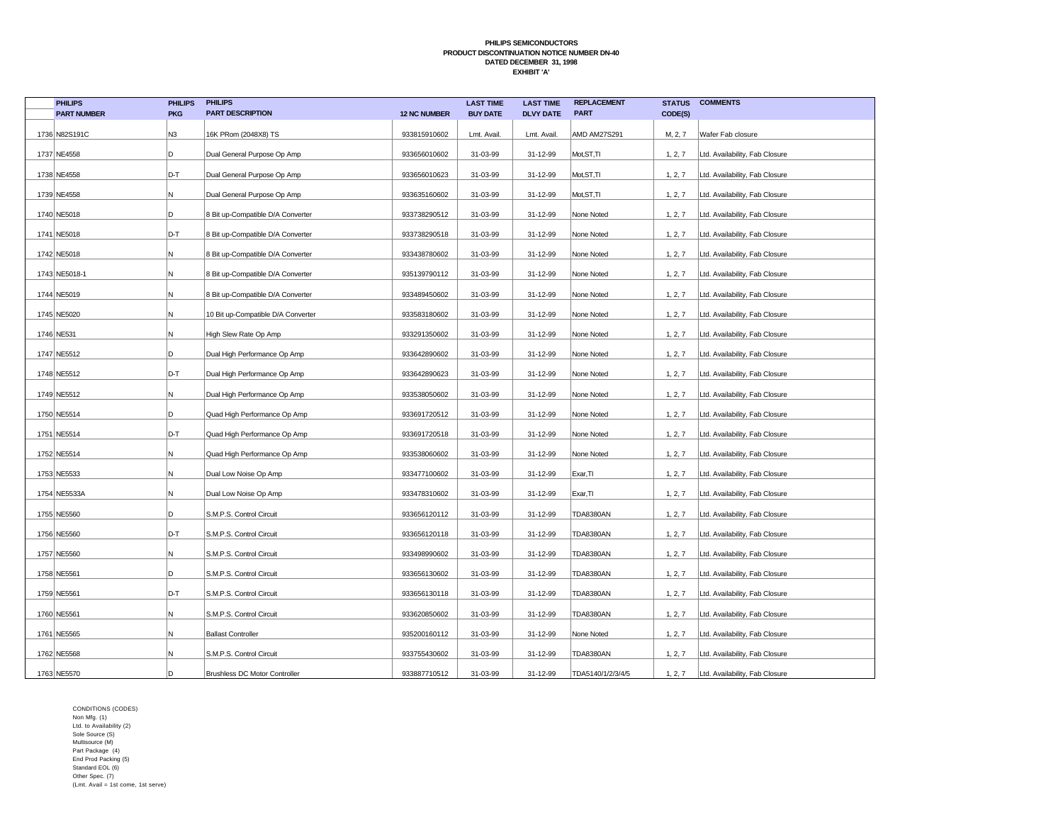**PHILIPS SEMICONDUCTORS**
**PRODUCT DISCONTINUATION NOTICE NUMBER DN-40**
**DATED DECEMBER 31, 1998**
**EXHIBIT 'A'**

| | PHILIPS PART NUMBER | PHILIPS PKG | PHILIPS PART DESCRIPTION | 12 NC NUMBER | LAST TIME BUY DATE | LAST TIME DLVY DATE | REPLACEMENT PART | STATUS CODE(S) | COMMENTS |
|---|---|---|---|---|---|---|---|---|---|
| 1736 | N82S191C | N3 | 16K PROm (2048X8) TS | 933815910602 | Lmt. Avail. | Lmt. Avail. | AMD AM27S291 | M, 2, 7 | Wafer Fab closure |
| 1737 | NE4558 | D | Dual General Purpose Op Amp | 933656010602 | 31-03-99 | 31-12-99 | Mot,ST,TI | 1, 2, 7 | Ltd. Availability, Fab Closure |
| 1738 | NE4558 | D-T | Dual General Purpose Op Amp | 933656010623 | 31-03-99 | 31-12-99 | Mot,ST,TI | 1, 2, 7 | Ltd. Availability, Fab Closure |
| 1739 | NE4558 | N | Dual General Purpose Op Amp | 933635160602 | 31-03-99 | 31-12-99 | Mot,ST,TI | 1, 2, 7 | Ltd. Availability, Fab Closure |
| 1740 | NE5018 | D | 8 Bit up-Compatible D/A Converter | 933738290512 | 31-03-99 | 31-12-99 | None Noted | 1, 2, 7 | Ltd. Availability, Fab Closure |
| 1741 | NE5018 | D-T | 8 Bit up-Compatible D/A Converter | 933738290518 | 31-03-99 | 31-12-99 | None Noted | 1, 2, 7 | Ltd. Availability, Fab Closure |
| 1742 | NE5018 | N | 8 Bit up-Compatible D/A Converter | 933438780602 | 31-03-99 | 31-12-99 | None Noted | 1, 2, 7 | Ltd. Availability, Fab Closure |
| 1743 | NE5018-1 | N | 8 Bit up-Compatible D/A Converter | 935139790112 | 31-03-99 | 31-12-99 | None Noted | 1, 2, 7 | Ltd. Availability, Fab Closure |
| 1744 | NE5019 | N | 8 Bit up-Compatible D/A Converter | 933489450602 | 31-03-99 | 31-12-99 | None Noted | 1, 2, 7 | Ltd. Availability, Fab Closure |
| 1745 | NE5020 | N | 10 Bit up-Compatible D/A Converter | 933583180602 | 31-03-99 | 31-12-99 | None Noted | 1, 2, 7 | Ltd. Availability, Fab Closure |
| 1746 | NE531 | N | High Slew Rate Op Amp | 933291350602 | 31-03-99 | 31-12-99 | None Noted | 1, 2, 7 | Ltd. Availability, Fab Closure |
| 1747 | NE5512 | D | Dual High Performance Op Amp | 933642890602 | 31-03-99 | 31-12-99 | None Noted | 1, 2, 7 | Ltd. Availability, Fab Closure |
| 1748 | NE5512 | D-T | Dual High Performance Op Amp | 933642890623 | 31-03-99 | 31-12-99 | None Noted | 1, 2, 7 | Ltd. Availability, Fab Closure |
| 1749 | NE5512 | N | Dual High Performance Op Amp | 933538050602 | 31-03-99 | 31-12-99 | None Noted | 1, 2, 7 | Ltd. Availability, Fab Closure |
| 1750 | NE5514 | D | Quad High Performance Op Amp | 933691720512 | 31-03-99 | 31-12-99 | None Noted | 1, 2, 7 | Ltd. Availability, Fab Closure |
| 1751 | NE5514 | D-T | Quad High Performance Op Amp | 933691720518 | 31-03-99 | 31-12-99 | None Noted | 1, 2, 7 | Ltd. Availability, Fab Closure |
| 1752 | NE5514 | N | Quad High Performance Op Amp | 933538060602 | 31-03-99 | 31-12-99 | None Noted | 1, 2, 7 | Ltd. Availability, Fab Closure |
| 1753 | NE5533 | N | Dual Low Noise Op Amp | 933477100602 | 31-03-99 | 31-12-99 | Exar,TI | 1, 2, 7 | Ltd. Availability, Fab Closure |
| 1754 | NE5533A | N | Dual Low Noise Op Amp | 933478310602 | 31-03-99 | 31-12-99 | Exar,TI | 1, 2, 7 | Ltd. Availability, Fab Closure |
| 1755 | NE5560 | D | S.M.P.S. Control Circuit | 933656120112 | 31-03-99 | 31-12-99 | TDA8380AN | 1, 2, 7 | Ltd. Availability, Fab Closure |
| 1756 | NE5560 | D-T | S.M.P.S. Control Circuit | 933656120118 | 31-03-99 | 31-12-99 | TDA8380AN | 1, 2, 7 | Ltd. Availability, Fab Closure |
| 1757 | NE5560 | N | S.M.P.S. Control Circuit | 933498990602 | 31-03-99 | 31-12-99 | TDA8380AN | 1, 2, 7 | Ltd. Availability, Fab Closure |
| 1758 | NE5561 | D | S.M.P.S. Control Circuit | 933656130602 | 31-03-99 | 31-12-99 | TDA8380AN | 1, 2, 7 | Ltd. Availability, Fab Closure |
| 1759 | NE5561 | D-T | S.M.P.S. Control Circuit | 933656130118 | 31-03-99 | 31-12-99 | TDA8380AN | 1, 2, 7 | Ltd. Availability, Fab Closure |
| 1760 | NE5561 | N | S.M.P.S. Control Circuit | 933620850602 | 31-03-99 | 31-12-99 | TDA8380AN | 1, 2, 7 | Ltd. Availability, Fab Closure |
| 1761 | NE5565 | N | Ballast Controller | 935200160112 | 31-03-99 | 31-12-99 | None Noted | 1, 2, 7 | Ltd. Availability, Fab Closure |
| 1762 | NE5568 | N | S.M.P.S. Control Circuit | 933755430602 | 31-03-99 | 31-12-99 | TDA8380AN | 1, 2, 7 | Ltd. Availability, Fab Closure |
| 1763 | NE5570 | D | Brushless DC Motor Controller | 933887710512 | 31-03-99 | 31-12-99 | TDA5140/1/2/3/4/5 | 1, 2, 7 | Ltd. Availability, Fab Closure |

CONDITIONS (CODES)
Non Mfg. (1)
Ltd. to Availability (2)
Sole Source (S)
Multisource (M)
Part Package (4)
End Prod Packing (5)
Standard EOL (6)
Other Spec. (7)
(Lmt. Avail = 1st come, 1st serve)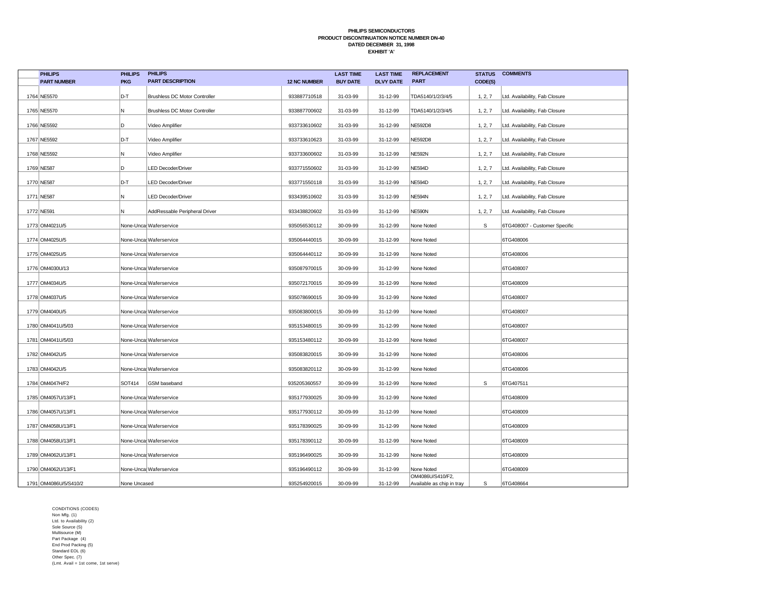**PHILIPS SEMICONDUCTORS**
**PRODUCT DISCONTINUATION NOTICE NUMBER DN-40**
**DATED DECEMBER 31, 1998**
**EXHIBIT 'A'**

| | PHILIPS PART NUMBER | PHILIPS PKG | PHILIPS PART DESCRIPTION | 12 NC NUMBER | LAST TIME BUY DATE | LAST TIME DLVY DATE | REPLACEMENT PART | STATUS CODE(S) | COMMENTS |
|---|---|---|---|---|---|---|---|---|---|
| 1764 | NE5570 | D-T | Brushless DC Motor Controller | 933887710518 | 31-03-99 | 31-12-99 | TDA5140/1/2/3/4/5 | 1, 2, 7 | Ltd. Availability, Fab Closure |
| 1765 | NE5570 | N | Brushless DC Motor Controller | 933887700602 | 31-03-99 | 31-12-99 | TDA5140/1/2/3/4/5 | 1, 2, 7 | Ltd. Availability, Fab Closure |
| 1766 | NE5592 | D | Video Amplifier | 933733610602 | 31-03-99 | 31-12-99 | NE592D8 | 1, 2, 7 | Ltd. Availability, Fab Closure |
| 1767 | NE5592 | D-T | Video Amplifier | 933733610623 | 31-03-99 | 31-12-99 | NE592D8 | 1, 2, 7 | Ltd. Availability, Fab Closure |
| 1768 | NE5592 | N | Video Amplifier | 933733600602 | 31-03-99 | 31-12-99 | NE592N | 1, 2, 7 | Ltd. Availability, Fab Closure |
| 1769 | NE587 | D | LED Decoder/Driver | 933771550602 | 31-03-99 | 31-12-99 | NE594D | 1, 2, 7 | Ltd. Availability, Fab Closure |
| 1770 | NE587 | D-T | LED Decoder/Driver | 933771550118 | 31-03-99 | 31-12-99 | NE594D | 1, 2, 7 | Ltd. Availability, Fab Closure |
| 1771 | NE587 | N | LED Decoder/Driver | 933439510602 | 31-03-99 | 31-12-99 | NE594N | 1, 2, 7 | Ltd. Availability, Fab Closure |
| 1772 | NE591 | N | AddRessable Peripheral Driver | 933438820602 | 31-03-99 | 31-12-99 | NE590N | 1, 2, 7 | Ltd. Availability, Fab Closure |
| 1773 | OM4021U/5 | None-Uncas | Waferservice | 935056530112 | 30-09-99 | 31-12-99 | None Noted | S | 6TG408007 - Customer Specific |
| 1774 | OM4025U/5 | None-Uncas | Waferservice | 935064440015 | 30-09-99 | 31-12-99 | None Noted | | 6TG408006 |
| 1775 | OM4025U/5 | None-Uncas | Waferservice | 935064440112 | 30-09-99 | 31-12-99 | None Noted | | 6TG408006 |
| 1776 | OM4030U/13 | None-Uncas | Waferservice | 935087970015 | 30-09-99 | 31-12-99 | None Noted | | 6TG408007 |
| 1777 | OM4034U/5 | None-Uncas | Waferservice | 935072170015 | 30-09-99 | 31-12-99 | None Noted | | 6TG408009 |
| 1778 | OM4037U/5 | None-Uncas | Waferservice | 935078690015 | 30-09-99 | 31-12-99 | None Noted | | 6TG408007 |
| 1779 | OM4040U/5 | None-Uncas | Waferservice | 935083800015 | 30-09-99 | 31-12-99 | None Noted | | 6TG408007 |
| 1780 | OM4041U/5/03 | None-Uncas | Waferservice | 935153480015 | 30-09-99 | 31-12-99 | None Noted | | 6TG408007 |
| 1781 | OM4041U/5/03 | None-Uncas | Waferservice | 935153480112 | 30-09-99 | 31-12-99 | None Noted | | 6TG408007 |
| 1782 | OM4042U/5 | None-Uncas | Waferservice | 935083820015 | 30-09-99 | 31-12-99 | None Noted | | 6TG408006 |
| 1783 | OM4042U/5 | None-Uncas | Waferservice | 935083820112 | 30-09-99 | 31-12-99 | None Noted | | 6TG408006 |
| 1784 | OM4047H/F2 | SOT414 | GSM baseband | 935205360557 | 30-09-99 | 31-12-99 | None Noted | S | 6TG407511 |
| 1785 | OM4057U/13/F1 | None-Uncas | Waferservice | 935177930025 | 30-09-99 | 31-12-99 | None Noted | | 6TG408009 |
| 1786 | OM4057U/13/F1 | None-Uncas | Waferservice | 935177930112 | 30-09-99 | 31-12-99 | None Noted | | 6TG408009 |
| 1787 | OM4058U/13/F1 | None-Uncas | Waferservice | 935178390025 | 30-09-99 | 31-12-99 | None Noted | | 6TG408009 |
| 1788 | OM4058U/13/F1 | None-Uncas | Waferservice | 935178390112 | 30-09-99 | 31-12-99 | None Noted | | 6TG408009 |
| 1789 | OM4062U/13/F1 | None-Uncas | Waferservice | 935196490025 | 30-09-99 | 31-12-99 | None Noted | | 6TG408009 |
| 1790 | OM4062U/13/F1 | None-Uncas | Waferservice | 935196490112 | 30-09-99 | 31-12-99 | None Noted | | 6TG408009 |
| 1791 | OM4086U/5/S410/2 | None Uncased | | 935254920015 | 30-09-99 | 31-12-99 | OM4086U/S410/F2, Available as chip in tray | S | 6TG408664 |

CONDITIONS (CODES)
Non Mfg. (1)
Ltd. to Availability (2)
Sole Source (S)
Multisource (M)
Part Package (4)
End Prod Packing (5)
Standard EOL (6)
Other Spec. (7)
(Lmt. Avail = 1st come, 1st serve)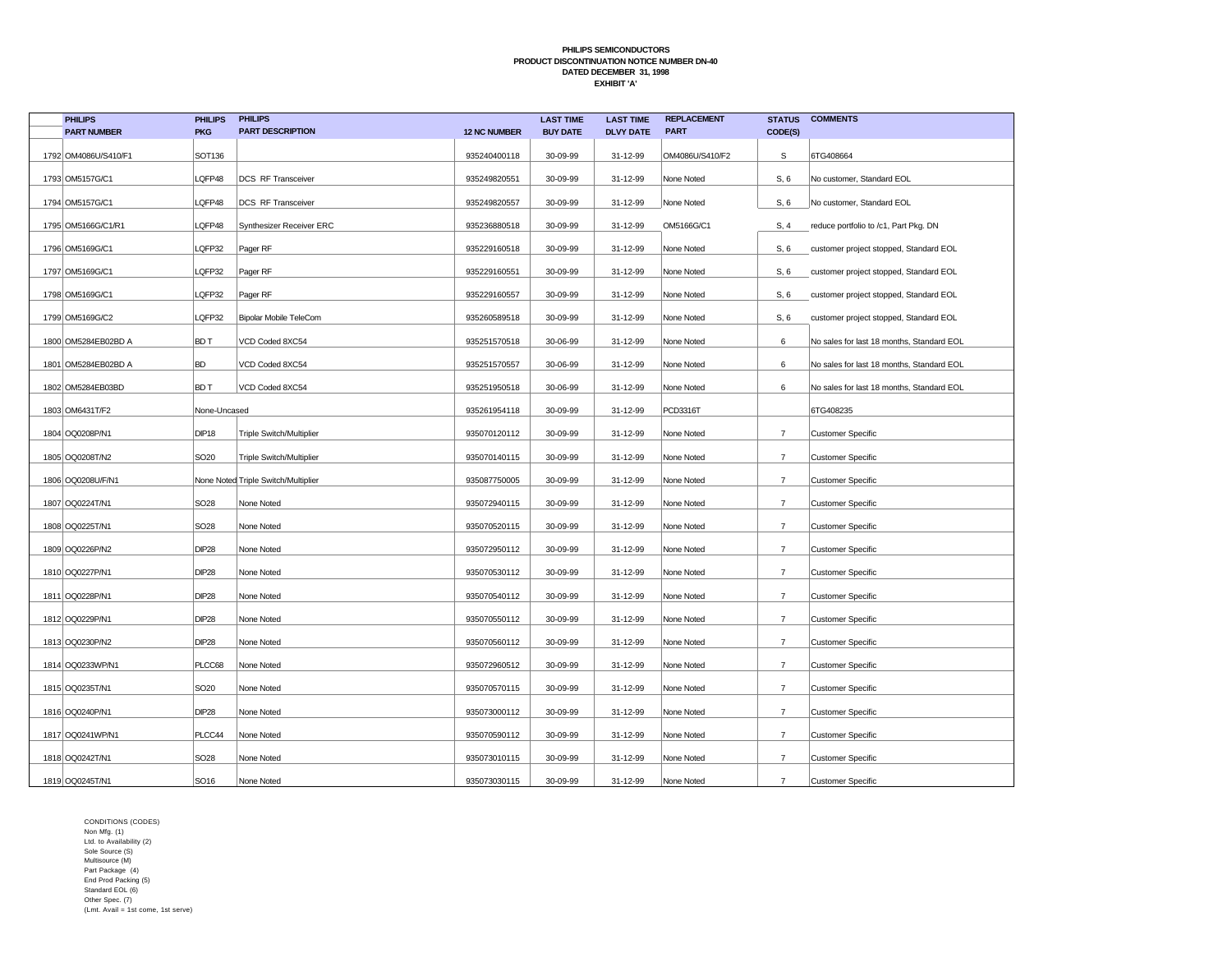**PHILIPS SEMICONDUCTORS**
**PRODUCT DISCONTINUATION NOTICE NUMBER DN-40**
**DATED DECEMBER 31, 1998**
**EXHIBIT 'A'**

| | PHILIPS PART NUMBER | PHILIPS PKG | PHILIPS PART DESCRIPTION | 12 NC NUMBER | LAST TIME BUY DATE | LAST TIME DLVY DATE | REPLACEMENT PART | STATUS CODE(S) | COMMENTS |
|---|---|---|---|---|---|---|---|---|---|
| 1792 | OM4086U/S410/F1 | SOT136 | | 935240400118 | 30-09-99 | 31-12-99 | OM4086U/S410/F2 | S | 6TG408664 |
| 1793 | OM5157G/C1 | LQFP48 | DCS RF Transceiver | 935249820551 | 30-09-99 | 31-12-99 | None Noted | S, 6 | No customer, Standard EOL |
| 1794 | OM5157G/C1 | LQFP48 | DCS RF Transceiver | 935249820557 | 30-09-99 | 31-12-99 | None Noted | S, 6 | No customer, Standard EOL |
| 1795 | OM5166G/C1/R1 | LQFP48 | Synthesizer Receiver ERC | 935236880518 | 30-09-99 | 31-12-99 | OM5166G/C1 | S, 4 | reduce portfolio to /c1, Part Pkg. DN |
| 1796 | OM5169G/C1 | LQFP32 | Pager RF | 935229160518 | 30-09-99 | 31-12-99 | None Noted | S, 6 | customer project stopped, Standard EOL |
| 1797 | OM5169G/C1 | LQFP32 | Pager RF | 935229160551 | 30-09-99 | 31-12-99 | None Noted | S, 6 | customer project stopped, Standard EOL |
| 1798 | OM5169G/C1 | LQFP32 | Pager RF | 935229160557 | 30-09-99 | 31-12-99 | None Noted | S, 6 | customer project stopped, Standard EOL |
| 1799 | OM5169G/C2 | LQFP32 | Bipolar Mobile TeleCom | 935260589518 | 30-09-99 | 31-12-99 | None Noted | S, 6 | customer project stopped, Standard EOL |
| 1800 | OM5284EB02BD A | BD T | VCD Coded 8XC54 | 935251570518 | 30-06-99 | 31-12-99 | None Noted | 6 | No sales for last 18 months, Standard EOL |
| 1801 | OM5284EB02BD A | BD | VCD Coded 8XC54 | 935251570557 | 30-06-99 | 31-12-99 | None Noted | 6 | No sales for last 18 months, Standard EOL |
| 1802 | OM5284EB03BD | BD T | VCD Coded 8XC54 | 935251950518 | 30-06-99 | 31-12-99 | None Noted | 6 | No sales for last 18 months, Standard EOL |
| 1803 | OM6431T/F2 | None-Uncased | | 935261954118 | 30-09-99 | 31-12-99 | PCD3316T | | 6TG408235 |
| 1804 | OQ0208P/N1 | DIP18 | Triple Switch/Multiplier | 935070120112 | 30-09-99 | 31-12-99 | None Noted | 7 | Customer Specific |
| 1805 | OQ0208T/N2 | SO20 | Triple Switch/Multiplier | 935070140115 | 30-09-99 | 31-12-99 | None Noted | 7 | Customer Specific |
| 1806 | OQ0208U/F/N1 | None Noted | Triple Switch/Multiplier | 935087750005 | 30-09-99 | 31-12-99 | None Noted | 7 | Customer Specific |
| 1807 | OQ0224T/N1 | SO28 | None Noted | 935072940115 | 30-09-99 | 31-12-99 | None Noted | 7 | Customer Specific |
| 1808 | OQ0225T/N1 | SO28 | None Noted | 935070520115 | 30-09-99 | 31-12-99 | None Noted | 7 | Customer Specific |
| 1809 | OQ0226P/N2 | DIP28 | None Noted | 935072950112 | 30-09-99 | 31-12-99 | None Noted | 7 | Customer Specific |
| 1810 | OQ0227P/N1 | DIP28 | None Noted | 935070530112 | 30-09-99 | 31-12-99 | None Noted | 7 | Customer Specific |
| 1811 | OQ0228P/N1 | DIP28 | None Noted | 935070540112 | 30-09-99 | 31-12-99 | None Noted | 7 | Customer Specific |
| 1812 | OQ0229P/N1 | DIP28 | None Noted | 935070550112 | 30-09-99 | 31-12-99 | None Noted | 7 | Customer Specific |
| 1813 | OQ0230P/N2 | DIP28 | None Noted | 935070560112 | 30-09-99 | 31-12-99 | None Noted | 7 | Customer Specific |
| 1814 | OQ0233WP/N1 | PLCC68 | None Noted | 935072960512 | 30-09-99 | 31-12-99 | None Noted | 7 | Customer Specific |
| 1815 | OQ0235T/N1 | SO20 | None Noted | 935070570115 | 30-09-99 | 31-12-99 | None Noted | 7 | Customer Specific |
| 1816 | OQ0240P/N1 | DIP28 | None Noted | 935073000112 | 30-09-99 | 31-12-99 | None Noted | 7 | Customer Specific |
| 1817 | OQ0241WP/N1 | PLCC44 | None Noted | 935070590112 | 30-09-99 | 31-12-99 | None Noted | 7 | Customer Specific |
| 1818 | OQ0242T/N1 | SO28 | None Noted | 935073010115 | 30-09-99 | 31-12-99 | None Noted | 7 | Customer Specific |
| 1819 | OQ0245T/N1 | SO16 | None Noted | 935073030115 | 30-09-99 | 31-12-99 | None Noted | 7 | Customer Specific |

CONDITIONS (CODES)
Non Mfg. (1)
Ltd. to Availability (2)
Sole Source (S)
Multisource (M)
Part Package (4)
End Prod Packing (5)
Standard EOL (6)
Other Spec. (7)
(Lmt. Avail = 1st come, 1st serve)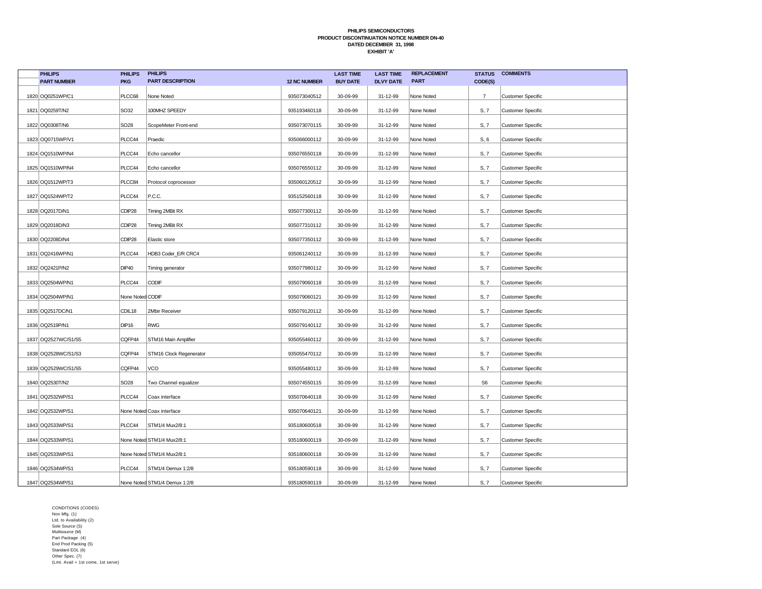**PHILIPS SEMICONDUCTORS**
**PRODUCT DISCONTINUATION NOTICE NUMBER DN-40**
**DATED DECEMBER 31, 1998**
**EXHIBIT 'A'**

| | PHILIPS PART NUMBER | PHILIPS PKG | PHILIPS PART DESCRIPTION | 12 NC NUMBER | LAST TIME BUY DATE | LAST TIME DLVY DATE | REPLACEMENT PART | STATUS CODE(S) | COMMENTS |
|---|---|---|---|---|---|---|---|---|---|
| 1820 | OQ0251WP/C1 | PLCC68 | None Noted | 935073040512 | 30-09-99 | 31-12-99 | None Noted | 7 | Customer Specific |
| 1821 | OQ0259T/N2 | SO32 | 100MHZ SPEEDY | 935193460118 | 30-09-99 | 31-12-99 | None Noted | S, 7 | Customer Specific |
| 1822 | OQ0308T/N6 | SO28 | ScopeMeter Front-end | 935073070115 | 30-09-99 | 31-12-99 | None Noted | S, 7 | Customer Specific |
| 1823 | OQ0715WP/V1 | PLCC44 | Praedic | 935066000112 | 30-09-99 | 31-12-99 | None Noted | S, 6 | Customer Specific |
| 1824 | OQ1510WP/N4 | PLCC44 | Echo cancellor | 935076550118 | 30-09-99 | 31-12-99 | None Noted | S, 7 | Customer Specific |
| 1825 | OQ1510WP/N4 | PLCC44 | Echo cancellor | 935076550112 | 30-09-99 | 31-12-99 | None Noted | S, 7 | Customer Specific |
| 1826 | OQ1512WP/T3 | PLCC84 | Protocol coprocessor | 935060120512 | 30-09-99 | 31-12-99 | None Noted | S, 7 | Customer Specific |
| 1827 | OQ1524WP/T2 | PLCC44 | P.C.C. | 935152560118 | 30-09-99 | 31-12-99 | None Noted | S, 7 | Customer Specific |
| 1828 | OQ2017D/N1 | CDIP28 | Timing 2MBit RX | 935077300112 | 30-09-99 | 31-12-99 | None Noted | S, 7 | Customer Specific |
| 1829 | OQ2018D/N3 | CDIP28 | Timing 2MBit RX | 935077310112 | 30-09-99 | 31-12-99 | None Noted | S, 7 | Customer Specific |
| 1830 | OQ2208D/N4 | CDIP28 | Elastic store | 935077350112 | 30-09-99 | 31-12-99 | None Noted | S, 7 | Customer Specific |
| 1831 | OQ2416WP/N1 | PLCC44 | HDB3 Coder_E/R CRC4 | 935061240112 | 30-09-99 | 31-12-99 | None Noted | S, 7 | Customer Specific |
| 1832 | OQ2421P/N2 | DIP40 | Timing generator | 935077980112 | 30-09-99 | 31-12-99 | None Noted | S, 7 | Customer Specific |
| 1833 | OQ2504WP/N1 | PLCC44 | CODIF | 935079060118 | 30-09-99 | 31-12-99 | None Noted | S, 7 | Customer Specific |
| 1834 | OQ2504WP/N1 | None Noted | CODIF | 935079060121 | 30-09-99 | 31-12-99 | None Noted | S, 7 | Customer Specific |
| 1835 | OQ2517DC/N1 | CDIL18 | 2Mbir Receiver | 935079120112 | 30-09-99 | 31-12-99 | None Noted | S, 7 | Customer Specific |
| 1836 | OQ2519P/N1 | DIP16 | RWG | 935079140112 | 30-09-99 | 31-12-99 | None Noted | S, 7 | Customer Specific |
| 1837 | OQ2527WC/S1/S5 | CQFP44 | STM16 Main Amplifier | 935055460112 | 30-09-99 | 31-12-99 | None Noted | S, 7 | Customer Specific |
| 1838 | OQ2528WC/S1/S3 | CQFP44 | STM16 Clock Regenerator | 935055470112 | 30-09-99 | 31-12-99 | None Noted | S, 7 | Customer Specific |
| 1839 | OQ2529WC/S1/S5 | CQFP44 | VCO | 935055480112 | 30-09-99 | 31-12-99 | None Noted | S, 7 | Customer Specific |
| 1840 | OQ2530T/N2 | SO28 | Two Channel equalizer | 935074550115 | 30-09-99 | 31-12-99 | None Noted | S6 | Customer Specific |
| 1841 | OQ2532WP/S1 | PLCC44 | Coax interface | 935070640118 | 30-09-99 | 31-12-99 | None Noted | S, 7 | Customer Specific |
| 1842 | OQ2532WP/S1 | None Noted | Coax interface | 935070640121 | 30-09-99 | 31-12-99 | None Noted | S, 7 | Customer Specific |
| 1843 | OQ2533WP/S1 | PLCC44 | STM1/4 Mux2/8:1 | 935180600518 | 30-09-99 | 31-12-99 | None Noted | S, 7 | Customer Specific |
| 1844 | OQ2533WP/S1 | None Noted | STM1/4 Mux2/8:1 | 935180600119 | 30-09-99 | 31-12-99 | None Noted | S, 7 | Customer Specific |
| 1845 | OQ2533WP/S1 | None Noted | STM1/4 Mux2/8:1 | 935180600118 | 30-09-99 | 31-12-99 | None Noted | S, 7 | Customer Specific |
| 1846 | OQ2534WP/S1 | PLCC44 | STM1/4 Demux 1:2/8 | 935180590118 | 30-09-99 | 31-12-99 | None Noted | S, 7 | Customer Specific |
| 1847 | OQ2534WP/S1 | None Noted | STM1/4 Demux 1:2/8 | 935180590119 | 30-09-99 | 31-12-99 | None Noted | S, 7 | Customer Specific |

CONDITIONS (CODES)
Non Mfg. (1)
Ltd. to Availability (2)
Sole Source (S)
Multisource (M)
Part Package (4)
End Prod Packing (5)
Standard EOL (6)
Other Spec. (7)
(Lmt. Avail = 1st come, 1st serve)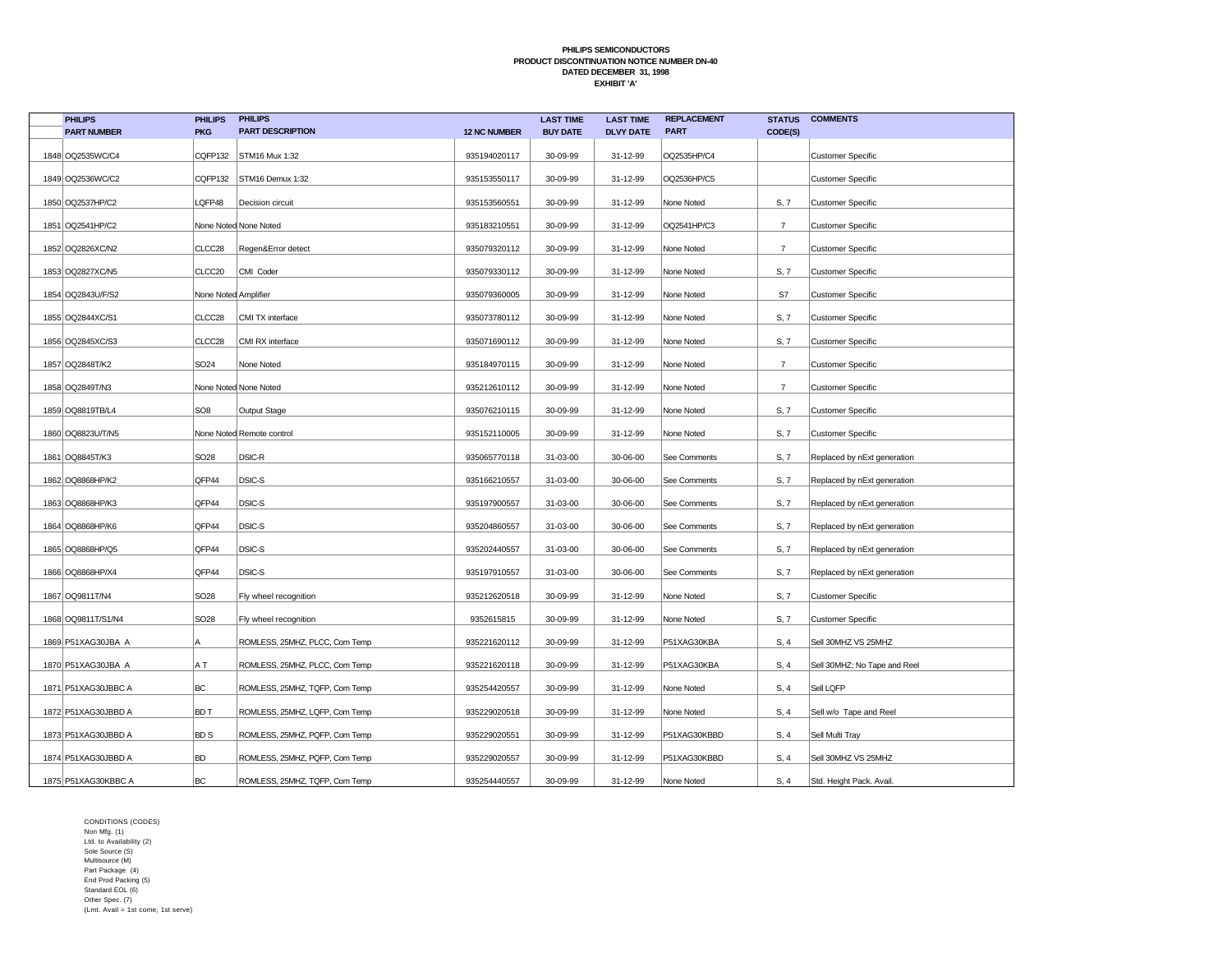**PHILIPS SEMICONDUCTORS**
**PRODUCT DISCONTINUATION NOTICE NUMBER DN-40**
**DATED DECEMBER 31, 1998**
**EXHIBIT 'A'**

| | PHILIPS PART NUMBER | PHILIPS PKG | PHILIPS PART DESCRIPTION | 12 NC NUMBER | LAST TIME BUY DATE | LAST TIME DLVY DATE | REPLACEMENT PART | STATUS CODE(S) | COMMENTS |
|---|---|---|---|---|---|---|---|---|---|
| 1848 | OQ2535WC/C4 | CQFP132 | STM16 Mux 1:32 | 935194020117 | 30-09-99 | 31-12-99 | OQ2535HP/C4 | | Customer Specific |
| 1849 | OQ2536WC/C2 | CQFP132 | STM16 Demux 1:32 | 935153550117 | 30-09-99 | 31-12-99 | OQ2536HP/C5 | | Customer Specific |
| 1850 | OQ2537HP/C2 | LQFP48 | Decision circuit | 935153560551 | 30-09-99 | 31-12-99 | None Noted | S, 7 | Customer Specific |
| 1851 | OQ2541HP/C2 | None Noted | None Noted | 935183210551 | 30-09-99 | 31-12-99 | OQ2541HP/C3 | 7 | Customer Specific |
| 1852 | OQ2826XC/N2 | CLCC28 | Regen&Error detect | 935079320112 | 30-09-99 | 31-12-99 | None Noted | 7 | Customer Specific |
| 1853 | OQ2827XC/N5 | CLCC20 | CMI Coder | 935079330112 | 30-09-99 | 31-12-99 | None Noted | S, 7 | Customer Specific |
| 1854 | OQ2843U/F/S2 | None Noted | Amplifier | 935079360005 | 30-09-99 | 31-12-99 | None Noted | S7 | Customer Specific |
| 1855 | OQ2844XC/S1 | CLCC28 | CMI TX interface | 935073780112 | 30-09-99 | 31-12-99 | None Noted | S, 7 | Customer Specific |
| 1856 | OQ2845XC/S3 | CLCC28 | CMI RX interface | 935071690112 | 30-09-99 | 31-12-99 | None Noted | S, 7 | Customer Specific |
| 1857 | OQ2848T/K2 | SO24 | None Noted | 935184970115 | 30-09-99 | 31-12-99 | None Noted | 7 | Customer Specific |
| 1858 | OQ2849T/N3 | None Noted | None Noted | 935212610112 | 30-09-99 | 31-12-99 | None Noted | 7 | Customer Specific |
| 1859 | OQ8819TB/L4 | SO8 | Output Stage | 935076210115 | 30-09-99 | 31-12-99 | None Noted | S, 7 | Customer Specific |
| 1860 | OQ8823U/T/N5 | None Noted | Remote control | 935152110005 | 30-09-99 | 31-12-99 | None Noted | S, 7 | Customer Specific |
| 1861 | OQ8845T/K3 | SO28 | DSIC-R | 935065770118 | 31-03-00 | 30-06-00 | See Comments | S, 7 | Replaced by nExt generation |
| 1862 | OQ8868HP/K2 | QFP44 | DSIC-S | 935166210557 | 31-03-00 | 30-06-00 | See Comments | S, 7 | Replaced by nExt generation |
| 1863 | OQ8868HP/K3 | QFP44 | DSIC-S | 935197900557 | 31-03-00 | 30-06-00 | See Comments | S, 7 | Replaced by nExt generation |
| 1864 | OQ8868HP/K6 | QFP44 | DSIC-S | 935204860557 | 31-03-00 | 30-06-00 | See Comments | S, 7 | Replaced by nExt generation |
| 1865 | OQ8868HP/Q5 | QFP44 | DSIC-S | 935202440557 | 31-03-00 | 30-06-00 | See Comments | S, 7 | Replaced by nExt generation |
| 1866 | OQ8868HP/X4 | QFP44 | DSIC-S | 935197910557 | 31-03-00 | 30-06-00 | See Comments | S, 7 | Replaced by nExt generation |
| 1867 | OQ9811T/N4 | SO28 | Fly wheel recognition | 935212620518 | 30-09-99 | 31-12-99 | None Noted | S, 7 | Customer Specific |
| 1868 | OQ9811T/S1/N4 | SO28 | Fly wheel recognition | 9352615815 | 30-09-99 | 31-12-99 | None Noted | S, 7 | Customer Specific |
| 1869 | P51XAG30JBA A | A | ROMLESS, 25MHZ, PLCC, Com Temp | 935221620112 | 30-09-99 | 31-12-99 | P51XAG30KBA | S, 4 | Sell 30MHZ VS 25MHZ |
| 1870 | P51XAG30JBA A | A T | ROMLESS, 25MHZ, PLCC, Com Temp | 935221620118 | 30-09-99 | 31-12-99 | P51XAG30KBA | S, 4 | Sell 30MHZ; No Tape and Reel |
| 1871 | P51XAG30JBBC A | BC | ROMLESS, 25MHZ, TQFP, Com Temp | 935254420557 | 30-09-99 | 31-12-99 | None Noted | S, 4 | Sell LQFP |
| 1872 | P51XAG30JBBD A | BD T | ROMLESS, 25MHZ, LQFP, Com Temp | 935229020518 | 30-09-99 | 31-12-99 | None Noted | S, 4 | Sell w/o Tape and Reel |
| 1873 | P51XAG30JBBD A | BD S | ROMLESS, 25MHZ, PQFP, Com Temp | 935229020551 | 30-09-99 | 31-12-99 | P51XAG30KBBD | S, 4 | Sell Multi Tray |
| 1874 | P51XAG30JBBD A | BD | ROMLESS, 25MHZ, PQFP, Com Temp | 935229020557 | 30-09-99 | 31-12-99 | P51XAG30KBBD | S, 4 | Sell 30MHZ VS 25MHZ |
| 1875 | P51XAG30KBBC A | BC | ROMLESS, 25MHZ, TQFP, Com Temp | 935254440557 | 30-09-99 | 31-12-99 | None Noted | S, 4 | Std. Height Pack. Avail. |

CONDITIONS (CODES)
Non Mfg. (1)
Ltd. to Availability (2)
Sole Source (S)
Multisource (M)
Part Package (4)
End Prod Packing (5)
Standard EOL (6)
Other Spec. (7)
(Lmt. Avail = 1st come, 1st serve)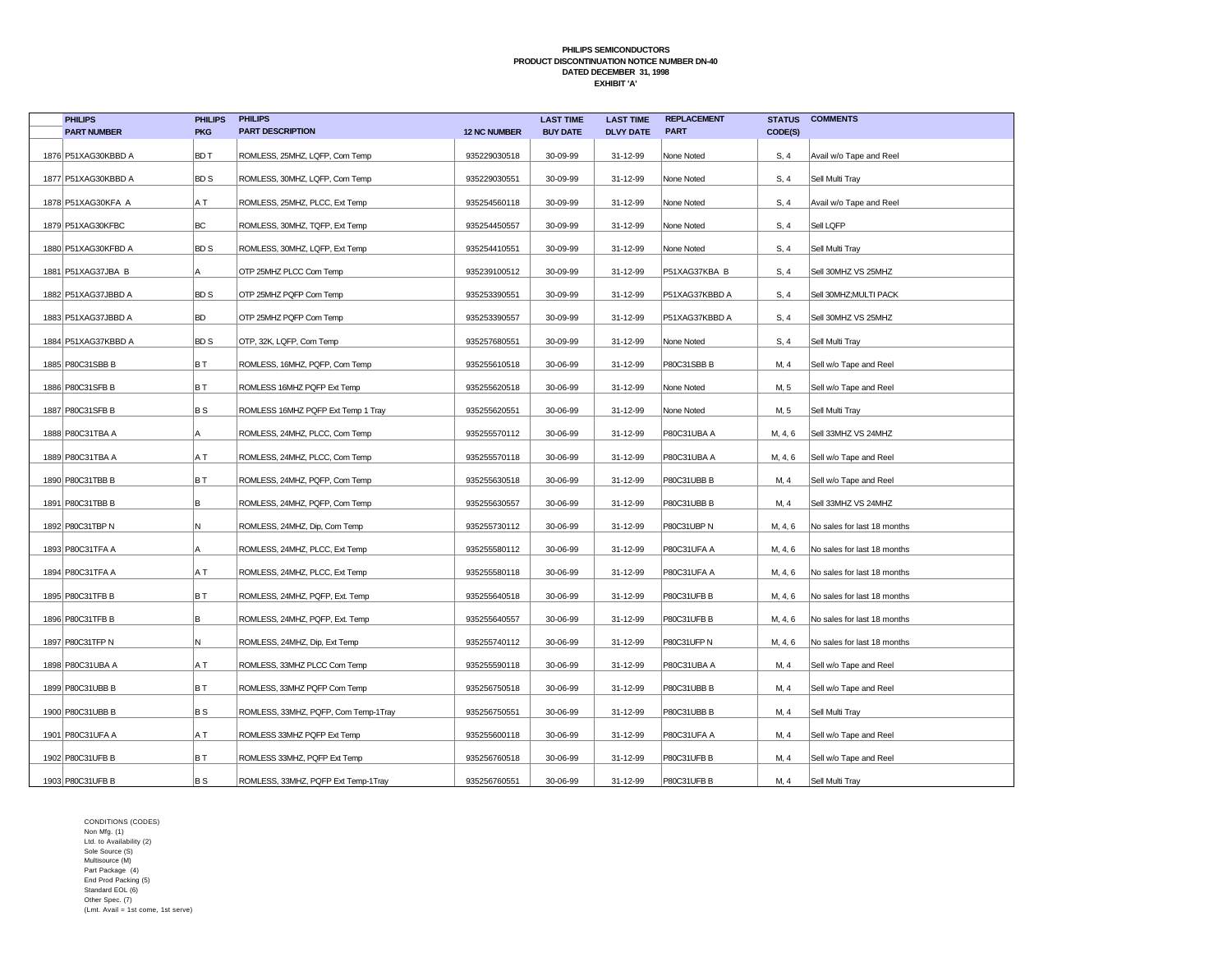**PHILIPS SEMICONDUCTORS**
**PRODUCT DISCONTINUATION NOTICE NUMBER DN-40**
**DATED DECEMBER 31, 1998**
**EXHIBIT 'A'**

| | PHILIPS PART NUMBER | PHILIPS PKG | PHILIPS PART DESCRIPTION | 12 NC NUMBER | LAST TIME BUY DATE | LAST TIME DLVY DATE | REPLACEMENT PART | STATUS CODE(S) | COMMENTS |
|---|---|---|---|---|---|---|---|---|---|
| 1876 | P51XAG30KBBD A | BD T | ROMLESS, 25MHZ, LQFP, Com Temp | 935229030518 | 30-09-99 | 31-12-99 | None Noted | S, 4 | Avail w/o Tape and Reel |
| 1877 | P51XAG30KBBD A | BD S | ROMLESS, 30MHZ, LQFP, Com Temp | 935229030551 | 30-09-99 | 31-12-99 | None Noted | S, 4 | Sell Multi Tray |
| 1878 | P51XAG30KFA A | A T | ROMLESS, 25MHZ, PLCC, Ext Temp | 935254560118 | 30-09-99 | 31-12-99 | None Noted | S, 4 | Avail w/o Tape and Reel |
| 1879 | P51XAG30KFBC | BC | ROMLESS, 30MHZ, TQFP, Ext Temp | 935254450557 | 30-09-99 | 31-12-99 | None Noted | S, 4 | Sell LQFP |
| 1880 | P51XAG30KFBD A | BD S | ROMLESS, 30MHZ, LQFP, Ext Temp | 935254410551 | 30-09-99 | 31-12-99 | None Noted | S, 4 | Sell Multi Tray |
| 1881 | P51XAG37JBA B | A | OTP 25MHZ PLCC Com Temp | 935239100512 | 30-09-99 | 31-12-99 | P51XAG37KBA B | S, 4 | Sell 30MHZ VS 25MHZ |
| 1882 | P51XAG37JBBD A | BD S | OTP 25MHZ PQFP Com Temp | 935253390551 | 30-09-99 | 31-12-99 | P51XAG37KBBD A | S, 4 | Sell 30MHZ;MULTI PACK |
| 1883 | P51XAG37JBBD A | BD | OTP 25MHZ PQFP Com Temp | 935253390557 | 30-09-99 | 31-12-99 | P51XAG37KBBD A | S, 4 | Sell 30MHZ VS 25MHZ |
| 1884 | P51XAG37KBBD A | BD S | OTP, 32K, LQFP, Com Temp | 935257680551 | 30-09-99 | 31-12-99 | None Noted | S, 4 | Sell Multi Tray |
| 1885 | P80C31SBB B | B T | ROMLESS, 16MHZ, PQFP, Com Temp | 935255610518 | 30-06-99 | 31-12-99 | P80C31SBB B | M, 4 | Sell w/o Tape and Reel |
| 1886 | P80C31SFB B | B T | ROMLESS 16MHZ PQFP Ext Temp | 935255620518 | 30-06-99 | 31-12-99 | None Noted | M, 5 | Sell w/o Tape and Reel |
| 1887 | P80C31SFB B | B S | ROMLESS 16MHZ PQFP Ext Temp 1 Tray | 935255620551 | 30-06-99 | 31-12-99 | None Noted | M, 5 | Sell Multi Tray |
| 1888 | P80C31TBA A | A | ROMLESS, 24MHZ, PLCC, Com Temp | 935255570112 | 30-06-99 | 31-12-99 | P80C31UBA A | M, 4, 6 | Sell 33MHZ VS 24MHZ |
| 1889 | P80C31TBA A | A T | ROMLESS, 24MHZ, PLCC, Com Temp | 935255570118 | 30-06-99 | 31-12-99 | P80C31UBA A | M, 4, 6 | Sell w/o Tape and Reel |
| 1890 | P80C31TBB B | B T | ROMLESS, 24MHZ, PQFP, Com Temp | 935255630518 | 30-06-99 | 31-12-99 | P80C31UBB B | M, 4 | Sell w/o Tape and Reel |
| 1891 | P80C31TBB B | B | ROMLESS, 24MHZ, PQFP, Com Temp | 935255630557 | 30-06-99 | 31-12-99 | P80C31UBB B | M, 4 | Sell 33MHZ VS 24MHZ |
| 1892 | P80C31TBP N | N | ROMLESS, 24MHZ, Dip, Com Temp | 935255730112 | 30-06-99 | 31-12-99 | P80C31UBP N | M, 4, 6 | No sales for last 18 months |
| 1893 | P80C31TFA A | A | ROMLESS, 24MHZ, PLCC, Ext Temp | 935255580112 | 30-06-99 | 31-12-99 | P80C31UFA A | M, 4, 6 | No sales for last 18 months |
| 1894 | P80C31TFA A | A T | ROMLESS, 24MHZ, PLCC, Ext Temp | 935255580118 | 30-06-99 | 31-12-99 | P80C31UFA A | M, 4, 6 | No sales for last 18 months |
| 1895 | P80C31TFB B | B T | ROMLESS, 24MHZ, PQFP, Ext. Temp | 935255640518 | 30-06-99 | 31-12-99 | P80C31UFB B | M, 4, 6 | No sales for last 18 months |
| 1896 | P80C31TFB B | B | ROMLESS, 24MHZ, PQFP, Ext. Temp | 935255640557 | 30-06-99 | 31-12-99 | P80C31UFB B | M, 4, 6 | No sales for last 18 months |
| 1897 | P80C31TFP N | N | ROMLESS, 24MHZ, Dip, Ext Temp | 935255740112 | 30-06-99 | 31-12-99 | P80C31UFP N | M, 4, 6 | No sales for last 18 months |
| 1898 | P80C31UBA A | A T | ROMLESS, 33MHZ PLCC Com Temp | 935255590118 | 30-06-99 | 31-12-99 | P80C31UBA A | M, 4 | Sell w/o Tape and Reel |
| 1899 | P80C31UBB B | B T | ROMLESS, 33MHZ PQFP Com Temp | 935256750518 | 30-06-99 | 31-12-99 | P80C31UBB B | M, 4 | Sell w/o Tape and Reel |
| 1900 | P80C31UBB B | B S | ROMLESS, 33MHZ, PQFP, Com Temp-1Tray | 935256750551 | 30-06-99 | 31-12-99 | P80C31UBB B | M, 4 | Sell Multi Tray |
| 1901 | P80C31UFA A | A T | ROMLESS 33MHZ PQFP Ext Temp | 935255600118 | 30-06-99 | 31-12-99 | P80C31UFA A | M, 4 | Sell w/o Tape and Reel |
| 1902 | P80C31UFB B | B T | ROMLESS 33MHZ, PQFP Ext Temp | 935256760518 | 30-06-99 | 31-12-99 | P80C31UFB B | M, 4 | Sell w/o Tape and Reel |
| 1903 | P80C31UFB B | B S | ROMLESS, 33MHZ, PQFP Ext Temp-1Tray | 935256760551 | 30-06-99 | 31-12-99 | P80C31UFB B | M, 4 | Sell Multi Tray |

CONDITIONS (CODES)
Non Mfg. (1)
Ltd. to Availability (2)
Sole Source (S)
Multisource (M)
Part Package (4)
End Prod Packing (5)
Standard EOL (6)
Other Spec. (7)
(Lmt. Avail = 1st come, 1st serve)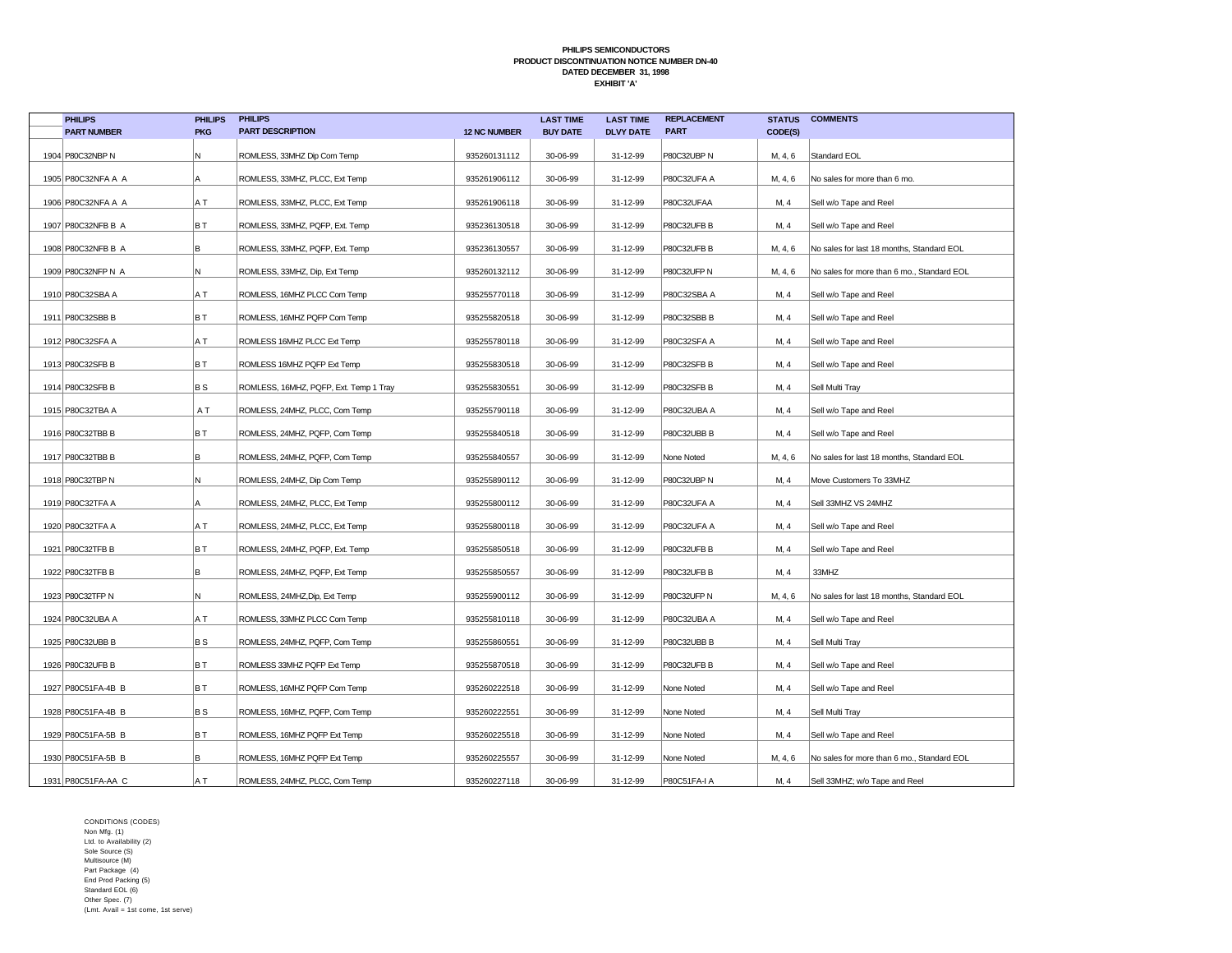**PHILIPS SEMICONDUCTORS**
**PRODUCT DISCONTINUATION NOTICE NUMBER DN-40**
**DATED DECEMBER 31, 1998**
**EXHIBIT 'A'**

| | PHILIPS PART NUMBER | PHILIPS PKG | PHILIPS PART DESCRIPTION | 12 NC NUMBER | LAST TIME BUY DATE | LAST TIME DLVY DATE | REPLACEMENT PART | STATUS CODE(S) | COMMENTS |
|---|---|---|---|---|---|---|---|---|---|
| 1904 | P80C32NBP N | N | ROMLESS, 33MHZ Dip Com Temp | 935260131112 | 30-06-99 | 31-12-99 | P80C32UBP N | M, 4, 6 | Standard EOL |
| 1905 | P80C32NFA A A | A | ROMLESS, 33MHZ, PLCC, Ext Temp | 935261906112 | 30-06-99 | 31-12-99 | P80C32UFA A | M, 4, 6 | No sales for more than 6 mo. |
| 1906 | P80C32NFA A A | A T | ROMLESS, 33MHZ, PLCC, Ext Temp | 935261906118 | 30-06-99 | 31-12-99 | P80C32UFAA | M, 4 | Sell w/o Tape and Reel |
| 1907 | P80C32NFB B A | B T | ROMLESS, 33MHZ, PQFP, Ext. Temp | 935236130518 | 30-06-99 | 31-12-99 | P80C32UFB B | M, 4 | Sell w/o Tape and Reel |
| 1908 | P80C32NFB B A | B | ROMLESS, 33MHZ, PQFP, Ext. Temp | 935236130557 | 30-06-99 | 31-12-99 | P80C32UFB B | M, 4, 6 | No sales for last 18 months, Standard EOL |
| 1909 | P80C32NFP N A | N | ROMLESS, 33MHZ, Dip, Ext Temp | 935260132112 | 30-06-99 | 31-12-99 | P80C32UFP N | M, 4, 6 | No sales for more than 6 mo., Standard EOL |
| 1910 | P80C32SBA A | A T | ROMLESS, 16MHZ PLCC Com Temp | 935255770118 | 30-06-99 | 31-12-99 | P80C32SBA A | M, 4 | Sell w/o Tape and Reel |
| 1911 | P80C32SBB B | B T | ROMLESS, 16MHZ PQFP Com Temp | 935255820518 | 30-06-99 | 31-12-99 | P80C32SBB B | M, 4 | Sell w/o Tape and Reel |
| 1912 | P80C32SFA A | A T | ROMLESS 16MHZ PLCC Ext Temp | 935255780118 | 30-06-99 | 31-12-99 | P80C32SFA A | M, 4 | Sell w/o Tape and Reel |
| 1913 | P80C32SFB B | B T | ROMLESS 16MHZ PQFP Ext Temp | 935255830518 | 30-06-99 | 31-12-99 | P80C32SFB B | M, 4 | Sell w/o Tape and Reel |
| 1914 | P80C32SFB B | B S | ROMLESS, 16MHZ, PQFP, Ext. Temp 1 Tray | 935255830551 | 30-06-99 | 31-12-99 | P80C32SFB B | M, 4 | Sell Multi Tray |
| 1915 | P80C32TBA A | A T | ROMLESS, 24MHZ, PLCC, Com Temp | 935255790118 | 30-06-99 | 31-12-99 | P80C32UBA A | M, 4 | Sell w/o Tape and Reel |
| 1916 | P80C32TBB B | B T | ROMLESS, 24MHZ, PQFP, Com Temp | 935255840518 | 30-06-99 | 31-12-99 | P80C32UBB B | M, 4 | Sell w/o Tape and Reel |
| 1917 | P80C32TBB B | B | ROMLESS, 24MHZ, PQFP, Com Temp | 935255840557 | 30-06-99 | 31-12-99 | None Noted | M, 4, 6 | No sales for last 18 months, Standard EOL |
| 1918 | P80C32TBP N | N | ROMLESS, 24MHZ, Dip Com Temp | 935255890112 | 30-06-99 | 31-12-99 | P80C32UBP N | M, 4 | Move Customers To 33MHZ |
| 1919 | P80C32TFA A | A | ROMLESS, 24MHZ, PLCC, Ext Temp | 935255800112 | 30-06-99 | 31-12-99 | P80C32UFA A | M, 4 | Sell 33MHZ VS 24MHZ |
| 1920 | P80C32TFA A | A T | ROMLESS, 24MHZ, PLCC, Ext Temp | 935255800118 | 30-06-99 | 31-12-99 | P80C32UFA A | M, 4 | Sell w/o Tape and Reel |
| 1921 | P80C32TFB B | B T | ROMLESS, 24MHZ, PQFP, Ext. Temp | 935255850518 | 30-06-99 | 31-12-99 | P80C32UFB B | M, 4 | Sell w/o Tape and Reel |
| 1922 | P80C32TFB B | B | ROMLESS, 24MHZ, PQFP, Ext Temp | 935255850557 | 30-06-99 | 31-12-99 | P80C32UFB B | M, 4 | 33MHZ |
| 1923 | P80C32TFP N | N | ROMLESS, 24MHZ,Dip, Ext Temp | 935255900112 | 30-06-99 | 31-12-99 | P80C32UFP N | M, 4, 6 | No sales for last 18 months, Standard EOL |
| 1924 | P80C32UBA A | A T | ROMLESS, 33MHZ PLCC Com Temp | 935255810118 | 30-06-99 | 31-12-99 | P80C32UBA A | M, 4 | Sell w/o Tape and Reel |
| 1925 | P80C32UBB B | B S | ROMLESS, 24MHZ, PQFP, Com Temp | 935255860551 | 30-06-99 | 31-12-99 | P80C32UBB B | M, 4 | Sell Multi Tray |
| 1926 | P80C32UFB B | B T | ROMLESS 33MHZ PQFP Ext Temp | 935255870518 | 30-06-99 | 31-12-99 | P80C32UFB B | M, 4 | Sell w/o Tape and Reel |
| 1927 | P80C51FA-4B B | B T | ROMLESS, 16MHZ PQFP Com Temp | 935260222518 | 30-06-99 | 31-12-99 | None Noted | M, 4 | Sell w/o Tape and Reel |
| 1928 | P80C51FA-4B B | B S | ROMLESS, 16MHZ, PQFP, Com Temp | 935260222551 | 30-06-99 | 31-12-99 | None Noted | M, 4 | Sell Multi Tray |
| 1929 | P80C51FA-5B B | B T | ROMLESS, 16MHZ PQFP Ext Temp | 935260225518 | 30-06-99 | 31-12-99 | None Noted | M, 4 | Sell w/o Tape and Reel |
| 1930 | P80C51FA-5B B | B | ROMLESS, 16MHZ PQFP Ext Temp | 935260225557 | 30-06-99 | 31-12-99 | None Noted | M, 4, 6 | No sales for more than 6 mo., Standard EOL |
| 1931 | P80C51FA-AA C | A T | ROMLESS, 24MHZ, PLCC, Com Temp | 935260227118 | 30-06-99 | 31-12-99 | P80C51FA-I A | M, 4 | Sell 33MHZ; w/o Tape and Reel |

CONDITIONS (CODES)
Non Mfg. (1)
Ltd. to Availability (2)
Sole Source (S)
Multisource (M)
Part Package (4)
End Prod Packing (5)
Standard EOL (6)
Other Spec. (7)
(Lmt. Avail = 1st come, 1st serve)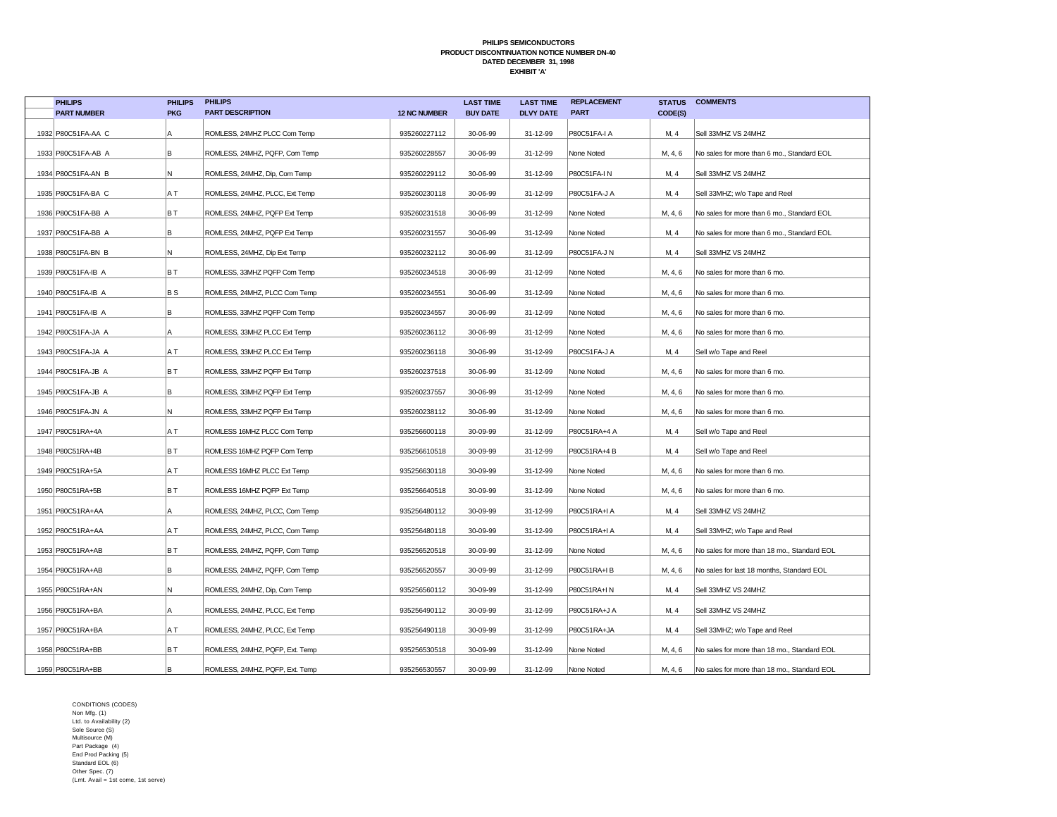**PHILIPS SEMICONDUCTORS**
**PRODUCT DISCONTINUATION NOTICE NUMBER DN-40**
**DATED DECEMBER 31, 1998**
**EXHIBIT 'A'**

| | PHILIPS PART NUMBER | PHILIPS PKG | PHILIPS PART DESCRIPTION | 12 NC NUMBER | LAST TIME BUY DATE | LAST TIME DLVY DATE | REPLACEMENT PART | STATUS CODE(S) | COMMENTS |
|---|---|---|---|---|---|---|---|---|---|
| 1932 | P80C51FA-AA C | A | ROMLESS, 24MHZ PLCC Com Temp | 935260227112 | 30-06-99 | 31-12-99 | P80C51FA-I A | M, 4 | Sell 33MHZ VS 24MHZ |
| 1933 | P80C51FA-AB A | B | ROMLESS, 24MHZ, PQFP, Com Temp | 935260228557 | 30-06-99 | 31-12-99 | None Noted | M, 4, 6 | No sales for more than 6 mo., Standard EOL |
| 1934 | P80C51FA-AN B | N | ROMLESS, 24MHZ, Dip, Com Temp | 935260229112 | 30-06-99 | 31-12-99 | P80C51FA-I N | M, 4 | Sell 33MHZ VS 24MHZ |
| 1935 | P80C51FA-BA C | A T | ROMLESS, 24MHZ, PLCC, Ext Temp | 935260230118 | 30-06-99 | 31-12-99 | P80C51FA-J A | M, 4 | Sell 33MHZ; w/o Tape and Reel |
| 1936 | P80C51FA-BB A | B T | ROMLESS, 24MHZ, PQFP Ext Temp | 935260231518 | 30-06-99 | 31-12-99 | None Noted | M, 4, 6 | No sales for more than 6 mo., Standard EOL |
| 1937 | P80C51FA-BB A | B | ROMLESS, 24MHZ, PQFP Ext Temp | 935260231557 | 30-06-99 | 31-12-99 | None Noted | M, 4 | No sales for more than 6 mo., Standard EOL |
| 1938 | P80C51FA-BN B | N | ROMLESS, 24MHZ, Dip Ext Temp | 935260232112 | 30-06-99 | 31-12-99 | P80C51FA-J N | M, 4 | Sell 33MHZ VS 24MHZ |
| 1939 | P80C51FA-IB A | B T | ROMLESS, 33MHZ PQFP Com Temp | 935260234518 | 30-06-99 | 31-12-99 | None Noted | M, 4, 6 | No sales for more than 6 mo. |
| 1940 | P80C51FA-IB A | B S | ROMLESS, 24MHZ, PLCC Com Temp | 935260234551 | 30-06-99 | 31-12-99 | None Noted | M, 4, 6 | No sales for more than 6 mo. |
| 1941 | P80C51FA-IB A | B | ROMLESS, 33MHZ PQFP Com Temp | 935260234557 | 30-06-99 | 31-12-99 | None Noted | M, 4, 6 | No sales for more than 6 mo. |
| 1942 | P80C51FA-JA A | A | ROMLESS, 33MHZ PLCC Ext Temp | 935260236112 | 30-06-99 | 31-12-99 | None Noted | M, 4, 6 | No sales for more than 6 mo. |
| 1943 | P80C51FA-JA A | A T | ROMLESS, 33MHZ PLCC Ext Temp | 935260236118 | 30-06-99 | 31-12-99 | P80C51FA-J A | M, 4 | Sell w/o Tape and Reel |
| 1944 | P80C51FA-JB A | B T | ROMLESS, 33MHZ PQFP Ext Temp | 935260237518 | 30-06-99 | 31-12-99 | None Noted | M, 4, 6 | No sales for more than 6 mo. |
| 1945 | P80C51FA-JB A | B | ROMLESS, 33MHZ PQFP Ext Temp | 935260237557 | 30-06-99 | 31-12-99 | None Noted | M, 4, 6 | No sales for more than 6 mo. |
| 1946 | P80C51FA-JN A | N | ROMLESS, 33MHZ PQFP Ext Temp | 935260238112 | 30-06-99 | 31-12-99 | None Noted | M, 4, 6 | No sales for more than 6 mo. |
| 1947 | P80C51RA+4A | A T | ROMLESS 16MHZ PLCC Com Temp | 935256600118 | 30-09-99 | 31-12-99 | P80C51RA+4 A | M, 4 | Sell w/o Tape and Reel |
| 1948 | P80C51RA+4B | B T | ROMLESS 16MHZ PQFP Com Temp | 935256610518 | 30-09-99 | 31-12-99 | P80C51RA+4 B | M, 4 | Sell w/o Tape and Reel |
| 1949 | P80C51RA+5A | A T | ROMLESS 16MHZ PLCC Ext Temp | 935256630118 | 30-09-99 | 31-12-99 | None Noted | M, 4, 6 | No sales for more than 6 mo. |
| 1950 | P80C51RA+5B | B T | ROMLESS 16MHZ PQFP Ext Temp | 935256640518 | 30-09-99 | 31-12-99 | None Noted | M, 4, 6 | No sales for more than 6 mo. |
| 1951 | P80C51RA+AA | A | ROMLESS, 24MHZ, PLCC, Com Temp | 935256480112 | 30-09-99 | 31-12-99 | P80C51RA+I A | M, 4 | Sell 33MHZ VS 24MHZ |
| 1952 | P80C51RA+AA | A T | ROMLESS, 24MHZ, PLCC, Com Temp | 935256480118 | 30-09-99 | 31-12-99 | P80C51RA+I A | M, 4 | Sell 33MHZ; w/o Tape and Reel |
| 1953 | P80C51RA+AB | B T | ROMLESS, 24MHZ, PQFP, Com Temp | 935256520518 | 30-09-99 | 31-12-99 | None Noted | M, 4, 6 | No sales for more than 18 mo., Standard EOL |
| 1954 | P80C51RA+AB | B | ROMLESS, 24MHZ, PQFP, Com Temp | 935256520557 | 30-09-99 | 31-12-99 | P80C51RA+I B | M, 4, 6 | No sales for last 18 months, Standard EOL |
| 1955 | P80C51RA+AN | N | ROMLESS, 24MHZ, Dip, Com Temp | 935256560112 | 30-09-99 | 31-12-99 | P80C51RA+I N | M, 4 | Sell 33MHZ VS 24MHZ |
| 1956 | P80C51RA+BA | A | ROMLESS, 24MHZ, PLCC, Ext Temp | 935256490112 | 30-09-99 | 31-12-99 | P80C51RA+J A | M, 4 | Sell 33MHZ VS 24MHZ |
| 1957 | P80C51RA+BA | A T | ROMLESS, 24MHZ, PLCC, Ext Temp | 935256490118 | 30-09-99 | 31-12-99 | P80C51RA+JA | M, 4 | Sell 33MHZ; w/o Tape and Reel |
| 1958 | P80C51RA+BB | B T | ROMLESS, 24MHZ, PQFP, Ext. Temp | 935256530518 | 30-09-99 | 31-12-99 | None Noted | M, 4, 6 | No sales for more than 18 mo., Standard EOL |
| 1959 | P80C51RA+BB | B | ROMLESS, 24MHZ, PQFP, Ext. Temp | 935256530557 | 30-09-99 | 31-12-99 | None Noted | M, 4, 6 | No sales for more than 18 mo., Standard EOL |

CONDITIONS (CODES)
Non Mfg. (1)
Ltd. to Availability (2)
Sole Source (S)
Multisource (M)
Part Package (4)
End Prod Packing (5)
Standard EOL (6)
Other Spec. (7)
(Lmt. Avail = 1st come, 1st serve)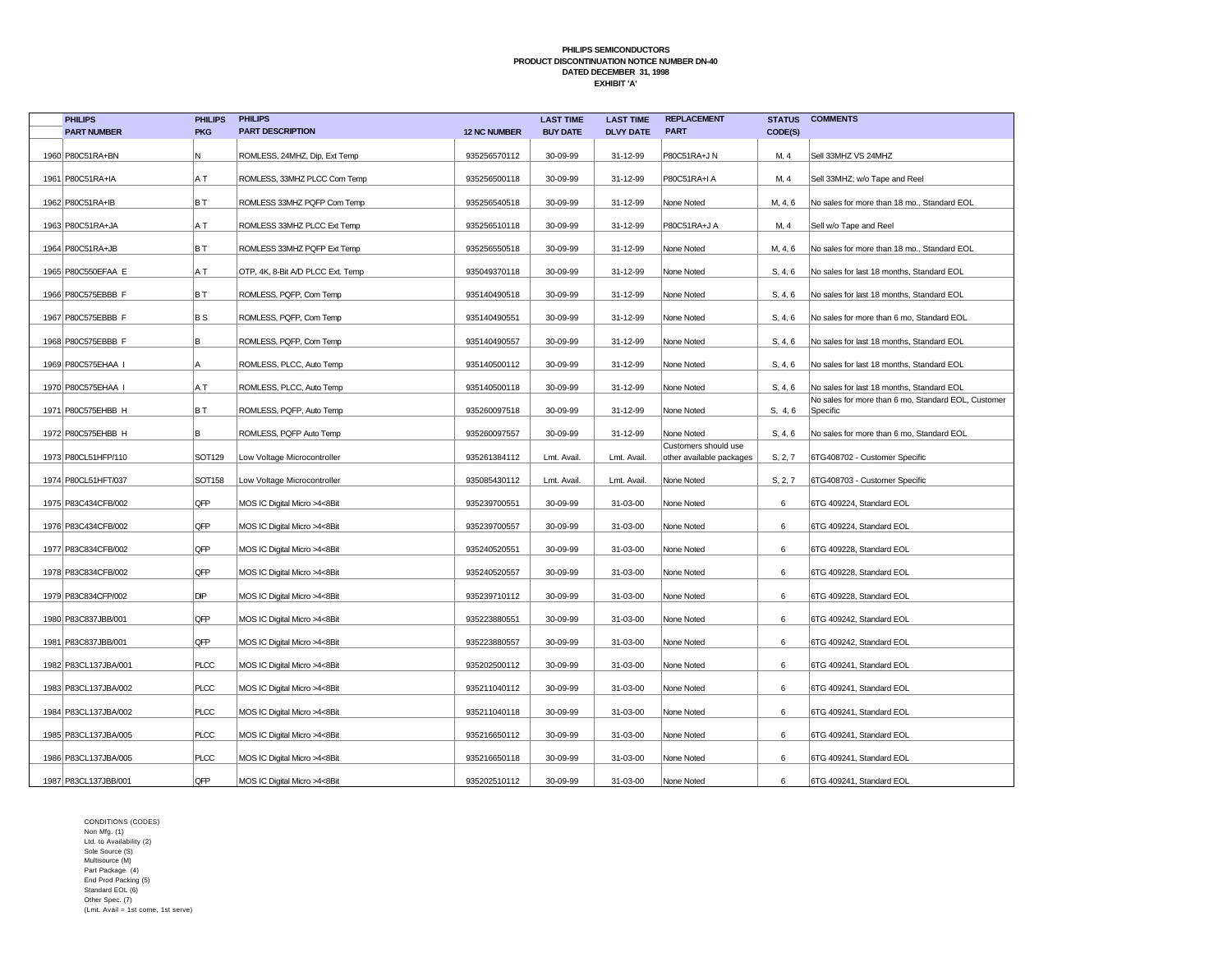**PHILIPS SEMICONDUCTORS**
**PRODUCT DISCONTINUATION NOTICE NUMBER DN-40**
**DATED DECEMBER 31, 1998**
**EXHIBIT 'A'**

| | PHILIPS PART NUMBER | PHILIPS PKG | PHILIPS PART DESCRIPTION | 12 NC NUMBER | LAST TIME BUY DATE | LAST TIME DLVY DATE | REPLACEMENT PART | STATUS CODE(S) | COMMENTS |
|---|---|---|---|---|---|---|---|---|---|
| 1960 | P80C51RA+BN | N | ROMLESS, 24MHZ, Dip, Ext Temp | 935256570112 | 30-09-99 | 31-12-99 | P80C51RA+J N | M, 4 | Sell 33MHZ VS 24MHZ |
| 1961 | P80C51RA+IA | A T | ROMLESS, 33MHZ PLCC Com Temp | 935256500118 | 30-09-99 | 31-12-99 | P80C51RA+I A | M, 4 | Sell 33MHZ; w/o Tape and Reel |
| 1962 | P80C51RA+IB | B T | ROMLESS 33MHZ PQFP Com Temp | 935256540518 | 30-09-99 | 31-12-99 | None Noted | M, 4, 6 | No sales for more than 18 mo., Standard EOL |
| 1963 | P80C51RA+JA | A T | ROMLESS 33MHZ PLCC Ext Temp | 935256510118 | 30-09-99 | 31-12-99 | P80C51RA+J A | M, 4 | Sell w/o Tape and Reel |
| 1964 | P80C51RA+JB | B T | ROMLESS 33MHZ PQFP Ext Temp | 935256550518 | 30-09-99 | 31-12-99 | None Noted | M, 4, 6 | No sales for more than 18 mo., Standard EOL |
| 1965 | P80C550EFAA E | A T | OTP, 4K, 8-Bit A/D PLCC Ext. Temp | 935049370118 | 30-09-99 | 31-12-99 | None Noted | S, 4, 6 | No sales for last 18 months, Standard EOL |
| 1966 | P80C575EBBB F | B T | ROMLESS, PQFP, Com Temp | 935140490518 | 30-09-99 | 31-12-99 | None Noted | S, 4, 6 | No sales for last 18 months, Standard EOL |
| 1967 | P80C575EBBB F | B S | ROMLESS, PQFP, Com Temp | 935140490551 | 30-09-99 | 31-12-99 | None Noted | S, 4, 6 | No sales for more than 6 mo, Standard EOL |
| 1968 | P80C575EBBB F | B | ROMLESS, PQFP, Com Temp | 935140490557 | 30-09-99 | 31-12-99 | None Noted | S, 4, 6 | No sales for last 18 months, Standard EOL |
| 1969 | P80C575EHAA I | A | ROMLESS, PLCC, Auto Temp | 935140500112 | 30-09-99 | 31-12-99 | None Noted | S, 4, 6 | No sales for last 18 months, Standard EOL |
| 1970 | P80C575EHAA I | A T | ROMLESS, PLCC, Auto Temp | 935140500118 | 30-09-99 | 31-12-99 | None Noted | S, 4, 6 | No sales for last 18 months, Standard EOL |
| 1971 | P80C575EHBB H | B T | ROMLESS, PQFP, Auto Temp | 935260097518 | 30-09-99 | 31-12-99 | None Noted | S, 4, 6 | No sales for more than 6 mo, Standard EOL, Customer Specific |
| 1972 | P80C575EHBB H | B | ROMLESS, PQFP Auto Temp | 935260097557 | 30-09-99 | 31-12-99 | None Noted | S, 4, 6 | No sales for more than 6 mo, Standard EOL |
| 1973 | P80CL51HFP/110 | SOT129 | Low Voltage Microcontroller | 935261384112 | Lmt. Avail. | Lmt. Avail. | Customers should use other available packages | S, 2, 7 | 6TG408702 - Customer Specific |
| 1974 | P80CL51HFT/037 | SOT158 | Low Voltage Microcontroller | 935085430112 | Lmt. Avail. | Lmt. Avail. | None Noted | S, 2, 7 | 6TG408703 - Customer Specific |
| 1975 | P83C434CFB/002 | QFP | MOS IC Digital Micro >4<8Bit | 935239700551 | 30-09-99 | 31-03-00 | None Noted | 6 | 6TG 409224, Standard EOL |
| 1976 | P83C434CFB/002 | QFP | MOS IC Digital Micro >4<8Bit | 935239700557 | 30-09-99 | 31-03-00 | None Noted | 6 | 6TG 409224, Standard EOL |
| 1977 | P83C834CFB/002 | QFP | MOS IC Digital Micro >4<8Bit | 935240520551 | 30-09-99 | 31-03-00 | None Noted | 6 | 6TG 409228, Standard EOL |
| 1978 | P83C834CFB/002 | QFP | MOS IC Digital Micro >4<8Bit | 935240520557 | 30-09-99 | 31-03-00 | None Noted | 6 | 6TG 409228, Standard EOL |
| 1979 | P83C834CFP/002 | DIP | MOS IC Digital Micro >4<8Bit | 935239710112 | 30-09-99 | 31-03-00 | None Noted | 6 | 6TG 409228, Standard EOL |
| 1980 | P83C837JBB/001 | QFP | MOS IC Digital Micro >4<8Bit | 935223880551 | 30-09-99 | 31-03-00 | None Noted | 6 | 6TG 409242, Standard EOL |
| 1981 | P83C837JBB/001 | QFP | MOS IC Digital Micro >4<8Bit | 935223880557 | 30-09-99 | 31-03-00 | None Noted | 6 | 6TG 409242, Standard EOL |
| 1982 | P83CL137JBA/001 | PLCC | MOS IC Digital Micro >4<8Bit | 935202500112 | 30-09-99 | 31-03-00 | None Noted | 6 | 6TG 409241, Standard EOL |
| 1983 | P83CL137JBA/002 | PLCC | MOS IC Digital Micro >4<8Bit | 935211040112 | 30-09-99 | 31-03-00 | None Noted | 6 | 6TG 409241, Standard EOL |
| 1984 | P83CL137JBA/002 | PLCC | MOS IC Digital Micro >4<8Bit | 935211040118 | 30-09-99 | 31-03-00 | None Noted | 6 | 6TG 409241, Standard EOL |
| 1985 | P83CL137JBA/005 | PLCC | MOS IC Digital Micro >4<8Bit | 935216650112 | 30-09-99 | 31-03-00 | None Noted | 6 | 6TG 409241, Standard EOL |
| 1986 | P83CL137JBA/005 | PLCC | MOS IC Digital Micro >4<8Bit | 935216650118 | 30-09-99 | 31-03-00 | None Noted | 6 | 6TG 409241, Standard EOL |
| 1987 | P83CL137JBB/001 | QFP | MOS IC Digital Micro >4<8Bit | 935202510112 | 30-09-99 | 31-03-00 | None Noted | 6 | 6TG 409241, Standard EOL |

CONDITIONS (CODES)
Non Mfg. (1)
Ltd. to Availability (2)
Sole Source (S)
Multisource (M)
Part Package (4)
End Prod Packing (5)
Standard EOL (6)
Other Spec. (7)
(Lmt. Avail = 1st come, 1st serve)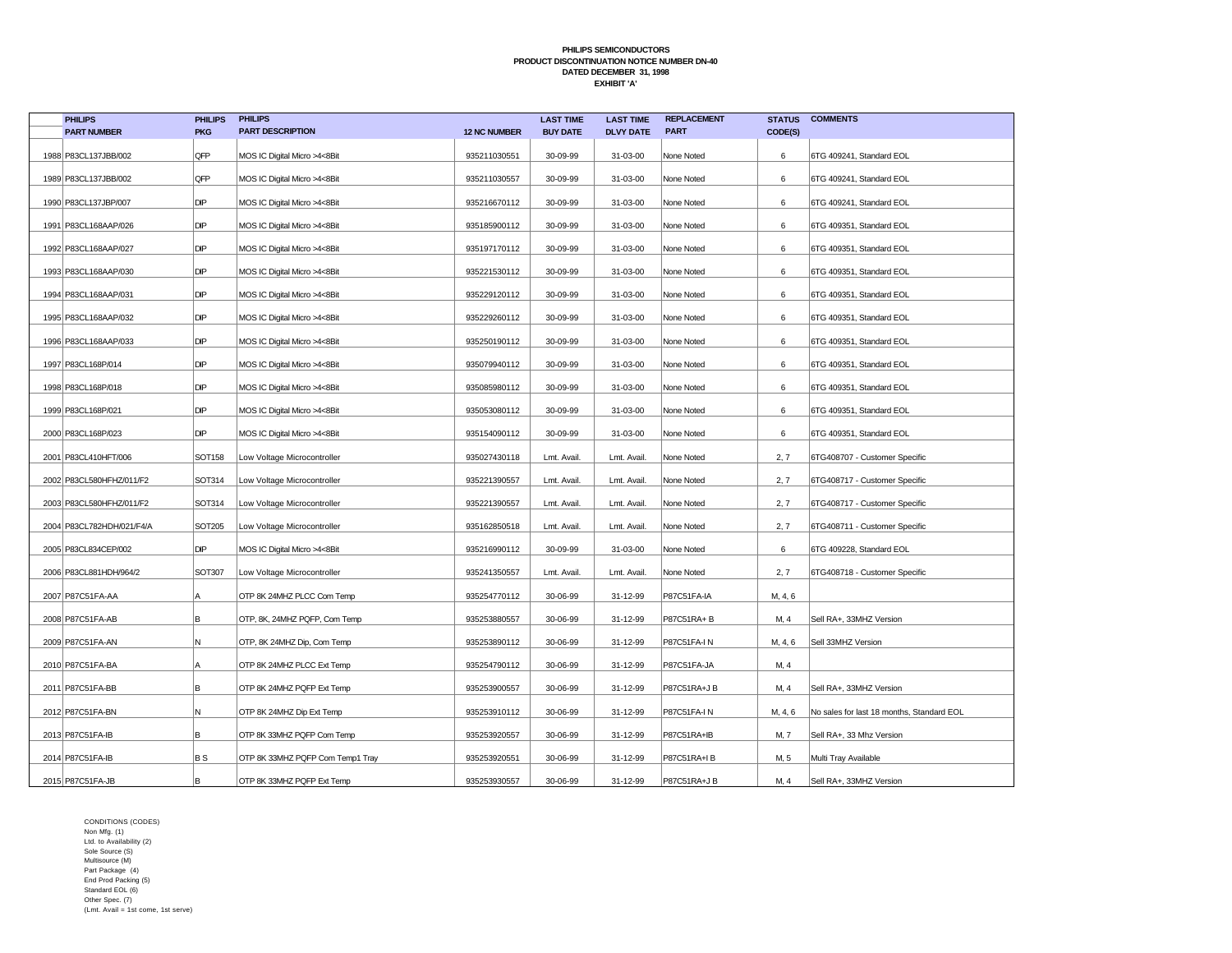**PHILIPS SEMICONDUCTORS**
**PRODUCT DISCONTINUATION NOTICE NUMBER DN-40**
**DATED DECEMBER 31, 1998**
**EXHIBIT 'A'**

| | PHILIPS PART NUMBER | PHILIPS PKG | PHILIPS PART DESCRIPTION | 12 NC NUMBER | LAST TIME BUY DATE | LAST TIME DLVY DATE | REPLACEMENT PART | STATUS CODE(S) | COMMENTS |
|---|---|---|---|---|---|---|---|---|---|
| 1988 | P83CL137JBB/002 | QFP | MOS IC Digital Micro >4<8Bit | 935211030551 | 30-09-99 | 31-03-00 | None Noted | 6 | 6TG 409241, Standard EOL |
| 1989 | P83CL137JBB/002 | QFP | MOS IC Digital Micro >4<8Bit | 935211030557 | 30-09-99 | 31-03-00 | None Noted | 6 | 6TG 409241, Standard EOL |
| 1990 | P83CL137JBP/007 | DIP | MOS IC Digital Micro >4<8Bit | 935216670112 | 30-09-99 | 31-03-00 | None Noted | 6 | 6TG 409241, Standard EOL |
| 1991 | P83CL168AAP/026 | DIP | MOS IC Digital Micro >4<8Bit | 935185900112 | 30-09-99 | 31-03-00 | None Noted | 6 | 6TG 409351, Standard EOL |
| 1992 | P83CL168AAP/027 | DIP | MOS IC Digital Micro >4<8Bit | 935197170112 | 30-09-99 | 31-03-00 | None Noted | 6 | 6TG 409351, Standard EOL |
| 1993 | P83CL168AAP/030 | DIP | MOS IC Digital Micro >4<8Bit | 935221530112 | 30-09-99 | 31-03-00 | None Noted | 6 | 6TG 409351, Standard EOL |
| 1994 | P83CL168AAP/031 | DIP | MOS IC Digital Micro >4<8Bit | 935229120112 | 30-09-99 | 31-03-00 | None Noted | 6 | 6TG 409351, Standard EOL |
| 1995 | P83CL168AAP/032 | DIP | MOS IC Digital Micro >4<8Bit | 935229260112 | 30-09-99 | 31-03-00 | None Noted | 6 | 6TG 409351, Standard EOL |
| 1996 | P83CL168AAP/033 | DIP | MOS IC Digital Micro >4<8Bit | 935250190112 | 30-09-99 | 31-03-00 | None Noted | 6 | 6TG 409351, Standard EOL |
| 1997 | P83CL168P/014 | DIP | MOS IC Digital Micro >4<8Bit | 935079940112 | 30-09-99 | 31-03-00 | None Noted | 6 | 6TG 409351, Standard EOL |
| 1998 | P83CL168P/018 | DIP | MOS IC Digital Micro >4<8Bit | 935085980112 | 30-09-99 | 31-03-00 | None Noted | 6 | 6TG 409351, Standard EOL |
| 1999 | P83CL168P/021 | DIP | MOS IC Digital Micro >4<8Bit | 935053080112 | 30-09-99 | 31-03-00 | None Noted | 6 | 6TG 409351, Standard EOL |
| 2000 | P83CL168P/023 | DIP | MOS IC Digital Micro >4<8Bit | 935154090112 | 30-09-99 | 31-03-00 | None Noted | 6 | 6TG 409351, Standard EOL |
| 2001 | P83CL410HFT/006 | SOT158 | Low Voltage Microcontroller | 935027430118 | Lmt. Avail. | Lmt. Avail. | None Noted | 2, 7 | 6TG408707 - Customer Specific |
| 2002 | P83CL580HFHZ/011/F2 | SOT314 | Low Voltage Microcontroller | 935221390557 | Lmt. Avail. | Lmt. Avail. | None Noted | 2, 7 | 6TG408717 - Customer Specific |
| 2003 | P83CL580HFHZ/011/F2 | SOT314 | Low Voltage Microcontroller | 935221390557 | Lmt. Avail. | Lmt. Avail. | None Noted | 2, 7 | 6TG408717 - Customer Specific |
| 2004 | P83CL782HDH/021/F4/A | SOT205 | Low Voltage Microcontroller | 935162850518 | Lmt. Avail. | Lmt. Avail. | None Noted | 2, 7 | 6TG408711 - Customer Specific |
| 2005 | P83CL834CEP/002 | DIP | MOS IC Digital Micro >4<8Bit | 935216990112 | 30-09-99 | 31-03-00 | None Noted | 6 | 6TG 409228, Standard EOL |
| 2006 | P83CL881HDH/964/2 | SOT307 | Low Voltage Microcontroller | 935241350557 | Lmt. Avail. | Lmt. Avail. | None Noted | 2, 7 | 6TG408718 - Customer Specific |
| 2007 | P87C51FA-AA | A | OTP 8K 24MHZ PLCC Com Temp | 935254770112 | 30-06-99 | 31-12-99 | P87C51FA-IA | M, 4, 6 | |
| 2008 | P87C51FA-AB | B | OTP, 8K, 24MHZ PQFP, Com Temp | 935253880557 | 30-06-99 | 31-12-99 | P87C51RA+ B | M, 4 | Sell RA+, 33MHZ Version |
| 2009 | P87C51FA-AN | N | OTP, 8K 24MHZ Dip, Com Temp | 935253890112 | 30-06-99 | 31-12-99 | P87C51FA-I N | M, 4, 6 | Sell 33MHZ Version |
| 2010 | P87C51FA-BA | A | OTP 8K 24MHZ PLCC Ext Temp | 935254790112 | 30-06-99 | 31-12-99 | P87C51FA-JA | M, 4 | |
| 2011 | P87C51FA-BB | B | OTP 8K 24MHZ PQFP Ext Temp | 935253900557 | 30-06-99 | 31-12-99 | P87C51RA+J B | M, 4 | Sell RA+, 33MHZ Version |
| 2012 | P87C51FA-BN | N | OTP 8K 24MHZ Dip Ext Temp | 935253910112 | 30-06-99 | 31-12-99 | P87C51FA-I N | M, 4, 6 | No sales for last 18 months, Standard EOL |
| 2013 | P87C51FA-IB | B | OTP 8K 33MHZ PQFP Com Temp | 935253920557 | 30-06-99 | 31-12-99 | P87C51RA+IB | M, 7 | Sell RA+, 33 Mhz Version |
| 2014 | P87C51FA-IB | B S | OTP 8K 33MHZ PQFP Com Temp1 Tray | 935253920551 | 30-06-99 | 31-12-99 | P87C51RA+I B | M, 5 | Multi Tray Available |
| 2015 | P87C51FA-JB | B | OTP 8K 33MHZ PQFP Ext Temp | 935253930557 | 30-06-99 | 31-12-99 | P87C51RA+J B | M, 4 | Sell RA+, 33MHZ Version |

CONDITIONS (CODES)
Non Mfg. (1)
Ltd. to Availability (2)
Sole Source (S)
Multisource (M)
Part Package (4)
End Prod Packing (5)
Standard EOL (6)
Other Spec. (7)
(Lmt. Avail = 1st come, 1st serve)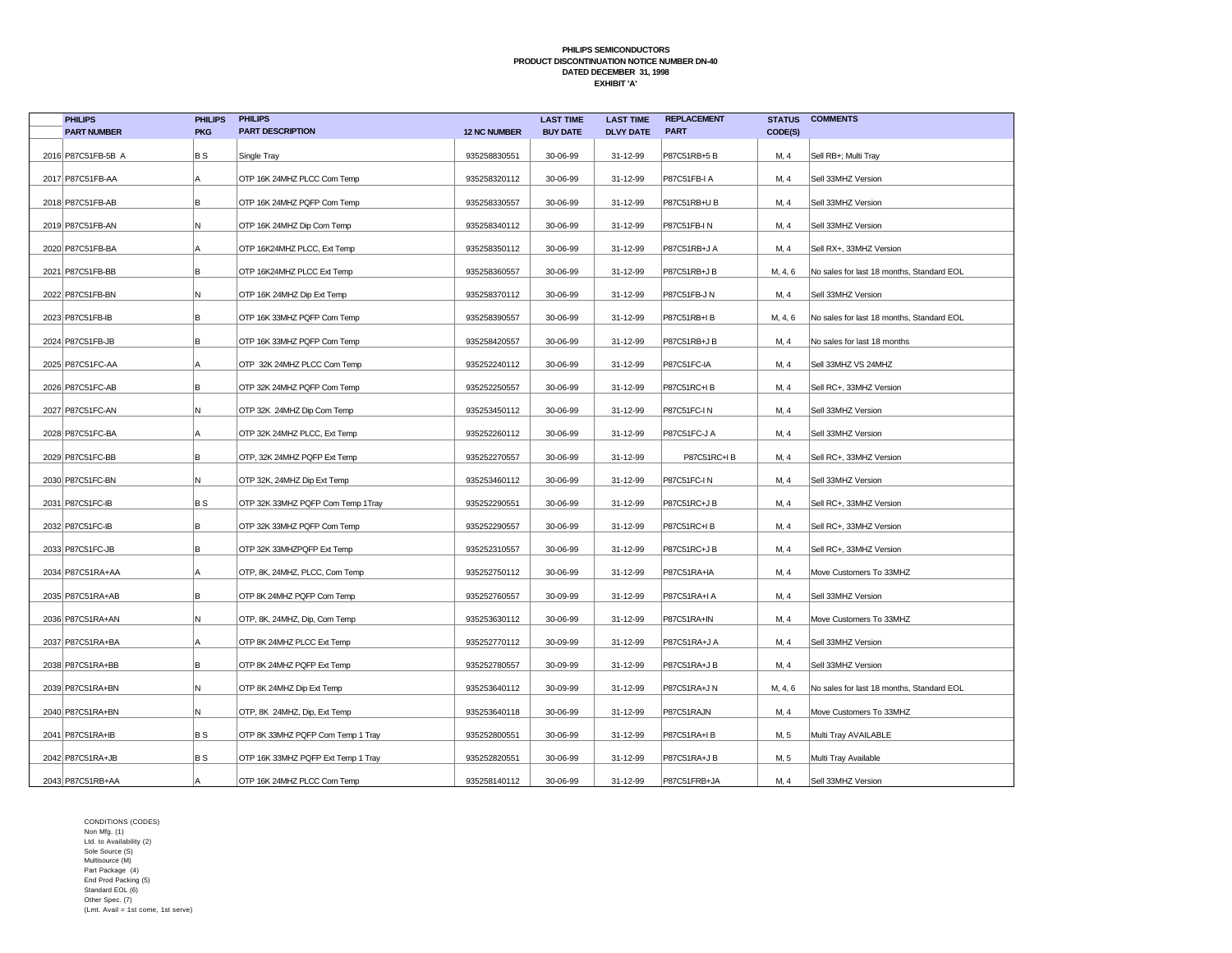**PHILIPS SEMICONDUCTORS**
**PRODUCT DISCONTINUATION NOTICE NUMBER DN-40**
**DATED DECEMBER 31, 1998**
**EXHIBIT 'A'**

| | PHILIPS PART NUMBER | PHILIPS PKG | PHILIPS PART DESCRIPTION | 12 NC NUMBER | LAST TIME BUY DATE | LAST TIME DLVY DATE | REPLACEMENT PART | STATUS CODE(S) | COMMENTS |
|---|---|---|---|---|---|---|---|---|---|
| 2016 | P87C51FB-5B A | B S | Single Tray | 935258830551 | 30-06-99 | 31-12-99 | P87C51RB+5 B | M, 4 | Sell RB+; Multi Tray |
| 2017 | P87C51FB-AA | A | OTP 16K 24MHZ PLCC Com Temp | 935258320112 | 30-06-99 | 31-12-99 | P87C51FB-I A | M, 4 | Sell 33MHZ Version |
| 2018 | P87C51FB-AB | B | OTP 16K 24MHZ PQFP Com Temp | 935258330557 | 30-06-99 | 31-12-99 | P87C51RB+U B | M, 4 | Sell 33MHZ Version |
| 2019 | P87C51FB-AN | N | OTP 16K 24MHZ Dip Com Temp | 935258340112 | 30-06-99 | 31-12-99 | P87C51FB-I N | M, 4 | Sell 33MHZ Version |
| 2020 | P87C51FB-BA | A | OTP 16K24MHZ PLCC, Ext Temp | 935258350112 | 30-06-99 | 31-12-99 | P87C51RB+J A | M, 4 | Sell RX+, 33MHZ Version |
| 2021 | P87C51FB-BB | B | OTP 16K24MHZ PLCC Ext Temp | 935258360557 | 30-06-99 | 31-12-99 | P87C51RB+J B | M, 4, 6 | No sales for last 18 months, Standard EOL |
| 2022 | P87C51FB-BN | N | OTP 16K 24MHZ Dip Ext Temp | 935258370112 | 30-06-99 | 31-12-99 | P87C51FB-J N | M, 4 | Sell 33MHZ Version |
| 2023 | P87C51FB-IB | B | OTP 16K 33MHZ PQFP Com Temp | 935258390557 | 30-06-99 | 31-12-99 | P87C51RB+I B | M, 4, 6 | No sales for last 18 months, Standard EOL |
| 2024 | P87C51FB-JB | B | OTP 16K 33MHZ PQFP Com Temp | 935258420557 | 30-06-99 | 31-12-99 | P87C51RB+J B | M, 4 | No sales for last 18 months |
| 2025 | P87C51FC-AA | A | OTP 32K 24MHZ PLCC Com Temp | 935252240112 | 30-06-99 | 31-12-99 | P87C51FC-IA | M, 4 | Sell 33MHZ VS 24MHZ |
| 2026 | P87C51FC-AB | B | OTP 32K 24MHZ PQFP Com Temp | 935252250557 | 30-06-99 | 31-12-99 | P87C51RC+I B | M, 4 | Sell RC+, 33MHZ Version |
| 2027 | P87C51FC-AN | N | OTP 32K 24MHZ Dip Com Temp | 935253450112 | 30-06-99 | 31-12-99 | P87C51FC-I N | M, 4 | Sell 33MHZ Version |
| 2028 | P87C51FC-BA | A | OTP 32K 24MHZ PLCC, Ext Temp | 935252260112 | 30-06-99 | 31-12-99 | P87C51FC-J A | M, 4 | Sell 33MHZ Version |
| 2029 | P87C51FC-BB | B | OTP, 32K 24MHZ PQFP Ext Temp | 935252270557 | 30-06-99 | 31-12-99 | P87C51RC+I B | M, 4 | Sell RC+, 33MHZ Version |
| 2030 | P87C51FC-BN | N | OTP 32K, 24MHZ Dip Ext Temp | 935253460112 | 30-06-99 | 31-12-99 | P87C51FC-I N | M, 4 | Sell 33MHZ Version |
| 2031 | P87C51FC-IB | B S | OTP 32K 33MHZ PQFP Com Temp 1Tray | 935252290551 | 30-06-99 | 31-12-99 | P87C51RC+J B | M, 4 | Sell RC+, 33MHZ Version |
| 2032 | P87C51FC-IB | B | OTP 32K 33MHZ PQFP Com Temp | 935252290557 | 30-06-99 | 31-12-99 | P87C51RC+I B | M, 4 | Sell RC+, 33MHZ Version |
| 2033 | P87C51FC-JB | B | OTP 32K 33MHZPQFP Ext Temp | 935252310557 | 30-06-99 | 31-12-99 | P87C51RC+J B | M, 4 | Sell RC+, 33MHZ Version |
| 2034 | P87C51RA+AA | A | OTP, 8K, 24MHZ, PLCC, Com Temp | 935252750112 | 30-06-99 | 31-12-99 | P87C51RA+IA | M, 4 | Move Customers To 33MHZ |
| 2035 | P87C51RA+AB | B | OTP 8K 24MHZ PQFP Com Temp | 935252760557 | 30-09-99 | 31-12-99 | P87C51RA+I A | M, 4 | Sell 33MHZ Version |
| 2036 | P87C51RA+AN | N | OTP, 8K, 24MHZ, Dip, Com Temp | 935253630112 | 30-06-99 | 31-12-99 | P87C51RA+IN | M, 4 | Move Customers To 33MHZ |
| 2037 | P87C51RA+BA | A | OTP 8K 24MHZ PLCC Ext Temp | 935252770112 | 30-09-99 | 31-12-99 | P87C51RA+J A | M, 4 | Sell 33MHZ Version |
| 2038 | P87C51RA+BB | B | OTP 8K 24MHZ PQFP Ext Temp | 935252780557 | 30-09-99 | 31-12-99 | P87C51RA+J B | M, 4 | Sell 33MHZ Version |
| 2039 | P87C51RA+BN | N | OTP 8K 24MHZ Dip Ext Temp | 935253640112 | 30-09-99 | 31-12-99 | P87C51RA+J N | M, 4, 6 | No sales for last 18 months, Standard EOL |
| 2040 | P87C51RA+BN | N | OTP, 8K 24MHZ, Dip, Ext Temp | 935253640118 | 30-06-99 | 31-12-99 | P87C51RAJN | M, 4 | Move Customers To 33MHZ |
| 2041 | P87C51RA+IB | B S | OTP 8K 33MHZ PQFP Com Temp 1 Tray | 935252800551 | 30-06-99 | 31-12-99 | P87C51RA+I B | M, 5 | Multi Tray AVAILABLE |
| 2042 | P87C51RA+JB | B S | OTP 16K 33MHZ PQFP Ext Temp 1 Tray | 935252820551 | 30-06-99 | 31-12-99 | P87C51RA+J B | M, 5 | Multi Tray Available |
| 2043 | P87C51RB+AA | A | OTP 16K 24MHZ PLCC Com Temp | 935258140112 | 30-06-99 | 31-12-99 | P87C51FRB+JA | M, 4 | Sell 33MHZ Version |

CONDITIONS (CODES)
Non Mfg. (1)
Ltd. to Availability (2)
Sole Source (S)
Multisource (M)
Part Package (4)
End Prod Packing (5)
Standard EOL (6)
Other Spec. (7)
(Lmt. Avail = 1st come, 1st serve)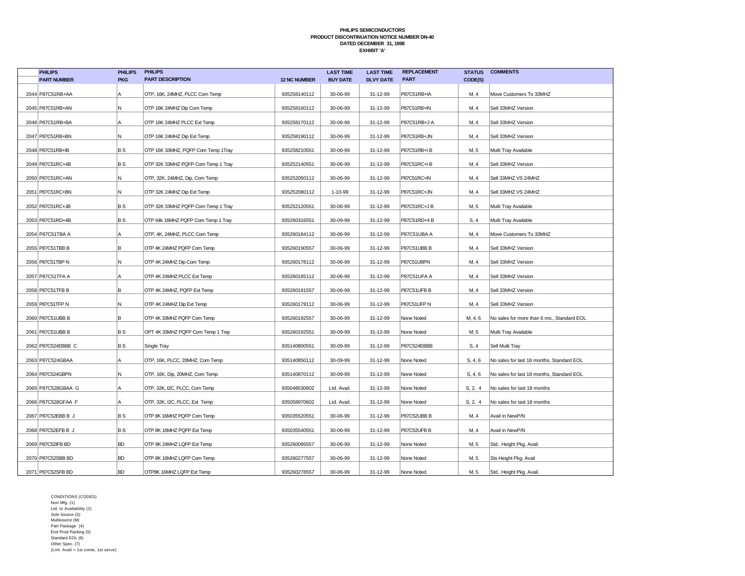**PHILIPS SEMICONDUCTORS**
**PRODUCT DISCONTINUATION NOTICE NUMBER DN-40**
**DATED DECEMBER 31, 1998**
**EXHIBIT 'A'**

| | PHILIPS PART NUMBER | PHILIPS PKG | PHILIPS PART DESCRIPTION | 12 NC NUMBER | LAST TIME BUY DATE | LAST TIME DLVY DATE | REPLACEMENT PART | STATUS CODE(S) | COMMENTS |
|---|---|---|---|---|---|---|---|---|---|
| 2044 | P87C51RB+AA | A | OTP, 16K, 24MHZ, PLCC Com Temp | 935258140112 | 30-06-99 | 31-12-99 | P87C51RB+IA | M, 4 | Move Customers To 33MHZ |
| 2045 | P87C51RB+AN | N | OTP 16K 24MHZ Dip Com Temp | 935258160112 | 30-06-99 | 31-12-99 | P87C51RB+IN | M, 4 | Sell 33MHZ Version |
| 2046 | P87C51RB+BA | A | OTP 16K 24MHZ PLCC Ext Temp | 935258170112 | 30-06-99 | 31-12-99 | P87C51RB+J A | M, 4 | Sell 33MHZ Version |
| 2047 | P87C51RB+BN | N | OTP 16K 24MHZ Dip Ext Temp | 935258190112 | 30-06-99 | 31-12-99 | P87C51RB+JN | M, 4 | Sell 33MHZ Version |
| 2048 | P87C51RB+IB | B S | OTP 16K 33MHZ, PQFP Com Temp 1Tray | 935258210551 | 30-06-99 | 31-12-99 | P87C51RB+I B | M, 5 | Multi Tray Available |
| 2049 | P87C51RC+4B | B S | OTP 32K 33MHZ PQFP Com Temp 1 Tray | 935252140551 | 30-06-99 | 31-12-99 | P87C51RC+I B | M, 4 | Sell 33MHZ Version |
| 2050 | P87C51RC+AN | N | OTP, 32K, 24MHZ, Dip, Com Temp | 935252050112 | 30-06-99 | 31-12-99 | P87C51RC+IN | M, 4 | Sell 33MHZ VS 24MHZ |
| 2051 | P87C51RC+BN | N | OTP 32K 24MHZ Dip Ext Temp | 935252080112 | 1-10-99 | 31-12-99 | P87C51RC+JN | M, 4 | Sell 33MHZ VS 24MHZ |
| 2052 | P87C51RC+JB | B S | OTP 32K 33MHZ PQFP Com Temp 1 Tray | 935252120551 | 30-06-99 | 31-12-99 | P87C51RC+J B | M, 5 | Multi Tray Available |
| 2053 | P87C51RD+4B | B S | OTP 64k 16MHZ PQFP Com Temp 1 Tray | 935260316551 | 30-09-99 | 31-12-99 | P87C51RD+4 B | S, 4 | Multi Tray Available |
| 2054 | P87C51TBA A | A | OTP, 4K, 24MHZ, PLCC Com Temp | 935260184112 | 30-06-99 | 31-12-99 | P87C51UBA A | M, 4 | Move Customers To 33MHZ |
| 2055 | P87C51TBB B | B | OTP 4K 24MHZ PQFP Com Temp | 935260190557 | 30-06-99 | 31-12-99 | P87C51UBB B | M, 4 | Sell 33MHZ Version |
| 2056 | P87C51TBP N | N | OTP 4K 24MHZ Dip Com Temp | 935260178112 | 30-06-99 | 31-12-99 | P87C51UBPN | M, 4 | Sell 33MHZ Version |
| 2057 | P87C51TFA A | A | OTP 4K 24MHZ PLCC Ext Temp | 935260185112 | 30-06-99 | 31-12-99 | P87C51UFA A | M, 4 | Sell 33MHZ Version |
| 2058 | P87C51TFB B | B | OTP 4K 24MHZ, PQFP Ext Temp | 935260191557 | 30-06-99 | 31-12-99 | P87C51UFB B | M, 4 | Sell 33MHZ Version |
| 2059 | P87C51TFP N | N | OTP 4K 24MHZ Dip Ext Temp | 935260179112 | 30-06-99 | 31-12-99 | P87C51UFP N | M, 4 | Sell 33MHZ Version |
| 2060 | P87C51UBB B | B | OTP 4K 33MHZ PQFP Com Temp | 935260192557 | 30-06-99 | 31-12-99 | None Noted | M, 4, 6 | No sales for more than 6 mo., Standard EOL |
| 2061 | P87C51UBB B | B S | OPT 4K 33MHZ PQFP Com Temp 1 Tray | 935260192551 | 30-09-99 | 31-12-99 | None Noted | M, 5 | Multi Tray Available |
| 2062 | P87C524EBBB C | B S | Single Tray | 935140800551 | 30-09-99 | 31-12-99 | P87C524EBBB | S, 4 | Sell Multi Tray |
| 2063 | P87C524GBAA | A | OTP, 16K, PLCC, 20MHZ, Com Temp | 935140850112 | 30-09-99 | 31-12-99 | None Noted | S, 4, 6 | No sales for last 18 months, Standard EOL |
| 2064 | P87C524GBPN | N | OTP, 16K, Dip, 20MHZ, Com Temp | 935140870112 | 30-09-99 | 31-12-99 | None Noted | S, 4, 6 | No sales for last 18 months, Standard EOL |
| 2065 | P87C528GBAA G | A | OTP, 32K, I2C, PLCC, Com Temp | 935048530602 | Ltd. Avail. | 31-12-99 | None Noted | S, 2, 4 | No sales for last 18 months |
| 2066 | P87C528GFAA F | A | OTP, 32K, I2C, PLCC, Ext Temp | 935058970602 | Ltd. Avail. | 31-12-99 | None Noted | S, 2, 4 | No sales for last 18 months |
| 2067 | P87C52EBB B J | B S | OTP 8K 16MHZ PQFP Com Temp | 935035520551 | 30-06-99 | 31-12-99 | P87C52UBB B | M, 4 | Avail in NewP/N |
| 2068 | P87C52EFB B J | B S | OTP 8K 16MHZ PQFP Ext Temp | 935035540551 | 30-06-99 | 31-12-99 | P87C52UFB B | M, 4 | Avail in NewP/N |
| 2069 | P87C52IFB BD | BD | OTP 8K 24MHZ LQFP Ext Temp | 935260095557 | 30-06-99 | 31-12-99 | None Noted | M, 5 | Std.. Height Pkg. Avail. |
| 2070 | P87C52SBB BD | BD | OTP 8K 16MHZ LQFP Com Temp | 935260277557 | 30-06-99 | 31-12-99 | None Noted | M, 5 | Sts Height Pkg. Avail |
| 2071 | P87C52SFB BD | BD | OTP8K 16MHZ LQFP Ext Temp | 935260278557 | 30-06-99 | 31-12-99 | None Noted | M, 5 | Std.. Height Pkg. Avail. |

CONDITIONS (CODES)
Non Mfg. (1)
Ltd. to Availability (2)
Sole Source (S)
Multisource (M)
Part Package (4)
End Prod Packing (5)
Standard EOL (6)
Other Spec. (7)
(Lmt. Avail = 1st come, 1st serve)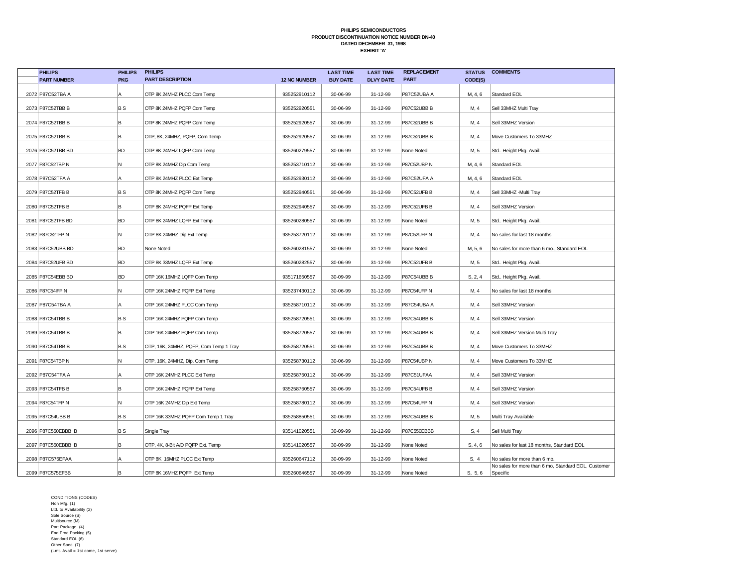**PHILIPS SEMICONDUCTORS**
**PRODUCT DISCONTINUATION NOTICE NUMBER DN-40**
**DATED DECEMBER 31, 1998**
**EXHIBIT 'A'**

| | PHILIPS PART NUMBER | PHILIPS PKG | PHILIPS PART DESCRIPTION | 12 NC NUMBER | LAST TIME BUY DATE | LAST TIME DLVY DATE | REPLACEMENT PART | STATUS CODE(S) | COMMENTS |
|---|---|---|---|---|---|---|---|---|---|
| 2072 | P87C52TBA A | A | OTP 8K 24MHZ PLCC Com Temp | 935252910112 | 30-06-99 | 31-12-99 | P87C52UBA A | M, 4, 6 | Standard EOL |
| 2073 | P87C52TBB B | B S | OTP 8K 24MHZ PQFP Com Temp | 935252920551 | 30-06-99 | 31-12-99 | P87C52UBB B | M, 4 | Sell 33MHZ Multi Tray |
| 2074 | P87C52TBB B | B | OTP 8K 24MHZ PQFP Com Temp | 935252920557 | 30-06-99 | 31-12-99 | P87C52UBB B | M, 4 | Sell 33MHZ Version |
| 2075 | P87C52TBB B | B | OTP, 8K, 24MHZ, PQFP, Com Temp | 935252920557 | 30-06-99 | 31-12-99 | P87C52UBB B | M, 4 | Move Customers To 33MHZ |
| 2076 | P87C52TBB BD | BD | OTP 8K 24MHZ LQFP Com Temp | 935260279557 | 30-06-99 | 31-12-99 | None Noted | M, 5 | Std.. Height Pkg. Avail. |
| 2077 | P87C52TBP N | N | OTP 8K 24MHZ Dip Com Temp | 935253710112 | 30-06-99 | 31-12-99 | P87C52UBP N | M, 4, 6 | Standard EOL |
| 2078 | P87C52TFA A | A | OTP 8K 24MHZ PLCC Ext Temp | 935252930112 | 30-06-99 | 31-12-99 | P87C52UFA A | M, 4, 6 | Standard EOL |
| 2079 | P87C52TFB B | B S | OTP 8K 24MHZ PQFP Com Temp | 935252940551 | 30-06-99 | 31-12-99 | P87C52UFB B | M, 4 | Sell 33MHZ -Multi Tray |
| 2080 | P87C52TFB B | B | OTP 8K 24MHZ PQFP Ext Temp | 935252940557 | 30-06-99 | 31-12-99 | P87C52UFB B | M, 4 | Sell 33MHZ Version |
| 2081 | P87C52TFB BD | BD | OTP 8K 24MHZ LQFP Ext Temp | 935260280557 | 30-06-99 | 31-12-99 | None Noted | M, 5 | Std.. Height Pkg. Avail. |
| 2082 | P87C52TFP N | N | OTP 8K 24MHZ Dip Ext Temp | 935253720112 | 30-06-99 | 31-12-99 | P87C52UFP N | M, 4 | No sales for last 18 months |
| 2083 | P87C52UBB BD | BD | None Noted | 935260281557 | 30-06-99 | 31-12-99 | None Noted | M, 5, 6 | No sales for more than 6 mo., Standard EOL |
| 2084 | P87C52UFB BD | BD | OTP 8K 33MHZ LQFP Ext Temp | 935260282557 | 30-06-99 | 31-12-99 | P87C52UFB B | M, 5 | Std.. Height Pkg. Avail. |
| 2085 | P87C54EBB BD | BD | OTP 16K 16MHZ LQFP Com Temp | 935171650557 | 30-09-99 | 31-12-99 | P87C54UBB B | S, 2, 4 | Std.. Height Pkg. Avail. |
| 2086 | P87C54IFP N | N | OTP 16K 24MHZ PQFP Ext Temp | 935237430112 | 30-06-99 | 31-12-99 | P87C54UFP N | M, 4 | No sales for last 18 months |
| 2087 | P87C54TBA A | A | OTP 16K 24MHZ PLCC Com Temp | 935258710112 | 30-06-99 | 31-12-99 | P87C54UBA A | M, 4 | Sell 33MHZ Version |
| 2088 | P87C54TBB B | B S | OTP 16K 24MHZ PQFP Com Temp | 935258720551 | 30-06-99 | 31-12-99 | P87C54UBB B | M, 4 | Sell 33MHZ Version |
| 2089 | P87C54TBB B | B | OTP 16K 24MHZ PQFP Com Temp | 935258720557 | 30-06-99 | 31-12-99 | P87C54UBB B | M, 4 | Sell 33MHZ Version Multi Tray |
| 2090 | P87C54TBB B | B S | OTP, 16K, 24MHZ, PQFP, Com Temp 1 Tray | 935258720551 | 30-06-99 | 31-12-99 | P87C54UBB B | M, 4 | Move Customers To 33MHZ |
| 2091 | P87C54TBP N | N | OTP, 16K, 24MHZ, Dip, Com Temp | 935258730112 | 30-06-99 | 31-12-99 | P87C54UBP N | M, 4 | Move Customers To 33MHZ |
| 2092 | P87C54TFA A | A | OTP 16K 24MHZ PLCC Ext Temp | 935258750112 | 30-06-99 | 31-12-99 | P87C51UFAA | M, 4 | Sell 33MHZ Version |
| 2093 | P87C54TFB B | B | OTP 16K 24MHZ PQFP Ext Temp | 935258760557 | 30-06-99 | 31-12-99 | P87C54UFB B | M, 4 | Sell 33MHZ Version |
| 2094 | P87C54TFP N | N | OTP 16K 24MHZ Dip Ext Temp | 935258780112 | 30-06-99 | 31-12-99 | P87C54UFP N | M, 4 | Sell 33MHZ Version |
| 2095 | P87C54UBB B | B S | OTP 16K 33MHZ PQFP Com Temp 1 Tray | 935258850551 | 30-06-99 | 31-12-99 | P87C54UBB B | M, 5 | Multi Tray Available |
| 2096 | P87C550EBBB B | B S | Single Tray | 935141020551 | 30-09-99 | 31-12-99 | P87C550EBBB | S, 4 | Sell Multi Tray |
| 2097 | P87C550EBBB B | B | OTP, 4K, 8-Bit A/D PQFP Ext. Temp | 935141020557 | 30-09-99 | 31-12-99 | None Noted | S, 4, 6 | No sales for last 18 months, Standard EOL |
| 2098 | P87C575EFAA | A | OTP 8K 16MHZ PLCC Ext Temp | 935260647112 | 30-09-99 | 31-12-99 | None Noted | S, 4 | No sales for more than 6 mo. |
| 2099 | P87C575EFBB | B | OTP 8K 16MHZ PQFP Ext Temp | 935260646557 | 30-09-99 | 31-12-99 | None Noted | S, 5, 6 | No sales for more than 6 mo, Standard EOL, Customer Specific |

CONDITIONS (CODES)
Non Mfg. (1)
Ltd. to Availability (2)
Sole Source (S)
Multisource (M)
Part Package (4)
End Prod Packing (5)
Standard EOL (6)
Other Spec. (7)
(Lmt. Avail = 1st come, 1st serve)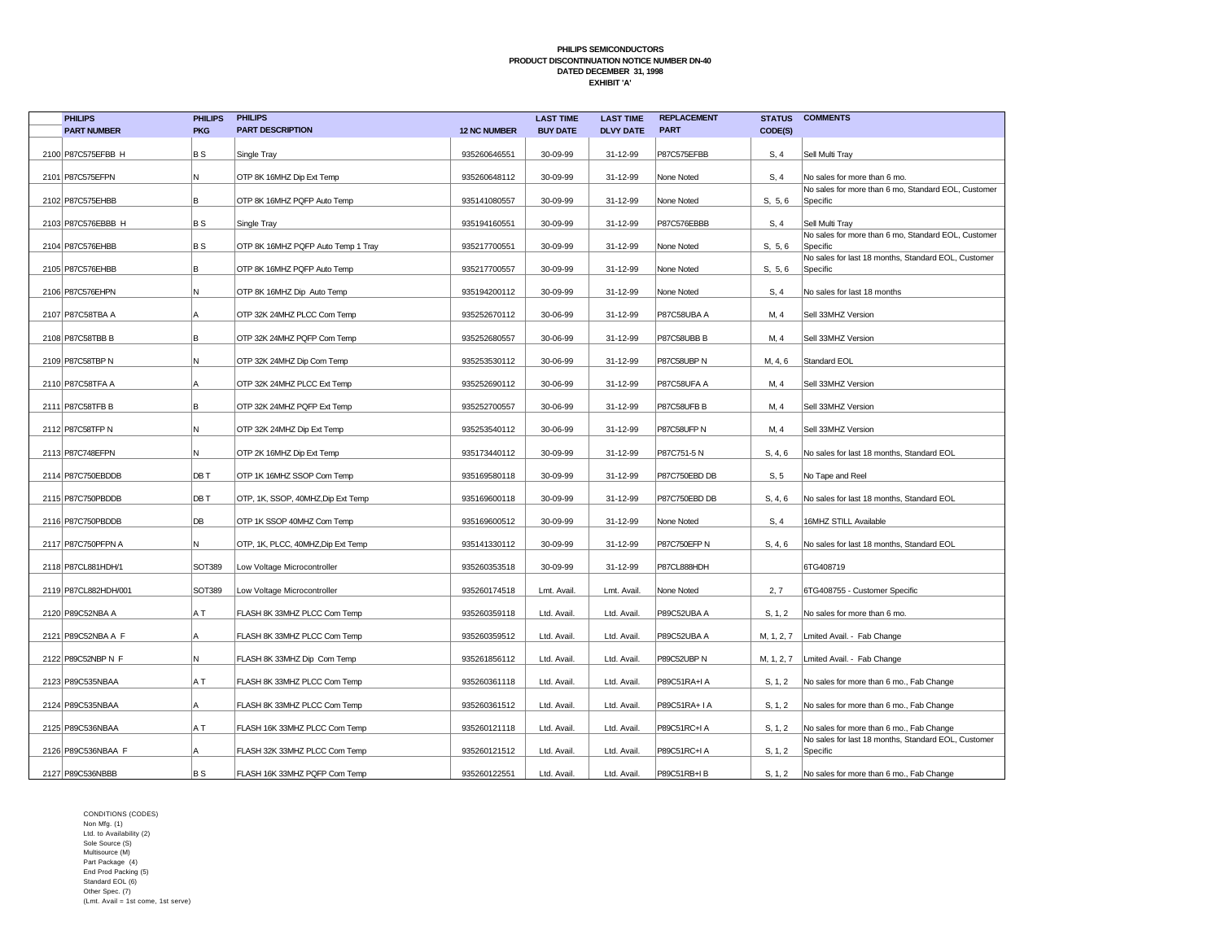**PHILIPS SEMICONDUCTORS**
**PRODUCT DISCONTINUATION NOTICE NUMBER DN-40**
**DATED DECEMBER 31, 1998**
**EXHIBIT 'A'**

| | PHILIPS PART NUMBER | PHILIPS PKG | PHILIPS PART DESCRIPTION | 12 NC NUMBER | LAST TIME BUY DATE | LAST TIME DLVY DATE | REPLACEMENT PART | STATUS CODE(S) | COMMENTS |
|---|---|---|---|---|---|---|---|---|---|
| 2100 | P87C575EFBB H | B S | Single Tray | 935260646551 | 30-09-99 | 31-12-99 | P87C575EFBB | S, 4 | Sell Multi Tray |
| 2101 | P87C575EFPN | N | OTP 8K 16MHZ Dip Ext Temp | 935260648112 | 30-09-99 | 31-12-99 | None Noted | S, 4 | No sales for more than 6 mo. |
| 2102 | P87C575EHBB | B | OTP 8K 16MHZ PQFP Auto Temp | 935141080557 | 30-09-99 | 31-12-99 | None Noted | S, 5, 6 | No sales for more than 6 mo, Standard EOL, Customer Specific |
| 2103 | P87C576EBBB H | B S | Single Tray | 935194160551 | 30-09-99 | 31-12-99 | P87C576EBBB | S, 4 | Sell Multi Tray |
| 2104 | P87C576EHBB | B S | OTP 8K 16MHZ PQFP Auto Temp 1 Tray | 935217700551 | 30-09-99 | 31-12-99 | None Noted | S, 5, 6 | No sales for more than 6 mo, Standard EOL, Customer Specific |
| 2105 | P87C576EHBB | B | OTP 8K 16MHZ PQFP Auto Temp | 935217700557 | 30-09-99 | 31-12-99 | None Noted | S, 5, 6 | No sales for last 18 months, Standard EOL, Customer Specific |
| 2106 | P87C576EHPN | N | OTP 8K 16MHZ Dip Auto Temp | 935194200112 | 30-09-99 | 31-12-99 | None Noted | S, 4 | No sales for last 18 months |
| 2107 | P87C58TBA A | A | OTP 32K 24MHZ PLCC Com Temp | 935252670112 | 30-06-99 | 31-12-99 | P87C58UBA A | M, 4 | Sell 33MHZ Version |
| 2108 | P87C58TBB B | B | OTP 32K 24MHZ PQFP Com Temp | 935252680557 | 30-06-99 | 31-12-99 | P87C58UBB B | M, 4 | Sell 33MHZ Version |
| 2109 | P87C58TBP N | N | OTP 32K 24MHZ Dip Com Temp | 935253530112 | 30-06-99 | 31-12-99 | P87C58UBP N | M, 4, 6 | Standard EOL |
| 2110 | P87C58TFA A | A | OTP 32K 24MHZ PLCC Ext Temp | 935252690112 | 30-06-99 | 31-12-99 | P87C58UFA A | M, 4 | Sell 33MHZ Version |
| 2111 | P87C58TFB B | B | OTP 32K 24MHZ PQFP Ext Temp | 935252700557 | 30-06-99 | 31-12-99 | P87C58UFB B | M, 4 | Sell 33MHZ Version |
| 2112 | P87C58TFP N | N | OTP 32K 24MHZ Dip Ext Temp | 935253540112 | 30-06-99 | 31-12-99 | P87C58UFP N | M, 4 | Sell 33MHZ Version |
| 2113 | P87C748EFPN | N | OTP 2K 16MHZ Dip Ext Temp | 935173440112 | 30-09-99 | 31-12-99 | P87C751-5 N | S, 4, 6 | No sales for last 18 months, Standard EOL |
| 2114 | P87C750EBDDB | DB T | OTP 1K 16MHZ SSOP Com Temp | 935169580118 | 30-09-99 | 31-12-99 | P87C750EBD DB | S, 5 | No Tape and Reel |
| 2115 | P87C750PBDDB | DB T | OTP, 1K, SSOP, 40MHZ,Dip Ext Temp | 935169600118 | 30-09-99 | 31-12-99 | P87C750EBD DB | S, 4, 6 | No sales for last 18 months, Standard EOL |
| 2116 | P87C750PBDDB | DB | OTP 1K SSOP 40MHZ Com Temp | 935169600512 | 30-09-99 | 31-12-99 | None Noted | S, 4 | 16MHZ STILL Available |
| 2117 | P87C750PFPN A | N | OTP, 1K, PLCC, 40MHZ,Dip Ext Temp | 935141330112 | 30-09-99 | 31-12-99 | P87C750EFP N | S, 4, 6 | No sales for last 18 months, Standard EOL |
| 2118 | P87CL881HDH/1 | SOT389 | Low Voltage Microcontroller | 935260353518 | 30-09-99 | 31-12-99 | P87CL888HDH | | 6TG408719 |
| 2119 | P87CL882HDH/001 | SOT389 | Low Voltage Microcontroller | 935260174518 | Lmt. Avail. | Lmt. Avail. | None Noted | 2, 7 | 6TG408755 - Customer Specific |
| 2120 | P89C52NBA A | A T | FLASH 8K 33MHZ PLCC Com Temp | 935260359118 | Ltd. Avail. | Ltd. Avail. | P89C52UBA A | S, 1, 2 | No sales for more than 6 mo. |
| 2121 | P89C52NBA A F | A | FLASH 8K 33MHZ PLCC Com Temp | 935260359512 | Ltd. Avail. | Ltd. Avail. | P89C52UBA A | M, 1, 2, 7 | Lmited Avail. - Fab Change |
| 2122 | P89C52NBP N F | N | FLASH 8K 33MHZ Dip Com Temp | 935261856112 | Ltd. Avail. | Ltd. Avail. | P89C52UBP N | M, 1, 2, 7 | Lmited Avail. - Fab Change |
| 2123 | P89C535NBAA | A T | FLASH 8K 33MHZ PLCC Com Temp | 935260361118 | Ltd. Avail. | Ltd. Avail. | P89C51RA+I A | S, 1, 2 | No sales for more than 6 mo., Fab Change |
| 2124 | P89C535NBAA | A | FLASH 8K 33MHZ PLCC Com Temp | 935260361512 | Ltd. Avail. | Ltd. Avail. | P89C51RA+ I A | S, 1, 2 | No sales for more than 6 mo., Fab Change |
| 2125 | P89C536NBAA | A T | FLASH 16K 33MHZ PLCC Com Temp | 935260121118 | Ltd. Avail. | Ltd. Avail. | P89C51RC+I A | S, 1, 2 | No sales for more than 6 mo., Fab Change |
| 2126 | P89C536NBAA F | A | FLASH 32K 33MHZ PLCC Com Temp | 935260121512 | Ltd. Avail. | Ltd. Avail. | P89C51RC+I A | S, 1, 2 | No sales for last 18 months, Standard EOL, Customer Specific |
| 2127 | P89C536NBBB | B S | FLASH 16K 33MHZ PQFP Com Temp | 935260122551 | Ltd. Avail. | Ltd. Avail. | P89C51RB+I B | S, 1, 2 | No sales for more than 6 mo., Fab Change |

CONDITIONS (CODES)
Non Mfg. (1)
Ltd. to Availability (2)
Sole Source (S)
Multisource (M)
Part Package (4)
End Prod Packing (5)
Standard EOL (6)
Other Spec. (7)
(Lmt. Avail = 1st come, 1st serve)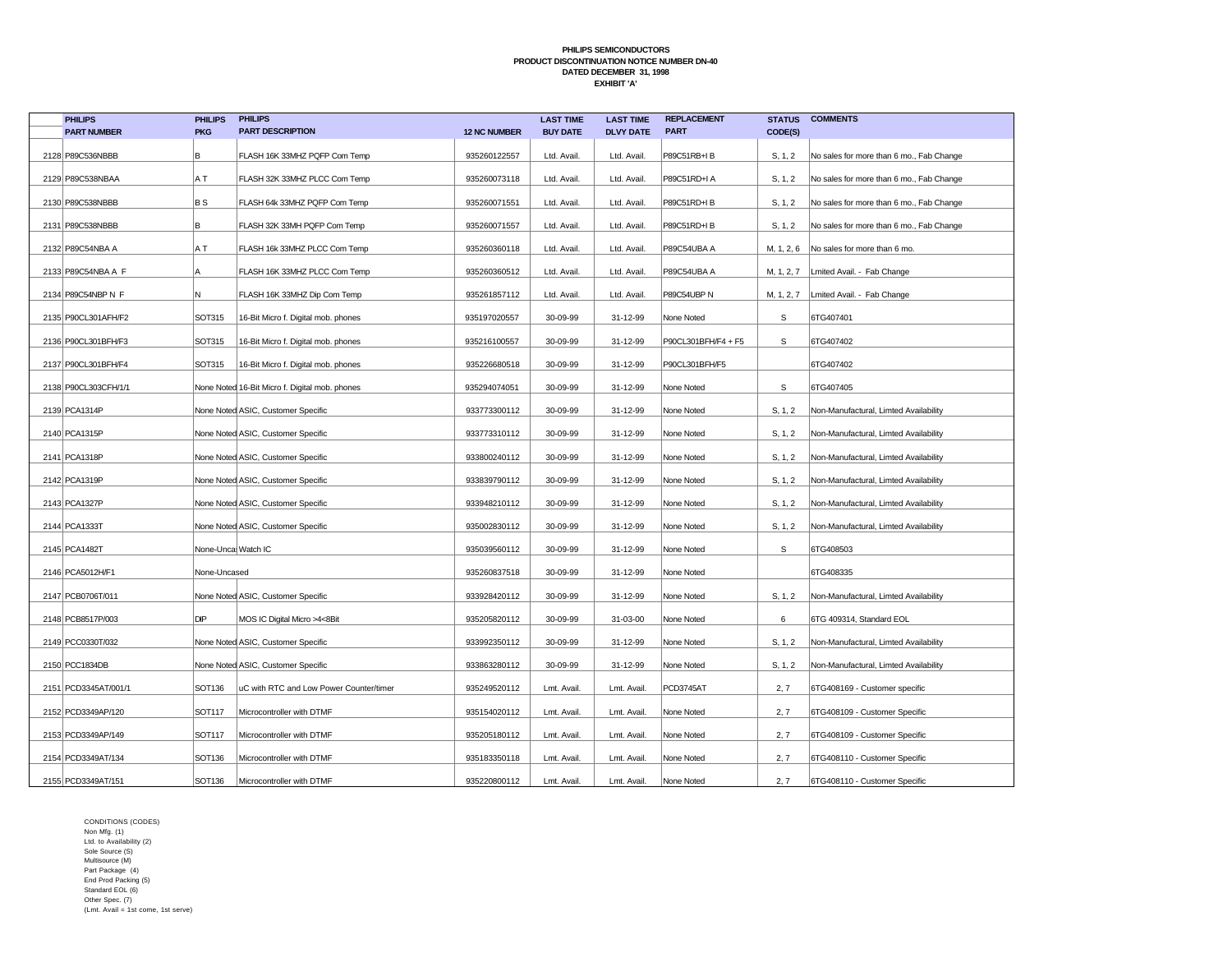**PHILIPS SEMICONDUCTORS**
**PRODUCT DISCONTINUATION NOTICE NUMBER DN-40**
**DATED DECEMBER 31, 1998**
**EXHIBIT 'A'**

| | PHILIPS PART NUMBER | PHILIPS PKG | PHILIPS PART DESCRIPTION | 12 NC NUMBER | LAST TIME BUY DATE | LAST TIME DLVY DATE | REPLACEMENT PART | STATUS CODE(S) | COMMENTS |
|---|---|---|---|---|---|---|---|---|---|
| 2128 | P89C536NBBB | B | FLASH 16K 33MHZ PQFP Com Temp | 935260122557 | Ltd. Avail. | Ltd. Avail. | P89C51RB+I B | S, 1, 2 | No sales for more than 6 mo., Fab Change |
| 2129 | P89C538NBAA | A T | FLASH 32K 33MHZ PLCC Com Temp | 935260073118 | Ltd. Avail. | Ltd. Avail. | P89C51RD+I A | S, 1, 2 | No sales for more than 6 mo., Fab Change |
| 2130 | P89C538NBBB | B S | FLASH 64k 33MHZ PQFP Com Temp | 935260071551 | Ltd. Avail. | Ltd. Avail. | P89C51RD+I B | S, 1, 2 | No sales for more than 6 mo., Fab Change |
| 2131 | P89C538NBBB | B | FLASH 32K 33MH PQFP Com Temp | 935260071557 | Ltd. Avail. | Ltd. Avail. | P89C51RD+I B | S, 1, 2 | No sales for more than 6 mo., Fab Change |
| 2132 | P89C54NBA A | A T | FLASH 16k 33MHZ PLCC Com Temp | 935260360118 | Ltd. Avail. | Ltd. Avail. | P89C54UBA A | M, 1, 2, 6 | No sales for more than 6 mo. |
| 2133 | P89C54NBA A F | A | FLASH 16K 33MHZ PLCC Com Temp | 935260360512 | Ltd. Avail. | Ltd. Avail. | P89C54UBA A | M, 1, 2, 7 | Lmited Avail. - Fab Change |
| 2134 | P89C54NBP N F | N | FLASH 16K 33MHZ Dip Com Temp | 935261857112 | Ltd. Avail. | Ltd. Avail. | P89C54UBP N | M, 1, 2, 7 | Lmited Avail. - Fab Change |
| 2135 | P90CL301AFH/F2 | SOT315 | 16-Bit Micro f. Digital mob. phones | 935197020557 | 30-09-99 | 31-12-99 | None Noted | S | 6TG407401 |
| 2136 | P90CL301BFH/F3 | SOT315 | 16-Bit Micro f. Digital mob. phones | 935216100557 | 30-09-99 | 31-12-99 | P90CL301BFH/F4 + F5 | S | 6TG407402 |
| 2137 | P90CL301BFH/F4 | SOT315 | 16-Bit Micro f. Digital mob. phones | 935226680518 | 30-09-99 | 31-12-99 | P90CL301BFH/F5 | | 6TG407402 |
| 2138 | P90CL303CFH/1/1 | None Noted | 16-Bit Micro f. Digital mob. phones | 935294074051 | 30-09-99 | 31-12-99 | None Noted | S | 6TG407405 |
| 2139 | PCA1314P | None Noted | ASIC, Customer Specific | 933773300112 | 30-09-99 | 31-12-99 | None Noted | S, 1, 2 | Non-Manufactural, Limted Availability |
| 2140 | PCA1315P | None Noted | ASIC, Customer Specific | 933773310112 | 30-09-99 | 31-12-99 | None Noted | S, 1, 2 | Non-Manufactural, Limted Availability |
| 2141 | PCA1318P | None Noted | ASIC, Customer Specific | 933800240112 | 30-09-99 | 31-12-99 | None Noted | S, 1, 2 | Non-Manufactural, Limted Availability |
| 2142 | PCA1319P | None Noted | ASIC, Customer Specific | 933839790112 | 30-09-99 | 31-12-99 | None Noted | S, 1, 2 | Non-Manufactural, Limted Availability |
| 2143 | PCA1327P | None Noted | ASIC, Customer Specific | 933948210112 | 30-09-99 | 31-12-99 | None Noted | S, 1, 2 | Non-Manufactural, Limted Availability |
| 2144 | PCA1333T | None Noted | ASIC, Customer Specific | 935002830112 | 30-09-99 | 31-12-99 | None Noted | S, 1, 2 | Non-Manufactural, Limted Availability |
| 2145 | PCA1482T | None-Uncas | Watch IC | 935039560112 | 30-09-99 | 31-12-99 | None Noted | S | 6TG408503 |
| 2146 | PCA5012H/F1 | None-Uncased | | 935260837518 | 30-09-99 | 31-12-99 | None Noted | | 6TG408335 |
| 2147 | PCB0706T/011 | None Noted | ASIC, Customer Specific | 933928420112 | 30-09-99 | 31-12-99 | None Noted | S, 1, 2 | Non-Manufactural, Limted Availability |
| 2148 | PCB8517P/003 | DIP | MOS IC Digital Micro >4<8Bit | 935205820112 | 30-09-99 | 31-03-00 | None Noted | 6 | 6TG 409314, Standard EOL |
| 2149 | PCC0330T/032 | None Noted | ASIC, Customer Specific | 933992350112 | 30-09-99 | 31-12-99 | None Noted | S, 1, 2 | Non-Manufactural, Limted Availability |
| 2150 | PCC1834DB | None Noted | ASIC, Customer Specific | 933863280112 | 30-09-99 | 31-12-99 | None Noted | S, 1, 2 | Non-Manufactural, Limted Availability |
| 2151 | PCD3345AT/001/1 | SOT136 | uC with RTC and Low Power Counter/timer | 935249520112 | Lmt. Avail. | Lmt. Avail. | PCD3745AT | 2, 7 | 6TG408169 - Customer specific |
| 2152 | PCD3349AP/120 | SOT117 | Microcontroller with DTMF | 935154020112 | Lmt. Avail. | Lmt. Avail. | None Noted | 2, 7 | 6TG408109 - Customer Specific |
| 2153 | PCD3349AP/149 | SOT117 | Microcontroller with DTMF | 935205180112 | Lmt. Avail. | Lmt. Avail. | None Noted | 2, 7 | 6TG408109 - Customer Specific |
| 2154 | PCD3349AT/134 | SOT136 | Microcontroller with DTMF | 935183350118 | Lmt. Avail. | Lmt. Avail. | None Noted | 2, 7 | 6TG408110 - Customer Specific |
| 2155 | PCD3349AT/151 | SOT136 | Microcontroller with DTMF | 935220800112 | Lmt. Avail. | Lmt. Avail. | None Noted | 2, 7 | 6TG408110 - Customer Specific |

CONDITIONS (CODES)
Non Mfg. (1)
Ltd. to Availability (2)
Sole Source (S)
Multisource (M)
Part Package (4)
End Prod Packing (5)
Standard EOL (6)
Other Spec. (7)
(Lmt. Avail = 1st come, 1st serve)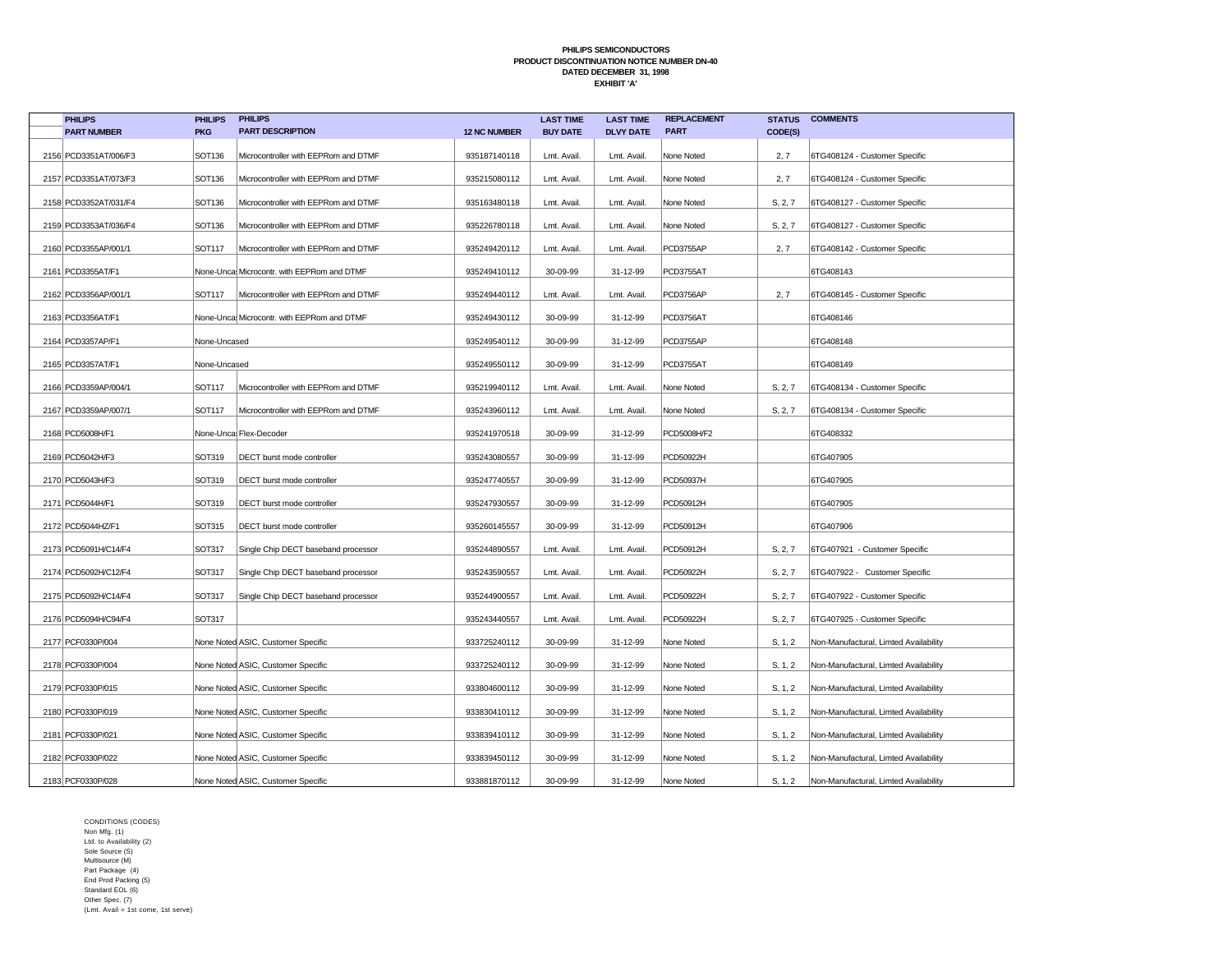**PHILIPS SEMICONDUCTORS**
**PRODUCT DISCONTINUATION NOTICE NUMBER DN-40**
**DATED DECEMBER 31, 1998**
**EXHIBIT 'A'**

| | PHILIPS PART NUMBER | PHILIPS PKG | PHILIPS PART DESCRIPTION | 12 NC NUMBER | LAST TIME BUY DATE | LAST TIME DLVY DATE | REPLACEMENT PART | STATUS CODE(S) | COMMENTS |
|---|---|---|---|---|---|---|---|---|---|
| 2156 | PCD3351AT/006/F3 | SOT136 | Microcontroller with EEPRom and DTMF | 935187140118 | Lmt. Avail. | Lmt. Avail. | None Noted | 2, 7 | 6TG408124 - Customer Specific |
| 2157 | PCD3351AT/073/F3 | SOT136 | Microcontroller with EEPRom and DTMF | 935215080112 | Lmt. Avail. | Lmt. Avail. | None Noted | 2, 7 | 6TG408124 - Customer Specific |
| 2158 | PCD3352AT/031/F4 | SOT136 | Microcontroller with EEPRom and DTMF | 935163480118 | Lmt. Avail. | Lmt. Avail. | None Noted | S, 2, 7 | 6TG408127 - Customer Specific |
| 2159 | PCD3353AT/036/F4 | SOT136 | Microcontroller with EEPRom and DTMF | 935226780118 | Lmt. Avail. | Lmt. Avail. | None Noted | S, 2, 7 | 6TG408127 - Customer Specific |
| 2160 | PCD3355AP/001/1 | SOT117 | Microcontroller with EEPRom and DTMF | 935249420112 | Lmt. Avail. | Lmt. Avail. | PCD3755AP | 2, 7 | 6TG408142 - Customer Specific |
| 2161 | PCD3355AT/F1 | None-Uncas | Microcontr. with EEPRom and DTMF | 935249410112 | 30-09-99 | 31-12-99 | PCD3755AT | | 6TG408143 |
| 2162 | PCD3356AP/001/1 | SOT117 | Microcontroller with EEPRom and DTMF | 935249440112 | Lmt. Avail. | Lmt. Avail. | PCD3756AP | 2, 7 | 6TG408145 - Customer Specific |
| 2163 | PCD3356AT/F1 | None-Uncas | Microcontr. with EEPRom and DTMF | 935249430112 | 30-09-99 | 31-12-99 | PCD3756AT | | 6TG408146 |
| 2164 | PCD3357AP/F1 | None-Uncased | | 935249540112 | 30-09-99 | 31-12-99 | PCD3755AP | | 6TG408148 |
| 2165 | PCD3357AT/F1 | None-Uncased | | 935249550112 | 30-09-99 | 31-12-99 | PCD3755AT | | 6TG408149 |
| 2166 | PCD3359AP/004/1 | SOT117 | Microcontroller with EEPRom and DTMF | 935219940112 | Lmt. Avail. | Lmt. Avail. | None Noted | S, 2, 7 | 6TG408134 - Customer Specific |
| 2167 | PCD3359AP/007/1 | SOT117 | Microcontroller with EEPRom and DTMF | 935243960112 | Lmt. Avail. | Lmt. Avail. | None Noted | S, 2, 7 | 6TG408134 - Customer Specific |
| 2168 | PCD5008H/F1 | None-Uncas | Flex-Decoder | 935241970518 | 30-09-99 | 31-12-99 | PCD5008H/F2 | | 6TG408332 |
| 2169 | PCD5042H/F3 | SOT319 | DECT burst mode controller | 935243080557 | 30-09-99 | 31-12-99 | PCD50922H | | 6TG407905 |
| 2170 | PCD5043H/F3 | SOT319 | DECT burst mode controller | 935247740557 | 30-09-99 | 31-12-99 | PCD50937H | | 6TG407905 |
| 2171 | PCD5044H/F1 | SOT319 | DECT burst mode controller | 935247930557 | 30-09-99 | 31-12-99 | PCD50912H | | 6TG407905 |
| 2172 | PCD5044HZ/F1 | SOT315 | DECT burst mode controller | 935260145557 | 30-09-99 | 31-12-99 | PCD50912H | | 6TG407906 |
| 2173 | PCD5091H/C14/F4 | SOT317 | Single Chip DECT baseband processor | 935244890557 | Lmt. Avail. | Lmt. Avail. | PCD50912H | S, 2, 7 | 6TG407921 - Customer Specific |
| 2174 | PCD5092H/C12/F4 | SOT317 | Single Chip DECT baseband processor | 935243590557 | Lmt. Avail. | Lmt. Avail. | PCD50922H | S, 2, 7 | 6TG407922 - Customer Specific |
| 2175 | PCD5092H/C14/F4 | SOT317 | Single Chip DECT baseband processor | 935244900557 | Lmt. Avail. | Lmt. Avail. | PCD50922H | S, 2, 7 | 6TG407922 - Customer Specific |
| 2176 | PCD5094H/C94/F4 | SOT317 | | 935243440557 | Lmt. Avail. | Lmt. Avail. | PCD50922H | S, 2, 7 | 6TG407925 - Customer Specific |
| 2177 | PCF0330P/004 | None Noted | ASIC, Customer Specific | 933725240112 | 30-09-99 | 31-12-99 | None Noted | S, 1, 2 | Non-Manufactural, Limted Availability |
| 2178 | PCF0330P/004 | None Noted | ASIC, Customer Specific | 933725240112 | 30-09-99 | 31-12-99 | None Noted | S, 1, 2 | Non-Manufactural, Limted Availability |
| 2179 | PCF0330P/015 | None Noted | ASIC, Customer Specific | 933804600112 | 30-09-99 | 31-12-99 | None Noted | S, 1, 2 | Non-Manufactural, Limted Availability |
| 2180 | PCF0330P/019 | None Noted | ASIC, Customer Specific | 933830410112 | 30-09-99 | 31-12-99 | None Noted | S, 1, 2 | Non-Manufactural, Limted Availability |
| 2181 | PCF0330P/021 | None Noted | ASIC, Customer Specific | 933839410112 | 30-09-99 | 31-12-99 | None Noted | S, 1, 2 | Non-Manufactural, Limted Availability |
| 2182 | PCF0330P/022 | None Noted | ASIC, Customer Specific | 933839450112 | 30-09-99 | 31-12-99 | None Noted | S, 1, 2 | Non-Manufactural, Limted Availability |
| 2183 | PCF0330P/028 | None Noted | ASIC, Customer Specific | 933881870112 | 30-09-99 | 31-12-99 | None Noted | S, 1, 2 | Non-Manufactural, Limted Availability |

CONDITIONS (CODES)
Non Mfg. (1)
Ltd. to Availability (2)
Sole Source (S)
Multisource (M)
Part Package (4)
End Prod Packing (5)
Standard EOL (6)
Other Spec. (7)
(Lmt. Avail = 1st come, 1st serve)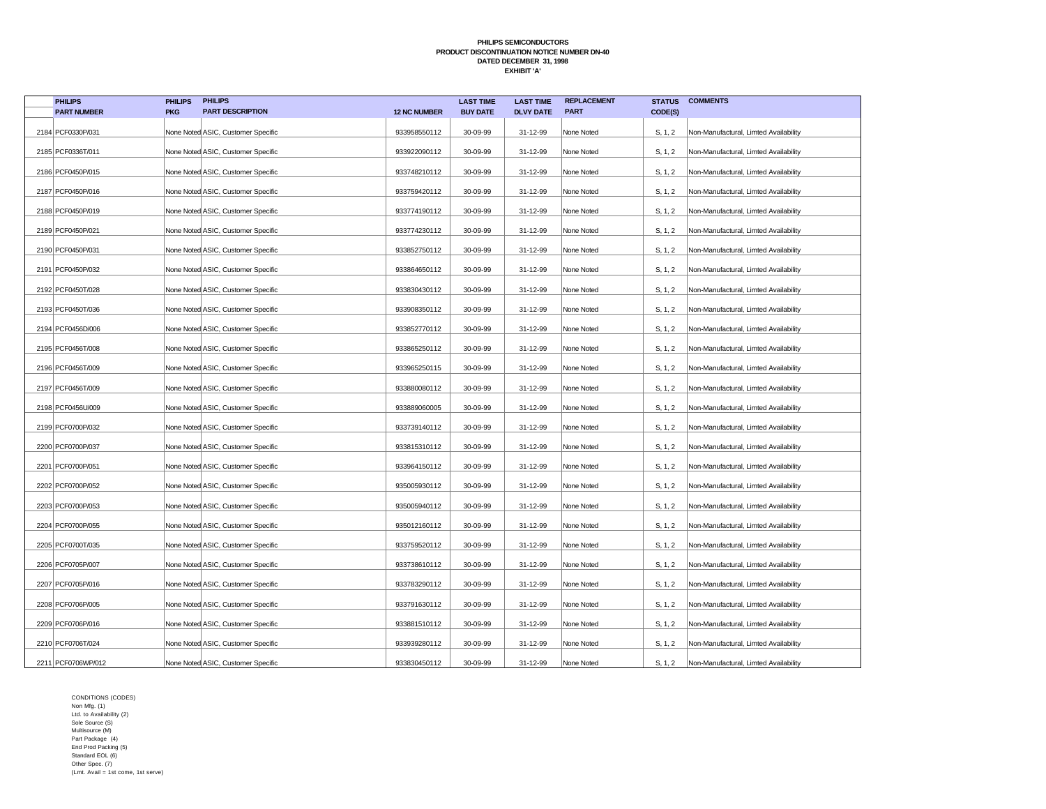**PHILIPS SEMICONDUCTORS**
**PRODUCT DISCONTINUATION NOTICE NUMBER DN-40**
**DATED DECEMBER 31, 1998**
**EXHIBIT 'A'**

| | PHILIPS PART NUMBER | PHILIPS PKG | PHILIPS PART DESCRIPTION | 12 NC NUMBER | LAST TIME BUY DATE | LAST TIME DLVY DATE | REPLACEMENT PART | STATUS CODE(S) | COMMENTS |
|---|---|---|---|---|---|---|---|---|---|
| 2184 | PCF0330P/031 | None Noted | ASIC, Customer Specific | 933958550112 | 30-09-99 | 31-12-99 | None Noted | S, 1, 2 | Non-Manufactural, Limted Availability |
| 2185 | PCF0336T/011 | None Noted | ASIC, Customer Specific | 933922090112 | 30-09-99 | 31-12-99 | None Noted | S, 1, 2 | Non-Manufactural, Limted Availability |
| 2186 | PCF0450P/015 | None Noted | ASIC, Customer Specific | 933748210112 | 30-09-99 | 31-12-99 | None Noted | S, 1, 2 | Non-Manufactural, Limted Availability |
| 2187 | PCF0450P/016 | None Noted | ASIC, Customer Specific | 933759420112 | 30-09-99 | 31-12-99 | None Noted | S, 1, 2 | Non-Manufactural, Limted Availability |
| 2188 | PCF0450P/019 | None Noted | ASIC, Customer Specific | 933774190112 | 30-09-99 | 31-12-99 | None Noted | S, 1, 2 | Non-Manufactural, Limted Availability |
| 2189 | PCF0450P/021 | None Noted | ASIC, Customer Specific | 933774230112 | 30-09-99 | 31-12-99 | None Noted | S, 1, 2 | Non-Manufactural, Limted Availability |
| 2190 | PCF0450P/031 | None Noted | ASIC, Customer Specific | 933852750112 | 30-09-99 | 31-12-99 | None Noted | S, 1, 2 | Non-Manufactural, Limted Availability |
| 2191 | PCF0450P/032 | None Noted | ASIC, Customer Specific | 933864650112 | 30-09-99 | 31-12-99 | None Noted | S, 1, 2 | Non-Manufactural, Limted Availability |
| 2192 | PCF0450T/028 | None Noted | ASIC, Customer Specific | 933830430112 | 30-09-99 | 31-12-99 | None Noted | S, 1, 2 | Non-Manufactural, Limted Availability |
| 2193 | PCF0450T/036 | None Noted | ASIC, Customer Specific | 933908350112 | 30-09-99 | 31-12-99 | None Noted | S, 1, 2 | Non-Manufactural, Limted Availability |
| 2194 | PCF0456D/006 | None Noted | ASIC, Customer Specific | 933852770112 | 30-09-99 | 31-12-99 | None Noted | S, 1, 2 | Non-Manufactural, Limted Availability |
| 2195 | PCF0456T/008 | None Noted | ASIC, Customer Specific | 933865250112 | 30-09-99 | 31-12-99 | None Noted | S, 1, 2 | Non-Manufactural, Limted Availability |
| 2196 | PCF0456T/009 | None Noted | ASIC, Customer Specific | 933965250115 | 30-09-99 | 31-12-99 | None Noted | S, 1, 2 | Non-Manufactural, Limted Availability |
| 2197 | PCF0456T/009 | None Noted | ASIC, Customer Specific | 933880080112 | 30-09-99 | 31-12-99 | None Noted | S, 1, 2 | Non-Manufactural, Limted Availability |
| 2198 | PCF0456U/009 | None Noted | ASIC, Customer Specific | 933889060005 | 30-09-99 | 31-12-99 | None Noted | S, 1, 2 | Non-Manufactural, Limted Availability |
| 2199 | PCF0700P/032 | None Noted | ASIC, Customer Specific | 933739140112 | 30-09-99 | 31-12-99 | None Noted | S, 1, 2 | Non-Manufactural, Limted Availability |
| 2200 | PCF0700P/037 | None Noted | ASIC, Customer Specific | 933815310112 | 30-09-99 | 31-12-99 | None Noted | S, 1, 2 | Non-Manufactural, Limted Availability |
| 2201 | PCF0700P/051 | None Noted | ASIC, Customer Specific | 933964150112 | 30-09-99 | 31-12-99 | None Noted | S, 1, 2 | Non-Manufactural, Limted Availability |
| 2202 | PCF0700P/052 | None Noted | ASIC, Customer Specific | 935005930112 | 30-09-99 | 31-12-99 | None Noted | S, 1, 2 | Non-Manufactural, Limted Availability |
| 2203 | PCF0700P/053 | None Noted | ASIC, Customer Specific | 935005940112 | 30-09-99 | 31-12-99 | None Noted | S, 1, 2 | Non-Manufactural, Limted Availability |
| 2204 | PCF0700P/055 | None Noted | ASIC, Customer Specific | 935012160112 | 30-09-99 | 31-12-99 | None Noted | S, 1, 2 | Non-Manufactural, Limted Availability |
| 2205 | PCF0700T/035 | None Noted | ASIC, Customer Specific | 933759520112 | 30-09-99 | 31-12-99 | None Noted | S, 1, 2 | Non-Manufactural, Limted Availability |
| 2206 | PCF0705P/007 | None Noted | ASIC, Customer Specific | 933738610112 | 30-09-99 | 31-12-99 | None Noted | S, 1, 2 | Non-Manufactural, Limted Availability |
| 2207 | PCF0705P/016 | None Noted | ASIC, Customer Specific | 933783290112 | 30-09-99 | 31-12-99 | None Noted | S, 1, 2 | Non-Manufactural, Limted Availability |
| 2208 | PCF0706P/005 | None Noted | ASIC, Customer Specific | 933791630112 | 30-09-99 | 31-12-99 | None Noted | S, 1, 2 | Non-Manufactural, Limted Availability |
| 2209 | PCF0706P/016 | None Noted | ASIC, Customer Specific | 933881510112 | 30-09-99 | 31-12-99 | None Noted | S, 1, 2 | Non-Manufactural, Limted Availability |
| 2210 | PCF0706T/024 | None Noted | ASIC, Customer Specific | 933939280112 | 30-09-99 | 31-12-99 | None Noted | S, 1, 2 | Non-Manufactural, Limted Availability |
| 2211 | PCF0706WP/012 | None Noted | ASIC, Customer Specific | 933830450112 | 30-09-99 | 31-12-99 | None Noted | S, 1, 2 | Non-Manufactural, Limted Availability |

CONDITIONS (CODES)
Non Mfg. (1)
Ltd. to Availability (2)
Sole Source (S)
Multisource (M)
Part Package (4)
End Prod Packing (5)
Standard EOL (6)
Other Spec. (7)
(Lmt. Avail = 1st come, 1st serve)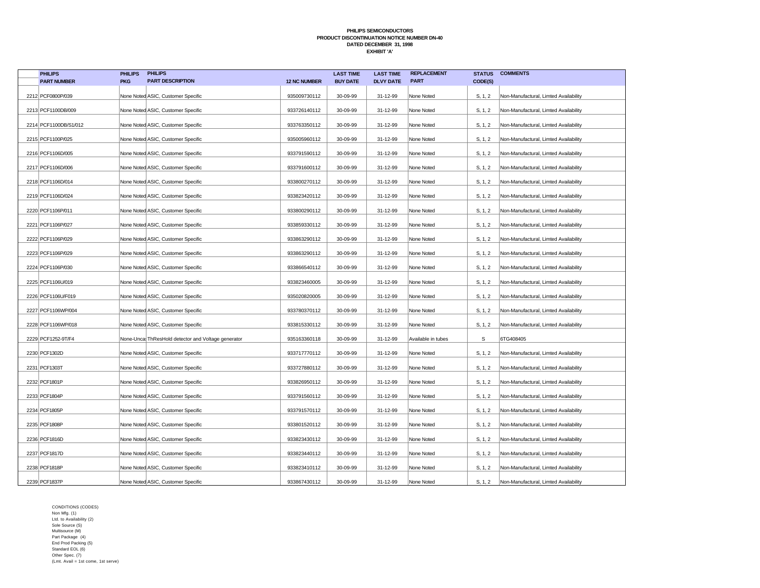**PHILIPS SEMICONDUCTORS**
**PRODUCT DISCONTINUATION NOTICE NUMBER DN-40**
**DATED DECEMBER 31, 1998**
**EXHIBIT 'A'**

| | PHILIPS PART NUMBER | PHILIPS PKG | PHILIPS PART DESCRIPTION | 12 NC NUMBER | LAST TIME BUY DATE | LAST TIME DLVY DATE | REPLACEMENT PART | STATUS CODE(S) | COMMENTS |
|---|---|---|---|---|---|---|---|---|---|
| 2212 | PCF0800P/039 | None Noted | ASIC, Customer Specific | 935009730112 | 30-09-99 | 31-12-99 | None Noted | S, 1, 2 | Non-Manufactural, Limted Availability |
| 2213 | PCF1100DB/009 | None Noted | ASIC, Customer Specific | 933726140112 | 30-09-99 | 31-12-99 | None Noted | S, 1, 2 | Non-Manufactural, Limted Availability |
| 2214 | PCF1100DB/S1/012 | None Noted | ASIC, Customer Specific | 933763350112 | 30-09-99 | 31-12-99 | None Noted | S, 1, 2 | Non-Manufactural, Limted Availability |
| 2215 | PCF1100P/025 | None Noted | ASIC, Customer Specific | 935005960112 | 30-09-99 | 31-12-99 | None Noted | S, 1, 2 | Non-Manufactural, Limted Availability |
| 2216 | PCF1106D/005 | None Noted | ASIC, Customer Specific | 933791590112 | 30-09-99 | 31-12-99 | None Noted | S, 1, 2 | Non-Manufactural, Limted Availability |
| 2217 | PCF1106D/006 | None Noted | ASIC, Customer Specific | 933791600112 | 30-09-99 | 31-12-99 | None Noted | S, 1, 2 | Non-Manufactural, Limted Availability |
| 2218 | PCF1106D/014 | None Noted | ASIC, Customer Specific | 933800270112 | 30-09-99 | 31-12-99 | None Noted | S, 1, 2 | Non-Manufactural, Limted Availability |
| 2219 | PCF1106D/024 | None Noted | ASIC, Customer Specific | 933823420112 | 30-09-99 | 31-12-99 | None Noted | S, 1, 2 | Non-Manufactural, Limted Availability |
| 2220 | PCF1106P/011 | None Noted | ASIC, Customer Specific | 933800290112 | 30-09-99 | 31-12-99 | None Noted | S, 1, 2 | Non-Manufactural, Limted Availability |
| 2221 | PCF1106P/027 | None Noted | ASIC, Customer Specific | 933859330112 | 30-09-99 | 31-12-99 | None Noted | S, 1, 2 | Non-Manufactural, Limted Availability |
| 2222 | PCF1106P/029 | None Noted | ASIC, Customer Specific | 933863290112 | 30-09-99 | 31-12-99 | None Noted | S, 1, 2 | Non-Manufactural, Limted Availability |
| 2223 | PCF1106P/029 | None Noted | ASIC, Customer Specific | 933863290112 | 30-09-99 | 31-12-99 | None Noted | S, 1, 2 | Non-Manufactural, Limted Availability |
| 2224 | PCF1106P/030 | None Noted | ASIC, Customer Specific | 933866540112 | 30-09-99 | 31-12-99 | None Noted | S, 1, 2 | Non-Manufactural, Limted Availability |
| 2225 | PCF1106U/019 | None Noted | ASIC, Customer Specific | 933823460005 | 30-09-99 | 31-12-99 | None Noted | S, 1, 2 | Non-Manufactural, Limted Availability |
| 2226 | PCF1106U/F019 | None Noted | ASIC, Customer Specific | 935020820005 | 30-09-99 | 31-12-99 | None Noted | S, 1, 2 | Non-Manufactural, Limted Availability |
| 2227 | PCF1106WP/004 | None Noted | ASIC, Customer Specific | 933780370112 | 30-09-99 | 31-12-99 | None Noted | S, 1, 2 | Non-Manufactural, Limted Availability |
| 2228 | PCF1106WP/018 | None Noted | ASIC, Customer Specific | 933815330112 | 30-09-99 | 31-12-99 | None Noted | S, 1, 2 | Non-Manufactural, Limted Availability |
| 2229 | PCF1252-9T/F4 | None-Unca | ThResHold detector and Voltage generator | 935163360118 | 30-09-99 | 31-12-99 | Available in tubes | S | 6TG408405 |
| 2230 | PCF1302D | None Noted | ASIC, Customer Specific | 933717770112 | 30-09-99 | 31-12-99 | None Noted | S, 1, 2 | Non-Manufactural, Limted Availability |
| 2231 | PCF1303T | None Noted | ASIC, Customer Specific | 933727880112 | 30-09-99 | 31-12-99 | None Noted | S, 1, 2 | Non-Manufactural, Limted Availability |
| 2232 | PCF1801P | None Noted | ASIC, Customer Specific | 933826950112 | 30-09-99 | 31-12-99 | None Noted | S, 1, 2 | Non-Manufactural, Limted Availability |
| 2233 | PCF1804P | None Noted | ASIC, Customer Specific | 933791560112 | 30-09-99 | 31-12-99 | None Noted | S, 1, 2 | Non-Manufactural, Limted Availability |
| 2234 | PCF1805P | None Noted | ASIC, Customer Specific | 933791570112 | 30-09-99 | 31-12-99 | None Noted | S, 1, 2 | Non-Manufactural, Limted Availability |
| 2235 | PCF1808P | None Noted | ASIC, Customer Specific | 933801520112 | 30-09-99 | 31-12-99 | None Noted | S, 1, 2 | Non-Manufactural, Limted Availability |
| 2236 | PCF1816D | None Noted | ASIC, Customer Specific | 933823430112 | 30-09-99 | 31-12-99 | None Noted | S, 1, 2 | Non-Manufactural, Limted Availability |
| 2237 | PCF1817D | None Noted | ASIC, Customer Specific | 933823440112 | 30-09-99 | 31-12-99 | None Noted | S, 1, 2 | Non-Manufactural, Limted Availability |
| 2238 | PCF1818P | None Noted | ASIC, Customer Specific | 933823410112 | 30-09-99 | 31-12-99 | None Noted | S, 1, 2 | Non-Manufactural, Limted Availability |
| 2239 | PCF1837P | None Noted | ASIC, Customer Specific | 933867430112 | 30-09-99 | 31-12-99 | None Noted | S, 1, 2 | Non-Manufactural, Limted Availability |

CONDITIONS (CODES)
Non Mfg. (1)
Ltd. to Availability (2)
Sole Source (S)
Multisource (M)
Part Package (4)
End Prod Packing (5)
Standard EOL (6)
Other Spec. (7)
(Lmt. Avail = 1st come, 1st serve)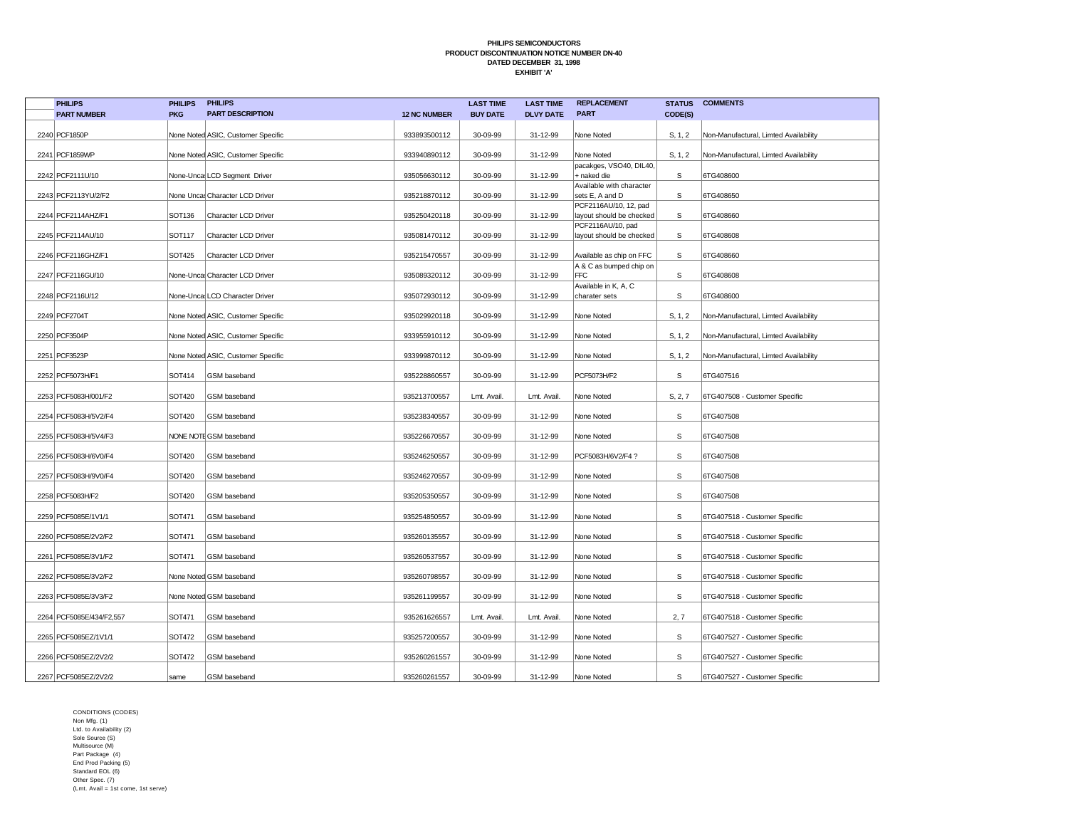**PHILIPS SEMICONDUCTORS**
**PRODUCT DISCONTINUATION NOTICE NUMBER DN-40**
**DATED DECEMBER 31, 1998**
**EXHIBIT 'A'**

| | PHILIPS PART NUMBER | PHILIPS PKG | PHILIPS PART DESCRIPTION | 12 NC NUMBER | LAST TIME BUY DATE | LAST TIME DLVY DATE | REPLACEMENT PART | STATUS CODE(S) | COMMENTS |
|---|---|---|---|---|---|---|---|---|---|
| 2240 | PCF1850P | None Noted | ASIC, Customer Specific | 933893500112 | 30-09-99 | 31-12-99 | None Noted | S, 1, 2 | Non-Manufactural, Limted Availability |
| 2241 | PCF1859WP | None Noted | ASIC, Customer Specific | 933940890112 | 30-09-99 | 31-12-99 | None Noted | S, 1, 2 | Non-Manufactural, Limted Availability |
| 2242 | PCF2111U/10 | None-Uncas | LCD Segment Driver | 935056630112 | 30-09-99 | 31-12-99 | pacakges, VSO40, DIL40, + naked die | S | 6TG408600 |
| 2243 | PCF2113YU/2/F2 | None Uncas | Character LCD Driver | 935218870112 | 30-09-99 | 31-12-99 | Available with character sets E, A and D | S | 6TG408650 |
| 2244 | PCF2114AHZ/F1 | SOT136 | Character LCD Driver | 935250420118 | 30-09-99 | 31-12-99 | PCF2116AU/10, 12, pad layout should be checked | S | 6TG408660 |
| 2245 | PCF2114AU/10 | SOT117 | Character LCD Driver | 935081470112 | 30-09-99 | 31-12-99 | PCF2116AU/10, pad layout should be checked | S | 6TG408608 |
| 2246 | PCF2116GHZ/F1 | SOT425 | Character LCD Driver | 935215470557 | 30-09-99 | 31-12-99 | Available as chip on FFC | S | 6TG408660 |
| 2247 | PCF2116GU/10 | None-Uncas | Character LCD Driver | 935089320112 | 30-09-99 | 31-12-99 | A & C as bumped chip on FFC | S | 6TG408608 |
| 2248 | PCF2116U/12 | None-Uncas | LCD Character Driver | 935072930112 | 30-09-99 | 31-12-99 | Available in K, A, C charater sets | S | 6TG408600 |
| 2249 | PCF2704T | None Noted | ASIC, Customer Specific | 935029920118 | 30-09-99 | 31-12-99 | None Noted | S, 1, 2 | Non-Manufactural, Limted Availability |
| 2250 | PCF3504P | None Noted | ASIC, Customer Specific | 933955910112 | 30-09-99 | 31-12-99 | None Noted | S, 1, 2 | Non-Manufactural, Limted Availability |
| 2251 | PCF3523P | None Noted | ASIC, Customer Specific | 933999870112 | 30-09-99 | 31-12-99 | None Noted | S, 1, 2 | Non-Manufactural, Limted Availability |
| 2252 | PCF5073H/F1 | SOT414 | GSM baseband | 935228860557 | 30-09-99 | 31-12-99 | PCF5073H/F2 | S | 6TG407516 |
| 2253 | PCF5083H/001/F2 | SOT420 | GSM baseband | 935213700557 | Lmt. Avail. | Lmt. Avail. | None Noted | S, 2, 7 | 6TG407508 - Customer Specific |
| 2254 | PCF5083H/5V2/F4 | SOT420 | GSM baseband | 935238340557 | 30-09-99 | 31-12-99 | None Noted | S | 6TG407508 |
| 2255 | PCF5083H/5V4/F3 | NONE NOTE | GSM baseband | 935226670557 | 30-09-99 | 31-12-99 | None Noted | S | 6TG407508 |
| 2256 | PCF5083H/6V0/F4 | SOT420 | GSM baseband | 935246250557 | 30-09-99 | 31-12-99 | PCF5083H/6V2/F4 ? | S | 6TG407508 |
| 2257 | PCF5083H/9V0/F4 | SOT420 | GSM baseband | 935246270557 | 30-09-99 | 31-12-99 | None Noted | S | 6TG407508 |
| 2258 | PCF5083H/F2 | SOT420 | GSM baseband | 935205350557 | 30-09-99 | 31-12-99 | None Noted | S | 6TG407508 |
| 2259 | PCF5085E/1V1/1 | SOT471 | GSM baseband | 935254850557 | 30-09-99 | 31-12-99 | None Noted | S | 6TG407518 - Customer Specific |
| 2260 | PCF5085E/2V2/F2 | SOT471 | GSM baseband | 935260135557 | 30-09-99 | 31-12-99 | None Noted | S | 6TG407518 - Customer Specific |
| 2261 | PCF5085E/3V1/F2 | SOT471 | GSM baseband | 935260537557 | 30-09-99 | 31-12-99 | None Noted | S | 6TG407518 - Customer Specific |
| 2262 | PCF5085E/3V2/F2 | None Noted | GSM baseband | 935260798557 | 30-09-99 | 31-12-99 | None Noted | S | 6TG407518 - Customer Specific |
| 2263 | PCF5085E/3V3/F2 | None Noted | GSM baseband | 935261199557 | 30-09-99 | 31-12-99 | None Noted | S | 6TG407518 - Customer Specific |
| 2264 | PCF5085E/434/F2,557 | SOT471 | GSM baseband | 935261626557 | Lmt. Avail. | Lmt. Avail. | None Noted | 2, 7 | 6TG407518 - Customer Specific |
| 2265 | PCF5085EZ/1V1/1 | SOT472 | GSM baseband | 935257200557 | 30-09-99 | 31-12-99 | None Noted | S | 6TG407527 - Customer Specific |
| 2266 | PCF5085EZ/2V2/2 | SOT472 | GSM baseband | 935260261557 | 30-09-99 | 31-12-99 | None Noted | S | 6TG407527 - Customer Specific |
| 2267 | PCF5085EZ/2V2/2 | same | GSM baseband | 935260261557 | 30-09-99 | 31-12-99 | None Noted | S | 6TG407527 - Customer Specific |

CONDITIONS (CODES)
Non Mfg. (1)
Ltd. to Availability (2)
Sole Source (S)
Multisource (M)
Part Package (4)
End Prod Packing (5)
Standard EOL (6)
Other Spec. (7)
(Lmt. Avail = 1st come, 1st serve)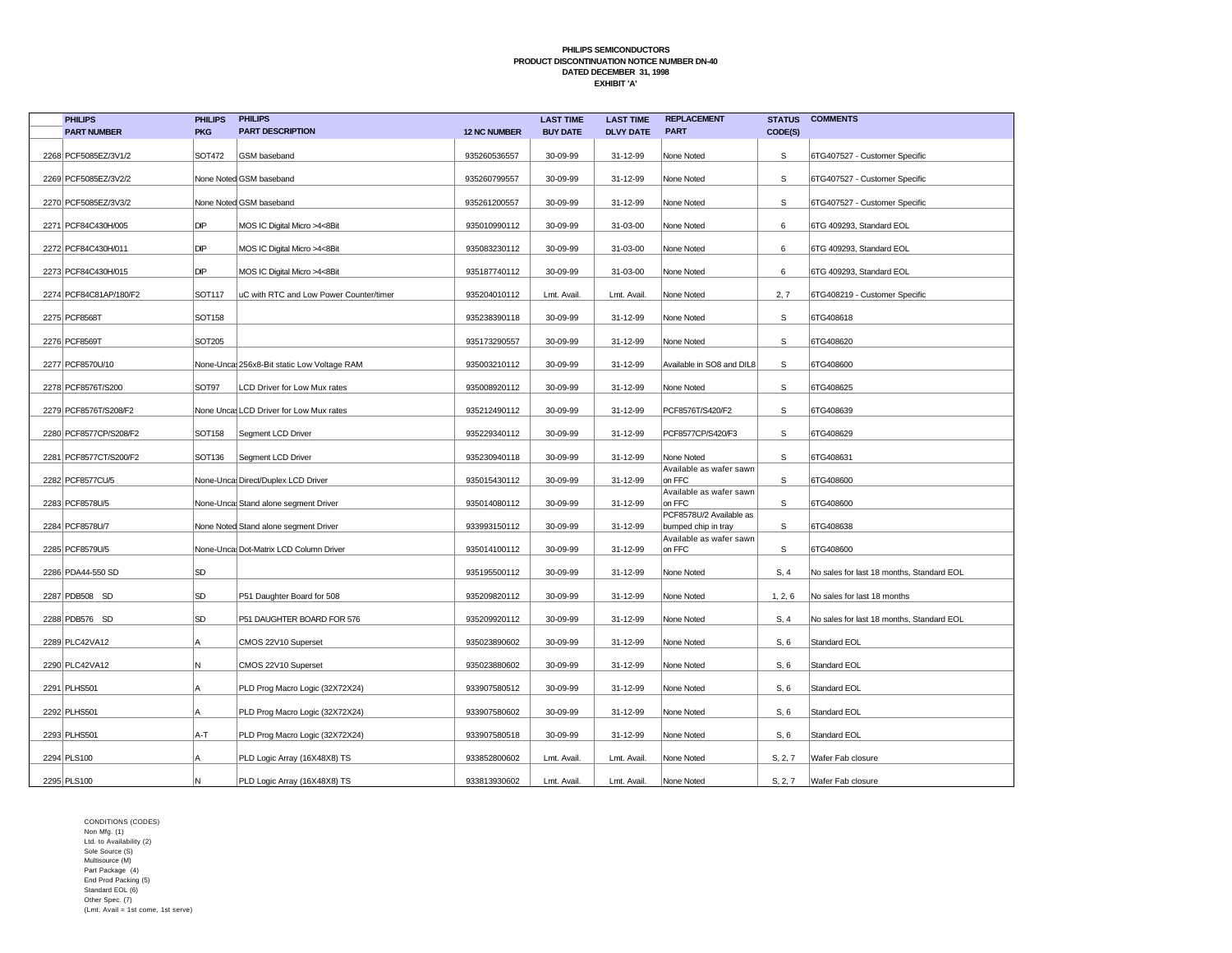**PHILIPS SEMICONDUCTORS**
**PRODUCT DISCONTINUATION NOTICE NUMBER DN-40**
**DATED DECEMBER 31, 1998**
**EXHIBIT 'A'**

| | PHILIPS PART NUMBER | PHILIPS PKG | PHILIPS PART DESCRIPTION | 12 NC NUMBER | LAST TIME BUY DATE | LAST TIME DLVY DATE | REPLACEMENT PART | STATUS CODE(S) | COMMENTS |
|---|---|---|---|---|---|---|---|---|---|
| 2268 | PCF5085EZ/3V1/2 | SOT472 | GSM baseband | 935260536557 | 30-09-99 | 31-12-99 | None Noted | S | 6TG407527 - Customer Specific |
| 2269 | PCF5085EZ/3V2/2 | None Noted | GSM baseband | 935260799557 | 30-09-99 | 31-12-99 | None Noted | S | 6TG407527 - Customer Specific |
| 2270 | PCF5085EZ/3V3/2 | None Noted | GSM baseband | 935261200557 | 30-09-99 | 31-12-99 | None Noted | S | 6TG407527 - Customer Specific |
| 2271 | PCF84C430H/005 | DIP | MOS IC Digital Micro >4<8Bit | 935010990112 | 30-09-99 | 31-03-00 | None Noted | 6 | 6TG 409293, Standard EOL |
| 2272 | PCF84C430H/011 | DIP | MOS IC Digital Micro >4<8Bit | 935083230112 | 30-09-99 | 31-03-00 | None Noted | 6 | 6TG 409293, Standard EOL |
| 2273 | PCF84C430H/015 | DIP | MOS IC Digital Micro >4<8Bit | 935187740112 | 30-09-99 | 31-03-00 | None Noted | 6 | 6TG 409293, Standard EOL |
| 2274 | PCF84C81AP/180/F2 | SOT117 | uC with RTC and Low Power Counter/timer | 935204010112 | Lmt. Avail. | Lmt. Avail. | None Noted | 2, 7 | 6TG408219 - Customer Specific |
| 2275 | PCF8568T | SOT158 | | 935238390118 | 30-09-99 | 31-12-99 | None Noted | S | 6TG408618 |
| 2276 | PCF8569T | SOT205 | | 935173290557 | 30-09-99 | 31-12-99 | None Noted | S | 6TG408620 |
| 2277 | PCF8570U/10 | None-Unca | 256x8-Bit static Low Voltage RAM | 935003210112 | 30-09-99 | 31-12-99 | Available in SO8 and DIL8 | S | 6TG408600 |
| 2278 | PCF8576T/S200 | SOT97 | LCD Driver for Low Mux rates | 935008920112 | 30-09-99 | 31-12-99 | None Noted | S | 6TG408625 |
| 2279 | PCF8576T/S208/F2 | None Unca | LCD Driver for Low Mux rates | 935212490112 | 30-09-99 | 31-12-99 | PCF8576T/S420/F2 | S | 6TG408639 |
| 2280 | PCF8577CP/S208/F2 | SOT158 | Segment LCD Driver | 935229340112 | 30-09-99 | 31-12-99 | PCF8577CP/S420/F3 | S | 6TG408629 |
| 2281 | PCF8577CT/S200/F2 | SOT136 | Segment LCD Driver | 935230940118 | 30-09-99 | 31-12-99 | None Noted | S | 6TG408631 |
| 2282 | PCF8577CU/5 | None-Unca | Direct/Duplex LCD Driver | 935015430112 | 30-09-99 | 31-12-99 | Available as wafer sawn on FFC | S | 6TG408600 |
| 2283 | PCF8578U/5 | None-Unca | Stand alone segment Driver | 935014080112 | 30-09-99 | 31-12-99 | Available as wafer sawn on FFC | S | 6TG408600 |
| 2284 | PCF8578U/7 | None Noted | Stand alone segment Driver | 933993150112 | 30-09-99 | 31-12-99 | PCF8578U/2 Available as bumped chip in tray | S | 6TG408638 |
| 2285 | PCF8579U/5 | None-Unca | Dot-Matrix LCD Column Driver | 935014100112 | 30-09-99 | 31-12-99 | Available as wafer sawn on FFC | S | 6TG408600 |
| 2286 | PDA44-550 SD | SD | | 935195500112 | 30-09-99 | 31-12-99 | None Noted | S, 4 | No sales for last 18 months, Standard EOL |
| 2287 | PDB508 SD | SD | P51 Daughter Board for 508 | 935209820112 | 30-09-99 | 31-12-99 | None Noted | 1, 2, 6 | No sales for last 18 months |
| 2288 | PDB576 SD | SD | P51 DAUGHTER BOARD FOR 576 | 935209920112 | 30-09-99 | 31-12-99 | None Noted | S, 4 | No sales for last 18 months, Standard EOL |
| 2289 | PLC42VA12 | A | CMOS 22V10 Superset | 935023890602 | 30-09-99 | 31-12-99 | None Noted | S, 6 | Standard EOL |
| 2290 | PLC42VA12 | N | CMOS 22V10 Superset | 935023880602 | 30-09-99 | 31-12-99 | None Noted | S, 6 | Standard EOL |
| 2291 | PLHS501 | A | PLD Prog Macro Logic (32X72X24) | 933907580512 | 30-09-99 | 31-12-99 | None Noted | S, 6 | Standard EOL |
| 2292 | PLHS501 | A | PLD Prog Macro Logic (32X72X24) | 933907580602 | 30-09-99 | 31-12-99 | None Noted | S, 6 | Standard EOL |
| 2293 | PLHS501 | A-T | PLD Prog Macro Logic (32X72X24) | 933907580518 | 30-09-99 | 31-12-99 | None Noted | S, 6 | Standard EOL |
| 2294 | PLS100 | A | PLD Logic Array (16X48X8) TS | 933852800602 | Lmt. Avail. | Lmt. Avail. | None Noted | S, 2, 7 | Wafer Fab closure |
| 2295 | PLS100 | N | PLD Logic Array (16X48X8) TS | 933813930602 | Lmt. Avail. | Lmt. Avail. | None Noted | S, 2, 7 | Wafer Fab closure |

CONDITIONS (CODES)
Non Mfg. (1)
Ltd. to Availability (2)
Sole Source (S)
Multisource (M)
Part Package (4)
End Prod Packing (5)
Standard EOL (6)
Other Spec. (7)
(Lmt. Avail = 1st come, 1st serve)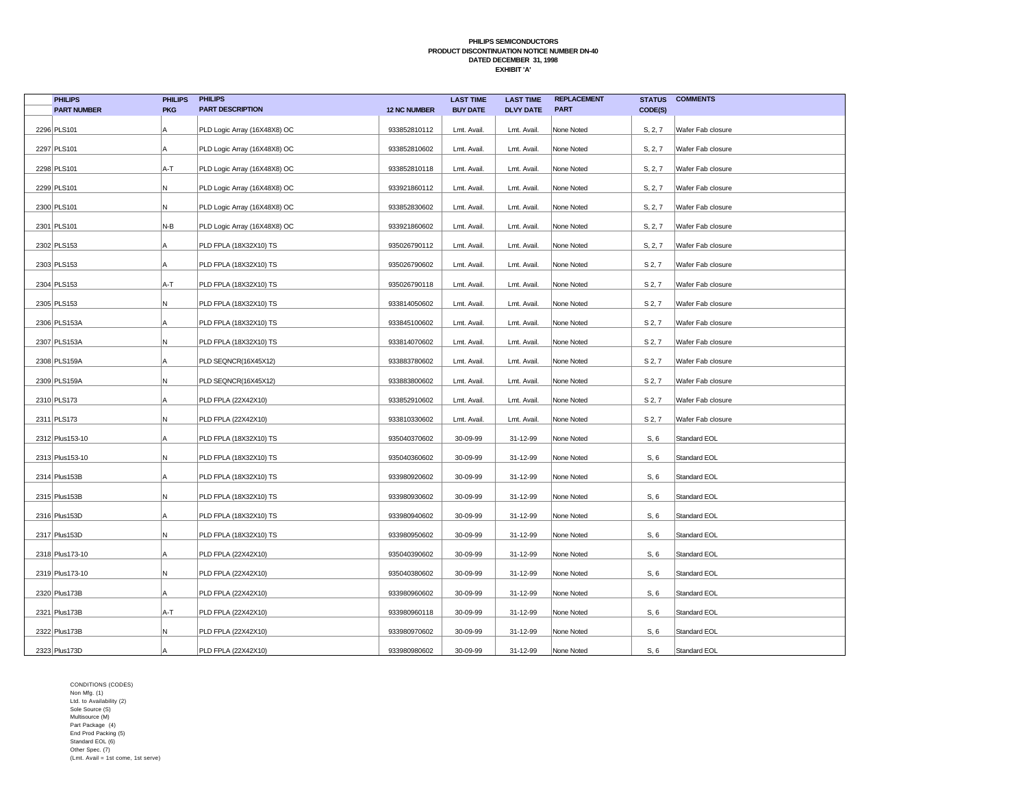**PHILIPS SEMICONDUCTORS**
**PRODUCT DISCONTINUATION NOTICE NUMBER DN-40**
**DATED DECEMBER 31, 1998**
**EXHIBIT 'A'**

| | PHILIPS PART NUMBER | PHILIPS PKG | PHILIPS PART DESCRIPTION | 12 NC NUMBER | LAST TIME BUY DATE | LAST TIME DLVY DATE | REPLACEMENT PART | STATUS CODE(S) | COMMENTS |
|---|---|---|---|---|---|---|---|---|---|
| 2296 | PLS101 | A | PLD Logic Array (16X48X8) OC | 933852810112 | Lmt. Avail. | Lmt. Avail. | None Noted | S, 2, 7 | Wafer Fab closure |
| 2297 | PLS101 | A | PLD Logic Array (16X48X8) OC | 933852810602 | Lmt. Avail. | Lmt. Avail. | None Noted | S, 2, 7 | Wafer Fab closure |
| 2298 | PLS101 | A-T | PLD Logic Array (16X48X8) OC | 933852810118 | Lmt. Avail. | Lmt. Avail. | None Noted | S, 2, 7 | Wafer Fab closure |
| 2299 | PLS101 | N | PLD Logic Array (16X48X8) OC | 933921860112 | Lmt. Avail. | Lmt. Avail. | None Noted | S, 2, 7 | Wafer Fab closure |
| 2300 | PLS101 | N | PLD Logic Array (16X48X8) OC | 933852830602 | Lmt. Avail. | Lmt. Avail. | None Noted | S, 2, 7 | Wafer Fab closure |
| 2301 | PLS101 | N-B | PLD Logic Array (16X48X8) OC | 933921860602 | Lmt. Avail. | Lmt. Avail. | None Noted | S, 2, 7 | Wafer Fab closure |
| 2302 | PLS153 | A | PLD FPLA (18X32X10) TS | 935026790112 | Lmt. Avail. | Lmt. Avail. | None Noted | S, 2, 7 | Wafer Fab closure |
| 2303 | PLS153 | A | PLD FPLA (18X32X10) TS | 935026790602 | Lmt. Avail. | Lmt. Avail. | None Noted | S 2, 7 | Wafer Fab closure |
| 2304 | PLS153 | A-T | PLD FPLA (18X32X10) TS | 935026790118 | Lmt. Avail. | Lmt. Avail. | None Noted | S 2, 7 | Wafer Fab closure |
| 2305 | PLS153 | N | PLD FPLA (18X32X10) TS | 933814050602 | Lmt. Avail. | Lmt. Avail. | None Noted | S 2, 7 | Wafer Fab closure |
| 2306 | PLS153A | A | PLD FPLA (18X32X10) TS | 933845100602 | Lmt. Avail. | Lmt. Avail. | None Noted | S 2, 7 | Wafer Fab closure |
| 2307 | PLS153A | N | PLD FPLA (18X32X10) TS | 933814070602 | Lmt. Avail. | Lmt. Avail. | None Noted | S 2, 7 | Wafer Fab closure |
| 2308 | PLS159A | A | PLD SEQNCR(16X45X12) | 933883780602 | Lmt. Avail. | Lmt. Avail. | None Noted | S 2, 7 | Wafer Fab closure |
| 2309 | PLS159A | N | PLD SEQNCR(16X45X12) | 933883800602 | Lmt. Avail. | Lmt. Avail. | None Noted | S 2, 7 | Wafer Fab closure |
| 2310 | PLS173 | A | PLD FPLA (22X42X10) | 933852910602 | Lmt. Avail. | Lmt. Avail. | None Noted | S 2, 7 | Wafer Fab closure |
| 2311 | PLS173 | N | PLD FPLA (22X42X10) | 933810330602 | Lmt. Avail. | Lmt. Avail. | None Noted | S 2, 7 | Wafer Fab closure |
| 2312 | Plus153-10 | A | PLD FPLA (18X32X10) TS | 935040370602 | 30-09-99 | 31-12-99 | None Noted | S, 6 | Standard EOL |
| 2313 | Plus153-10 | N | PLD FPLA (18X32X10) TS | 935040360602 | 30-09-99 | 31-12-99 | None Noted | S, 6 | Standard EOL |
| 2314 | Plus153B | A | PLD FPLA (18X32X10) TS | 933980920602 | 30-09-99 | 31-12-99 | None Noted | S, 6 | Standard EOL |
| 2315 | Plus153B | N | PLD FPLA (18X32X10) TS | 933980930602 | 30-09-99 | 31-12-99 | None Noted | S, 6 | Standard EOL |
| 2316 | Plus153D | A | PLD FPLA (18X32X10) TS | 933980940602 | 30-09-99 | 31-12-99 | None Noted | S, 6 | Standard EOL |
| 2317 | Plus153D | N | PLD FPLA (18X32X10) TS | 933980950602 | 30-09-99 | 31-12-99 | None Noted | S, 6 | Standard EOL |
| 2318 | Plus173-10 | A | PLD FPLA (22X42X10) | 935040390602 | 30-09-99 | 31-12-99 | None Noted | S, 6 | Standard EOL |
| 2319 | Plus173-10 | N | PLD FPLA (22X42X10) | 935040380602 | 30-09-99 | 31-12-99 | None Noted | S, 6 | Standard EOL |
| 2320 | Plus173B | A | PLD FPLA (22X42X10) | 933980960602 | 30-09-99 | 31-12-99 | None Noted | S, 6 | Standard EOL |
| 2321 | Plus173B | A-T | PLD FPLA (22X42X10) | 933980960118 | 30-09-99 | 31-12-99 | None Noted | S, 6 | Standard EOL |
| 2322 | Plus173B | N | PLD FPLA (22X42X10) | 933980970602 | 30-09-99 | 31-12-99 | None Noted | S, 6 | Standard EOL |
| 2323 | Plus173D | A | PLD FPLA (22X42X10) | 933980980602 | 30-09-99 | 31-12-99 | None Noted | S, 6 | Standard EOL |

CONDITIONS (CODES)
Non Mfg. (1)
Ltd. to Availability (2)
Sole Source (S)
Multisource (M)
Part Package (4)
End Prod Packing (5)
Standard EOL (6)
Other Spec. (7)
(Lmt. Avail = 1st come, 1st serve)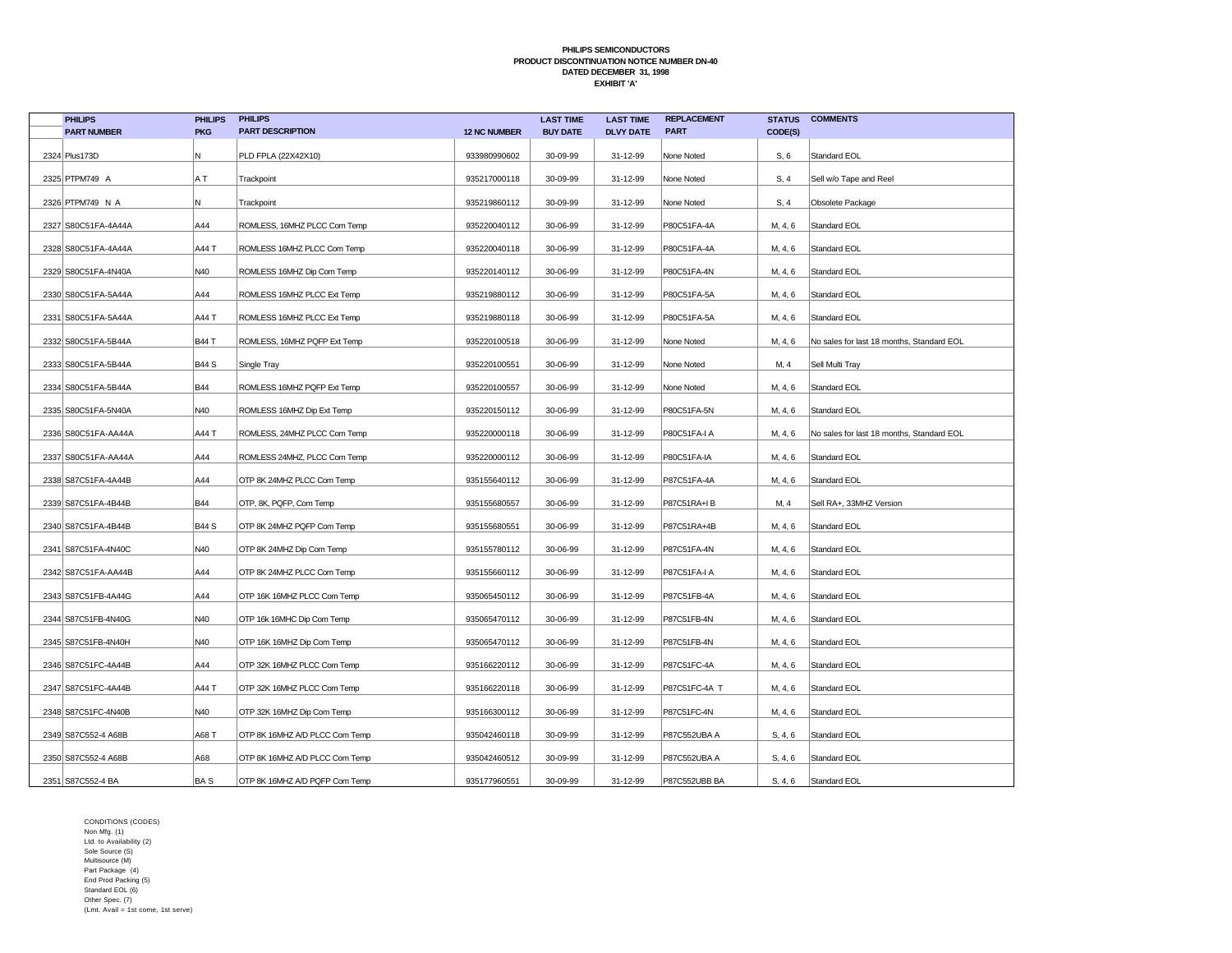**PHILIPS SEMICONDUCTORS**
**PRODUCT DISCONTINUATION NOTICE NUMBER DN-40**
**DATED DECEMBER 31, 1998**
**EXHIBIT 'A'**

| | PHILIPS PART NUMBER | PHILIPS PKG | PHILIPS PART DESCRIPTION | 12 NC NUMBER | LAST TIME BUY DATE | LAST TIME DLVY DATE | REPLACEMENT PART | STATUS CODE(S) | COMMENTS |
|---|---|---|---|---|---|---|---|---|---|
| 2324 | Plus173D | N | PLD FPLA (22X42X10) | 933980990602 | 30-09-99 | 31-12-99 | None Noted | S, 6 | Standard EOL |
| 2325 | PTPM749 A | A T | Trackpoint | 935217000118 | 30-09-99 | 31-12-99 | None Noted | S, 4 | Sell w/o Tape and Reel |
| 2326 | PTPM749 N A | N | Trackpoint | 935219860112 | 30-09-99 | 31-12-99 | None Noted | S, 4 | Obsolete Package |
| 2327 | S80C51FA-4A44A | A44 | ROMLESS, 16MHZ PLCC Com Temp | 935220040112 | 30-06-99 | 31-12-99 | P80C51FA-4A | M, 4, 6 | Standard EOL |
| 2328 | S80C51FA-4A44A | A44 T | ROMLESS 16MHZ PLCC Com Temp | 935220040118 | 30-06-99 | 31-12-99 | P80C51FA-4A | M, 4, 6 | Standard EOL |
| 2329 | S80C51FA-4N40A | N40 | ROMLESS 16MHZ Dip Com Temp | 935220140112 | 30-06-99 | 31-12-99 | P80C51FA-4N | M, 4, 6 | Standard EOL |
| 2330 | S80C51FA-5A44A | A44 | ROMLESS 16MHZ PLCC Ext Temp | 935219880112 | 30-06-99 | 31-12-99 | P80C51FA-5A | M, 4, 6 | Standard EOL |
| 2331 | S80C51FA-5A44A | A44 T | ROMLESS 16MHZ PLCC Ext Temp | 935219880118 | 30-06-99 | 31-12-99 | P80C51FA-5A | M, 4, 6 | Standard EOL |
| 2332 | S80C51FA-5B44A | B44 T | ROMLESS, 16MHZ PQFP Ext Temp | 935220100518 | 30-06-99 | 31-12-99 | None Noted | M, 4, 6 | No sales for last 18 months, Standard EOL |
| 2333 | S80C51FA-5B44A | B44 S | Single Tray | 935220100551 | 30-06-99 | 31-12-99 | None Noted | M, 4 | Sell Multi Tray |
| 2334 | S80C51FA-5B44A | B44 | ROMLESS 16MHZ PQFP Ext Temp | 935220100557 | 30-06-99 | 31-12-99 | None Noted | M, 4, 6 | Standard EOL |
| 2335 | S80C51FA-5N40A | N40 | ROMLESS 16MHZ Dip Ext Temp | 935220150112 | 30-06-99 | 31-12-99 | P80C51FA-5N | M, 4, 6 | Standard EOL |
| 2336 | S80C51FA-AA44A | A44 T | ROMLESS, 24MHZ PLCC Com Temp | 935220000118 | 30-06-99 | 31-12-99 | P80C51FA-I A | M, 4, 6 | No sales for last 18 months, Standard EOL |
| 2337 | S80C51FA-AA44A | A44 | ROMLESS 24MHZ, PLCC Com Temp | 935220000112 | 30-06-99 | 31-12-99 | P80C51FA-IA | M, 4, 6 | Standard EOL |
| 2338 | S87C51FA-4A44B | A44 | OTP 8K 24MHZ PLCC Com Temp | 935155640112 | 30-06-99 | 31-12-99 | P87C51FA-4A | M, 4, 6 | Standard EOL |
| 2339 | S87C51FA-4B44B | B44 | OTP, 8K, PQFP, Com Temp | 935155680557 | 30-06-99 | 31-12-99 | P87C51RA+I B | M, 4 | Sell RA+, 33MHZ Version |
| 2340 | S87C51FA-4B44B | B44 S | OTP 8K 24MHZ PQFP Com Temp | 935155680551 | 30-06-99 | 31-12-99 | P87C51RA+4B | M, 4, 6 | Standard EOL |
| 2341 | S87C51FA-4N40C | N40 | OTP 8K 24MHZ Dip Com Temp | 935155780112 | 30-06-99 | 31-12-99 | P87C51FA-4N | M, 4, 6 | Standard EOL |
| 2342 | S87C51FA-AA44B | A44 | OTP 8K 24MHZ PLCC Com Temp | 935155660112 | 30-06-99 | 31-12-99 | P87C51FA-I A | M, 4, 6 | Standard EOL |
| 2343 | S87C51FB-4A44G | A44 | OTP 16K 16MHZ PLCC Com Temp | 935065450112 | 30-06-99 | 31-12-99 | P87C51FB-4A | M, 4, 6 | Standard EOL |
| 2344 | S87C51FB-4N40G | N40 | OTP 16k 16MHC Dip Com Temp | 935065470112 | 30-06-99 | 31-12-99 | P87C51FB-4N | M, 4, 6 | Standard EOL |
| 2345 | S87C51FB-4N40H | N40 | OTP 16K 16MHZ Dip Com Temp | 935065470112 | 30-06-99 | 31-12-99 | P87C51FB-4N | M, 4, 6 | Standard EOL |
| 2346 | S87C51FC-4A44B | A44 | OTP 32K 16MHZ PLCC Com Temp | 935166220112 | 30-06-99 | 31-12-99 | P87C51FC-4A | M, 4, 6 | Standard EOL |
| 2347 | S87C51FC-4A44B | A44 T | OTP 32K 16MHZ PLCC Com Temp | 935166220118 | 30-06-99 | 31-12-99 | P87C51FC-4A T | M, 4, 6 | Standard EOL |
| 2348 | S87C51FC-4N40B | N40 | OTP 32K 16MHZ Dip Com Temp | 935166300112 | 30-06-99 | 31-12-99 | P87C51FC-4N | M, 4, 6 | Standard EOL |
| 2349 | S87C552-4 A68B | A68 T | OTP 8K 16MHZ A/D PLCC Com Temp | 935042460118 | 30-09-99 | 31-12-99 | P87C552UBA A | S, 4, 6 | Standard EOL |
| 2350 | S87C552-4 A68B | A68 | OTP 8K 16MHZ A/D PLCC Com Temp | 935042460512 | 30-09-99 | 31-12-99 | P87C552UBA A | S, 4, 6 | Standard EOL |
| 2351 | S87C552-4 BA | BA S | OTP 8K 16MHZ A/D PQFP Com Temp | 935177960551 | 30-09-99 | 31-12-99 | P87C552UBB BA | S, 4, 6 | Standard EOL |

CONDITIONS (CODES)
Non Mfg. (1)
Ltd. to Availability (2)
Sole Source (S)
Multisource (M)
Part Package (4)
End Prod Packing (5)
Standard EOL (6)
Other Spec. (7)
(Lmt. Avail = 1st come, 1st serve)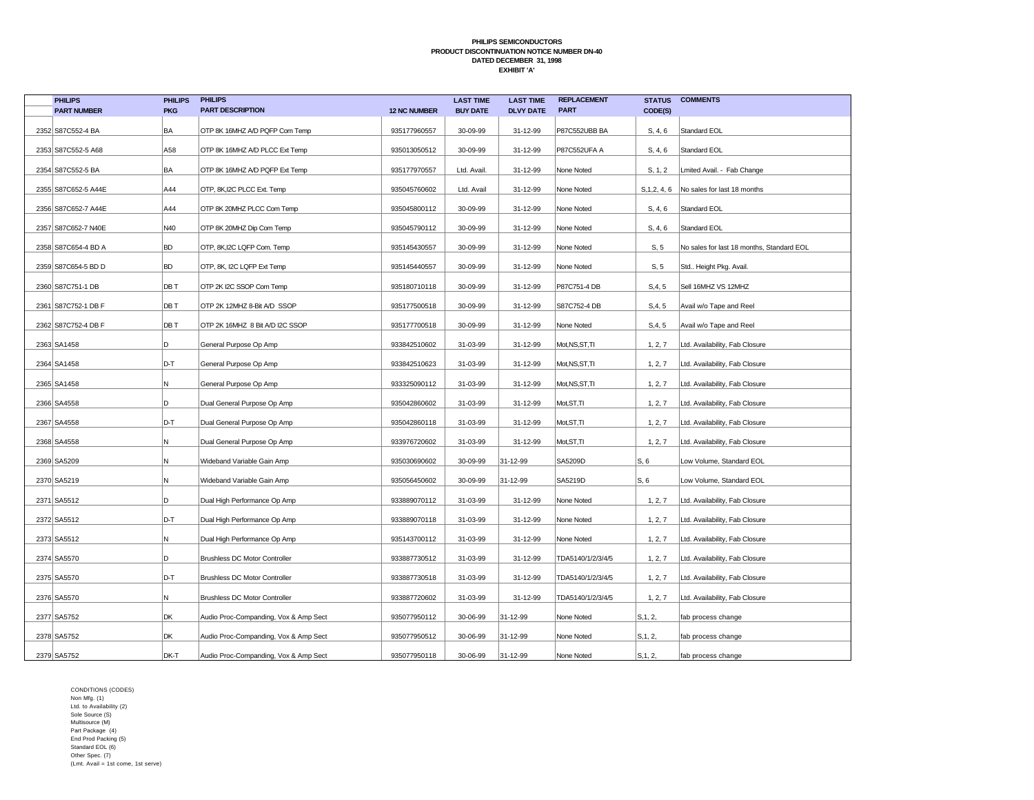**PHILIPS SEMICONDUCTORS**
**PRODUCT DISCONTINUATION NOTICE NUMBER DN-40**
**DATED DECEMBER 31, 1998**
**EXHIBIT 'A'**

| | PHILIPS PART NUMBER | PHILIPS PKG | PHILIPS PART DESCRIPTION | 12 NC NUMBER | LAST TIME BUY DATE | LAST TIME DLVY DATE | REPLACEMENT PART | STATUS CODE(S) | COMMENTS |
|---|---|---|---|---|---|---|---|---|---|
| 2352 | S87C552-4 BA | BA | OTP 8K 16MHZ A/D PQFP Com Temp | 935177960557 | 30-09-99 | 31-12-99 | P87C552UBB BA | S, 4, 6 | Standard EOL |
| 2353 | S87C552-5 A68 | A58 | OTP 8K 16MHZ A/D PLCC Ext Temp | 935013050512 | 30-09-99 | 31-12-99 | P87C552UFA A | S, 4, 6 | Standard EOL |
| 2354 | S87C552-5 BA | BA | OTP 8K 16MHZ A/D PQFP Ext Temp | 935177970557 | Ltd. Avail. | 31-12-99 | None Noted | S, 1, 2 | Lmited Avail. - Fab Change |
| 2355 | S87C652-5 A44E | A44 | OTP, 8K,I2C PLCC Ext. Temp | 935045760602 | Ltd. Avail | 31-12-99 | None Noted | S,1,2, 4, 6 | No sales for last 18 months |
| 2356 | S87C652-7 A44E | A44 | OTP 8K 20MHZ PLCC Com Temp | 935045800112 | 30-09-99 | 31-12-99 | None Noted | S, 4, 6 | Standard EOL |
| 2357 | S87C652-7 N40E | N40 | OTP 8K 20MHZ Dip Com Temp | 935045790112 | 30-09-99 | 31-12-99 | None Noted | S, 4, 6 | Standard EOL |
| 2358 | S87C654-4 BD A | BD | OTP, 8K,I2C LQFP Com. Temp | 935145430557 | 30-09-99 | 31-12-99 | None Noted | S, 5 | No sales for last 18 months, Standard EOL |
| 2359 | S87C654-5 BD D | BD | OTP, 8K, I2C LQFP Ext Temp | 935145440557 | 30-09-99 | 31-12-99 | None Noted | S, 5 | Std.. Height Pkg. Avail. |
| 2360 | S87C751-1 DB | DB T | OTP 2K I2C SSOP Com Temp | 935180710118 | 30-09-99 | 31-12-99 | P87C751-4 DB | S,4, 5 | Sell 16MHZ VS 12MHZ |
| 2361 | S87C752-1 DB F | DB T | OTP 2K 12MHZ 8-Bit A/D SSOP | 935177500518 | 30-09-99 | 31-12-99 | S87C752-4 DB | S,4, 5 | Avail w/o Tape and Reel |
| 2362 | S87C752-4 DB F | DB T | OTP 2K 16MHZ 8 Bit A/D I2C SSOP | 935177700518 | 30-09-99 | 31-12-99 | None Noted | S,4, 5 | Avail w/o Tape and Reel |
| 2363 | SA1458 | D | General Purpose Op Amp | 933842510602 | 31-03-99 | 31-12-99 | Mot,NS,ST,TI | 1, 2, 7 | Ltd. Availability, Fab Closure |
| 2364 | SA1458 | D-T | General Purpose Op Amp | 933842510623 | 31-03-99 | 31-12-99 | Mot,NS,ST,TI | 1, 2, 7 | Ltd. Availability, Fab Closure |
| 2365 | SA1458 | N | General Purpose Op Amp | 933325090112 | 31-03-99 | 31-12-99 | Mot,NS,ST,TI | 1, 2, 7 | Ltd. Availability, Fab Closure |
| 2366 | SA4558 | D | Dual General Purpose Op Amp | 935042860602 | 31-03-99 | 31-12-99 | Mot,ST,TI | 1, 2, 7 | Ltd. Availability, Fab Closure |
| 2367 | SA4558 | D-T | Dual General Purpose Op Amp | 935042860118 | 31-03-99 | 31-12-99 | Mot,ST,TI | 1, 2, 7 | Ltd. Availability, Fab Closure |
| 2368 | SA4558 | N | Dual General Purpose Op Amp | 933976720602 | 31-03-99 | 31-12-99 | Mot,ST,TI | 1, 2, 7 | Ltd. Availability, Fab Closure |
| 2369 | SA5209 | N | Wideband Variable Gain Amp | 935030690602 | 30-09-99 | 31-12-99 | SA5209D | S, 6 | Low Volume, Standard EOL |
| 2370 | SA5219 | N | Wideband Variable Gain Amp | 935056450602 | 30-09-99 | 31-12-99 | SA5219D | S, 6 | Low Volume, Standard EOL |
| 2371 | SA5512 | D | Dual High Performance Op Amp | 933889070112 | 31-03-99 | 31-12-99 | None Noted | 1, 2, 7 | Ltd. Availability, Fab Closure |
| 2372 | SA5512 | D-T | Dual High Performance Op Amp | 933889070118 | 31-03-99 | 31-12-99 | None Noted | 1, 2, 7 | Ltd. Availability, Fab Closure |
| 2373 | SA5512 | N | Dual High Performance Op Amp | 935143700112 | 31-03-99 | 31-12-99 | None Noted | 1, 2, 7 | Ltd. Availability, Fab Closure |
| 2374 | SA5570 | D | Brushless DC Motor Controller | 933887730512 | 31-03-99 | 31-12-99 | TDA5140/1/2/3/4/5 | 1, 2, 7 | Ltd. Availability, Fab Closure |
| 2375 | SA5570 | D-T | Brushless DC Motor Controller | 933887730518 | 31-03-99 | 31-12-99 | TDA5140/1/2/3/4/5 | 1, 2, 7 | Ltd. Availability, Fab Closure |
| 2376 | SA5570 | N | Brushless DC Motor Controller | 933887720602 | 31-03-99 | 31-12-99 | TDA5140/1/2/3/4/5 | 1, 2, 7 | Ltd. Availability, Fab Closure |
| 2377 | SA5752 | DK | Audio Proc-Companding, Vox & Amp Sect | 935077950112 | 30-06-99 | 31-12-99 | None Noted | S,1, 2, | fab process change |
| 2378 | SA5752 | DK | Audio Proc-Companding, Vox & Amp Sect | 935077950512 | 30-06-99 | 31-12-99 | None Noted | S,1, 2, | fab process change |
| 2379 | SA5752 | DK-T | Audio Proc-Companding, Vox & Amp Sect | 935077950118 | 30-06-99 | 31-12-99 | None Noted | S,1, 2, | fab process change |

CONDITIONS (CODES)
Non Mfg. (1)
Ltd. to Availability (2)
Sole Source (S)
Multisource (M)
Part Package (4)
End Prod Packing (5)
Standard EOL (6)
Other Spec. (7)
(Lmt. Avail = 1st come, 1st serve)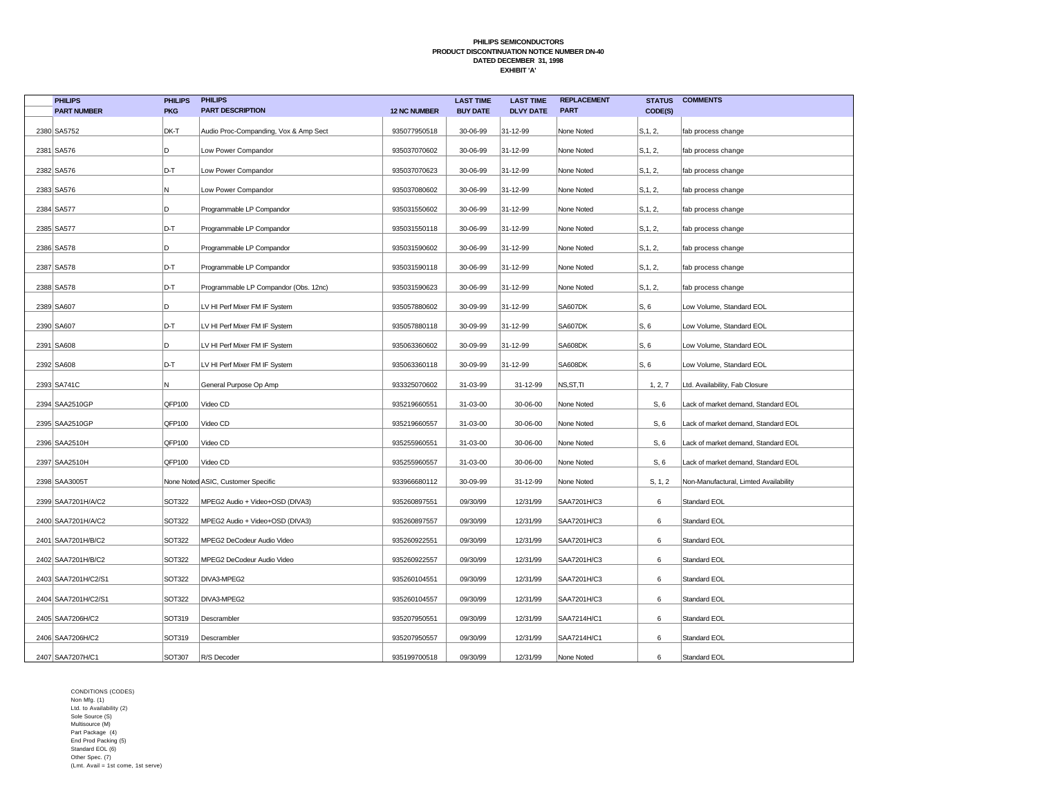**PHILIPS SEMICONDUCTORS**
**PRODUCT DISCONTINUATION NOTICE NUMBER DN-40**
**DATED DECEMBER 31, 1998**
**EXHIBIT 'A'**

| | PHILIPS PART NUMBER | PHILIPS PKG | PHILIPS PART DESCRIPTION | 12 NC NUMBER | LAST TIME BUY DATE | LAST TIME DLVY DATE | REPLACEMENT PART | STATUS CODE(S) | COMMENTS |
|---|---|---|---|---|---|---|---|---|---|
| 2380 | SA5752 | DK-T | Audio Proc-Companding, Vox & Amp Sect | 935077950518 | 30-06-99 | 31-12-99 | None Noted | S,1, 2, | fab process change |
| 2381 | SA576 | D | Low Power Compandor | 935037070602 | 30-06-99 | 31-12-99 | None Noted | S,1, 2, | fab process change |
| 2382 | SA576 | D-T | Low Power Compandor | 935037070623 | 30-06-99 | 31-12-99 | None Noted | S,1, 2, | fab process change |
| 2383 | SA576 | N | Low Power Compandor | 935037080602 | 30-06-99 | 31-12-99 | None Noted | S,1, 2, | fab process change |
| 2384 | SA577 | D | Programmable LP Compandor | 935031550602 | 30-06-99 | 31-12-99 | None Noted | S,1, 2, | fab process change |
| 2385 | SA577 | D-T | Programmable LP Compandor | 935031550118 | 30-06-99 | 31-12-99 | None Noted | S,1, 2, | fab process change |
| 2386 | SA578 | D | Programmable LP Compandor | 935031590602 | 30-06-99 | 31-12-99 | None Noted | S,1, 2, | fab process change |
| 2387 | SA578 | D-T | Programmable LP Compandor | 935031590118 | 30-06-99 | 31-12-99 | None Noted | S,1, 2, | fab process change |
| 2388 | SA578 | D-T | Programmable LP Compandor (Obs. 12nc) | 935031590623 | 30-06-99 | 31-12-99 | None Noted | S,1, 2, | fab process change |
| 2389 | SA607 | D | LV HI Perf Mixer FM IF System | 935057880602 | 30-09-99 | 31-12-99 | SA607DK | S, 6 | Low Volume, Standard EOL |
| 2390 | SA607 | D-T | LV HI Perf Mixer FM IF System | 935057880118 | 30-09-99 | 31-12-99 | SA607DK | S, 6 | Low Volume, Standard EOL |
| 2391 | SA608 | D | LV HI Perf Mixer FM IF System | 935063360602 | 30-09-99 | 31-12-99 | SA608DK | S, 6 | Low Volume, Standard EOL |
| 2392 | SA608 | D-T | LV HI Perf Mixer FM IF System | 935063360118 | 30-09-99 | 31-12-99 | SA608DK | S, 6 | Low Volume, Standard EOL |
| 2393 | SA741C | N | General Purpose Op Amp | 933325070602 | 31-03-99 | 31-12-99 | NS,ST,TI | 1, 2, 7 | Ltd. Availability, Fab Closure |
| 2394 | SAA2510GP | QFP100 | Video CD | 935219660551 | 31-03-00 | 30-06-00 | None Noted | S, 6 | Lack of market demand, Standard EOL |
| 2395 | SAA2510GP | QFP100 | Video CD | 935219660557 | 31-03-00 | 30-06-00 | None Noted | S, 6 | Lack of market demand, Standard EOL |
| 2396 | SAA2510H | QFP100 | Video CD | 935255960551 | 31-03-00 | 30-06-00 | None Noted | S, 6 | Lack of market demand, Standard EOL |
| 2397 | SAA2510H | QFP100 | Video CD | 935255960557 | 31-03-00 | 30-06-00 | None Noted | S, 6 | Lack of market demand, Standard EOL |
| 2398 | SAA3005T | None Noted | ASIC, Customer Specific | 933966680112 | 30-09-99 | 31-12-99 | None Noted | S, 1, 2 | Non-Manufactural, Limted Availability |
| 2399 | SAA7201H/A/C2 | SOT322 | MPEG2 Audio + Video+OSD (DIVA3) | 935260897551 | 09/30/99 | 12/31/99 | SAA7201H/C3 | 6 | Standard EOL |
| 2400 | SAA7201H/A/C2 | SOT322 | MPEG2 Audio + Video+OSD (DIVA3) | 935260897557 | 09/30/99 | 12/31/99 | SAA7201H/C3 | 6 | Standard EOL |
| 2401 | SAA7201H/B/C2 | SOT322 | MPEG2 DeCodeur Audio Video | 935260922551 | 09/30/99 | 12/31/99 | SAA7201H/C3 | 6 | Standard EOL |
| 2402 | SAA7201H/B/C2 | SOT322 | MPEG2 DeCodeur Audio Video | 935260922557 | 09/30/99 | 12/31/99 | SAA7201H/C3 | 6 | Standard EOL |
| 2403 | SAA7201H/C2/S1 | SOT322 | DIVA3-MPEG2 | 935260104551 | 09/30/99 | 12/31/99 | SAA7201H/C3 | 6 | Standard EOL |
| 2404 | SAA7201H/C2/S1 | SOT322 | DIVA3-MPEG2 | 935260104557 | 09/30/99 | 12/31/99 | SAA7201H/C3 | 6 | Standard EOL |
| 2405 | SAA7206H/C2 | SOT319 | Descrambler | 935207950551 | 09/30/99 | 12/31/99 | SAA7214H/C1 | 6 | Standard EOL |
| 2406 | SAA7206H/C2 | SOT319 | Descrambler | 935207950557 | 09/30/99 | 12/31/99 | SAA7214H/C1 | 6 | Standard EOL |
| 2407 | SAA7207H/C1 | SOT307 | R/S Decoder | 935199700518 | 09/30/99 | 12/31/99 | None Noted | 6 | Standard EOL |

CONDITIONS (CODES)
Non Mfg. (1)
Ltd. to Availability (2)
Sole Source (S)
Multisource (M)
Part Package (4)
End Prod Packing (5)
Standard EOL (6)
Other Spec. (7)
(Lmt. Avail = 1st come, 1st serve)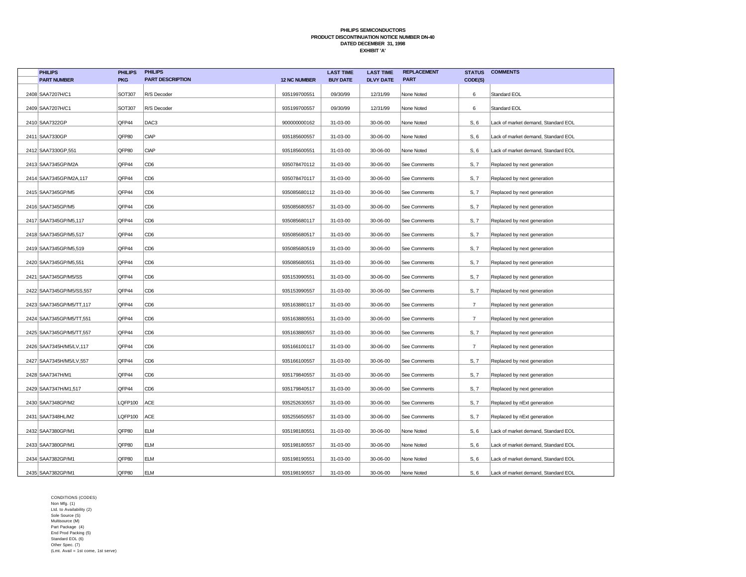**PHILIPS SEMICONDUCTORS**
**PRODUCT DISCONTINUATION NOTICE NUMBER DN-40**
**DATED DECEMBER 31, 1998**
**EXHIBIT 'A'**

| | PHILIPS PART NUMBER | PHILIPS PKG | PHILIPS PART DESCRIPTION | 12 NC NUMBER | LAST TIME BUY DATE | LAST TIME DLVY DATE | REPLACEMENT PART | STATUS CODE(S) | COMMENTS |
|---|---|---|---|---|---|---|---|---|---|
| 2408 | SAA7207H/C1 | SOT307 | R/S Decoder | 935199700551 | 09/30/99 | 12/31/99 | None Noted | 6 | Standard EOL |
| 2409 | SAA7207H/C1 | SOT307 | R/S Decoder | 935199700557 | 09/30/99 | 12/31/99 | None Noted | 6 | Standard EOL |
| 2410 | SAA7322GP | QFP44 | DAC3 | 900000000162 | 31-03-00 | 30-06-00 | None Noted | S, 6 | Lack of market demand, Standard EOL |
| 2411 | SAA7330GP | QFP80 | CIAP | 935185600557 | 31-03-00 | 30-06-00 | None Noted | S, 6 | Lack of market demand, Standard EOL |
| 2412 | SAA7330GP,551 | QFP80 | CIAP | 935185600551 | 31-03-00 | 30-06-00 | None Noted | S, 6 | Lack of market demand, Standard EOL |
| 2413 | SAA7345GP/M2A | QFP44 | CD6 | 935078470112 | 31-03-00 | 30-06-00 | See Comments | S, 7 | Replaced by next generation |
| 2414 | SAA7345GP/M2A,117 | QFP44 | CD6 | 935078470117 | 31-03-00 | 30-06-00 | See Comments | S, 7 | Replaced by next generation |
| 2415 | SAA7345GP/M5 | QFP44 | CD6 | 935085680112 | 31-03-00 | 30-06-00 | See Comments | S, 7 | Replaced by next generation |
| 2416 | SAA7345GP/M5 | QFP44 | CD6 | 935085680557 | 31-03-00 | 30-06-00 | See Comments | S, 7 | Replaced by next generation |
| 2417 | SAA7345GP/M5,117 | QFP44 | CD6 | 935085680117 | 31-03-00 | 30-06-00 | See Comments | S, 7 | Replaced by next generation |
| 2418 | SAA7345GP/M5,517 | QFP44 | CD6 | 935085680517 | 31-03-00 | 30-06-00 | See Comments | S, 7 | Replaced by next generation |
| 2419 | SAA7345GP/M5,519 | QFP44 | CD6 | 935085680519 | 31-03-00 | 30-06-00 | See Comments | S, 7 | Replaced by next generation |
| 2420 | SAA7345GP/M5,551 | QFP44 | CD6 | 935085680551 | 31-03-00 | 30-06-00 | See Comments | S, 7 | Replaced by next generation |
| 2421 | SAA7345GP/M5/SS | QFP44 | CD6 | 935153990551 | 31-03-00 | 30-06-00 | See Comments | S, 7 | Replaced by next generation |
| 2422 | SAA7345GP/M5/SS,557 | QFP44 | CD6 | 935153990557 | 31-03-00 | 30-06-00 | See Comments | S, 7 | Replaced by next generation |
| 2423 | SAA7345GP/M5/TT,117 | QFP44 | CD6 | 935163880117 | 31-03-00 | 30-06-00 | See Comments | 7 | Replaced by next generation |
| 2424 | SAA7345GP/M5/TT,551 | QFP44 | CD6 | 935163880551 | 31-03-00 | 30-06-00 | See Comments | 7 | Replaced by next generation |
| 2425 | SAA7345GP/M5/TT,557 | QFP44 | CD6 | 935163880557 | 31-03-00 | 30-06-00 | See Comments | S, 7 | Replaced by next generation |
| 2426 | SAA7345H/M5/LV,117 | QFP44 | CD6 | 935166100117 | 31-03-00 | 30-06-00 | See Comments | 7 | Replaced by next generation |
| 2427 | SAA7345H/M5/LV,557 | QFP44 | CD6 | 935166100557 | 31-03-00 | 30-06-00 | See Comments | S, 7 | Replaced by next generation |
| 2428 | SAA7347H/M1 | QFP44 | CD6 | 935179840557 | 31-03-00 | 30-06-00 | See Comments | S, 7 | Replaced by next generation |
| 2429 | SAA7347H/M1,517 | QFP44 | CD6 | 935179840517 | 31-03-00 | 30-06-00 | See Comments | S, 7 | Replaced by next generation |
| 2430 | SAA7348GP/M2 | LQFP100 | ACE | 935252630557 | 31-03-00 | 30-06-00 | See Comments | S, 7 | Replaced by nExt generation |
| 2431 | SAA7348HL/M2 | LQFP100 | ACE | 935255650557 | 31-03-00 | 30-06-00 | See Comments | S, 7 | Replaced by nExt generation |
| 2432 | SAA7380GP/M1 | QFP80 | ELM | 935198180551 | 31-03-00 | 30-06-00 | None Noted | S, 6 | Lack of market demand, Standard EOL |
| 2433 | SAA7380GP/M1 | QFP80 | ELM | 935198180557 | 31-03-00 | 30-06-00 | None Noted | S, 6 | Lack of market demand, Standard EOL |
| 2434 | SAA7382GP/M1 | QFP80 | ELM | 935198190551 | 31-03-00 | 30-06-00 | None Noted | S, 6 | Lack of market demand, Standard EOL |
| 2435 | SAA7382GP/M1 | QFP80 | ELM | 935198190557 | 31-03-00 | 30-06-00 | None Noted | S, 6 | Lack of market demand, Standard EOL |

CONDITIONS (CODES)
Non Mfg. (1)
Ltd. to Availability (2)
Sole Source (S)
Multisource (M)
Part Package (4)
End Prod Packing (5)
Standard EOL (6)
Other Spec. (7)
(Lmt. Avail = 1st come, 1st serve)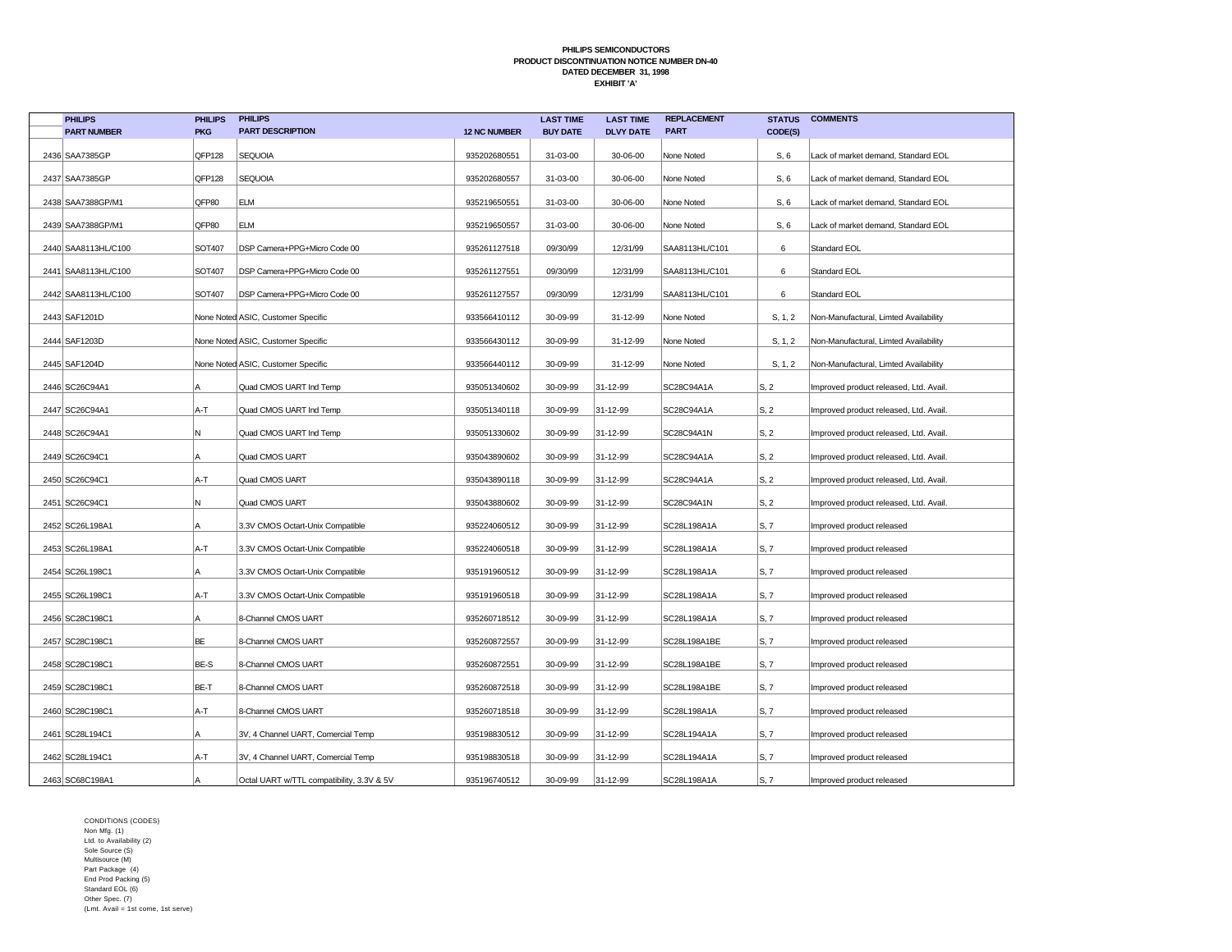**PHILIPS SEMICONDUCTORS**
**PRODUCT DISCONTINUATION NOTICE NUMBER DN-40**
**DATED DECEMBER 31, 1998**
**EXHIBIT 'A'**

| | PHILIPS PART NUMBER | PHILIPS PKG | PHILIPS PART DESCRIPTION | 12 NC NUMBER | LAST TIME BUY DATE | LAST TIME DLVY DATE | REPLACEMENT PART | STATUS CODE(S) | COMMENTS |
|---|---|---|---|---|---|---|---|---|---|
| 2436 | SAA7385GP | QFP128 | SEQUOIA | 935202680551 | 31-03-00 | 30-06-00 | None Noted | S, 6 | Lack of market demand, Standard EOL |
| 2437 | SAA7385GP | QFP128 | SEQUOIA | 935202680557 | 31-03-00 | 30-06-00 | None Noted | S, 6 | Lack of market demand, Standard EOL |
| 2438 | SAA7388GP/M1 | QFP80 | ELM | 935219650551 | 31-03-00 | 30-06-00 | None Noted | S, 6 | Lack of market demand, Standard EOL |
| 2439 | SAA7388GP/M1 | QFP80 | ELM | 935219650557 | 31-03-00 | 30-06-00 | None Noted | S, 6 | Lack of market demand, Standard EOL |
| 2440 | SAA8113HL/C100 | SOT407 | DSP Camera+PPG+Micro Code 00 | 935261127518 | 09/30/99 | 12/31/99 | SAA8113HL/C101 | 6 | Standard EOL |
| 2441 | SAA8113HL/C100 | SOT407 | DSP Camera+PPG+Micro Code 00 | 935261127551 | 09/30/99 | 12/31/99 | SAA8113HL/C101 | 6 | Standard EOL |
| 2442 | SAA8113HL/C100 | SOT407 | DSP Camera+PPG+Micro Code 00 | 935261127557 | 09/30/99 | 12/31/99 | SAA8113HL/C101 | 6 | Standard EOL |
| 2443 | SAF1201D | None Noted | ASIC, Customer Specific | 933566410112 | 30-09-99 | 31-12-99 | None Noted | S, 1, 2 | Non-Manufactural, Limted Availability |
| 2444 | SAF1203D | None Noted | ASIC, Customer Specific | 933566430112 | 30-09-99 | 31-12-99 | None Noted | S, 1, 2 | Non-Manufactural, Limted Availability |
| 2445 | SAF1204D | None Noted | ASIC, Customer Specific | 933566440112 | 30-09-99 | 31-12-99 | None Noted | S, 1, 2 | Non-Manufactural, Limted Availability |
| 2446 | SC26C94A1 | A | Quad CMOS UART Ind Temp | 935051340602 | 30-09-99 | 31-12-99 | SC28C94A1A | S, 2 | Improved product released, Ltd. Avail. |
| 2447 | SC26C94A1 | A-T | Quad CMOS UART Ind Temp | 935051340118 | 30-09-99 | 31-12-99 | SC28C94A1A | S, 2 | Improved product released, Ltd. Avail. |
| 2448 | SC26C94A1 | N | Quad CMOS UART Ind Temp | 935051330602 | 30-09-99 | 31-12-99 | SC28C94A1N | S, 2 | Improved product released, Ltd. Avail. |
| 2449 | SC26C94C1 | A | Quad CMOS UART | 935043890602 | 30-09-99 | 31-12-99 | SC28C94A1A | S, 2 | Improved product released, Ltd. Avail. |
| 2450 | SC26C94C1 | A-T | Quad CMOS UART | 935043890118 | 30-09-99 | 31-12-99 | SC28C94A1A | S, 2 | Improved product released, Ltd. Avail. |
| 2451 | SC26C94C1 | N | Quad CMOS UART | 935043880602 | 30-09-99 | 31-12-99 | SC28C94A1N | S, 2 | Improved product released, Ltd. Avail. |
| 2452 | SC26L198A1 | A | 3.3V CMOS Octart-Unix Compatible | 935224060512 | 30-09-99 | 31-12-99 | SC28L198A1A | S, 7 | Improved product released |
| 2453 | SC26L198A1 | A-T | 3.3V CMOS Octart-Unix Compatible | 935224060518 | 30-09-99 | 31-12-99 | SC28L198A1A | S, 7 | Improved product released |
| 2454 | SC26L198C1 | A | 3.3V CMOS Octart-Unix Compatible | 935191960512 | 30-09-99 | 31-12-99 | SC28L198A1A | S, 7 | Improved product released |
| 2455 | SC26L198C1 | A-T | 3.3V CMOS Octart-Unix Compatible | 935191960518 | 30-09-99 | 31-12-99 | SC28L198A1A | S, 7 | Improved product released |
| 2456 | SC28C198C1 | A | 8-Channel CMOS UART | 935260718512 | 30-09-99 | 31-12-99 | SC28L198A1A | S, 7 | Improved product released |
| 2457 | SC28C198C1 | BE | 8-Channel CMOS UART | 935260872557 | 30-09-99 | 31-12-99 | SC28L198A1BE | S, 7 | Improved product released |
| 2458 | SC28C198C1 | BE-S | 8-Channel CMOS UART | 935260872551 | 30-09-99 | 31-12-99 | SC28L198A1BE | S, 7 | Improved product released |
| 2459 | SC28C198C1 | BE-T | 8-Channel CMOS UART | 935260872518 | 30-09-99 | 31-12-99 | SC28L198A1BE | S, 7 | Improved product released |
| 2460 | SC28C198C1 | A-T | 8-Channel CMOS UART | 935260718518 | 30-09-99 | 31-12-99 | SC28L198A1A | S, 7 | Improved product released |
| 2461 | SC28L194C1 | A | 3V, 4 Channel UART, Comercial Temp | 935198830512 | 30-09-99 | 31-12-99 | SC28L194A1A | S, 7 | Improved product released |
| 2462 | SC28L194C1 | A-T | 3V, 4 Channel UART, Comercial Temp | 935198830518 | 30-09-99 | 31-12-99 | SC28L194A1A | S, 7 | Improved product released |
| 2463 | SC68C198A1 | A | Octal UART w/TTL compatibility, 3.3V & 5V | 935196740512 | 30-09-99 | 31-12-99 | SC28L198A1A | S, 7 | Improved product released |

CONDITIONS (CODES)
Non Mfg. (1)
Ltd. to Availability (2)
Sole Source (S)
Multisource (M)
Part Package (4)
End Prod Packing (5)
Standard EOL (6)
Other Spec. (7)
(Lmt. Avail = 1st come, 1st serve)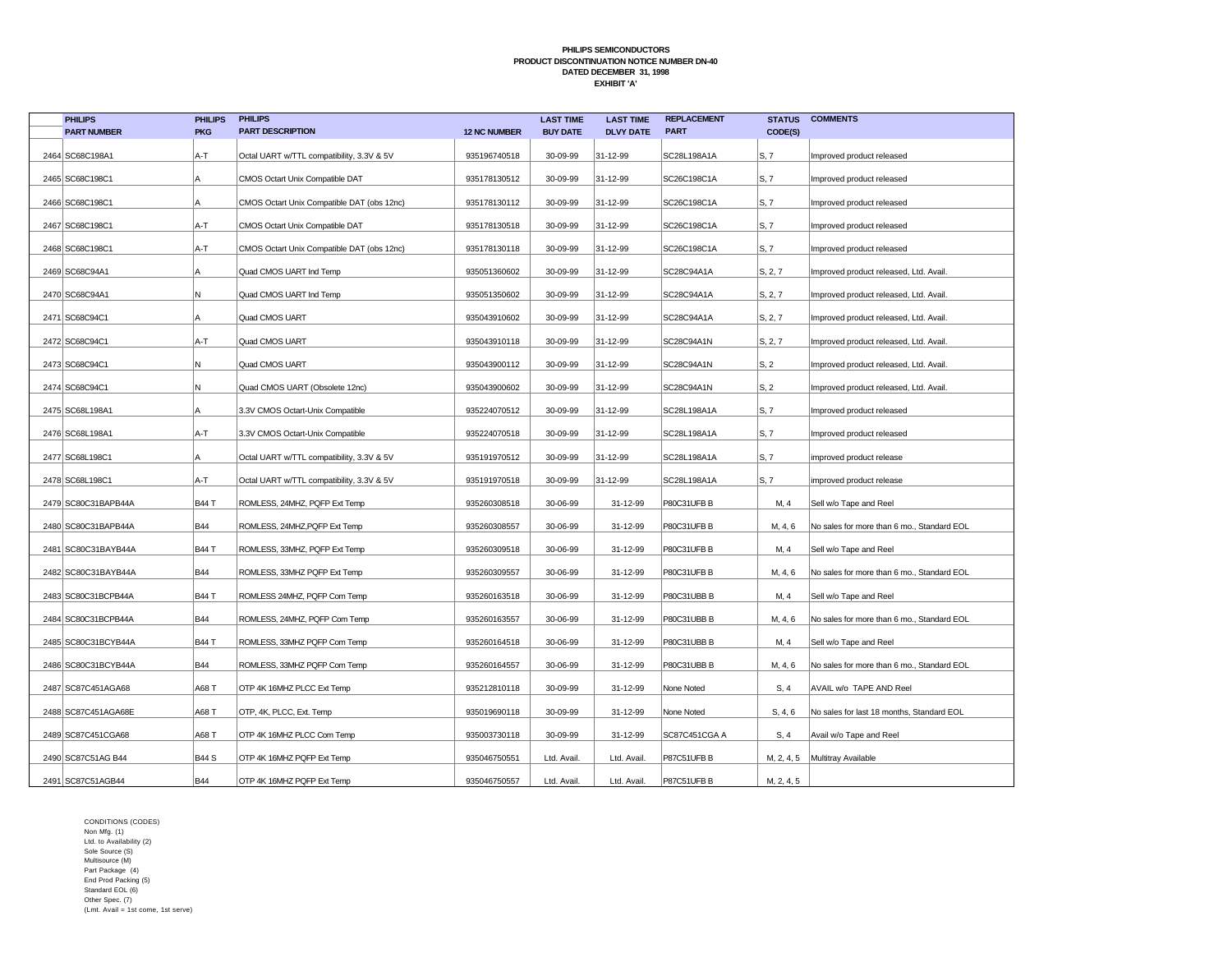**PHILIPS SEMICONDUCTORS**
**PRODUCT DISCONTINUATION NOTICE NUMBER DN-40**
**DATED DECEMBER 31, 1998**
**EXHIBIT 'A'**

| | PHILIPS PART NUMBER | PHILIPS PKG | PHILIPS PART DESCRIPTION | 12 NC NUMBER | LAST TIME BUY DATE | LAST TIME DLVY DATE | REPLACEMENT PART | STATUS CODE(S) | COMMENTS |
|---|---|---|---|---|---|---|---|---|---|
| 2464 | SC68C198A1 | A-T | Octal UART w/TTL compatibility, 3.3V & 5V | 935196740518 | 30-09-99 | 31-12-99 | SC28L198A1A | S, 7 | Improved product released |
| 2465 | SC68C198C1 | A | CMOS Octart Unix Compatible DAT | 935178130512 | 30-09-99 | 31-12-99 | SC26C198C1A | S, 7 | Improved product released |
| 2466 | SC68C198C1 | A | CMOS Octart Unix Compatible DAT (obs 12nc) | 935178130112 | 30-09-99 | 31-12-99 | SC26C198C1A | S, 7 | Improved product released |
| 2467 | SC68C198C1 | A-T | CMOS Octart Unix Compatible DAT | 935178130518 | 30-09-99 | 31-12-99 | SC26C198C1A | S, 7 | Improved product released |
| 2468 | SC68C198C1 | A-T | CMOS Octart Unix Compatible DAT (obs 12nc) | 935178130118 | 30-09-99 | 31-12-99 | SC26C198C1A | S, 7 | Improved product released |
| 2469 | SC68C94A1 | A | Quad CMOS UART Ind Temp | 935051360602 | 30-09-99 | 31-12-99 | SC28C94A1A | S, 2, 7 | Improved product released, Ltd. Avail. |
| 2470 | SC68C94A1 | N | Quad CMOS UART Ind Temp | 935051350602 | 30-09-99 | 31-12-99 | SC28C94A1A | S, 2, 7 | Improved product released, Ltd. Avail. |
| 2471 | SC68C94C1 | A | Quad CMOS UART | 935043910602 | 30-09-99 | 31-12-99 | SC28C94A1A | S, 2, 7 | Improved product released, Ltd. Avail. |
| 2472 | SC68C94C1 | A-T | Quad CMOS UART | 935043910118 | 30-09-99 | 31-12-99 | SC28C94A1N | S, 2, 7 | Improved product released, Ltd. Avail. |
| 2473 | SC68C94C1 | N | Quad CMOS UART | 935043900112 | 30-09-99 | 31-12-99 | SC28C94A1N | S, 2 | Improved product released, Ltd. Avail. |
| 2474 | SC68C94C1 | N | Quad CMOS UART (Obsolete 12nc) | 935043900602 | 30-09-99 | 31-12-99 | SC28C94A1N | S, 2 | Improved product released, Ltd. Avail. |
| 2475 | SC68L198A1 | A | 3.3V CMOS Octart-Unix Compatible | 935224070512 | 30-09-99 | 31-12-99 | SC28L198A1A | S, 7 | Improved product released |
| 2476 | SC68L198A1 | A-T | 3.3V CMOS Octart-Unix Compatible | 935224070518 | 30-09-99 | 31-12-99 | SC28L198A1A | S, 7 | Improved product released |
| 2477 | SC68L198C1 | A | Octal UART w/TTL compatibility, 3.3V & 5V | 935191970512 | 30-09-99 | 31-12-99 | SC28L198A1A | S, 7 | improved product release |
| 2478 | SC68L198C1 | A-T | Octal UART w/TTL compatibility, 3.3V & 5V | 935191970518 | 30-09-99 | 31-12-99 | SC28L198A1A | S, 7 | improved product release |
| 2479 | SC80C31BAPB44A | B44 T | ROMLESS, 24MHZ, PQFP Ext Temp | 935260308518 | 30-06-99 | 31-12-99 | P80C31UFB B | M, 4 | Sell w/o Tape and Reel |
| 2480 | SC80C31BAPB44A | B44 | ROMLESS, 24MHZ,PQFP Ext Temp | 935260308557 | 30-06-99 | 31-12-99 | P80C31UFB B | M, 4, 6 | No sales for more than 6 mo., Standard EOL |
| 2481 | SC80C31BAYB44A | B44 T | ROMLESS, 33MHZ, PQFP Ext Temp | 935260309518 | 30-06-99 | 31-12-99 | P80C31UFB B | M, 4 | Sell w/o Tape and Reel |
| 2482 | SC80C31BAYB44A | B44 | ROMLESS, 33MHZ PQFP Ext Temp | 935260309557 | 30-06-99 | 31-12-99 | P80C31UFB B | M, 4, 6 | No sales for more than 6 mo., Standard EOL |
| 2483 | SC80C31BCPB44A | B44 T | ROMLESS 24MHZ, PQFP Com Temp | 935260163518 | 30-06-99 | 31-12-99 | P80C31UBB B | M, 4 | Sell w/o Tape and Reel |
| 2484 | SC80C31BCPB44A | B44 | ROMLESS, 24MHZ, PQFP Com Temp | 935260163557 | 30-06-99 | 31-12-99 | P80C31UBB B | M, 4, 6 | No sales for more than 6 mo., Standard EOL |
| 2485 | SC80C31BCYB44A | B44 T | ROMLESS, 33MHZ PQFP Com Temp | 935260164518 | 30-06-99 | 31-12-99 | P80C31UBB B | M, 4 | Sell w/o Tape and Reel |
| 2486 | SC80C31BCYB44A | B44 | ROMLESS, 33MHZ PQFP Com Temp | 935260164557 | 30-06-99 | 31-12-99 | P80C31UBB B | M, 4, 6 | No sales for more than 6 mo., Standard EOL |
| 2487 | SC87C451AGA68 | A68 T | OTP 4K 16MHZ PLCC Ext Temp | 935212810118 | 30-09-99 | 31-12-99 | None Noted | S, 4 | AVAIL w/o TAPE AND Reel |
| 2488 | SC87C451AGA68E | A68 T | OTP, 4K, PLCC, Ext. Temp | 935019690118 | 30-09-99 | 31-12-99 | None Noted | S, 4, 6 | No sales for last 18 months, Standard EOL |
| 2489 | SC87C451CGA68 | A68 T | OTP 4K 16MHZ PLCC Com Temp | 935003730118 | 30-09-99 | 31-12-99 | SC87C451CGA A | S, 4 | Avail w/o Tape and Reel |
| 2490 | SC87C51AG B44 | B44 S | OTP 4K 16MHZ PQFP Ext Temp | 935046750551 | Ltd. Avail. | Ltd. Avail. | P87C51UFB B | M, 2, 4, 5 | Multitray Available |
| 2491 | SC87C51AGB44 | B44 | OTP 4K 16MHZ PQFP Ext Temp | 935046750557 | Ltd. Avail. | Ltd. Avail. | P87C51UFB B | M, 2, 4, 5 | |

CONDITIONS (CODES)
Non Mfg. (1)
Ltd. to Availability (2)
Sole Source (S)
Multisource (M)
Part Package (4)
End Prod Packing (5)
Standard EOL (6)
Other Spec. (7)
(Lmt. Avail = 1st come, 1st serve)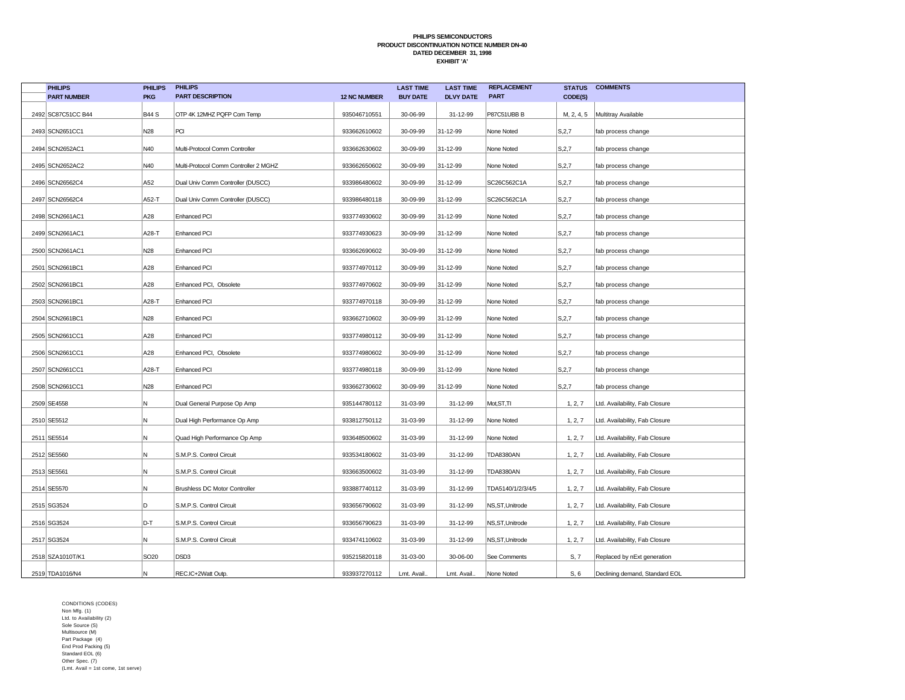**PHILIPS SEMICONDUCTORS**
**PRODUCT DISCONTINUATION NOTICE NUMBER DN-40**
**DATED DECEMBER 31, 1998**
**EXHIBIT 'A'**

| | PHILIPS PART NUMBER | PHILIPS PKG | PHILIPS PART DESCRIPTION | 12 NC NUMBER | LAST TIME BUY DATE | LAST TIME DLVY DATE | REPLACEMENT PART | STATUS CODE(S) | COMMENTS |
|---|---|---|---|---|---|---|---|---|---|
| 2492 | SC87C51CC B44 | B44 S | OTP 4K 12MHZ PQFP Com Temp | 935046710551 | 30-06-99 | 31-12-99 | P87C51UBB B | M, 2, 4, 5 | Multitray Available |
| 2493 | SCN2651CC1 | N28 | PCI | 933662610602 | 30-09-99 | 31-12-99 | None Noted | S,2,7 | fab process change |
| 2494 | SCN2652AC1 | N40 | Multi-Protocol Comm Controller | 933662630602 | 30-09-99 | 31-12-99 | None Noted | S,2,7 | fab process change |
| 2495 | SCN2652AC2 | N40 | Multi-Protocol Comm Controller 2 MGHZ | 933662650602 | 30-09-99 | 31-12-99 | None Noted | S,2,7 | fab process change |
| 2496 | SCN26562C4 | A52 | Dual Univ Comm Controller (DUSCC) | 933986480602 | 30-09-99 | 31-12-99 | SC26C562C1A | S,2,7 | fab process change |
| 2497 | SCN26562C4 | A52-T | Dual Univ Comm Controller (DUSCC) | 933986480118 | 30-09-99 | 31-12-99 | SC26C562C1A | S,2,7 | fab process change |
| 2498 | SCN2661AC1 | A28 | Enhanced PCI | 933774930602 | 30-09-99 | 31-12-99 | None Noted | S,2,7 | fab process change |
| 2499 | SCN2661AC1 | A28-T | Enhanced PCI | 933774930623 | 30-09-99 | 31-12-99 | None Noted | S,2,7 | fab process change |
| 2500 | SCN2661AC1 | N28 | Enhanced PCI | 933662690602 | 30-09-99 | 31-12-99 | None Noted | S,2,7 | fab process change |
| 2501 | SCN2661BC1 | A28 | Enhanced PCI | 933774970112 | 30-09-99 | 31-12-99 | None Noted | S,2,7 | fab process change |
| 2502 | SCN2661BC1 | A28 | Enhanced PCI, Obsolete | 933774970602 | 30-09-99 | 31-12-99 | None Noted | S,2,7 | fab process change |
| 2503 | SCN2661BC1 | A28-T | Enhanced PCI | 933774970118 | 30-09-99 | 31-12-99 | None Noted | S,2,7 | fab process change |
| 2504 | SCN2661BC1 | N28 | Enhanced PCI | 933662710602 | 30-09-99 | 31-12-99 | None Noted | S,2,7 | fab process change |
| 2505 | SCN2661CC1 | A28 | Enhanced PCI | 933774980112 | 30-09-99 | 31-12-99 | None Noted | S,2,7 | fab process change |
| 2506 | SCN2661CC1 | A28 | Enhanced PCI, Obsolete | 933774980602 | 30-09-99 | 31-12-99 | None Noted | S,2,7 | fab process change |
| 2507 | SCN2661CC1 | A28-T | Enhanced PCI | 933774980118 | 30-09-99 | 31-12-99 | None Noted | S,2,7 | fab process change |
| 2508 | SCN2661CC1 | N28 | Enhanced PCI | 933662730602 | 30-09-99 | 31-12-99 | None Noted | S,2,7 | fab process change |
| 2509 | SE4558 | N | Dual General Purpose Op Amp | 935144780112 | 31-03-99 | 31-12-99 | Mot,ST,TI | 1, 2, 7 | Ltd. Availability, Fab Closure |
| 2510 | SE5512 | N | Dual High Performance Op Amp | 933812750112 | 31-03-99 | 31-12-99 | None Noted | 1, 2, 7 | Ltd. Availability, Fab Closure |
| 2511 | SE5514 | N | Quad High Performance Op Amp | 933648500602 | 31-03-99 | 31-12-99 | None Noted | 1, 2, 7 | Ltd. Availability, Fab Closure |
| 2512 | SE5560 | N | S.M.P.S. Control Circuit | 933534180602 | 31-03-99 | 31-12-99 | TDA8380AN | 1, 2, 7 | Ltd. Availability, Fab Closure |
| 2513 | SE5561 | N | S.M.P.S. Control Circuit | 933663500602 | 31-03-99 | 31-12-99 | TDA8380AN | 1, 2, 7 | Ltd. Availability, Fab Closure |
| 2514 | SE5570 | N | Brushless DC Motor Controller | 933887740112 | 31-03-99 | 31-12-99 | TDA5140/1/2/3/4/5 | 1, 2, 7 | Ltd. Availability, Fab Closure |
| 2515 | SG3524 | D | S.M.P.S. Control Circuit | 933656790602 | 31-03-99 | 31-12-99 | NS,ST,Unitrode | 1, 2, 7 | Ltd. Availability, Fab Closure |
| 2516 | SG3524 | D-T | S.M.P.S. Control Circuit | 933656790623 | 31-03-99 | 31-12-99 | NS,ST,Unitrode | 1, 2, 7 | Ltd. Availability, Fab Closure |
| 2517 | SG3524 | N | S.M.P.S. Control Circuit | 933474110602 | 31-03-99 | 31-12-99 | NS,ST,Unitrode | 1, 2, 7 | Ltd. Availability, Fab Closure |
| 2518 | SZA1010T/K1 | SO20 | DSD3 | 935215820118 | 31-03-00 | 30-06-00 | See Comments | S, 7 | Replaced by nExt generation |
| 2519 | TDA1016/N4 | N | REC.IC+2Watt Outp. | 933937270112 | Lmt. Avail.. | Lmt. Avail.. | None Noted | S, 6 | Declining demand, Standard EOL |

CONDITIONS (CODES)
Non Mfg. (1)
Ltd. to Availability (2)
Sole Source (S)
Multisource (M)
Part Package (4)
End Prod Packing (5)
Standard EOL (6)
Other Spec. (7)
(Lmt. Avail = 1st come, 1st serve)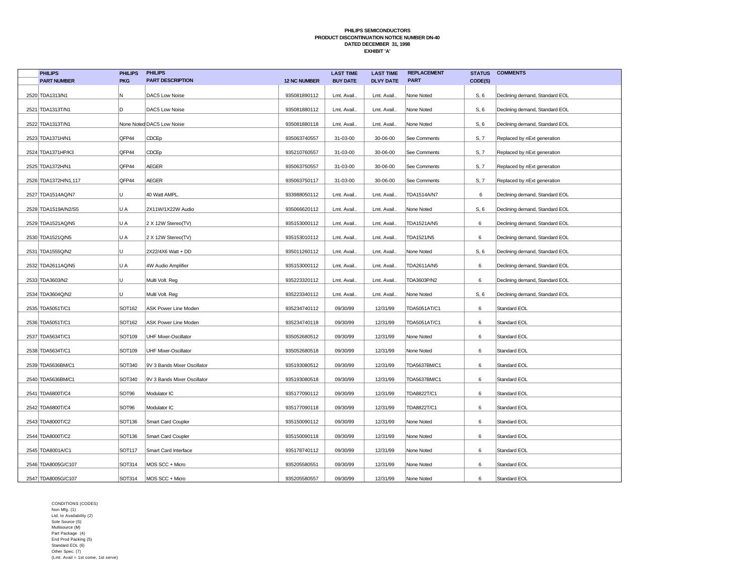**PHILIPS SEMICONDUCTORS**
**PRODUCT DISCONTINUATION NOTICE NUMBER DN-40**
**DATED DECEMBER 31, 1998**
**EXHIBIT 'A'**

| | PHILIPS PART NUMBER | PHILIPS PKG | PHILIPS PART DESCRIPTION | 12 NC NUMBER | LAST TIME BUY DATE | LAST TIME DLVY DATE | REPLACEMENT PART | STATUS CODE(S) | COMMENTS |
|---|---|---|---|---|---|---|---|---|---|
| 2520 | TDA1313/N1 | N | DAC5 Low Noise | 935081890112 | Lmt. Avail.. | Lmt. Avail.. | None Noted | S, 6 | Declining demand, Standard EOL |
| 2521 | TDA1313T/N1 | D | DAC5 Low Noise | 935081880112 | Lmt. Avail.. | Lmt. Avail.. | None Noted | S, 6 | Declining demand, Standard EOL |
| 2522 | TDA1313T/N1 | None Noted | DAC5 Low Noise | 935081880118 | Lmt. Avail.. | Lmt. Avail.. | None Noted | S, 6 | Declining demand, Standard EOL |
| 2523 | TDA1371H/N1 | QFP44 | CDCEp | 935063740557 | 31-03-00 | 30-06-00 | See Comments | S, 7 | Replaced by nExt generation |
| 2524 | TDA1371HP/K3 | QFP44 | CDCEp | 935210760557 | 31-03-00 | 30-06-00 | See Comments | S, 7 | Replaced by nExt generation |
| 2525 | TDA1372H/N1 | QFP44 | AEGER | 935063750557 | 31-03-00 | 30-06-00 | See Comments | S, 7 | Replaced by nExt generation |
| 2526 | TDA1372H/N1,117 | QFP44 | AEGER | 935063750117 | 31-03-00 | 30-06-00 | See Comments | S, 7 | Replaced by nExt generation |
| 2527 | TDA1514AQ/N7 | U | 40 Watt AMPL. | 933988050112 | Lmt. Avail.. | Lmt. Avail.. | TDA1514A/N7 | 6 | Declining demand, Standard EOL |
| 2528 | TDA1519A/N2/S5 | U A | 2X11W/1X22W Audio | 935066620112 | Lmt. Avail.. | Lmt. Avail.. | None Noted | S, 6 | Declining demand, Standard EOL |
| 2529 | TDA1521AQ/N5 | U A | 2 X 12W Stereo(TV) | 935153000112 | Lmt. Avail.. | Lmt. Avail.. | TDA1521A/N5 | 6 | Declining demand, Standard EOL |
| 2530 | TDA1521Q/N5 | U A | 2 X 12W Stereo(TV) | 935153010112 | Lmt. Avail.. | Lmt. Avail.. | TDA1521/N5 | 6 | Declining demand, Standard EOL |
| 2531 | TDA1555Q/N2 | U | 2X22/4X6 Watt + DD | 935011260112 | Lmt. Avail.. | Lmt. Avail.. | None Noted | S, 6 | Declining demand, Standard EOL |
| 2532 | TDA2611AQ/N5 | U A | 4W Audio Amplifier | 935153000112 | Lmt. Avail.. | Lmt. Avail.. | TDA2611A/N5 | 6 | Declining demand, Standard EOL |
| 2533 | TDA3603/N2 | U | Multi Volt. Reg | 935223320112 | Lmt. Avail.. | Lmt. Avail.. | TDA3603P/N2 | 6 | Declining demand, Standard EOL |
| 2534 | TDA3604Q/N2 | U | Multi Volt. Reg | 935223340112 | Lmt. Avail.. | Lmt. Avail.. | None Noted | S, 6 | Declining demand, Standard EOL |
| 2535 | TDA5051T/C1 | SOT162 | ASK Power Line Moden | 935234740112 | 09/30/99 | 12/31/99 | TDA5051AT/C1 | 6 | Standard EOL |
| 2536 | TDA5051T/C1 | SOT162 | ASK Power Line Moden | 935234740118 | 09/30/99 | 12/31/99 | TDA5051AT/C1 | 6 | Standard EOL |
| 2537 | TDA5634T/C1 | SOT109 | UHF Mixer-Oscillator | 935052680512 | 09/30/99 | 12/31/99 | None Noted | 6 | Standard EOL |
| 2538 | TDA5634T/C1 | SOT109 | UHF Mixer-Oscillator | 935052680518 | 09/30/99 | 12/31/99 | None Noted | 6 | Standard EOL |
| 2539 | TDA5636BM/C1 | SOT340 | 9V 3 Bands Mixer Oscillator | 935193080512 | 09/30/99 | 12/31/99 | TDA5637BM/C1 | 6 | Standard EOL |
| 2540 | TDA5636BM/C1 | SOT340 | 9V 3 Bands Mixer Oscillator | 935193080518 | 09/30/99 | 12/31/99 | TDA5637BM/C1 | 6 | Standard EOL |
| 2541 | TDA6800T/C4 | SOT96 | Modulator IC | 935177090112 | 09/30/99 | 12/31/99 | TDA8822T/C1 | 6 | Standard EOL |
| 2542 | TDA6800T/C4 | SOT96 | Modulator IC | 935177090118 | 09/30/99 | 12/31/99 | TDA8822T/C1 | 6 | Standard EOL |
| 2543 | TDA8000T/C2 | SOT136 | Smart Card Coupler | 935150090112 | 09/30/99 | 12/31/99 | None Noted | 6 | Standard EOL |
| 2544 | TDA8000T/C2 | SOT136 | Smart Card Coupler | 935150090118 | 09/30/99 | 12/31/99 | None Noted | 6 | Standard EOL |
| 2545 | TDA8001A/C1 | SOT117 | Smart Card Interface | 935178740112 | 09/30/99 | 12/31/99 | None Noted | 6 | Standard EOL |
| 2546 | TDA8005G/C107 | SOT314 | MOS SCC + Micro | 935205580551 | 09/30/99 | 12/31/99 | None Noted | 6 | Standard EOL |
| 2547 | TDA8005G/C107 | SOT314 | MOS SCC + Micro | 935205580557 | 09/30/99 | 12/31/99 | None Noted | 6 | Standard EOL |

CONDITIONS (CODES)
Non Mfg. (1)
Ltd. to Availability (2)
Sole Source (S)
Multisource (M)
Part Package (4)
End Prod Packing (5)
Standard EOL (6)
Other Spec. (7)
(Lmt. Avail = 1st come, 1st serve)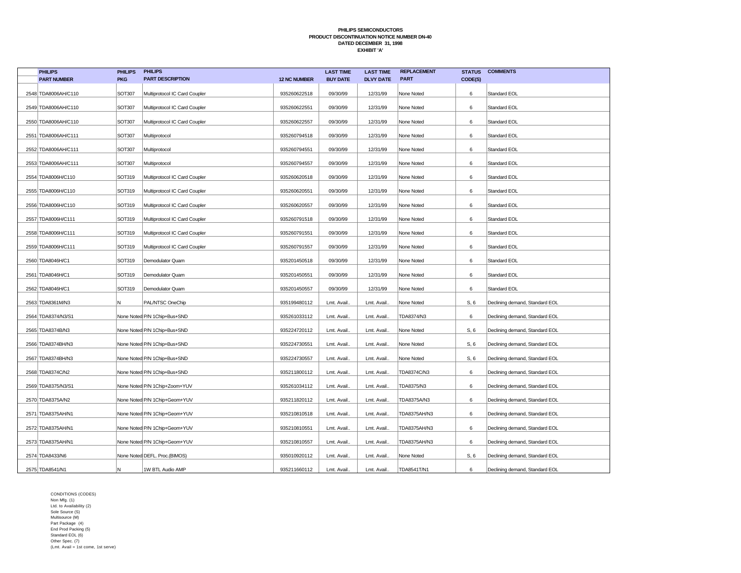**PHILIPS SEMICONDUCTORS**
**PRODUCT DISCONTINUATION NOTICE NUMBER DN-40**
**DATED DECEMBER 31, 1998**
**EXHIBIT 'A'**

| | PHILIPS PART NUMBER | PHILIPS PKG | PHILIPS PART DESCRIPTION | 12 NC NUMBER | LAST TIME BUY DATE | LAST TIME DLVY DATE | REPLACEMENT PART | STATUS CODE(S) | COMMENTS |
|---|---|---|---|---|---|---|---|---|---|
| 2548 | TDA8006AH/C110 | SOT307 | Multiprotocol IC Card Coupler | 935260622518 | 09/30/99 | 12/31/99 | None Noted | 6 | Standard EOL |
| 2549 | TDA8006AH/C110 | SOT307 | Multiprotocol IC Card Coupler | 935260622551 | 09/30/99 | 12/31/99 | None Noted | 6 | Standard EOL |
| 2550 | TDA8006AH/C110 | SOT307 | Multiprotocol IC Card Coupler | 935260622557 | 09/30/99 | 12/31/99 | None Noted | 6 | Standard EOL |
| 2551 | TDA8006AH/C111 | SOT307 | Multiprotocol | 935260794518 | 09/30/99 | 12/31/99 | None Noted | 6 | Standard EOL |
| 2552 | TDA8006AH/C111 | SOT307 | Multiprotocol | 935260794551 | 09/30/99 | 12/31/99 | None Noted | 6 | Standard EOL |
| 2553 | TDA8006AH/C111 | SOT307 | Multiprotocol | 935260794557 | 09/30/99 | 12/31/99 | None Noted | 6 | Standard EOL |
| 2554 | TDA8006H/C110 | SOT319 | Multiprotocol IC Card Coupler | 935260620518 | 09/30/99 | 12/31/99 | None Noted | 6 | Standard EOL |
| 2555 | TDA8006H/C110 | SOT319 | Multiprotocol IC Card Coupler | 935260620551 | 09/30/99 | 12/31/99 | None Noted | 6 | Standard EOL |
| 2556 | TDA8006H/C110 | SOT319 | Multiprotocol IC Card Coupler | 935260620557 | 09/30/99 | 12/31/99 | None Noted | 6 | Standard EOL |
| 2557 | TDA8006H/C111 | SOT319 | Multiprotocol IC Card Coupler | 935260791518 | 09/30/99 | 12/31/99 | None Noted | 6 | Standard EOL |
| 2558 | TDA8006H/C111 | SOT319 | Multiprotocol IC Card Coupler | 935260791551 | 09/30/99 | 12/31/99 | None Noted | 6 | Standard EOL |
| 2559 | TDA8006H/C111 | SOT319 | Multiprotocol IC Card Coupler | 935260791557 | 09/30/99 | 12/31/99 | None Noted | 6 | Standard EOL |
| 2560 | TDA8046H/C1 | SOT319 | Demodulator Quam | 935201450518 | 09/30/99 | 12/31/99 | None Noted | 6 | Standard EOL |
| 2561 | TDA8046H/C1 | SOT319 | Demodulator Quam | 935201450551 | 09/30/99 | 12/31/99 | None Noted | 6 | Standard EOL |
| 2562 | TDA8046H/C1 | SOT319 | Demodulator Quam | 935201450557 | 09/30/99 | 12/31/99 | None Noted | 6 | Standard EOL |
| 2563 | TDA8361M/N3 | N | PAL/NTSC OneChip | 935199480112 | Lmt. Avail.. | Lmt. Avail.. | None Noted | S, 6 | Declining demand, Standard EOL |
| 2564 | TDA8374/N3/S1 | None Noted | P/N 1Chip+Bus+SND | 935261033112 | Lmt. Avail.. | Lmt. Avail.. | TDA8374/N3 | 6 | Declining demand, Standard EOL |
| 2565 | TDA8374B/N3 | None Noted | P/N 1Chip+Bus+SND | 935224720112 | Lmt. Avail.. | Lmt. Avail.. | None Noted | S, 6 | Declining demand, Standard EOL |
| 2566 | TDA8374BH/N3 | None Noted | P/N 1Chip+Bus+SND | 935224730551 | Lmt. Avail.. | Lmt. Avail.. | None Noted | S, 6 | Declining demand, Standard EOL |
| 2567 | TDA8374BH/N3 | None Noted | P/N 1Chip+Bus+SND | 935224730557 | Lmt. Avail.. | Lmt. Avail.. | None Noted | S, 6 | Declining demand, Standard EOL |
| 2568 | TDA8374C/N2 | None Noted | P/N 1Chip+Bus+SND | 935211800112 | Lmt. Avail.. | Lmt. Avail.. | TDA8374C/N3 | 6 | Declining demand, Standard EOL |
| 2569 | TDA8375/N3/S1 | None Noted | P/N 1Chip+Zoom+YUV | 935261034112 | Lmt. Avail.. | Lmt. Avail.. | TDA8375/N3 | 6 | Declining demand, Standard EOL |
| 2570 | TDA8375A/N2 | None Noted | P/N 1Chip+Geom+YUV | 935211820112 | Lmt. Avail.. | Lmt. Avail.. | TDA8375A/N3 | 6 | Declining demand, Standard EOL |
| 2571 | TDA8375AH/N1 | None Noted | P/N 1Chip+Geom+YUV | 935210810518 | Lmt. Avail.. | Lmt. Avail.. | TDA8375AH/N3 | 6 | Declining demand, Standard EOL |
| 2572 | TDA8375AH/N1 | None Noted | P/N 1Chip+Geom+YUV | 935210810551 | Lmt. Avail.. | Lmt. Avail.. | TDA8375AH/N3 | 6 | Declining demand, Standard EOL |
| 2573 | TDA8375AH/N1 | None Noted | P/N 1Chip+Geom+YUV | 935210810557 | Lmt. Avail.. | Lmt. Avail.. | TDA8375AH/N3 | 6 | Declining demand, Standard EOL |
| 2574 | TDA8433/N6 | None Noted | DEFL. Proc.(BIMOS) | 935010920112 | Lmt. Avail.. | Lmt. Avail.. | None Noted | S, 6 | Declining demand, Standard EOL |
| 2575 | TDA8541/N1 | N | 1W BTL Audio AMP | 935211660112 | Lmt. Avail.. | Lmt. Avail.. | TDA8541T/N1 | 6 | Declining demand, Standard EOL |

CONDITIONS (CODES)
Non Mfg. (1)
Ltd. to Availability (2)
Sole Source (S)
Multisource (M)
Part Package (4)
End Prod Packing (5)
Standard EOL (6)
Other Spec. (7)
(Lmt. Avail = 1st come, 1st serve)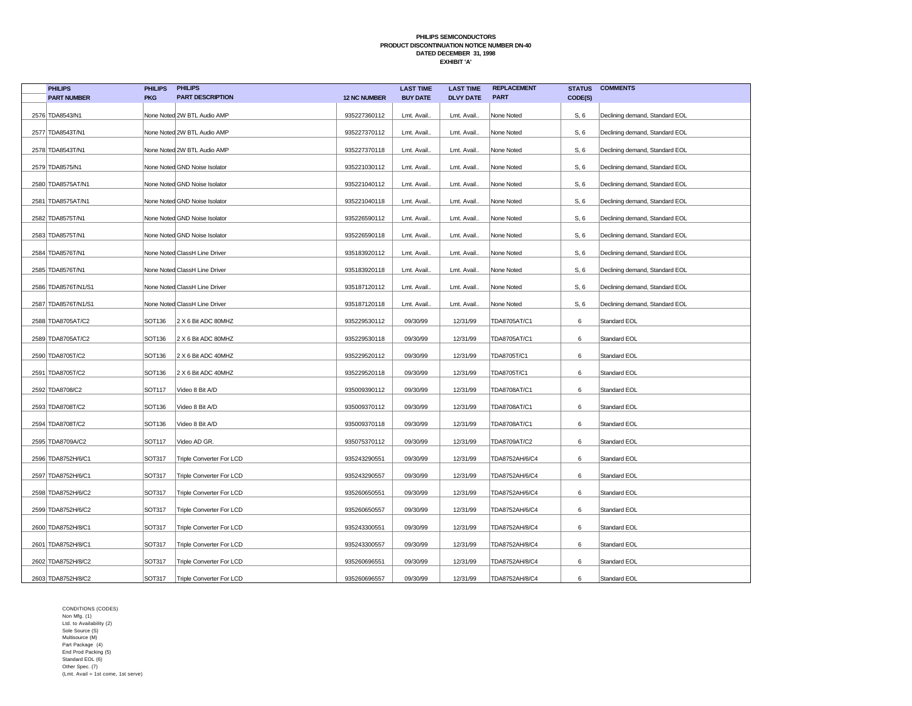**PHILIPS SEMICONDUCTORS**
**PRODUCT DISCONTINUATION NOTICE NUMBER DN-40**
**DATED DECEMBER 31, 1998**
**EXHIBIT 'A'**

| | PHILIPS PART NUMBER | PHILIPS PKG | PHILIPS PART DESCRIPTION | 12 NC NUMBER | LAST TIME BUY DATE | LAST TIME DLVY DATE | REPLACEMENT PART | STATUS CODE(S) | COMMENTS |
|---|---|---|---|---|---|---|---|---|---|
| 2576 | TDA8543/N1 | None Noted | 2W BTL Audio AMP | 935227360112 | Lmt. Avail.. | Lmt. Avail.. | None Noted | S, 6 | Declining demand, Standard EOL |
| 2577 | TDA8543T/N1 | None Noted | 2W BTL Audio AMP | 935227370112 | Lmt. Avail.. | Lmt. Avail.. | None Noted | S, 6 | Declining demand, Standard EOL |
| 2578 | TDA8543T/N1 | None Noted | 2W BTL Audio AMP | 935227370118 | Lmt. Avail.. | Lmt. Avail.. | None Noted | S, 6 | Declining demand, Standard EOL |
| 2579 | TDA8575/N1 | None Noted | GND Noise Isolator | 935221030112 | Lmt. Avail.. | Lmt. Avail.. | None Noted | S, 6 | Declining demand, Standard EOL |
| 2580 | TDA8575AT/N1 | None Noted | GND Noise Isolator | 935221040112 | Lmt. Avail.. | Lmt. Avail.. | None Noted | S, 6 | Declining demand, Standard EOL |
| 2581 | TDA8575AT/N1 | None Noted | GND Noise Isolator | 935221040118 | Lmt. Avail.. | Lmt. Avail.. | None Noted | S, 6 | Declining demand, Standard EOL |
| 2582 | TDA8575T/N1 | None Noted | GND Noise Isolator | 935226590112 | Lmt. Avail.. | Lmt. Avail.. | None Noted | S, 6 | Declining demand, Standard EOL |
| 2583 | TDA8575T/N1 | None Noted | GND Noise Isolator | 935226590118 | Lmt. Avail.. | Lmt. Avail.. | None Noted | S, 6 | Declining demand, Standard EOL |
| 2584 | TDA8576T/N1 | None Noted | ClassH Line Driver | 935183920112 | Lmt. Avail.. | Lmt. Avail.. | None Noted | S, 6 | Declining demand, Standard EOL |
| 2585 | TDA8576T/N1 | None Noted | ClassH Line Driver | 935183920118 | Lmt. Avail.. | Lmt. Avail.. | None Noted | S, 6 | Declining demand, Standard EOL |
| 2586 | TDA8576T/N1/S1 | None Noted | ClassH Line Driver | 935187120112 | Lmt. Avail.. | Lmt. Avail.. | None Noted | S, 6 | Declining demand, Standard EOL |
| 2587 | TDA8576T/N1/S1 | None Noted | ClassH Line Driver | 935187120118 | Lmt. Avail.. | Lmt. Avail.. | None Noted | S, 6 | Declining demand, Standard EOL |
| 2588 | TDA8705AT/C2 | SOT136 | 2 X 6 Bit ADC 80MHZ | 935229530112 | 09/30/99 | 12/31/99 | TDA8705AT/C1 | 6 | Standard EOL |
| 2589 | TDA8705AT/C2 | SOT136 | 2 X 6 Bit ADC 80MHZ | 935229530118 | 09/30/99 | 12/31/99 | TDA8705AT/C1 | 6 | Standard EOL |
| 2590 | TDA8705T/C2 | SOT136 | 2 X 6 Bit ADC 40MHZ | 935229520112 | 09/30/99 | 12/31/99 | TDA8705T/C1 | 6 | Standard EOL |
| 2591 | TDA8705T/C2 | SOT136 | 2 X 6 Bit ADC 40MHZ | 935229520118 | 09/30/99 | 12/31/99 | TDA8705T/C1 | 6 | Standard EOL |
| 2592 | TDA8708/C2 | SOT117 | Video 8 Bit A/D | 935009390112 | 09/30/99 | 12/31/99 | TDA8708AT/C1 | 6 | Standard EOL |
| 2593 | TDA8708T/C2 | SOT136 | Video 8 Bit A/D | 935009370112 | 09/30/99 | 12/31/99 | TDA8708AT/C1 | 6 | Standard EOL |
| 2594 | TDA8708T/C2 | SOT136 | Video 8 Bit A/D | 935009370118 | 09/30/99 | 12/31/99 | TDA8708AT/C1 | 6 | Standard EOL |
| 2595 | TDA8709A/C2 | SOT117 | Video AD GR. | 935075370112 | 09/30/99 | 12/31/99 | TDA8709AT/C2 | 6 | Standard EOL |
| 2596 | TDA8752H/6/C1 | SOT317 | Triple Converter For LCD | 935243290551 | 09/30/99 | 12/31/99 | TDA8752AH/6/C4 | 6 | Standard EOL |
| 2597 | TDA8752H/6/C1 | SOT317 | Triple Converter For LCD | 935243290557 | 09/30/99 | 12/31/99 | TDA8752AH/6/C4 | 6 | Standard EOL |
| 2598 | TDA8752H/6/C2 | SOT317 | Triple Converter For LCD | 935260650551 | 09/30/99 | 12/31/99 | TDA8752AH/6/C4 | 6 | Standard EOL |
| 2599 | TDA8752H/6/C2 | SOT317 | Triple Converter For LCD | 935260650557 | 09/30/99 | 12/31/99 | TDA8752AH/6/C4 | 6 | Standard EOL |
| 2600 | TDA8752H/8/C1 | SOT317 | Triple Converter For LCD | 935243300551 | 09/30/99 | 12/31/99 | TDA8752AH/8/C4 | 6 | Standard EOL |
| 2601 | TDA8752H/8/C1 | SOT317 | Triple Converter For LCD | 935243300557 | 09/30/99 | 12/31/99 | TDA8752AH/8/C4 | 6 | Standard EOL |
| 2602 | TDA8752H/8/C2 | SOT317 | Triple Converter For LCD | 935260696551 | 09/30/99 | 12/31/99 | TDA8752AH/8/C4 | 6 | Standard EOL |
| 2603 | TDA8752H/8/C2 | SOT317 | Triple Converter For LCD | 935260696557 | 09/30/99 | 12/31/99 | TDA8752AH/8/C4 | 6 | Standard EOL |

CONDITIONS (CODES)
Non Mfg. (1)
Ltd. to Availability (2)
Sole Source (S)
Multisource (M)
Part Package (4)
End Prod Packing (5)
Standard EOL (6)
Other Spec. (7)
(Lmt. Avail = 1st come, 1st serve)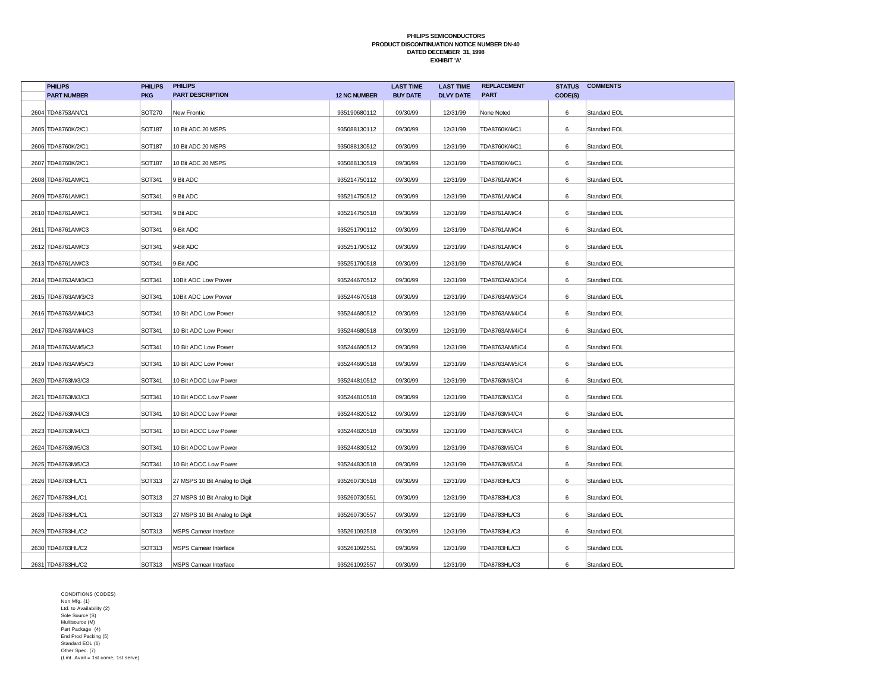**PHILIPS SEMICONDUCTORS**
**PRODUCT DISCONTINUATION NOTICE NUMBER DN-40**
**DATED DECEMBER 31, 1998**
**EXHIBIT 'A'**

| | PHILIPS PART NUMBER | PHILIPS PKG | PHILIPS PART DESCRIPTION | 12 NC NUMBER | LAST TIME BUY DATE | LAST TIME DLVY DATE | REPLACEMENT PART | STATUS CODE(S) | COMMENTS |
|---|---|---|---|---|---|---|---|---|---|
| 2604 | TDA8753AN/C1 | SOT270 | New Frontic | 935190680112 | 09/30/99 | 12/31/99 | None Noted | 6 | Standard EOL |
| 2605 | TDA8760K/2/C1 | SOT187 | 10 Bit ADC 20 MSPS | 935088130112 | 09/30/99 | 12/31/99 | TDA8760K/4/C1 | 6 | Standard EOL |
| 2606 | TDA8760K/2/C1 | SOT187 | 10 Bit ADC 20 MSPS | 935088130512 | 09/30/99 | 12/31/99 | TDA8760K/4/C1 | 6 | Standard EOL |
| 2607 | TDA8760K/2/C1 | SOT187 | 10 Bit ADC 20 MSPS | 935088130519 | 09/30/99 | 12/31/99 | TDA8760K/4/C1 | 6 | Standard EOL |
| 2608 | TDA8761AM/C1 | SOT341 | 9 Bit ADC | 935214750112 | 09/30/99 | 12/31/99 | TDA8761AM/C4 | 6 | Standard EOL |
| 2609 | TDA8761AM/C1 | SOT341 | 9 Bit ADC | 935214750512 | 09/30/99 | 12/31/99 | TDA8761AM/C4 | 6 | Standard EOL |
| 2610 | TDA8761AM/C1 | SOT341 | 9 Bit ADC | 935214750518 | 09/30/99 | 12/31/99 | TDA8761AM/C4 | 6 | Standard EOL |
| 2611 | TDA8761AM/C3 | SOT341 | 9-Bit ADC | 935251790112 | 09/30/99 | 12/31/99 | TDA8761AM/C4 | 6 | Standard EOL |
| 2612 | TDA8761AM/C3 | SOT341 | 9-Bit ADC | 935251790512 | 09/30/99 | 12/31/99 | TDA8761AM/C4 | 6 | Standard EOL |
| 2613 | TDA8761AM/C3 | SOT341 | 9-Bit ADC | 935251790518 | 09/30/99 | 12/31/99 | TDA8761AM/C4 | 6 | Standard EOL |
| 2614 | TDA8763AM/3/C3 | SOT341 | 10Bit ADC Low Power | 935244670512 | 09/30/99 | 12/31/99 | TDA8763AM/3/C4 | 6 | Standard EOL |
| 2615 | TDA8763AM/3/C3 | SOT341 | 10Bit ADC Low Power | 935244670518 | 09/30/99 | 12/31/99 | TDA8763AM/3/C4 | 6 | Standard EOL |
| 2616 | TDA8763AM/4/C3 | SOT341 | 10 Bit ADC Low Power | 935244680512 | 09/30/99 | 12/31/99 | TDA8763AM/4/C4 | 6 | Standard EOL |
| 2617 | TDA8763AM/4/C3 | SOT341 | 10 Bit ADC Low Power | 935244680518 | 09/30/99 | 12/31/99 | TDA8763AM/4/C4 | 6 | Standard EOL |
| 2618 | TDA8763AM/5/C3 | SOT341 | 10 Bit ADC Low Power | 935244690512 | 09/30/99 | 12/31/99 | TDA8763AM/5/C4 | 6 | Standard EOL |
| 2619 | TDA8763AM/5/C3 | SOT341 | 10 Bit ADC Low Power | 935244690518 | 09/30/99 | 12/31/99 | TDA8763AM/5/C4 | 6 | Standard EOL |
| 2620 | TDA8763M/3/C3 | SOT341 | 10 Bit ADCC Low Power | 935244810512 | 09/30/99 | 12/31/99 | TDA8763M/3/C4 | 6 | Standard EOL |
| 2621 | TDA8763M/3/C3 | SOT341 | 10 Bit ADCC Low Power | 935244810518 | 09/30/99 | 12/31/99 | TDA8763M/3/C4 | 6 | Standard EOL |
| 2622 | TDA8763M/4/C3 | SOT341 | 10 Bit ADCC Low Power | 935244820512 | 09/30/99 | 12/31/99 | TDA8763M/4/C4 | 6 | Standard EOL |
| 2623 | TDA8763M/4/C3 | SOT341 | 10 Bit ADCC Low Power | 935244820518 | 09/30/99 | 12/31/99 | TDA8763M/4/C4 | 6 | Standard EOL |
| 2624 | TDA8763M/5/C3 | SOT341 | 10 Bit ADCC Low Power | 935244830512 | 09/30/99 | 12/31/99 | TDA8763M/5/C4 | 6 | Standard EOL |
| 2625 | TDA8763M/5/C3 | SOT341 | 10 Bit ADCC Low Power | 935244830518 | 09/30/99 | 12/31/99 | TDA8763M/5/C4 | 6 | Standard EOL |
| 2626 | TDA8783HL/C1 | SOT313 | 27 MSPS 10 Bit Analog to Digit | 935260730518 | 09/30/99 | 12/31/99 | TDA8783HL/C3 | 6 | Standard EOL |
| 2627 | TDA8783HL/C1 | SOT313 | 27 MSPS 10 Bit Analog to Digit | 935260730551 | 09/30/99 | 12/31/99 | TDA8783HL/C3 | 6 | Standard EOL |
| 2628 | TDA8783HL/C1 | SOT313 | 27 MSPS 10 Bit Analog to Digit | 935260730557 | 09/30/99 | 12/31/99 | TDA8783HL/C3 | 6 | Standard EOL |
| 2629 | TDA8783HL/C2 | SOT313 | MSPS Camear Interface | 935261092518 | 09/30/99 | 12/31/99 | TDA8783HL/C3 | 6 | Standard EOL |
| 2630 | TDA8783HL/C2 | SOT313 | MSPS Camear Interface | 935261092551 | 09/30/99 | 12/31/99 | TDA8783HL/C3 | 6 | Standard EOL |
| 2631 | TDA8783HL/C2 | SOT313 | MSPS Camear Interface | 935261092557 | 09/30/99 | 12/31/99 | TDA8783HL/C3 | 6 | Standard EOL |

CONDITIONS (CODES)
Non Mfg. (1)
Ltd. to Availability (2)
Sole Source (S)
Multisource (M)
Part Package (4)
End Prod Packing (5)
Standard EOL (6)
Other Spec. (7)
(Lmt. Avail = 1st come, 1st serve)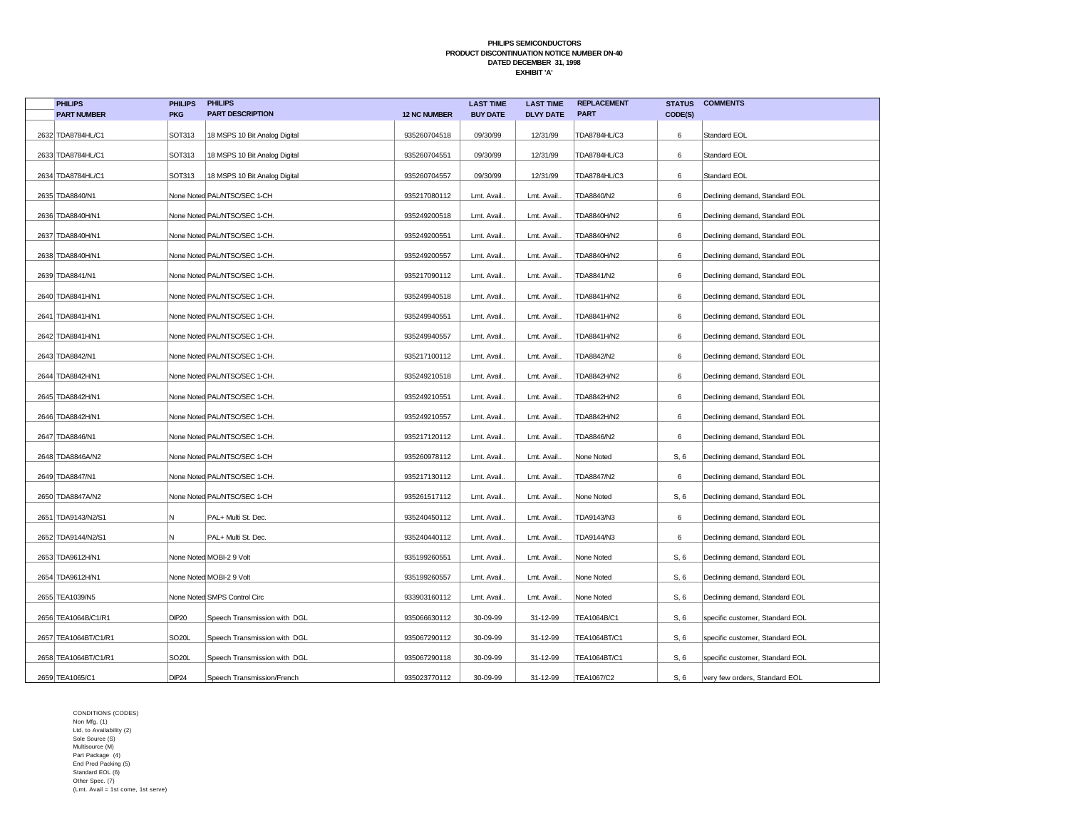**PHILIPS SEMICONDUCTORS**
**PRODUCT DISCONTINUATION NOTICE NUMBER DN-40**
**DATED DECEMBER 31, 1998**
**EXHIBIT 'A'**

| | PHILIPS PART NUMBER | PHILIPS PKG | PHILIPS PART DESCRIPTION | 12 NC NUMBER | LAST TIME BUY DATE | LAST TIME DLVY DATE | REPLACEMENT PART | STATUS CODE(S) | COMMENTS |
|---|---|---|---|---|---|---|---|---|---|
| 2632 | TDA8784HL/C1 | SOT313 | 18 MSPS 10 Bit Analog Digital | 935260704518 | 09/30/99 | 12/31/99 | TDA8784HL/C3 | 6 | Standard EOL |
| 2633 | TDA8784HL/C1 | SOT313 | 18 MSPS 10 Bit Analog Digital | 935260704551 | 09/30/99 | 12/31/99 | TDA8784HL/C3 | 6 | Standard EOL |
| 2634 | TDA8784HL/C1 | SOT313 | 18 MSPS 10 Bit Analog Digital | 935260704557 | 09/30/99 | 12/31/99 | TDA8784HL/C3 | 6 | Standard EOL |
| 2635 | TDA8840/N1 | None Noted | PAL/NTSC/SEC 1-CH | 935217080112 | Lmt. Avail.. | Lmt. Avail.. | TDA8840/N2 | 6 | Declining demand, Standard EOL |
| 2636 | TDA8840H/N1 | None Noted | PAL/NTSC/SEC 1-CH. | 935249200518 | Lmt. Avail.. | Lmt. Avail.. | TDA8840H/N2 | 6 | Declining demand, Standard EOL |
| 2637 | TDA8840H/N1 | None Noted | PAL/NTSC/SEC 1-CH. | 935249200551 | Lmt. Avail.. | Lmt. Avail.. | TDA8840H/N2 | 6 | Declining demand, Standard EOL |
| 2638 | TDA8840H/N1 | None Noted | PAL/NTSC/SEC 1-CH. | 935249200557 | Lmt. Avail.. | Lmt. Avail.. | TDA8840H/N2 | 6 | Declining demand, Standard EOL |
| 2639 | TDA8841/N1 | None Noted | PAL/NTSC/SEC 1-CH. | 935217090112 | Lmt. Avail.. | Lmt. Avail.. | TDA8841/N2 | 6 | Declining demand, Standard EOL |
| 2640 | TDA8841H/N1 | None Noted | PAL/NTSC/SEC 1-CH. | 935249940518 | Lmt. Avail.. | Lmt. Avail.. | TDA8841H/N2 | 6 | Declining demand, Standard EOL |
| 2641 | TDA8841H/N1 | None Noted | PAL/NTSC/SEC 1-CH. | 935249940551 | Lmt. Avail.. | Lmt. Avail.. | TDA8841H/N2 | 6 | Declining demand, Standard EOL |
| 2642 | TDA8841H/N1 | None Noted | PAL/NTSC/SEC 1-CH. | 935249940557 | Lmt. Avail.. | Lmt. Avail.. | TDA8841H/N2 | 6 | Declining demand, Standard EOL |
| 2643 | TDA8842/N1 | None Noted | PAL/NTSC/SEC 1-CH. | 935217100112 | Lmt. Avail.. | Lmt. Avail.. | TDA8842/N2 | 6 | Declining demand, Standard EOL |
| 2644 | TDA8842H/N1 | None Noted | PAL/NTSC/SEC 1-CH. | 935249210518 | Lmt. Avail.. | Lmt. Avail.. | TDA8842H/N2 | 6 | Declining demand, Standard EOL |
| 2645 | TDA8842H/N1 | None Noted | PAL/NTSC/SEC 1-CH. | 935249210551 | Lmt. Avail.. | Lmt. Avail.. | TDA8842H/N2 | 6 | Declining demand, Standard EOL |
| 2646 | TDA8842H/N1 | None Noted | PAL/NTSC/SEC 1-CH. | 935249210557 | Lmt. Avail.. | Lmt. Avail.. | TDA8842H/N2 | 6 | Declining demand, Standard EOL |
| 2647 | TDA8846/N1 | None Noted | PAL/NTSC/SEC 1-CH. | 935217120112 | Lmt. Avail.. | Lmt. Avail.. | TDA8846/N2 | 6 | Declining demand, Standard EOL |
| 2648 | TDA8846A/N2 | None Noted | PAL/NTSC/SEC 1-CH | 935260978112 | Lmt. Avail.. | Lmt. Avail.. | None Noted | S, 6 | Declining demand, Standard EOL |
| 2649 | TDA8847/N1 | None Noted | PAL/NTSC/SEC 1-CH. | 935217130112 | Lmt. Avail.. | Lmt. Avail.. | TDA8847/N2 | 6 | Declining demand, Standard EOL |
| 2650 | TDA8847A/N2 | None Noted | PAL/NTSC/SEC 1-CH | 935261517112 | Lmt. Avail.. | Lmt. Avail.. | None Noted | S, 6 | Declining demand, Standard EOL |
| 2651 | TDA9143/N2/S1 | N | PAL+ Multi St. Dec. | 935240450112 | Lmt. Avail.. | Lmt. Avail.. | TDA9143/N3 | 6 | Declining demand, Standard EOL |
| 2652 | TDA9144/N2/S1 | N | PAL+ Multi St. Dec. | 935240440112 | Lmt. Avail.. | Lmt. Avail.. | TDA9144/N3 | 6 | Declining demand, Standard EOL |
| 2653 | TDA9612H/N1 | None Noted | MOBI-2 9 Volt | 935199260551 | Lmt. Avail.. | Lmt. Avail.. | None Noted | S, 6 | Declining demand, Standard EOL |
| 2654 | TDA9612H/N1 | None Noted | MOBI-2 9 Volt | 935199260557 | Lmt. Avail.. | Lmt. Avail.. | None Noted | S, 6 | Declining demand, Standard EOL |
| 2655 | TEA1039/N5 | None Noted | SMPS Control Circ | 933903160112 | Lmt. Avail.. | Lmt. Avail.. | None Noted | S, 6 | Declining demand, Standard EOL |
| 2656 | TEA1064B/C1/R1 | DIP20 | Speech Transmission with DGL | 935066630112 | 30-09-99 | 31-12-99 | TEA1064B/C1 | S, 6 | specific customer, Standard EOL |
| 2657 | TEA1064BT/C1/R1 | SO20L | Speech Transmission with DGL | 935067290112 | 30-09-99 | 31-12-99 | TEA1064BT/C1 | S, 6 | specific customer, Standard EOL |
| 2658 | TEA1064BT/C1/R1 | SO20L | Speech Transmission with DGL | 935067290118 | 30-09-99 | 31-12-99 | TEA1064BT/C1 | S, 6 | specific customer, Standard EOL |
| 2659 | TEA1065/C1 | DIP24 | Speech Transmission/French | 935023770112 | 30-09-99 | 31-12-99 | TEA1067/C2 | S, 6 | very few orders, Standard EOL |

CONDITIONS (CODES)
Non Mfg. (1)
Ltd. to Availability (2)
Sole Source (S)
Multisource (M)
Part Package (4)
End Prod Packing (5)
Standard EOL (6)
Other Spec. (7)
(Lmt. Avail = 1st come, 1st serve)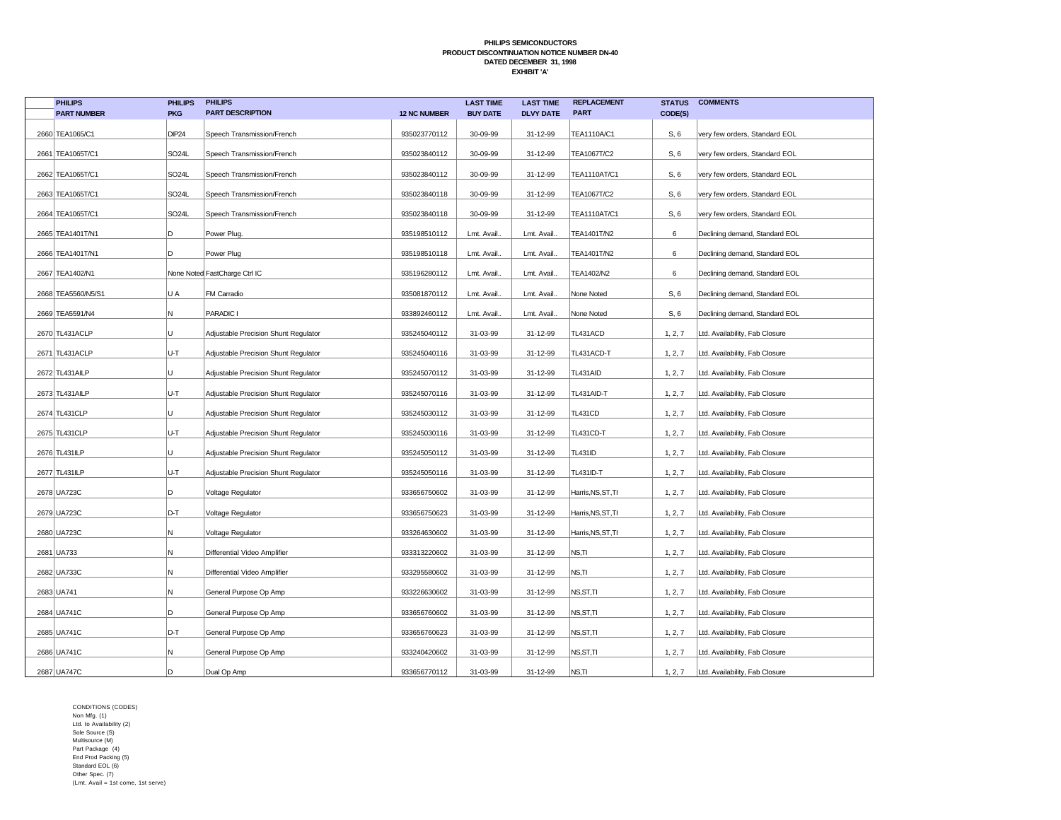**PHILIPS SEMICONDUCTORS**
**PRODUCT DISCONTINUATION NOTICE NUMBER DN-40**
**DATED DECEMBER 31, 1998**
**EXHIBIT 'A'**

| | PHILIPS PART NUMBER | PHILIPS PKG | PHILIPS PART DESCRIPTION | 12 NC NUMBER | LAST TIME BUY DATE | LAST TIME DLVY DATE | REPLACEMENT PART | STATUS CODE(S) | COMMENTS |
|---|---|---|---|---|---|---|---|---|---|
| 2660 | TEA1065/C1 | DIP24 | Speech Transmission/French | 935023770112 | 30-09-99 | 31-12-99 | TEA1110A/C1 | S, 6 | very few orders, Standard EOL |
| 2661 | TEA1065T/C1 | SO24L | Speech Transmission/French | 935023840112 | 30-09-99 | 31-12-99 | TEA1067T/C2 | S, 6 | very few orders, Standard EOL |
| 2662 | TEA1065T/C1 | SO24L | Speech Transmission/French | 935023840112 | 30-09-99 | 31-12-99 | TEA1110AT/C1 | S, 6 | very few orders, Standard EOL |
| 2663 | TEA1065T/C1 | SO24L | Speech Transmission/French | 935023840118 | 30-09-99 | 31-12-99 | TEA1067T/C2 | S, 6 | very few orders, Standard EOL |
| 2664 | TEA1065T/C1 | SO24L | Speech Transmission/French | 935023840118 | 30-09-99 | 31-12-99 | TEA1110AT/C1 | S, 6 | very few orders, Standard EOL |
| 2665 | TEA1401T/N1 | D | Power Plug. | 935198510112 | Lmt. Avail.. | Lmt. Avail.. | TEA1401T/N2 | 6 | Declining demand, Standard EOL |
| 2666 | TEA1401T/N1 | D | Power Plug | 935198510118 | Lmt. Avail.. | Lmt. Avail.. | TEA1401T/N2 | 6 | Declining demand, Standard EOL |
| 2667 | TEA1402/N1 | None Noted | FastCharge Ctrl IC | 935196280112 | Lmt. Avail.. | Lmt. Avail.. | TEA1402/N2 | 6 | Declining demand, Standard EOL |
| 2668 | TEA5560/N5/S1 | U A | FM Carradio | 935081870112 | Lmt. Avail.. | Lmt. Avail.. | None Noted | S, 6 | Declining demand, Standard EOL |
| 2669 | TEA5591/N4 | N | PARADIC I | 933892460112 | Lmt. Avail.. | Lmt. Avail.. | None Noted | S, 6 | Declining demand, Standard EOL |
| 2670 | TL431ACLP | U | Adjustable Precision Shunt Regulator | 935245040112 | 31-03-99 | 31-12-99 | TL431ACD | 1, 2, 7 | Ltd. Availability, Fab Closure |
| 2671 | TL431ACLP | U-T | Adjustable Precision Shunt Regulator | 935245040116 | 31-03-99 | 31-12-99 | TL431ACD-T | 1, 2, 7 | Ltd. Availability, Fab Closure |
| 2672 | TL431AILP | U | Adjustable Precision Shunt Regulator | 935245070112 | 31-03-99 | 31-12-99 | TL431AID | 1, 2, 7 | Ltd. Availability, Fab Closure |
| 2673 | TL431AILP | U-T | Adjustable Precision Shunt Regulator | 935245070116 | 31-03-99 | 31-12-99 | TL431AID-T | 1, 2, 7 | Ltd. Availability, Fab Closure |
| 2674 | TL431CLP | U | Adjustable Precision Shunt Regulator | 935245030112 | 31-03-99 | 31-12-99 | TL431CD | 1, 2, 7 | Ltd. Availability, Fab Closure |
| 2675 | TL431CLP | U-T | Adjustable Precision Shunt Regulator | 935245030116 | 31-03-99 | 31-12-99 | TL431CD-T | 1, 2, 7 | Ltd. Availability, Fab Closure |
| 2676 | TL431ILP | U | Adjustable Precision Shunt Regulator | 935245050112 | 31-03-99 | 31-12-99 | TL431ID | 1, 2, 7 | Ltd. Availability, Fab Closure |
| 2677 | TL431ILP | U-T | Adjustable Precision Shunt Regulator | 935245050116 | 31-03-99 | 31-12-99 | TL431ID-T | 1, 2, 7 | Ltd. Availability, Fab Closure |
| 2678 | UA723C | D | Voltage Regulator | 933656750602 | 31-03-99 | 31-12-99 | Harris,NS,ST,TI | 1, 2, 7 | Ltd. Availability, Fab Closure |
| 2679 | UA723C | D-T | Voltage Regulator | 933656750623 | 31-03-99 | 31-12-99 | Harris,NS,ST,TI | 1, 2, 7 | Ltd. Availability, Fab Closure |
| 2680 | UA723C | N | Voltage Regulator | 933264630602 | 31-03-99 | 31-12-99 | Harris,NS,ST,TI | 1, 2, 7 | Ltd. Availability, Fab Closure |
| 2681 | UA733 | N | Differential Video Amplifier | 933313220602 | 31-03-99 | 31-12-99 | NS,TI | 1, 2, 7 | Ltd. Availability, Fab Closure |
| 2682 | UA733C | N | Differential Video Amplifier | 933295580602 | 31-03-99 | 31-12-99 | NS,TI | 1, 2, 7 | Ltd. Availability, Fab Closure |
| 2683 | UA741 | N | General Purpose Op Amp | 933226630602 | 31-03-99 | 31-12-99 | NS,ST,TI | 1, 2, 7 | Ltd. Availability, Fab Closure |
| 2684 | UA741C | D | General Purpose Op Amp | 933656760602 | 31-03-99 | 31-12-99 | NS,ST,TI | 1, 2, 7 | Ltd. Availability, Fab Closure |
| 2685 | UA741C | D-T | General Purpose Op Amp | 933656760623 | 31-03-99 | 31-12-99 | NS,ST,TI | 1, 2, 7 | Ltd. Availability, Fab Closure |
| 2686 | UA741C | N | General Purpose Op Amp | 933240420602 | 31-03-99 | 31-12-99 | NS,ST,TI | 1, 2, 7 | Ltd. Availability, Fab Closure |
| 2687 | UA747C | D | Dual Op Amp | 933656770112 | 31-03-99 | 31-12-99 | NS,TI | 1, 2, 7 | Ltd. Availability, Fab Closure |

CONDITIONS (CODES)
Non Mfg. (1)
Ltd. to Availability (2)
Sole Source (S)
Multisource (M)
Part Package (4)
End Prod Packing (5)
Standard EOL (6)
Other Spec. (7)
(Lmt. Avail = 1st come, 1st serve)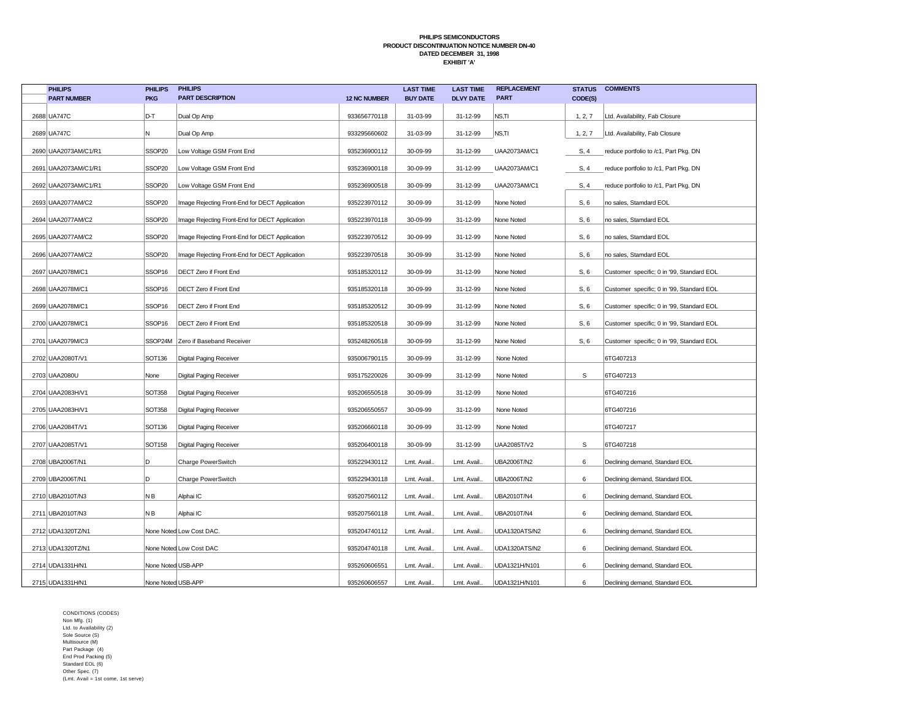**PHILIPS SEMICONDUCTORS**
**PRODUCT DISCONTINUATION NOTICE NUMBER DN-40**
**DATED DECEMBER 31, 1998**
**EXHIBIT 'A'**

| | PHILIPS PART NUMBER | PHILIPS PKG | PHILIPS PART DESCRIPTION | 12 NC NUMBER | LAST TIME BUY DATE | LAST TIME DLVY DATE | REPLACEMENT PART | STATUS CODE(S) | COMMENTS |
|---|---|---|---|---|---|---|---|---|---|
| 2688 | UA747C | D-T | Dual Op Amp | 933656770118 | 31-03-99 | 31-12-99 | NS,TI | 1, 2, 7 | Ltd. Availability, Fab Closure |
| 2689 | UA747C | N | Dual Op Amp | 933295660602 | 31-03-99 | 31-12-99 | NS,TI | 1, 2, 7 | Ltd. Availability, Fab Closure |
| 2690 | UAA2073AM/C1/R1 | SSOP20 | Low Voltage GSM Front End | 935236900112 | 30-09-99 | 31-12-99 | UAA2073AM/C1 | S, 4 | reduce portfolio to /c1, Part Pkg. DN |
| 2691 | UAA2073AM/C1/R1 | SSOP20 | Low Voltage GSM Front End | 935236900118 | 30-09-99 | 31-12-99 | UAA2073AM/C1 | S, 4 | reduce portfolio to /c1, Part Pkg. DN |
| 2692 | UAA2073AM/C1/R1 | SSOP20 | Low Voltage GSM Front End | 935236900518 | 30-09-99 | 31-12-99 | UAA2073AM/C1 | S, 4 | reduce portfolio to /c1, Part Pkg. DN |
| 2693 | UAA2077AM/C2 | SSOP20 | Image Rejecting Front-End for DECT Application | 935223970112 | 30-09-99 | 31-12-99 | None Noted | S, 6 | no sales, Stamdard EOL |
| 2694 | UAA2077AM/C2 | SSOP20 | Image Rejecting Front-End for DECT Application | 935223970118 | 30-09-99 | 31-12-99 | None Noted | S, 6 | no sales, Stamdard EOL |
| 2695 | UAA2077AM/C2 | SSOP20 | Image Rejecting Front-End for DECT Application | 935223970512 | 30-09-99 | 31-12-99 | None Noted | S, 6 | no sales, Stamdard EOL |
| 2696 | UAA2077AM/C2 | SSOP20 | Image Rejecting Front-End for DECT Application | 935223970518 | 30-09-99 | 31-12-99 | None Noted | S, 6 | no sales, Stamdard EOL |
| 2697 | UAA2078M/C1 | SSOP16 | DECT Zero if Front End | 935185320112 | 30-09-99 | 31-12-99 | None Noted | S, 6 | Customer specific; 0 in '99, Standard EOL |
| 2698 | UAA2078M/C1 | SSOP16 | DECT Zero if Front End | 935185320118 | 30-09-99 | 31-12-99 | None Noted | S, 6 | Customer specific; 0 in '99, Standard EOL |
| 2699 | UAA2078M/C1 | SSOP16 | DECT Zero if Front End | 935185320512 | 30-09-99 | 31-12-99 | None Noted | S, 6 | Customer specific; 0 in '99, Standard EOL |
| 2700 | UAA2078M/C1 | SSOP16 | DECT Zero if Front End | 935185320518 | 30-09-99 | 31-12-99 | None Noted | S, 6 | Customer specific; 0 in '99, Standard EOL |
| 2701 | UAA2079M/C3 | SSOP24M | Zero if Baseband Receiver | 935248260518 | 30-09-99 | 31-12-99 | None Noted | S, 6 | Customer specific; 0 in '99, Standard EOL |
| 2702 | UAA2080T/V1 | SOT136 | Digital Paging Receiver | 935006790115 | 30-09-99 | 31-12-99 | None Noted | | 6TG407213 |
| 2703 | UAA2080U | None | Digital Paging Receiver | 935175220026 | 30-09-99 | 31-12-99 | None Noted | S | 6TG407213 |
| 2704 | UAA2083H/V1 | SOT358 | Digital Paging Receiver | 935206550518 | 30-09-99 | 31-12-99 | None Noted | | 6TG407216 |
| 2705 | UAA2083H/V1 | SOT358 | Digital Paging Receiver | 935206550557 | 30-09-99 | 31-12-99 | None Noted | | 6TG407216 |
| 2706 | UAA2084T/V1 | SOT136 | Digital Paging Receiver | 935206660118 | 30-09-99 | 31-12-99 | None Noted | | 6TG407217 |
| 2707 | UAA2085T/V1 | SOT158 | Digital Paging Receiver | 935206400118 | 30-09-99 | 31-12-99 | UAA2085T/V2 | S | 6TG407218 |
| 2708 | UBA2006T/N1 | D | Charge PowerSwitch | 935229430112 | Lmt. Avail.. | Lmt. Avail.. | UBA2006T/N2 | 6 | Declining demand, Standard EOL |
| 2709 | UBA2006T/N1 | D | Charge PowerSwitch | 935229430118 | Lmt. Avail.. | Lmt. Avail.. | UBA2006T/N2 | 6 | Declining demand, Standard EOL |
| 2710 | UBA2010T/N3 | N B | Alphai IC | 935207560112 | Lmt. Avail.. | Lmt. Avail.. | UBA2010T/N4 | 6 | Declining demand, Standard EOL |
| 2711 | UBA2010T/N3 | N B | Alphai IC | 935207560118 | Lmt. Avail.. | Lmt. Avail.. | UBA2010T/N4 | 6 | Declining demand, Standard EOL |
| 2712 | UDA1320TZ/N1 | None Noted | Low Cost DAC. | 935204740112 | Lmt. Avail.. | Lmt. Avail.. | UDA1320ATS/N2 | 6 | Declining demand, Standard EOL |
| 2713 | UDA1320TZ/N1 | None Noted | Low Cost DAC | 935204740118 | Lmt. Avail.. | Lmt. Avail.. | UDA1320ATS/N2 | 6 | Declining demand, Standard EOL |
| 2714 | UDA1331H/N1 | None Noted | USB-APP | 935260606551 | Lmt. Avail.. | Lmt. Avail.. | UDA1321H/N101 | 6 | Declining demand, Standard EOL |
| 2715 | UDA1331H/N1 | None Noted | USB-APP | 935260606557 | Lmt. Avail.. | Lmt. Avail.. | UDA1321H/N101 | 6 | Declining demand, Standard EOL |

CONDITIONS (CODES)
Non Mfg. (1)
Ltd. to Availability (2)
Sole Source (S)
Multisource (M)
Part Package (4)
End Prod Packing (5)
Standard EOL (6)
Other Spec. (7)
(Lmt. Avail = 1st come, 1st serve)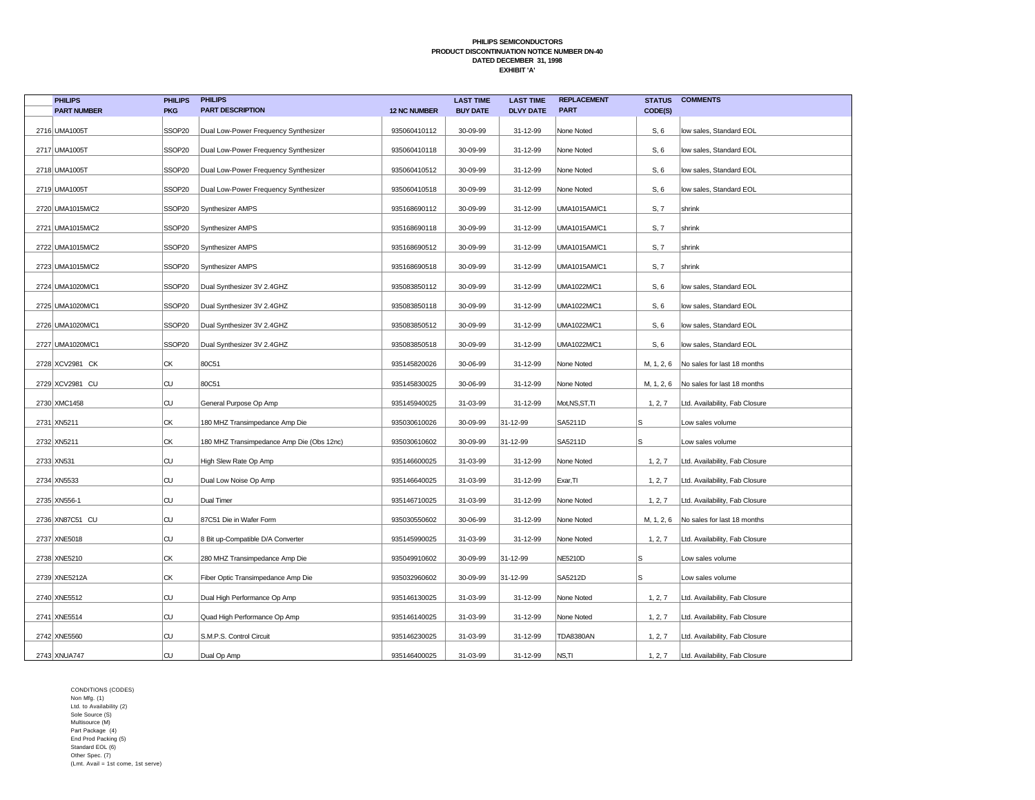**PHILIPS SEMICONDUCTORS**
**PRODUCT DISCONTINUATION NOTICE NUMBER DN-40**
**DATED DECEMBER 31, 1998**
**EXHIBIT 'A'**

| | PHILIPS PART NUMBER | PHILIPS PKG | PHILIPS PART DESCRIPTION | 12 NC NUMBER | LAST TIME BUY DATE | LAST TIME DLVY DATE | REPLACEMENT PART | STATUS CODE(S) | COMMENTS |
|---|---|---|---|---|---|---|---|---|---|
| 2716 | UMA1005T | SSOP20 | Dual Low-Power Frequency Synthesizer | 935060410112 | 30-09-99 | 31-12-99 | None Noted | S, 6 | low sales, Standard EOL |
| 2717 | UMA1005T | SSOP20 | Dual Low-Power Frequency Synthesizer | 935060410118 | 30-09-99 | 31-12-99 | None Noted | S, 6 | low sales, Standard EOL |
| 2718 | UMA1005T | SSOP20 | Dual Low-Power Frequency Synthesizer | 935060410512 | 30-09-99 | 31-12-99 | None Noted | S, 6 | low sales, Standard EOL |
| 2719 | UMA1005T | SSOP20 | Dual Low-Power Frequency Synthesizer | 935060410518 | 30-09-99 | 31-12-99 | None Noted | S, 6 | low sales, Standard EOL |
| 2720 | UMA1015M/C2 | SSOP20 | Synthesizer AMPS | 935168690112 | 30-09-99 | 31-12-99 | UMA1015AM/C1 | S, 7 | shrink |
| 2721 | UMA1015M/C2 | SSOP20 | Synthesizer AMPS | 935168690118 | 30-09-99 | 31-12-99 | UMA1015AM/C1 | S, 7 | shrink |
| 2722 | UMA1015M/C2 | SSOP20 | Synthesizer AMPS | 935168690512 | 30-09-99 | 31-12-99 | UMA1015AM/C1 | S, 7 | shrink |
| 2723 | UMA1015M/C2 | SSOP20 | Synthesizer AMPS | 935168690518 | 30-09-99 | 31-12-99 | UMA1015AM/C1 | S, 7 | shrink |
| 2724 | UMA1020M/C1 | SSOP20 | Dual Synthesizer 3V 2.4GHZ | 935083850112 | 30-09-99 | 31-12-99 | UMA1022M/C1 | S, 6 | low sales, Standard EOL |
| 2725 | UMA1020M/C1 | SSOP20 | Dual Synthesizer 3V 2.4GHZ | 935083850118 | 30-09-99 | 31-12-99 | UMA1022M/C1 | S, 6 | low sales, Standard EOL |
| 2726 | UMA1020M/C1 | SSOP20 | Dual Synthesizer 3V 2.4GHZ | 935083850512 | 30-09-99 | 31-12-99 | UMA1022M/C1 | S, 6 | low sales, Standard EOL |
| 2727 | UMA1020M/C1 | SSOP20 | Dual Synthesizer 3V 2.4GHZ | 935083850518 | 30-09-99 | 31-12-99 | UMA1022M/C1 | S, 6 | low sales, Standard EOL |
| 2728 | XCV2981 CK | CK | 80C51 | 935145820026 | 30-06-99 | 31-12-99 | None Noted | M, 1, 2, 6 | No sales for last 18 months |
| 2729 | XCV2981 CU | CU | 80C51 | 935145830025 | 30-06-99 | 31-12-99 | None Noted | M, 1, 2, 6 | No sales for last 18 months |
| 2730 | XMC1458 | CU | General Purpose Op Amp | 935145940025 | 31-03-99 | 31-12-99 | Mot,NS,ST,TI | 1, 2, 7 | Ltd. Availability, Fab Closure |
| 2731 | XN5211 | CK | 180 MHZ Transimpedance Amp Die | 935030610026 | 30-09-99 | 31-12-99 | SA5211D | S | Low sales volume |
| 2732 | XN5211 | CK | 180 MHZ Transimpedance Amp Die (Obs 12nc) | 935030610602 | 30-09-99 | 31-12-99 | SA5211D | S | Low sales volume |
| 2733 | XN531 | CU | High Slew Rate Op Amp | 935146600025 | 31-03-99 | 31-12-99 | None Noted | 1, 2, 7 | Ltd. Availability, Fab Closure |
| 2734 | XN5533 | CU | Dual Low Noise Op Amp | 935146640025 | 31-03-99 | 31-12-99 | Exar,TI | 1, 2, 7 | Ltd. Availability, Fab Closure |
| 2735 | XN556-1 | CU | Dual Timer | 935146710025 | 31-03-99 | 31-12-99 | None Noted | 1, 2, 7 | Ltd. Availability, Fab Closure |
| 2736 | XN87C51 CU | CU | 87C51 Die in Wafer Form | 935030550602 | 30-06-99 | 31-12-99 | None Noted | M, 1, 2, 6 | No sales for last 18 months |
| 2737 | XNE5018 | CU | 8 Bit up-Compatible D/A Converter | 935145990025 | 31-03-99 | 31-12-99 | None Noted | 1, 2, 7 | Ltd. Availability, Fab Closure |
| 2738 | XNE5210 | CK | 280 MHZ Transimpedance Amp Die | 935049910602 | 30-09-99 | 31-12-99 | NE5210D | S | Low sales volume |
| 2739 | XNE5212A | CK | Fiber Optic Transimpedance Amp Die | 935032960602 | 30-09-99 | 31-12-99 | SA5212D | S | Low sales volume |
| 2740 | XNE5512 | CU | Dual High Performance Op Amp | 935146130025 | 31-03-99 | 31-12-99 | None Noted | 1, 2, 7 | Ltd. Availability, Fab Closure |
| 2741 | XNE5514 | CU | Quad High Performance Op Amp | 935146140025 | 31-03-99 | 31-12-99 | None Noted | 1, 2, 7 | Ltd. Availability, Fab Closure |
| 2742 | XNE5560 | CU | S.M.P.S. Control Circuit | 935146230025 | 31-03-99 | 31-12-99 | TDA8380AN | 1, 2, 7 | Ltd. Availability, Fab Closure |
| 2743 | XNUA747 | CU | Dual Op Amp | 935146400025 | 31-03-99 | 31-12-99 | NS,TI | 1, 2, 7 | Ltd. Availability, Fab Closure |

CONDITIONS (CODES)
Non Mfg. (1)
Ltd. to Availability (2)
Sole Source (S)
Multisource (M)
Part Package (4)
End Prod Packing (5)
Standard EOL (6)
Other Spec. (7)
(Lmt. Avail = 1st come, 1st serve)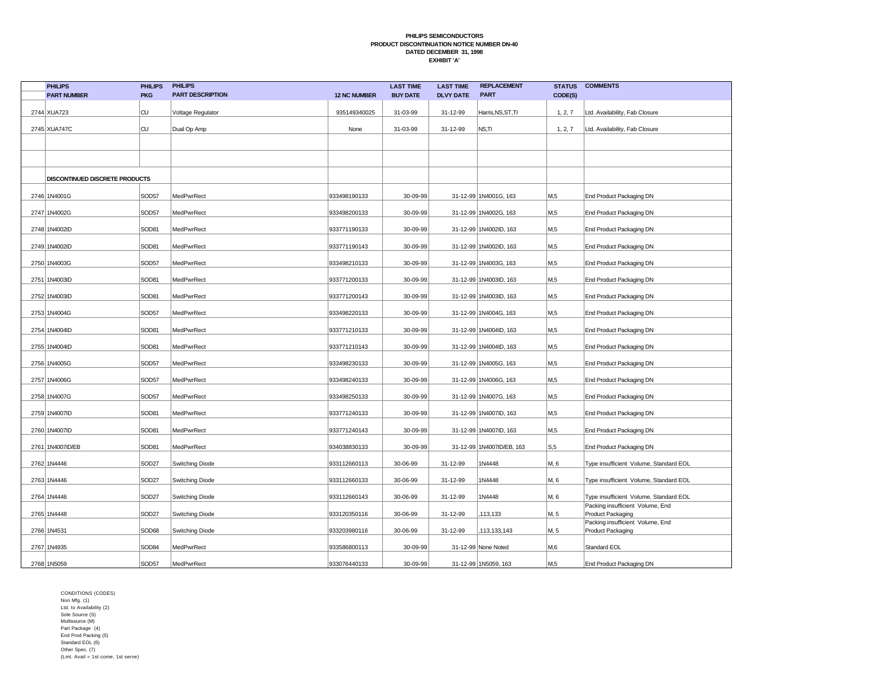**PHILIPS SEMICONDUCTORS**
**PRODUCT DISCONTINUATION NOTICE NUMBER DN-40**
**DATED DECEMBER 31, 1998**
**EXHIBIT 'A'**

| | PHILIPS PART NUMBER | PHILIPS PKG | PHILIPS PART DESCRIPTION | 12 NC NUMBER | LAST TIME BUY DATE | LAST TIME DLVY DATE | REPLACEMENT PART | STATUS CODE(S) | COMMENTS |
|---|---|---|---|---|---|---|---|---|---|
| 2744 | XUA723 | CU | Voltage Regulator | 935149340025 | 31-03-99 | 31-12-99 | Harris,NS,ST,TI | 1, 2, 7 | Ltd. Availability, Fab Closure |
| 2745 | XUA747C | CU | Dual Op Amp | None | 31-03-99 | 31-12-99 | NS,TI | 1, 2, 7 | Ltd. Availability, Fab Closure |
| | | | | | | | | | |
| | | | | | | | | | |
| | **DISCONTINUED DISCRETE PRODUCTS** | | | | | | | | |
| 2746 | 1N4001G | SOD57 | MedPwrRect | 933498190133 | 30-09-99 | 31-12-99 | 1N4001G, 163 | M,5 | End Product Packaging DN |
| 2747 | 1N4002G | SOD57 | MedPwrRect | 933498200133 | 30-09-99 | 31-12-99 | 1N4002G, 163 | M,5 | End Product Packaging DN |
| 2748 | 1N4002ID | SOD81 | MedPwrRect | 933771190133 | 30-09-99 | 31-12-99 | 1N4002ID, 163 | M,5 | End Product Packaging DN |
| 2749 | 1N4002ID | SOD81 | MedPwrRect | 933771190143 | 30-09-99 | 31-12-99 | 1N4002ID, 163 | M,5 | End Product Packaging DN |
| 2750 | 1N4003G | SOD57 | MedPwrRect | 933498210133 | 30-09-99 | 31-12-99 | 1N4003G, 163 | M,5 | End Product Packaging DN |
| 2751 | 1N4003ID | SOD81 | MedPwrRect | 933771200133 | 30-09-99 | 31-12-99 | 1N4003ID, 163 | M,5 | End Product Packaging DN |
| 2752 | 1N4003ID | SOD81 | MedPwrRect | 933771200143 | 30-09-99 | 31-12-99 | 1N4003ID, 163 | M,5 | End Product Packaging DN |
| 2753 | 1N4004G | SOD57 | MedPwrRect | 933498220133 | 30-09-99 | 31-12-99 | 1N4004G, 163 | M,5 | End Product Packaging DN |
| 2754 | 1N4004ID | SOD81 | MedPwrRect | 933771210133 | 30-09-99 | 31-12-99 | 1N4004ID, 163 | M,5 | End Product Packaging DN |
| 2755 | 1N4004ID | SOD81 | MedPwrRect | 933771210143 | 30-09-99 | 31-12-99 | 1N4004ID, 163 | M,5 | End Product Packaging DN |
| 2756 | 1N4005G | SOD57 | MedPwrRect | 933498230133 | 30-09-99 | 31-12-99 | 1N4005G, 163 | M,5 | End Product Packaging DN |
| 2757 | 1N4006G | SOD57 | MedPwrRect | 933498240133 | 30-09-99 | 31-12-99 | 1N4006G, 163 | M,5 | End Product Packaging DN |
| 2758 | 1N4007G | SOD57 | MedPwrRect | 933498250133 | 30-09-99 | 31-12-99 | 1N4007G, 163 | M,5 | End Product Packaging DN |
| 2759 | 1N4007ID | SOD81 | MedPwrRect | 933771240133 | 30-09-99 | 31-12-99 | 1N4007ID, 163 | M,5 | End Product Packaging DN |
| 2760 | 1N4007ID | SOD81 | MedPwrRect | 933771240143 | 30-09-99 | 31-12-99 | 1N4007ID, 163 | M,5 | End Product Packaging DN |
| 2761 | 1N4007ID/EB | SOD81 | MedPwrRect | 934038830133 | 30-09-99 | 31-12-99 | 1N4007ID/EB, 163 | S,5 | End Product Packaging DN |
| 2762 | 1N4446 | SOD27 | Switching Diode | 933112660113 | 30-06-99 | 31-12-99 | 1N4448 | M, 6 | Type insufficient Volume, Standard EOL |
| 2763 | 1N4446 | SOD27 | Switching Diode | 933112660133 | 30-06-99 | 31-12-99 | 1N4448 | M, 6 | Type insufficient Volume, Standard EOL |
| 2764 | 1N4446 | SOD27 | Switching Diode | 933112660143 | 30-06-99 | 31-12-99 | 1N4448 | M, 6 | Type insufficient Volume, Standard EOL |
| 2765 | 1N4448 | SOD27 | Switching Diode | 933120350116 | 30-06-99 | 31-12-99 | ,113,133 | M, 5 | Packing insufficient Volume, End Product Packaging |
| 2766 | 1N4531 | SOD68 | Switching Diode | 933203980116 | 30-06-99 | 31-12-99 | ,113,133,143 | M, 5 | Packing insufficient Volume, End Product Packaging |
| 2767 | 1N4935 | SOD84 | MedPwrRect | 933586800113 | 30-09-99 | 31-12-99 | None Noted | M,6 | Standard EOL |
| 2768 | 1N5059 | SOD57 | MedPwrRect | 933076440133 | 30-09-99 | 31-12-99 | 1N5059, 163 | M,5 | End Product Packaging DN |

CONDITIONS (CODES)
Non Mfg. (1)
Ltd. to Availability (2)
Sole Source (S)
Multisource (M)
Part Package (4)
End Prod Packing (5)
Standard EOL (6)
Other Spec. (7)
(Lmt. Avail = 1st come, 1st serve)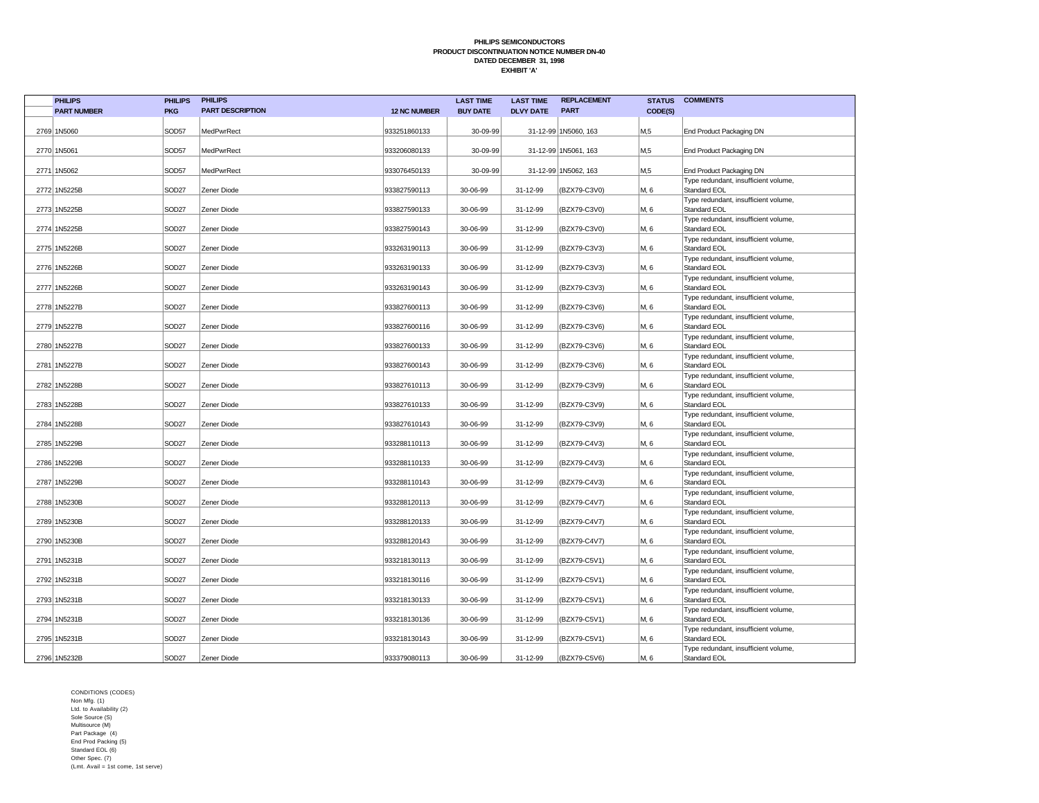**PHILIPS SEMICONDUCTORS**
**PRODUCT DISCONTINUATION NOTICE NUMBER DN-40**
**DATED DECEMBER 31, 1998**
**EXHIBIT 'A'**

| | PHILIPS PART NUMBER | PHILIPS PKG | PHILIPS PART DESCRIPTION | 12 NC NUMBER | LAST TIME BUY DATE | LAST TIME DLVY DATE | REPLACEMENT PART | STATUS CODE(S) | COMMENTS |
|---|---|---|---|---|---|---|---|---|---|
| 2769 | 1N5060 | SOD57 | MedPwrRect | 933251860133 | 30-09-99 | 31-12-99 | 1N5060, 163 | M,5 | End Product Packaging DN |
| 2770 | 1N5061 | SOD57 | MedPwrRect | 933206080133 | 30-09-99 | 31-12-99 | 1N5061, 163 | M,5 | End Product Packaging DN |
| 2771 | 1N5062 | SOD57 | MedPwrRect | 933076450133 | 30-09-99 | 31-12-99 | 1N5062, 163 | M,5 | End Product Packaging DN |
| 2772 | 1N5225B | SOD27 | Zener Diode | 933827590113 | 30-06-99 | 31-12-99 | (BZX79-C3V0) | M, 6 | Type redundant, insufficient volume, Standard EOL |
| 2773 | 1N5225B | SOD27 | Zener Diode | 933827590133 | 30-06-99 | 31-12-99 | (BZX79-C3V0) | M, 6 | Type redundant, insufficient volume, Standard EOL |
| 2774 | 1N5225B | SOD27 | Zener Diode | 933827590143 | 30-06-99 | 31-12-99 | (BZX79-C3V0) | M, 6 | Type redundant, insufficient volume, Standard EOL |
| 2775 | 1N5226B | SOD27 | Zener Diode | 933263190113 | 30-06-99 | 31-12-99 | (BZX79-C3V3) | M, 6 | Type redundant, insufficient volume, Standard EOL |
| 2776 | 1N5226B | SOD27 | Zener Diode | 933263190133 | 30-06-99 | 31-12-99 | (BZX79-C3V3) | M, 6 | Type redundant, insufficient volume, Standard EOL |
| 2777 | 1N5226B | SOD27 | Zener Diode | 933263190143 | 30-06-99 | 31-12-99 | (BZX79-C3V3) | M, 6 | Type redundant, insufficient volume, Standard EOL |
| 2778 | 1N5227B | SOD27 | Zener Diode | 933827600113 | 30-06-99 | 31-12-99 | (BZX79-C3V6) | M, 6 | Type redundant, insufficient volume, Standard EOL |
| 2779 | 1N5227B | SOD27 | Zener Diode | 933827600116 | 30-06-99 | 31-12-99 | (BZX79-C3V6) | M, 6 | Type redundant, insufficient volume, Standard EOL |
| 2780 | 1N5227B | SOD27 | Zener Diode | 933827600133 | 30-06-99 | 31-12-99 | (BZX79-C3V6) | M, 6 | Type redundant, insufficient volume, Standard EOL |
| 2781 | 1N5227B | SOD27 | Zener Diode | 933827600143 | 30-06-99 | 31-12-99 | (BZX79-C3V6) | M, 6 | Type redundant, insufficient volume, Standard EOL |
| 2782 | 1N5228B | SOD27 | Zener Diode | 933827610113 | 30-06-99 | 31-12-99 | (BZX79-C3V9) | M, 6 | Type redundant, insufficient volume, Standard EOL |
| 2783 | 1N5228B | SOD27 | Zener Diode | 933827610133 | 30-06-99 | 31-12-99 | (BZX79-C3V9) | M, 6 | Type redundant, insufficient volume, Standard EOL |
| 2784 | 1N5228B | SOD27 | Zener Diode | 933827610143 | 30-06-99 | 31-12-99 | (BZX79-C3V9) | M, 6 | Type redundant, insufficient volume, Standard EOL |
| 2785 | 1N5229B | SOD27 | Zener Diode | 933288110113 | 30-06-99 | 31-12-99 | (BZX79-C4V3) | M, 6 | Type redundant, insufficient volume, Standard EOL |
| 2786 | 1N5229B | SOD27 | Zener Diode | 933288110133 | 30-06-99 | 31-12-99 | (BZX79-C4V3) | M, 6 | Type redundant, insufficient volume, Standard EOL |
| 2787 | 1N5229B | SOD27 | Zener Diode | 933288110143 | 30-06-99 | 31-12-99 | (BZX79-C4V3) | M, 6 | Type redundant, insufficient volume, Standard EOL |
| 2788 | 1N5230B | SOD27 | Zener Diode | 933288120113 | 30-06-99 | 31-12-99 | (BZX79-C4V7) | M, 6 | Type redundant, insufficient volume, Standard EOL |
| 2789 | 1N5230B | SOD27 | Zener Diode | 933288120133 | 30-06-99 | 31-12-99 | (BZX79-C4V7) | M, 6 | Type redundant, insufficient volume, Standard EOL |
| 2790 | 1N5230B | SOD27 | Zener Diode | 933288120143 | 30-06-99 | 31-12-99 | (BZX79-C4V7) | M, 6 | Type redundant, insufficient volume, Standard EOL |
| 2791 | 1N5231B | SOD27 | Zener Diode | 933218130113 | 30-06-99 | 31-12-99 | (BZX79-C5V1) | M, 6 | Type redundant, insufficient volume, Standard EOL |
| 2792 | 1N5231B | SOD27 | Zener Diode | 933218130116 | 30-06-99 | 31-12-99 | (BZX79-C5V1) | M, 6 | Type redundant, insufficient volume, Standard EOL |
| 2793 | 1N5231B | SOD27 | Zener Diode | 933218130133 | 30-06-99 | 31-12-99 | (BZX79-C5V1) | M, 6 | Type redundant, insufficient volume, Standard EOL |
| 2794 | 1N5231B | SOD27 | Zener Diode | 933218130136 | 30-06-99 | 31-12-99 | (BZX79-C5V1) | M, 6 | Type redundant, insufficient volume, Standard EOL |
| 2795 | 1N5231B | SOD27 | Zener Diode | 933218130143 | 30-06-99 | 31-12-99 | (BZX79-C5V1) | M, 6 | Type redundant, insufficient volume, Standard EOL |
| 2796 | 1N5232B | SOD27 | Zener Diode | 933379080113 | 30-06-99 | 31-12-99 | (BZX79-C5V6) | M, 6 | Type redundant, insufficient volume, Standard EOL |

CONDITIONS (CODES)
Non Mfg. (1)
Ltd. to Availability (2)
Sole Source (S)
Multisource (M)
Part Package (4)
End Prod Packing (5)
Standard EOL (6)
Other Spec. (7)
(Lmt. Avail = 1st come, 1st serve)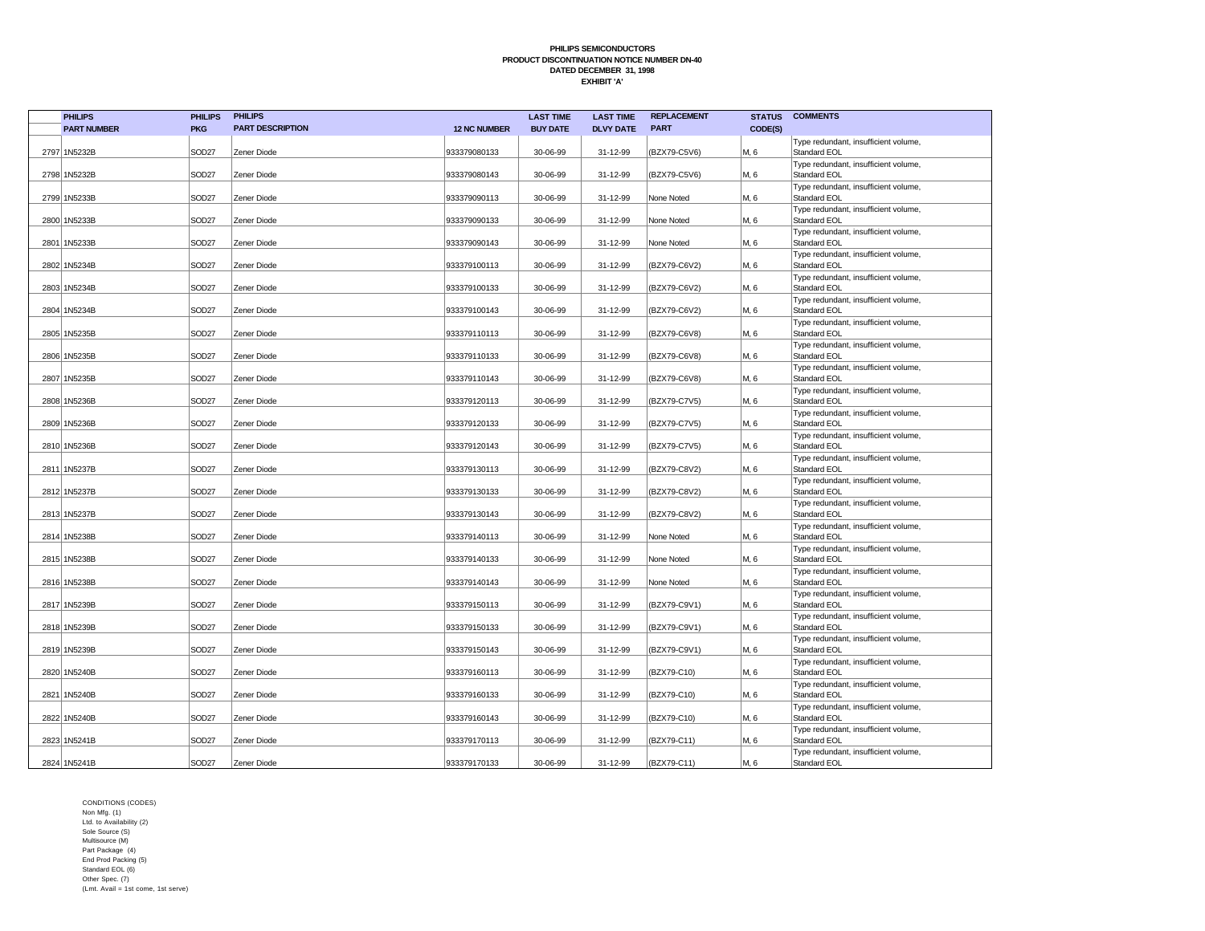**PHILIPS SEMICONDUCTORS**
**PRODUCT DISCONTINUATION NOTICE NUMBER DN-40**
**DATED DECEMBER 31, 1998**
**EXHIBIT 'A'**

| | PHILIPS PART NUMBER | PHILIPS PKG | PHILIPS PART DESCRIPTION | 12 NC NUMBER | LAST TIME BUY DATE | LAST TIME DLVY DATE | REPLACEMENT PART | STATUS CODE(S) | COMMENTS |
|---|---|---|---|---|---|---|---|---|---|
| 2797 | 1N5232B | SOD27 | Zener Diode | 933379080133 | 30-06-99 | 31-12-99 | (BZX79-C5V6) | M, 6 | Type redundant, insufficient volume, Standard EOL |
| 2798 | 1N5232B | SOD27 | Zener Diode | 933379080143 | 30-06-99 | 31-12-99 | (BZX79-C5V6) | M, 6 | Type redundant, insufficient volume, Standard EOL |
| 2799 | 1N5233B | SOD27 | Zener Diode | 933379090113 | 30-06-99 | 31-12-99 | None Noted | M, 6 | Type redundant, insufficient volume, Standard EOL |
| 2800 | 1N5233B | SOD27 | Zener Diode | 933379090133 | 30-06-99 | 31-12-99 | None Noted | M, 6 | Type redundant, insufficient volume, Standard EOL |
| 2801 | 1N5233B | SOD27 | Zener Diode | 933379090143 | 30-06-99 | 31-12-99 | None Noted | M, 6 | Type redundant, insufficient volume, Standard EOL |
| 2802 | 1N5234B | SOD27 | Zener Diode | 933379100113 | 30-06-99 | 31-12-99 | (BZX79-C6V2) | M, 6 | Type redundant, insufficient volume, Standard EOL |
| 2803 | 1N5234B | SOD27 | Zener Diode | 933379100133 | 30-06-99 | 31-12-99 | (BZX79-C6V2) | M, 6 | Type redundant, insufficient volume, Standard EOL |
| 2804 | 1N5234B | SOD27 | Zener Diode | 933379100143 | 30-06-99 | 31-12-99 | (BZX79-C6V2) | M, 6 | Type redundant, insufficient volume, Standard EOL |
| 2805 | 1N5235B | SOD27 | Zener Diode | 933379110113 | 30-06-99 | 31-12-99 | (BZX79-C6V8) | M, 6 | Type redundant, insufficient volume, Standard EOL |
| 2806 | 1N5235B | SOD27 | Zener Diode | 933379110133 | 30-06-99 | 31-12-99 | (BZX79-C6V8) | M, 6 | Type redundant, insufficient volume, Standard EOL |
| 2807 | 1N5235B | SOD27 | Zener Diode | 933379110143 | 30-06-99 | 31-12-99 | (BZX79-C6V8) | M, 6 | Type redundant, insufficient volume, Standard EOL |
| 2808 | 1N5236B | SOD27 | Zener Diode | 933379120113 | 30-06-99 | 31-12-99 | (BZX79-C7V5) | M, 6 | Type redundant, insufficient volume, Standard EOL |
| 2809 | 1N5236B | SOD27 | Zener Diode | 933379120133 | 30-06-99 | 31-12-99 | (BZX79-C7V5) | M, 6 | Type redundant, insufficient volume, Standard EOL |
| 2810 | 1N5236B | SOD27 | Zener Diode | 933379120143 | 30-06-99 | 31-12-99 | (BZX79-C7V5) | M, 6 | Type redundant, insufficient volume, Standard EOL |
| 2811 | 1N5237B | SOD27 | Zener Diode | 933379130113 | 30-06-99 | 31-12-99 | (BZX79-C8V2) | M, 6 | Type redundant, insufficient volume, Standard EOL |
| 2812 | 1N5237B | SOD27 | Zener Diode | 933379130133 | 30-06-99 | 31-12-99 | (BZX79-C8V2) | M, 6 | Type redundant, insufficient volume, Standard EOL |
| 2813 | 1N5237B | SOD27 | Zener Diode | 933379130143 | 30-06-99 | 31-12-99 | (BZX79-C8V2) | M, 6 | Type redundant, insufficient volume, Standard EOL |
| 2814 | 1N5238B | SOD27 | Zener Diode | 933379140113 | 30-06-99 | 31-12-99 | None Noted | M, 6 | Type redundant, insufficient volume, Standard EOL |
| 2815 | 1N5238B | SOD27 | Zener Diode | 933379140133 | 30-06-99 | 31-12-99 | None Noted | M, 6 | Type redundant, insufficient volume, Standard EOL |
| 2816 | 1N5238B | SOD27 | Zener Diode | 933379140143 | 30-06-99 | 31-12-99 | None Noted | M, 6 | Type redundant, insufficient volume, Standard EOL |
| 2817 | 1N5239B | SOD27 | Zener Diode | 933379150113 | 30-06-99 | 31-12-99 | (BZX79-C9V1) | M, 6 | Type redundant, insufficient volume, Standard EOL |
| 2818 | 1N5239B | SOD27 | Zener Diode | 933379150133 | 30-06-99 | 31-12-99 | (BZX79-C9V1) | M, 6 | Type redundant, insufficient volume, Standard EOL |
| 2819 | 1N5239B | SOD27 | Zener Diode | 933379150143 | 30-06-99 | 31-12-99 | (BZX79-C9V1) | M, 6 | Type redundant, insufficient volume, Standard EOL |
| 2820 | 1N5240B | SOD27 | Zener Diode | 933379160113 | 30-06-99 | 31-12-99 | (BZX79-C10) | M, 6 | Type redundant, insufficient volume, Standard EOL |
| 2821 | 1N5240B | SOD27 | Zener Diode | 933379160133 | 30-06-99 | 31-12-99 | (BZX79-C10) | M, 6 | Type redundant, insufficient volume, Standard EOL |
| 2822 | 1N5240B | SOD27 | Zener Diode | 933379160143 | 30-06-99 | 31-12-99 | (BZX79-C10) | M, 6 | Type redundant, insufficient volume, Standard EOL |
| 2823 | 1N5241B | SOD27 | Zener Diode | 933379170113 | 30-06-99 | 31-12-99 | (BZX79-C11) | M, 6 | Type redundant, insufficient volume, Standard EOL |
| 2824 | 1N5241B | SOD27 | Zener Diode | 933379170133 | 30-06-99 | 31-12-99 | (BZX79-C11) | M, 6 | Type redundant, insufficient volume, Standard EOL |

CONDITIONS (CODES)
Non Mfg. (1)
Ltd. to Availability (2)
Sole Source (S)
Multisource (M)
Part Package (4)
End Prod Packing (5)
Standard EOL (6)
Other Spec. (7)
(Lmt. Avail = 1st come, 1st serve)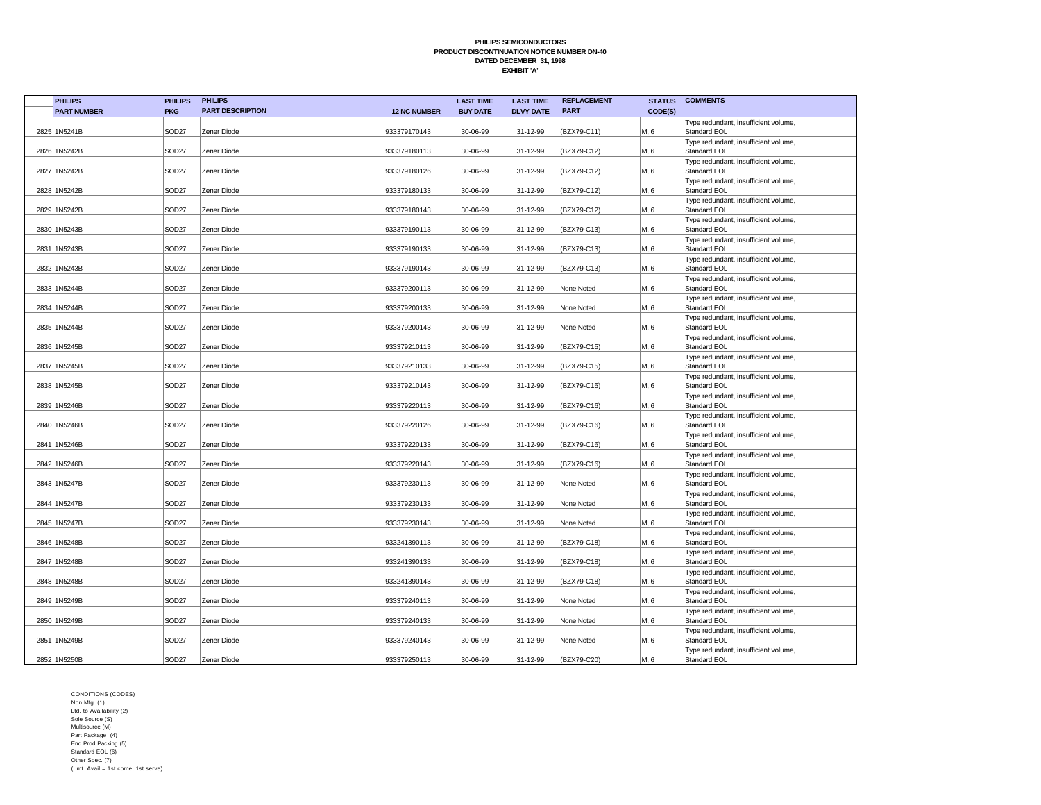**PHILIPS SEMICONDUCTORS**
**PRODUCT DISCONTINUATION NOTICE NUMBER DN-40**
**DATED DECEMBER 31, 1998**
**EXHIBIT 'A'**

| | PHILIPS PART NUMBER | PHILIPS PKG | PHILIPS PART DESCRIPTION | 12 NC NUMBER | LAST TIME BUY DATE | LAST TIME DLVY DATE | REPLACEMENT PART | STATUS CODE(S) | COMMENTS |
|---|---|---|---|---|---|---|---|---|---|
| 2825 | 1N5241B | SOD27 | Zener Diode | 933379170143 | 30-06-99 | 31-12-99 | (BZX79-C11) | M, 6 | Type redundant, insufficient volume, Standard EOL |
| 2826 | 1N5242B | SOD27 | Zener Diode | 933379180113 | 30-06-99 | 31-12-99 | (BZX79-C12) | M, 6 | Type redundant, insufficient volume, Standard EOL |
| 2827 | 1N5242B | SOD27 | Zener Diode | 933379180126 | 30-06-99 | 31-12-99 | (BZX79-C12) | M, 6 | Type redundant, insufficient volume, Standard EOL |
| 2828 | 1N5242B | SOD27 | Zener Diode | 933379180133 | 30-06-99 | 31-12-99 | (BZX79-C12) | M, 6 | Type redundant, insufficient volume, Standard EOL |
| 2829 | 1N5242B | SOD27 | Zener Diode | 933379180143 | 30-06-99 | 31-12-99 | (BZX79-C12) | M, 6 | Type redundant, insufficient volume, Standard EOL |
| 2830 | 1N5243B | SOD27 | Zener Diode | 933379190113 | 30-06-99 | 31-12-99 | (BZX79-C13) | M, 6 | Type redundant, insufficient volume, Standard EOL |
| 2831 | 1N5243B | SOD27 | Zener Diode | 933379190133 | 30-06-99 | 31-12-99 | (BZX79-C13) | M, 6 | Type redundant, insufficient volume, Standard EOL |
| 2832 | 1N5243B | SOD27 | Zener Diode | 933379190143 | 30-06-99 | 31-12-99 | (BZX79-C13) | M, 6 | Type redundant, insufficient volume, Standard EOL |
| 2833 | 1N5244B | SOD27 | Zener Diode | 933379200113 | 30-06-99 | 31-12-99 | None Noted | M, 6 | Type redundant, insufficient volume, Standard EOL |
| 2834 | 1N5244B | SOD27 | Zener Diode | 933379200133 | 30-06-99 | 31-12-99 | None Noted | M, 6 | Type redundant, insufficient volume, Standard EOL |
| 2835 | 1N5244B | SOD27 | Zener Diode | 933379200143 | 30-06-99 | 31-12-99 | None Noted | M, 6 | Type redundant, insufficient volume, Standard EOL |
| 2836 | 1N5245B | SOD27 | Zener Diode | 933379210113 | 30-06-99 | 31-12-99 | (BZX79-C15) | M, 6 | Type redundant, insufficient volume, Standard EOL |
| 2837 | 1N5245B | SOD27 | Zener Diode | 933379210133 | 30-06-99 | 31-12-99 | (BZX79-C15) | M, 6 | Type redundant, insufficient volume, Standard EOL |
| 2838 | 1N5245B | SOD27 | Zener Diode | 933379210143 | 30-06-99 | 31-12-99 | (BZX79-C15) | M, 6 | Type redundant, insufficient volume, Standard EOL |
| 2839 | 1N5246B | SOD27 | Zener Diode | 933379220113 | 30-06-99 | 31-12-99 | (BZX79-C16) | M, 6 | Type redundant, insufficient volume, Standard EOL |
| 2840 | 1N5246B | SOD27 | Zener Diode | 933379220126 | 30-06-99 | 31-12-99 | (BZX79-C16) | M, 6 | Type redundant, insufficient volume, Standard EOL |
| 2841 | 1N5246B | SOD27 | Zener Diode | 933379220133 | 30-06-99 | 31-12-99 | (BZX79-C16) | M, 6 | Type redundant, insufficient volume, Standard EOL |
| 2842 | 1N5246B | SOD27 | Zener Diode | 933379220143 | 30-06-99 | 31-12-99 | (BZX79-C16) | M, 6 | Type redundant, insufficient volume, Standard EOL |
| 2843 | 1N5247B | SOD27 | Zener Diode | 933379230113 | 30-06-99 | 31-12-99 | None Noted | M, 6 | Type redundant, insufficient volume, Standard EOL |
| 2844 | 1N5247B | SOD27 | Zener Diode | 933379230133 | 30-06-99 | 31-12-99 | None Noted | M, 6 | Type redundant, insufficient volume, Standard EOL |
| 2845 | 1N5247B | SOD27 | Zener Diode | 933379230143 | 30-06-99 | 31-12-99 | None Noted | M, 6 | Type redundant, insufficient volume, Standard EOL |
| 2846 | 1N5248B | SOD27 | Zener Diode | 933241390113 | 30-06-99 | 31-12-99 | (BZX79-C18) | M, 6 | Type redundant, insufficient volume, Standard EOL |
| 2847 | 1N5248B | SOD27 | Zener Diode | 933241390133 | 30-06-99 | 31-12-99 | (BZX79-C18) | M, 6 | Type redundant, insufficient volume, Standard EOL |
| 2848 | 1N5248B | SOD27 | Zener Diode | 933241390143 | 30-06-99 | 31-12-99 | (BZX79-C18) | M, 6 | Type redundant, insufficient volume, Standard EOL |
| 2849 | 1N5249B | SOD27 | Zener Diode | 933379240113 | 30-06-99 | 31-12-99 | None Noted | M, 6 | Type redundant, insufficient volume, Standard EOL |
| 2850 | 1N5249B | SOD27 | Zener Diode | 933379240133 | 30-06-99 | 31-12-99 | None Noted | M, 6 | Type redundant, insufficient volume, Standard EOL |
| 2851 | 1N5249B | SOD27 | Zener Diode | 933379240143 | 30-06-99 | 31-12-99 | None Noted | M, 6 | Type redundant, insufficient volume, Standard EOL |
| 2852 | 1N5250B | SOD27 | Zener Diode | 933379250113 | 30-06-99 | 31-12-99 | (BZX79-C20) | M, 6 | Type redundant, insufficient volume, Standard EOL |

CONDITIONS (CODES)
Non Mfg. (1)
Ltd. to Availability (2)
Sole Source (S)
Multisource (M)
Part Package (4)
End Prod Packing (5)
Standard EOL (6)
Other Spec. (7)
(Lmt. Avail = 1st come, 1st serve)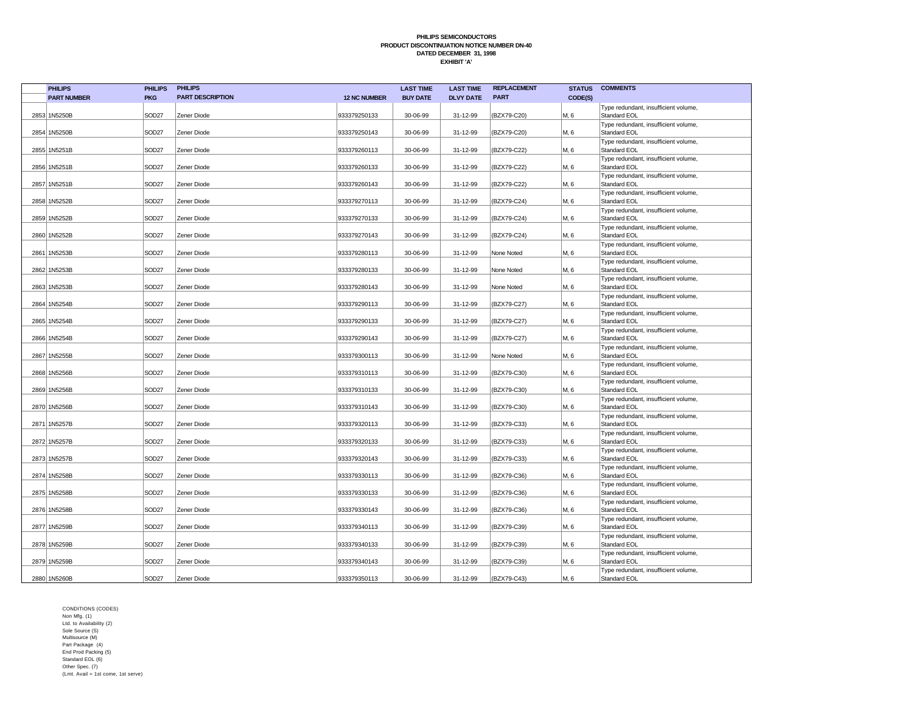**PHILIPS SEMICONDUCTORS**
**PRODUCT DISCONTINUATION NOTICE NUMBER DN-40**
**DATED DECEMBER 31, 1998**
**EXHIBIT 'A'**

| | PHILIPS PART NUMBER | PHILIPS PKG | PHILIPS PART DESCRIPTION | 12 NC NUMBER | LAST TIME BUY DATE | LAST TIME DLVY DATE | REPLACEMENT PART | STATUS CODE(S) | COMMENTS |
|---|---|---|---|---|---|---|---|---|---|
| 2853 | 1N5250B | SOD27 | Zener Diode | 933379250133 | 30-06-99 | 31-12-99 | (BZX79-C20) | M, 6 | Type redundant, insufficient volume, Standard EOL |
| 2854 | 1N5250B | SOD27 | Zener Diode | 933379250143 | 30-06-99 | 31-12-99 | (BZX79-C20) | M, 6 | Type redundant, insufficient volume, Standard EOL |
| 2855 | 1N5251B | SOD27 | Zener Diode | 933379260113 | 30-06-99 | 31-12-99 | (BZX79-C22) | M, 6 | Type redundant, insufficient volume, Standard EOL |
| 2856 | 1N5251B | SOD27 | Zener Diode | 933379260133 | 30-06-99 | 31-12-99 | (BZX79-C22) | M, 6 | Type redundant, insufficient volume, Standard EOL |
| 2857 | 1N5251B | SOD27 | Zener Diode | 933379260143 | 30-06-99 | 31-12-99 | (BZX79-C22) | M, 6 | Type redundant, insufficient volume, Standard EOL |
| 2858 | 1N5252B | SOD27 | Zener Diode | 933379270113 | 30-06-99 | 31-12-99 | (BZX79-C24) | M, 6 | Type redundant, insufficient volume, Standard EOL |
| 2859 | 1N5252B | SOD27 | Zener Diode | 933379270133 | 30-06-99 | 31-12-99 | (BZX79-C24) | M, 6 | Type redundant, insufficient volume, Standard EOL |
| 2860 | 1N5252B | SOD27 | Zener Diode | 933379270143 | 30-06-99 | 31-12-99 | (BZX79-C24) | M, 6 | Type redundant, insufficient volume, Standard EOL |
| 2861 | 1N5253B | SOD27 | Zener Diode | 933379280113 | 30-06-99 | 31-12-99 | None Noted | M, 6 | Type redundant, insufficient volume, Standard EOL |
| 2862 | 1N5253B | SOD27 | Zener Diode | 933379280133 | 30-06-99 | 31-12-99 | None Noted | M, 6 | Type redundant, insufficient volume, Standard EOL |
| 2863 | 1N5253B | SOD27 | Zener Diode | 933379280143 | 30-06-99 | 31-12-99 | None Noted | M, 6 | Type redundant, insufficient volume, Standard EOL |
| 2864 | 1N5254B | SOD27 | Zener Diode | 933379290113 | 30-06-99 | 31-12-99 | (BZX79-C27) | M, 6 | Type redundant, insufficient volume, Standard EOL |
| 2865 | 1N5254B | SOD27 | Zener Diode | 933379290133 | 30-06-99 | 31-12-99 | (BZX79-C27) | M, 6 | Type redundant, insufficient volume, Standard EOL |
| 2866 | 1N5254B | SOD27 | Zener Diode | 933379290143 | 30-06-99 | 31-12-99 | (BZX79-C27) | M, 6 | Type redundant, insufficient volume, Standard EOL |
| 2867 | 1N5255B | SOD27 | Zener Diode | 933379300113 | 30-06-99 | 31-12-99 | None Noted | M, 6 | Type redundant, insufficient volume, Standard EOL |
| 2868 | 1N5256B | SOD27 | Zener Diode | 933379310113 | 30-06-99 | 31-12-99 | (BZX79-C30) | M, 6 | Type redundant, insufficient volume, Standard EOL |
| 2869 | 1N5256B | SOD27 | Zener Diode | 933379310133 | 30-06-99 | 31-12-99 | (BZX79-C30) | M, 6 | Type redundant, insufficient volume, Standard EOL |
| 2870 | 1N5256B | SOD27 | Zener Diode | 933379310143 | 30-06-99 | 31-12-99 | (BZX79-C30) | M, 6 | Type redundant, insufficient volume, Standard EOL |
| 2871 | 1N5257B | SOD27 | Zener Diode | 933379320113 | 30-06-99 | 31-12-99 | (BZX79-C33) | M, 6 | Type redundant, insufficient volume, Standard EOL |
| 2872 | 1N5257B | SOD27 | Zener Diode | 933379320133 | 30-06-99 | 31-12-99 | (BZX79-C33) | M, 6 | Type redundant, insufficient volume, Standard EOL |
| 2873 | 1N5257B | SOD27 | Zener Diode | 933379320143 | 30-06-99 | 31-12-99 | (BZX79-C33) | M, 6 | Type redundant, insufficient volume, Standard EOL |
| 2874 | 1N5258B | SOD27 | Zener Diode | 933379330113 | 30-06-99 | 31-12-99 | (BZX79-C36) | M, 6 | Type redundant, insufficient volume, Standard EOL |
| 2875 | 1N5258B | SOD27 | Zener Diode | 933379330133 | 30-06-99 | 31-12-99 | (BZX79-C36) | M, 6 | Type redundant, insufficient volume, Standard EOL |
| 2876 | 1N5258B | SOD27 | Zener Diode | 933379330143 | 30-06-99 | 31-12-99 | (BZX79-C36) | M, 6 | Type redundant, insufficient volume, Standard EOL |
| 2877 | 1N5259B | SOD27 | Zener Diode | 933379340113 | 30-06-99 | 31-12-99 | (BZX79-C39) | M, 6 | Type redundant, insufficient volume, Standard EOL |
| 2878 | 1N5259B | SOD27 | Zener Diode | 933379340133 | 30-06-99 | 31-12-99 | (BZX79-C39) | M, 6 | Type redundant, insufficient volume, Standard EOL |
| 2879 | 1N5259B | SOD27 | Zener Diode | 933379340143 | 30-06-99 | 31-12-99 | (BZX79-C39) | M, 6 | Type redundant, insufficient volume, Standard EOL |
| 2880 | 1N5260B | SOD27 | Zener Diode | 933379350113 | 30-06-99 | 31-12-99 | (BZX79-C43) | M, 6 | Type redundant, insufficient volume, Standard EOL |

CONDITIONS (CODES)
Non Mfg. (1)
Ltd. to Availability (2)
Sole Source (S)
Multisource (M)
Part Package (4)
End Prod Packing (5)
Standard EOL (6)
Other Spec. (7)
(Lmt. Avail = 1st come, 1st serve)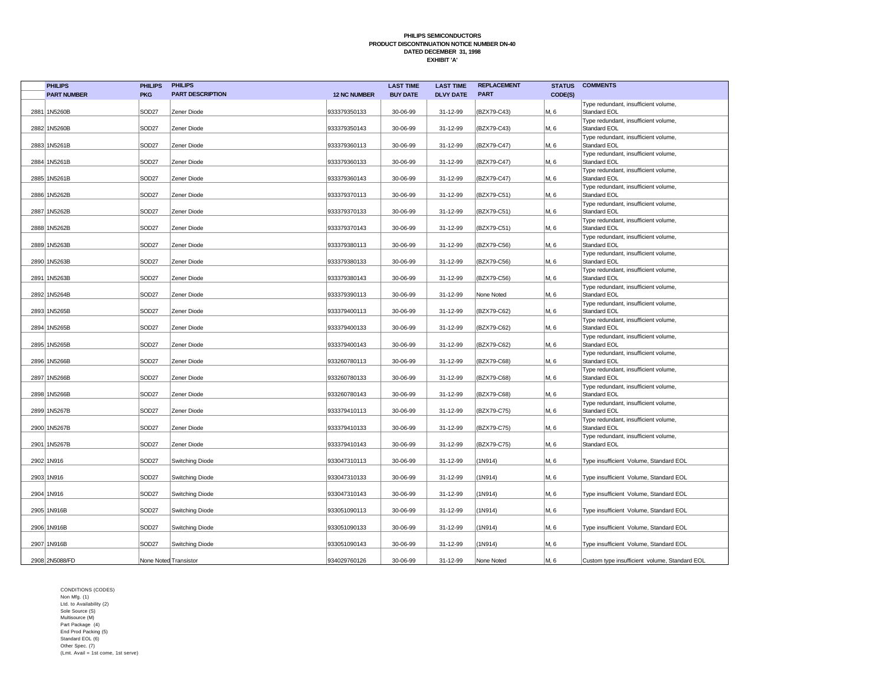**PHILIPS SEMICONDUCTORS**
**PRODUCT DISCONTINUATION NOTICE NUMBER DN-40**
**DATED DECEMBER 31, 1998**
**EXHIBIT 'A'**

| | PHILIPS PART NUMBER | PHILIPS PKG | PHILIPS PART DESCRIPTION | 12 NC NUMBER | LAST TIME BUY DATE | LAST TIME DLVY DATE | REPLACEMENT PART | STATUS CODE(S) | COMMENTS |
|---|---|---|---|---|---|---|---|---|---|
| 2881 | 1N5260B | SOD27 | Zener Diode | 933379350133 | 30-06-99 | 31-12-99 | (BZX79-C43) | M, 6 | Type redundant, insufficient volume, Standard EOL |
| 2882 | 1N5260B | SOD27 | Zener Diode | 933379350143 | 30-06-99 | 31-12-99 | (BZX79-C43) | M, 6 | Type redundant, insufficient volume, Standard EOL |
| 2883 | 1N5261B | SOD27 | Zener Diode | 933379360113 | 30-06-99 | 31-12-99 | (BZX79-C47) | M, 6 | Type redundant, insufficient volume, Standard EOL |
| 2884 | 1N5261B | SOD27 | Zener Diode | 933379360133 | 30-06-99 | 31-12-99 | (BZX79-C47) | M, 6 | Type redundant, insufficient volume, Standard EOL |
| 2885 | 1N5261B | SOD27 | Zener Diode | 933379360143 | 30-06-99 | 31-12-99 | (BZX79-C47) | M, 6 | Type redundant, insufficient volume, Standard EOL |
| 2886 | 1N5262B | SOD27 | Zener Diode | 933379370113 | 30-06-99 | 31-12-99 | (BZX79-C51) | M, 6 | Type redundant, insufficient volume, Standard EOL |
| 2887 | 1N5262B | SOD27 | Zener Diode | 933379370133 | 30-06-99 | 31-12-99 | (BZX79-C51) | M, 6 | Type redundant, insufficient volume, Standard EOL |
| 2888 | 1N5262B | SOD27 | Zener Diode | 933379370143 | 30-06-99 | 31-12-99 | (BZX79-C51) | M, 6 | Type redundant, insufficient volume, Standard EOL |
| 2889 | 1N5263B | SOD27 | Zener Diode | 933379380113 | 30-06-99 | 31-12-99 | (BZX79-C56) | M, 6 | Type redundant, insufficient volume, Standard EOL |
| 2890 | 1N5263B | SOD27 | Zener Diode | 933379380133 | 30-06-99 | 31-12-99 | (BZX79-C56) | M, 6 | Type redundant, insufficient volume, Standard EOL |
| 2891 | 1N5263B | SOD27 | Zener Diode | 933379380143 | 30-06-99 | 31-12-99 | (BZX79-C56) | M, 6 | Type redundant, insufficient volume, Standard EOL |
| 2892 | 1N5264B | SOD27 | Zener Diode | 933379390113 | 30-06-99 | 31-12-99 | None Noted | M, 6 | Type redundant, insufficient volume, Standard EOL |
| 2893 | 1N5265B | SOD27 | Zener Diode | 933379400113 | 30-06-99 | 31-12-99 | (BZX79-C62) | M, 6 | Type redundant, insufficient volume, Standard EOL |
| 2894 | 1N5265B | SOD27 | Zener Diode | 933379400133 | 30-06-99 | 31-12-99 | (BZX79-C62) | M, 6 | Type redundant, insufficient volume, Standard EOL |
| 2895 | 1N5265B | SOD27 | Zener Diode | 933379400143 | 30-06-99 | 31-12-99 | (BZX79-C62) | M, 6 | Type redundant, insufficient volume, Standard EOL |
| 2896 | 1N5266B | SOD27 | Zener Diode | 933260780113 | 30-06-99 | 31-12-99 | (BZX79-C68) | M, 6 | Type redundant, insufficient volume, Standard EOL |
| 2897 | 1N5266B | SOD27 | Zener Diode | 933260780133 | 30-06-99 | 31-12-99 | (BZX79-C68) | M, 6 | Type redundant, insufficient volume, Standard EOL |
| 2898 | 1N5266B | SOD27 | Zener Diode | 933260780143 | 30-06-99 | 31-12-99 | (BZX79-C68) | M, 6 | Type redundant, insufficient volume, Standard EOL |
| 2899 | 1N5267B | SOD27 | Zener Diode | 933379410113 | 30-06-99 | 31-12-99 | (BZX79-C75) | M, 6 | Type redundant, insufficient volume, Standard EOL |
| 2900 | 1N5267B | SOD27 | Zener Diode | 933379410133 | 30-06-99 | 31-12-99 | (BZX79-C75) | M, 6 | Type redundant, insufficient volume, Standard EOL |
| 2901 | 1N5267B | SOD27 | Zener Diode | 933379410143 | 30-06-99 | 31-12-99 | (BZX79-C75) | M, 6 | Type redundant, insufficient volume, Standard EOL |
| 2902 | 1N916 | SOD27 | Switching Diode | 933047310113 | 30-06-99 | 31-12-99 | (1N914) | M, 6 | Type insufficient Volume, Standard EOL |
| 2903 | 1N916 | SOD27 | Switching Diode | 933047310133 | 30-06-99 | 31-12-99 | (1N914) | M, 6 | Type insufficient Volume, Standard EOL |
| 2904 | 1N916 | SOD27 | Switching Diode | 933047310143 | 30-06-99 | 31-12-99 | (1N914) | M, 6 | Type insufficient Volume, Standard EOL |
| 2905 | 1N916B | SOD27 | Switching Diode | 933051090113 | 30-06-99 | 31-12-99 | (1N914) | M, 6 | Type insufficient Volume, Standard EOL |
| 2906 | 1N916B | SOD27 | Switching Diode | 933051090133 | 30-06-99 | 31-12-99 | (1N914) | M, 6 | Type insufficient Volume, Standard EOL |
| 2907 | 1N916B | SOD27 | Switching Diode | 933051090143 | 30-06-99 | 31-12-99 | (1N914) | M, 6 | Type insufficient Volume, Standard EOL |
| 2908 | 2N5088/FD | None Noted | Transistor | 934029760126 | 30-06-99 | 31-12-99 | None Noted | M, 6 | Custom type insufficient volume, Standard EOL |

CONDITIONS (CODES)
Non Mfg. (1)
Ltd. to Availability (2)
Sole Source (S)
Multisource (M)
Part Package (4)
End Prod Packing (5)
Standard EOL (6)
Other Spec. (7)
(Lmt. Avail = 1st come, 1st serve)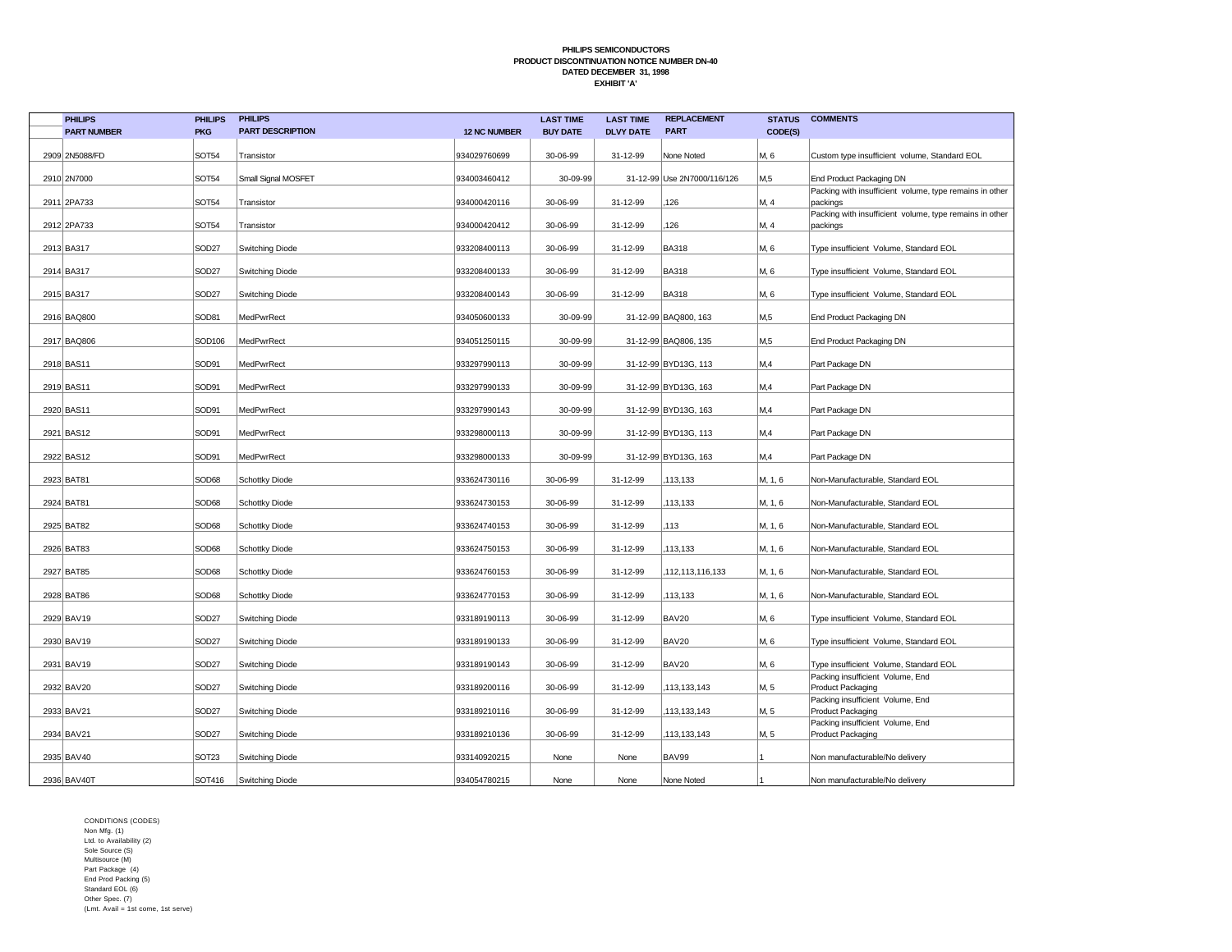**PHILIPS SEMICONDUCTORS**
**PRODUCT DISCONTINUATION NOTICE NUMBER DN-40**
**DATED DECEMBER 31, 1998**
**EXHIBIT 'A'**

| | PHILIPS PART NUMBER | PHILIPS PKG | PHILIPS PART DESCRIPTION | 12 NC NUMBER | LAST TIME BUY DATE | LAST TIME DLVY DATE | REPLACEMENT PART | STATUS CODE(S) | COMMENTS |
|---|---|---|---|---|---|---|---|---|---|
| 2909 | 2N5088/FD | SOT54 | Transistor | 934029760699 | 30-06-99 | 31-12-99 | None Noted | M, 6 | Custom type insufficient volume, Standard EOL |
| 2910 | 2N7000 | SOT54 | Small Signal MOSFET | 934003460412 | 30-09-99 | 31-12-99 | Use 2N7000/116/126 | M,5 | End Product Packaging DN |
| 2911 | 2PA733 | SOT54 | Transistor | 934000420116 | 30-06-99 | 31-12-99 | ,126 | M, 4 | Packing with insufficient volume, type remains in other packings |
| 2912 | 2PA733 | SOT54 | Transistor | 934000420412 | 30-06-99 | 31-12-99 | ,126 | M, 4 | Packing with insufficient volume, type remains in other packings |
| 2913 | BA317 | SOD27 | Switching Diode | 933208400113 | 30-06-99 | 31-12-99 | BA318 | M, 6 | Type insufficient Volume, Standard EOL |
| 2914 | BA317 | SOD27 | Switching Diode | 933208400133 | 30-06-99 | 31-12-99 | BA318 | M, 6 | Type insufficient Volume, Standard EOL |
| 2915 | BA317 | SOD27 | Switching Diode | 933208400143 | 30-06-99 | 31-12-99 | BA318 | M, 6 | Type insufficient Volume, Standard EOL |
| 2916 | BAQ800 | SOD81 | MedPwrRect | 934050600133 | 30-09-99 | 31-12-99 | BAQ800, 163 | M,5 | End Product Packaging DN |
| 2917 | BAQ806 | SOD106 | MedPwrRect | 934051250115 | 30-09-99 | 31-12-99 | BAQ806, 135 | M,5 | End Product Packaging DN |
| 2918 | BAS11 | SOD91 | MedPwrRect | 933297990113 | 30-09-99 | 31-12-99 | BYD13G, 113 | M,4 | Part Package DN |
| 2919 | BAS11 | SOD91 | MedPwrRect | 933297990133 | 30-09-99 | 31-12-99 | BYD13G, 163 | M,4 | Part Package DN |
| 2920 | BAS11 | SOD91 | MedPwrRect | 933297990143 | 30-09-99 | 31-12-99 | BYD13G, 163 | M,4 | Part Package DN |
| 2921 | BAS12 | SOD91 | MedPwrRect | 933298000113 | 30-09-99 | 31-12-99 | BYD13G, 113 | M,4 | Part Package DN |
| 2922 | BAS12 | SOD91 | MedPwrRect | 933298000133 | 30-09-99 | 31-12-99 | BYD13G, 163 | M,4 | Part Package DN |
| 2923 | BAT81 | SOD68 | Schottky Diode | 933624730116 | 30-06-99 | 31-12-99 | ,113,133 | M, 1, 6 | Non-Manufacturable, Standard EOL |
| 2924 | BAT81 | SOD68 | Schottky Diode | 933624730153 | 30-06-99 | 31-12-99 | ,113,133 | M, 1, 6 | Non-Manufacturable, Standard EOL |
| 2925 | BAT82 | SOD68 | Schottky Diode | 933624740153 | 30-06-99 | 31-12-99 | ,113 | M, 1, 6 | Non-Manufacturable, Standard EOL |
| 2926 | BAT83 | SOD68 | Schottky Diode | 933624750153 | 30-06-99 | 31-12-99 | ,113,133 | M, 1, 6 | Non-Manufacturable, Standard EOL |
| 2927 | BAT85 | SOD68 | Schottky Diode | 933624760153 | 30-06-99 | 31-12-99 | ,112,113,116,133 | M, 1, 6 | Non-Manufacturable, Standard EOL |
| 2928 | BAT86 | SOD68 | Schottky Diode | 933624770153 | 30-06-99 | 31-12-99 | ,113,133 | M, 1, 6 | Non-Manufacturable, Standard EOL |
| 2929 | BAV19 | SOD27 | Switching Diode | 933189190113 | 30-06-99 | 31-12-99 | BAV20 | M, 6 | Type insufficient Volume, Standard EOL |
| 2930 | BAV19 | SOD27 | Switching Diode | 933189190133 | 30-06-99 | 31-12-99 | BAV20 | M, 6 | Type insufficient Volume, Standard EOL |
| 2931 | BAV19 | SOD27 | Switching Diode | 933189190143 | 30-06-99 | 31-12-99 | BAV20 | M, 6 | Type insufficient Volume, Standard EOL |
| 2932 | BAV20 | SOD27 | Switching Diode | 933189200116 | 30-06-99 | 31-12-99 | ,113,133,143 | M, 5 | Packing insufficient Volume, End Product Packaging |
| 2933 | BAV21 | SOD27 | Switching Diode | 933189210116 | 30-06-99 | 31-12-99 | ,113,133,143 | M, 5 | Packing insufficient Volume, End Product Packaging |
| 2934 | BAV21 | SOD27 | Switching Diode | 933189210136 | 30-06-99 | 31-12-99 | ,113,133,143 | M, 5 | Packing insufficient Volume, End Product Packaging |
| 2935 | BAV40 | SOT23 | Switching Diode | 933140920215 | None | None | BAV99 | 1 | Non manufacturable/No delivery |
| 2936 | BAV40T | SOT416 | Switching Diode | 934054780215 | None | None | None Noted | 1 | Non manufacturable/No delivery |

CONDITIONS (CODES)
Non Mfg. (1)
Ltd. to Availability (2)
Sole Source (S)
Multisource (M)
Part Package (4)
End Prod Packing (5)
Standard EOL (6)
Other Spec. (7)
(Lmt. Avail = 1st come, 1st serve)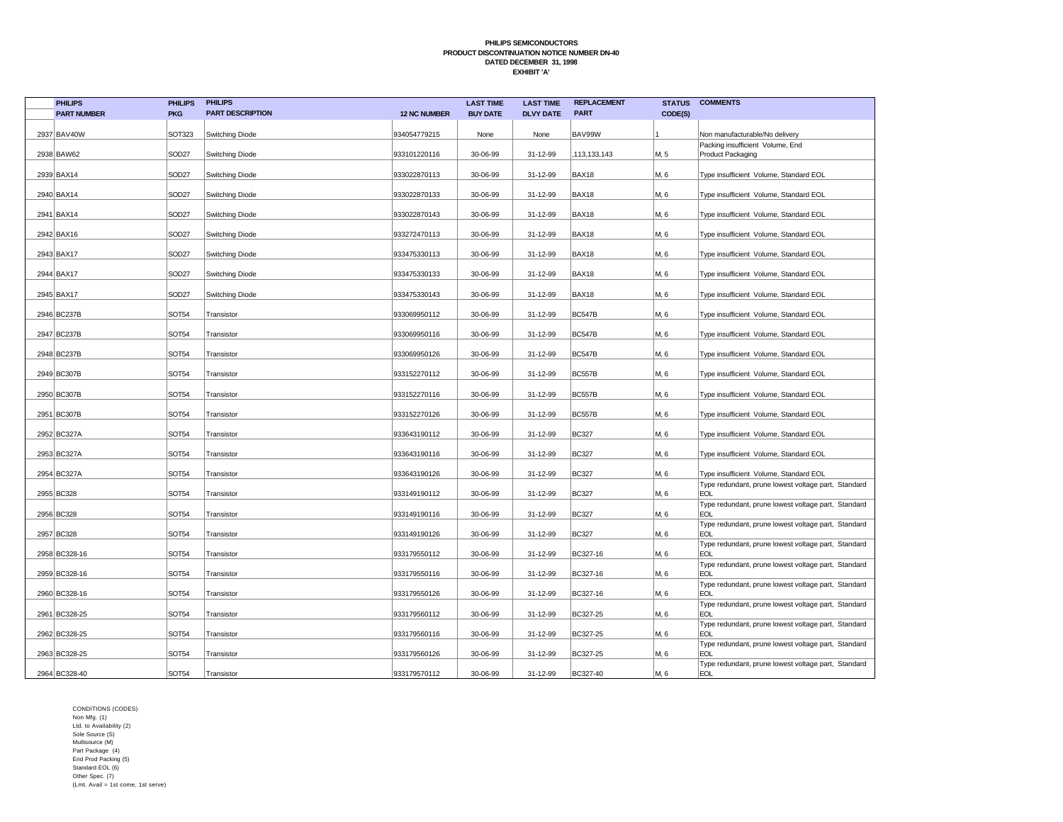**PHILIPS SEMICONDUCTORS**
**PRODUCT DISCONTINUATION NOTICE NUMBER DN-40**
**DATED DECEMBER 31, 1998**
**EXHIBIT 'A'**

| | PHILIPS PART NUMBER | PHILIPS PKG | PHILIPS PART DESCRIPTION | 12 NC NUMBER | LAST TIME BUY DATE | LAST TIME DLVY DATE | REPLACEMENT PART | STATUS CODE(S) | COMMENTS |
|---|---|---|---|---|---|---|---|---|---|
| 2937 | BAV40W | SOT323 | Switching Diode | 934054779215 | None | None | BAV99W | 1 | Non manufacturable/No delivery |
| 2938 | BAW62 | SOD27 | Switching Diode | 933101220116 | 30-06-99 | 31-12-99 | ,113,133,143 | M, 5 | Packing insufficient Volume, End Product Packaging |
| 2939 | BAX14 | SOD27 | Switching Diode | 933022870113 | 30-06-99 | 31-12-99 | BAX18 | M, 6 | Type insufficient Volume, Standard EOL |
| 2940 | BAX14 | SOD27 | Switching Diode | 933022870133 | 30-06-99 | 31-12-99 | BAX18 | M, 6 | Type insufficient Volume, Standard EOL |
| 2941 | BAX14 | SOD27 | Switching Diode | 933022870143 | 30-06-99 | 31-12-99 | BAX18 | M, 6 | Type insufficient Volume, Standard EOL |
| 2942 | BAX16 | SOD27 | Switching Diode | 933272470113 | 30-06-99 | 31-12-99 | BAX18 | M, 6 | Type insufficient Volume, Standard EOL |
| 2943 | BAX17 | SOD27 | Switching Diode | 933475330113 | 30-06-99 | 31-12-99 | BAX18 | M, 6 | Type insufficient Volume, Standard EOL |
| 2944 | BAX17 | SOD27 | Switching Diode | 933475330133 | 30-06-99 | 31-12-99 | BAX18 | M, 6 | Type insufficient Volume, Standard EOL |
| 2945 | BAX17 | SOD27 | Switching Diode | 933475330143 | 30-06-99 | 31-12-99 | BAX18 | M, 6 | Type insufficient Volume, Standard EOL |
| 2946 | BC237B | SOT54 | Transistor | 933069950112 | 30-06-99 | 31-12-99 | BC547B | M, 6 | Type insufficient Volume, Standard EOL |
| 2947 | BC237B | SOT54 | Transistor | 933069950116 | 30-06-99 | 31-12-99 | BC547B | M, 6 | Type insufficient Volume, Standard EOL |
| 2948 | BC237B | SOT54 | Transistor | 933069950126 | 30-06-99 | 31-12-99 | BC547B | M, 6 | Type insufficient Volume, Standard EOL |
| 2949 | BC307B | SOT54 | Transistor | 933152270112 | 30-06-99 | 31-12-99 | BC557B | M, 6 | Type insufficient Volume, Standard EOL |
| 2950 | BC307B | SOT54 | Transistor | 933152270116 | 30-06-99 | 31-12-99 | BC557B | M, 6 | Type insufficient Volume, Standard EOL |
| 2951 | BC307B | SOT54 | Transistor | 933152270126 | 30-06-99 | 31-12-99 | BC557B | M, 6 | Type insufficient Volume, Standard EOL |
| 2952 | BC327A | SOT54 | Transistor | 933643190112 | 30-06-99 | 31-12-99 | BC327 | M, 6 | Type insufficient Volume, Standard EOL |
| 2953 | BC327A | SOT54 | Transistor | 933643190116 | 30-06-99 | 31-12-99 | BC327 | M, 6 | Type insufficient Volume, Standard EOL |
| 2954 | BC327A | SOT54 | Transistor | 933643190126 | 30-06-99 | 31-12-99 | BC327 | M, 6 | Type insufficient Volume, Standard EOL |
| 2955 | BC328 | SOT54 | Transistor | 933149190112 | 30-06-99 | 31-12-99 | BC327 | M, 6 | Type redundant, prune lowest voltage part, Standard EOL |
| 2956 | BC328 | SOT54 | Transistor | 933149190116 | 30-06-99 | 31-12-99 | BC327 | M, 6 | Type redundant, prune lowest voltage part, Standard EOL |
| 2957 | BC328 | SOT54 | Transistor | 933149190126 | 30-06-99 | 31-12-99 | BC327 | M, 6 | Type redundant, prune lowest voltage part, Standard EOL |
| 2958 | BC328-16 | SOT54 | Transistor | 933179550112 | 30-06-99 | 31-12-99 | BC327-16 | M, 6 | Type redundant, prune lowest voltage part, Standard EOL |
| 2959 | BC328-16 | SOT54 | Transistor | 933179550116 | 30-06-99 | 31-12-99 | BC327-16 | M, 6 | Type redundant, prune lowest voltage part, Standard EOL |
| 2960 | BC328-16 | SOT54 | Transistor | 933179550126 | 30-06-99 | 31-12-99 | BC327-16 | M, 6 | Type redundant, prune lowest voltage part, Standard EOL |
| 2961 | BC328-25 | SOT54 | Transistor | 933179560112 | 30-06-99 | 31-12-99 | BC327-25 | M, 6 | Type redundant, prune lowest voltage part, Standard EOL |
| 2962 | BC328-25 | SOT54 | Transistor | 933179560116 | 30-06-99 | 31-12-99 | BC327-25 | M, 6 | Type redundant, prune lowest voltage part, Standard EOL |
| 2963 | BC328-25 | SOT54 | Transistor | 933179560126 | 30-06-99 | 31-12-99 | BC327-25 | M, 6 | Type redundant, prune lowest voltage part, Standard EOL |
| 2964 | BC328-40 | SOT54 | Transistor | 933179570112 | 30-06-99 | 31-12-99 | BC327-40 | M, 6 | Type redundant, prune lowest voltage part, Standard EOL |

CONDITIONS (CODES)
Non Mfg. (1)
Ltd. to Availability (2)
Sole Source (S)
Multisource (M)
Part Package (4)
End Prod Packing (5)
Standard EOL (6)
Other Spec. (7)
(Lmt. Avail = 1st come, 1st serve)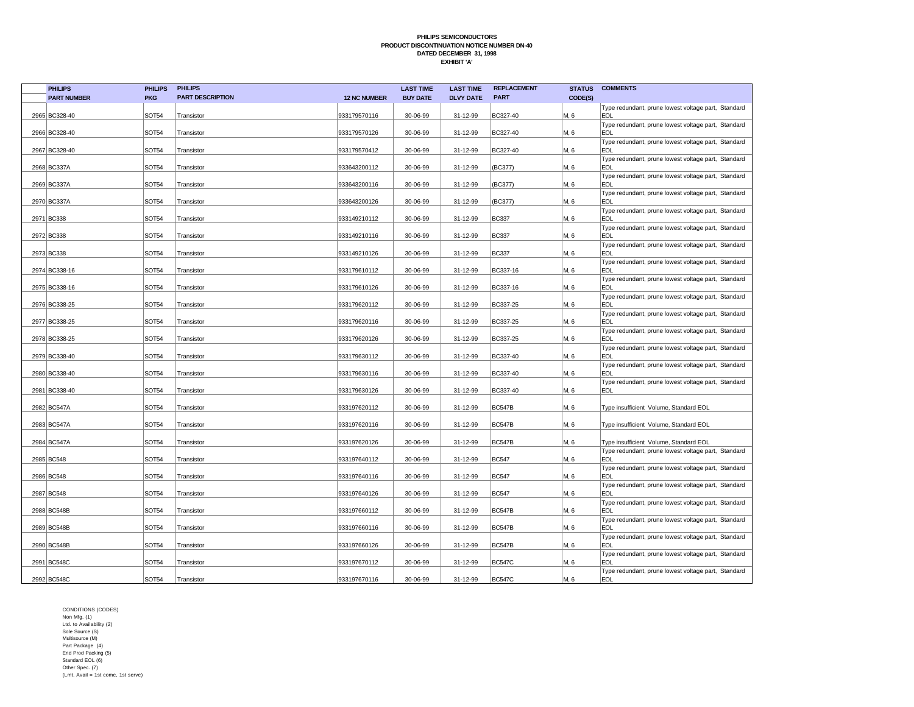**PHILIPS SEMICONDUCTORS**
**PRODUCT DISCONTINUATION NOTICE NUMBER DN-40**
**DATED DECEMBER 31, 1998**
**EXHIBIT 'A'**

| | PHILIPS PART NUMBER | PHILIPS PKG | PHILIPS PART DESCRIPTION | 12 NC NUMBER | LAST TIME BUY DATE | LAST TIME DLVY DATE | REPLACEMENT PART | STATUS CODE(S) | COMMENTS |
|---|---|---|---|---|---|---|---|---|---|
| 2965 | BC328-40 | SOT54 | Transistor | 933179570116 | 30-06-99 | 31-12-99 | BC327-40 | M, 6 | Type redundant, prune lowest voltage part, Standard EOL |
| 2966 | BC328-40 | SOT54 | Transistor | 933179570126 | 30-06-99 | 31-12-99 | BC327-40 | M, 6 | Type redundant, prune lowest voltage part, Standard EOL |
| 2967 | BC328-40 | SOT54 | Transistor | 933179570412 | 30-06-99 | 31-12-99 | BC327-40 | M, 6 | Type redundant, prune lowest voltage part, Standard EOL |
| 2968 | BC337A | SOT54 | Transistor | 933643200112 | 30-06-99 | 31-12-99 | (BC377) | M, 6 | Type redundant, prune lowest voltage part, Standard EOL |
| 2969 | BC337A | SOT54 | Transistor | 933643200116 | 30-06-99 | 31-12-99 | (BC377) | M, 6 | Type redundant, prune lowest voltage part, Standard EOL |
| 2970 | BC337A | SOT54 | Transistor | 933643200126 | 30-06-99 | 31-12-99 | (BC377) | M, 6 | Type redundant, prune lowest voltage part, Standard EOL |
| 2971 | BC338 | SOT54 | Transistor | 933149210112 | 30-06-99 | 31-12-99 | BC337 | M, 6 | Type redundant, prune lowest voltage part, Standard EOL |
| 2972 | BC338 | SOT54 | Transistor | 933149210116 | 30-06-99 | 31-12-99 | BC337 | M, 6 | Type redundant, prune lowest voltage part, Standard EOL |
| 2973 | BC338 | SOT54 | Transistor | 933149210126 | 30-06-99 | 31-12-99 | BC337 | M, 6 | Type redundant, prune lowest voltage part, Standard EOL |
| 2974 | BC338-16 | SOT54 | Transistor | 933179610112 | 30-06-99 | 31-12-99 | BC337-16 | M, 6 | Type redundant, prune lowest voltage part, Standard EOL |
| 2975 | BC338-16 | SOT54 | Transistor | 933179610126 | 30-06-99 | 31-12-99 | BC337-16 | M, 6 | Type redundant, prune lowest voltage part, Standard EOL |
| 2976 | BC338-25 | SOT54 | Transistor | 933179620112 | 30-06-99 | 31-12-99 | BC337-25 | M, 6 | Type redundant, prune lowest voltage part, Standard EOL |
| 2977 | BC338-25 | SOT54 | Transistor | 933179620116 | 30-06-99 | 31-12-99 | BC337-25 | M, 6 | Type redundant, prune lowest voltage part, Standard EOL |
| 2978 | BC338-25 | SOT54 | Transistor | 933179620126 | 30-06-99 | 31-12-99 | BC337-25 | M, 6 | Type redundant, prune lowest voltage part, Standard EOL |
| 2979 | BC338-40 | SOT54 | Transistor | 933179630112 | 30-06-99 | 31-12-99 | BC337-40 | M, 6 | Type redundant, prune lowest voltage part, Standard EOL |
| 2980 | BC338-40 | SOT54 | Transistor | 933179630116 | 30-06-99 | 31-12-99 | BC337-40 | M, 6 | Type redundant, prune lowest voltage part, Standard EOL |
| 2981 | BC338-40 | SOT54 | Transistor | 933179630126 | 30-06-99 | 31-12-99 | BC337-40 | M, 6 | Type redundant, prune lowest voltage part, Standard EOL |
| 2982 | BC547A | SOT54 | Transistor | 933197620112 | 30-06-99 | 31-12-99 | BC547B | M, 6 | Type insufficient Volume, Standard EOL |
| 2983 | BC547A | SOT54 | Transistor | 933197620116 | 30-06-99 | 31-12-99 | BC547B | M, 6 | Type insufficient Volume, Standard EOL |
| 2984 | BC547A | SOT54 | Transistor | 933197620126 | 30-06-99 | 31-12-99 | BC547B | M, 6 | Type insufficient Volume, Standard EOL |
| 2985 | BC548 | SOT54 | Transistor | 933197640112 | 30-06-99 | 31-12-99 | BC547 | M, 6 | Type redundant, prune lowest voltage part, Standard EOL |
| 2986 | BC548 | SOT54 | Transistor | 933197640116 | 30-06-99 | 31-12-99 | BC547 | M, 6 | Type redundant, prune lowest voltage part, Standard EOL |
| 2987 | BC548 | SOT54 | Transistor | 933197640126 | 30-06-99 | 31-12-99 | BC547 | M, 6 | Type redundant, prune lowest voltage part, Standard EOL |
| 2988 | BC548B | SOT54 | Transistor | 933197660112 | 30-06-99 | 31-12-99 | BC547B | M, 6 | Type redundant, prune lowest voltage part, Standard EOL |
| 2989 | BC548B | SOT54 | Transistor | 933197660116 | 30-06-99 | 31-12-99 | BC547B | M, 6 | Type redundant, prune lowest voltage part, Standard EOL |
| 2990 | BC548B | SOT54 | Transistor | 933197660126 | 30-06-99 | 31-12-99 | BC547B | M, 6 | Type redundant, prune lowest voltage part, Standard EOL |
| 2991 | BC548C | SOT54 | Transistor | 933197670112 | 30-06-99 | 31-12-99 | BC547C | M, 6 | Type redundant, prune lowest voltage part, Standard EOL |
| 2992 | BC548C | SOT54 | Transistor | 933197670116 | 30-06-99 | 31-12-99 | BC547C | M, 6 | Type redundant, prune lowest voltage part, Standard EOL |

CONDITIONS (CODES)
Non Mfg. (1)
Ltd. to Availability (2)
Sole Source (S)
Multisource (M)
Part Package (4)
End Prod Packing (5)
Standard EOL (6)
Other Spec. (7)
(Lmt. Avail = 1st come, 1st serve)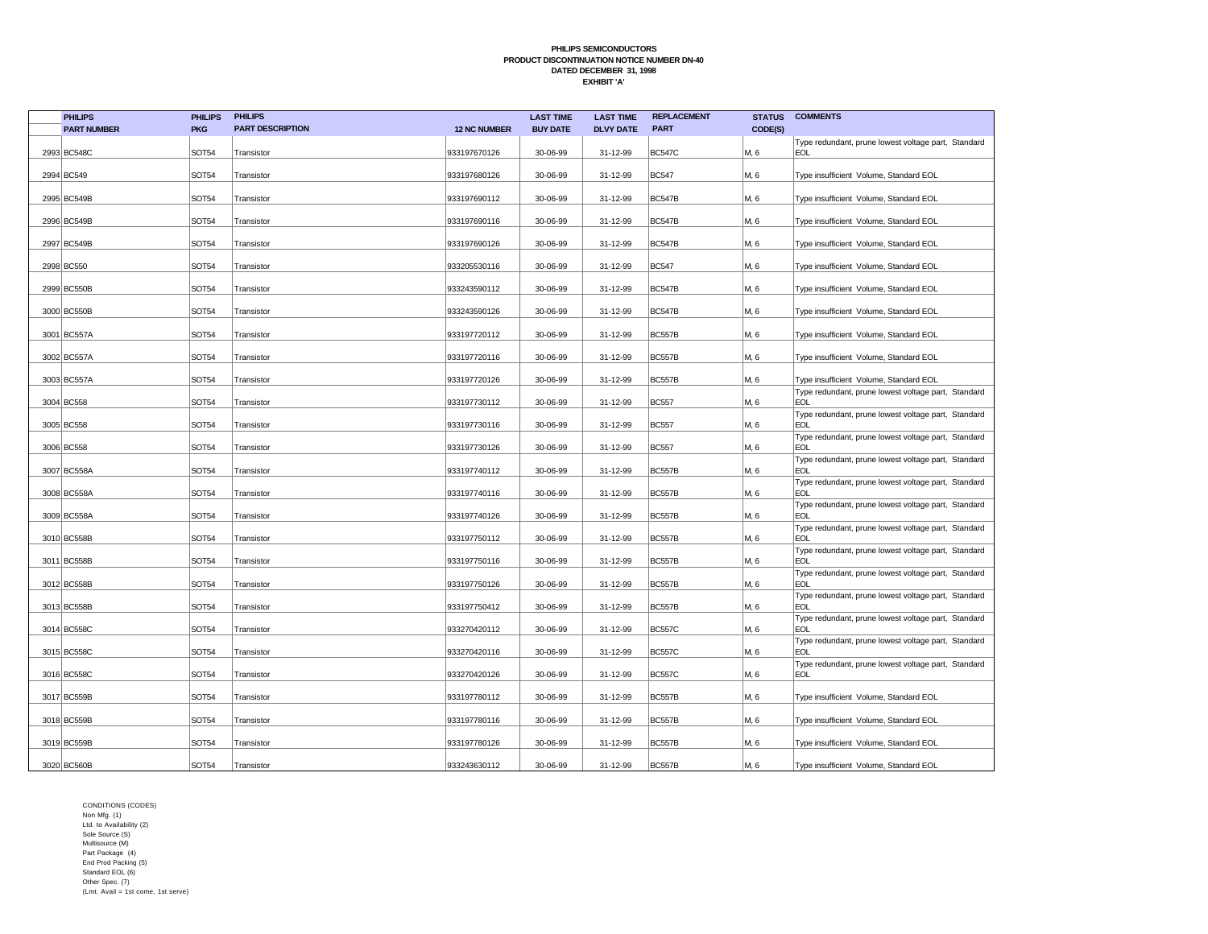**PHILIPS SEMICONDUCTORS**
**PRODUCT DISCONTINUATION NOTICE NUMBER DN-40**
**DATED DECEMBER 31, 1998**
**EXHIBIT 'A'**

| | PHILIPS PART NUMBER | PHILIPS PKG | PHILIPS PART DESCRIPTION | 12 NC NUMBER | LAST TIME BUY DATE | LAST TIME DLVY DATE | REPLACEMENT PART | STATUS CODE(S) | COMMENTS |
|---|---|---|---|---|---|---|---|---|---|
| 2993 | BC548C | SOT54 | Transistor | 933197670126 | 30-06-99 | 31-12-99 | BC547C | M, 6 | Type redundant, prune lowest voltage part, Standard EOL |
| 2994 | BC549 | SOT54 | Transistor | 933197680126 | 30-06-99 | 31-12-99 | BC547 | M, 6 | Type insufficient Volume, Standard EOL |
| 2995 | BC549B | SOT54 | Transistor | 933197690112 | 30-06-99 | 31-12-99 | BC547B | M, 6 | Type insufficient Volume, Standard EOL |
| 2996 | BC549B | SOT54 | Transistor | 933197690116 | 30-06-99 | 31-12-99 | BC547B | M, 6 | Type insufficient Volume, Standard EOL |
| 2997 | BC549B | SOT54 | Transistor | 933197690126 | 30-06-99 | 31-12-99 | BC547B | M, 6 | Type insufficient Volume, Standard EOL |
| 2998 | BC550 | SOT54 | Transistor | 933205530116 | 30-06-99 | 31-12-99 | BC547 | M, 6 | Type insufficient Volume, Standard EOL |
| 2999 | BC550B | SOT54 | Transistor | 933243590112 | 30-06-99 | 31-12-99 | BC547B | M, 6 | Type insufficient Volume, Standard EOL |
| 3000 | BC550B | SOT54 | Transistor | 933243590126 | 30-06-99 | 31-12-99 | BC547B | M, 6 | Type insufficient Volume, Standard EOL |
| 3001 | BC557A | SOT54 | Transistor | 933197720112 | 30-06-99 | 31-12-99 | BC557B | M, 6 | Type insufficient Volume, Standard EOL |
| 3002 | BC557A | SOT54 | Transistor | 933197720116 | 30-06-99 | 31-12-99 | BC557B | M, 6 | Type insufficient Volume, Standard EOL |
| 3003 | BC557A | SOT54 | Transistor | 933197720126 | 30-06-99 | 31-12-99 | BC557B | M, 6 | Type insufficient Volume, Standard EOL |
| 3004 | BC558 | SOT54 | Transistor | 933197730112 | 30-06-99 | 31-12-99 | BC557 | M, 6 | Type redundant, prune lowest voltage part, Standard EOL |
| 3005 | BC558 | SOT54 | Transistor | 933197730116 | 30-06-99 | 31-12-99 | BC557 | M, 6 | Type redundant, prune lowest voltage part, Standard EOL |
| 3006 | BC558 | SOT54 | Transistor | 933197730126 | 30-06-99 | 31-12-99 | BC557 | M, 6 | Type redundant, prune lowest voltage part, Standard EOL |
| 3007 | BC558A | SOT54 | Transistor | 933197740112 | 30-06-99 | 31-12-99 | BC557B | M, 6 | Type redundant, prune lowest voltage part, Standard EOL |
| 3008 | BC558A | SOT54 | Transistor | 933197740116 | 30-06-99 | 31-12-99 | BC557B | M, 6 | Type redundant, prune lowest voltage part, Standard EOL |
| 3009 | BC558A | SOT54 | Transistor | 933197740126 | 30-06-99 | 31-12-99 | BC557B | M, 6 | Type redundant, prune lowest voltage part, Standard EOL |
| 3010 | BC558B | SOT54 | Transistor | 933197750112 | 30-06-99 | 31-12-99 | BC557B | M, 6 | Type redundant, prune lowest voltage part, Standard EOL |
| 3011 | BC558B | SOT54 | Transistor | 933197750116 | 30-06-99 | 31-12-99 | BC557B | M, 6 | Type redundant, prune lowest voltage part, Standard EOL |
| 3012 | BC558B | SOT54 | Transistor | 933197750126 | 30-06-99 | 31-12-99 | BC557B | M, 6 | Type redundant, prune lowest voltage part, Standard EOL |
| 3013 | BC558B | SOT54 | Transistor | 933197750412 | 30-06-99 | 31-12-99 | BC557B | M, 6 | Type redundant, prune lowest voltage part, Standard EOL |
| 3014 | BC558C | SOT54 | Transistor | 933270420112 | 30-06-99 | 31-12-99 | BC557C | M, 6 | Type redundant, prune lowest voltage part, Standard EOL |
| 3015 | BC558C | SOT54 | Transistor | 933270420116 | 30-06-99 | 31-12-99 | BC557C | M, 6 | Type redundant, prune lowest voltage part, Standard EOL |
| 3016 | BC558C | SOT54 | Transistor | 933270420126 | 30-06-99 | 31-12-99 | BC557C | M, 6 | Type redundant, prune lowest voltage part, Standard EOL |
| 3017 | BC559B | SOT54 | Transistor | 933197780112 | 30-06-99 | 31-12-99 | BC557B | M, 6 | Type insufficient Volume, Standard EOL |
| 3018 | BC559B | SOT54 | Transistor | 933197780116 | 30-06-99 | 31-12-99 | BC557B | M, 6 | Type insufficient Volume, Standard EOL |
| 3019 | BC559B | SOT54 | Transistor | 933197780126 | 30-06-99 | 31-12-99 | BC557B | M, 6 | Type insufficient Volume, Standard EOL |
| 3020 | BC560B | SOT54 | Transistor | 933243630112 | 30-06-99 | 31-12-99 | BC557B | M, 6 | Type insufficient Volume, Standard EOL |

CONDITIONS (CODES)
Non Mfg. (1)
Ltd. to Availability (2)
Sole Source (S)
Multisource (M)
Part Package (4)
End Prod Packing (5)
Standard EOL (6)
Other Spec. (7)
(Lmt. Avail = 1st come, 1st serve)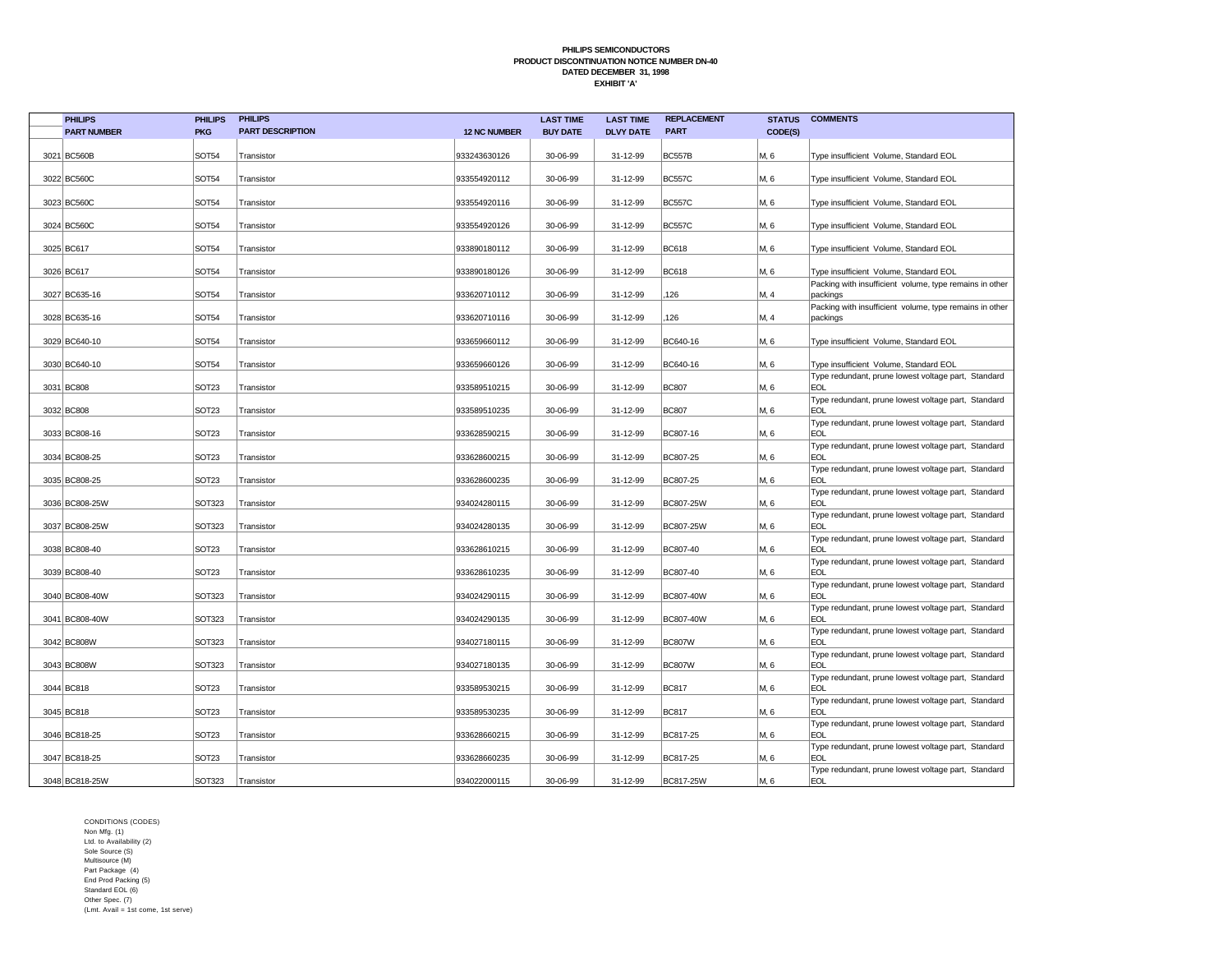**PHILIPS SEMICONDUCTORS**
**PRODUCT DISCONTINUATION NOTICE NUMBER DN-40**
**DATED DECEMBER 31, 1998**
**EXHIBIT 'A'**

| | PHILIPS PART NUMBER | PHILIPS PKG | PHILIPS PART DESCRIPTION | 12 NC NUMBER | LAST TIME BUY DATE | LAST TIME DLVY DATE | REPLACEMENT PART | STATUS CODE(S) | COMMENTS |
|---|---|---|---|---|---|---|---|---|---|
| 3021 | BC560B | SOT54 | Transistor | 933243630126 | 30-06-99 | 31-12-99 | BC557B | M, 6 | Type insufficient Volume, Standard EOL |
| 3022 | BC560C | SOT54 | Transistor | 933554920112 | 30-06-99 | 31-12-99 | BC557C | M, 6 | Type insufficient Volume, Standard EOL |
| 3023 | BC560C | SOT54 | Transistor | 933554920116 | 30-06-99 | 31-12-99 | BC557C | M, 6 | Type insufficient Volume, Standard EOL |
| 3024 | BC560C | SOT54 | Transistor | 933554920126 | 30-06-99 | 31-12-99 | BC557C | M, 6 | Type insufficient Volume, Standard EOL |
| 3025 | BC617 | SOT54 | Transistor | 933890180112 | 30-06-99 | 31-12-99 | BC618 | M, 6 | Type insufficient Volume, Standard EOL |
| 3026 | BC617 | SOT54 | Transistor | 933890180126 | 30-06-99 | 31-12-99 | BC618 | M, 6 | Type insufficient Volume, Standard EOL |
| 3027 | BC635-16 | SOT54 | Transistor | 933620710112 | 30-06-99 | 31-12-99 | ,126 | M, 4 | Packing with insufficient volume, type remains in other packings |
| 3028 | BC635-16 | SOT54 | Transistor | 933620710116 | 30-06-99 | 31-12-99 | ,126 | M, 4 | Packing with insufficient volume, type remains in other packings |
| 3029 | BC640-10 | SOT54 | Transistor | 933659660112 | 30-06-99 | 31-12-99 | BC640-16 | M, 6 | Type insufficient Volume, Standard EOL |
| 3030 | BC640-10 | SOT54 | Transistor | 933659660126 | 30-06-99 | 31-12-99 | BC640-16 | M, 6 | Type insufficient Volume, Standard EOL |
| 3031 | BC808 | SOT23 | Transistor | 933589510215 | 30-06-99 | 31-12-99 | BC807 | M, 6 | Type redundant, prune lowest voltage part, Standard EOL |
| 3032 | BC808 | SOT23 | Transistor | 933589510235 | 30-06-99 | 31-12-99 | BC807 | M, 6 | Type redundant, prune lowest voltage part, Standard EOL |
| 3033 | BC808-16 | SOT23 | Transistor | 933628590215 | 30-06-99 | 31-12-99 | BC807-16 | M, 6 | Type redundant, prune lowest voltage part, Standard EOL |
| 3034 | BC808-25 | SOT23 | Transistor | 933628600215 | 30-06-99 | 31-12-99 | BC807-25 | M, 6 | Type redundant, prune lowest voltage part, Standard EOL |
| 3035 | BC808-25 | SOT23 | Transistor | 933628600235 | 30-06-99 | 31-12-99 | BC807-25 | M, 6 | Type redundant, prune lowest voltage part, Standard EOL |
| 3036 | BC808-25W | SOT323 | Transistor | 934024280115 | 30-06-99 | 31-12-99 | BC807-25W | M, 6 | Type redundant, prune lowest voltage part, Standard EOL |
| 3037 | BC808-25W | SOT323 | Transistor | 934024280135 | 30-06-99 | 31-12-99 | BC807-25W | M, 6 | Type redundant, prune lowest voltage part, Standard EOL |
| 3038 | BC808-40 | SOT23 | Transistor | 933628610215 | 30-06-99 | 31-12-99 | BC807-40 | M, 6 | Type redundant, prune lowest voltage part, Standard EOL |
| 3039 | BC808-40 | SOT23 | Transistor | 933628610235 | 30-06-99 | 31-12-99 | BC807-40 | M, 6 | Type redundant, prune lowest voltage part, Standard EOL |
| 3040 | BC808-40W | SOT323 | Transistor | 934024290115 | 30-06-99 | 31-12-99 | BC807-40W | M, 6 | Type redundant, prune lowest voltage part, Standard EOL |
| 3041 | BC808-40W | SOT323 | Transistor | 934024290135 | 30-06-99 | 31-12-99 | BC807-40W | M, 6 | Type redundant, prune lowest voltage part, Standard EOL |
| 3042 | BC808W | SOT323 | Transistor | 934027180115 | 30-06-99 | 31-12-99 | BC807W | M, 6 | Type redundant, prune lowest voltage part, Standard EOL |
| 3043 | BC808W | SOT323 | Transistor | 934027180135 | 30-06-99 | 31-12-99 | BC807W | M, 6 | Type redundant, prune lowest voltage part, Standard EOL |
| 3044 | BC818 | SOT23 | Transistor | 933589530215 | 30-06-99 | 31-12-99 | BC817 | M, 6 | Type redundant, prune lowest voltage part, Standard EOL |
| 3045 | BC818 | SOT23 | Transistor | 933589530235 | 30-06-99 | 31-12-99 | BC817 | M, 6 | Type redundant, prune lowest voltage part, Standard EOL |
| 3046 | BC818-25 | SOT23 | Transistor | 933628660215 | 30-06-99 | 31-12-99 | BC817-25 | M, 6 | Type redundant, prune lowest voltage part, Standard EOL |
| 3047 | BC818-25 | SOT23 | Transistor | 933628660235 | 30-06-99 | 31-12-99 | BC817-25 | M, 6 | Type redundant, prune lowest voltage part, Standard EOL |
| 3048 | BC818-25W | SOT323 | Transistor | 934022000115 | 30-06-99 | 31-12-99 | BC817-25W | M, 6 | Type redundant, prune lowest voltage part, Standard EOL |

CONDITIONS (CODES)
Non Mfg. (1)
Ltd. to Availability (2)
Sole Source (S)
Multisource (M)
Part Package (4)
End Prod Packing (5)
Standard EOL (6)
Other Spec. (7)
(Lmt. Avail = 1st come, 1st serve)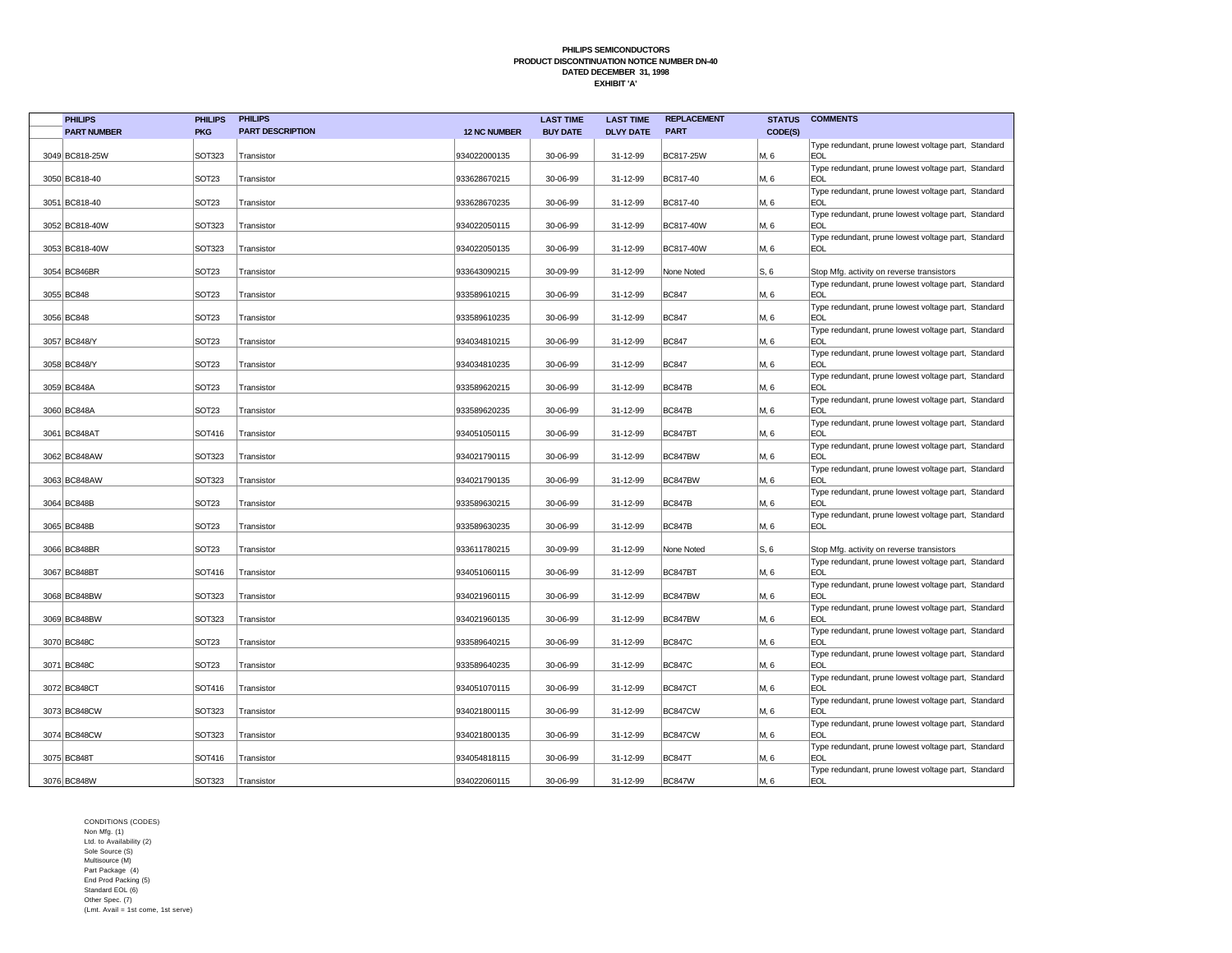**PHILIPS SEMICONDUCTORS**
**PRODUCT DISCONTINUATION NOTICE NUMBER DN-40**
**DATED DECEMBER 31, 1998**
**EXHIBIT 'A'**

| | PHILIPS PART NUMBER | PHILIPS PKG | PHILIPS PART DESCRIPTION | 12 NC NUMBER | LAST TIME BUY DATE | LAST TIME DLVY DATE | REPLACEMENT PART | STATUS CODE(S) | COMMENTS |
|---|---|---|---|---|---|---|---|---|---|
| 3049 | BC818-25W | SOT323 | Transistor | 934022000135 | 30-06-99 | 31-12-99 | BC817-25W | M, 6 | Type redundant, prune lowest voltage part, Standard EOL |
| 3050 | BC818-40 | SOT23 | Transistor | 933628670215 | 30-06-99 | 31-12-99 | BC817-40 | M, 6 | Type redundant, prune lowest voltage part, Standard EOL |
| 3051 | BC818-40 | SOT23 | Transistor | 933628670235 | 30-06-99 | 31-12-99 | BC817-40 | M, 6 | Type redundant, prune lowest voltage part, Standard EOL |
| 3052 | BC818-40W | SOT323 | Transistor | 934022050115 | 30-06-99 | 31-12-99 | BC817-40W | M, 6 | Type redundant, prune lowest voltage part, Standard EOL |
| 3053 | BC818-40W | SOT323 | Transistor | 934022050135 | 30-06-99 | 31-12-99 | BC817-40W | M, 6 | Type redundant, prune lowest voltage part, Standard EOL |
| 3054 | BC846BR | SOT23 | Transistor | 933643090215 | 30-09-99 | 31-12-99 | None Noted | S, 6 | Stop Mfg. activity on reverse transistors |
| 3055 | BC848 | SOT23 | Transistor | 933589610215 | 30-06-99 | 31-12-99 | BC847 | M, 6 | Type redundant, prune lowest voltage part, Standard EOL |
| 3056 | BC848 | SOT23 | Transistor | 933589610235 | 30-06-99 | 31-12-99 | BC847 | M, 6 | Type redundant, prune lowest voltage part, Standard EOL |
| 3057 | BC848/Y | SOT23 | Transistor | 934034810215 | 30-06-99 | 31-12-99 | BC847 | M, 6 | Type redundant, prune lowest voltage part, Standard EOL |
| 3058 | BC848/Y | SOT23 | Transistor | 934034810235 | 30-06-99 | 31-12-99 | BC847 | M, 6 | Type redundant, prune lowest voltage part, Standard EOL |
| 3059 | BC848A | SOT23 | Transistor | 933589620215 | 30-06-99 | 31-12-99 | BC847B | M, 6 | Type redundant, prune lowest voltage part, Standard EOL |
| 3060 | BC848A | SOT23 | Transistor | 933589620235 | 30-06-99 | 31-12-99 | BC847B | M, 6 | Type redundant, prune lowest voltage part, Standard EOL |
| 3061 | BC848AT | SOT416 | Transistor | 934051050115 | 30-06-99 | 31-12-99 | BC847BT | M, 6 | Type redundant, prune lowest voltage part, Standard EOL |
| 3062 | BC848AW | SOT323 | Transistor | 934021790115 | 30-06-99 | 31-12-99 | BC847BW | M, 6 | Type redundant, prune lowest voltage part, Standard EOL |
| 3063 | BC848AW | SOT323 | Transistor | 934021790135 | 30-06-99 | 31-12-99 | BC847BW | M, 6 | Type redundant, prune lowest voltage part, Standard EOL |
| 3064 | BC848B | SOT23 | Transistor | 933589630215 | 30-06-99 | 31-12-99 | BC847B | M, 6 | Type redundant, prune lowest voltage part, Standard EOL |
| 3065 | BC848B | SOT23 | Transistor | 933589630235 | 30-06-99 | 31-12-99 | BC847B | M, 6 | Type redundant, prune lowest voltage part, Standard EOL |
| 3066 | BC848BR | SOT23 | Transistor | 933611780215 | 30-09-99 | 31-12-99 | None Noted | S, 6 | Stop Mfg. activity on reverse transistors |
| 3067 | BC848BT | SOT416 | Transistor | 934051060115 | 30-06-99 | 31-12-99 | BC847BT | M, 6 | Type redundant, prune lowest voltage part, Standard EOL |
| 3068 | BC848BW | SOT323 | Transistor | 934021960115 | 30-06-99 | 31-12-99 | BC847BW | M, 6 | Type redundant, prune lowest voltage part, Standard EOL |
| 3069 | BC848BW | SOT323 | Transistor | 934021960135 | 30-06-99 | 31-12-99 | BC847BW | M, 6 | Type redundant, prune lowest voltage part, Standard EOL |
| 3070 | BC848C | SOT23 | Transistor | 933589640215 | 30-06-99 | 31-12-99 | BC847C | M, 6 | Type redundant, prune lowest voltage part, Standard EOL |
| 3071 | BC848C | SOT23 | Transistor | 933589640235 | 30-06-99 | 31-12-99 | BC847C | M, 6 | Type redundant, prune lowest voltage part, Standard EOL |
| 3072 | BC848CT | SOT416 | Transistor | 934051070115 | 30-06-99 | 31-12-99 | BC847CT | M, 6 | Type redundant, prune lowest voltage part, Standard EOL |
| 3073 | BC848CW | SOT323 | Transistor | 934021800115 | 30-06-99 | 31-12-99 | BC847CW | M, 6 | Type redundant, prune lowest voltage part, Standard EOL |
| 3074 | BC848CW | SOT323 | Transistor | 934021800135 | 30-06-99 | 31-12-99 | BC847CW | M, 6 | Type redundant, prune lowest voltage part, Standard EOL |
| 3075 | BC848T | SOT416 | Transistor | 934054818115 | 30-06-99 | 31-12-99 | BC847T | M, 6 | Type redundant, prune lowest voltage part, Standard EOL |
| 3076 | BC848W | SOT323 | Transistor | 934022060115 | 30-06-99 | 31-12-99 | BC847W | M, 6 | Type redundant, prune lowest voltage part, Standard EOL |

CONDITIONS (CODES)
Non Mfg. (1)
Ltd. to Availability (2)
Sole Source (S)
Multisource (M)
Part Package (4)
End Prod Packing (5)
Standard EOL (6)
Other Spec. (7)
(Lmt. Avail = 1st come, 1st serve)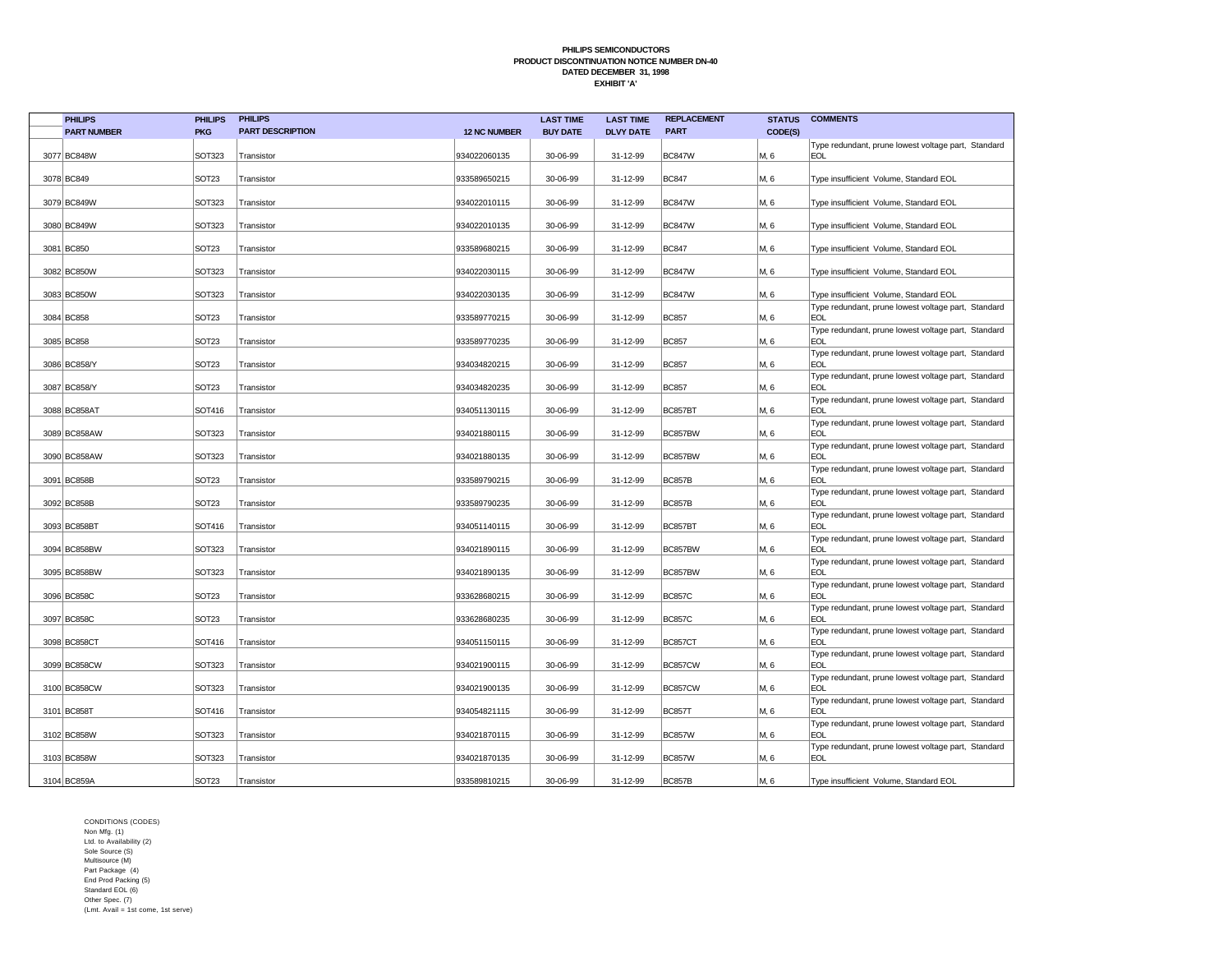**PHILIPS SEMICONDUCTORS**
**PRODUCT DISCONTINUATION NOTICE NUMBER DN-40**
**DATED DECEMBER 31, 1998**
**EXHIBIT 'A'**

| | PHILIPS PART NUMBER | PHILIPS PKG | PHILIPS PART DESCRIPTION | 12 NC NUMBER | LAST TIME BUY DATE | LAST TIME DLVY DATE | REPLACEMENT PART | STATUS CODE(S) | COMMENTS |
|---|---|---|---|---|---|---|---|---|---|
| 3077 | BC848W | SOT323 | Transistor | 934022060135 | 30-06-99 | 31-12-99 | BC847W | M, 6 | Type redundant, prune lowest voltage part, Standard EOL |
| 3078 | BC849 | SOT23 | Transistor | 933589650215 | 30-06-99 | 31-12-99 | BC847 | M, 6 | Type insufficient Volume, Standard EOL |
| 3079 | BC849W | SOT323 | Transistor | 934022010115 | 30-06-99 | 31-12-99 | BC847W | M, 6 | Type insufficient Volume, Standard EOL |
| 3080 | BC849W | SOT323 | Transistor | 934022010135 | 30-06-99 | 31-12-99 | BC847W | M, 6 | Type insufficient Volume, Standard EOL |
| 3081 | BC850 | SOT23 | Transistor | 933589680215 | 30-06-99 | 31-12-99 | BC847 | M, 6 | Type insufficient Volume, Standard EOL |
| 3082 | BC850W | SOT323 | Transistor | 934022030115 | 30-06-99 | 31-12-99 | BC847W | M, 6 | Type insufficient Volume, Standard EOL |
| 3083 | BC850W | SOT323 | Transistor | 934022030135 | 30-06-99 | 31-12-99 | BC847W | M, 6 | Type insufficient Volume, Standard EOL |
| 3084 | BC858 | SOT23 | Transistor | 933589770215 | 30-06-99 | 31-12-99 | BC857 | M, 6 | Type redundant, prune lowest voltage part, Standard EOL |
| 3085 | BC858 | SOT23 | Transistor | 933589770235 | 30-06-99 | 31-12-99 | BC857 | M, 6 | Type redundant, prune lowest voltage part, Standard EOL |
| 3086 | BC858/Y | SOT23 | Transistor | 934034820215 | 30-06-99 | 31-12-99 | BC857 | M, 6 | Type redundant, prune lowest voltage part, Standard EOL |
| 3087 | BC858/Y | SOT23 | Transistor | 934034820235 | 30-06-99 | 31-12-99 | BC857 | M, 6 | Type redundant, prune lowest voltage part, Standard EOL |
| 3088 | BC858AT | SOT416 | Transistor | 934051130115 | 30-06-99 | 31-12-99 | BC857BT | M, 6 | Type redundant, prune lowest voltage part, Standard EOL |
| 3089 | BC858AW | SOT323 | Transistor | 934021880115 | 30-06-99 | 31-12-99 | BC857BW | M, 6 | Type redundant, prune lowest voltage part, Standard EOL |
| 3090 | BC858AW | SOT323 | Transistor | 934021880135 | 30-06-99 | 31-12-99 | BC857BW | M, 6 | Type redundant, prune lowest voltage part, Standard EOL |
| 3091 | BC858B | SOT23 | Transistor | 933589790215 | 30-06-99 | 31-12-99 | BC857B | M, 6 | Type redundant, prune lowest voltage part, Standard EOL |
| 3092 | BC858B | SOT23 | Transistor | 933589790235 | 30-06-99 | 31-12-99 | BC857B | M, 6 | Type redundant, prune lowest voltage part, Standard EOL |
| 3093 | BC858BT | SOT416 | Transistor | 934051140115 | 30-06-99 | 31-12-99 | BC857BT | M, 6 | Type redundant, prune lowest voltage part, Standard EOL |
| 3094 | BC858BW | SOT323 | Transistor | 934021890115 | 30-06-99 | 31-12-99 | BC857BW | M, 6 | Type redundant, prune lowest voltage part, Standard EOL |
| 3095 | BC858BW | SOT323 | Transistor | 934021890135 | 30-06-99 | 31-12-99 | BC857BW | M, 6 | Type redundant, prune lowest voltage part, Standard EOL |
| 3096 | BC858C | SOT23 | Transistor | 933628680215 | 30-06-99 | 31-12-99 | BC857C | M, 6 | Type redundant, prune lowest voltage part, Standard EOL |
| 3097 | BC858C | SOT23 | Transistor | 933628680235 | 30-06-99 | 31-12-99 | BC857C | M, 6 | Type redundant, prune lowest voltage part, Standard EOL |
| 3098 | BC858CT | SOT416 | Transistor | 934051150115 | 30-06-99 | 31-12-99 | BC857CT | M, 6 | Type redundant, prune lowest voltage part, Standard EOL |
| 3099 | BC858CW | SOT323 | Transistor | 934021900115 | 30-06-99 | 31-12-99 | BC857CW | M, 6 | Type redundant, prune lowest voltage part, Standard EOL |
| 3100 | BC858CW | SOT323 | Transistor | 934021900135 | 30-06-99 | 31-12-99 | BC857CW | M, 6 | Type redundant, prune lowest voltage part, Standard EOL |
| 3101 | BC858T | SOT416 | Transistor | 934054821115 | 30-06-99 | 31-12-99 | BC857T | M, 6 | Type redundant, prune lowest voltage part, Standard EOL |
| 3102 | BC858W | SOT323 | Transistor | 934021870115 | 30-06-99 | 31-12-99 | BC857W | M, 6 | Type redundant, prune lowest voltage part, Standard EOL |
| 3103 | BC858W | SOT323 | Transistor | 934021870135 | 30-06-99 | 31-12-99 | BC857W | M, 6 | Type redundant, prune lowest voltage part, Standard EOL |
| 3104 | BC859A | SOT23 | Transistor | 933589810215 | 30-06-99 | 31-12-99 | BC857B | M, 6 | Type insufficient Volume, Standard EOL |

CONDITIONS (CODES)
Non Mfg. (1)
Ltd. to Availability (2)
Sole Source (S)
Multisource (M)
Part Package (4)
End Prod Packing (5)
Standard EOL (6)
Other Spec. (7)
(Lmt. Avail = 1st come, 1st serve)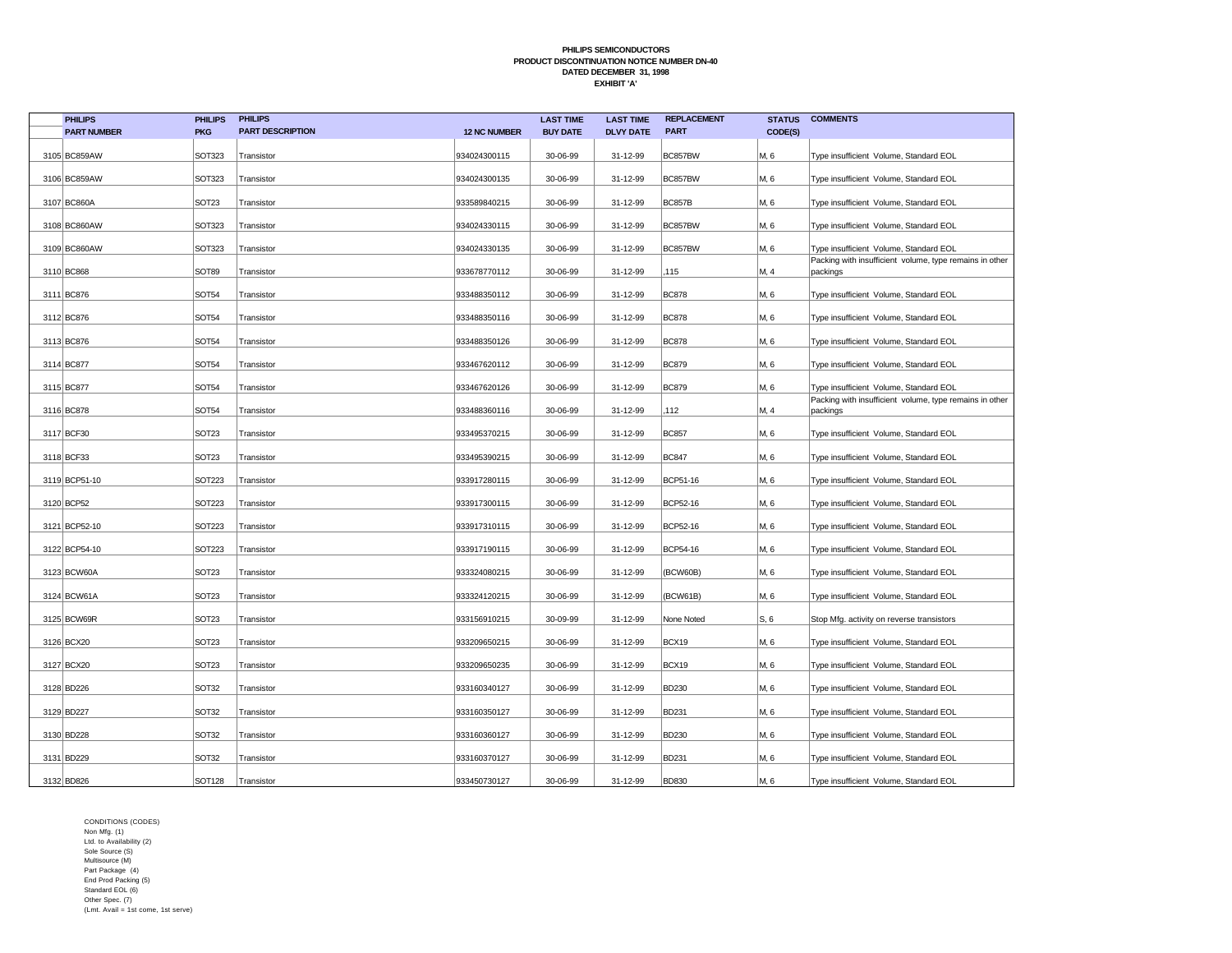**PHILIPS SEMICONDUCTORS**
**PRODUCT DISCONTINUATION NOTICE NUMBER DN-40**
**DATED DECEMBER 31, 1998**
**EXHIBIT 'A'**

| | PHILIPS PART NUMBER | PHILIPS PKG | PHILIPS PART DESCRIPTION | 12 NC NUMBER | LAST TIME BUY DATE | LAST TIME DLVY DATE | REPLACEMENT PART | STATUS CODE(S) | COMMENTS |
|---|---|---|---|---|---|---|---|---|---|
| 3105 | BC859AW | SOT323 | Transistor | 934024300115 | 30-06-99 | 31-12-99 | BC857BW | M, 6 | Type insufficient Volume, Standard EOL |
| 3106 | BC859AW | SOT323 | Transistor | 934024300135 | 30-06-99 | 31-12-99 | BC857BW | M, 6 | Type insufficient Volume, Standard EOL |
| 3107 | BC860A | SOT23 | Transistor | 933589840215 | 30-06-99 | 31-12-99 | BC857B | M, 6 | Type insufficient Volume, Standard EOL |
| 3108 | BC860AW | SOT323 | Transistor | 934024330115 | 30-06-99 | 31-12-99 | BC857BW | M, 6 | Type insufficient Volume, Standard EOL |
| 3109 | BC860AW | SOT323 | Transistor | 934024330135 | 30-06-99 | 31-12-99 | BC857BW | M, 6 | Type insufficient Volume, Standard EOL |
| 3110 | BC868 | SOT89 | Transistor | 933678770112 | 30-06-99 | 31-12-99 | ,115 | M, 4 | Packing with insufficient volume, type remains in other packings |
| 3111 | BC876 | SOT54 | Transistor | 933488350112 | 30-06-99 | 31-12-99 | BC878 | M, 6 | Type insufficient Volume, Standard EOL |
| 3112 | BC876 | SOT54 | Transistor | 933488350116 | 30-06-99 | 31-12-99 | BC878 | M, 6 | Type insufficient Volume, Standard EOL |
| 3113 | BC876 | SOT54 | Transistor | 933488350126 | 30-06-99 | 31-12-99 | BC878 | M, 6 | Type insufficient Volume, Standard EOL |
| 3114 | BC877 | SOT54 | Transistor | 933467620112 | 30-06-99 | 31-12-99 | BC879 | M, 6 | Type insufficient Volume, Standard EOL |
| 3115 | BC877 | SOT54 | Transistor | 933467620126 | 30-06-99 | 31-12-99 | BC879 | M, 6 | Type insufficient Volume, Standard EOL |
| 3116 | BC878 | SOT54 | Transistor | 933488360116 | 30-06-99 | 31-12-99 | ,112 | M, 4 | Packing with insufficient volume, type remains in other packings |
| 3117 | BCF30 | SOT23 | Transistor | 933495370215 | 30-06-99 | 31-12-99 | BC857 | M, 6 | Type insufficient Volume, Standard EOL |
| 3118 | BCF33 | SOT23 | Transistor | 933495390215 | 30-06-99 | 31-12-99 | BC847 | M, 6 | Type insufficient Volume, Standard EOL |
| 3119 | BCP51-10 | SOT223 | Transistor | 933917280115 | 30-06-99 | 31-12-99 | BCP51-16 | M, 6 | Type insufficient Volume, Standard EOL |
| 3120 | BCP52 | SOT223 | Transistor | 933917300115 | 30-06-99 | 31-12-99 | BCP52-16 | M, 6 | Type insufficient Volume, Standard EOL |
| 3121 | BCP52-10 | SOT223 | Transistor | 933917310115 | 30-06-99 | 31-12-99 | BCP52-16 | M, 6 | Type insufficient Volume, Standard EOL |
| 3122 | BCP54-10 | SOT223 | Transistor | 933917190115 | 30-06-99 | 31-12-99 | BCP54-16 | M, 6 | Type insufficient Volume, Standard EOL |
| 3123 | BCW60A | SOT23 | Transistor | 933324080215 | 30-06-99 | 31-12-99 | (BCW60B) | M, 6 | Type insufficient Volume, Standard EOL |
| 3124 | BCW61A | SOT23 | Transistor | 933324120215 | 30-06-99 | 31-12-99 | (BCW61B) | M, 6 | Type insufficient Volume, Standard EOL |
| 3125 | BCW69R | SOT23 | Transistor | 933156910215 | 30-09-99 | 31-12-99 | None Noted | S, 6 | Stop Mfg. activity on reverse transistors |
| 3126 | BCX20 | SOT23 | Transistor | 933209650215 | 30-06-99 | 31-12-99 | BCX19 | M, 6 | Type insufficient Volume, Standard EOL |
| 3127 | BCX20 | SOT23 | Transistor | 933209650235 | 30-06-99 | 31-12-99 | BCX19 | M, 6 | Type insufficient Volume, Standard EOL |
| 3128 | BD226 | SOT32 | Transistor | 933160340127 | 30-06-99 | 31-12-99 | BD230 | M, 6 | Type insufficient Volume, Standard EOL |
| 3129 | BD227 | SOT32 | Transistor | 933160350127 | 30-06-99 | 31-12-99 | BD231 | M, 6 | Type insufficient Volume, Standard EOL |
| 3130 | BD228 | SOT32 | Transistor | 933160360127 | 30-06-99 | 31-12-99 | BD230 | M, 6 | Type insufficient Volume, Standard EOL |
| 3131 | BD229 | SOT32 | Transistor | 933160370127 | 30-06-99 | 31-12-99 | BD231 | M, 6 | Type insufficient Volume, Standard EOL |
| 3132 | BD826 | SOT128 | Transistor | 933450730127 | 30-06-99 | 31-12-99 | BD830 | M, 6 | Type insufficient Volume, Standard EOL |

CONDITIONS (CODES)
Non Mfg. (1)
Ltd. to Availability (2)
Sole Source (S)
Multisource (M)
Part Package (4)
End Prod Packing (5)
Standard EOL (6)
Other Spec. (7)
(Lmt. Avail = 1st come, 1st serve)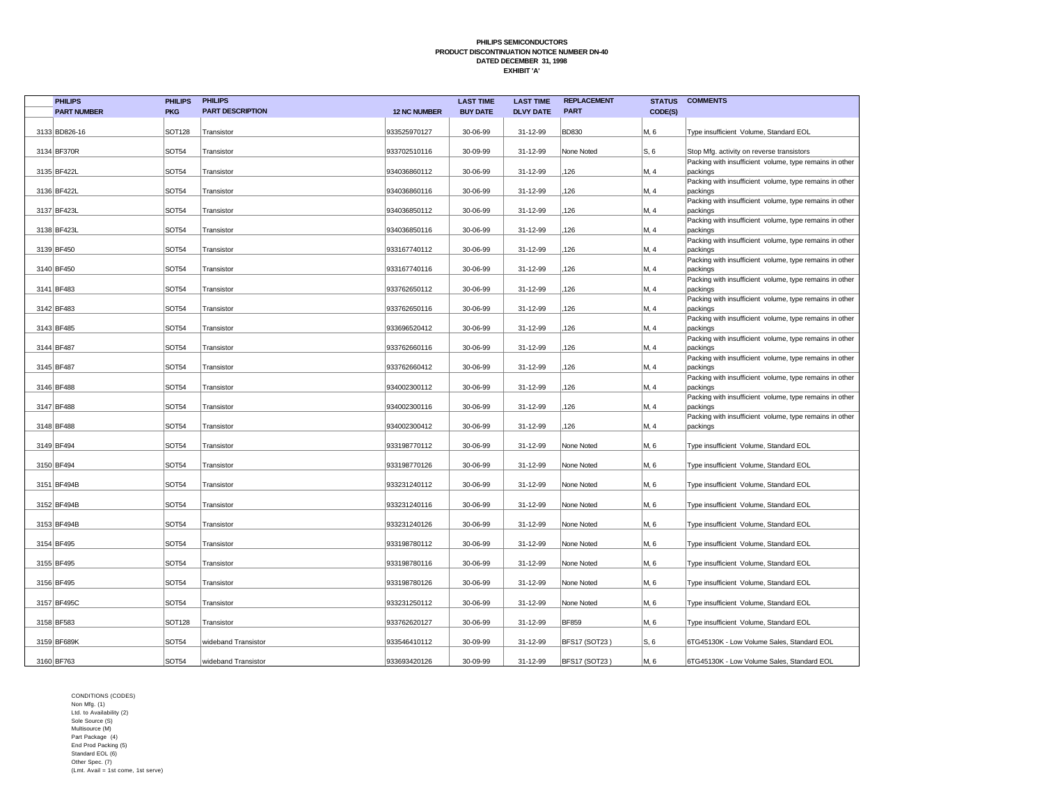**PHILIPS SEMICONDUCTORS**
**PRODUCT DISCONTINUATION NOTICE NUMBER DN-40**
**DATED DECEMBER 31, 1998**
**EXHIBIT 'A'**

| | PHILIPS PART NUMBER | PHILIPS PKG | PHILIPS PART DESCRIPTION | 12 NC NUMBER | LAST TIME BUY DATE | LAST TIME DLVY DATE | REPLACEMENT PART | STATUS CODE(S) | COMMENTS |
|---|---|---|---|---|---|---|---|---|---|
| 3133 | BD826-16 | SOT128 | Transistor | 933525970127 | 30-06-99 | 31-12-99 | BD830 | M, 6 | Type insufficient Volume, Standard EOL |
| 3134 | BF370R | SOT54 | Transistor | 933702510116 | 30-09-99 | 31-12-99 | None Noted | S, 6 | Stop Mfg. activity on reverse transistors |
| 3135 | BF422L | SOT54 | Transistor | 934036860112 | 30-06-99 | 31-12-99 | ,126 | M, 4 | Packing with insufficient volume, type remains in other packings |
| 3136 | BF422L | SOT54 | Transistor | 934036860116 | 30-06-99 | 31-12-99 | ,126 | M, 4 | Packing with insufficient volume, type remains in other packings |
| 3137 | BF423L | SOT54 | Transistor | 934036850112 | 30-06-99 | 31-12-99 | ,126 | M, 4 | Packing with insufficient volume, type remains in other packings |
| 3138 | BF423L | SOT54 | Transistor | 934036850116 | 30-06-99 | 31-12-99 | ,126 | M, 4 | Packing with insufficient volume, type remains in other packings |
| 3139 | BF450 | SOT54 | Transistor | 933167740112 | 30-06-99 | 31-12-99 | ,126 | M, 4 | Packing with insufficient volume, type remains in other packings |
| 3140 | BF450 | SOT54 | Transistor | 933167740116 | 30-06-99 | 31-12-99 | ,126 | M, 4 | Packing with insufficient volume, type remains in other packings |
| 3141 | BF483 | SOT54 | Transistor | 933762650112 | 30-06-99 | 31-12-99 | ,126 | M, 4 | Packing with insufficient volume, type remains in other packings |
| 3142 | BF483 | SOT54 | Transistor | 933762650116 | 30-06-99 | 31-12-99 | ,126 | M, 4 | Packing with insufficient volume, type remains in other packings |
| 3143 | BF485 | SOT54 | Transistor | 933696520412 | 30-06-99 | 31-12-99 | ,126 | M, 4 | Packing with insufficient volume, type remains in other packings |
| 3144 | BF487 | SOT54 | Transistor | 933762660116 | 30-06-99 | 31-12-99 | ,126 | M, 4 | Packing with insufficient volume, type remains in other packings |
| 3145 | BF487 | SOT54 | Transistor | 933762660412 | 30-06-99 | 31-12-99 | ,126 | M, 4 | Packing with insufficient volume, type remains in other packings |
| 3146 | BF488 | SOT54 | Transistor | 934002300112 | 30-06-99 | 31-12-99 | ,126 | M, 4 | Packing with insufficient volume, type remains in other packings |
| 3147 | BF488 | SOT54 | Transistor | 934002300116 | 30-06-99 | 31-12-99 | ,126 | M, 4 | Packing with insufficient volume, type remains in other packings |
| 3148 | BF488 | SOT54 | Transistor | 934002300412 | 30-06-99 | 31-12-99 | ,126 | M, 4 | Packing with insufficient volume, type remains in other packings |
| 3149 | BF494 | SOT54 | Transistor | 933198770112 | 30-06-99 | 31-12-99 | None Noted | M, 6 | Type insufficient Volume, Standard EOL |
| 3150 | BF494 | SOT54 | Transistor | 933198770126 | 30-06-99 | 31-12-99 | None Noted | M, 6 | Type insufficient Volume, Standard EOL |
| 3151 | BF494B | SOT54 | Transistor | 933231240112 | 30-06-99 | 31-12-99 | None Noted | M, 6 | Type insufficient Volume, Standard EOL |
| 3152 | BF494B | SOT54 | Transistor | 933231240116 | 30-06-99 | 31-12-99 | None Noted | M, 6 | Type insufficient Volume, Standard EOL |
| 3153 | BF494B | SOT54 | Transistor | 933231240126 | 30-06-99 | 31-12-99 | None Noted | M, 6 | Type insufficient Volume, Standard EOL |
| 3154 | BF495 | SOT54 | Transistor | 933198780112 | 30-06-99 | 31-12-99 | None Noted | M, 6 | Type insufficient Volume, Standard EOL |
| 3155 | BF495 | SOT54 | Transistor | 933198780116 | 30-06-99 | 31-12-99 | None Noted | M, 6 | Type insufficient Volume, Standard EOL |
| 3156 | BF495 | SOT54 | Transistor | 933198780126 | 30-06-99 | 31-12-99 | None Noted | M, 6 | Type insufficient Volume, Standard EOL |
| 3157 | BF495C | SOT54 | Transistor | 933231250112 | 30-06-99 | 31-12-99 | None Noted | M, 6 | Type insufficient Volume, Standard EOL |
| 3158 | BF583 | SOT128 | Transistor | 933762620127 | 30-06-99 | 31-12-99 | BF859 | M, 6 | Type insufficient Volume, Standard EOL |
| 3159 | BF689K | SOT54 | wideband Transistor | 933546410112 | 30-09-99 | 31-12-99 | BFS17 (SOT23 ) | S, 6 | 6TG45130K - Low Volume Sales, Standard EOL |
| 3160 | BF763 | SOT54 | wideband Transistor | 933693420126 | 30-09-99 | 31-12-99 | BFS17 (SOT23 ) | M, 6 | 6TG45130K - Low Volume Sales, Standard EOL |

CONDITIONS (CODES)
Non Mfg. (1)
Ltd. to Availability (2)
Sole Source (S)
Multisource (M)
Part Package (4)
End Prod Packing (5)
Standard EOL (6)
Other Spec. (7)
(Lmt. Avail = 1st come, 1st serve)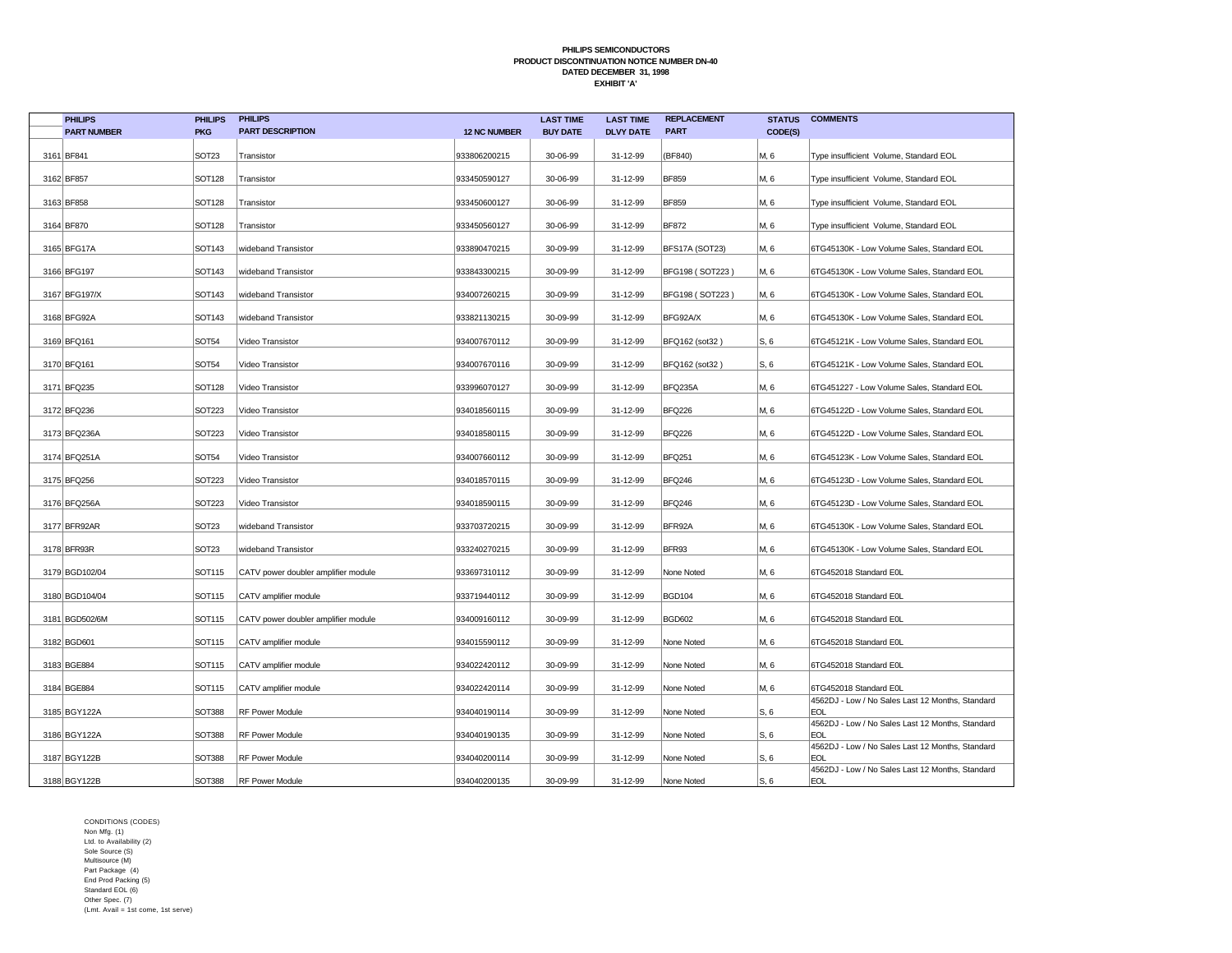**PHILIPS SEMICONDUCTORS**
**PRODUCT DISCONTINUATION NOTICE NUMBER DN-40**
**DATED DECEMBER 31, 1998**
**EXHIBIT 'A'**

| | PHILIPS PART NUMBER | PHILIPS PKG | PHILIPS PART DESCRIPTION | 12 NC NUMBER | LAST TIME BUY DATE | LAST TIME DLVY DATE | REPLACEMENT PART | STATUS CODE(S) | COMMENTS |
|---|---|---|---|---|---|---|---|---|---|
| 3161 | BF841 | SOT23 | Transistor | 933806200215 | 30-06-99 | 31-12-99 | (BF840) | M, 6 | Type insufficient Volume, Standard EOL |
| 3162 | BF857 | SOT128 | Transistor | 933450590127 | 30-06-99 | 31-12-99 | BF859 | M, 6 | Type insufficient Volume, Standard EOL |
| 3163 | BF858 | SOT128 | Transistor | 933450600127 | 30-06-99 | 31-12-99 | BF859 | M, 6 | Type insufficient Volume, Standard EOL |
| 3164 | BF870 | SOT128 | Transistor | 933450560127 | 30-06-99 | 31-12-99 | BF872 | M, 6 | Type insufficient Volume, Standard EOL |
| 3165 | BFG17A | SOT143 | wideband Transistor | 933890470215 | 30-09-99 | 31-12-99 | BFS17A (SOT23) | M, 6 | 6TG45130K - Low Volume Sales, Standard EOL |
| 3166 | BFG197 | SOT143 | wideband Transistor | 933843300215 | 30-09-99 | 31-12-99 | BFG198 ( SOT223 ) | M, 6 | 6TG45130K - Low Volume Sales, Standard EOL |
| 3167 | BFG197/X | SOT143 | wideband Transistor | 934007260215 | 30-09-99 | 31-12-99 | BFG198 ( SOT223 ) | M, 6 | 6TG45130K - Low Volume Sales, Standard EOL |
| 3168 | BFG92A | SOT143 | wideband Transistor | 933821130215 | 30-09-99 | 31-12-99 | BFG92A/X | M, 6 | 6TG45130K - Low Volume Sales, Standard EOL |
| 3169 | BFQ161 | SOT54 | Video Transistor | 934007670112 | 30-09-99 | 31-12-99 | BFQ162 (sot32 ) | S, 6 | 6TG45121K - Low Volume Sales, Standard EOL |
| 3170 | BFQ161 | SOT54 | Video Transistor | 934007670116 | 30-09-99 | 31-12-99 | BFQ162 (sot32 ) | S, 6 | 6TG45121K - Low Volume Sales, Standard EOL |
| 3171 | BFQ235 | SOT128 | Video Transistor | 933996070127 | 30-09-99 | 31-12-99 | BFQ235A | M, 6 | 6TG451227 - Low Volume Sales, Standard EOL |
| 3172 | BFQ236 | SOT223 | Video Transistor | 934018560115 | 30-09-99 | 31-12-99 | BFQ226 | M, 6 | 6TG45122D - Low Volume Sales, Standard EOL |
| 3173 | BFQ236A | SOT223 | Video Transistor | 934018580115 | 30-09-99 | 31-12-99 | BFQ226 | M, 6 | 6TG45122D - Low Volume Sales, Standard EOL |
| 3174 | BFQ251A | SOT54 | Video Transistor | 934007660112 | 30-09-99 | 31-12-99 | BFQ251 | M, 6 | 6TG45123K - Low Volume Sales, Standard EOL |
| 3175 | BFQ256 | SOT223 | Video Transistor | 934018570115 | 30-09-99 | 31-12-99 | BFQ246 | M, 6 | 6TG45123D - Low Volume Sales, Standard EOL |
| 3176 | BFQ256A | SOT223 | Video Transistor | 934018590115 | 30-09-99 | 31-12-99 | BFQ246 | M, 6 | 6TG45123D - Low Volume Sales, Standard EOL |
| 3177 | BFR92AR | SOT23 | wideband Transistor | 933703720215 | 30-09-99 | 31-12-99 | BFR92A | M, 6 | 6TG45130K - Low Volume Sales, Standard EOL |
| 3178 | BFR93R | SOT23 | wideband Transistor | 933240270215 | 30-09-99 | 31-12-99 | BFR93 | M, 6 | 6TG45130K - Low Volume Sales, Standard EOL |
| 3179 | BGD102/04 | SOT115 | CATV power doubler amplifier module | 933697310112 | 30-09-99 | 31-12-99 | None Noted | M, 6 | 6TG452018 Standard E0L |
| 3180 | BGD104/04 | SOT115 | CATV amplifier module | 933719440112 | 30-09-99 | 31-12-99 | BGD104 | M, 6 | 6TG452018 Standard E0L |
| 3181 | BGD502/6M | SOT115 | CATV power doubler amplifier module | 934009160112 | 30-09-99 | 31-12-99 | BGD602 | M, 6 | 6TG452018 Standard E0L |
| 3182 | BGD601 | SOT115 | CATV amplifier module | 934015590112 | 30-09-99 | 31-12-99 | None Noted | M, 6 | 6TG452018 Standard E0L |
| 3183 | BGE884 | SOT115 | CATV amplifier module | 934022420112 | 30-09-99 | 31-12-99 | None Noted | M, 6 | 6TG452018 Standard E0L |
| 3184 | BGE884 | SOT115 | CATV amplifier module | 934022420114 | 30-09-99 | 31-12-99 | None Noted | M, 6 | 6TG452018 Standard E0L |
| 3185 | BGY122A | SOT388 | RF Power Module | 934040190114 | 30-09-99 | 31-12-99 | None Noted | S, 6 | 4562DJ - Low / No Sales Last 12 Months, Standard EOL |
| 3186 | BGY122A | SOT388 | RF Power Module | 934040190135 | 30-09-99 | 31-12-99 | None Noted | S, 6 | 4562DJ - Low / No Sales Last 12 Months, Standard EOL |
| 3187 | BGY122B | SOT388 | RF Power Module | 934040200114 | 30-09-99 | 31-12-99 | None Noted | S, 6 | 4562DJ - Low / No Sales Last 12 Months, Standard EOL |
| 3188 | BGY122B | SOT388 | RF Power Module | 934040200135 | 30-09-99 | 31-12-99 | None Noted | S, 6 | 4562DJ - Low / No Sales Last 12 Months, Standard EOL |

CONDITIONS (CODES)
Non Mfg. (1)
Ltd. to Availability (2)
Sole Source (S)
Multisource (M)
Part Package (4)
End Prod Packing (5)
Standard EOL (6)
Other Spec. (7)
(Lmt. Avail = 1st come, 1st serve)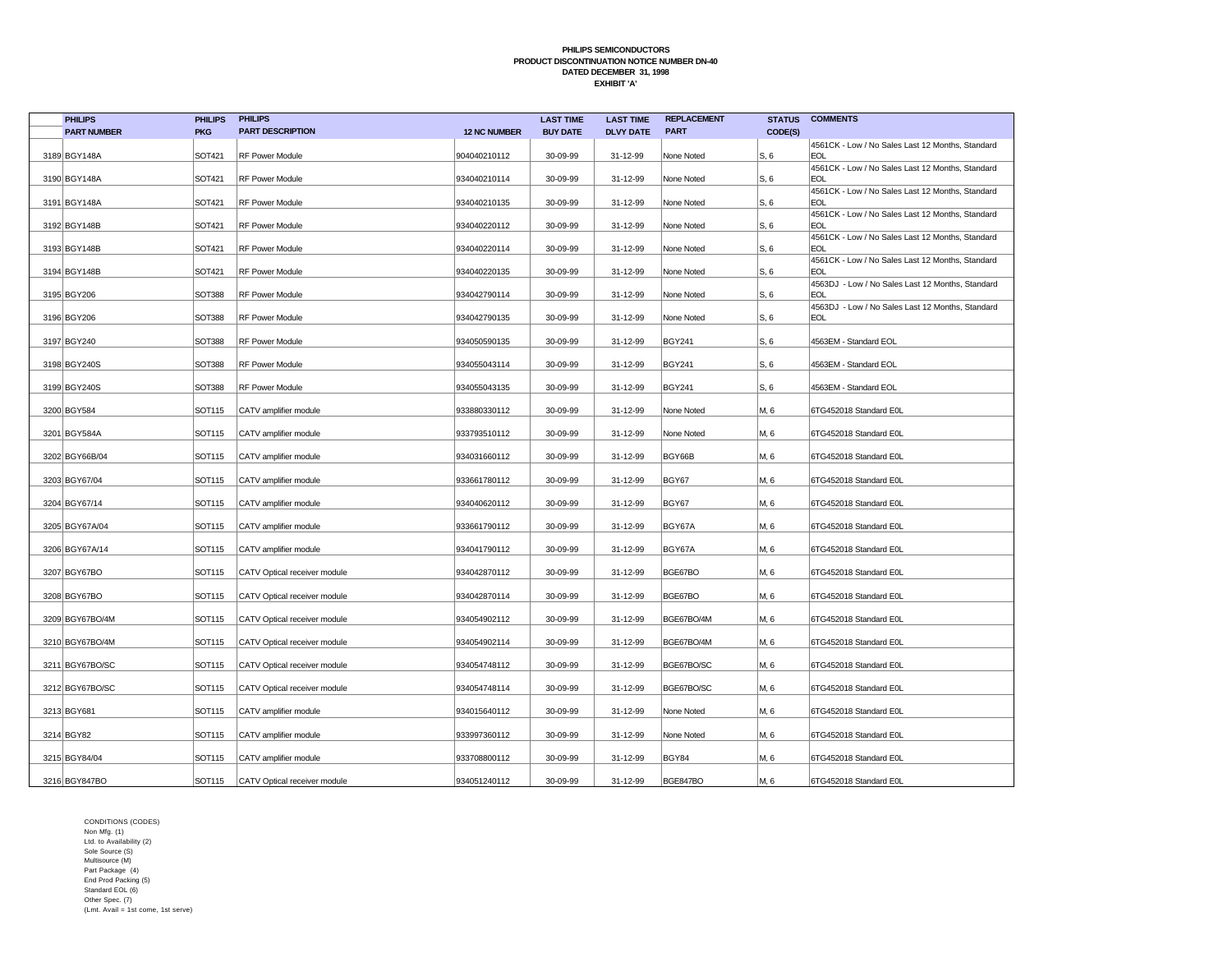**PHILIPS SEMICONDUCTORS**
**PRODUCT DISCONTINUATION NOTICE NUMBER DN-40**
**DATED DECEMBER 31, 1998**
**EXHIBIT 'A'**

| | PHILIPS PART NUMBER | PHILIPS PKG | PHILIPS PART DESCRIPTION | 12 NC NUMBER | LAST TIME BUY DATE | LAST TIME DLVY DATE | REPLACEMENT PART | STATUS CODE(S) | COMMENTS |
|---|---|---|---|---|---|---|---|---|---|
| 3189 | BGY148A | SOT421 | RF Power Module | 904040210112 | 30-09-99 | 31-12-99 | None Noted | S, 6 | 4561CK - Low / No Sales Last 12 Months, Standard EOL |
| 3190 | BGY148A | SOT421 | RF Power Module | 934040210114 | 30-09-99 | 31-12-99 | None Noted | S, 6 | 4561CK - Low / No Sales Last 12 Months, Standard EOL |
| 3191 | BGY148A | SOT421 | RF Power Module | 934040210135 | 30-09-99 | 31-12-99 | None Noted | S, 6 | 4561CK - Low / No Sales Last 12 Months, Standard EOL |
| 3192 | BGY148B | SOT421 | RF Power Module | 934040220112 | 30-09-99 | 31-12-99 | None Noted | S, 6 | 4561CK - Low / No Sales Last 12 Months, Standard EOL |
| 3193 | BGY148B | SOT421 | RF Power Module | 934040220114 | 30-09-99 | 31-12-99 | None Noted | S, 6 | 4561CK - Low / No Sales Last 12 Months, Standard EOL |
| 3194 | BGY148B | SOT421 | RF Power Module | 934040220135 | 30-09-99 | 31-12-99 | None Noted | S, 6 | 4561CK - Low / No Sales Last 12 Months, Standard EOL |
| 3195 | BGY206 | SOT388 | RF Power Module | 934042790114 | 30-09-99 | 31-12-99 | None Noted | S, 6 | 4563DJ - Low / No Sales Last 12 Months, Standard EOL |
| 3196 | BGY206 | SOT388 | RF Power Module | 934042790135 | 30-09-99 | 31-12-99 | None Noted | S, 6 | 4563DJ - Low / No Sales Last 12 Months, Standard EOL |
| 3197 | BGY240 | SOT388 | RF Power Module | 934050590135 | 30-09-99 | 31-12-99 | BGY241 | S, 6 | 4563EM - Standard EOL |
| 3198 | BGY240S | SOT388 | RF Power Module | 934055043114 | 30-09-99 | 31-12-99 | BGY241 | S, 6 | 4563EM - Standard EOL |
| 3199 | BGY240S | SOT388 | RF Power Module | 934055043135 | 30-09-99 | 31-12-99 | BGY241 | S, 6 | 4563EM - Standard EOL |
| 3200 | BGY584 | SOT115 | CATV amplifier module | 933880330112 | 30-09-99 | 31-12-99 | None Noted | M, 6 | 6TG452018 Standard E0L |
| 3201 | BGY584A | SOT115 | CATV amplifier module | 933793510112 | 30-09-99 | 31-12-99 | None Noted | M, 6 | 6TG452018 Standard E0L |
| 3202 | BGY66B/04 | SOT115 | CATV amplifier module | 934031660112 | 30-09-99 | 31-12-99 | BGY66B | M, 6 | 6TG452018 Standard E0L |
| 3203 | BGY67/04 | SOT115 | CATV amplifier module | 933661780112 | 30-09-99 | 31-12-99 | BGY67 | M, 6 | 6TG452018 Standard E0L |
| 3204 | BGY67/14 | SOT115 | CATV amplifier module | 934040620112 | 30-09-99 | 31-12-99 | BGY67 | M, 6 | 6TG452018 Standard E0L |
| 3205 | BGY67A/04 | SOT115 | CATV amplifier module | 933661790112 | 30-09-99 | 31-12-99 | BGY67A | M, 6 | 6TG452018 Standard E0L |
| 3206 | BGY67A/14 | SOT115 | CATV amplifier module | 934041790112 | 30-09-99 | 31-12-99 | BGY67A | M, 6 | 6TG452018 Standard E0L |
| 3207 | BGY67BO | SOT115 | CATV Optical receiver module | 934042870112 | 30-09-99 | 31-12-99 | BGE67BO | M, 6 | 6TG452018 Standard E0L |
| 3208 | BGY67BO | SOT115 | CATV Optical receiver module | 934042870114 | 30-09-99 | 31-12-99 | BGE67BO | M, 6 | 6TG452018 Standard E0L |
| 3209 | BGY67BO/4M | SOT115 | CATV Optical receiver module | 934054902112 | 30-09-99 | 31-12-99 | BGE67BO/4M | M, 6 | 6TG452018 Standard E0L |
| 3210 | BGY67BO/4M | SOT115 | CATV Optical receiver module | 934054902114 | 30-09-99 | 31-12-99 | BGE67BO/4M | M, 6 | 6TG452018 Standard E0L |
| 3211 | BGY67BO/SC | SOT115 | CATV Optical receiver module | 934054748112 | 30-09-99 | 31-12-99 | BGE67BO/SC | M, 6 | 6TG452018 Standard E0L |
| 3212 | BGY67BO/SC | SOT115 | CATV Optical receiver module | 934054748114 | 30-09-99 | 31-12-99 | BGE67BO/SC | M, 6 | 6TG452018 Standard E0L |
| 3213 | BGY681 | SOT115 | CATV amplifier module | 934015640112 | 30-09-99 | 31-12-99 | None Noted | M, 6 | 6TG452018 Standard E0L |
| 3214 | BGY82 | SOT115 | CATV amplifier module | 933997360112 | 30-09-99 | 31-12-99 | None Noted | M, 6 | 6TG452018 Standard E0L |
| 3215 | BGY84/04 | SOT115 | CATV amplifier module | 933708800112 | 30-09-99 | 31-12-99 | BGY84 | M, 6 | 6TG452018 Standard E0L |
| 3216 | BGY847BO | SOT115 | CATV Optical receiver module | 934051240112 | 30-09-99 | 31-12-99 | BGE847BO | M, 6 | 6TG452018 Standard E0L |

CONDITIONS (CODES)
Non Mfg. (1)
Ltd. to Availability (2)
Sole Source (S)
Multisource (M)
Part Package (4)
End Prod Packing (5)
Standard EOL (6)
Other Spec. (7)
(Lmt. Avail = 1st come, 1st serve)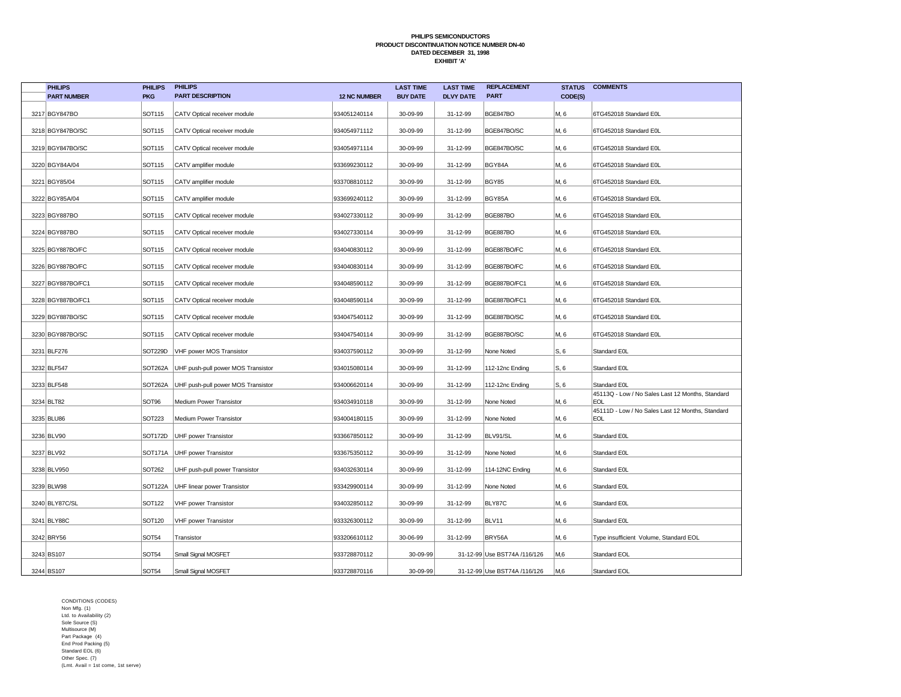**PHILIPS SEMICONDUCTORS**
**PRODUCT DISCONTINUATION NOTICE NUMBER DN-40**
**DATED DECEMBER 31, 1998**
**EXHIBIT 'A'**

| | PHILIPS PART NUMBER | PHILIPS PKG | PHILIPS PART DESCRIPTION | 12 NC NUMBER | LAST TIME BUY DATE | LAST TIME DLVY DATE | REPLACEMENT PART | STATUS CODE(S) | COMMENTS |
|---|---|---|---|---|---|---|---|---|---|
| 3217 | BGY847BO | SOT115 | CATV Optical receiver module | 934051240114 | 30-09-99 | 31-12-99 | BGE847BO | M, 6 | 6TG452018 Standard E0L |
| 3218 | BGY847BO/SC | SOT115 | CATV Optical receiver module | 934054971112 | 30-09-99 | 31-12-99 | BGE847BO/SC | M, 6 | 6TG452018 Standard E0L |
| 3219 | BGY847BO/SC | SOT115 | CATV Optical receiver module | 934054971114 | 30-09-99 | 31-12-99 | BGE847BO/SC | M, 6 | 6TG452018 Standard E0L |
| 3220 | BGY84A/04 | SOT115 | CATV amplifier module | 933699230112 | 30-09-99 | 31-12-99 | BGY84A | M, 6 | 6TG452018 Standard E0L |
| 3221 | BGY85/04 | SOT115 | CATV amplifier module | 933708810112 | 30-09-99 | 31-12-99 | BGY85 | M, 6 | 6TG452018 Standard E0L |
| 3222 | BGY85A/04 | SOT115 | CATV amplifier module | 933699240112 | 30-09-99 | 31-12-99 | BGY85A | M, 6 | 6TG452018 Standard E0L |
| 3223 | BGY887BO | SOT115 | CATV Optical receiver module | 934027330112 | 30-09-99 | 31-12-99 | BGE887BO | M, 6 | 6TG452018 Standard E0L |
| 3224 | BGY887BO | SOT115 | CATV Optical receiver module | 934027330114 | 30-09-99 | 31-12-99 | BGE887BO | M, 6 | 6TG452018 Standard E0L |
| 3225 | BGY887BO/FC | SOT115 | CATV Optical receiver module | 934040830112 | 30-09-99 | 31-12-99 | BGE887BO/FC | M, 6 | 6TG452018 Standard E0L |
| 3226 | BGY887BO/FC | SOT115 | CATV Optical receiver module | 934040830114 | 30-09-99 | 31-12-99 | BGE887BO/FC | M, 6 | 6TG452018 Standard E0L |
| 3227 | BGY887BO/FC1 | SOT115 | CATV Optical receiver module | 934048590112 | 30-09-99 | 31-12-99 | BGE887BO/FC1 | M, 6 | 6TG452018 Standard E0L |
| 3228 | BGY887BO/FC1 | SOT115 | CATV Optical receiver module | 934048590114 | 30-09-99 | 31-12-99 | BGE887BO/FC1 | M, 6 | 6TG452018 Standard E0L |
| 3229 | BGY887BO/SC | SOT115 | CATV Optical receiver module | 934047540112 | 30-09-99 | 31-12-99 | BGE887BO/SC | M, 6 | 6TG452018 Standard E0L |
| 3230 | BGY887BO/SC | SOT115 | CATV Optical receiver module | 934047540114 | 30-09-99 | 31-12-99 | BGE887BO/SC | M, 6 | 6TG452018 Standard E0L |
| 3231 | BLF276 | SOT229D | VHF power MOS Transistor | 934037590112 | 30-09-99 | 31-12-99 | None Noted | S, 6 | Standard E0L |
| 3232 | BLF547 | SOT262A | UHF push-pull power MOS Transistor | 934015080114 | 30-09-99 | 31-12-99 | 112-12nc Ending | S, 6 | Standard E0L |
| 3233 | BLF548 | SOT262A | UHF push-pull power MOS Transistor | 934006620114 | 30-09-99 | 31-12-99 | 112-12nc Ending | S, 6 | Standard E0L |
| 3234 | BLT82 | SOT96 | Medium Power Transistor | 934034910118 | 30-09-99 | 31-12-99 | None Noted | M, 6 | 45113Q - Low / No Sales Last 12 Months, Standard EOL |
| 3235 | BLU86 | SOT223 | Medium Power Transistor | 934004180115 | 30-09-99 | 31-12-99 | None Noted | M, 6 | 45111D - Low / No Sales Last 12 Months, Standard EOL |
| 3236 | BLV90 | SOT172D | UHF power Transistor | 933667850112 | 30-09-99 | 31-12-99 | BLV91/SL | M, 6 | Standard E0L |
| 3237 | BLV92 | SOT171A | UHF power Transistor | 933675350112 | 30-09-99 | 31-12-99 | None Noted | M, 6 | Standard E0L |
| 3238 | BLV950 | SOT262 | UHF push-pull power Transistor | 934032630114 | 30-09-99 | 31-12-99 | 114-12NC Ending | M, 6 | Standard E0L |
| 3239 | BLW98 | SOT122A | UHF linear power Transistor | 933429900114 | 30-09-99 | 31-12-99 | None Noted | M, 6 | Standard E0L |
| 3240 | BLY87C/SL | SOT122 | VHF power Transistor | 934032850112 | 30-09-99 | 31-12-99 | BLY87C | M, 6 | Standard E0L |
| 3241 | BLY88C | SOT120 | VHF power Transistor | 933326300112 | 30-09-99 | 31-12-99 | BLV11 | M, 6 | Standard E0L |
| 3242 | BRY56 | SOT54 | Transistor | 933206610112 | 30-06-99 | 31-12-99 | BRY56A | M, 6 | Type insufficient Volume, Standard EOL |
| 3243 | BS107 | SOT54 | Small Signal MOSFET | 933728870112 | 30-09-99 | 31-12-99 | Use BST74A /116/126 | M,6 | Standard EOL |
| 3244 | BS107 | SOT54 | Small Signal MOSFET | 933728870116 | 30-09-99 | 31-12-99 | Use BST74A /116/126 | M,6 | Standard EOL |

CONDITIONS (CODES)
Non Mfg. (1)
Ltd. to Availability (2)
Sole Source (S)
Multisource (M)
Part Package (4)
End Prod Packing (5)
Standard EOL (6)
Other Spec. (7)
(Lmt. Avail = 1st come, 1st serve)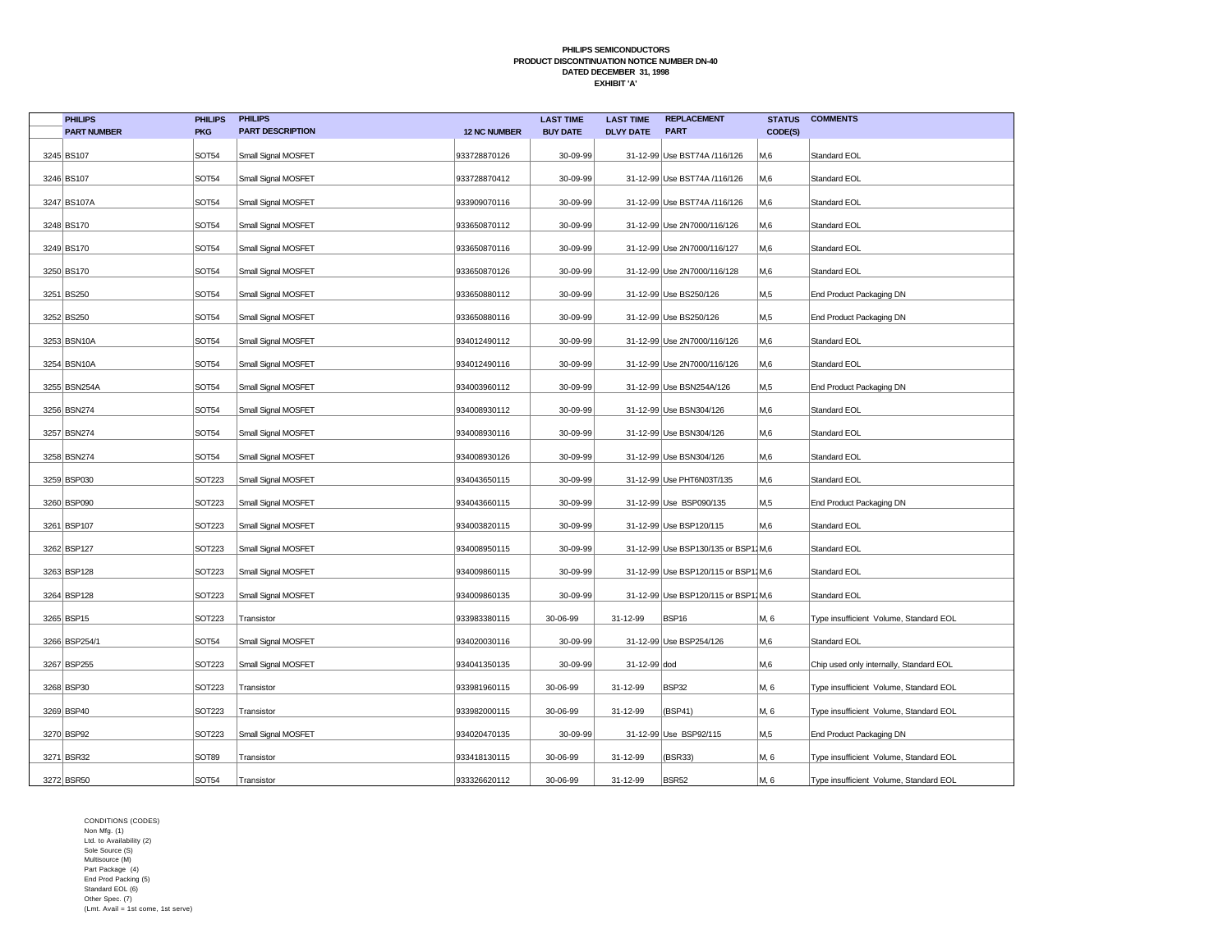**PHILIPS SEMICONDUCTORS**
**PRODUCT DISCONTINUATION NOTICE NUMBER DN-40**
**DATED DECEMBER 31, 1998**
**EXHIBIT 'A'**

| | PHILIPS PART NUMBER | PHILIPS PKG | PHILIPS PART DESCRIPTION | 12 NC NUMBER | LAST TIME BUY DATE | LAST TIME DLVY DATE | REPLACEMENT PART | STATUS CODE(S) | COMMENTS |
|---|---|---|---|---|---|---|---|---|---|
| 3245 | BS107 | SOT54 | Small Signal MOSFET | 933728870126 | 30-09-99 | 31-12-99 | Use BST74A /116/126 | M,6 | Standard EOL |
| 3246 | BS107 | SOT54 | Small Signal MOSFET | 933728870412 | 30-09-99 | 31-12-99 | Use BST74A /116/126 | M,6 | Standard EOL |
| 3247 | BS107A | SOT54 | Small Signal MOSFET | 933909070116 | 30-09-99 | 31-12-99 | Use BST74A /116/126 | M,6 | Standard EOL |
| 3248 | BS170 | SOT54 | Small Signal MOSFET | 933650870112 | 30-09-99 | 31-12-99 | Use 2N7000/116/126 | M,6 | Standard EOL |
| 3249 | BS170 | SOT54 | Small Signal MOSFET | 933650870116 | 30-09-99 | 31-12-99 | Use 2N7000/116/127 | M,6 | Standard EOL |
| 3250 | BS170 | SOT54 | Small Signal MOSFET | 933650870126 | 30-09-99 | 31-12-99 | Use 2N7000/116/128 | M,6 | Standard EOL |
| 3251 | BS250 | SOT54 | Small Signal MOSFET | 933650880112 | 30-09-99 | 31-12-99 | Use BS250/126 | M,5 | End Product Packaging DN |
| 3252 | BS250 | SOT54 | Small Signal MOSFET | 933650880116 | 30-09-99 | 31-12-99 | Use BS250/126 | M,5 | End Product Packaging DN |
| 3253 | BSN10A | SOT54 | Small Signal MOSFET | 934012490112 | 30-09-99 | 31-12-99 | Use 2N7000/116/126 | M,6 | Standard EOL |
| 3254 | BSN10A | SOT54 | Small Signal MOSFET | 934012490116 | 30-09-99 | 31-12-99 | Use 2N7000/116/126 | M,6 | Standard EOL |
| 3255 | BSN254A | SOT54 | Small Signal MOSFET | 934003960112 | 30-09-99 | 31-12-99 | Use BSN254A/126 | M,5 | End Product Packaging DN |
| 3256 | BSN274 | SOT54 | Small Signal MOSFET | 934008930112 | 30-09-99 | 31-12-99 | Use BSN304/126 | M,6 | Standard EOL |
| 3257 | BSN274 | SOT54 | Small Signal MOSFET | 934008930116 | 30-09-99 | 31-12-99 | Use BSN304/126 | M,6 | Standard EOL |
| 3258 | BSN274 | SOT54 | Small Signal MOSFET | 934008930126 | 30-09-99 | 31-12-99 | Use BSN304/126 | M,6 | Standard EOL |
| 3259 | BSP030 | SOT223 | Small Signal MOSFET | 934043650115 | 30-09-99 | 31-12-99 | Use PHT6N03T/135 | M,6 | Standard EOL |
| 3260 | BSP090 | SOT223 | Small Signal MOSFET | 934043660115 | 30-09-99 | 31-12-99 | Use BSP090/135 | M,5 | End Product Packaging DN |
| 3261 | BSP107 | SOT223 | Small Signal MOSFET | 934003820115 | 30-09-99 | 31-12-99 | Use BSP120/115 | M,6 | Standard EOL |
| 3262 | BSP127 | SOT223 | Small Signal MOSFET | 934008950115 | 30-09-99 | 31-12-99 | Use BSP130/135 or BSP12 | M,6 | Standard EOL |
| 3263 | BSP128 | SOT223 | Small Signal MOSFET | 934009860115 | 30-09-99 | 31-12-99 | Use BSP120/115 or BSP12 | M,6 | Standard EOL |
| 3264 | BSP128 | SOT223 | Small Signal MOSFET | 934009860135 | 30-09-99 | 31-12-99 | Use BSP120/115 or BSP12 | M,6 | Standard EOL |
| 3265 | BSP15 | SOT223 | Transistor | 933983380115 | 30-06-99 | 31-12-99 | BSP16 | M, 6 | Type insufficient Volume, Standard EOL |
| 3266 | BSP254/1 | SOT54 | Small Signal MOSFET | 934020030116 | 30-09-99 | 31-12-99 | Use BSP254/126 | M,6 | Standard EOL |
| 3267 | BSP255 | SOT223 | Small Signal MOSFET | 934041350135 | 30-09-99 | 31-12-99 | dod | M,6 | Chip used only internally, Standard EOL |
| 3268 | BSP30 | SOT223 | Transistor | 933981960115 | 30-06-99 | 31-12-99 | BSP32 | M, 6 | Type insufficient Volume, Standard EOL |
| 3269 | BSP40 | SOT223 | Transistor | 933982000115 | 30-06-99 | 31-12-99 | (BSP41) | M, 6 | Type insufficient Volume, Standard EOL |
| 3270 | BSP92 | SOT223 | Small Signal MOSFET | 934020470135 | 30-09-99 | 31-12-99 | Use BSP92/115 | M,5 | End Product Packaging DN |
| 3271 | BSR32 | SOT89 | Transistor | 933418130115 | 30-06-99 | 31-12-99 | (BSR33) | M, 6 | Type insufficient Volume, Standard EOL |
| 3272 | BSR50 | SOT54 | Transistor | 933326620112 | 30-06-99 | 31-12-99 | BSR52 | M, 6 | Type insufficient Volume, Standard EOL |

CONDITIONS (CODES)
Non Mfg. (1)
Ltd. to Availability (2)
Sole Source (S)
Multisource (M)
Part Package (4)
End Prod Packing (5)
Standard EOL (6)
Other Spec. (7)
(Lmt. Avail = 1st come, 1st serve)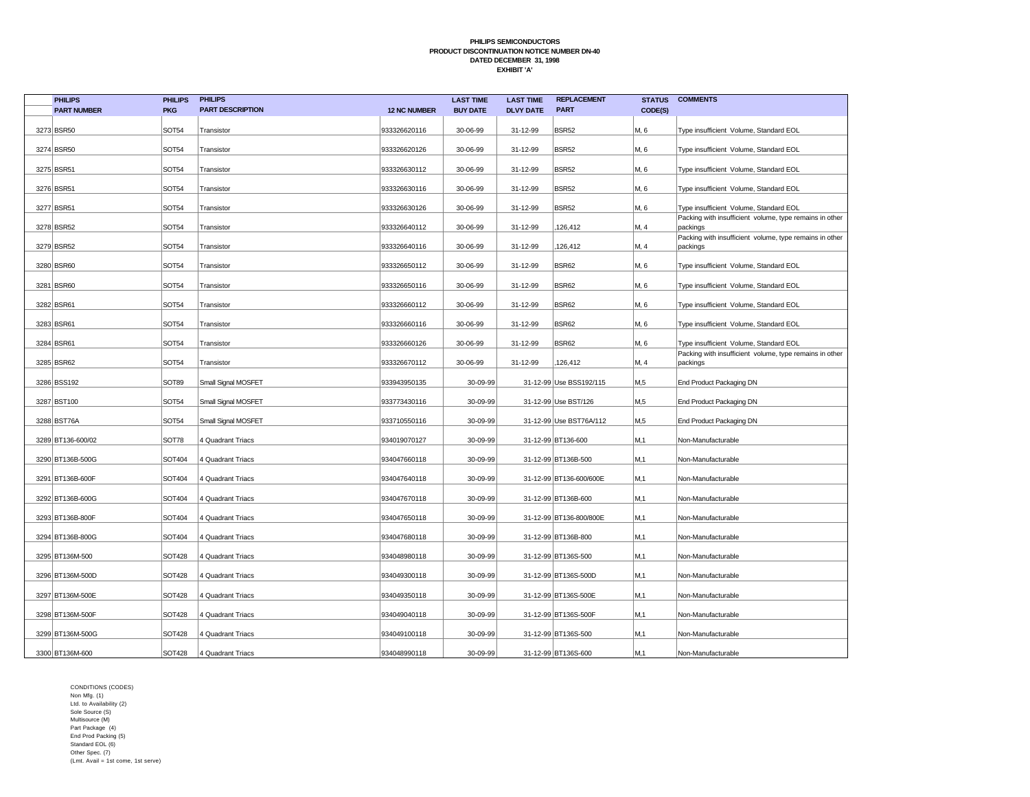**PHILIPS SEMICONDUCTORS**
**PRODUCT DISCONTINUATION NOTICE NUMBER DN-40**
**DATED DECEMBER 31, 1998**
**EXHIBIT 'A'**

| | PHILIPS PART NUMBER | PHILIPS PKG | PHILIPS PART DESCRIPTION | 12 NC NUMBER | LAST TIME BUY DATE | LAST TIME DLVY DATE | REPLACEMENT PART | STATUS CODE(S) | COMMENTS |
|---|---|---|---|---|---|---|---|---|---|
| 3273 | BSR50 | SOT54 | Transistor | 933326620116 | 30-06-99 | 31-12-99 | BSR52 | M, 6 | Type insufficient Volume, Standard EOL |
| 3274 | BSR50 | SOT54 | Transistor | 933326620126 | 30-06-99 | 31-12-99 | BSR52 | M, 6 | Type insufficient Volume, Standard EOL |
| 3275 | BSR51 | SOT54 | Transistor | 933326630112 | 30-06-99 | 31-12-99 | BSR52 | M, 6 | Type insufficient Volume, Standard EOL |
| 3276 | BSR51 | SOT54 | Transistor | 933326630116 | 30-06-99 | 31-12-99 | BSR52 | M, 6 | Type insufficient Volume, Standard EOL |
| 3277 | BSR51 | SOT54 | Transistor | 933326630126 | 30-06-99 | 31-12-99 | BSR52 | M, 6 | Type insufficient Volume, Standard EOL |
| 3278 | BSR52 | SOT54 | Transistor | 933326640112 | 30-06-99 | 31-12-99 | ,126,412 | M, 4 | Packing with insufficient volume, type remains in other packings |
| 3279 | BSR52 | SOT54 | Transistor | 933326640116 | 30-06-99 | 31-12-99 | ,126,412 | M, 4 | Packing with insufficient volume, type remains in other packings |
| 3280 | BSR60 | SOT54 | Transistor | 933326650112 | 30-06-99 | 31-12-99 | BSR62 | M, 6 | Type insufficient Volume, Standard EOL |
| 3281 | BSR60 | SOT54 | Transistor | 933326650116 | 30-06-99 | 31-12-99 | BSR62 | M, 6 | Type insufficient Volume, Standard EOL |
| 3282 | BSR61 | SOT54 | Transistor | 933326660112 | 30-06-99 | 31-12-99 | BSR62 | M, 6 | Type insufficient Volume, Standard EOL |
| 3283 | BSR61 | SOT54 | Transistor | 933326660116 | 30-06-99 | 31-12-99 | BSR62 | M, 6 | Type insufficient Volume, Standard EOL |
| 3284 | BSR61 | SOT54 | Transistor | 933326660126 | 30-06-99 | 31-12-99 | BSR62 | M, 6 | Type insufficient Volume, Standard EOL |
| 3285 | BSR62 | SOT54 | Transistor | 933326670112 | 30-06-99 | 31-12-99 | ,126,412 | M, 4 | Packing with insufficient volume, type remains in other packings |
| 3286 | BSS192 | SOT89 | Small Signal MOSFET | 933943950135 | 30-09-99 | 31-12-99 | Use BSS192/115 | M,5 | End Product Packaging DN |
| 3287 | BST100 | SOT54 | Small Signal MOSFET | 933773430116 | 30-09-99 | 31-12-99 | Use BST/126 | M,5 | End Product Packaging DN |
| 3288 | BST76A | SOT54 | Small Signal MOSFET | 933710550116 | 30-09-99 | 31-12-99 | Use BST76A/112 | M,5 | End Product Packaging DN |
| 3289 | BT136-600/02 | SOT78 | 4 Quadrant Triacs | 934019070127 | 30-09-99 | 31-12-99 | BT136-600 | M,1 | Non-Manufacturable |
| 3290 | BT136B-500G | SOT404 | 4 Quadrant Triacs | 934047660118 | 30-09-99 | 31-12-99 | BT136B-500 | M,1 | Non-Manufacturable |
| 3291 | BT136B-600F | SOT404 | 4 Quadrant Triacs | 934047640118 | 30-09-99 | 31-12-99 | BT136-600/600E | M,1 | Non-Manufacturable |
| 3292 | BT136B-600G | SOT404 | 4 Quadrant Triacs | 934047670118 | 30-09-99 | 31-12-99 | BT136B-600 | M,1 | Non-Manufacturable |
| 3293 | BT136B-800F | SOT404 | 4 Quadrant Triacs | 934047650118 | 30-09-99 | 31-12-99 | BT136-800/800E | M,1 | Non-Manufacturable |
| 3294 | BT136B-800G | SOT404 | 4 Quadrant Triacs | 934047680118 | 30-09-99 | 31-12-99 | BT136B-800 | M,1 | Non-Manufacturable |
| 3295 | BT136M-500 | SOT428 | 4 Quadrant Triacs | 934048980118 | 30-09-99 | 31-12-99 | BT136S-500 | M,1 | Non-Manufacturable |
| 3296 | BT136M-500D | SOT428 | 4 Quadrant Triacs | 934049300118 | 30-09-99 | 31-12-99 | BT136S-500D | M,1 | Non-Manufacturable |
| 3297 | BT136M-500E | SOT428 | 4 Quadrant Triacs | 934049350118 | 30-09-99 | 31-12-99 | BT136S-500E | M,1 | Non-Manufacturable |
| 3298 | BT136M-500F | SOT428 | 4 Quadrant Triacs | 934049040118 | 30-09-99 | 31-12-99 | BT136S-500F | M,1 | Non-Manufacturable |
| 3299 | BT136M-500G | SOT428 | 4 Quadrant Triacs | 934049100118 | 30-09-99 | 31-12-99 | BT136S-500 | M,1 | Non-Manufacturable |
| 3300 | BT136M-600 | SOT428 | 4 Quadrant Triacs | 934048990118 | 30-09-99 | 31-12-99 | BT136S-600 | M,1 | Non-Manufacturable |

CONDITIONS (CODES)
Non Mfg. (1)
Ltd. to Availability (2)
Sole Source (S)
Multisource (M)
Part Package (4)
End Prod Packing (5)
Standard EOL (6)
Other Spec. (7)
(Lmt. Avail = 1st come, 1st serve)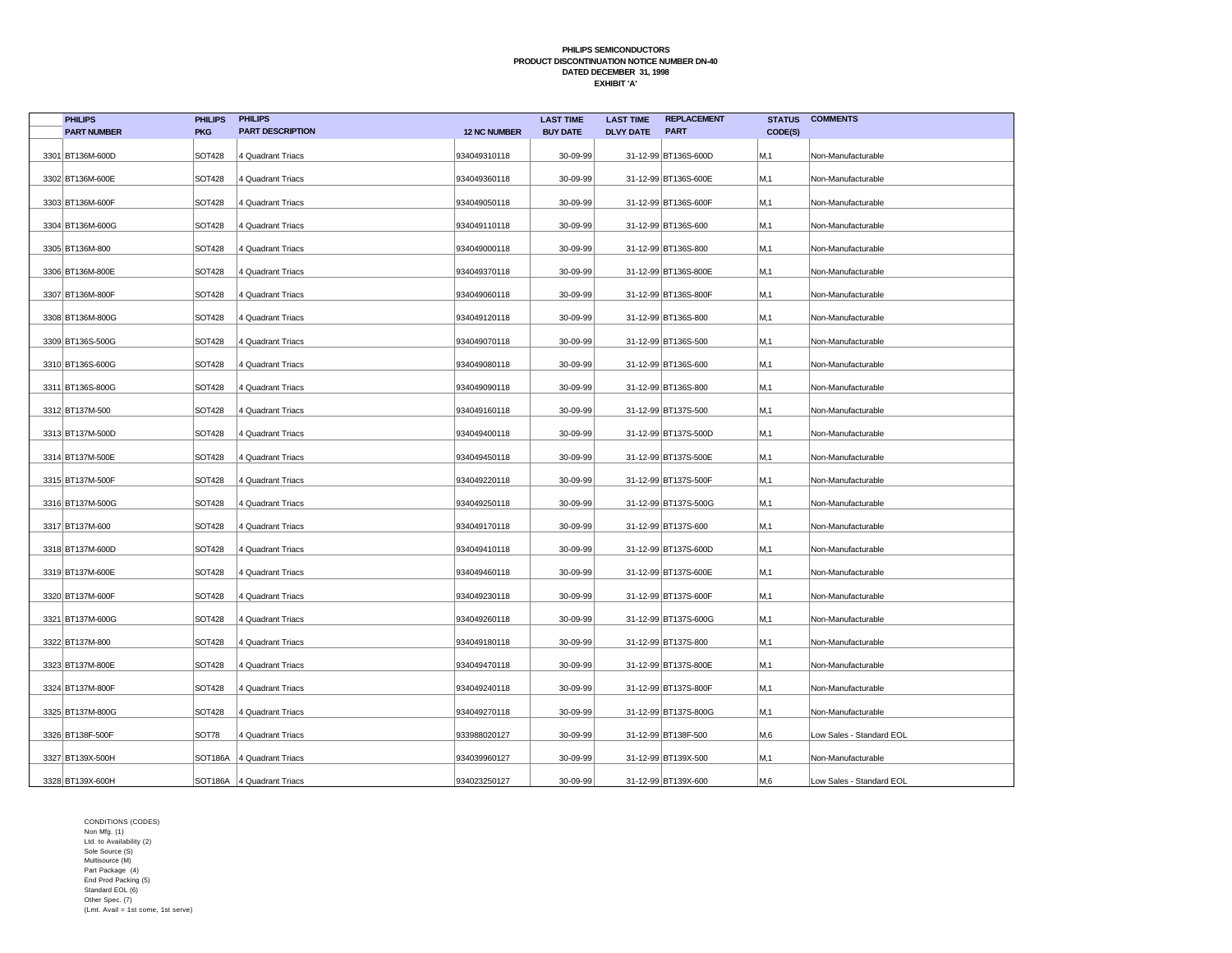**PHILIPS SEMICONDUCTORS**
**PRODUCT DISCONTINUATION NOTICE NUMBER DN-40**
**DATED DECEMBER 31, 1998**
**EXHIBIT 'A'**

| | PHILIPS PART NUMBER | PHILIPS PKG | PHILIPS PART DESCRIPTION | 12 NC NUMBER | LAST TIME BUY DATE | LAST TIME DLVY DATE | REPLACEMENT PART | STATUS CODE(S) | COMMENTS |
|---|---|---|---|---|---|---|---|---|---|
| 3301 | BT136M-600D | SOT428 | 4 Quadrant Triacs | 934049310118 | 30-09-99 | 31-12-99 | BT136S-600D | M,1 | Non-Manufacturable |
| 3302 | BT136M-600E | SOT428 | 4 Quadrant Triacs | 934049360118 | 30-09-99 | 31-12-99 | BT136S-600E | M,1 | Non-Manufacturable |
| 3303 | BT136M-600F | SOT428 | 4 Quadrant Triacs | 934049050118 | 30-09-99 | 31-12-99 | BT136S-600F | M,1 | Non-Manufacturable |
| 3304 | BT136M-600G | SOT428 | 4 Quadrant Triacs | 934049110118 | 30-09-99 | 31-12-99 | BT136S-600 | M,1 | Non-Manufacturable |
| 3305 | BT136M-800 | SOT428 | 4 Quadrant Triacs | 934049000118 | 30-09-99 | 31-12-99 | BT136S-800 | M,1 | Non-Manufacturable |
| 3306 | BT136M-800E | SOT428 | 4 Quadrant Triacs | 934049370118 | 30-09-99 | 31-12-99 | BT136S-800E | M,1 | Non-Manufacturable |
| 3307 | BT136M-800F | SOT428 | 4 Quadrant Triacs | 934049060118 | 30-09-99 | 31-12-99 | BT136S-800F | M,1 | Non-Manufacturable |
| 3308 | BT136M-800G | SOT428 | 4 Quadrant Triacs | 934049120118 | 30-09-99 | 31-12-99 | BT136S-800 | M,1 | Non-Manufacturable |
| 3309 | BT136S-500G | SOT428 | 4 Quadrant Triacs | 934049070118 | 30-09-99 | 31-12-99 | BT136S-500 | M,1 | Non-Manufacturable |
| 3310 | BT136S-600G | SOT428 | 4 Quadrant Triacs | 934049080118 | 30-09-99 | 31-12-99 | BT136S-600 | M,1 | Non-Manufacturable |
| 3311 | BT136S-800G | SOT428 | 4 Quadrant Triacs | 934049090118 | 30-09-99 | 31-12-99 | BT136S-800 | M,1 | Non-Manufacturable |
| 3312 | BT137M-500 | SOT428 | 4 Quadrant Triacs | 934049160118 | 30-09-99 | 31-12-99 | BT137S-500 | M,1 | Non-Manufacturable |
| 3313 | BT137M-500D | SOT428 | 4 Quadrant Triacs | 934049400118 | 30-09-99 | 31-12-99 | BT137S-500D | M,1 | Non-Manufacturable |
| 3314 | BT137M-500E | SOT428 | 4 Quadrant Triacs | 934049450118 | 30-09-99 | 31-12-99 | BT137S-500E | M,1 | Non-Manufacturable |
| 3315 | BT137M-500F | SOT428 | 4 Quadrant Triacs | 934049220118 | 30-09-99 | 31-12-99 | BT137S-500F | M,1 | Non-Manufacturable |
| 3316 | BT137M-500G | SOT428 | 4 Quadrant Triacs | 934049250118 | 30-09-99 | 31-12-99 | BT137S-500G | M,1 | Non-Manufacturable |
| 3317 | BT137M-600 | SOT428 | 4 Quadrant Triacs | 934049170118 | 30-09-99 | 31-12-99 | BT137S-600 | M,1 | Non-Manufacturable |
| 3318 | BT137M-600D | SOT428 | 4 Quadrant Triacs | 934049410118 | 30-09-99 | 31-12-99 | BT137S-600D | M,1 | Non-Manufacturable |
| 3319 | BT137M-600E | SOT428 | 4 Quadrant Triacs | 934049460118 | 30-09-99 | 31-12-99 | BT137S-600E | M,1 | Non-Manufacturable |
| 3320 | BT137M-600F | SOT428 | 4 Quadrant Triacs | 934049230118 | 30-09-99 | 31-12-99 | BT137S-600F | M,1 | Non-Manufacturable |
| 3321 | BT137M-600G | SOT428 | 4 Quadrant Triacs | 934049260118 | 30-09-99 | 31-12-99 | BT137S-600G | M,1 | Non-Manufacturable |
| 3322 | BT137M-800 | SOT428 | 4 Quadrant Triacs | 934049180118 | 30-09-99 | 31-12-99 | BT137S-800 | M,1 | Non-Manufacturable |
| 3323 | BT137M-800E | SOT428 | 4 Quadrant Triacs | 934049470118 | 30-09-99 | 31-12-99 | BT137S-800E | M,1 | Non-Manufacturable |
| 3324 | BT137M-800F | SOT428 | 4 Quadrant Triacs | 934049240118 | 30-09-99 | 31-12-99 | BT137S-800F | M,1 | Non-Manufacturable |
| 3325 | BT137M-800G | SOT428 | 4 Quadrant Triacs | 934049270118 | 30-09-99 | 31-12-99 | BT137S-800G | M,1 | Non-Manufacturable |
| 3326 | BT138F-500F | SOT78 | 4 Quadrant Triacs | 933988020127 | 30-09-99 | 31-12-99 | BT138F-500 | M,6 | Low Sales - Standard EOL |
| 3327 | BT139X-500H | SOT186A | 4 Quadrant Triacs | 934039960127 | 30-09-99 | 31-12-99 | BT139X-500 | M,1 | Non-Manufacturable |
| 3328 | BT139X-600H | SOT186A | 4 Quadrant Triacs | 934023250127 | 30-09-99 | 31-12-99 | BT139X-600 | M,6 | Low Sales - Standard EOL |

CONDITIONS (CODES)
Non Mfg. (1)
Ltd. to Availability (2)
Sole Source (S)
Multisource (M)
Part Package (4)
End Prod Packing (5)
Standard EOL (6)
Other Spec. (7)
(Lmt. Avail = 1st come, 1st serve)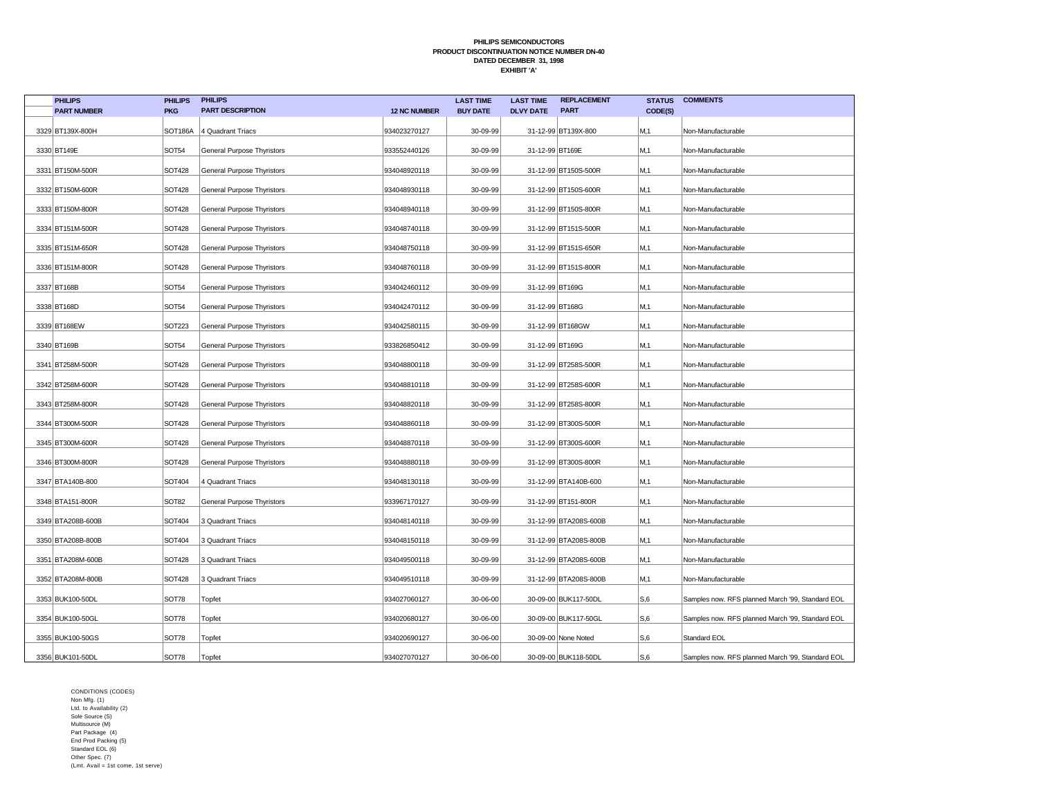**PHILIPS SEMICONDUCTORS**
**PRODUCT DISCONTINUATION NOTICE NUMBER DN-40**
**DATED DECEMBER 31, 1998**
**EXHIBIT 'A'**

| | PHILIPS PART NUMBER | PHILIPS PKG | PHILIPS PART DESCRIPTION | 12 NC NUMBER | LAST TIME BUY DATE | LAST TIME DLVY DATE | REPLACEMENT PART | STATUS CODE(S) | COMMENTS |
|---|---|---|---|---|---|---|---|---|---|
| 3329 | BT139X-800H | SOT186A | 4 Quadrant Triacs | 934023270127 | 30-09-99 | 31-12-99 | BT139X-800 | M,1 | Non-Manufacturable |
| 3330 | BT149E | SOT54 | General Purpose Thyristors | 933552440126 | 30-09-99 | 31-12-99 | BT169E | M,1 | Non-Manufacturable |
| 3331 | BT150M-500R | SOT428 | General Purpose Thyristors | 934048920118 | 30-09-99 | 31-12-99 | BT150S-500R | M,1 | Non-Manufacturable |
| 3332 | BT150M-600R | SOT428 | General Purpose Thyristors | 934048930118 | 30-09-99 | 31-12-99 | BT150S-600R | M,1 | Non-Manufacturable |
| 3333 | BT150M-800R | SOT428 | General Purpose Thyristors | 934048940118 | 30-09-99 | 31-12-99 | BT150S-800R | M,1 | Non-Manufacturable |
| 3334 | BT151M-500R | SOT428 | General Purpose Thyristors | 934048740118 | 30-09-99 | 31-12-99 | BT151S-500R | M,1 | Non-Manufacturable |
| 3335 | BT151M-650R | SOT428 | General Purpose Thyristors | 934048750118 | 30-09-99 | 31-12-99 | BT151S-650R | M,1 | Non-Manufacturable |
| 3336 | BT151M-800R | SOT428 | General Purpose Thyristors | 934048760118 | 30-09-99 | 31-12-99 | BT151S-800R | M,1 | Non-Manufacturable |
| 3337 | BT168B | SOT54 | General Purpose Thyristors | 934042460112 | 30-09-99 | 31-12-99 | BT169G | M,1 | Non-Manufacturable |
| 3338 | BT168D | SOT54 | General Purpose Thyristors | 934042470112 | 30-09-99 | 31-12-99 | BT168G | M,1 | Non-Manufacturable |
| 3339 | BT168EW | SOT223 | General Purpose Thyristors | 934042580115 | 30-09-99 | 31-12-99 | BT168GW | M,1 | Non-Manufacturable |
| 3340 | BT169B | SOT54 | General Purpose Thyristors | 933826850412 | 30-09-99 | 31-12-99 | BT169G | M,1 | Non-Manufacturable |
| 3341 | BT258M-500R | SOT428 | General Purpose Thyristors | 934048800118 | 30-09-99 | 31-12-99 | BT258S-500R | M,1 | Non-Manufacturable |
| 3342 | BT258M-600R | SOT428 | General Purpose Thyristors | 934048810118 | 30-09-99 | 31-12-99 | BT258S-600R | M,1 | Non-Manufacturable |
| 3343 | BT258M-800R | SOT428 | General Purpose Thyristors | 934048820118 | 30-09-99 | 31-12-99 | BT258S-800R | M,1 | Non-Manufacturable |
| 3344 | BT300M-500R | SOT428 | General Purpose Thyristors | 934048860118 | 30-09-99 | 31-12-99 | BT300S-500R | M,1 | Non-Manufacturable |
| 3345 | BT300M-600R | SOT428 | General Purpose Thyristors | 934048870118 | 30-09-99 | 31-12-99 | BT300S-600R | M,1 | Non-Manufacturable |
| 3346 | BT300M-800R | SOT428 | General Purpose Thyristors | 934048880118 | 30-09-99 | 31-12-99 | BT300S-800R | M,1 | Non-Manufacturable |
| 3347 | BTA140B-800 | SOT404 | 4 Quadrant Triacs | 934048130118 | 30-09-99 | 31-12-99 | BTA140B-600 | M,1 | Non-Manufacturable |
| 3348 | BTA151-800R | SOT82 | General Purpose Thyristors | 933967170127 | 30-09-99 | 31-12-99 | BT151-800R | M,1 | Non-Manufacturable |
| 3349 | BTA208B-600B | SOT404 | 3 Quadrant Triacs | 934048140118 | 30-09-99 | 31-12-99 | BTA208S-600B | M,1 | Non-Manufacturable |
| 3350 | BTA208B-800B | SOT404 | 3 Quadrant Triacs | 934048150118 | 30-09-99 | 31-12-99 | BTA208S-800B | M,1 | Non-Manufacturable |
| 3351 | BTA208M-600B | SOT428 | 3 Quadrant Triacs | 934049500118 | 30-09-99 | 31-12-99 | BTA208S-600B | M,1 | Non-Manufacturable |
| 3352 | BTA208M-800B | SOT428 | 3 Quadrant Triacs | 934049510118 | 30-09-99 | 31-12-99 | BTA208S-800B | M,1 | Non-Manufacturable |
| 3353 | BUK100-50DL | SOT78 | Topfet | 934027060127 | 30-06-00 | 30-09-00 | BUK117-50DL | S,6 | Samples now. RFS planned March '99, Standard EOL |
| 3354 | BUK100-50GL | SOT78 | Topfet | 934020680127 | 30-06-00 | 30-09-00 | BUK117-50GL | S,6 | Samples now. RFS planned March '99, Standard EOL |
| 3355 | BUK100-50GS | SOT78 | Topfet | 934020690127 | 30-06-00 | 30-09-00 | None Noted | S,6 | Standard EOL |
| 3356 | BUK101-50DL | SOT78 | Topfet | 934027070127 | 30-06-00 | 30-09-00 | BUK118-50DL | S,6 | Samples now. RFS planned March '99, Standard EOL |

CONDITIONS (CODES)
Non Mfg. (1)
Ltd. to Availability (2)
Sole Source (S)
Multisource (M)
Part Package (4)
End Prod Packing (5)
Standard EOL (6)
Other Spec. (7)
(Lmt. Avail = 1st come, 1st serve)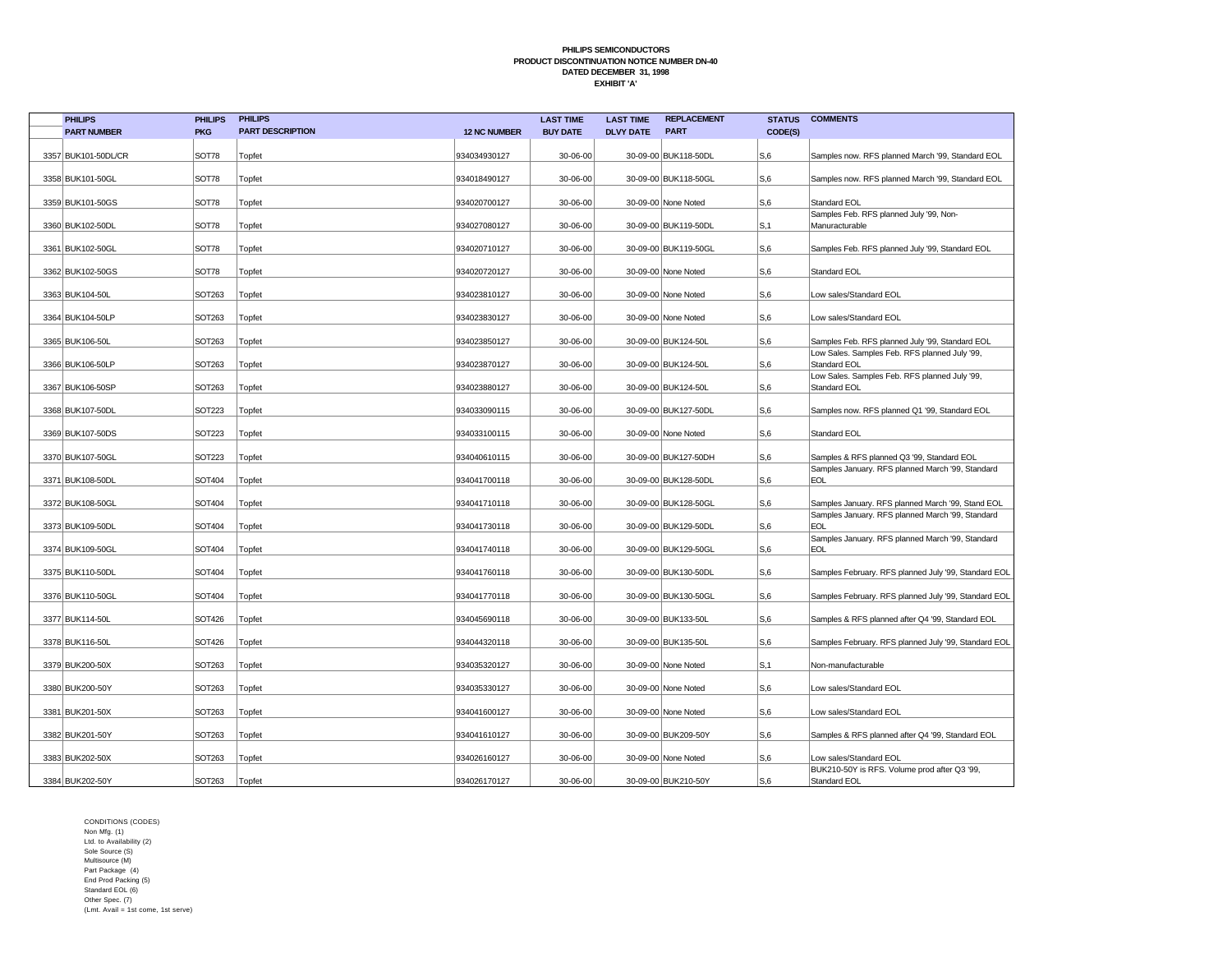**PHILIPS SEMICONDUCTORS**
**PRODUCT DISCONTINUATION NOTICE NUMBER DN-40**
**DATED DECEMBER 31, 1998**
**EXHIBIT 'A'**

| | PHILIPS PART NUMBER | PHILIPS PKG | PHILIPS PART DESCRIPTION | 12 NC NUMBER | LAST TIME BUY DATE | LAST TIME DLVY DATE | REPLACEMENT PART | STATUS CODE(S) | COMMENTS |
|---|---|---|---|---|---|---|---|---|---|
| 3357 | BUK101-50DL/CR | SOT78 | Topfet | 934034930127 | 30-06-00 | 30-09-00 | BUK118-50DL | S,6 | Samples now. RFS planned March '99, Standard EOL |
| 3358 | BUK101-50GL | SOT78 | Topfet | 934018490127 | 30-06-00 | 30-09-00 | BUK118-50GL | S,6 | Samples now. RFS planned March '99, Standard EOL |
| 3359 | BUK101-50GS | SOT78 | Topfet | 934020700127 | 30-06-00 | 30-09-00 | None Noted | S,6 | Standard EOL |
| 3360 | BUK102-50DL | SOT78 | Topfet | 934027080127 | 30-06-00 | 30-09-00 | BUK119-50DL | S,1 | Samples Feb. RFS planned July '99, Non-Manuracturable |
| 3361 | BUK102-50GL | SOT78 | Topfet | 934020710127 | 30-06-00 | 30-09-00 | BUK119-50GL | S,6 | Samples Feb. RFS planned July '99, Standard EOL |
| 3362 | BUK102-50GS | SOT78 | Topfet | 934020720127 | 30-06-00 | 30-09-00 | None Noted | S,6 | Standard EOL |
| 3363 | BUK104-50L | SOT263 | Topfet | 934023810127 | 30-06-00 | 30-09-00 | None Noted | S,6 | Low sales/Standard EOL |
| 3364 | BUK104-50LP | SOT263 | Topfet | 934023830127 | 30-06-00 | 30-09-00 | None Noted | S,6 | Low sales/Standard EOL |
| 3365 | BUK106-50L | SOT263 | Topfet | 934023850127 | 30-06-00 | 30-09-00 | BUK124-50L | S,6 | Samples Feb. RFS planned July '99, Standard EOL |
| 3366 | BUK106-50LP | SOT263 | Topfet | 934023870127 | 30-06-00 | 30-09-00 | BUK124-50L | S,6 | Low Sales. Samples Feb. RFS planned July '99, Standard EOL |
| 3367 | BUK106-50SP | SOT263 | Topfet | 934023880127 | 30-06-00 | 30-09-00 | BUK124-50L | S,6 | Low Sales. Samples Feb. RFS planned July '99, Standard EOL |
| 3368 | BUK107-50DL | SOT223 | Topfet | 934033090115 | 30-06-00 | 30-09-00 | BUK127-50DL | S,6 | Samples now. RFS planned Q1 '99, Standard EOL |
| 3369 | BUK107-50DS | SOT223 | Topfet | 934033100115 | 30-06-00 | 30-09-00 | None Noted | S,6 | Standard EOL |
| 3370 | BUK107-50GL | SOT223 | Topfet | 934040610115 | 30-06-00 | 30-09-00 | BUK127-50DH | S,6 | Samples & RFS planned Q3 '99, Standard EOL |
| 3371 | BUK108-50DL | SOT404 | Topfet | 934041700118 | 30-06-00 | 30-09-00 | BUK128-50DL | S,6 | Samples January. RFS planned March '99, Standard EOL |
| 3372 | BUK108-50GL | SOT404 | Topfet | 934041710118 | 30-06-00 | 30-09-00 | BUK128-50GL | S,6 | Samples January. RFS planned March '99, Stand EOL |
| 3373 | BUK109-50DL | SOT404 | Topfet | 934041730118 | 30-06-00 | 30-09-00 | BUK129-50DL | S,6 | Samples January. RFS planned March '99, Standard EOL |
| 3374 | BUK109-50GL | SOT404 | Topfet | 934041740118 | 30-06-00 | 30-09-00 | BUK129-50GL | S,6 | Samples January. RFS planned March '99, Standard EOL |
| 3375 | BUK110-50DL | SOT404 | Topfet | 934041760118 | 30-06-00 | 30-09-00 | BUK130-50DL | S,6 | Samples February. RFS planned July '99, Standard EOL |
| 3376 | BUK110-50GL | SOT404 | Topfet | 934041770118 | 30-06-00 | 30-09-00 | BUK130-50GL | S,6 | Samples February. RFS planned July '99, Standard EOL |
| 3377 | BUK114-50L | SOT426 | Topfet | 934045690118 | 30-06-00 | 30-09-00 | BUK133-50L | S,6 | Samples & RFS planned after Q4 '99, Standard EOL |
| 3378 | BUK116-50L | SOT426 | Topfet | 934044320118 | 30-06-00 | 30-09-00 | BUK135-50L | S,6 | Samples February. RFS planned July '99, Standard EOL |
| 3379 | BUK200-50X | SOT263 | Topfet | 934035320127 | 30-06-00 | 30-09-00 | None Noted | S,1 | Non-manufacturable |
| 3380 | BUK200-50Y | SOT263 | Topfet | 934035330127 | 30-06-00 | 30-09-00 | None Noted | S,6 | Low sales/Standard EOL |
| 3381 | BUK201-50X | SOT263 | Topfet | 934041600127 | 30-06-00 | 30-09-00 | None Noted | S,6 | Low sales/Standard EOL |
| 3382 | BUK201-50Y | SOT263 | Topfet | 934041610127 | 30-06-00 | 30-09-00 | BUK209-50Y | S,6 | Samples & RFS planned after Q4 '99, Standard EOL |
| 3383 | BUK202-50X | SOT263 | Topfet | 934026160127 | 30-06-00 | 30-09-00 | None Noted | S,6 | Low sales/Standard EOL |
| 3384 | BUK202-50Y | SOT263 | Topfet | 934026170127 | 30-06-00 | 30-09-00 | BUK210-50Y | S,6 | BUK210-50Y is RFS. Volume prod after Q3 '99, Standard EOL |

CONDITIONS (CODES)
Non Mfg. (1)
Ltd. to Availability (2)
Sole Source (S)
Multisource (M)
Part Package (4)
End Prod Packing (5)
Standard EOL (6)
Other Spec. (7)
(Lmt. Avail = 1st come, 1st serve)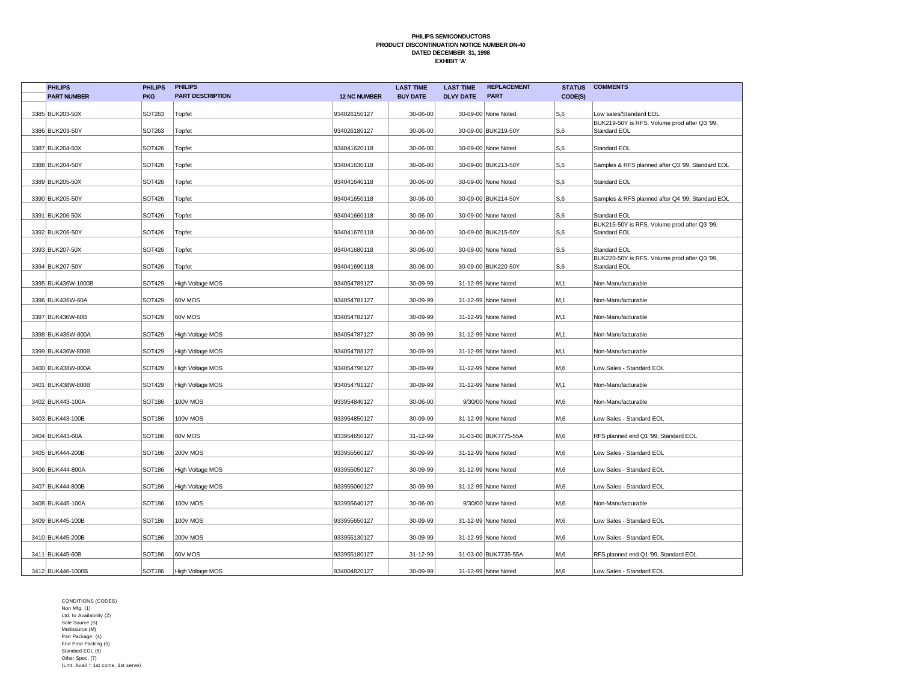**PHILIPS SEMICONDUCTORS**
**PRODUCT DISCONTINUATION NOTICE NUMBER DN-40**
**DATED DECEMBER 31, 1998**
**EXHIBIT 'A'**

| | PHILIPS PART NUMBER | PHILIPS PKG | PHILIPS PART DESCRIPTION | 12 NC NUMBER | LAST TIME BUY DATE | LAST TIME DLVY DATE | REPLACEMENT PART | STATUS CODE(S) | COMMENTS |
|---|---|---|---|---|---|---|---|---|---|
| 3385 | BUK203-50X | SOT263 | Topfet | 934026150127 | 30-06-00 | 30-09-00 | None Noted | S,6 | Low sales/Standard EOL |
| 3386 | BUK203-50Y | SOT263 | Topfet | 934026180127 | 30-06-00 | 30-09-00 | BUK219-50Y | S,6 | BUK219-50Y is RFS. Volume prod after Q3 '99, Standard EOL |
| 3387 | BUK204-50X | SOT426 | Topfet | 934041620118 | 30-06-00 | 30-09-00 | None Noted | S,6 | Standard EOL |
| 3388 | BUK204-50Y | SOT426 | Topfet | 934041630118 | 30-06-00 | 30-09-00 | BUK213-50Y | S,6 | Samples & RFS planned after Q3 '99, Standard EOL |
| 3389 | BUK205-50X | SOT426 | Topfet | 934041640118 | 30-06-00 | 30-09-00 | None Noted | S,6 | Standard EOL |
| 3390 | BUK205-50Y | SOT426 | Topfet | 934041650118 | 30-06-00 | 30-09-00 | BUK214-50Y | S,6 | Samples & RFS planned after Q4 '99, Standard EOL |
| 3391 | BUK206-50X | SOT426 | Topfet | 934041660118 | 30-06-00 | 30-09-00 | None Noted | S,6 | Standard EOL |
| 3392 | BUK206-50Y | SOT426 | Topfet | 934041670118 | 30-06-00 | 30-09-00 | BUK215-50Y | S,6 | BUK215-50Y is RFS. Volume prod after Q3 '99, Standard EOL |
| 3393 | BUK207-50X | SOT426 | Topfet | 934041680118 | 30-06-00 | 30-09-00 | None Noted | S,6 | Standard EOL |
| 3394 | BUK207-50Y | SOT426 | Topfet | 934041690118 | 30-06-00 | 30-09-00 | BUK220-50Y | S,6 | BUK220-50Y is RFS. Volume prod after Q3 '99, Standard EOL |
| 3395 | BUK436W-1000B | SOT429 | High Voltage MOS | 934054789127 | 30-09-99 | 31-12-99 | None Noted | M,1 | Non-Manufacturable |
| 3396 | BUK436W-60A | SOT429 | 60V MOS | 934054781127 | 30-09-99 | 31-12-99 | None Noted | M,1 | Non-Manufacturable |
| 3397 | BUK436W-60B | SOT429 | 60V MOS | 934054782127 | 30-09-99 | 31-12-99 | None Noted | M,1 | Non-Manufacturable |
| 3398 | BUK436W-800A | SOT429 | High Voltage MOS | 934054787127 | 30-09-99 | 31-12-99 | None Noted | M,1 | Non-Manufacturable |
| 3399 | BUK436W-800B | SOT429 | High Voltage MOS | 934054788127 | 30-09-99 | 31-12-99 | None Noted | M,1 | Non-Manufacturable |
| 3400 | BUK438W-800A | SOT429 | High Voltage MOS | 934054790127 | 30-09-99 | 31-12-99 | None Noted | M,6 | Low Sales - Standard EOL |
| 3401 | BUK438W-800B | SOT429 | High Voltage MOS | 934054791127 | 30-09-99 | 31-12-99 | None Noted | M,1 | Non-Manufacturable |
| 3402 | BUK443-100A | SOT186 | 100V MOS | 933954840127 | 30-06-00 | 9/30/00 | None Noted | M,6 | Non-Manufacturable |
| 3403 | BUK443-100B | SOT186 | 100V MOS | 933954850127 | 30-09-99 | 31-12-99 | None Noted | M,6 | Low Sales - Standard EOL |
| 3404 | BUK443-60A | SOT186 | 60V MOS | 933954650127 | 31-12-99 | 31-03-00 | BUK7775-55A | M,6 | RFS planned end Q1 '99, Standard EOL |
| 3405 | BUK444-200B | SOT186 | 200V MOS | 933955560127 | 30-09-99 | 31-12-99 | None Noted | M,6 | Low Sales - Standard EOL |
| 3406 | BUK444-800A | SOT186 | High Voltage MOS | 933955050127 | 30-09-99 | 31-12-99 | None Noted | M,6 | Low Sales - Standard EOL |
| 3407 | BUK444-800B | SOT186 | High Voltage MOS | 933955060127 | 30-09-99 | 31-12-99 | None Noted | M,6 | Low Sales - Standard EOL |
| 3408 | BUK445-100A | SOT186 | 100V MOS | 933955640127 | 30-06-00 | 9/30/00 | None Noted | M,6 | Non-Manufacturable |
| 3409 | BUK445-100B | SOT186 | 100V MOS | 933955650127 | 30-09-99 | 31-12-99 | None Noted | M,6 | Low Sales - Standard EOL |
| 3410 | BUK445-200B | SOT186 | 200V MOS | 933955130127 | 30-09-99 | 31-12-99 | None Noted | M,6 | Low Sales - Standard EOL |
| 3411 | BUK445-60B | SOT186 | 60V MOS | 933955180127 | 31-12-99 | 31-03-00 | BUK7735-55A | M,6 | RFS planned end Q1 '99, Standard EOL |
| 3412 | BUK446-1000B | SOT186 | High Voltage MOS | 934004820127 | 30-09-99 | 31-12-99 | None Noted | M,6 | Low Sales - Standard EOL |

CONDITIONS (CODES)
Non Mfg. (1)
Ltd. to Availability (2)
Sole Source (S)
Multisource (M)
Part Package (4)
End Prod Packing (5)
Standard EOL (6)
Other Spec. (7)
(Lmt. Avail = 1st come, 1st serve)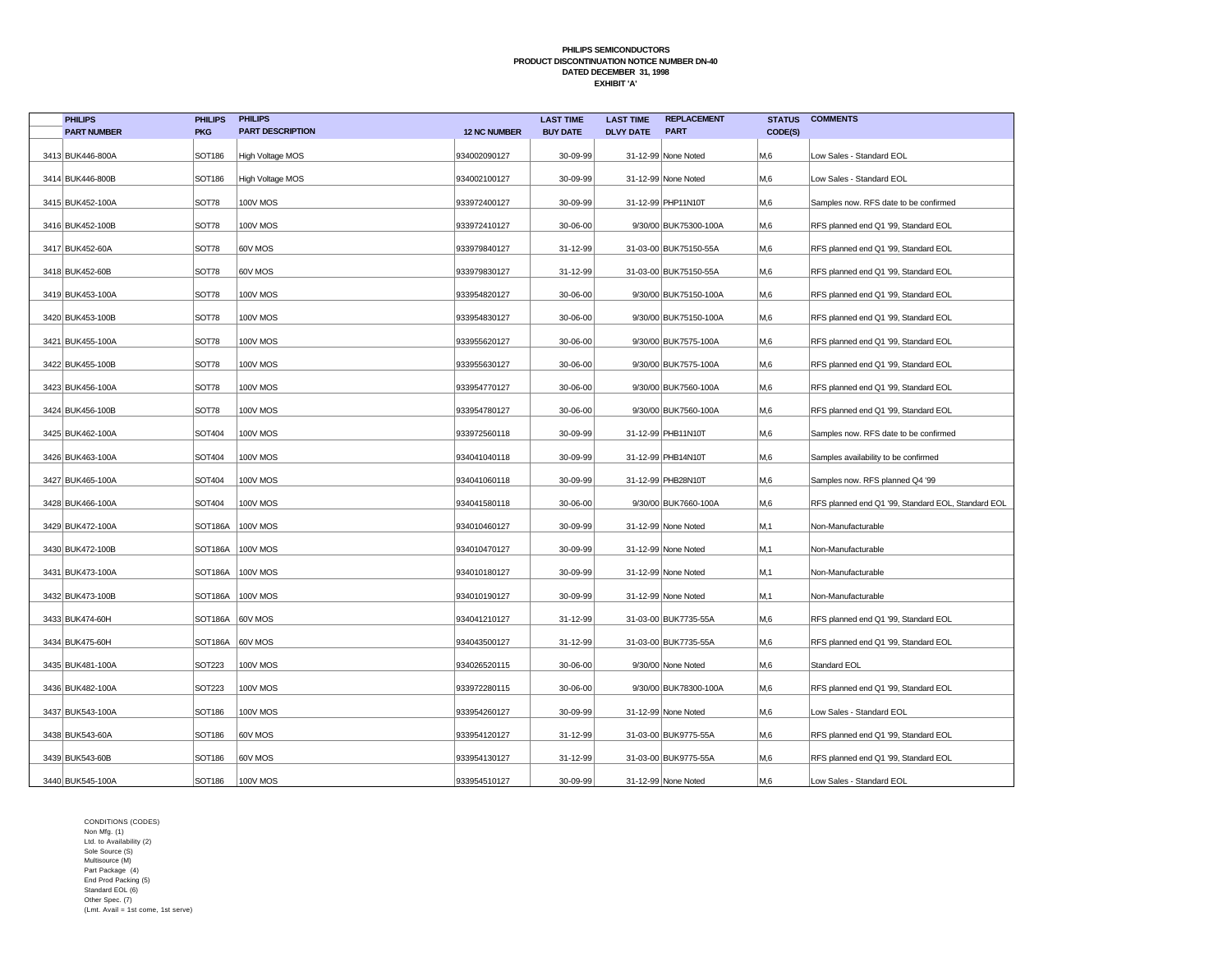**PHILIPS SEMICONDUCTORS**
**PRODUCT DISCONTINUATION NOTICE NUMBER DN-40**
**DATED DECEMBER 31, 1998**
**EXHIBIT 'A'**

| | PHILIPS PART NUMBER | PHILIPS PKG | PHILIPS PART DESCRIPTION | 12 NC NUMBER | LAST TIME BUY DATE | LAST TIME DLVY DATE | REPLACEMENT PART | STATUS CODE(S) | COMMENTS |
|---|---|---|---|---|---|---|---|---|---|
| 3413 | BUK446-800A | SOT186 | High Voltage MOS | 934002090127 | 30-09-99 | 31-12-99 | None Noted | M,6 | Low Sales - Standard EOL |
| 3414 | BUK446-800B | SOT186 | High Voltage MOS | 934002100127 | 30-09-99 | 31-12-99 | None Noted | M,6 | Low Sales - Standard EOL |
| 3415 | BUK452-100A | SOT78 | 100V MOS | 933972400127 | 30-09-99 | 31-12-99 | PHP11N10T | M,6 | Samples now. RFS date to be confirmed |
| 3416 | BUK452-100B | SOT78 | 100V MOS | 933972410127 | 30-06-00 | 9/30/00 | BUK75300-100A | M,6 | RFS planned end Q1 '99, Standard EOL |
| 3417 | BUK452-60A | SOT78 | 60V MOS | 933979840127 | 31-12-99 | 31-03-00 | BUK75150-55A | M,6 | RFS planned end Q1 '99, Standard EOL |
| 3418 | BUK452-60B | SOT78 | 60V MOS | 933979830127 | 31-12-99 | 31-03-00 | BUK75150-55A | M,6 | RFS planned end Q1 '99, Standard EOL |
| 3419 | BUK453-100A | SOT78 | 100V MOS | 933954820127 | 30-06-00 | 9/30/00 | BUK75150-100A | M,6 | RFS planned end Q1 '99, Standard EOL |
| 3420 | BUK453-100B | SOT78 | 100V MOS | 933954830127 | 30-06-00 | 9/30/00 | BUK75150-100A | M,6 | RFS planned end Q1 '99, Standard EOL |
| 3421 | BUK455-100A | SOT78 | 100V MOS | 933955620127 | 30-06-00 | 9/30/00 | BUK7575-100A | M,6 | RFS planned end Q1 '99, Standard EOL |
| 3422 | BUK455-100B | SOT78 | 100V MOS | 933955630127 | 30-06-00 | 9/30/00 | BUK7575-100A | M,6 | RFS planned end Q1 '99, Standard EOL |
| 3423 | BUK456-100A | SOT78 | 100V MOS | 933954770127 | 30-06-00 | 9/30/00 | BUK7560-100A | M,6 | RFS planned end Q1 '99, Standard EOL |
| 3424 | BUK456-100B | SOT78 | 100V MOS | 933954780127 | 30-06-00 | 9/30/00 | BUK7560-100A | M,6 | RFS planned end Q1 '99, Standard EOL |
| 3425 | BUK462-100A | SOT404 | 100V MOS | 933972560118 | 30-09-99 | 31-12-99 | PHB11N10T | M,6 | Samples now. RFS date to be confirmed |
| 3426 | BUK463-100A | SOT404 | 100V MOS | 934041040118 | 30-09-99 | 31-12-99 | PHB14N10T | M,6 | Samples availability to be confirmed |
| 3427 | BUK465-100A | SOT404 | 100V MOS | 934041060118 | 30-09-99 | 31-12-99 | PHB28N10T | M,6 | Samples now. RFS planned Q4 '99 |
| 3428 | BUK466-100A | SOT404 | 100V MOS | 934041580118 | 30-06-00 | 9/30/00 | BUK7660-100A | M,6 | RFS planned end Q1 '99, Standard EOL, Standard EOL |
| 3429 | BUK472-100A | SOT186A | 100V MOS | 934010460127 | 30-09-99 | 31-12-99 | None Noted | M,1 | Non-Manufacturable |
| 3430 | BUK472-100B | SOT186A | 100V MOS | 934010470127 | 30-09-99 | 31-12-99 | None Noted | M,1 | Non-Manufacturable |
| 3431 | BUK473-100A | SOT186A | 100V MOS | 934010180127 | 30-09-99 | 31-12-99 | None Noted | M,1 | Non-Manufacturable |
| 3432 | BUK473-100B | SOT186A | 100V MOS | 934010190127 | 30-09-99 | 31-12-99 | None Noted | M,1 | Non-Manufacturable |
| 3433 | BUK474-60H | SOT186A | 60V MOS | 934041210127 | 31-12-99 | 31-03-00 | BUK7735-55A | M,6 | RFS planned end Q1 '99, Standard EOL |
| 3434 | BUK475-60H | SOT186A | 60V MOS | 934043500127 | 31-12-99 | 31-03-00 | BUK7735-55A | M,6 | RFS planned end Q1 '99, Standard EOL |
| 3435 | BUK481-100A | SOT223 | 100V MOS | 934026520115 | 30-06-00 | 9/30/00 | None Noted | M,6 | Standard EOL |
| 3436 | BUK482-100A | SOT223 | 100V MOS | 933972280115 | 30-06-00 | 9/30/00 | BUK78300-100A | M,6 | RFS planned end Q1 '99, Standard EOL |
| 3437 | BUK543-100A | SOT186 | 100V MOS | 933954260127 | 30-09-99 | 31-12-99 | None Noted | M,6 | Low Sales - Standard EOL |
| 3438 | BUK543-60A | SOT186 | 60V MOS | 933954120127 | 31-12-99 | 31-03-00 | BUK9775-55A | M,6 | RFS planned end Q1 '99, Standard EOL |
| 3439 | BUK543-60B | SOT186 | 60V MOS | 933954130127 | 31-12-99 | 31-03-00 | BUK9775-55A | M,6 | RFS planned end Q1 '99, Standard EOL |
| 3440 | BUK545-100A | SOT186 | 100V MOS | 933954510127 | 30-09-99 | 31-12-99 | None Noted | M,6 | Low Sales - Standard EOL |

CONDITIONS (CODES)
Non Mfg. (1)
Ltd. to Availability (2)
Sole Source (S)
Multisource (M)
Part Package (4)
End Prod Packing (5)
Standard EOL (6)
Other Spec. (7)
(Lmt. Avail = 1st come, 1st serve)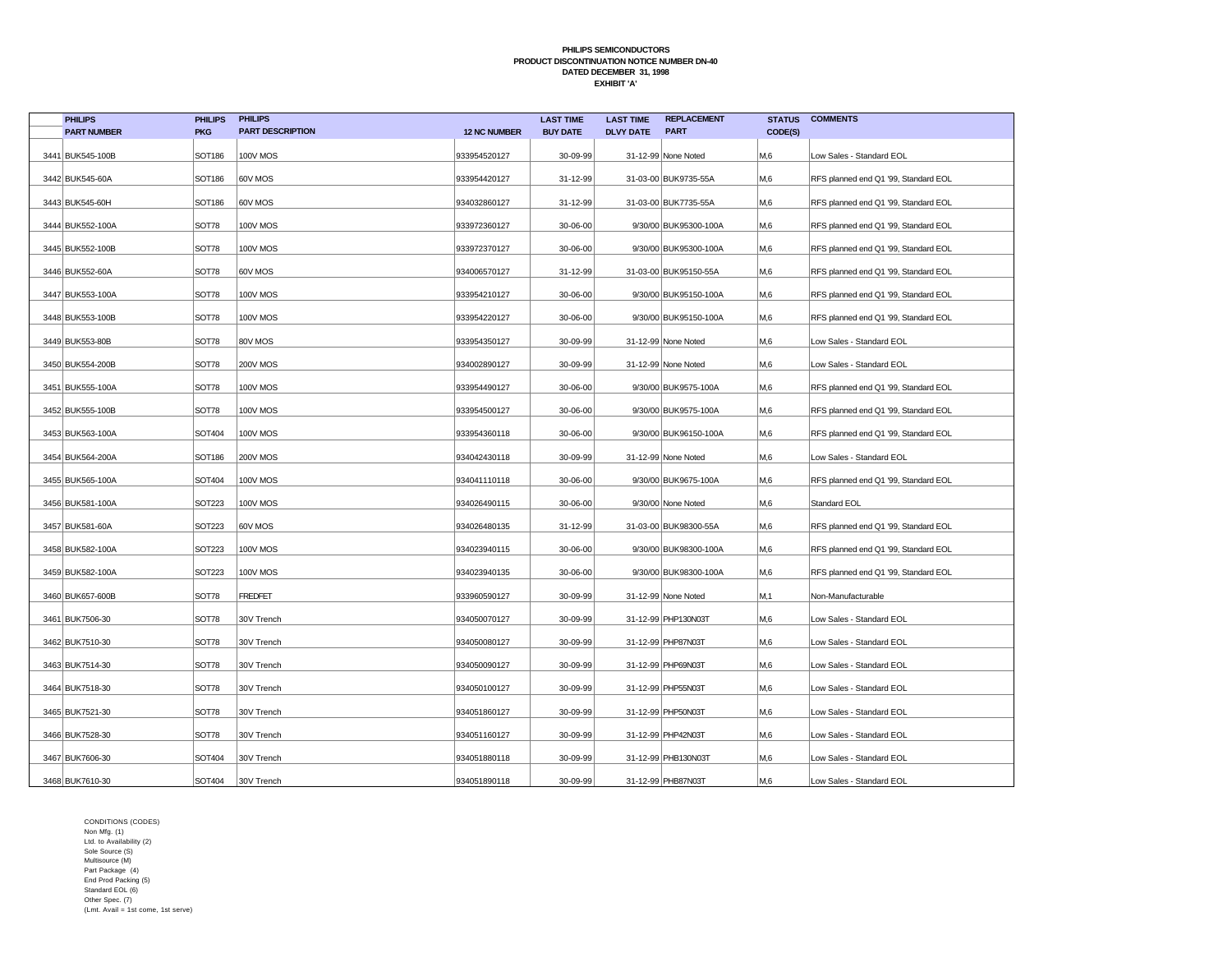**PHILIPS SEMICONDUCTORS**
**PRODUCT DISCONTINUATION NOTICE NUMBER DN-40**
**DATED DECEMBER 31, 1998**
**EXHIBIT 'A'**

| | PHILIPS PART NUMBER | PHILIPS PKG | PHILIPS PART DESCRIPTION | 12 NC NUMBER | LAST TIME BUY DATE | LAST TIME DLVY DATE | REPLACEMENT PART | STATUS CODE(S) | COMMENTS |
|---|---|---|---|---|---|---|---|---|---|
| 3441 | BUK545-100B | SOT186 | 100V MOS | 933954520127 | 30-09-99 | 31-12-99 | None Noted | M,6 | Low Sales - Standard EOL |
| 3442 | BUK545-60A | SOT186 | 60V MOS | 933954420127 | 31-12-99 | 31-03-00 | BUK9735-55A | M,6 | RFS planned end Q1 '99, Standard EOL |
| 3443 | BUK545-60H | SOT186 | 60V MOS | 934032860127 | 31-12-99 | 31-03-00 | BUK7735-55A | M,6 | RFS planned end Q1 '99, Standard EOL |
| 3444 | BUK552-100A | SOT78 | 100V MOS | 933972360127 | 30-06-00 | 9/30/00 | BUK95300-100A | M,6 | RFS planned end Q1 '99, Standard EOL |
| 3445 | BUK552-100B | SOT78 | 100V MOS | 933972370127 | 30-06-00 | 9/30/00 | BUK95300-100A | M,6 | RFS planned end Q1 '99, Standard EOL |
| 3446 | BUK552-60A | SOT78 | 60V MOS | 934006570127 | 31-12-99 | 31-03-00 | BUK95150-55A | M,6 | RFS planned end Q1 '99, Standard EOL |
| 3447 | BUK553-100A | SOT78 | 100V MOS | 933954210127 | 30-06-00 | 9/30/00 | BUK95150-100A | M,6 | RFS planned end Q1 '99, Standard EOL |
| 3448 | BUK553-100B | SOT78 | 100V MOS | 933954220127 | 30-06-00 | 9/30/00 | BUK95150-100A | M,6 | RFS planned end Q1 '99, Standard EOL |
| 3449 | BUK553-80B | SOT78 | 80V MOS | 933954350127 | 30-09-99 | 31-12-99 | None Noted | M,6 | Low Sales - Standard EOL |
| 3450 | BUK554-200B | SOT78 | 200V MOS | 934002890127 | 30-09-99 | 31-12-99 | None Noted | M,6 | Low Sales - Standard EOL |
| 3451 | BUK555-100A | SOT78 | 100V MOS | 933954490127 | 30-06-00 | 9/30/00 | BUK9575-100A | M,6 | RFS planned end Q1 '99, Standard EOL |
| 3452 | BUK555-100B | SOT78 | 100V MOS | 933954500127 | 30-06-00 | 9/30/00 | BUK9575-100A | M,6 | RFS planned end Q1 '99, Standard EOL |
| 3453 | BUK563-100A | SOT404 | 100V MOS | 933954360118 | 30-06-00 | 9/30/00 | BUK96150-100A | M,6 | RFS planned end Q1 '99, Standard EOL |
| 3454 | BUK564-200A | SOT186 | 200V MOS | 934042430118 | 30-09-99 | 31-12-99 | None Noted | M,6 | Low Sales - Standard EOL |
| 3455 | BUK565-100A | SOT404 | 100V MOS | 934041110118 | 30-06-00 | 9/30/00 | BUK9675-100A | M,6 | RFS planned end Q1 '99, Standard EOL |
| 3456 | BUK581-100A | SOT223 | 100V MOS | 934026490115 | 30-06-00 | 9/30/00 | None Noted | M,6 | Standard EOL |
| 3457 | BUK581-60A | SOT223 | 60V MOS | 934026480135 | 31-12-99 | 31-03-00 | BUK98300-55A | M,6 | RFS planned end Q1 '99, Standard EOL |
| 3458 | BUK582-100A | SOT223 | 100V MOS | 934023940115 | 30-06-00 | 9/30/00 | BUK98300-100A | M,6 | RFS planned end Q1 '99, Standard EOL |
| 3459 | BUK582-100A | SOT223 | 100V MOS | 934023940135 | 30-06-00 | 9/30/00 | BUK98300-100A | M,6 | RFS planned end Q1 '99, Standard EOL |
| 3460 | BUK657-600B | SOT78 | FREDFET | 933960590127 | 30-09-99 | 31-12-99 | None Noted | M,1 | Non-Manufacturable |
| 3461 | BUK7506-30 | SOT78 | 30V Trench | 934050070127 | 30-09-99 | 31-12-99 | PHP130N03T | M,6 | Low Sales - Standard EOL |
| 3462 | BUK7510-30 | SOT78 | 30V Trench | 934050080127 | 30-09-99 | 31-12-99 | PHP87N03T | M,6 | Low Sales - Standard EOL |
| 3463 | BUK7514-30 | SOT78 | 30V Trench | 934050090127 | 30-09-99 | 31-12-99 | PHP69N03T | M,6 | Low Sales - Standard EOL |
| 3464 | BUK7518-30 | SOT78 | 30V Trench | 934050100127 | 30-09-99 | 31-12-99 | PHP55N03T | M,6 | Low Sales - Standard EOL |
| 3465 | BUK7521-30 | SOT78 | 30V Trench | 934051860127 | 30-09-99 | 31-12-99 | PHP50N03T | M,6 | Low Sales - Standard EOL |
| 3466 | BUK7528-30 | SOT78 | 30V Trench | 934051160127 | 30-09-99 | 31-12-99 | PHP42N03T | M,6 | Low Sales - Standard EOL |
| 3467 | BUK7606-30 | SOT404 | 30V Trench | 934051880118 | 30-09-99 | 31-12-99 | PHB130N03T | M,6 | Low Sales - Standard EOL |
| 3468 | BUK7610-30 | SOT404 | 30V Trench | 934051890118 | 30-09-99 | 31-12-99 | PHB87N03T | M,6 | Low Sales - Standard EOL |

CONDITIONS (CODES)
Non Mfg. (1)
Ltd. to Availability (2)
Sole Source (S)
Multisource (M)
Part Package (4)
End Prod Packing (5)
Standard EOL (6)
Other Spec. (7)
(Lmt. Avail = 1st come, 1st serve)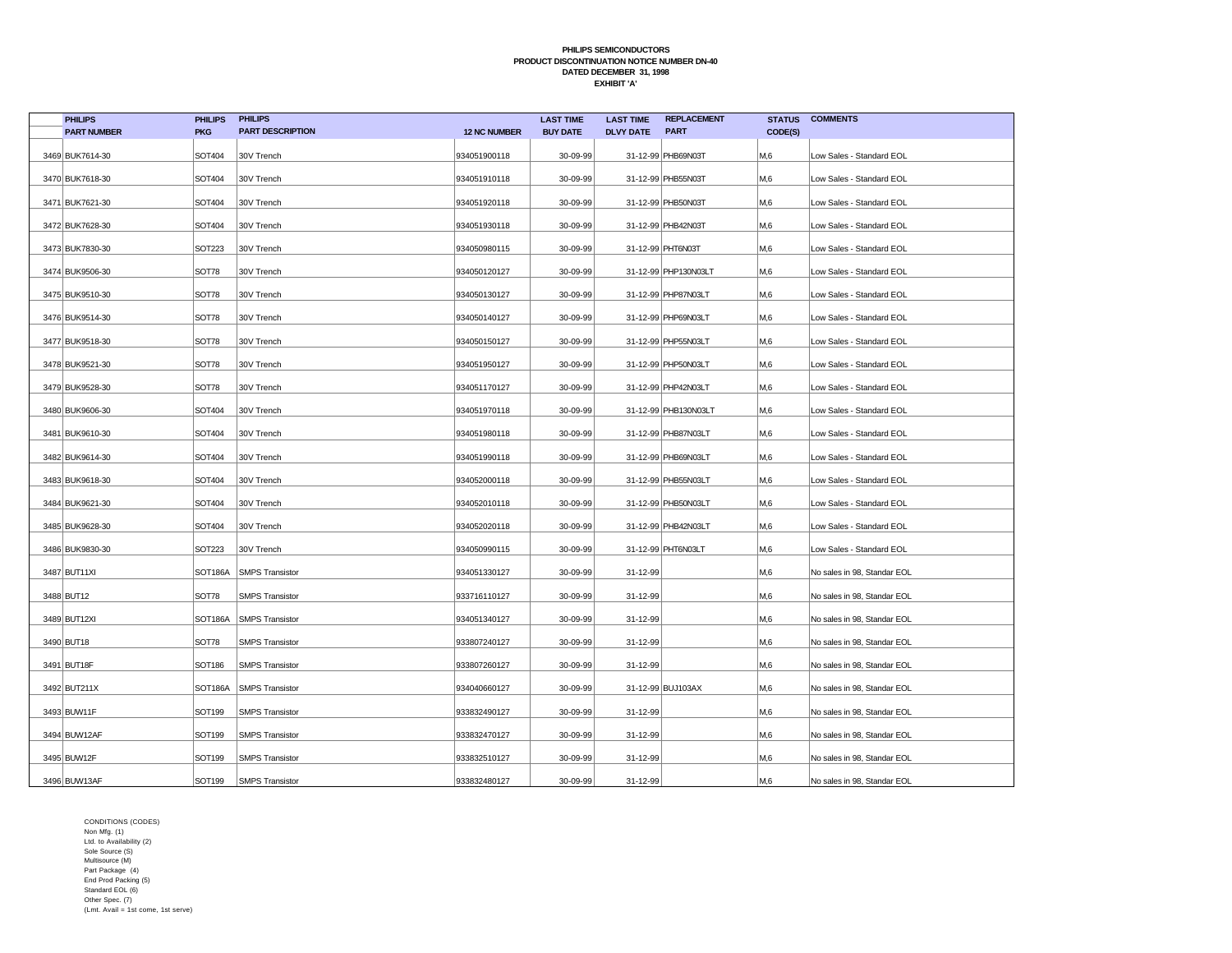**PHILIPS SEMICONDUCTORS**
**PRODUCT DISCONTINUATION NOTICE NUMBER DN-40**
**DATED DECEMBER 31, 1998**
**EXHIBIT 'A'**

| | PHILIPS PART NUMBER | PHILIPS PKG | PHILIPS PART DESCRIPTION | 12 NC NUMBER | LAST TIME BUY DATE | LAST TIME DLVY DATE | REPLACEMENT PART | STATUS CODE(S) | COMMENTS |
|---|---|---|---|---|---|---|---|---|---|
| 3469 | BUK7614-30 | SOT404 | 30V Trench | 934051900118 | 30-09-99 | 31-12-99 | PHB69N03T | M,6 | Low Sales - Standard EOL |
| 3470 | BUK7618-30 | SOT404 | 30V Trench | 934051910118 | 30-09-99 | 31-12-99 | PHB55N03T | M,6 | Low Sales - Standard EOL |
| 3471 | BUK7621-30 | SOT404 | 30V Trench | 934051920118 | 30-09-99 | 31-12-99 | PHB50N03T | M,6 | Low Sales - Standard EOL |
| 3472 | BUK7628-30 | SOT404 | 30V Trench | 934051930118 | 30-09-99 | 31-12-99 | PHB42N03T | M,6 | Low Sales - Standard EOL |
| 3473 | BUK7830-30 | SOT223 | 30V Trench | 934050980115 | 30-09-99 | 31-12-99 | PHT6N03T | M,6 | Low Sales - Standard EOL |
| 3474 | BUK9506-30 | SOT78 | 30V Trench | 934050120127 | 30-09-99 | 31-12-99 | PHP130N03LT | M,6 | Low Sales - Standard EOL |
| 3475 | BUK9510-30 | SOT78 | 30V Trench | 934050130127 | 30-09-99 | 31-12-99 | PHP87N03LT | M,6 | Low Sales - Standard EOL |
| 3476 | BUK9514-30 | SOT78 | 30V Trench | 934050140127 | 30-09-99 | 31-12-99 | PHP69N03LT | M,6 | Low Sales - Standard EOL |
| 3477 | BUK9518-30 | SOT78 | 30V Trench | 934050150127 | 30-09-99 | 31-12-99 | PHP55N03LT | M,6 | Low Sales - Standard EOL |
| 3478 | BUK9521-30 | SOT78 | 30V Trench | 934051950127 | 30-09-99 | 31-12-99 | PHP50N03LT | M,6 | Low Sales - Standard EOL |
| 3479 | BUK9528-30 | SOT78 | 30V Trench | 934051170127 | 30-09-99 | 31-12-99 | PHP42N03LT | M,6 | Low Sales - Standard EOL |
| 3480 | BUK9606-30 | SOT404 | 30V Trench | 934051970118 | 30-09-99 | 31-12-99 | PHB130N03LT | M,6 | Low Sales - Standard EOL |
| 3481 | BUK9610-30 | SOT404 | 30V Trench | 934051980118 | 30-09-99 | 31-12-99 | PHB87N03LT | M,6 | Low Sales - Standard EOL |
| 3482 | BUK9614-30 | SOT404 | 30V Trench | 934051990118 | 30-09-99 | 31-12-99 | PHB69N03LT | M,6 | Low Sales - Standard EOL |
| 3483 | BUK9618-30 | SOT404 | 30V Trench | 934052000118 | 30-09-99 | 31-12-99 | PHB55N03LT | M,6 | Low Sales - Standard EOL |
| 3484 | BUK9621-30 | SOT404 | 30V Trench | 934052010118 | 30-09-99 | 31-12-99 | PHB50N03LT | M,6 | Low Sales - Standard EOL |
| 3485 | BUK9628-30 | SOT404 | 30V Trench | 934052020118 | 30-09-99 | 31-12-99 | PHB42N03LT | M,6 | Low Sales - Standard EOL |
| 3486 | BUK9830-30 | SOT223 | 30V Trench | 934050990115 | 30-09-99 | 31-12-99 | PHT6N03LT | M,6 | Low Sales - Standard EOL |
| 3487 | BUT11XI | SOT186A | SMPS Transistor | 934051330127 | 30-09-99 | 31-12-99 | | M,6 | No sales in 98, Standar EOL |
| 3488 | BUT12 | SOT78 | SMPS Transistor | 933716110127 | 30-09-99 | 31-12-99 | | M,6 | No sales in 98, Standar EOL |
| 3489 | BUT12XI | SOT186A | SMPS Transistor | 934051340127 | 30-09-99 | 31-12-99 | | M,6 | No sales in 98, Standar EOL |
| 3490 | BUT18 | SOT78 | SMPS Transistor | 933807240127 | 30-09-99 | 31-12-99 | | M,6 | No sales in 98, Standar EOL |
| 3491 | BUT18F | SOT186 | SMPS Transistor | 933807260127 | 30-09-99 | 31-12-99 | | M,6 | No sales in 98, Standar EOL |
| 3492 | BUT211X | SOT186A | SMPS Transistor | 934040660127 | 30-09-99 | 31-12-99 | BUJ103AX | M,6 | No sales in 98, Standar EOL |
| 3493 | BUW11F | SOT199 | SMPS Transistor | 933832490127 | 30-09-99 | 31-12-99 | | M,6 | No sales in 98, Standar EOL |
| 3494 | BUW12AF | SOT199 | SMPS Transistor | 933832470127 | 30-09-99 | 31-12-99 | | M,6 | No sales in 98, Standar EOL |
| 3495 | BUW12F | SOT199 | SMPS Transistor | 933832510127 | 30-09-99 | 31-12-99 | | M,6 | No sales in 98, Standar EOL |
| 3496 | BUW13AF | SOT199 | SMPS Transistor | 933832480127 | 30-09-99 | 31-12-99 | | M,6 | No sales in 98, Standar EOL |

CONDITIONS (CODES)
Non Mfg. (1)
Ltd. to Availability (2)
Sole Source (S)
Multisource (M)
Part Package (4)
End Prod Packing (5)
Standard EOL (6)
Other Spec. (7)
(Lmt. Avail = 1st come, 1st serve)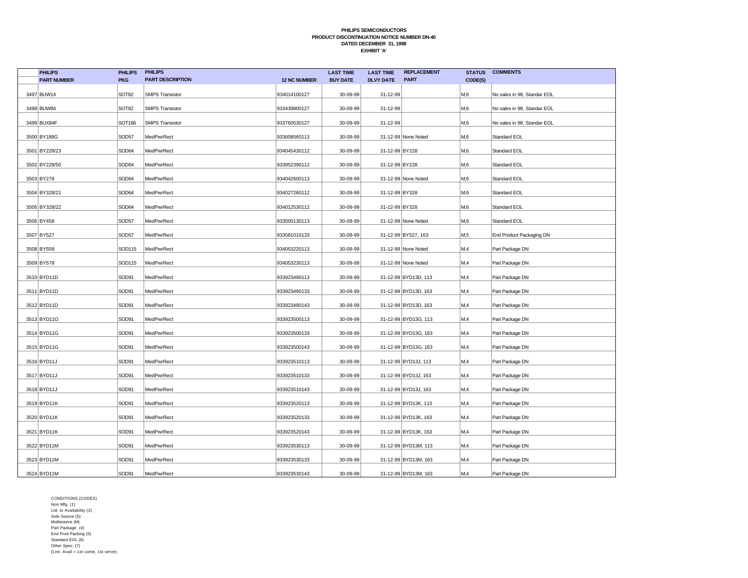**PHILIPS SEMICONDUCTORS**
**PRODUCT DISCONTINUATION NOTICE NUMBER DN-40**
**DATED DECEMBER 31, 1998**
**EXHIBIT 'A'**

| | PHILIPS PART NUMBER | PHILIPS PKG | PHILIPS PART DESCRIPTION | 12 NC NUMBER | LAST TIME BUY DATE | LAST TIME DLVY DATE | REPLACEMENT PART | STATUS CODE(S) | COMMENTS |
|---|---|---|---|---|---|---|---|---|---|
| 3497 | BUW14 | SOT82 | SMPS Transistor | 934014100127 | 30-09-99 | 31-12-99 | | M,6 | No sales in 98, Standar EOL |
| 3498 | BUW84 | SOT82 | SMPS Transistor | 933439800127 | 30-09-99 | 31-12-99 | | M,6 | No sales in 98, Standar EOL |
| 3499 | BUX84F | SOT186 | SMPS Transistor | 933760530127 | 30-09-99 | 31-12-99 | | M,6 | No sales in 98, Standar EOL |
| 3500 | BY188G | SOD57 | MedPwrRect | 933608560113 | 30-09-99 | 31-12-99 | None Noted | M,6 | Standard EOL |
| 3501 | BY228/23 | SOD64 | MedPwrRect | 934045430112 | 30-09-99 | 31-12-99 | BY228 | M,6 | Standard EOL |
| 3502 | BY228/50 | SOD64 | MedPwrRect | 933952390112 | 30-09-99 | 31-12-99 | BY228 | M,6 | Standard EOL |
| 3503 | BY278 | SOD64 | MedPwrRect | 934042600113 | 30-09-99 | 31-12-99 | None Noted | M,6 | Standard EOL |
| 3504 | BY328/21 | SOD64 | MedPwrRect | 934027260112 | 30-09-99 | 31-12-99 | BY328 | M,6 | Standard EOL |
| 3505 | BY328/22 | SOD64 | MedPwrRect | 934012530112 | 30-09-99 | 31-12-99 | BY328 | M,6 | Standard EOL |
| 3506 | BY458 | SOD57 | MedPwrRect | 933500130113 | 30-09-99 | 31-12-99 | None Noted | M,6 | Standard EOL |
| 3507 | BY527 | SOD57 | MedPwrRect | 933581010133 | 30-09-99 | 31-12-99 | BY527, 163 | M,5 | End Product Packaging DN |
| 3508 | BY558 | SOD115 | MedPwrRect | 934053220113 | 30-09-99 | 31-12-99 | None Noted | M,4 | Part Package DN |
| 3509 | BY578 | SOD115 | MedPwrRect | 934053230113 | 30-09-99 | 31-12-99 | None Noted | M,4 | Part Package DN |
| 3510 | BYD11D | SOD91 | MedPwrRect | 933923490113 | 30-09-99 | 31-12-99 | BYD13D, 113 | M,4 | Part Package DN |
| 3511 | BYD11D | SOD91 | MedPwrRect | 933923490133 | 30-09-99 | 31-12-99 | BYD13D, 163 | M,4 | Part Package DN |
| 3512 | BYD11D | SOD91 | MedPwrRect | 933923490143 | 30-09-99 | 31-12-99 | BYD13D, 163 | M,4 | Part Package DN |
| 3513 | BYD11G | SOD91 | MedPwrRect | 933923500113 | 30-09-99 | 31-12-99 | BYD13G, 113 | M,4 | Part Package DN |
| 3514 | BYD11G | SOD91 | MedPwrRect | 933923500133 | 30-09-99 | 31-12-99 | BYD13G, 163 | M,4 | Part Package DN |
| 3515 | BYD11G | SOD91 | MedPwrRect | 933923500143 | 30-09-99 | 31-12-99 | BYD13G, 163 | M,4 | Part Package DN |
| 3516 | BYD11J | SOD91 | MedPwrRect | 933923510113 | 30-09-99 | 31-12-99 | BYD13J, 113 | M,4 | Part Package DN |
| 3517 | BYD11J | SOD91 | MedPwrRect | 933923510133 | 30-09-99 | 31-12-99 | BYD13J, 163 | M,4 | Part Package DN |
| 3518 | BYD11J | SOD91 | MedPwrRect | 933923510143 | 30-09-99 | 31-12-99 | BYD13J, 163 | M,4 | Part Package DN |
| 3519 | BYD11K | SOD91 | MedPwrRect | 933923520113 | 30-09-99 | 31-12-99 | BYD13K, 113 | M,4 | Part Package DN |
| 3520 | BYD11K | SOD91 | MedPwrRect | 933923520133 | 30-09-99 | 31-12-99 | BYD13K, 163 | M,4 | Part Package DN |
| 3521 | BYD11K | SOD91 | MedPwrRect | 933923520143 | 30-09-99 | 31-12-99 | BYD13K, 163 | M,4 | Part Package DN |
| 3522 | BYD11M | SOD91 | MedPwrRect | 933923530113 | 30-09-99 | 31-12-99 | BYD13M, 113 | M,4 | Part Package DN |
| 3523 | BYD11M | SOD91 | MedPwrRect | 933923530133 | 30-09-99 | 31-12-99 | BYD13M, 163 | M,4 | Part Package DN |
| 3524 | BYD11M | SOD91 | MedPwrRect | 933923530143 | 30-09-99 | 31-12-99 | BYD13M, 163 | M,4 | Part Package DN |

CONDITIONS (CODES)
Non Mfg. (1)
Ltd. to Availability (2)
Sole Source (S)
Multisource (M)
Part Package (4)
End Prod Packing (5)
Standard EOL (6)
Other Spec. (7)
(Lmt. Avail = 1st come, 1st serve)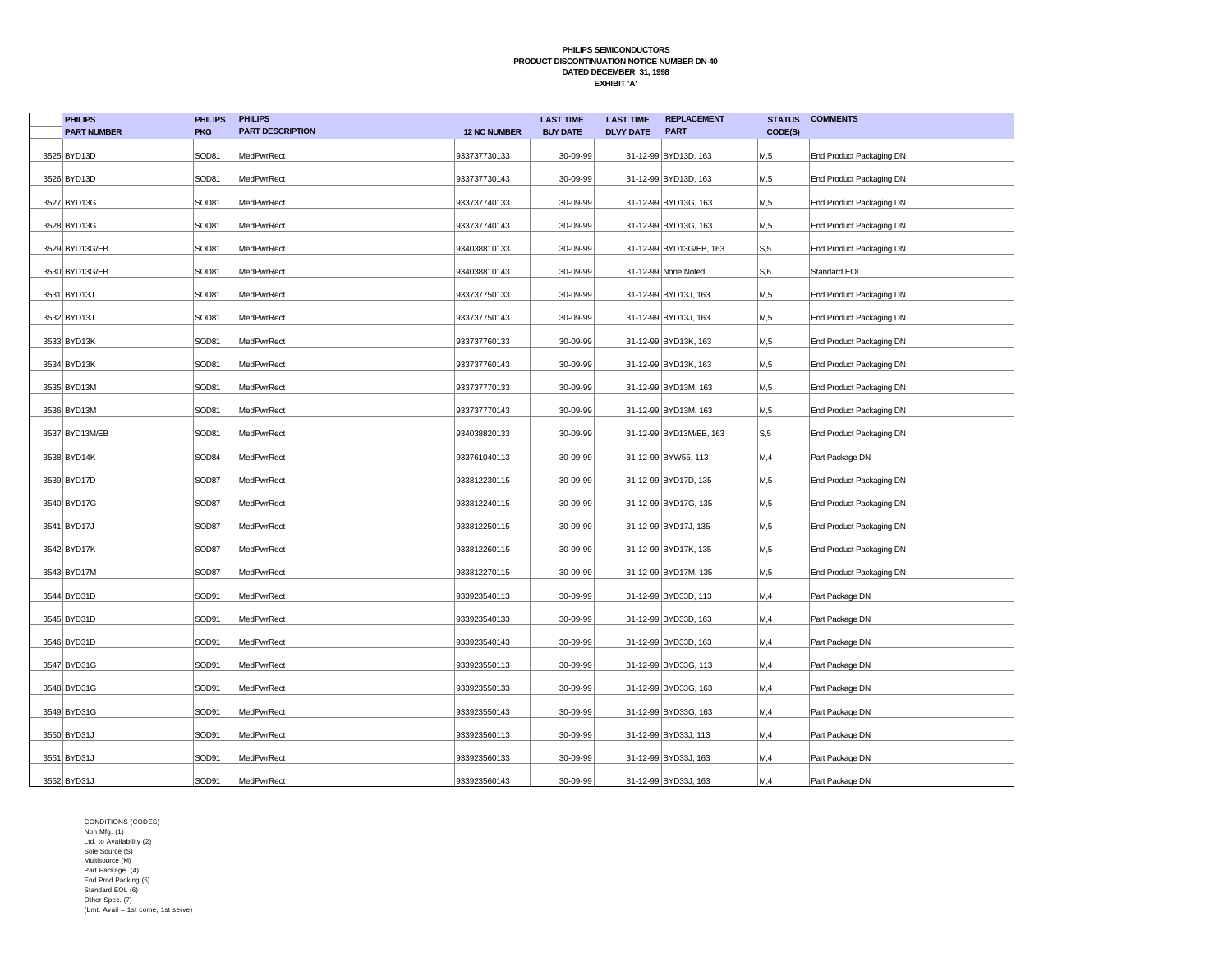**PHILIPS SEMICONDUCTORS**
**PRODUCT DISCONTINUATION NOTICE NUMBER DN-40**
**DATED DECEMBER 31, 1998**
**EXHIBIT 'A'**

| | PHILIPS PART NUMBER | PHILIPS PKG | PHILIPS PART DESCRIPTION | 12 NC NUMBER | LAST TIME BUY DATE | LAST TIME DLVY DATE | REPLACEMENT PART | STATUS CODE(S) | COMMENTS |
|---|---|---|---|---|---|---|---|---|---|
| 3525 | BYD13D | SOD81 | MedPwrRect | 933737730133 | 30-09-99 | 31-12-99 | BYD13D, 163 | M,5 | End Product Packaging DN |
| 3526 | BYD13D | SOD81 | MedPwrRect | 933737730143 | 30-09-99 | 31-12-99 | BYD13D, 163 | M,5 | End Product Packaging DN |
| 3527 | BYD13G | SOD81 | MedPwrRect | 933737740133 | 30-09-99 | 31-12-99 | BYD13G, 163 | M,5 | End Product Packaging DN |
| 3528 | BYD13G | SOD81 | MedPwrRect | 933737740143 | 30-09-99 | 31-12-99 | BYD13G, 163 | M,5 | End Product Packaging DN |
| 3529 | BYD13G/EB | SOD81 | MedPwrRect | 934038810133 | 30-09-99 | 31-12-99 | BYD13G/EB, 163 | S,5 | End Product Packaging DN |
| 3530 | BYD13G/EB | SOD81 | MedPwrRect | 934038810143 | 30-09-99 | 31-12-99 | None Noted | S,6 | Standard EOL |
| 3531 | BYD13J | SOD81 | MedPwrRect | 933737750133 | 30-09-99 | 31-12-99 | BYD13J, 163 | M,5 | End Product Packaging DN |
| 3532 | BYD13J | SOD81 | MedPwrRect | 933737750143 | 30-09-99 | 31-12-99 | BYD13J, 163 | M,5 | End Product Packaging DN |
| 3533 | BYD13K | SOD81 | MedPwrRect | 933737760133 | 30-09-99 | 31-12-99 | BYD13K, 163 | M,5 | End Product Packaging DN |
| 3534 | BYD13K | SOD81 | MedPwrRect | 933737760143 | 30-09-99 | 31-12-99 | BYD13K, 163 | M,5 | End Product Packaging DN |
| 3535 | BYD13M | SOD81 | MedPwrRect | 933737770133 | 30-09-99 | 31-12-99 | BYD13M, 163 | M,5 | End Product Packaging DN |
| 3536 | BYD13M | SOD81 | MedPwrRect | 933737770143 | 30-09-99 | 31-12-99 | BYD13M, 163 | M,5 | End Product Packaging DN |
| 3537 | BYD13M/EB | SOD81 | MedPwrRect | 934038820133 | 30-09-99 | 31-12-99 | BYD13M/EB, 163 | S,5 | End Product Packaging DN |
| 3538 | BYD14K | SOD84 | MedPwrRect | 933761040113 | 30-09-99 | 31-12-99 | BYW55, 113 | M,4 | Part Package DN |
| 3539 | BYD17D | SOD87 | MedPwrRect | 933812230115 | 30-09-99 | 31-12-99 | BYD17D, 135 | M,5 | End Product Packaging DN |
| 3540 | BYD17G | SOD87 | MedPwrRect | 933812240115 | 30-09-99 | 31-12-99 | BYD17G, 135 | M,5 | End Product Packaging DN |
| 3541 | BYD17J | SOD87 | MedPwrRect | 933812250115 | 30-09-99 | 31-12-99 | BYD17J, 135 | M,5 | End Product Packaging DN |
| 3542 | BYD17K | SOD87 | MedPwrRect | 933812260115 | 30-09-99 | 31-12-99 | BYD17K, 135 | M,5 | End Product Packaging DN |
| 3543 | BYD17M | SOD87 | MedPwrRect | 933812270115 | 30-09-99 | 31-12-99 | BYD17M, 135 | M,5 | End Product Packaging DN |
| 3544 | BYD31D | SOD91 | MedPwrRect | 933923540113 | 30-09-99 | 31-12-99 | BYD33D, 113 | M,4 | Part Package DN |
| 3545 | BYD31D | SOD91 | MedPwrRect | 933923540133 | 30-09-99 | 31-12-99 | BYD33D, 163 | M,4 | Part Package DN |
| 3546 | BYD31D | SOD91 | MedPwrRect | 933923540143 | 30-09-99 | 31-12-99 | BYD33D, 163 | M,4 | Part Package DN |
| 3547 | BYD31G | SOD91 | MedPwrRect | 933923550113 | 30-09-99 | 31-12-99 | BYD33G, 113 | M,4 | Part Package DN |
| 3548 | BYD31G | SOD91 | MedPwrRect | 933923550133 | 30-09-99 | 31-12-99 | BYD33G, 163 | M,4 | Part Package DN |
| 3549 | BYD31G | SOD91 | MedPwrRect | 933923550143 | 30-09-99 | 31-12-99 | BYD33G, 163 | M,4 | Part Package DN |
| 3550 | BYD31J | SOD91 | MedPwrRect | 933923560113 | 30-09-99 | 31-12-99 | BYD33J, 113 | M,4 | Part Package DN |
| 3551 | BYD31J | SOD91 | MedPwrRect | 933923560133 | 30-09-99 | 31-12-99 | BYD33J, 163 | M,4 | Part Package DN |
| 3552 | BYD31J | SOD91 | MedPwrRect | 933923560143 | 30-09-99 | 31-12-99 | BYD33J, 163 | M,4 | Part Package DN |

CONDITIONS (CODES)
Non Mfg. (1)
Ltd. to Availability (2)
Sole Source (S)
Multisource (M)
Part Package (4)
End Prod Packing (5)
Standard EOL (6)
Other Spec. (7)
(Lmt. Avail = 1st come, 1st serve)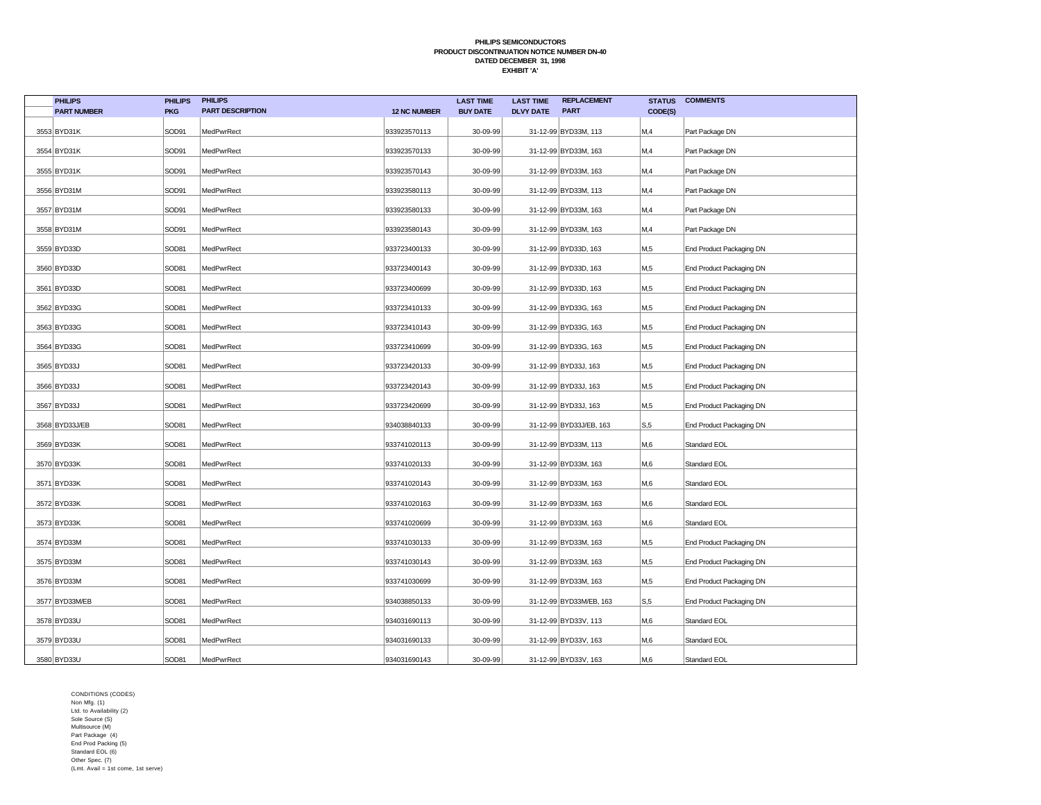**PHILIPS SEMICONDUCTORS**
**PRODUCT DISCONTINUATION NOTICE NUMBER DN-40**
**DATED DECEMBER 31, 1998**
**EXHIBIT 'A'**

| | PHILIPS PART NUMBER | PHILIPS PKG | PHILIPS PART DESCRIPTION | 12 NC NUMBER | LAST TIME BUY DATE | LAST TIME DLVY DATE | REPLACEMENT PART | STATUS CODE(S) | COMMENTS |
|---|---|---|---|---|---|---|---|---|---|
| 3553 | BYD31K | SOD91 | MedPwrRect | 933923570113 | 30-09-99 | 31-12-99 | BYD33M, 113 | M,4 | Part Package DN |
| 3554 | BYD31K | SOD91 | MedPwrRect | 933923570133 | 30-09-99 | 31-12-99 | BYD33M, 163 | M,4 | Part Package DN |
| 3555 | BYD31K | SOD91 | MedPwrRect | 933923570143 | 30-09-99 | 31-12-99 | BYD33M, 163 | M,4 | Part Package DN |
| 3556 | BYD31M | SOD91 | MedPwrRect | 933923580113 | 30-09-99 | 31-12-99 | BYD33M, 113 | M,4 | Part Package DN |
| 3557 | BYD31M | SOD91 | MedPwrRect | 933923580133 | 30-09-99 | 31-12-99 | BYD33M, 163 | M,4 | Part Package DN |
| 3558 | BYD31M | SOD91 | MedPwrRect | 933923580143 | 30-09-99 | 31-12-99 | BYD33M, 163 | M,4 | Part Package DN |
| 3559 | BYD33D | SOD81 | MedPwrRect | 933723400133 | 30-09-99 | 31-12-99 | BYD33D, 163 | M,5 | End Product Packaging DN |
| 3560 | BYD33D | SOD81 | MedPwrRect | 933723400143 | 30-09-99 | 31-12-99 | BYD33D, 163 | M,5 | End Product Packaging DN |
| 3561 | BYD33D | SOD81 | MedPwrRect | 933723400699 | 30-09-99 | 31-12-99 | BYD33D, 163 | M,5 | End Product Packaging DN |
| 3562 | BYD33G | SOD81 | MedPwrRect | 933723410133 | 30-09-99 | 31-12-99 | BYD33G, 163 | M,5 | End Product Packaging DN |
| 3563 | BYD33G | SOD81 | MedPwrRect | 933723410143 | 30-09-99 | 31-12-99 | BYD33G, 163 | M,5 | End Product Packaging DN |
| 3564 | BYD33G | SOD81 | MedPwrRect | 933723410699 | 30-09-99 | 31-12-99 | BYD33G, 163 | M,5 | End Product Packaging DN |
| 3565 | BYD33J | SOD81 | MedPwrRect | 933723420133 | 30-09-99 | 31-12-99 | BYD33J, 163 | M,5 | End Product Packaging DN |
| 3566 | BYD33J | SOD81 | MedPwrRect | 933723420143 | 30-09-99 | 31-12-99 | BYD33J, 163 | M,5 | End Product Packaging DN |
| 3567 | BYD33J | SOD81 | MedPwrRect | 933723420699 | 30-09-99 | 31-12-99 | BYD33J, 163 | M,5 | End Product Packaging DN |
| 3568 | BYD33J/EB | SOD81 | MedPwrRect | 934038840133 | 30-09-99 | 31-12-99 | BYD33J/EB, 163 | S,5 | End Product Packaging DN |
| 3569 | BYD33K | SOD81 | MedPwrRect | 933741020113 | 30-09-99 | 31-12-99 | BYD33M, 113 | M,6 | Standard EOL |
| 3570 | BYD33K | SOD81 | MedPwrRect | 933741020133 | 30-09-99 | 31-12-99 | BYD33M, 163 | M,6 | Standard EOL |
| 3571 | BYD33K | SOD81 | MedPwrRect | 933741020143 | 30-09-99 | 31-12-99 | BYD33M, 163 | M,6 | Standard EOL |
| 3572 | BYD33K | SOD81 | MedPwrRect | 933741020163 | 30-09-99 | 31-12-99 | BYD33M, 163 | M,6 | Standard EOL |
| 3573 | BYD33K | SOD81 | MedPwrRect | 933741020699 | 30-09-99 | 31-12-99 | BYD33M, 163 | M,6 | Standard EOL |
| 3574 | BYD33M | SOD81 | MedPwrRect | 933741030133 | 30-09-99 | 31-12-99 | BYD33M, 163 | M,5 | End Product Packaging DN |
| 3575 | BYD33M | SOD81 | MedPwrRect | 933741030143 | 30-09-99 | 31-12-99 | BYD33M, 163 | M,5 | End Product Packaging DN |
| 3576 | BYD33M | SOD81 | MedPwrRect | 933741030699 | 30-09-99 | 31-12-99 | BYD33M, 163 | M,5 | End Product Packaging DN |
| 3577 | BYD33M/EB | SOD81 | MedPwrRect | 934038850133 | 30-09-99 | 31-12-99 | BYD33M/EB, 163 | S,5 | End Product Packaging DN |
| 3578 | BYD33U | SOD81 | MedPwrRect | 934031690113 | 30-09-99 | 31-12-99 | BYD33V, 113 | M,6 | Standard EOL |
| 3579 | BYD33U | SOD81 | MedPwrRect | 934031690133 | 30-09-99 | 31-12-99 | BYD33V, 163 | M,6 | Standard EOL |
| 3580 | BYD33U | SOD81 | MedPwrRect | 934031690143 | 30-09-99 | 31-12-99 | BYD33V, 163 | M,6 | Standard EOL |

CONDITIONS (CODES)
Non Mfg. (1)
Ltd. to Availability (2)
Sole Source (S)
Multisource (M)
Part Package (4)
End Prod Packing (5)
Standard EOL (6)
Other Spec. (7)
(Lmt. Avail = 1st come, 1st serve)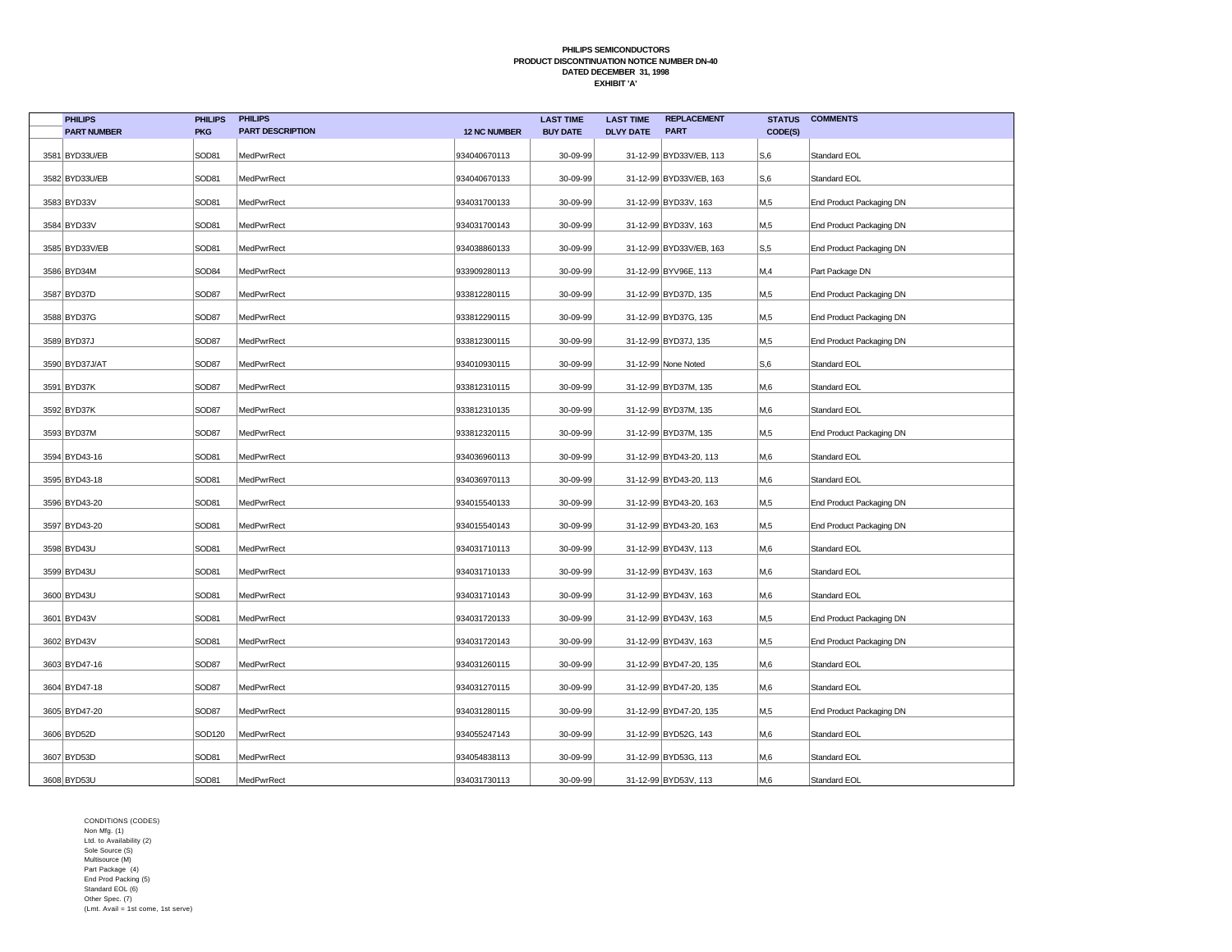**PHILIPS SEMICONDUCTORS**
**PRODUCT DISCONTINUATION NOTICE NUMBER DN-40**
**DATED DECEMBER 31, 1998**
**EXHIBIT 'A'**

| | PHILIPS PART NUMBER | PHILIPS PKG | PHILIPS PART DESCRIPTION | 12 NC NUMBER | LAST TIME BUY DATE | LAST TIME DLVY DATE | REPLACEMENT PART | STATUS CODE(S) | COMMENTS |
|---|---|---|---|---|---|---|---|---|---|
| 3581 | BYD33U/EB | SOD81 | MedPwrRect | 934040670113 | 30-09-99 | 31-12-99 | BYD33V/EB, 113 | S,6 | Standard EOL |
| 3582 | BYD33U/EB | SOD81 | MedPwrRect | 934040670133 | 30-09-99 | 31-12-99 | BYD33V/EB, 163 | S,6 | Standard EOL |
| 3583 | BYD33V | SOD81 | MedPwrRect | 934031700133 | 30-09-99 | 31-12-99 | BYD33V, 163 | M,5 | End Product Packaging DN |
| 3584 | BYD33V | SOD81 | MedPwrRect | 934031700143 | 30-09-99 | 31-12-99 | BYD33V, 163 | M,5 | End Product Packaging DN |
| 3585 | BYD33V/EB | SOD81 | MedPwrRect | 934038860133 | 30-09-99 | 31-12-99 | BYD33V/EB, 163 | S,5 | End Product Packaging DN |
| 3586 | BYD34M | SOD84 | MedPwrRect | 933909280113 | 30-09-99 | 31-12-99 | BYV96E, 113 | M,4 | Part Package DN |
| 3587 | BYD37D | SOD87 | MedPwrRect | 933812280115 | 30-09-99 | 31-12-99 | BYD37D, 135 | M,5 | End Product Packaging DN |
| 3588 | BYD37G | SOD87 | MedPwrRect | 933812290115 | 30-09-99 | 31-12-99 | BYD37G, 135 | M,5 | End Product Packaging DN |
| 3589 | BYD37J | SOD87 | MedPwrRect | 933812300115 | 30-09-99 | 31-12-99 | BYD37J, 135 | M,5 | End Product Packaging DN |
| 3590 | BYD37J/AT | SOD87 | MedPwrRect | 934010930115 | 30-09-99 | 31-12-99 | None Noted | S,6 | Standard EOL |
| 3591 | BYD37K | SOD87 | MedPwrRect | 933812310115 | 30-09-99 | 31-12-99 | BYD37M, 135 | M,6 | Standard EOL |
| 3592 | BYD37K | SOD87 | MedPwrRect | 933812310135 | 30-09-99 | 31-12-99 | BYD37M, 135 | M,6 | Standard EOL |
| 3593 | BYD37M | SOD87 | MedPwrRect | 933812320115 | 30-09-99 | 31-12-99 | BYD37M, 135 | M,5 | End Product Packaging DN |
| 3594 | BYD43-16 | SOD81 | MedPwrRect | 934036960113 | 30-09-99 | 31-12-99 | BYD43-20, 113 | M,6 | Standard EOL |
| 3595 | BYD43-18 | SOD81 | MedPwrRect | 934036970113 | 30-09-99 | 31-12-99 | BYD43-20, 113 | M,6 | Standard EOL |
| 3596 | BYD43-20 | SOD81 | MedPwrRect | 934015540133 | 30-09-99 | 31-12-99 | BYD43-20, 163 | M,5 | End Product Packaging DN |
| 3597 | BYD43-20 | SOD81 | MedPwrRect | 934015540143 | 30-09-99 | 31-12-99 | BYD43-20, 163 | M,5 | End Product Packaging DN |
| 3598 | BYD43U | SOD81 | MedPwrRect | 934031710113 | 30-09-99 | 31-12-99 | BYD43V, 113 | M,6 | Standard EOL |
| 3599 | BYD43U | SOD81 | MedPwrRect | 934031710133 | 30-09-99 | 31-12-99 | BYD43V, 163 | M,6 | Standard EOL |
| 3600 | BYD43U | SOD81 | MedPwrRect | 934031710143 | 30-09-99 | 31-12-99 | BYD43V, 163 | M,6 | Standard EOL |
| 3601 | BYD43V | SOD81 | MedPwrRect | 934031720133 | 30-09-99 | 31-12-99 | BYD43V, 163 | M,5 | End Product Packaging DN |
| 3602 | BYD43V | SOD81 | MedPwrRect | 934031720143 | 30-09-99 | 31-12-99 | BYD43V, 163 | M,5 | End Product Packaging DN |
| 3603 | BYD47-16 | SOD87 | MedPwrRect | 934031260115 | 30-09-99 | 31-12-99 | BYD47-20, 135 | M,6 | Standard EOL |
| 3604 | BYD47-18 | SOD87 | MedPwrRect | 934031270115 | 30-09-99 | 31-12-99 | BYD47-20, 135 | M,6 | Standard EOL |
| 3605 | BYD47-20 | SOD87 | MedPwrRect | 934031280115 | 30-09-99 | 31-12-99 | BYD47-20, 135 | M,5 | End Product Packaging DN |
| 3606 | BYD52D | SOD120 | MedPwrRect | 934055247143 | 30-09-99 | 31-12-99 | BYD52G, 143 | M,6 | Standard EOL |
| 3607 | BYD53D | SOD81 | MedPwrRect | 934054838113 | 30-09-99 | 31-12-99 | BYD53G, 113 | M,6 | Standard EOL |
| 3608 | BYD53U | SOD81 | MedPwrRect | 934031730113 | 30-09-99 | 31-12-99 | BYD53V, 113 | M,6 | Standard EOL |

CONDITIONS (CODES)
Non Mfg. (1)
Ltd. to Availability (2)
Sole Source (S)
Multisource (M)
Part Package (4)
End Prod Packing (5)
Standard EOL (6)
Other Spec. (7)
(Lmt. Avail = 1st come, 1st serve)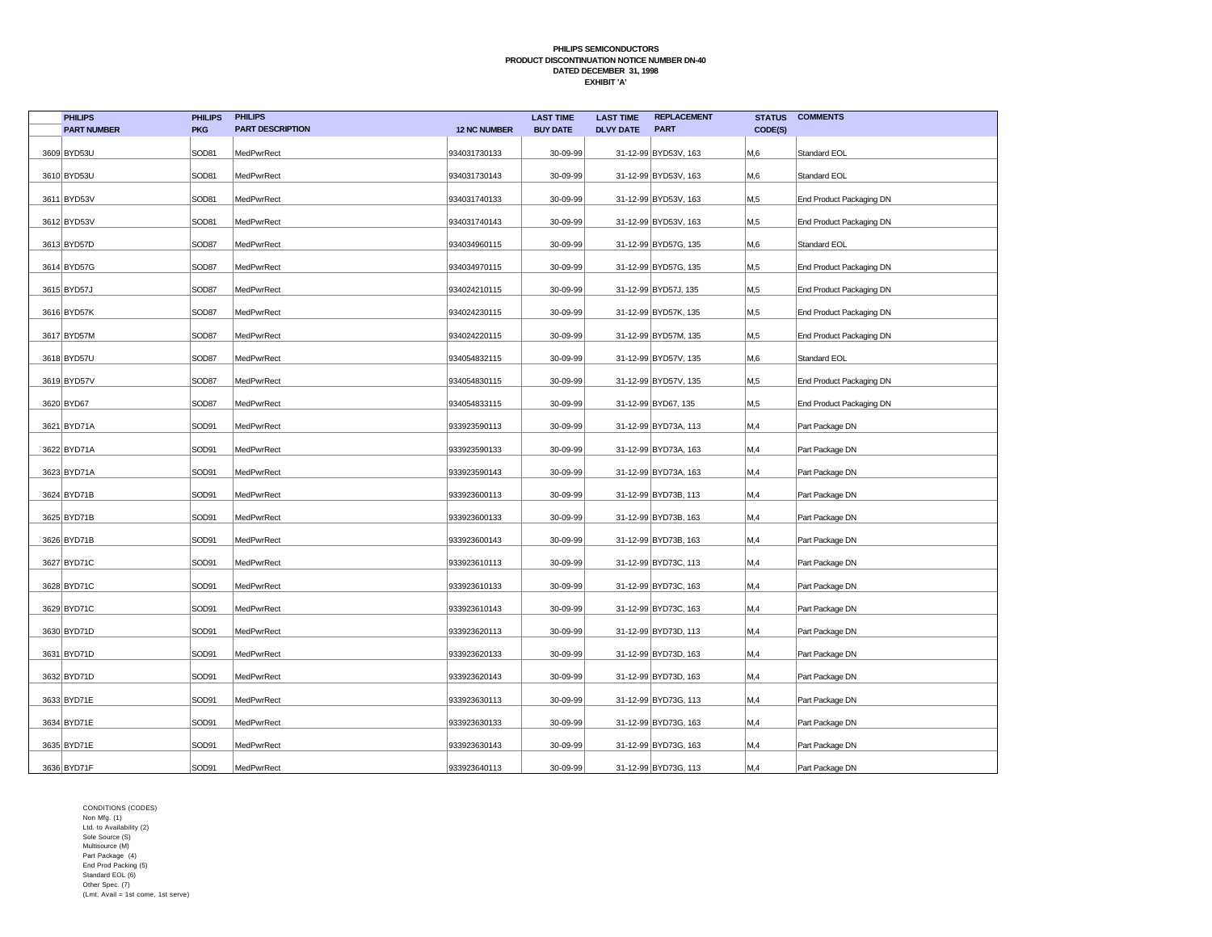**PHILIPS SEMICONDUCTORS**
**PRODUCT DISCONTINUATION NOTICE NUMBER DN-40**
**DATED DECEMBER 31, 1998**
**EXHIBIT 'A'**

| | PHILIPS PART NUMBER | PHILIPS PKG | PHILIPS PART DESCRIPTION | 12 NC NUMBER | LAST TIME BUY DATE | LAST TIME DLVY DATE | REPLACEMENT PART | STATUS CODE(S) | COMMENTS |
|---|---|---|---|---|---|---|---|---|---|
| 3609 | BYD53U | SOD81 | MedPwrRect | 934031730133 | 30-09-99 | 31-12-99 | BYD53V, 163 | M,6 | Standard EOL |
| 3610 | BYD53U | SOD81 | MedPwrRect | 934031730143 | 30-09-99 | 31-12-99 | BYD53V, 163 | M,6 | Standard EOL |
| 3611 | BYD53V | SOD81 | MedPwrRect | 934031740133 | 30-09-99 | 31-12-99 | BYD53V, 163 | M,5 | End Product Packaging DN |
| 3612 | BYD53V | SOD81 | MedPwrRect | 934031740143 | 30-09-99 | 31-12-99 | BYD53V, 163 | M,5 | End Product Packaging DN |
| 3613 | BYD57D | SOD87 | MedPwrRect | 934034960115 | 30-09-99 | 31-12-99 | BYD57G, 135 | M,6 | Standard EOL |
| 3614 | BYD57G | SOD87 | MedPwrRect | 934034970115 | 30-09-99 | 31-12-99 | BYD57G, 135 | M,5 | End Product Packaging DN |
| 3615 | BYD57J | SOD87 | MedPwrRect | 934024210115 | 30-09-99 | 31-12-99 | BYD57J, 135 | M,5 | End Product Packaging DN |
| 3616 | BYD57K | SOD87 | MedPwrRect | 934024230115 | 30-09-99 | 31-12-99 | BYD57K, 135 | M,5 | End Product Packaging DN |
| 3617 | BYD57M | SOD87 | MedPwrRect | 934024220115 | 30-09-99 | 31-12-99 | BYD57M, 135 | M,5 | End Product Packaging DN |
| 3618 | BYD57U | SOD87 | MedPwrRect | 934054832115 | 30-09-99 | 31-12-99 | BYD57V, 135 | M,6 | Standard EOL |
| 3619 | BYD57V | SOD87 | MedPwrRect | 934054830115 | 30-09-99 | 31-12-99 | BYD57V, 135 | M,5 | End Product Packaging DN |
| 3620 | BYD67 | SOD87 | MedPwrRect | 934054833115 | 30-09-99 | 31-12-99 | BYD67, 135 | M,5 | End Product Packaging DN |
| 3621 | BYD71A | SOD91 | MedPwrRect | 933923590113 | 30-09-99 | 31-12-99 | BYD73A, 113 | M,4 | Part Package DN |
| 3622 | BYD71A | SOD91 | MedPwrRect | 933923590133 | 30-09-99 | 31-12-99 | BYD73A, 163 | M,4 | Part Package DN |
| 3623 | BYD71A | SOD91 | MedPwrRect | 933923590143 | 30-09-99 | 31-12-99 | BYD73A, 163 | M,4 | Part Package DN |
| 3624 | BYD71B | SOD91 | MedPwrRect | 933923600113 | 30-09-99 | 31-12-99 | BYD73B, 113 | M,4 | Part Package DN |
| 3625 | BYD71B | SOD91 | MedPwrRect | 933923600133 | 30-09-99 | 31-12-99 | BYD73B, 163 | M,4 | Part Package DN |
| 3626 | BYD71B | SOD91 | MedPwrRect | 933923600143 | 30-09-99 | 31-12-99 | BYD73B, 163 | M,4 | Part Package DN |
| 3627 | BYD71C | SOD91 | MedPwrRect | 933923610113 | 30-09-99 | 31-12-99 | BYD73C, 113 | M,4 | Part Package DN |
| 3628 | BYD71C | SOD91 | MedPwrRect | 933923610133 | 30-09-99 | 31-12-99 | BYD73C, 163 | M,4 | Part Package DN |
| 3629 | BYD71C | SOD91 | MedPwrRect | 933923610143 | 30-09-99 | 31-12-99 | BYD73C, 163 | M,4 | Part Package DN |
| 3630 | BYD71D | SOD91 | MedPwrRect | 933923620113 | 30-09-99 | 31-12-99 | BYD73D, 113 | M,4 | Part Package DN |
| 3631 | BYD71D | SOD91 | MedPwrRect | 933923620133 | 30-09-99 | 31-12-99 | BYD73D, 163 | M,4 | Part Package DN |
| 3632 | BYD71D | SOD91 | MedPwrRect | 933923620143 | 30-09-99 | 31-12-99 | BYD73D, 163 | M,4 | Part Package DN |
| 3633 | BYD71E | SOD91 | MedPwrRect | 933923630113 | 30-09-99 | 31-12-99 | BYD73G, 113 | M,4 | Part Package DN |
| 3634 | BYD71E | SOD91 | MedPwrRect | 933923630133 | 30-09-99 | 31-12-99 | BYD73G, 163 | M,4 | Part Package DN |
| 3635 | BYD71E | SOD91 | MedPwrRect | 933923630143 | 30-09-99 | 31-12-99 | BYD73G, 163 | M,4 | Part Package DN |
| 3636 | BYD71F | SOD91 | MedPwrRect | 933923640113 | 30-09-99 | 31-12-99 | BYD73G, 113 | M,4 | Part Package DN |

CONDITIONS (CODES)
Non Mfg. (1)
Ltd. to Availability (2)
Sole Source (S)
Multisource (M)
Part Package (4)
End Prod Packing (5)
Standard EOL (6)
Other Spec. (7)
(Lmt. Avail = 1st come, 1st serve)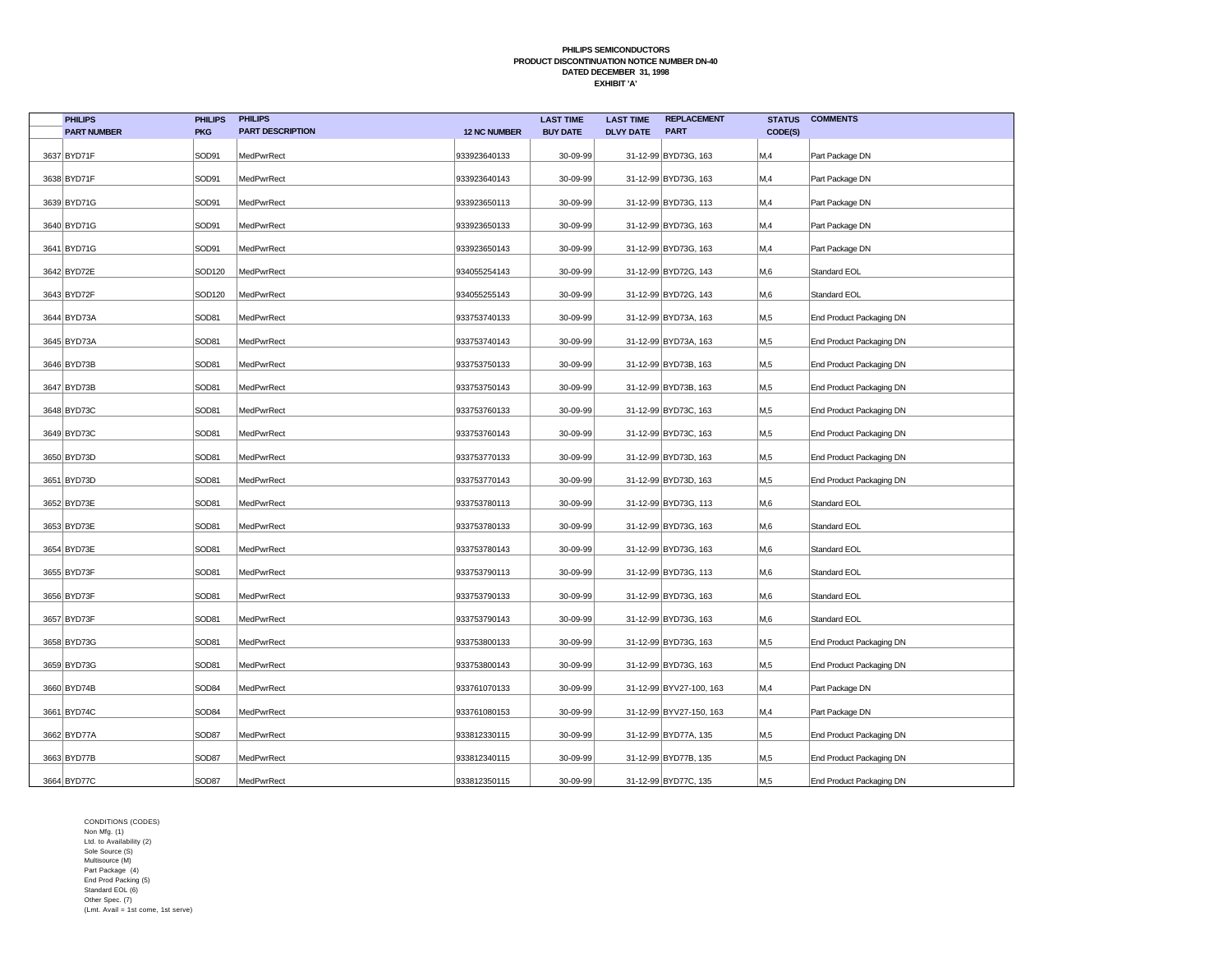**PHILIPS SEMICONDUCTORS**
**PRODUCT DISCONTINUATION NOTICE NUMBER DN-40**
**DATED DECEMBER 31, 1998**
**EXHIBIT 'A'**

| | PHILIPS PART NUMBER | PHILIPS PKG | PHILIPS PART DESCRIPTION | 12 NC NUMBER | LAST TIME BUY DATE | LAST TIME DLVY DATE | REPLACEMENT PART | STATUS CODE(S) | COMMENTS |
|---|---|---|---|---|---|---|---|---|---|
| 3637 | BYD71F | SOD91 | MedPwrRect | 933923640133 | 30-09-99 | 31-12-99 | BYD73G, 163 | M,4 | Part Package DN |
| 3638 | BYD71F | SOD91 | MedPwrRect | 933923640143 | 30-09-99 | 31-12-99 | BYD73G, 163 | M,4 | Part Package DN |
| 3639 | BYD71G | SOD91 | MedPwrRect | 933923650113 | 30-09-99 | 31-12-99 | BYD73G, 113 | M,4 | Part Package DN |
| 3640 | BYD71G | SOD91 | MedPwrRect | 933923650133 | 30-09-99 | 31-12-99 | BYD73G, 163 | M,4 | Part Package DN |
| 3641 | BYD71G | SOD91 | MedPwrRect | 933923650143 | 30-09-99 | 31-12-99 | BYD73G, 163 | M,4 | Part Package DN |
| 3642 | BYD72E | SOD120 | MedPwrRect | 934055254143 | 30-09-99 | 31-12-99 | BYD72G, 143 | M,6 | Standard EOL |
| 3643 | BYD72F | SOD120 | MedPwrRect | 934055255143 | 30-09-99 | 31-12-99 | BYD72G, 143 | M,6 | Standard EOL |
| 3644 | BYD73A | SOD81 | MedPwrRect | 933753740133 | 30-09-99 | 31-12-99 | BYD73A, 163 | M,5 | End Product Packaging DN |
| 3645 | BYD73A | SOD81 | MedPwrRect | 933753740143 | 30-09-99 | 31-12-99 | BYD73A, 163 | M,5 | End Product Packaging DN |
| 3646 | BYD73B | SOD81 | MedPwrRect | 933753750133 | 30-09-99 | 31-12-99 | BYD73B, 163 | M,5 | End Product Packaging DN |
| 3647 | BYD73B | SOD81 | MedPwrRect | 933753750143 | 30-09-99 | 31-12-99 | BYD73B, 163 | M,5 | End Product Packaging DN |
| 3648 | BYD73C | SOD81 | MedPwrRect | 933753760133 | 30-09-99 | 31-12-99 | BYD73C, 163 | M,5 | End Product Packaging DN |
| 3649 | BYD73C | SOD81 | MedPwrRect | 933753760143 | 30-09-99 | 31-12-99 | BYD73C, 163 | M,5 | End Product Packaging DN |
| 3650 | BYD73D | SOD81 | MedPwrRect | 933753770133 | 30-09-99 | 31-12-99 | BYD73D, 163 | M,5 | End Product Packaging DN |
| 3651 | BYD73D | SOD81 | MedPwrRect | 933753770143 | 30-09-99 | 31-12-99 | BYD73D, 163 | M,5 | End Product Packaging DN |
| 3652 | BYD73E | SOD81 | MedPwrRect | 933753780113 | 30-09-99 | 31-12-99 | BYD73G, 113 | M,6 | Standard EOL |
| 3653 | BYD73E | SOD81 | MedPwrRect | 933753780133 | 30-09-99 | 31-12-99 | BYD73G, 163 | M,6 | Standard EOL |
| 3654 | BYD73E | SOD81 | MedPwrRect | 933753780143 | 30-09-99 | 31-12-99 | BYD73G, 163 | M,6 | Standard EOL |
| 3655 | BYD73F | SOD81 | MedPwrRect | 933753790113 | 30-09-99 | 31-12-99 | BYD73G, 113 | M,6 | Standard EOL |
| 3656 | BYD73F | SOD81 | MedPwrRect | 933753790133 | 30-09-99 | 31-12-99 | BYD73G, 163 | M,6 | Standard EOL |
| 3657 | BYD73F | SOD81 | MedPwrRect | 933753790143 | 30-09-99 | 31-12-99 | BYD73G, 163 | M,6 | Standard EOL |
| 3658 | BYD73G | SOD81 | MedPwrRect | 933753800133 | 30-09-99 | 31-12-99 | BYD73G, 163 | M,5 | End Product Packaging DN |
| 3659 | BYD73G | SOD81 | MedPwrRect | 933753800143 | 30-09-99 | 31-12-99 | BYD73G, 163 | M,5 | End Product Packaging DN |
| 3660 | BYD74B | SOD84 | MedPwrRect | 933761070133 | 30-09-99 | 31-12-99 | BYV27-100, 163 | M,4 | Part Package DN |
| 3661 | BYD74C | SOD84 | MedPwrRect | 933761080153 | 30-09-99 | 31-12-99 | BYV27-150, 163 | M,4 | Part Package DN |
| 3662 | BYD77A | SOD87 | MedPwrRect | 933812330115 | 30-09-99 | 31-12-99 | BYD77A, 135 | M,5 | End Product Packaging DN |
| 3663 | BYD77B | SOD87 | MedPwrRect | 933812340115 | 30-09-99 | 31-12-99 | BYD77B, 135 | M,5 | End Product Packaging DN |
| 3664 | BYD77C | SOD87 | MedPwrRect | 933812350115 | 30-09-99 | 31-12-99 | BYD77C, 135 | M,5 | End Product Packaging DN |

CONDITIONS (CODES)
Non Mfg. (1)
Ltd. to Availability (2)
Sole Source (S)
Multisource (M)
Part Package (4)
End Prod Packing (5)
Standard EOL (6)
Other Spec. (7)
(Lmt. Avail = 1st come, 1st serve)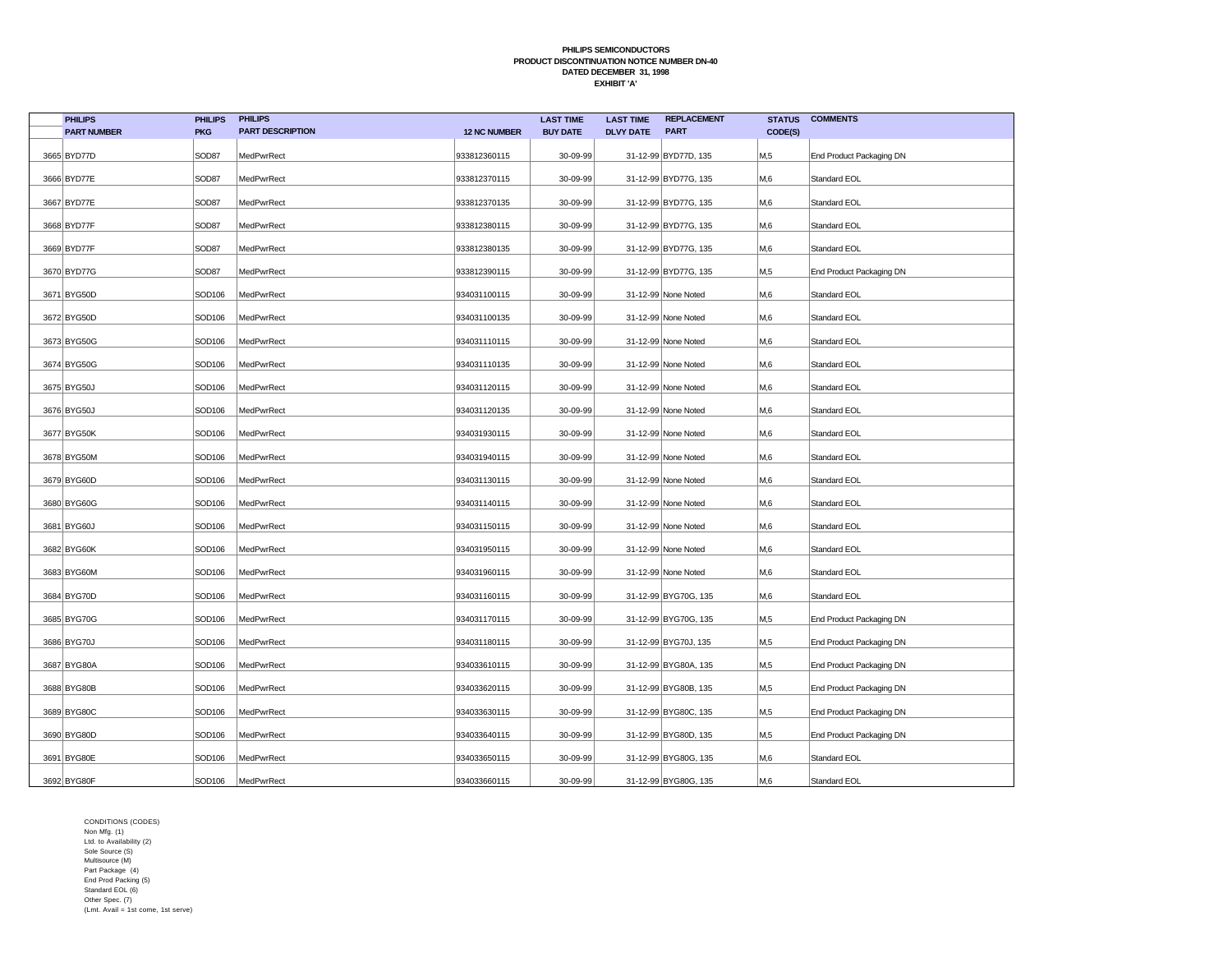**PHILIPS SEMICONDUCTORS**
**PRODUCT DISCONTINUATION NOTICE NUMBER DN-40**
**DATED DECEMBER 31, 1998**
**EXHIBIT 'A'**

| | PHILIPS PART NUMBER | PHILIPS PKG | PHILIPS PART DESCRIPTION | 12 NC NUMBER | LAST TIME BUY DATE | LAST TIME DLVY DATE | REPLACEMENT PART | STATUS CODE(S) | COMMENTS |
|---|---|---|---|---|---|---|---|---|---|
| 3665 | BYD77D | SOD87 | MedPwrRect | 933812360115 | 30-09-99 | 31-12-99 | BYD77D, 135 | M,5 | End Product Packaging DN |
| 3666 | BYD77E | SOD87 | MedPwrRect | 933812370115 | 30-09-99 | 31-12-99 | BYD77G, 135 | M,6 | Standard EOL |
| 3667 | BYD77E | SOD87 | MedPwrRect | 933812370135 | 30-09-99 | 31-12-99 | BYD77G, 135 | M,6 | Standard EOL |
| 3668 | BYD77F | SOD87 | MedPwrRect | 933812380115 | 30-09-99 | 31-12-99 | BYD77G, 135 | M,6 | Standard EOL |
| 3669 | BYD77F | SOD87 | MedPwrRect | 933812380135 | 30-09-99 | 31-12-99 | BYD77G, 135 | M,6 | Standard EOL |
| 3670 | BYD77G | SOD87 | MedPwrRect | 933812390115 | 30-09-99 | 31-12-99 | BYD77G, 135 | M,5 | End Product Packaging DN |
| 3671 | BYG50D | SOD106 | MedPwrRect | 934031100115 | 30-09-99 | 31-12-99 | None Noted | M,6 | Standard EOL |
| 3672 | BYG50D | SOD106 | MedPwrRect | 934031100135 | 30-09-99 | 31-12-99 | None Noted | M,6 | Standard EOL |
| 3673 | BYG50G | SOD106 | MedPwrRect | 934031110115 | 30-09-99 | 31-12-99 | None Noted | M,6 | Standard EOL |
| 3674 | BYG50G | SOD106 | MedPwrRect | 934031110135 | 30-09-99 | 31-12-99 | None Noted | M,6 | Standard EOL |
| 3675 | BYG50J | SOD106 | MedPwrRect | 934031120115 | 30-09-99 | 31-12-99 | None Noted | M,6 | Standard EOL |
| 3676 | BYG50J | SOD106 | MedPwrRect | 934031120135 | 30-09-99 | 31-12-99 | None Noted | M,6 | Standard EOL |
| 3677 | BYG50K | SOD106 | MedPwrRect | 934031930115 | 30-09-99 | 31-12-99 | None Noted | M,6 | Standard EOL |
| 3678 | BYG50M | SOD106 | MedPwrRect | 934031940115 | 30-09-99 | 31-12-99 | None Noted | M,6 | Standard EOL |
| 3679 | BYG60D | SOD106 | MedPwrRect | 934031130115 | 30-09-99 | 31-12-99 | None Noted | M,6 | Standard EOL |
| 3680 | BYG60G | SOD106 | MedPwrRect | 934031140115 | 30-09-99 | 31-12-99 | None Noted | M,6 | Standard EOL |
| 3681 | BYG60J | SOD106 | MedPwrRect | 934031150115 | 30-09-99 | 31-12-99 | None Noted | M,6 | Standard EOL |
| 3682 | BYG60K | SOD106 | MedPwrRect | 934031950115 | 30-09-99 | 31-12-99 | None Noted | M,6 | Standard EOL |
| 3683 | BYG60M | SOD106 | MedPwrRect | 934031960115 | 30-09-99 | 31-12-99 | None Noted | M,6 | Standard EOL |
| 3684 | BYG70D | SOD106 | MedPwrRect | 934031160115 | 30-09-99 | 31-12-99 | BYG70G, 135 | M,6 | Standard EOL |
| 3685 | BYG70G | SOD106 | MedPwrRect | 934031170115 | 30-09-99 | 31-12-99 | BYG70G, 135 | M,5 | End Product Packaging DN |
| 3686 | BYG70J | SOD106 | MedPwrRect | 934031180115 | 30-09-99 | 31-12-99 | BYG70J, 135 | M,5 | End Product Packaging DN |
| 3687 | BYG80A | SOD106 | MedPwrRect | 934033610115 | 30-09-99 | 31-12-99 | BYG80A, 135 | M,5 | End Product Packaging DN |
| 3688 | BYG80B | SOD106 | MedPwrRect | 934033620115 | 30-09-99 | 31-12-99 | BYG80B, 135 | M,5 | End Product Packaging DN |
| 3689 | BYG80C | SOD106 | MedPwrRect | 934033630115 | 30-09-99 | 31-12-99 | BYG80C, 135 | M,5 | End Product Packaging DN |
| 3690 | BYG80D | SOD106 | MedPwrRect | 934033640115 | 30-09-99 | 31-12-99 | BYG80D, 135 | M,5 | End Product Packaging DN |
| 3691 | BYG80E | SOD106 | MedPwrRect | 934033650115 | 30-09-99 | 31-12-99 | BYG80G, 135 | M,6 | Standard EOL |
| 3692 | BYG80F | SOD106 | MedPwrRect | 934033660115 | 30-09-99 | 31-12-99 | BYG80G, 135 | M,6 | Standard EOL |

CONDITIONS (CODES)
Non Mfg. (1)
Ltd. to Availability (2)
Sole Source (S)
Multisource (M)
Part Package (4)
End Prod Packing (5)
Standard EOL (6)
Other Spec. (7)
(Lmt. Avail = 1st come, 1st serve)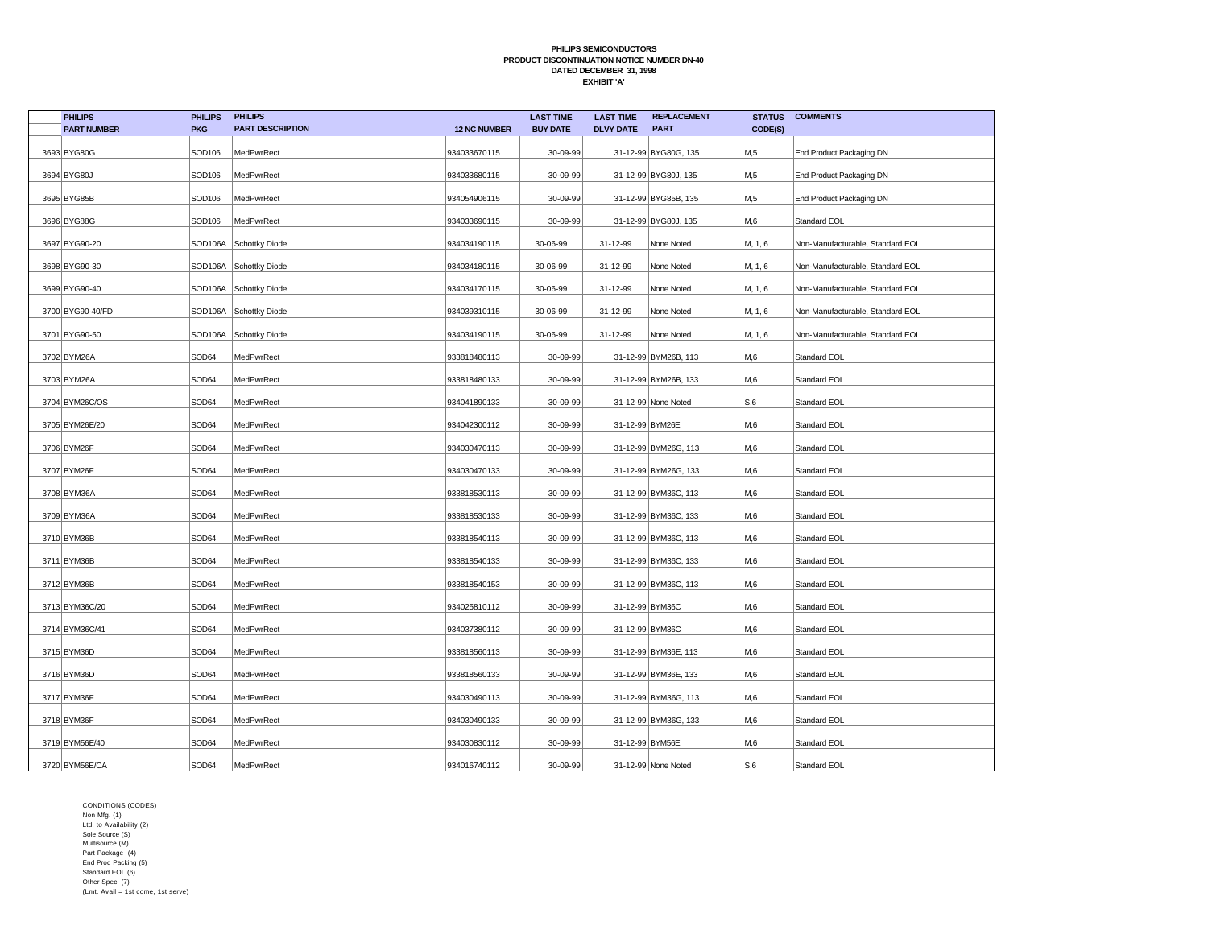**PHILIPS SEMICONDUCTORS**
**PRODUCT DISCONTINUATION NOTICE NUMBER DN-40**
**DATED DECEMBER 31, 1998**
**EXHIBIT 'A'**

| | PHILIPS PART NUMBER | PHILIPS PKG | PHILIPS PART DESCRIPTION | 12 NC NUMBER | LAST TIME BUY DATE | LAST TIME DLVY DATE | REPLACEMENT PART | STATUS CODE(S) | COMMENTS |
|---|---|---|---|---|---|---|---|---|---|
| 3693 | BYG80G | SOD106 | MedPwrRect | 934033670115 | 30-09-99 | 31-12-99 | BYG80G, 135 | M,5 | End Product Packaging DN |
| 3694 | BYG80J | SOD106 | MedPwrRect | 934033680115 | 30-09-99 | 31-12-99 | BYG80J, 135 | M,5 | End Product Packaging DN |
| 3695 | BYG85B | SOD106 | MedPwrRect | 934054906115 | 30-09-99 | 31-12-99 | BYG85B, 135 | M,5 | End Product Packaging DN |
| 3696 | BYG88G | SOD106 | MedPwrRect | 934033690115 | 30-09-99 | 31-12-99 | BYG80J, 135 | M,6 | Standard EOL |
| 3697 | BYG90-20 | SOD106A | Schottky Diode | 934034190115 | 30-06-99 | 31-12-99 | None Noted | M, 1, 6 | Non-Manufacturable, Standard EOL |
| 3698 | BYG90-30 | SOD106A | Schottky Diode | 934034180115 | 30-06-99 | 31-12-99 | None Noted | M, 1, 6 | Non-Manufacturable, Standard EOL |
| 3699 | BYG90-40 | SOD106A | Schottky Diode | 934034170115 | 30-06-99 | 31-12-99 | None Noted | M, 1, 6 | Non-Manufacturable, Standard EOL |
| 3700 | BYG90-40/FD | SOD106A | Schottky Diode | 934039310115 | 30-06-99 | 31-12-99 | None Noted | M, 1, 6 | Non-Manufacturable, Standard EOL |
| 3701 | BYG90-50 | SOD106A | Schottky Diode | 934034190115 | 30-06-99 | 31-12-99 | None Noted | M, 1, 6 | Non-Manufacturable, Standard EOL |
| 3702 | BYM26A | SOD64 | MedPwrRect | 933818480113 | 30-09-99 | 31-12-99 | BYM26B, 113 | M,6 | Standard EOL |
| 3703 | BYM26A | SOD64 | MedPwrRect | 933818480133 | 30-09-99 | 31-12-99 | BYM26B, 133 | M,6 | Standard EOL |
| 3704 | BYM26C/OS | SOD64 | MedPwrRect | 934041890133 | 30-09-99 | 31-12-99 | None Noted | S,6 | Standard EOL |
| 3705 | BYM26E/20 | SOD64 | MedPwrRect | 934042300112 | 30-09-99 | 31-12-99 | BYM26E | M,6 | Standard EOL |
| 3706 | BYM26F | SOD64 | MedPwrRect | 934030470113 | 30-09-99 | 31-12-99 | BYM26G, 113 | M,6 | Standard EOL |
| 3707 | BYM26F | SOD64 | MedPwrRect | 934030470133 | 30-09-99 | 31-12-99 | BYM26G, 133 | M,6 | Standard EOL |
| 3708 | BYM36A | SOD64 | MedPwrRect | 933818530113 | 30-09-99 | 31-12-99 | BYM36C, 113 | M,6 | Standard EOL |
| 3709 | BYM36A | SOD64 | MedPwrRect | 933818530133 | 30-09-99 | 31-12-99 | BYM36C, 133 | M,6 | Standard EOL |
| 3710 | BYM36B | SOD64 | MedPwrRect | 933818540113 | 30-09-99 | 31-12-99 | BYM36C, 113 | M,6 | Standard EOL |
| 3711 | BYM36B | SOD64 | MedPwrRect | 933818540133 | 30-09-99 | 31-12-99 | BYM36C, 133 | M,6 | Standard EOL |
| 3712 | BYM36B | SOD64 | MedPwrRect | 933818540153 | 30-09-99 | 31-12-99 | BYM36C, 113 | M,6 | Standard EOL |
| 3713 | BYM36C/20 | SOD64 | MedPwrRect | 934025810112 | 30-09-99 | 31-12-99 | BYM36C | M,6 | Standard EOL |
| 3714 | BYM36C/41 | SOD64 | MedPwrRect | 934037380112 | 30-09-99 | 31-12-99 | BYM36C | M,6 | Standard EOL |
| 3715 | BYM36D | SOD64 | MedPwrRect | 933818560113 | 30-09-99 | 31-12-99 | BYM36E, 113 | M,6 | Standard EOL |
| 3716 | BYM36D | SOD64 | MedPwrRect | 933818560133 | 30-09-99 | 31-12-99 | BYM36E, 133 | M,6 | Standard EOL |
| 3717 | BYM36F | SOD64 | MedPwrRect | 934030490113 | 30-09-99 | 31-12-99 | BYM36G, 113 | M,6 | Standard EOL |
| 3718 | BYM36F | SOD64 | MedPwrRect | 934030490133 | 30-09-99 | 31-12-99 | BYM36G, 133 | M,6 | Standard EOL |
| 3719 | BYM56E/40 | SOD64 | MedPwrRect | 934030830112 | 30-09-99 | 31-12-99 | BYM56E | M,6 | Standard EOL |
| 3720 | BYM56E/CA | SOD64 | MedPwrRect | 934016740112 | 30-09-99 | 31-12-99 | None Noted | S,6 | Standard EOL |

CONDITIONS (CODES)
Non Mfg. (1)
Ltd. to Availability (2)
Sole Source (S)
Multisource (M)
Part Package (4)
End Prod Packing (5)
Standard EOL (6)
Other Spec. (7)
(Lmt. Avail = 1st come, 1st serve)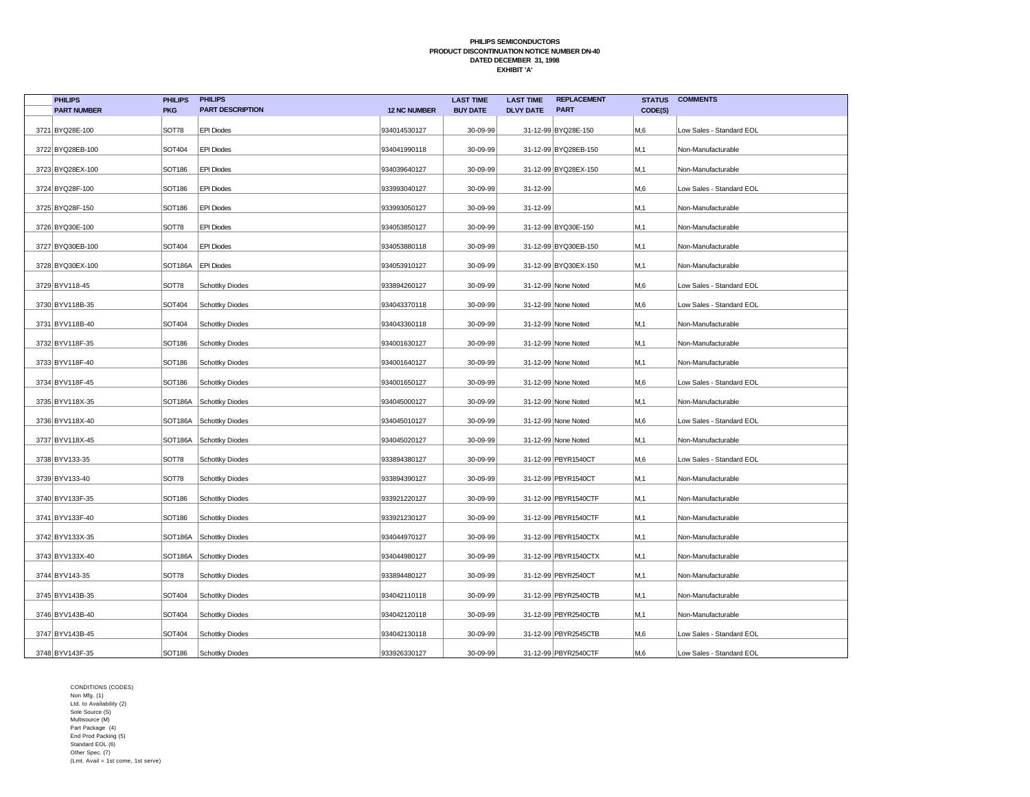**PHILIPS SEMICONDUCTORS**
**PRODUCT DISCONTINUATION NOTICE NUMBER DN-40**
**DATED DECEMBER 31, 1998**
**EXHIBIT 'A'**

| | PHILIPS PART NUMBER | PHILIPS PKG | PHILIPS PART DESCRIPTION | 12 NC NUMBER | LAST TIME BUY DATE | LAST TIME DLVY DATE | REPLACEMENT PART | STATUS CODE(S) | COMMENTS |
|---|---|---|---|---|---|---|---|---|---|
| 3721 | BYQ28E-100 | SOT78 | EPI Diodes | 934014530127 | 30-09-99 | 31-12-99 | BYQ28E-150 | M,6 | Low Sales - Standard EOL |
| 3722 | BYQ28EB-100 | SOT404 | EPI Diodes | 934041990118 | 30-09-99 | 31-12-99 | BYQ28EB-150 | M,1 | Non-Manufacturable |
| 3723 | BYQ28EX-100 | SOT186 | EPI Diodes | 934039640127 | 30-09-99 | 31-12-99 | BYQ28EX-150 | M,1 | Non-Manufacturable |
| 3724 | BYQ28F-100 | SOT186 | EPI Diodes | 933993040127 | 30-09-99 | 31-12-99 | | M,6 | Low Sales - Standard EOL |
| 3725 | BYQ28F-150 | SOT186 | EPI Diodes | 933993050127 | 30-09-99 | 31-12-99 | | M,1 | Non-Manufacturable |
| 3726 | BYQ30E-100 | SOT78 | EPI Diodes | 934053850127 | 30-09-99 | 31-12-99 | BYQ30E-150 | M,1 | Non-Manufacturable |
| 3727 | BYQ30EB-100 | SOT404 | EPI Diodes | 934053880118 | 30-09-99 | 31-12-99 | BYQ30EB-150 | M,1 | Non-Manufacturable |
| 3728 | BYQ30EX-100 | SOT186A | EPI Diodes | 934053910127 | 30-09-99 | 31-12-99 | BYQ30EX-150 | M,1 | Non-Manufacturable |
| 3729 | BYV118-45 | SOT78 | Schottky Diodes | 933894260127 | 30-09-99 | 31-12-99 | None Noted | M,6 | Low Sales - Standard EOL |
| 3730 | BYV118B-35 | SOT404 | Schottky Diodes | 934043370118 | 30-09-99 | 31-12-99 | None Noted | M,6 | Low Sales - Standard EOL |
| 3731 | BYV118B-40 | SOT404 | Schottky Diodes | 934043360118 | 30-09-99 | 31-12-99 | None Noted | M,1 | Non-Manufacturable |
| 3732 | BYV118F-35 | SOT186 | Schottky Diodes | 934001630127 | 30-09-99 | 31-12-99 | None Noted | M,1 | Non-Manufacturable |
| 3733 | BYV118F-40 | SOT186 | Schottky Diodes | 934001640127 | 30-09-99 | 31-12-99 | None Noted | M,1 | Non-Manufacturable |
| 3734 | BYV118F-45 | SOT186 | Schottky Diodes | 934001650127 | 30-09-99 | 31-12-99 | None Noted | M,6 | Low Sales - Standard EOL |
| 3735 | BYV118X-35 | SOT186A | Schottky Diodes | 934045000127 | 30-09-99 | 31-12-99 | None Noted | M,1 | Non-Manufacturable |
| 3736 | BYV118X-40 | SOT186A | Schottky Diodes | 934045010127 | 30-09-99 | 31-12-99 | None Noted | M,6 | Low Sales - Standard EOL |
| 3737 | BYV118X-45 | SOT186A | Schottky Diodes | 934045020127 | 30-09-99 | 31-12-99 | None Noted | M,1 | Non-Manufacturable |
| 3738 | BYV133-35 | SOT78 | Schottky Diodes | 933894380127 | 30-09-99 | 31-12-99 | PBYR1540CT | M,6 | Low Sales - Standard EOL |
| 3739 | BYV133-40 | SOT78 | Schottky Diodes | 933894390127 | 30-09-99 | 31-12-99 | PBYR1540CT | M,1 | Non-Manufacturable |
| 3740 | BYV133F-35 | SOT186 | Schottky Diodes | 933921220127 | 30-09-99 | 31-12-99 | PBYR1540CTF | M,1 | Non-Manufacturable |
| 3741 | BYV133F-40 | SOT186 | Schottky Diodes | 933921230127 | 30-09-99 | 31-12-99 | PBYR1540CTF | M,1 | Non-Manufacturable |
| 3742 | BYV133X-35 | SOT186A | Schottky Diodes | 934044970127 | 30-09-99 | 31-12-99 | PBYR1540CTX | M,1 | Non-Manufacturable |
| 3743 | BYV133X-40 | SOT186A | Schottky Diodes | 934044980127 | 30-09-99 | 31-12-99 | PBYR1540CTX | M,1 | Non-Manufacturable |
| 3744 | BYV143-35 | SOT78 | Schottky Diodes | 933894480127 | 30-09-99 | 31-12-99 | PBYR2540CT | M,1 | Non-Manufacturable |
| 3745 | BYV143B-35 | SOT404 | Schottky Diodes | 934042110118 | 30-09-99 | 31-12-99 | PBYR2540CTB | M,1 | Non-Manufacturable |
| 3746 | BYV143B-40 | SOT404 | Schottky Diodes | 934042120118 | 30-09-99 | 31-12-99 | PBYR2540CTB | M,1 | Non-Manufacturable |
| 3747 | BYV143B-45 | SOT404 | Schottky Diodes | 934042130118 | 30-09-99 | 31-12-99 | PBYR2545CTB | M,6 | Low Sales - Standard EOL |
| 3748 | BYV143F-35 | SOT186 | Schottky Diodes | 933926330127 | 30-09-99 | 31-12-99 | PBYR2540CTF | M,6 | Low Sales - Standard EOL |

CONDITIONS (CODES)
Non Mfg. (1)
Ltd. to Availability (2)
Sole Source (S)
Multisource (M)
Part Package (4)
End Prod Packing (5)
Standard EOL (6)
Other Spec. (7)
(Lmt. Avail = 1st come, 1st serve)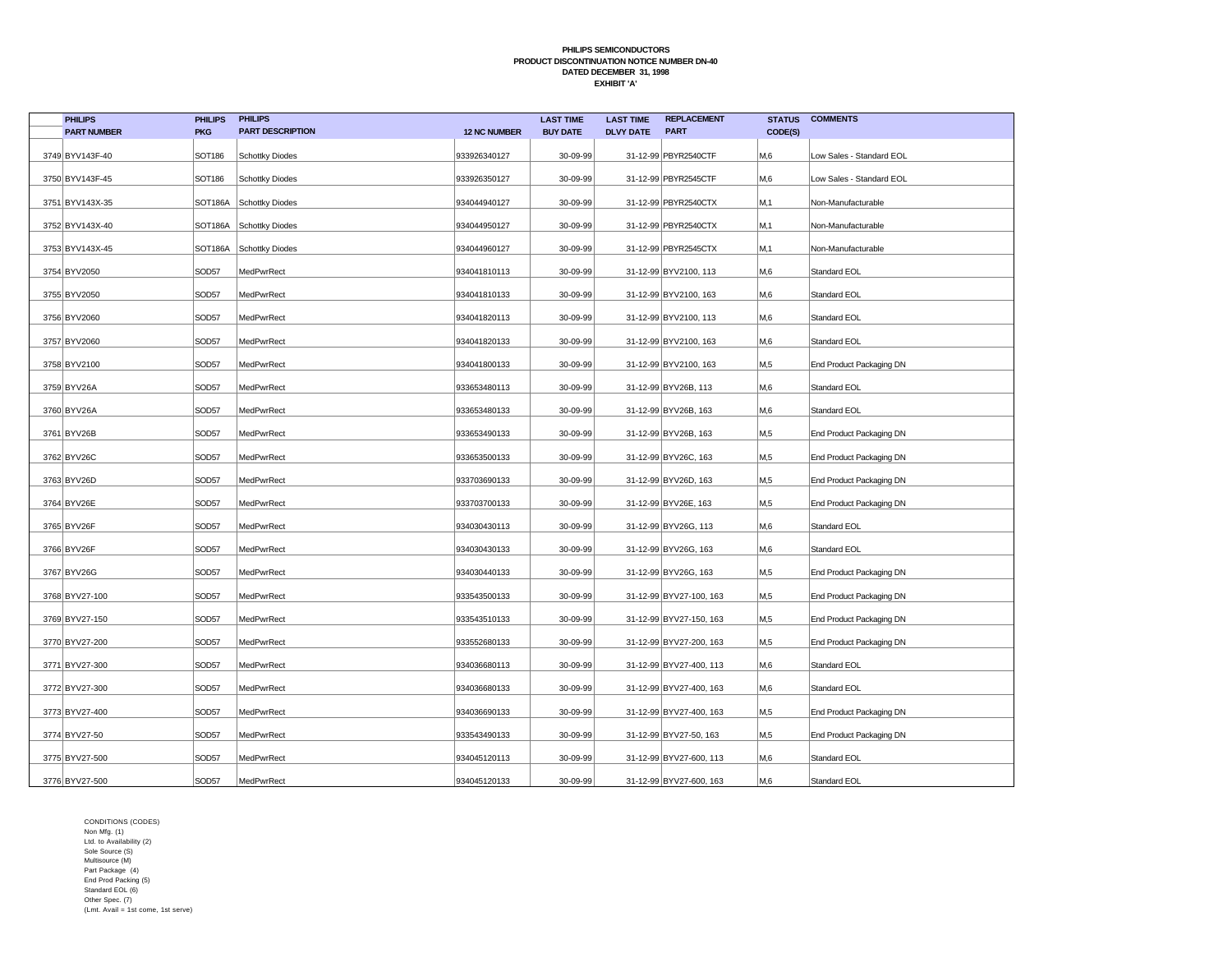**PHILIPS SEMICONDUCTORS**
**PRODUCT DISCONTINUATION NOTICE NUMBER DN-40**
**DATED DECEMBER 31, 1998**
**EXHIBIT 'A'**

| | PHILIPS PART NUMBER | PHILIPS PKG | PHILIPS PART DESCRIPTION | 12 NC NUMBER | LAST TIME BUY DATE | LAST TIME DLVY DATE | REPLACEMENT PART | STATUS CODE(S) | COMMENTS |
|---|---|---|---|---|---|---|---|---|---|
| 3749 | BYV143F-40 | SOT186 | Schottky Diodes | 933926340127 | 30-09-99 | 31-12-99 | PBYR2540CTF | M,6 | Low Sales - Standard EOL |
| 3750 | BYV143F-45 | SOT186 | Schottky Diodes | 933926350127 | 30-09-99 | 31-12-99 | PBYR2545CTF | M,6 | Low Sales - Standard EOL |
| 3751 | BYV143X-35 | SOT186A | Schottky Diodes | 934044940127 | 30-09-99 | 31-12-99 | PBYR2540CTX | M,1 | Non-Manufacturable |
| 3752 | BYV143X-40 | SOT186A | Schottky Diodes | 934044950127 | 30-09-99 | 31-12-99 | PBYR2540CTX | M,1 | Non-Manufacturable |
| 3753 | BYV143X-45 | SOT186A | Schottky Diodes | 934044960127 | 30-09-99 | 31-12-99 | PBYR2545CTX | M,1 | Non-Manufacturable |
| 3754 | BYV2050 | SOD57 | MedPwrRect | 934041810113 | 30-09-99 | 31-12-99 | BYV2100, 113 | M,6 | Standard EOL |
| 3755 | BYV2050 | SOD57 | MedPwrRect | 934041810133 | 30-09-99 | 31-12-99 | BYV2100, 163 | M,6 | Standard EOL |
| 3756 | BYV2060 | SOD57 | MedPwrRect | 934041820113 | 30-09-99 | 31-12-99 | BYV2100, 113 | M,6 | Standard EOL |
| 3757 | BYV2060 | SOD57 | MedPwrRect | 934041820133 | 30-09-99 | 31-12-99 | BYV2100, 163 | M,6 | Standard EOL |
| 3758 | BYV2100 | SOD57 | MedPwrRect | 934041800133 | 30-09-99 | 31-12-99 | BYV2100, 163 | M,5 | End Product Packaging DN |
| 3759 | BYV26A | SOD57 | MedPwrRect | 933653480113 | 30-09-99 | 31-12-99 | BYV26B, 113 | M,6 | Standard EOL |
| 3760 | BYV26A | SOD57 | MedPwrRect | 933653480133 | 30-09-99 | 31-12-99 | BYV26B, 163 | M,6 | Standard EOL |
| 3761 | BYV26B | SOD57 | MedPwrRect | 933653490133 | 30-09-99 | 31-12-99 | BYV26B, 163 | M,5 | End Product Packaging DN |
| 3762 | BYV26C | SOD57 | MedPwrRect | 933653500133 | 30-09-99 | 31-12-99 | BYV26C, 163 | M,5 | End Product Packaging DN |
| 3763 | BYV26D | SOD57 | MedPwrRect | 933703690133 | 30-09-99 | 31-12-99 | BYV26D, 163 | M,5 | End Product Packaging DN |
| 3764 | BYV26E | SOD57 | MedPwrRect | 933703700133 | 30-09-99 | 31-12-99 | BYV26E, 163 | M,5 | End Product Packaging DN |
| 3765 | BYV26F | SOD57 | MedPwrRect | 934030430113 | 30-09-99 | 31-12-99 | BYV26G, 113 | M,6 | Standard EOL |
| 3766 | BYV26F | SOD57 | MedPwrRect | 934030430133 | 30-09-99 | 31-12-99 | BYV26G, 163 | M,6 | Standard EOL |
| 3767 | BYV26G | SOD57 | MedPwrRect | 934030440133 | 30-09-99 | 31-12-99 | BYV26G, 163 | M,5 | End Product Packaging DN |
| 3768 | BYV27-100 | SOD57 | MedPwrRect | 933543500133 | 30-09-99 | 31-12-99 | BYV27-100, 163 | M,5 | End Product Packaging DN |
| 3769 | BYV27-150 | SOD57 | MedPwrRect | 933543510133 | 30-09-99 | 31-12-99 | BYV27-150, 163 | M,5 | End Product Packaging DN |
| 3770 | BYV27-200 | SOD57 | MedPwrRect | 933552680133 | 30-09-99 | 31-12-99 | BYV27-200, 163 | M,5 | End Product Packaging DN |
| 3771 | BYV27-300 | SOD57 | MedPwrRect | 934036680113 | 30-09-99 | 31-12-99 | BYV27-400, 113 | M,6 | Standard EOL |
| 3772 | BYV27-300 | SOD57 | MedPwrRect | 934036680133 | 30-09-99 | 31-12-99 | BYV27-400, 163 | M,6 | Standard EOL |
| 3773 | BYV27-400 | SOD57 | MedPwrRect | 934036690133 | 30-09-99 | 31-12-99 | BYV27-400, 163 | M,5 | End Product Packaging DN |
| 3774 | BYV27-50 | SOD57 | MedPwrRect | 933543490133 | 30-09-99 | 31-12-99 | BYV27-50, 163 | M,5 | End Product Packaging DN |
| 3775 | BYV27-500 | SOD57 | MedPwrRect | 934045120113 | 30-09-99 | 31-12-99 | BYV27-600, 113 | M,6 | Standard EOL |
| 3776 | BYV27-500 | SOD57 | MedPwrRect | 934045120133 | 30-09-99 | 31-12-99 | BYV27-600, 163 | M,6 | Standard EOL |

CONDITIONS (CODES)
Non Mfg. (1)
Ltd. to Availability (2)
Sole Source (S)
Multisource (M)
Part Package (4)
End Prod Packing (5)
Standard EOL (6)
Other Spec. (7)
(Lmt. Avail = 1st come, 1st serve)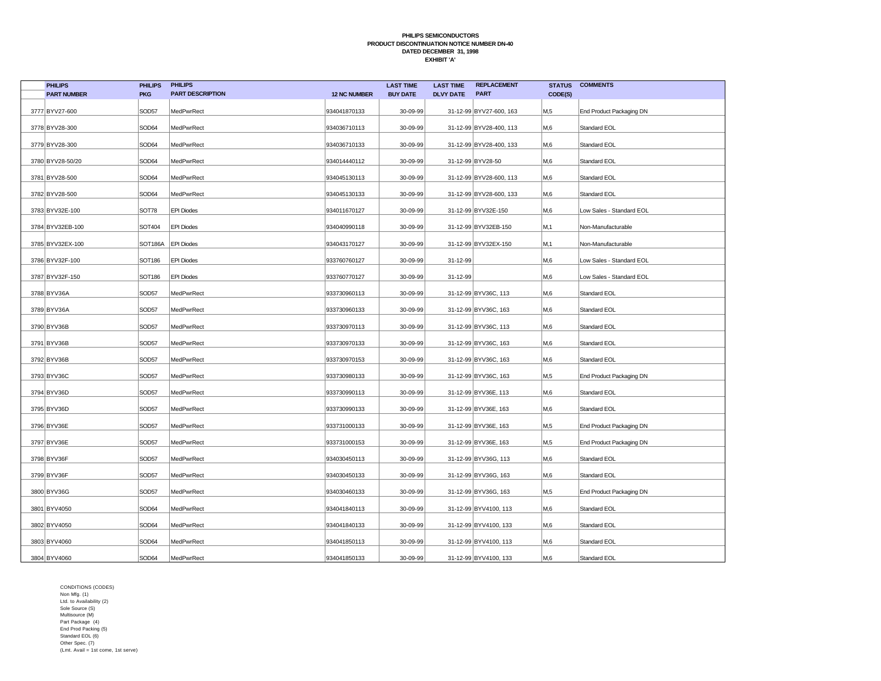**PHILIPS SEMICONDUCTORS**
**PRODUCT DISCONTINUATION NOTICE NUMBER DN-40**
**DATED DECEMBER 31, 1998**
**EXHIBIT 'A'**

| | PHILIPS PART NUMBER | PHILIPS PKG | PHILIPS PART DESCRIPTION | 12 NC NUMBER | LAST TIME BUY DATE | LAST TIME DLVY DATE | REPLACEMENT PART | STATUS CODE(S) | COMMENTS |
|---|---|---|---|---|---|---|---|---|---|
| 3777 | BYV27-600 | SOD57 | MedPwrRect | 934041870133 | 30-09-99 | 31-12-99 | BYV27-600, 163 | M,5 | End Product Packaging DN |
| 3778 | BYV28-300 | SOD64 | MedPwrRect | 934036710113 | 30-09-99 | 31-12-99 | BYV28-400, 113 | M,6 | Standard EOL |
| 3779 | BYV28-300 | SOD64 | MedPwrRect | 934036710133 | 30-09-99 | 31-12-99 | BYV28-400, 133 | M,6 | Standard EOL |
| 3780 | BYV28-50/20 | SOD64 | MedPwrRect | 934014440112 | 30-09-99 | 31-12-99 | BYV28-50 | M,6 | Standard EOL |
| 3781 | BYV28-500 | SOD64 | MedPwrRect | 934045130113 | 30-09-99 | 31-12-99 | BYV28-600, 113 | M,6 | Standard EOL |
| 3782 | BYV28-500 | SOD64 | MedPwrRect | 934045130133 | 30-09-99 | 31-12-99 | BYV28-600, 133 | M,6 | Standard EOL |
| 3783 | BYV32E-100 | SOT78 | EPI Diodes | 934011670127 | 30-09-99 | 31-12-99 | BYV32E-150 | M,6 | Low Sales - Standard EOL |
| 3784 | BYV32EB-100 | SOT404 | EPI Diodes | 934040990118 | 30-09-99 | 31-12-99 | BYV32EB-150 | M,1 | Non-Manufacturable |
| 3785 | BYV32EX-100 | SOT186A | EPI Diodes | 934043170127 | 30-09-99 | 31-12-99 | BYV32EX-150 | M,1 | Non-Manufacturable |
| 3786 | BYV32F-100 | SOT186 | EPI Diodes | 933760760127 | 30-09-99 | 31-12-99 | | M,6 | Low Sales - Standard EOL |
| 3787 | BYV32F-150 | SOT186 | EPI Diodes | 933760770127 | 30-09-99 | 31-12-99 | | M,6 | Low Sales - Standard EOL |
| 3788 | BYV36A | SOD57 | MedPwrRect | 933730960113 | 30-09-99 | 31-12-99 | BYV36C, 113 | M,6 | Standard EOL |
| 3789 | BYV36A | SOD57 | MedPwrRect | 933730960133 | 30-09-99 | 31-12-99 | BYV36C, 163 | M,6 | Standard EOL |
| 3790 | BYV36B | SOD57 | MedPwrRect | 933730970113 | 30-09-99 | 31-12-99 | BYV36C, 113 | M,6 | Standard EOL |
| 3791 | BYV36B | SOD57 | MedPwrRect | 933730970133 | 30-09-99 | 31-12-99 | BYV36C, 163 | M,6 | Standard EOL |
| 3792 | BYV36B | SOD57 | MedPwrRect | 933730970153 | 30-09-99 | 31-12-99 | BYV36C, 163 | M,6 | Standard EOL |
| 3793 | BYV36C | SOD57 | MedPwrRect | 933730980133 | 30-09-99 | 31-12-99 | BYV36C, 163 | M,5 | End Product Packaging DN |
| 3794 | BYV36D | SOD57 | MedPwrRect | 933730990113 | 30-09-99 | 31-12-99 | BYV36E, 113 | M,6 | Standard EOL |
| 3795 | BYV36D | SOD57 | MedPwrRect | 933730990133 | 30-09-99 | 31-12-99 | BYV36E, 163 | M,6 | Standard EOL |
| 3796 | BYV36E | SOD57 | MedPwrRect | 933731000133 | 30-09-99 | 31-12-99 | BYV36E, 163 | M,5 | End Product Packaging DN |
| 3797 | BYV36E | SOD57 | MedPwrRect | 933731000153 | 30-09-99 | 31-12-99 | BYV36E, 163 | M,5 | End Product Packaging DN |
| 3798 | BYV36F | SOD57 | MedPwrRect | 934030450113 | 30-09-99 | 31-12-99 | BYV36G, 113 | M,6 | Standard EOL |
| 3799 | BYV36F | SOD57 | MedPwrRect | 934030450133 | 30-09-99 | 31-12-99 | BYV36G, 163 | M,6 | Standard EOL |
| 3800 | BYV36G | SOD57 | MedPwrRect | 934030460133 | 30-09-99 | 31-12-99 | BYV36G, 163 | M,5 | End Product Packaging DN |
| 3801 | BYV4050 | SOD64 | MedPwrRect | 934041840113 | 30-09-99 | 31-12-99 | BYV4100, 113 | M,6 | Standard EOL |
| 3802 | BYV4050 | SOD64 | MedPwrRect | 934041840133 | 30-09-99 | 31-12-99 | BYV4100, 133 | M,6 | Standard EOL |
| 3803 | BYV4060 | SOD64 | MedPwrRect | 934041850113 | 30-09-99 | 31-12-99 | BYV4100, 113 | M,6 | Standard EOL |
| 3804 | BYV4060 | SOD64 | MedPwrRect | 934041850133 | 30-09-99 | 31-12-99 | BYV4100, 133 | M,6 | Standard EOL |

CONDITIONS (CODES)
Non Mfg. (1)
Ltd. to Availability (2)
Sole Source (S)
Multisource (M)
Part Package (4)
End Prod Packing (5)
Standard EOL (6)
Other Spec. (7)
(Lmt. Avail = 1st come, 1st serve)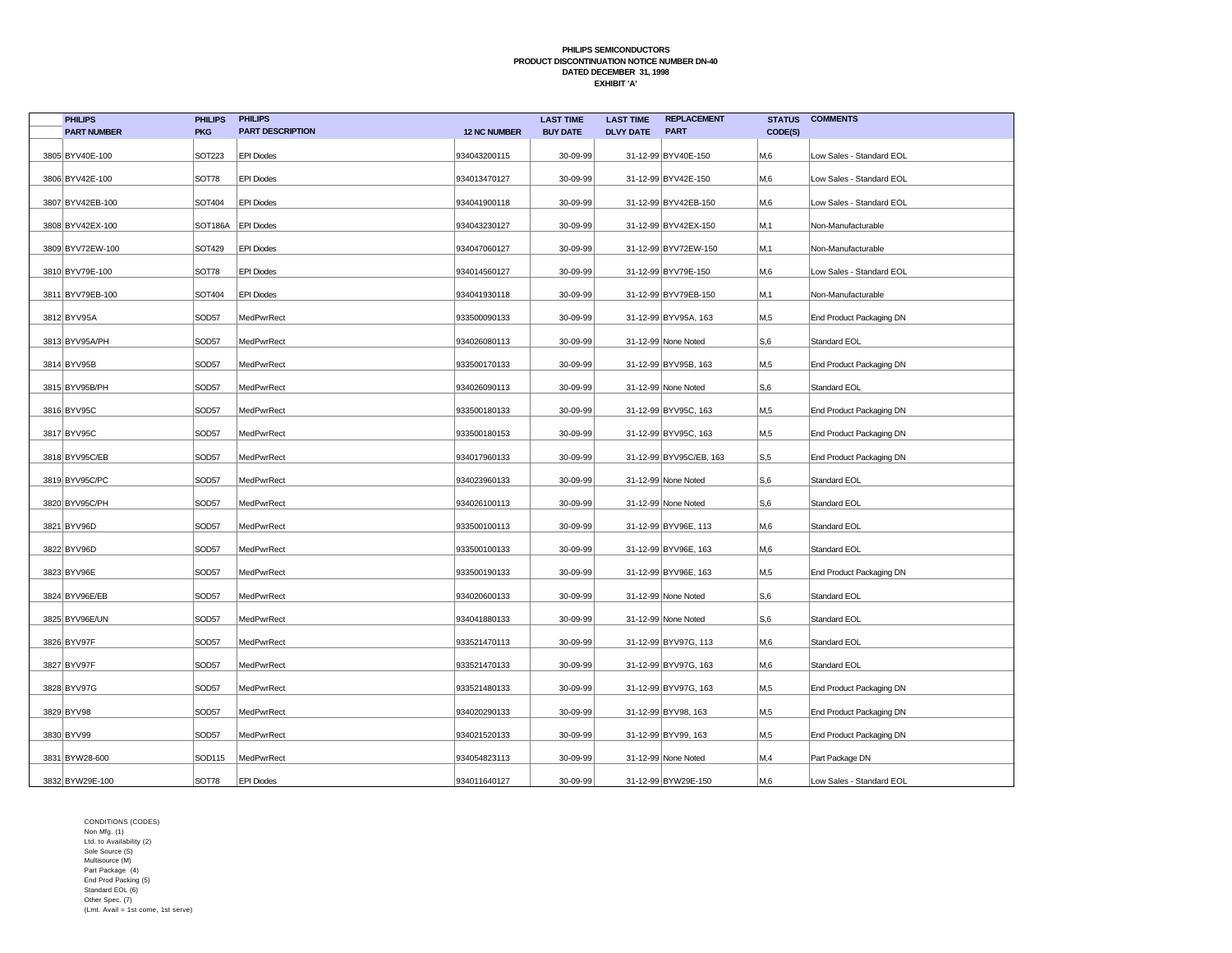**PHILIPS SEMICONDUCTORS**
**PRODUCT DISCONTINUATION NOTICE NUMBER DN-40**
**DATED DECEMBER 31, 1998**
**EXHIBIT 'A'**

| | PHILIPS PART NUMBER | PHILIPS PKG | PHILIPS PART DESCRIPTION | 12 NC NUMBER | LAST TIME BUY DATE | LAST TIME DLVY DATE | REPLACEMENT PART | STATUS CODE(S) | COMMENTS |
|---|---|---|---|---|---|---|---|---|---|
| 3805 | BYV40E-100 | SOT223 | EPI Diodes | 934043200115 | 30-09-99 | 31-12-99 | BYV40E-150 | M,6 | Low Sales - Standard EOL |
| 3806 | BYV42E-100 | SOT78 | EPI Diodes | 934013470127 | 30-09-99 | 31-12-99 | BYV42E-150 | M,6 | Low Sales - Standard EOL |
| 3807 | BYV42EB-100 | SOT404 | EPI Diodes | 934041900118 | 30-09-99 | 31-12-99 | BYV42EB-150 | M,6 | Low Sales - Standard EOL |
| 3808 | BYV42EX-100 | SOT186A | EPI Diodes | 934043230127 | 30-09-99 | 31-12-99 | BYV42EX-150 | M,1 | Non-Manufacturable |
| 3809 | BYV72EW-100 | SOT429 | EPI Diodes | 934047060127 | 30-09-99 | 31-12-99 | BYV72EW-150 | M,1 | Non-Manufacturable |
| 3810 | BYV79E-100 | SOT78 | EPI Diodes | 934014560127 | 30-09-99 | 31-12-99 | BYV79E-150 | M,6 | Low Sales - Standard EOL |
| 3811 | BYV79EB-100 | SOT404 | EPI Diodes | 934041930118 | 30-09-99 | 31-12-99 | BYV79EB-150 | M,1 | Non-Manufacturable |
| 3812 | BYV95A | SOD57 | MedPwrRect | 933500090133 | 30-09-99 | 31-12-99 | BYV95A, 163 | M,5 | End Product Packaging DN |
| 3813 | BYV95A/PH | SOD57 | MedPwrRect | 934026080113 | 30-09-99 | 31-12-99 | None Noted | S,6 | Standard EOL |
| 3814 | BYV95B | SOD57 | MedPwrRect | 933500170133 | 30-09-99 | 31-12-99 | BYV95B, 163 | M,5 | End Product Packaging DN |
| 3815 | BYV95B/PH | SOD57 | MedPwrRect | 934026090113 | 30-09-99 | 31-12-99 | None Noted | S,6 | Standard EOL |
| 3816 | BYV95C | SOD57 | MedPwrRect | 933500180133 | 30-09-99 | 31-12-99 | BYV95C, 163 | M,5 | End Product Packaging DN |
| 3817 | BYV95C | SOD57 | MedPwrRect | 933500180153 | 30-09-99 | 31-12-99 | BYV95C, 163 | M,5 | End Product Packaging DN |
| 3818 | BYV95C/EB | SOD57 | MedPwrRect | 934017960133 | 30-09-99 | 31-12-99 | BYV95C/EB, 163 | S,5 | End Product Packaging DN |
| 3819 | BYV95C/PC | SOD57 | MedPwrRect | 934023960133 | 30-09-99 | 31-12-99 | None Noted | S,6 | Standard EOL |
| 3820 | BYV95C/PH | SOD57 | MedPwrRect | 934026100113 | 30-09-99 | 31-12-99 | None Noted | S,6 | Standard EOL |
| 3821 | BYV96D | SOD57 | MedPwrRect | 933500100113 | 30-09-99 | 31-12-99 | BYV96E, 113 | M,6 | Standard EOL |
| 3822 | BYV96D | SOD57 | MedPwrRect | 933500100133 | 30-09-99 | 31-12-99 | BYV96E, 163 | M,6 | Standard EOL |
| 3823 | BYV96E | SOD57 | MedPwrRect | 933500190133 | 30-09-99 | 31-12-99 | BYV96E, 163 | M,5 | End Product Packaging DN |
| 3824 | BYV96E/EB | SOD57 | MedPwrRect | 934020600133 | 30-09-99 | 31-12-99 | None Noted | S,6 | Standard EOL |
| 3825 | BYV96E/UN | SOD57 | MedPwrRect | 934041880133 | 30-09-99 | 31-12-99 | None Noted | S,6 | Standard EOL |
| 3826 | BYV97F | SOD57 | MedPwrRect | 933521470113 | 30-09-99 | 31-12-99 | BYV97G, 113 | M,6 | Standard EOL |
| 3827 | BYV97F | SOD57 | MedPwrRect | 933521470133 | 30-09-99 | 31-12-99 | BYV97G, 163 | M,6 | Standard EOL |
| 3828 | BYV97G | SOD57 | MedPwrRect | 933521480133 | 30-09-99 | 31-12-99 | BYV97G, 163 | M,5 | End Product Packaging DN |
| 3829 | BYV98 | SOD57 | MedPwrRect | 934020290133 | 30-09-99 | 31-12-99 | BYV98, 163 | M,5 | End Product Packaging DN |
| 3830 | BYV99 | SOD57 | MedPwrRect | 934021520133 | 30-09-99 | 31-12-99 | BYV99, 163 | M,5 | End Product Packaging DN |
| 3831 | BYW28-600 | SOD115 | MedPwrRect | 934054823113 | 30-09-99 | 31-12-99 | None Noted | M,4 | Part Package DN |
| 3832 | BYW29E-100 | SOT78 | EPI Diodes | 934011640127 | 30-09-99 | 31-12-99 | BYW29E-150 | M,6 | Low Sales - Standard EOL |

CONDITIONS (CODES)
Non Mfg. (1)
Ltd. to Availability (2)
Sole Source (S)
Multisource (M)
Part Package (4)
End Prod Packing (5)
Standard EOL (6)
Other Spec. (7)
(Lmt. Avail = 1st come, 1st serve)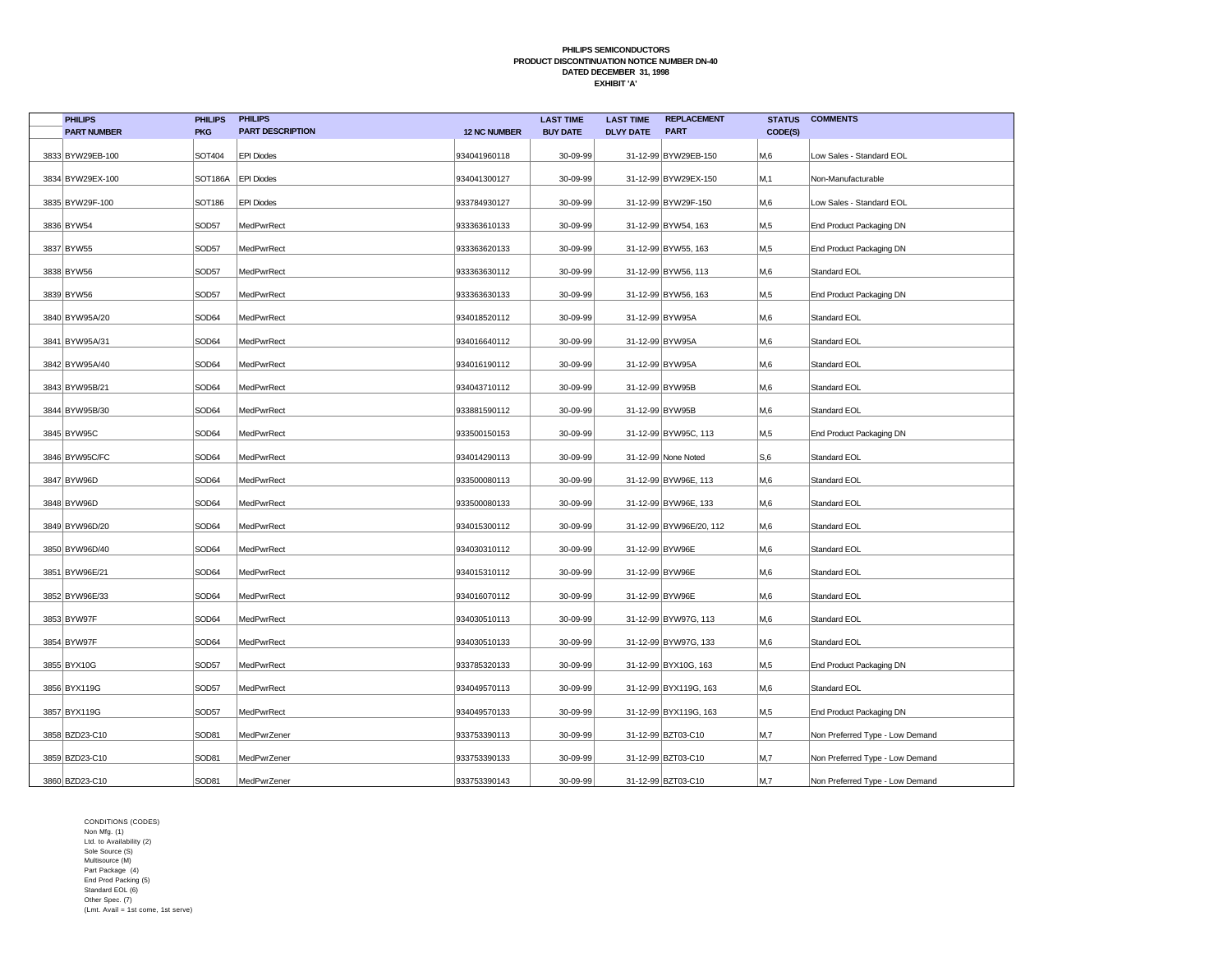**PHILIPS SEMICONDUCTORS**
**PRODUCT DISCONTINUATION NOTICE NUMBER DN-40**
**DATED DECEMBER 31, 1998**
**EXHIBIT 'A'**

| | PHILIPS PART NUMBER | PHILIPS PKG | PHILIPS PART DESCRIPTION | 12 NC NUMBER | LAST TIME BUY DATE | LAST TIME DLVY DATE | REPLACEMENT PART | STATUS CODE(S) | COMMENTS |
|---|---|---|---|---|---|---|---|---|---|
| 3833 | BYW29EB-100 | SOT404 | EPI Diodes | 934041960118 | 30-09-99 | 31-12-99 | BYW29EB-150 | M,6 | Low Sales - Standard EOL |
| 3834 | BYW29EX-100 | SOT186A | EPI Diodes | 934041300127 | 30-09-99 | 31-12-99 | BYW29EX-150 | M,1 | Non-Manufacturable |
| 3835 | BYW29F-100 | SOT186 | EPI Diodes | 933784930127 | 30-09-99 | 31-12-99 | BYW29F-150 | M,6 | Low Sales - Standard EOL |
| 3836 | BYW54 | SOD57 | MedPwrRect | 933363610133 | 30-09-99 | 31-12-99 | BYW54, 163 | M,5 | End Product Packaging DN |
| 3837 | BYW55 | SOD57 | MedPwrRect | 933363620133 | 30-09-99 | 31-12-99 | BYW55, 163 | M,5 | End Product Packaging DN |
| 3838 | BYW56 | SOD57 | MedPwrRect | 933363630112 | 30-09-99 | 31-12-99 | BYW56, 113 | M,6 | Standard EOL |
| 3839 | BYW56 | SOD57 | MedPwrRect | 933363630133 | 30-09-99 | 31-12-99 | BYW56, 163 | M,5 | End Product Packaging DN |
| 3840 | BYW95A/20 | SOD64 | MedPwrRect | 934018520112 | 30-09-99 | 31-12-99 | BYW95A | M,6 | Standard EOL |
| 3841 | BYW95A/31 | SOD64 | MedPwrRect | 934016640112 | 30-09-99 | 31-12-99 | BYW95A | M,6 | Standard EOL |
| 3842 | BYW95A/40 | SOD64 | MedPwrRect | 934016190112 | 30-09-99 | 31-12-99 | BYW95A | M,6 | Standard EOL |
| 3843 | BYW95B/21 | SOD64 | MedPwrRect | 934043710112 | 30-09-99 | 31-12-99 | BYW95B | M,6 | Standard EOL |
| 3844 | BYW95B/30 | SOD64 | MedPwrRect | 933881590112 | 30-09-99 | 31-12-99 | BYW95B | M,6 | Standard EOL |
| 3845 | BYW95C | SOD64 | MedPwrRect | 933500150153 | 30-09-99 | 31-12-99 | BYW95C, 113 | M,5 | End Product Packaging DN |
| 3846 | BYW95C/FC | SOD64 | MedPwrRect | 934014290113 | 30-09-99 | 31-12-99 | None Noted | S,6 | Standard EOL |
| 3847 | BYW96D | SOD64 | MedPwrRect | 933500080113 | 30-09-99 | 31-12-99 | BYW96E, 113 | M,6 | Standard EOL |
| 3848 | BYW96D | SOD64 | MedPwrRect | 933500080133 | 30-09-99 | 31-12-99 | BYW96E, 133 | M,6 | Standard EOL |
| 3849 | BYW96D/20 | SOD64 | MedPwrRect | 934015300112 | 30-09-99 | 31-12-99 | BYW96E/20, 112 | M,6 | Standard EOL |
| 3850 | BYW96D/40 | SOD64 | MedPwrRect | 934030310112 | 30-09-99 | 31-12-99 | BYW96E | M,6 | Standard EOL |
| 3851 | BYW96E/21 | SOD64 | MedPwrRect | 934015310112 | 30-09-99 | 31-12-99 | BYW96E | M,6 | Standard EOL |
| 3852 | BYW96E/33 | SOD64 | MedPwrRect | 934016070112 | 30-09-99 | 31-12-99 | BYW96E | M,6 | Standard EOL |
| 3853 | BYW97F | SOD64 | MedPwrRect | 934030510113 | 30-09-99 | 31-12-99 | BYW97G, 113 | M,6 | Standard EOL |
| 3854 | BYW97F | SOD64 | MedPwrRect | 934030510133 | 30-09-99 | 31-12-99 | BYW97G, 133 | M,6 | Standard EOL |
| 3855 | BYX10G | SOD57 | MedPwrRect | 933785320133 | 30-09-99 | 31-12-99 | BYX10G, 163 | M,5 | End Product Packaging DN |
| 3856 | BYX119G | SOD57 | MedPwrRect | 934049570113 | 30-09-99 | 31-12-99 | BYX119G, 163 | M,6 | Standard EOL |
| 3857 | BYX119G | SOD57 | MedPwrRect | 934049570133 | 30-09-99 | 31-12-99 | BYX119G, 163 | M,5 | End Product Packaging DN |
| 3858 | BZD23-C10 | SOD81 | MedPwrZener | 933753390113 | 30-09-99 | 31-12-99 | BZT03-C10 | M,7 | Non Preferred Type - Low Demand |
| 3859 | BZD23-C10 | SOD81 | MedPwrZener | 933753390133 | 30-09-99 | 31-12-99 | BZT03-C10 | M,7 | Non Preferred Type - Low Demand |
| 3860 | BZD23-C10 | SOD81 | MedPwrZener | 933753390143 | 30-09-99 | 31-12-99 | BZT03-C10 | M,7 | Non Preferred Type - Low Demand |

CONDITIONS (CODES)
Non Mfg. (1)
Ltd. to Availability (2)
Sole Source (S)
Multisource (M)
Part Package (4)
End Prod Packing (5)
Standard EOL (6)
Other Spec. (7)
(Lmt. Avail = 1st come, 1st serve)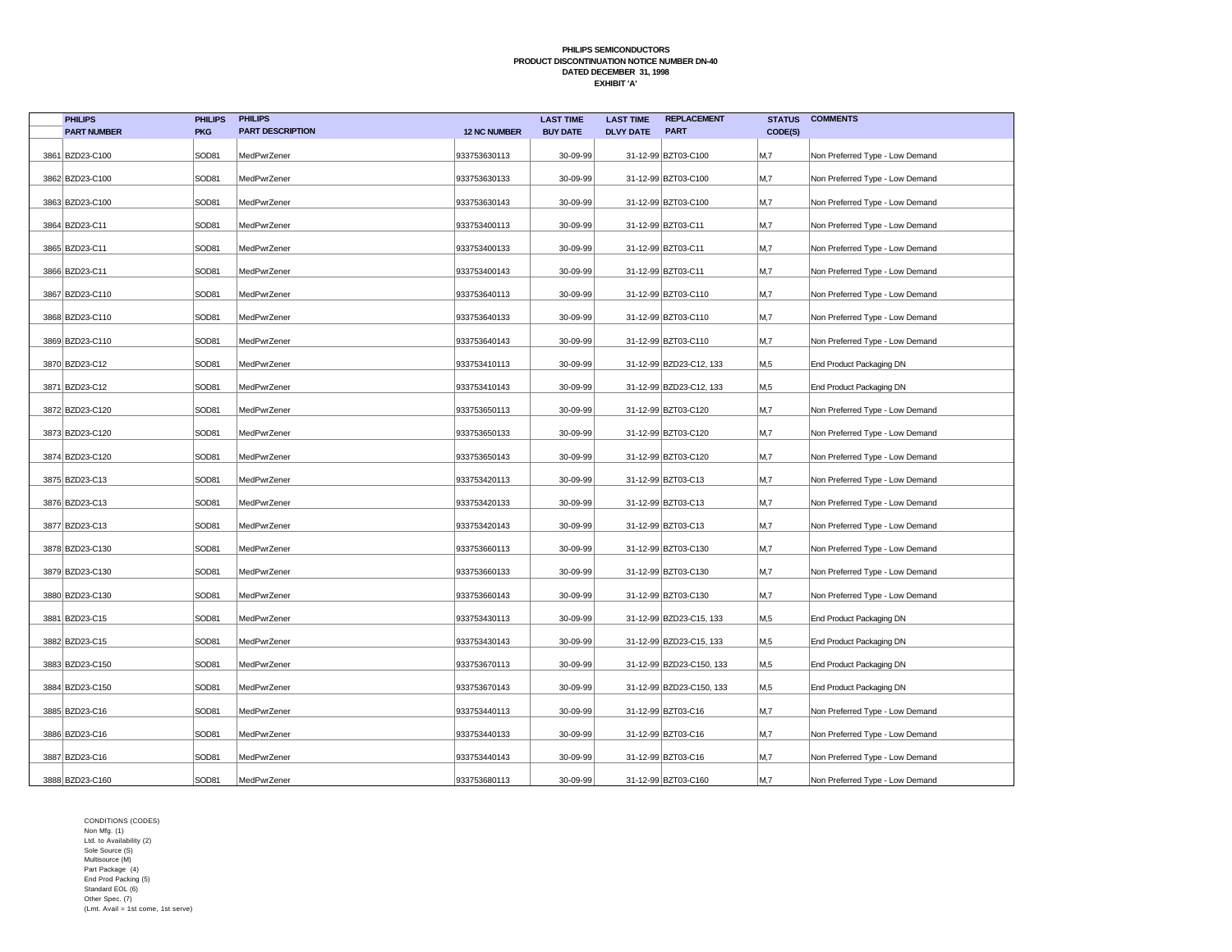**PHILIPS SEMICONDUCTORS**
**PRODUCT DISCONTINUATION NOTICE NUMBER DN-40**
**DATED DECEMBER 31, 1998**
**EXHIBIT 'A'**

| | PHILIPS PART NUMBER | PHILIPS PKG | PHILIPS PART DESCRIPTION | 12 NC NUMBER | LAST TIME BUY DATE | LAST TIME DLVY DATE | REPLACEMENT PART | STATUS CODE(S) | COMMENTS |
|---|---|---|---|---|---|---|---|---|---|
| 3861 | BZD23-C100 | SOD81 | MedPwrZener | 933753630113 | 30-09-99 | 31-12-99 | BZT03-C100 | M,7 | Non Preferred Type - Low Demand |
| 3862 | BZD23-C100 | SOD81 | MedPwrZener | 933753630133 | 30-09-99 | 31-12-99 | BZT03-C100 | M,7 | Non Preferred Type - Low Demand |
| 3863 | BZD23-C100 | SOD81 | MedPwrZener | 933753630143 | 30-09-99 | 31-12-99 | BZT03-C100 | M,7 | Non Preferred Type - Low Demand |
| 3864 | BZD23-C11 | SOD81 | MedPwrZener | 933753400113 | 30-09-99 | 31-12-99 | BZT03-C11 | M,7 | Non Preferred Type - Low Demand |
| 3865 | BZD23-C11 | SOD81 | MedPwrZener | 933753400133 | 30-09-99 | 31-12-99 | BZT03-C11 | M,7 | Non Preferred Type - Low Demand |
| 3866 | BZD23-C11 | SOD81 | MedPwrZener | 933753400143 | 30-09-99 | 31-12-99 | BZT03-C11 | M,7 | Non Preferred Type - Low Demand |
| 3867 | BZD23-C110 | SOD81 | MedPwrZener | 933753640113 | 30-09-99 | 31-12-99 | BZT03-C110 | M,7 | Non Preferred Type - Low Demand |
| 3868 | BZD23-C110 | SOD81 | MedPwrZener | 933753640133 | 30-09-99 | 31-12-99 | BZT03-C110 | M,7 | Non Preferred Type - Low Demand |
| 3869 | BZD23-C110 | SOD81 | MedPwrZener | 933753640143 | 30-09-99 | 31-12-99 | BZT03-C110 | M,7 | Non Preferred Type - Low Demand |
| 3870 | BZD23-C12 | SOD81 | MedPwrZener | 933753410113 | 30-09-99 | 31-12-99 | BZD23-C12, 133 | M,5 | End Product Packaging DN |
| 3871 | BZD23-C12 | SOD81 | MedPwrZener | 933753410143 | 30-09-99 | 31-12-99 | BZD23-C12, 133 | M,5 | End Product Packaging DN |
| 3872 | BZD23-C120 | SOD81 | MedPwrZener | 933753650113 | 30-09-99 | 31-12-99 | BZT03-C120 | M,7 | Non Preferred Type - Low Demand |
| 3873 | BZD23-C120 | SOD81 | MedPwrZener | 933753650133 | 30-09-99 | 31-12-99 | BZT03-C120 | M,7 | Non Preferred Type - Low Demand |
| 3874 | BZD23-C120 | SOD81 | MedPwrZener | 933753650143 | 30-09-99 | 31-12-99 | BZT03-C120 | M,7 | Non Preferred Type - Low Demand |
| 3875 | BZD23-C13 | SOD81 | MedPwrZener | 933753420113 | 30-09-99 | 31-12-99 | BZT03-C13 | M,7 | Non Preferred Type - Low Demand |
| 3876 | BZD23-C13 | SOD81 | MedPwrZener | 933753420133 | 30-09-99 | 31-12-99 | BZT03-C13 | M,7 | Non Preferred Type - Low Demand |
| 3877 | BZD23-C13 | SOD81 | MedPwrZener | 933753420143 | 30-09-99 | 31-12-99 | BZT03-C13 | M,7 | Non Preferred Type - Low Demand |
| 3878 | BZD23-C130 | SOD81 | MedPwrZener | 933753660113 | 30-09-99 | 31-12-99 | BZT03-C130 | M,7 | Non Preferred Type - Low Demand |
| 3879 | BZD23-C130 | SOD81 | MedPwrZener | 933753660133 | 30-09-99 | 31-12-99 | BZT03-C130 | M,7 | Non Preferred Type - Low Demand |
| 3880 | BZD23-C130 | SOD81 | MedPwrZener | 933753660143 | 30-09-99 | 31-12-99 | BZT03-C130 | M,7 | Non Preferred Type - Low Demand |
| 3881 | BZD23-C15 | SOD81 | MedPwrZener | 933753430113 | 30-09-99 | 31-12-99 | BZD23-C15, 133 | M,5 | End Product Packaging DN |
| 3882 | BZD23-C15 | SOD81 | MedPwrZener | 933753430143 | 30-09-99 | 31-12-99 | BZD23-C15, 133 | M,5 | End Product Packaging DN |
| 3883 | BZD23-C150 | SOD81 | MedPwrZener | 933753670113 | 30-09-99 | 31-12-99 | BZD23-C150, 133 | M,5 | End Product Packaging DN |
| 3884 | BZD23-C150 | SOD81 | MedPwrZener | 933753670143 | 30-09-99 | 31-12-99 | BZD23-C150, 133 | M,5 | End Product Packaging DN |
| 3885 | BZD23-C16 | SOD81 | MedPwrZener | 933753440113 | 30-09-99 | 31-12-99 | BZT03-C16 | M,7 | Non Preferred Type - Low Demand |
| 3886 | BZD23-C16 | SOD81 | MedPwrZener | 933753440133 | 30-09-99 | 31-12-99 | BZT03-C16 | M,7 | Non Preferred Type - Low Demand |
| 3887 | BZD23-C16 | SOD81 | MedPwrZener | 933753440143 | 30-09-99 | 31-12-99 | BZT03-C16 | M,7 | Non Preferred Type - Low Demand |
| 3888 | BZD23-C160 | SOD81 | MedPwrZener | 933753680113 | 30-09-99 | 31-12-99 | BZT03-C160 | M,7 | Non Preferred Type - Low Demand |

CONDITIONS (CODES)
Non Mfg. (1)
Ltd. to Availability (2)
Sole Source (S)
Multisource (M)
Part Package (4)
End Prod Packing (5)
Standard EOL (6)
Other Spec. (7)
(Lmt. Avail = 1st come, 1st serve)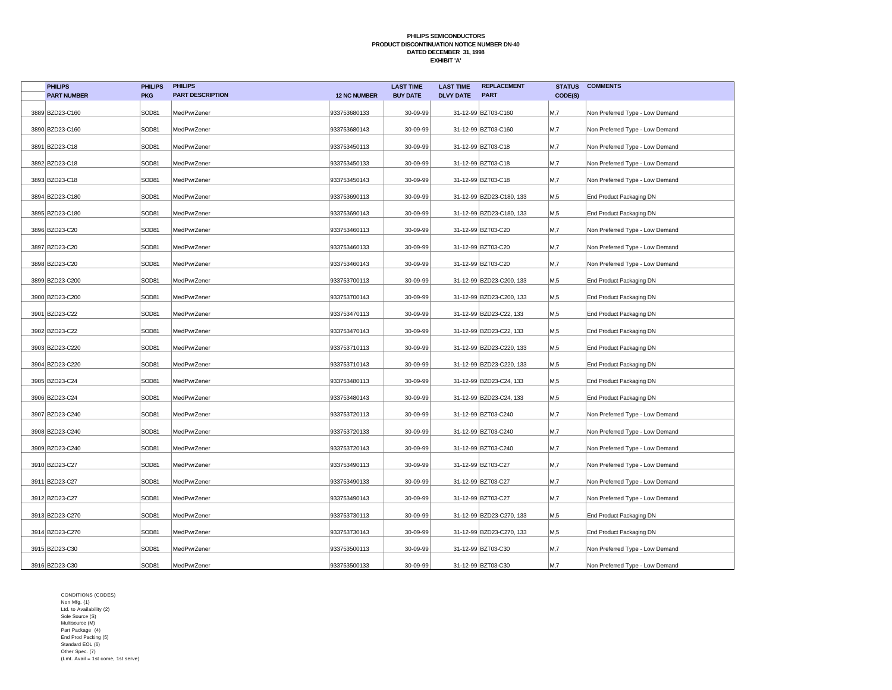**PHILIPS SEMICONDUCTORS**
**PRODUCT DISCONTINUATION NOTICE NUMBER DN-40**
**DATED DECEMBER 31, 1998**
**EXHIBIT 'A'**

| | PHILIPS PART NUMBER | PHILIPS PKG | PHILIPS PART DESCRIPTION | 12 NC NUMBER | LAST TIME BUY DATE | LAST TIME DLVY DATE | REPLACEMENT PART | STATUS CODE(S) | COMMENTS |
|---|---|---|---|---|---|---|---|---|---|
| 3889 | BZD23-C160 | SOD81 | MedPwrZener | 933753680133 | 30-09-99 | 31-12-99 | BZT03-C160 | M,7 | Non Preferred Type - Low Demand |
| 3890 | BZD23-C160 | SOD81 | MedPwrZener | 933753680143 | 30-09-99 | 31-12-99 | BZT03-C160 | M,7 | Non Preferred Type - Low Demand |
| 3891 | BZD23-C18 | SOD81 | MedPwrZener | 933753450113 | 30-09-99 | 31-12-99 | BZT03-C18 | M,7 | Non Preferred Type - Low Demand |
| 3892 | BZD23-C18 | SOD81 | MedPwrZener | 933753450133 | 30-09-99 | 31-12-99 | BZT03-C18 | M,7 | Non Preferred Type - Low Demand |
| 3893 | BZD23-C18 | SOD81 | MedPwrZener | 933753450143 | 30-09-99 | 31-12-99 | BZT03-C18 | M,7 | Non Preferred Type - Low Demand |
| 3894 | BZD23-C180 | SOD81 | MedPwrZener | 933753690113 | 30-09-99 | 31-12-99 | BZD23-C180, 133 | M,5 | End Product Packaging DN |
| 3895 | BZD23-C180 | SOD81 | MedPwrZener | 933753690143 | 30-09-99 | 31-12-99 | BZD23-C180, 133 | M,5 | End Product Packaging DN |
| 3896 | BZD23-C20 | SOD81 | MedPwrZener | 933753460113 | 30-09-99 | 31-12-99 | BZT03-C20 | M,7 | Non Preferred Type - Low Demand |
| 3897 | BZD23-C20 | SOD81 | MedPwrZener | 933753460133 | 30-09-99 | 31-12-99 | BZT03-C20 | M,7 | Non Preferred Type - Low Demand |
| 3898 | BZD23-C20 | SOD81 | MedPwrZener | 933753460143 | 30-09-99 | 31-12-99 | BZT03-C20 | M,7 | Non Preferred Type - Low Demand |
| 3899 | BZD23-C200 | SOD81 | MedPwrZener | 933753700113 | 30-09-99 | 31-12-99 | BZD23-C200, 133 | M,5 | End Product Packaging DN |
| 3900 | BZD23-C200 | SOD81 | MedPwrZener | 933753700143 | 30-09-99 | 31-12-99 | BZD23-C200, 133 | M,5 | End Product Packaging DN |
| 3901 | BZD23-C22 | SOD81 | MedPwrZener | 933753470113 | 30-09-99 | 31-12-99 | BZD23-C22, 133 | M,5 | End Product Packaging DN |
| 3902 | BZD23-C22 | SOD81 | MedPwrZener | 933753470143 | 30-09-99 | 31-12-99 | BZD23-C22, 133 | M,5 | End Product Packaging DN |
| 3903 | BZD23-C220 | SOD81 | MedPwrZener | 933753710113 | 30-09-99 | 31-12-99 | BZD23-C220, 133 | M,5 | End Product Packaging DN |
| 3904 | BZD23-C220 | SOD81 | MedPwrZener | 933753710143 | 30-09-99 | 31-12-99 | BZD23-C220, 133 | M,5 | End Product Packaging DN |
| 3905 | BZD23-C24 | SOD81 | MedPwrZener | 933753480113 | 30-09-99 | 31-12-99 | BZD23-C24, 133 | M,5 | End Product Packaging DN |
| 3906 | BZD23-C24 | SOD81 | MedPwrZener | 933753480143 | 30-09-99 | 31-12-99 | BZD23-C24, 133 | M,5 | End Product Packaging DN |
| 3907 | BZD23-C240 | SOD81 | MedPwrZener | 933753720113 | 30-09-99 | 31-12-99 | BZT03-C240 | M,7 | Non Preferred Type - Low Demand |
| 3908 | BZD23-C240 | SOD81 | MedPwrZener | 933753720133 | 30-09-99 | 31-12-99 | BZT03-C240 | M,7 | Non Preferred Type - Low Demand |
| 3909 | BZD23-C240 | SOD81 | MedPwrZener | 933753720143 | 30-09-99 | 31-12-99 | BZT03-C240 | M,7 | Non Preferred Type - Low Demand |
| 3910 | BZD23-C27 | SOD81 | MedPwrZener | 933753490113 | 30-09-99 | 31-12-99 | BZT03-C27 | M,7 | Non Preferred Type - Low Demand |
| 3911 | BZD23-C27 | SOD81 | MedPwrZener | 933753490133 | 30-09-99 | 31-12-99 | BZT03-C27 | M,7 | Non Preferred Type - Low Demand |
| 3912 | BZD23-C27 | SOD81 | MedPwrZener | 933753490143 | 30-09-99 | 31-12-99 | BZT03-C27 | M,7 | Non Preferred Type - Low Demand |
| 3913 | BZD23-C270 | SOD81 | MedPwrZener | 933753730113 | 30-09-99 | 31-12-99 | BZD23-C270, 133 | M,5 | End Product Packaging DN |
| 3914 | BZD23-C270 | SOD81 | MedPwrZener | 933753730143 | 30-09-99 | 31-12-99 | BZD23-C270, 133 | M,5 | End Product Packaging DN |
| 3915 | BZD23-C30 | SOD81 | MedPwrZener | 933753500113 | 30-09-99 | 31-12-99 | BZT03-C30 | M,7 | Non Preferred Type - Low Demand |
| 3916 | BZD23-C30 | SOD81 | MedPwrZener | 933753500133 | 30-09-99 | 31-12-99 | BZT03-C30 | M,7 | Non Preferred Type - Low Demand |

CONDITIONS (CODES)
Non Mfg. (1)
Ltd. to Availability (2)
Sole Source (S)
Multisource (M)
Part Package (4)
End Prod Packing (5)
Standard EOL (6)
Other Spec. (7)
(Lmt. Avail = 1st come, 1st serve)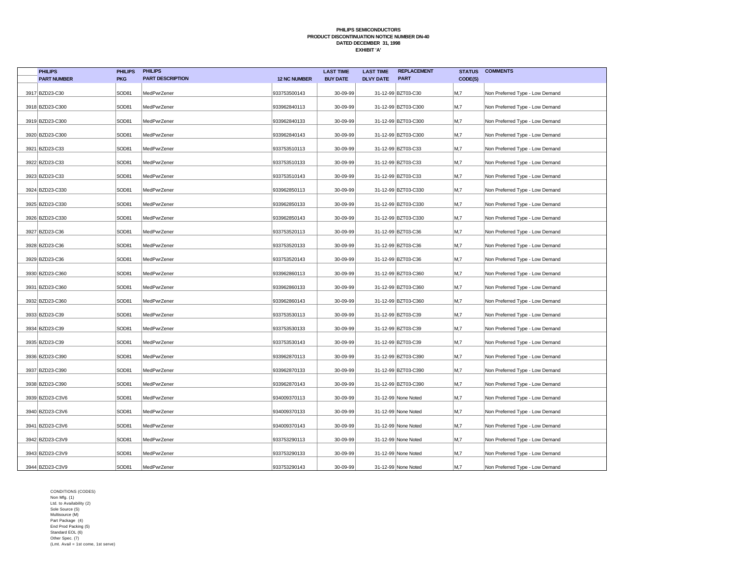**PHILIPS SEMICONDUCTORS**
**PRODUCT DISCONTINUATION NOTICE NUMBER DN-40**
**DATED DECEMBER 31, 1998**
**EXHIBIT 'A'**

| | PHILIPS PART NUMBER | PHILIPS PKG | PHILIPS PART DESCRIPTION | 12 NC NUMBER | LAST TIME BUY DATE | LAST TIME DLVY DATE | REPLACEMENT PART | STATUS CODE(S) | COMMENTS |
|---|---|---|---|---|---|---|---|---|---|
| 3917 | BZD23-C30 | SOD81 | MedPwrZener | 933753500143 | 30-09-99 | 31-12-99 | BZT03-C30 | M,7 | Non Preferred Type - Low Demand |
| 3918 | BZD23-C300 | SOD81 | MedPwrZener | 933962840113 | 30-09-99 | 31-12-99 | BZT03-C300 | M,7 | Non Preferred Type - Low Demand |
| 3919 | BZD23-C300 | SOD81 | MedPwrZener | 933962840133 | 30-09-99 | 31-12-99 | BZT03-C300 | M,7 | Non Preferred Type - Low Demand |
| 3920 | BZD23-C300 | SOD81 | MedPwrZener | 933962840143 | 30-09-99 | 31-12-99 | BZT03-C300 | M,7 | Non Preferred Type - Low Demand |
| 3921 | BZD23-C33 | SOD81 | MedPwrZener | 933753510113 | 30-09-99 | 31-12-99 | BZT03-C33 | M,7 | Non Preferred Type - Low Demand |
| 3922 | BZD23-C33 | SOD81 | MedPwrZener | 933753510133 | 30-09-99 | 31-12-99 | BZT03-C33 | M,7 | Non Preferred Type - Low Demand |
| 3923 | BZD23-C33 | SOD81 | MedPwrZener | 933753510143 | 30-09-99 | 31-12-99 | BZT03-C33 | M,7 | Non Preferred Type - Low Demand |
| 3924 | BZD23-C330 | SOD81 | MedPwrZener | 933962850113 | 30-09-99 | 31-12-99 | BZT03-C330 | M,7 | Non Preferred Type - Low Demand |
| 3925 | BZD23-C330 | SOD81 | MedPwrZener | 933962850133 | 30-09-99 | 31-12-99 | BZT03-C330 | M,7 | Non Preferred Type - Low Demand |
| 3926 | BZD23-C330 | SOD81 | MedPwrZener | 933962850143 | 30-09-99 | 31-12-99 | BZT03-C330 | M,7 | Non Preferred Type - Low Demand |
| 3927 | BZD23-C36 | SOD81 | MedPwrZener | 933753520113 | 30-09-99 | 31-12-99 | BZT03-C36 | M,7 | Non Preferred Type - Low Demand |
| 3928 | BZD23-C36 | SOD81 | MedPwrZener | 933753520133 | 30-09-99 | 31-12-99 | BZT03-C36 | M,7 | Non Preferred Type - Low Demand |
| 3929 | BZD23-C36 | SOD81 | MedPwrZener | 933753520143 | 30-09-99 | 31-12-99 | BZT03-C36 | M,7 | Non Preferred Type - Low Demand |
| 3930 | BZD23-C360 | SOD81 | MedPwrZener | 933962860113 | 30-09-99 | 31-12-99 | BZT03-C360 | M,7 | Non Preferred Type - Low Demand |
| 3931 | BZD23-C360 | SOD81 | MedPwrZener | 933962860133 | 30-09-99 | 31-12-99 | BZT03-C360 | M,7 | Non Preferred Type - Low Demand |
| 3932 | BZD23-C360 | SOD81 | MedPwrZener | 933962860143 | 30-09-99 | 31-12-99 | BZT03-C360 | M,7 | Non Preferred Type - Low Demand |
| 3933 | BZD23-C39 | SOD81 | MedPwrZener | 933753530113 | 30-09-99 | 31-12-99 | BZT03-C39 | M,7 | Non Preferred Type - Low Demand |
| 3934 | BZD23-C39 | SOD81 | MedPwrZener | 933753530133 | 30-09-99 | 31-12-99 | BZT03-C39 | M,7 | Non Preferred Type - Low Demand |
| 3935 | BZD23-C39 | SOD81 | MedPwrZener | 933753530143 | 30-09-99 | 31-12-99 | BZT03-C39 | M,7 | Non Preferred Type - Low Demand |
| 3936 | BZD23-C390 | SOD81 | MedPwrZener | 933962870113 | 30-09-99 | 31-12-99 | BZT03-C390 | M,7 | Non Preferred Type - Low Demand |
| 3937 | BZD23-C390 | SOD81 | MedPwrZener | 933962870133 | 30-09-99 | 31-12-99 | BZT03-C390 | M,7 | Non Preferred Type - Low Demand |
| 3938 | BZD23-C390 | SOD81 | MedPwrZener | 933962870143 | 30-09-99 | 31-12-99 | BZT03-C390 | M,7 | Non Preferred Type - Low Demand |
| 3939 | BZD23-C3V6 | SOD81 | MedPwrZener | 934009370113 | 30-09-99 | 31-12-99 | None Noted | M,7 | Non Preferred Type - Low Demand |
| 3940 | BZD23-C3V6 | SOD81 | MedPwrZener | 934009370133 | 30-09-99 | 31-12-99 | None Noted | M,7 | Non Preferred Type - Low Demand |
| 3941 | BZD23-C3V6 | SOD81 | MedPwrZener | 934009370143 | 30-09-99 | 31-12-99 | None Noted | M,7 | Non Preferred Type - Low Demand |
| 3942 | BZD23-C3V9 | SOD81 | MedPwrZener | 933753290113 | 30-09-99 | 31-12-99 | None Noted | M,7 | Non Preferred Type - Low Demand |
| 3943 | BZD23-C3V9 | SOD81 | MedPwrZener | 933753290133 | 30-09-99 | 31-12-99 | None Noted | M,7 | Non Preferred Type - Low Demand |
| 3944 | BZD23-C3V9 | SOD81 | MedPwrZener | 933753290143 | 30-09-99 | 31-12-99 | None Noted | M,7 | Non Preferred Type - Low Demand |

CONDITIONS (CODES)
Non Mfg. (1)
Ltd. to Availability (2)
Sole Source (S)
Multisource (M)
Part Package (4)
End Prod Packing (5)
Standard EOL (6)
Other Spec. (7)
(Lmt. Avail = 1st come, 1st serve)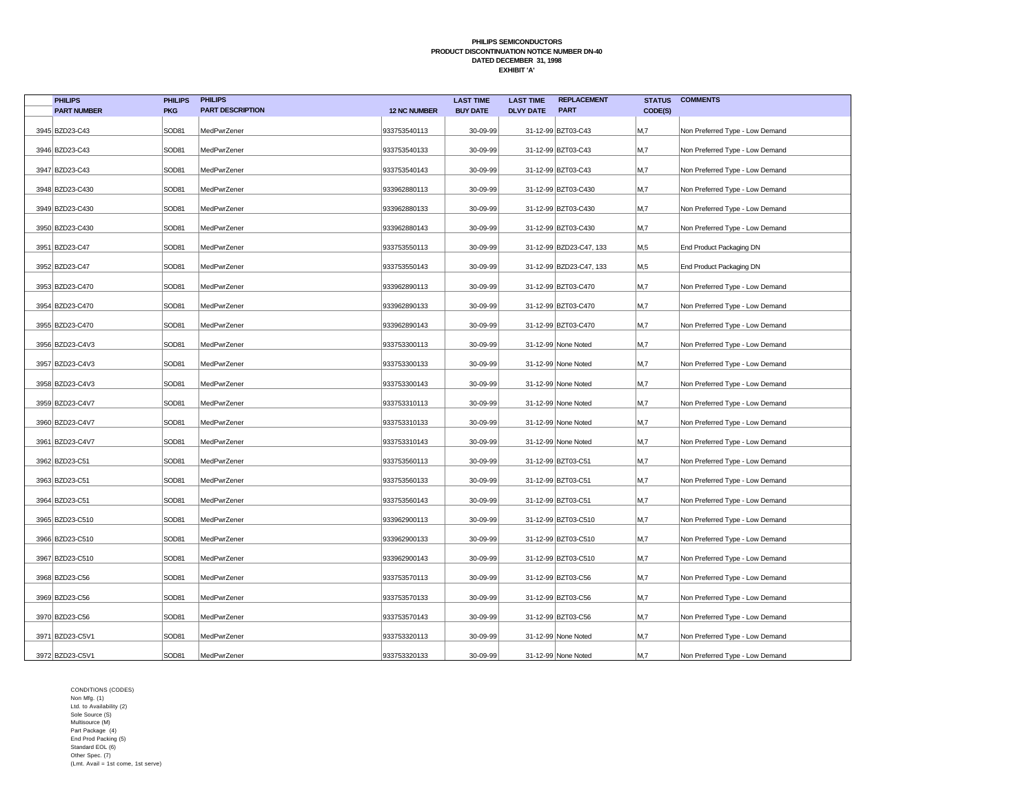**PHILIPS SEMICONDUCTORS**
**PRODUCT DISCONTINUATION NOTICE NUMBER DN-40**
**DATED DECEMBER 31, 1998**
**EXHIBIT 'A'**

| | PHILIPS PART NUMBER | PHILIPS PKG | PHILIPS PART DESCRIPTION | 12 NC NUMBER | LAST TIME BUY DATE | LAST TIME DLVY DATE | REPLACEMENT PART | STATUS CODE(S) | COMMENTS |
|---|---|---|---|---|---|---|---|---|---|
| 3945 | BZD23-C43 | SOD81 | MedPwrZener | 933753540113 | 30-09-99 | 31-12-99 | BZT03-C43 | M,7 | Non Preferred Type - Low Demand |
| 3946 | BZD23-C43 | SOD81 | MedPwrZener | 933753540133 | 30-09-99 | 31-12-99 | BZT03-C43 | M,7 | Non Preferred Type - Low Demand |
| 3947 | BZD23-C43 | SOD81 | MedPwrZener | 933753540143 | 30-09-99 | 31-12-99 | BZT03-C43 | M,7 | Non Preferred Type - Low Demand |
| 3948 | BZD23-C430 | SOD81 | MedPwrZener | 933962880113 | 30-09-99 | 31-12-99 | BZT03-C430 | M,7 | Non Preferred Type - Low Demand |
| 3949 | BZD23-C430 | SOD81 | MedPwrZener | 933962880133 | 30-09-99 | 31-12-99 | BZT03-C430 | M,7 | Non Preferred Type - Low Demand |
| 3950 | BZD23-C430 | SOD81 | MedPwrZener | 933962880143 | 30-09-99 | 31-12-99 | BZT03-C430 | M,7 | Non Preferred Type - Low Demand |
| 3951 | BZD23-C47 | SOD81 | MedPwrZener | 933753550113 | 30-09-99 | 31-12-99 | BZD23-C47, 133 | M,5 | End Product Packaging DN |
| 3952 | BZD23-C47 | SOD81 | MedPwrZener | 933753550143 | 30-09-99 | 31-12-99 | BZD23-C47, 133 | M,5 | End Product Packaging DN |
| 3953 | BZD23-C470 | SOD81 | MedPwrZener | 933962890113 | 30-09-99 | 31-12-99 | BZT03-C470 | M,7 | Non Preferred Type - Low Demand |
| 3954 | BZD23-C470 | SOD81 | MedPwrZener | 933962890133 | 30-09-99 | 31-12-99 | BZT03-C470 | M,7 | Non Preferred Type - Low Demand |
| 3955 | BZD23-C470 | SOD81 | MedPwrZener | 933962890143 | 30-09-99 | 31-12-99 | BZT03-C470 | M,7 | Non Preferred Type - Low Demand |
| 3956 | BZD23-C4V3 | SOD81 | MedPwrZener | 933753300113 | 30-09-99 | 31-12-99 | None Noted | M,7 | Non Preferred Type - Low Demand |
| 3957 | BZD23-C4V3 | SOD81 | MedPwrZener | 933753300133 | 30-09-99 | 31-12-99 | None Noted | M,7 | Non Preferred Type - Low Demand |
| 3958 | BZD23-C4V3 | SOD81 | MedPwrZener | 933753300143 | 30-09-99 | 31-12-99 | None Noted | M,7 | Non Preferred Type - Low Demand |
| 3959 | BZD23-C4V7 | SOD81 | MedPwrZener | 933753310113 | 30-09-99 | 31-12-99 | None Noted | M,7 | Non Preferred Type - Low Demand |
| 3960 | BZD23-C4V7 | SOD81 | MedPwrZener | 933753310133 | 30-09-99 | 31-12-99 | None Noted | M,7 | Non Preferred Type - Low Demand |
| 3961 | BZD23-C4V7 | SOD81 | MedPwrZener | 933753310143 | 30-09-99 | 31-12-99 | None Noted | M,7 | Non Preferred Type - Low Demand |
| 3962 | BZD23-C51 | SOD81 | MedPwrZener | 933753560113 | 30-09-99 | 31-12-99 | BZT03-C51 | M,7 | Non Preferred Type - Low Demand |
| 3963 | BZD23-C51 | SOD81 | MedPwrZener | 933753560133 | 30-09-99 | 31-12-99 | BZT03-C51 | M,7 | Non Preferred Type - Low Demand |
| 3964 | BZD23-C51 | SOD81 | MedPwrZener | 933753560143 | 30-09-99 | 31-12-99 | BZT03-C51 | M,7 | Non Preferred Type - Low Demand |
| 3965 | BZD23-C510 | SOD81 | MedPwrZener | 933962900113 | 30-09-99 | 31-12-99 | BZT03-C510 | M,7 | Non Preferred Type - Low Demand |
| 3966 | BZD23-C510 | SOD81 | MedPwrZener | 933962900133 | 30-09-99 | 31-12-99 | BZT03-C510 | M,7 | Non Preferred Type - Low Demand |
| 3967 | BZD23-C510 | SOD81 | MedPwrZener | 933962900143 | 30-09-99 | 31-12-99 | BZT03-C510 | M,7 | Non Preferred Type - Low Demand |
| 3968 | BZD23-C56 | SOD81 | MedPwrZener | 933753570113 | 30-09-99 | 31-12-99 | BZT03-C56 | M,7 | Non Preferred Type - Low Demand |
| 3969 | BZD23-C56 | SOD81 | MedPwrZener | 933753570133 | 30-09-99 | 31-12-99 | BZT03-C56 | M,7 | Non Preferred Type - Low Demand |
| 3970 | BZD23-C56 | SOD81 | MedPwrZener | 933753570143 | 30-09-99 | 31-12-99 | BZT03-C56 | M,7 | Non Preferred Type - Low Demand |
| 3971 | BZD23-C5V1 | SOD81 | MedPwrZener | 933753320113 | 30-09-99 | 31-12-99 | None Noted | M,7 | Non Preferred Type - Low Demand |
| 3972 | BZD23-C5V1 | SOD81 | MedPwrZener | 933753320133 | 30-09-99 | 31-12-99 | None Noted | M,7 | Non Preferred Type - Low Demand |

CONDITIONS (CODES)
Non Mfg. (1)
Ltd. to Availability (2)
Sole Source (S)
Multisource (M)
Part Package (4)
End Prod Packing (5)
Standard EOL (6)
Other Spec. (7)
(Lmt. Avail = 1st come, 1st serve)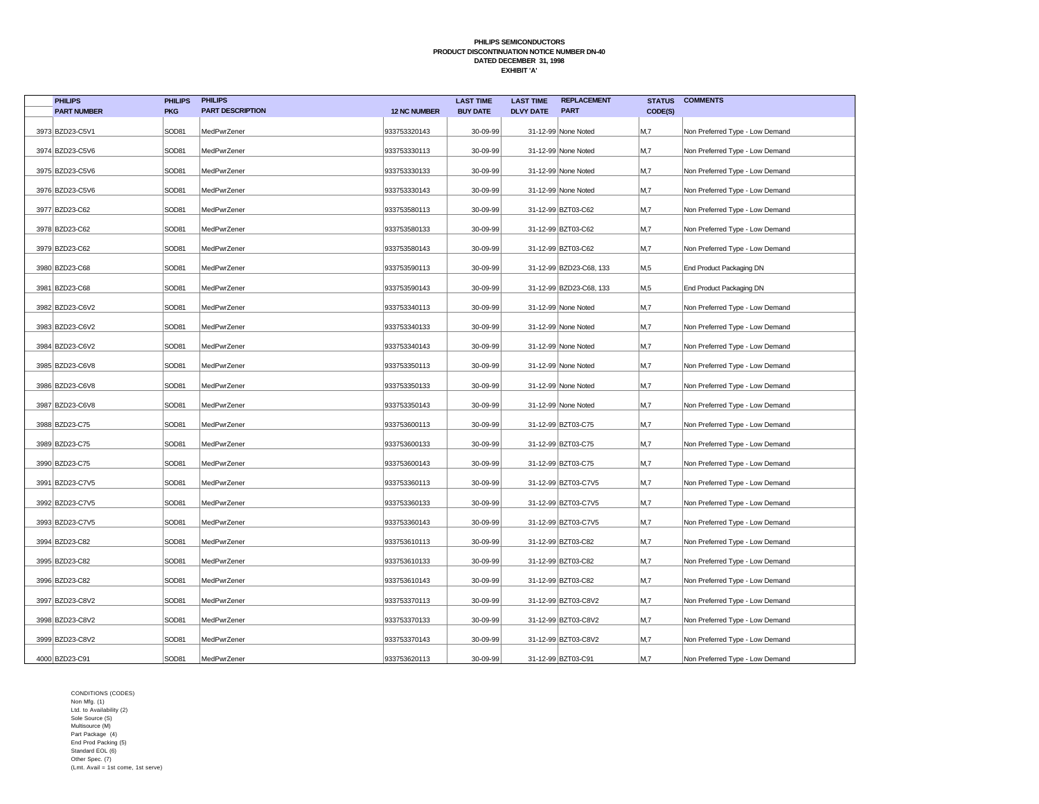**PHILIPS SEMICONDUCTORS**
**PRODUCT DISCONTINUATION NOTICE NUMBER DN-40**
**DATED DECEMBER 31, 1998**
**EXHIBIT 'A'**

| | PHILIPS PART NUMBER | PHILIPS PKG | PHILIPS PART DESCRIPTION | 12 NC NUMBER | LAST TIME BUY DATE | LAST TIME DLVY DATE | REPLACEMENT PART | STATUS CODE(S) | COMMENTS |
|---|---|---|---|---|---|---|---|---|---|
| 3973 | BZD23-C5V1 | SOD81 | MedPwrZener | 933753320143 | 30-09-99 | 31-12-99 | None Noted | M,7 | Non Preferred Type - Low Demand |
| 3974 | BZD23-C5V6 | SOD81 | MedPwrZener | 933753330113 | 30-09-99 | 31-12-99 | None Noted | M,7 | Non Preferred Type - Low Demand |
| 3975 | BZD23-C5V6 | SOD81 | MedPwrZener | 933753330133 | 30-09-99 | 31-12-99 | None Noted | M,7 | Non Preferred Type - Low Demand |
| 3976 | BZD23-C5V6 | SOD81 | MedPwrZener | 933753330143 | 30-09-99 | 31-12-99 | None Noted | M,7 | Non Preferred Type - Low Demand |
| 3977 | BZD23-C62 | SOD81 | MedPwrZener | 933753580113 | 30-09-99 | 31-12-99 | BZT03-C62 | M,7 | Non Preferred Type - Low Demand |
| 3978 | BZD23-C62 | SOD81 | MedPwrZener | 933753580133 | 30-09-99 | 31-12-99 | BZT03-C62 | M,7 | Non Preferred Type - Low Demand |
| 3979 | BZD23-C62 | SOD81 | MedPwrZener | 933753580143 | 30-09-99 | 31-12-99 | BZT03-C62 | M,7 | Non Preferred Type - Low Demand |
| 3980 | BZD23-C68 | SOD81 | MedPwrZener | 933753590113 | 30-09-99 | 31-12-99 | BZD23-C68, 133 | M,5 | End Product Packaging DN |
| 3981 | BZD23-C68 | SOD81 | MedPwrZener | 933753590143 | 30-09-99 | 31-12-99 | BZD23-C68, 133 | M,5 | End Product Packaging DN |
| 3982 | BZD23-C6V2 | SOD81 | MedPwrZener | 933753340113 | 30-09-99 | 31-12-99 | None Noted | M,7 | Non Preferred Type - Low Demand |
| 3983 | BZD23-C6V2 | SOD81 | MedPwrZener | 933753340133 | 30-09-99 | 31-12-99 | None Noted | M,7 | Non Preferred Type - Low Demand |
| 3984 | BZD23-C6V2 | SOD81 | MedPwrZener | 933753340143 | 30-09-99 | 31-12-99 | None Noted | M,7 | Non Preferred Type - Low Demand |
| 3985 | BZD23-C6V8 | SOD81 | MedPwrZener | 933753350113 | 30-09-99 | 31-12-99 | None Noted | M,7 | Non Preferred Type - Low Demand |
| 3986 | BZD23-C6V8 | SOD81 | MedPwrZener | 933753350133 | 30-09-99 | 31-12-99 | None Noted | M,7 | Non Preferred Type - Low Demand |
| 3987 | BZD23-C6V8 | SOD81 | MedPwrZener | 933753350143 | 30-09-99 | 31-12-99 | None Noted | M,7 | Non Preferred Type - Low Demand |
| 3988 | BZD23-C75 | SOD81 | MedPwrZener | 933753600113 | 30-09-99 | 31-12-99 | BZT03-C75 | M,7 | Non Preferred Type - Low Demand |
| 3989 | BZD23-C75 | SOD81 | MedPwrZener | 933753600133 | 30-09-99 | 31-12-99 | BZT03-C75 | M,7 | Non Preferred Type - Low Demand |
| 3990 | BZD23-C75 | SOD81 | MedPwrZener | 933753600143 | 30-09-99 | 31-12-99 | BZT03-C75 | M,7 | Non Preferred Type - Low Demand |
| 3991 | BZD23-C7V5 | SOD81 | MedPwrZener | 933753360113 | 30-09-99 | 31-12-99 | BZT03-C7V5 | M,7 | Non Preferred Type - Low Demand |
| 3992 | BZD23-C7V5 | SOD81 | MedPwrZener | 933753360133 | 30-09-99 | 31-12-99 | BZT03-C7V5 | M,7 | Non Preferred Type - Low Demand |
| 3993 | BZD23-C7V5 | SOD81 | MedPwrZener | 933753360143 | 30-09-99 | 31-12-99 | BZT03-C7V5 | M,7 | Non Preferred Type - Low Demand |
| 3994 | BZD23-C82 | SOD81 | MedPwrZener | 933753610113 | 30-09-99 | 31-12-99 | BZT03-C82 | M,7 | Non Preferred Type - Low Demand |
| 3995 | BZD23-C82 | SOD81 | MedPwrZener | 933753610133 | 30-09-99 | 31-12-99 | BZT03-C82 | M,7 | Non Preferred Type - Low Demand |
| 3996 | BZD23-C82 | SOD81 | MedPwrZener | 933753610143 | 30-09-99 | 31-12-99 | BZT03-C82 | M,7 | Non Preferred Type - Low Demand |
| 3997 | BZD23-C8V2 | SOD81 | MedPwrZener | 933753370113 | 30-09-99 | 31-12-99 | BZT03-C8V2 | M,7 | Non Preferred Type - Low Demand |
| 3998 | BZD23-C8V2 | SOD81 | MedPwrZener | 933753370133 | 30-09-99 | 31-12-99 | BZT03-C8V2 | M,7 | Non Preferred Type - Low Demand |
| 3999 | BZD23-C8V2 | SOD81 | MedPwrZener | 933753370143 | 30-09-99 | 31-12-99 | BZT03-C8V2 | M,7 | Non Preferred Type - Low Demand |
| 4000 | BZD23-C91 | SOD81 | MedPwrZener | 933753620113 | 30-09-99 | 31-12-99 | BZT03-C91 | M,7 | Non Preferred Type - Low Demand |

CONDITIONS (CODES)
Non Mfg. (1)
Ltd. to Availability (2)
Sole Source (S)
Multisource (M)
Part Package (4)
End Prod Packing (5)
Standard EOL (6)
Other Spec. (7)
(Lmt. Avail = 1st come, 1st serve)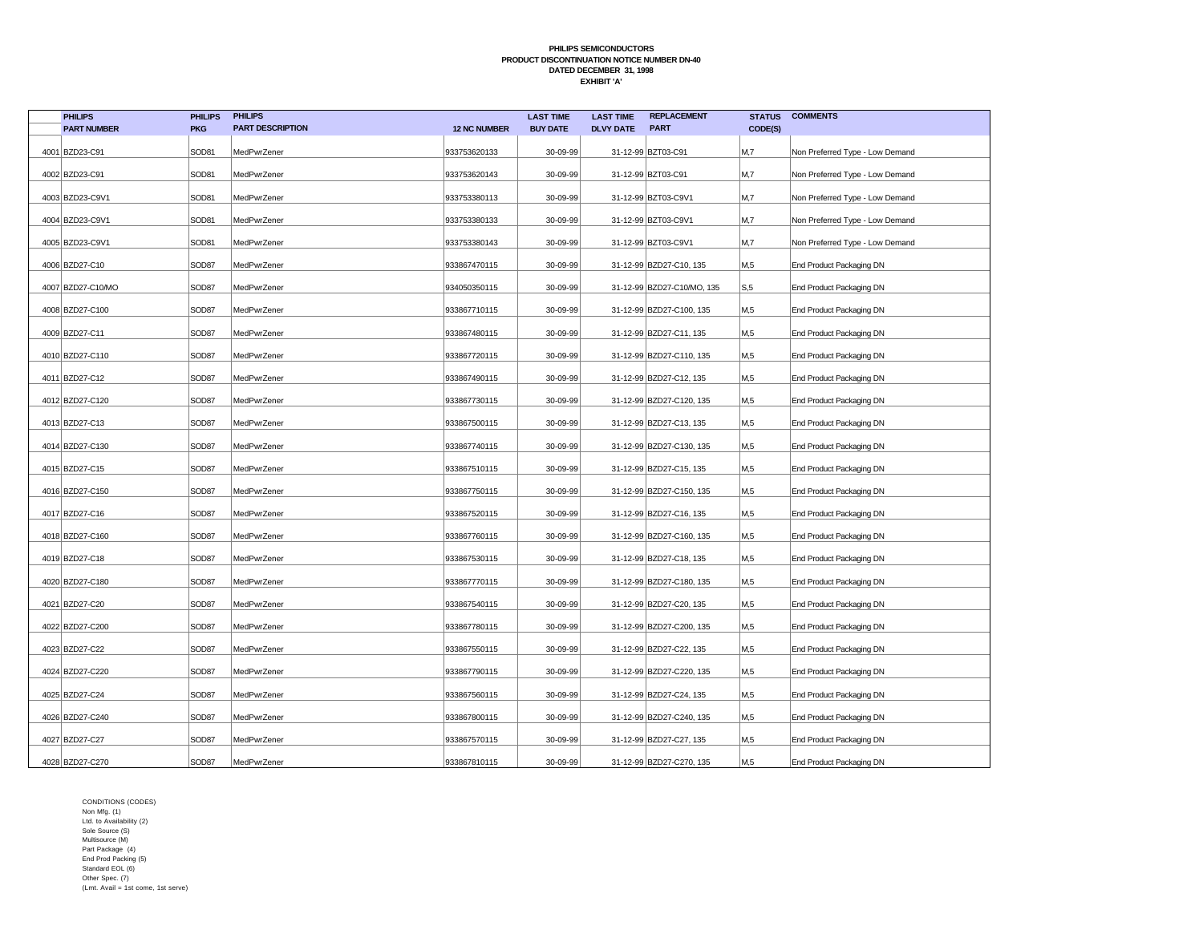**PHILIPS SEMICONDUCTORS**
**PRODUCT DISCONTINUATION NOTICE NUMBER DN-40**
**DATED DECEMBER 31, 1998**
**EXHIBIT 'A'**

| | PHILIPS PART NUMBER | PHILIPS PKG | PHILIPS PART DESCRIPTION | 12 NC NUMBER | LAST TIME BUY DATE | LAST TIME DLVY DATE | REPLACEMENT PART | STATUS CODE(S) | COMMENTS |
|---|---|---|---|---|---|---|---|---|---|
| 4001 | BZD23-C91 | SOD81 | MedPwrZener | 933753620133 | 30-09-99 | 31-12-99 | BZT03-C91 | M,7 | Non Preferred Type - Low Demand |
| 4002 | BZD23-C91 | SOD81 | MedPwrZener | 933753620143 | 30-09-99 | 31-12-99 | BZT03-C91 | M,7 | Non Preferred Type - Low Demand |
| 4003 | BZD23-C9V1 | SOD81 | MedPwrZener | 933753380113 | 30-09-99 | 31-12-99 | BZT03-C9V1 | M,7 | Non Preferred Type - Low Demand |
| 4004 | BZD23-C9V1 | SOD81 | MedPwrZener | 933753380133 | 30-09-99 | 31-12-99 | BZT03-C9V1 | M,7 | Non Preferred Type - Low Demand |
| 4005 | BZD23-C9V1 | SOD81 | MedPwrZener | 933753380143 | 30-09-99 | 31-12-99 | BZT03-C9V1 | M,7 | Non Preferred Type - Low Demand |
| 4006 | BZD27-C10 | SOD87 | MedPwrZener | 933867470115 | 30-09-99 | 31-12-99 | BZD27-C10, 135 | M,5 | End Product Packaging DN |
| 4007 | BZD27-C10/MO | SOD87 | MedPwrZener | 934050350115 | 30-09-99 | 31-12-99 | BZD27-C10/MO, 135 | S,5 | End Product Packaging DN |
| 4008 | BZD27-C100 | SOD87 | MedPwrZener | 933867710115 | 30-09-99 | 31-12-99 | BZD27-C100, 135 | M,5 | End Product Packaging DN |
| 4009 | BZD27-C11 | SOD87 | MedPwrZener | 933867480115 | 30-09-99 | 31-12-99 | BZD27-C11, 135 | M,5 | End Product Packaging DN |
| 4010 | BZD27-C110 | SOD87 | MedPwrZener | 933867720115 | 30-09-99 | 31-12-99 | BZD27-C110, 135 | M,5 | End Product Packaging DN |
| 4011 | BZD27-C12 | SOD87 | MedPwrZener | 933867490115 | 30-09-99 | 31-12-99 | BZD27-C12, 135 | M,5 | End Product Packaging DN |
| 4012 | BZD27-C120 | SOD87 | MedPwrZener | 933867730115 | 30-09-99 | 31-12-99 | BZD27-C120, 135 | M,5 | End Product Packaging DN |
| 4013 | BZD27-C13 | SOD87 | MedPwrZener | 933867500115 | 30-09-99 | 31-12-99 | BZD27-C13, 135 | M,5 | End Product Packaging DN |
| 4014 | BZD27-C130 | SOD87 | MedPwrZener | 933867740115 | 30-09-99 | 31-12-99 | BZD27-C130, 135 | M,5 | End Product Packaging DN |
| 4015 | BZD27-C15 | SOD87 | MedPwrZener | 933867510115 | 30-09-99 | 31-12-99 | BZD27-C15, 135 | M,5 | End Product Packaging DN |
| 4016 | BZD27-C150 | SOD87 | MedPwrZener | 933867750115 | 30-09-99 | 31-12-99 | BZD27-C150, 135 | M,5 | End Product Packaging DN |
| 4017 | BZD27-C16 | SOD87 | MedPwrZener | 933867520115 | 30-09-99 | 31-12-99 | BZD27-C16, 135 | M,5 | End Product Packaging DN |
| 4018 | BZD27-C160 | SOD87 | MedPwrZener | 933867760115 | 30-09-99 | 31-12-99 | BZD27-C160, 135 | M,5 | End Product Packaging DN |
| 4019 | BZD27-C18 | SOD87 | MedPwrZener | 933867530115 | 30-09-99 | 31-12-99 | BZD27-C18, 135 | M,5 | End Product Packaging DN |
| 4020 | BZD27-C180 | SOD87 | MedPwrZener | 933867770115 | 30-09-99 | 31-12-99 | BZD27-C180, 135 | M,5 | End Product Packaging DN |
| 4021 | BZD27-C20 | SOD87 | MedPwrZener | 933867540115 | 30-09-99 | 31-12-99 | BZD27-C20, 135 | M,5 | End Product Packaging DN |
| 4022 | BZD27-C200 | SOD87 | MedPwrZener | 933867780115 | 30-09-99 | 31-12-99 | BZD27-C200, 135 | M,5 | End Product Packaging DN |
| 4023 | BZD27-C22 | SOD87 | MedPwrZener | 933867550115 | 30-09-99 | 31-12-99 | BZD27-C22, 135 | M,5 | End Product Packaging DN |
| 4024 | BZD27-C220 | SOD87 | MedPwrZener | 933867790115 | 30-09-99 | 31-12-99 | BZD27-C220, 135 | M,5 | End Product Packaging DN |
| 4025 | BZD27-C24 | SOD87 | MedPwrZener | 933867560115 | 30-09-99 | 31-12-99 | BZD27-C24, 135 | M,5 | End Product Packaging DN |
| 4026 | BZD27-C240 | SOD87 | MedPwrZener | 933867800115 | 30-09-99 | 31-12-99 | BZD27-C240, 135 | M,5 | End Product Packaging DN |
| 4027 | BZD27-C27 | SOD87 | MedPwrZener | 933867570115 | 30-09-99 | 31-12-99 | BZD27-C27, 135 | M,5 | End Product Packaging DN |
| 4028 | BZD27-C270 | SOD87 | MedPwrZener | 933867810115 | 30-09-99 | 31-12-99 | BZD27-C270, 135 | M,5 | End Product Packaging DN |

CONDITIONS (CODES)
Non Mfg. (1)
Ltd. to Availability (2)
Sole Source (S)
Multisource (M)
Part Package (4)
End Prod Packing (5)
Standard EOL (6)
Other Spec. (7)
(Lmt. Avail = 1st come, 1st serve)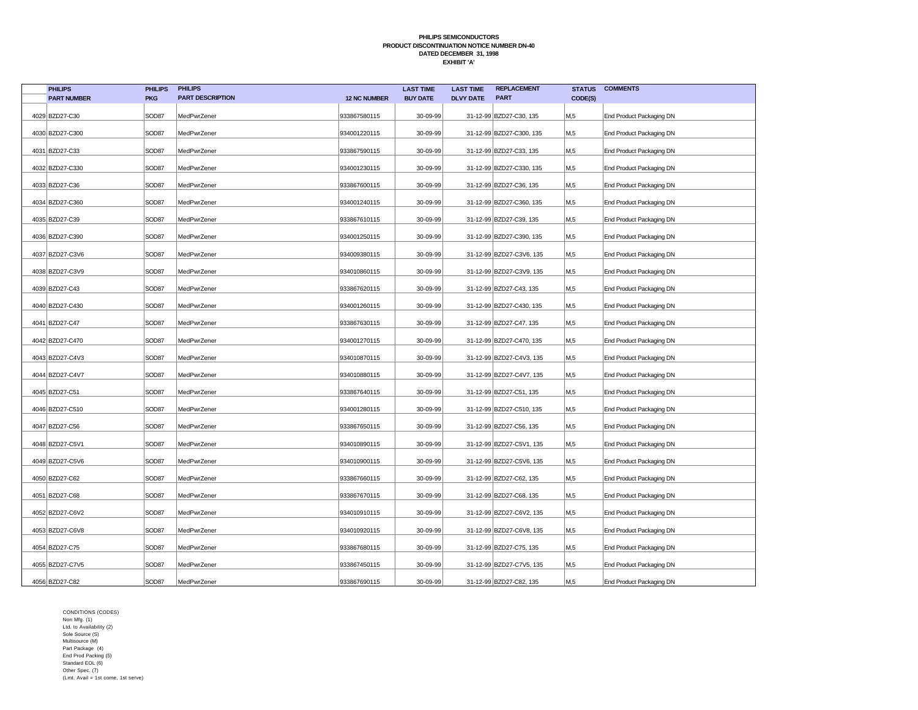**PHILIPS SEMICONDUCTORS**
**PRODUCT DISCONTINUATION NOTICE NUMBER DN-40**
**DATED DECEMBER 31, 1998**
**EXHIBIT 'A'**

| | PHILIPS PART NUMBER | PHILIPS PKG | PHILIPS PART DESCRIPTION | 12 NC NUMBER | LAST TIME BUY DATE | LAST TIME DLVY DATE | REPLACEMENT PART | STATUS CODE(S) | COMMENTS |
|---|---|---|---|---|---|---|---|---|---|
| 4029 | BZD27-C30 | SOD87 | MedPwrZener | 933867580115 | 30-09-99 | 31-12-99 | BZD27-C30, 135 | M,5 | End Product Packaging DN |
| 4030 | BZD27-C300 | SOD87 | MedPwrZener | 934001220115 | 30-09-99 | 31-12-99 | BZD27-C300, 135 | M,5 | End Product Packaging DN |
| 4031 | BZD27-C33 | SOD87 | MedPwrZener | 933867590115 | 30-09-99 | 31-12-99 | BZD27-C33, 135 | M,5 | End Product Packaging DN |
| 4032 | BZD27-C330 | SOD87 | MedPwrZener | 934001230115 | 30-09-99 | 31-12-99 | BZD27-C330, 135 | M,5 | End Product Packaging DN |
| 4033 | BZD27-C36 | SOD87 | MedPwrZener | 933867600115 | 30-09-99 | 31-12-99 | BZD27-C36, 135 | M,5 | End Product Packaging DN |
| 4034 | BZD27-C360 | SOD87 | MedPwrZener | 934001240115 | 30-09-99 | 31-12-99 | BZD27-C360, 135 | M,5 | End Product Packaging DN |
| 4035 | BZD27-C39 | SOD87 | MedPwrZener | 933867610115 | 30-09-99 | 31-12-99 | BZD27-C39, 135 | M,5 | End Product Packaging DN |
| 4036 | BZD27-C390 | SOD87 | MedPwrZener | 934001250115 | 30-09-99 | 31-12-99 | BZD27-C390, 135 | M,5 | End Product Packaging DN |
| 4037 | BZD27-C3V6 | SOD87 | MedPwrZener | 934009380115 | 30-09-99 | 31-12-99 | BZD27-C3V6, 135 | M,5 | End Product Packaging DN |
| 4038 | BZD27-C3V9 | SOD87 | MedPwrZener | 934010860115 | 30-09-99 | 31-12-99 | BZD27-C3V9, 135 | M,5 | End Product Packaging DN |
| 4039 | BZD27-C43 | SOD87 | MedPwrZener | 933867620115 | 30-09-99 | 31-12-99 | BZD27-C43, 135 | M,5 | End Product Packaging DN |
| 4040 | BZD27-C430 | SOD87 | MedPwrZener | 934001260115 | 30-09-99 | 31-12-99 | BZD27-C430, 135 | M,5 | End Product Packaging DN |
| 4041 | BZD27-C47 | SOD87 | MedPwrZener | 933867630115 | 30-09-99 | 31-12-99 | BZD27-C47, 135 | M,5 | End Product Packaging DN |
| 4042 | BZD27-C470 | SOD87 | MedPwrZener | 934001270115 | 30-09-99 | 31-12-99 | BZD27-C470, 135 | M,5 | End Product Packaging DN |
| 4043 | BZD27-C4V3 | SOD87 | MedPwrZener | 934010870115 | 30-09-99 | 31-12-99 | BZD27-C4V3, 135 | M,5 | End Product Packaging DN |
| 4044 | BZD27-C4V7 | SOD87 | MedPwrZener | 934010880115 | 30-09-99 | 31-12-99 | BZD27-C4V7, 135 | M,5 | End Product Packaging DN |
| 4045 | BZD27-C51 | SOD87 | MedPwrZener | 933867640115 | 30-09-99 | 31-12-99 | BZD27-C51, 135 | M,5 | End Product Packaging DN |
| 4046 | BZD27-C510 | SOD87 | MedPwrZener | 934001280115 | 30-09-99 | 31-12-99 | BZD27-C510, 135 | M,5 | End Product Packaging DN |
| 4047 | BZD27-C56 | SOD87 | MedPwrZener | 933867650115 | 30-09-99 | 31-12-99 | BZD27-C56, 135 | M,5 | End Product Packaging DN |
| 4048 | BZD27-C5V1 | SOD87 | MedPwrZener | 934010890115 | 30-09-99 | 31-12-99 | BZD27-C5V1, 135 | M,5 | End Product Packaging DN |
| 4049 | BZD27-C5V6 | SOD87 | MedPwrZener | 934010900115 | 30-09-99 | 31-12-99 | BZD27-C5V6, 135 | M,5 | End Product Packaging DN |
| 4050 | BZD27-C62 | SOD87 | MedPwrZener | 933867660115 | 30-09-99 | 31-12-99 | BZD27-C62, 135 | M,5 | End Product Packaging DN |
| 4051 | BZD27-C68 | SOD87 | MedPwrZener | 933867670115 | 30-09-99 | 31-12-99 | BZD27-C68, 135 | M,5 | End Product Packaging DN |
| 4052 | BZD27-C6V2 | SOD87 | MedPwrZener | 934010910115 | 30-09-99 | 31-12-99 | BZD27-C6V2, 135 | M,5 | End Product Packaging DN |
| 4053 | BZD27-C6V8 | SOD87 | MedPwrZener | 934010920115 | 30-09-99 | 31-12-99 | BZD27-C6V8, 135 | M,5 | End Product Packaging DN |
| 4054 | BZD27-C75 | SOD87 | MedPwrZener | 933867680115 | 30-09-99 | 31-12-99 | BZD27-C75, 135 | M,5 | End Product Packaging DN |
| 4055 | BZD27-C7V5 | SOD87 | MedPwrZener | 933867450115 | 30-09-99 | 31-12-99 | BZD27-C7V5, 135 | M,5 | End Product Packaging DN |
| 4056 | BZD27-C82 | SOD87 | MedPwrZener | 933867690115 | 30-09-99 | 31-12-99 | BZD27-C82, 135 | M,5 | End Product Packaging DN |

CONDITIONS (CODES)
Non Mfg. (1)
Ltd. to Availability (2)
Sole Source (S)
Multisource (M)
Part Package (4)
End Prod Packing (5)
Standard EOL (6)
Other Spec. (7)
(Lmt. Avail = 1st come, 1st serve)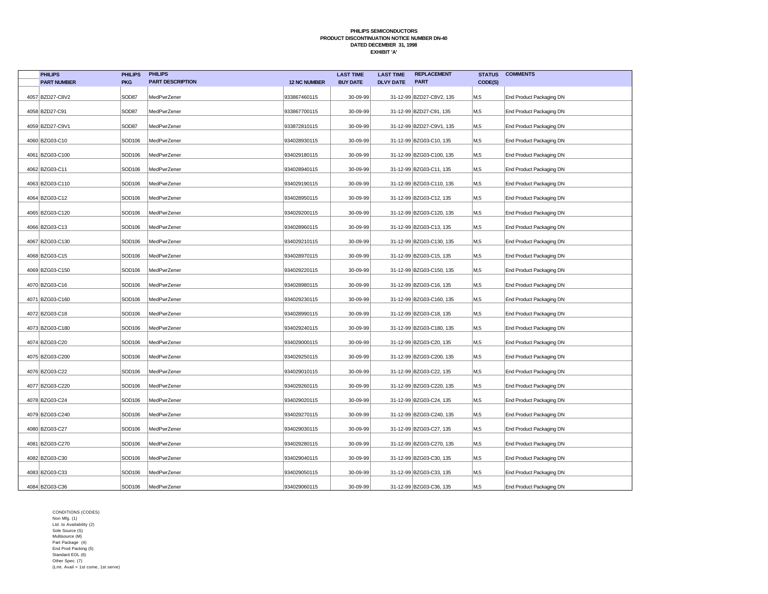**PHILIPS SEMICONDUCTORS**
**PRODUCT DISCONTINUATION NOTICE NUMBER DN-40**
**DATED DECEMBER 31, 1998**
**EXHIBIT 'A'**

| | PHILIPS PART NUMBER | PHILIPS PKG | PHILIPS PART DESCRIPTION | 12 NC NUMBER | LAST TIME BUY DATE | LAST TIME DLVY DATE | REPLACEMENT PART | STATUS CODE(S) | COMMENTS |
|---|---|---|---|---|---|---|---|---|---|
| 4057 | BZD27-C8V2 | SOD87 | MedPwrZener | 933867460115 | 30-09-99 | 31-12-99 | BZD27-C8V2, 135 | M,5 | End Product Packaging DN |
| 4058 | BZD27-C91 | SOD87 | MedPwrZener | 933867700115 | 30-09-99 | 31-12-99 | BZD27-C91, 135 | M,5 | End Product Packaging DN |
| 4059 | BZD27-C9V1 | SOD87 | MedPwrZener | 933872810115 | 30-09-99 | 31-12-99 | BZD27-C9V1, 135 | M,5 | End Product Packaging DN |
| 4060 | BZG03-C10 | SOD106 | MedPwrZener | 934028930115 | 30-09-99 | 31-12-99 | BZG03-C10, 135 | M,5 | End Product Packaging DN |
| 4061 | BZG03-C100 | SOD106 | MedPwrZener | 934029180115 | 30-09-99 | 31-12-99 | BZG03-C100, 135 | M,5 | End Product Packaging DN |
| 4062 | BZG03-C11 | SOD106 | MedPwrZener | 934028940115 | 30-09-99 | 31-12-99 | BZG03-C11, 135 | M,5 | End Product Packaging DN |
| 4063 | BZG03-C110 | SOD106 | MedPwrZener | 934029190115 | 30-09-99 | 31-12-99 | BZG03-C110, 135 | M,5 | End Product Packaging DN |
| 4064 | BZG03-C12 | SOD106 | MedPwrZener | 934028950115 | 30-09-99 | 31-12-99 | BZG03-C12, 135 | M,5 | End Product Packaging DN |
| 4065 | BZG03-C120 | SOD106 | MedPwrZener | 934029200115 | 30-09-99 | 31-12-99 | BZG03-C120, 135 | M,5 | End Product Packaging DN |
| 4066 | BZG03-C13 | SOD106 | MedPwrZener | 934028960115 | 30-09-99 | 31-12-99 | BZG03-C13, 135 | M,5 | End Product Packaging DN |
| 4067 | BZG03-C130 | SOD106 | MedPwrZener | 934029210115 | 30-09-99 | 31-12-99 | BZG03-C130, 135 | M,5 | End Product Packaging DN |
| 4068 | BZG03-C15 | SOD106 | MedPwrZener | 934028970115 | 30-09-99 | 31-12-99 | BZG03-C15, 135 | M,5 | End Product Packaging DN |
| 4069 | BZG03-C150 | SOD106 | MedPwrZener | 934029220115 | 30-09-99 | 31-12-99 | BZG03-C150, 135 | M,5 | End Product Packaging DN |
| 4070 | BZG03-C16 | SOD106 | MedPwrZener | 934028980115 | 30-09-99 | 31-12-99 | BZG03-C16, 135 | M,5 | End Product Packaging DN |
| 4071 | BZG03-C160 | SOD106 | MedPwrZener | 934029230115 | 30-09-99 | 31-12-99 | BZG03-C160, 135 | M,5 | End Product Packaging DN |
| 4072 | BZG03-C18 | SOD106 | MedPwrZener | 934028990115 | 30-09-99 | 31-12-99 | BZG03-C18, 135 | M,5 | End Product Packaging DN |
| 4073 | BZG03-C180 | SOD106 | MedPwrZener | 934029240115 | 30-09-99 | 31-12-99 | BZG03-C180, 135 | M,5 | End Product Packaging DN |
| 4074 | BZG03-C20 | SOD106 | MedPwrZener | 934029000115 | 30-09-99 | 31-12-99 | BZG03-C20, 135 | M,5 | End Product Packaging DN |
| 4075 | BZG03-C200 | SOD106 | MedPwrZener | 934029250115 | 30-09-99 | 31-12-99 | BZG03-C200, 135 | M,5 | End Product Packaging DN |
| 4076 | BZG03-C22 | SOD106 | MedPwrZener | 934029010115 | 30-09-99 | 31-12-99 | BZG03-C22, 135 | M,5 | End Product Packaging DN |
| 4077 | BZG03-C220 | SOD106 | MedPwrZener | 934029260115 | 30-09-99 | 31-12-99 | BZG03-C220, 135 | M,5 | End Product Packaging DN |
| 4078 | BZG03-C24 | SOD106 | MedPwrZener | 934029020115 | 30-09-99 | 31-12-99 | BZG03-C24, 135 | M,5 | End Product Packaging DN |
| 4079 | BZG03-C240 | SOD106 | MedPwrZener | 934029270115 | 30-09-99 | 31-12-99 | BZG03-C240, 135 | M,5 | End Product Packaging DN |
| 4080 | BZG03-C27 | SOD106 | MedPwrZener | 934029030115 | 30-09-99 | 31-12-99 | BZG03-C27, 135 | M,5 | End Product Packaging DN |
| 4081 | BZG03-C270 | SOD106 | MedPwrZener | 934029280115 | 30-09-99 | 31-12-99 | BZG03-C270, 135 | M,5 | End Product Packaging DN |
| 4082 | BZG03-C30 | SOD106 | MedPwrZener | 934029040115 | 30-09-99 | 31-12-99 | BZG03-C30, 135 | M,5 | End Product Packaging DN |
| 4083 | BZG03-C33 | SOD106 | MedPwrZener | 934029050115 | 30-09-99 | 31-12-99 | BZG03-C33, 135 | M,5 | End Product Packaging DN |
| 4084 | BZG03-C36 | SOD106 | MedPwrZener | 934029060115 | 30-09-99 | 31-12-99 | BZG03-C36, 135 | M,5 | End Product Packaging DN |

CONDITIONS (CODES)
Non Mfg. (1)
Ltd. to Availability (2)
Sole Source (S)
Multisource (M)
Part Package (4)
End Prod Packing (5)
Standard EOL (6)
Other Spec. (7)
(Lmt. Avail = 1st come, 1st serve)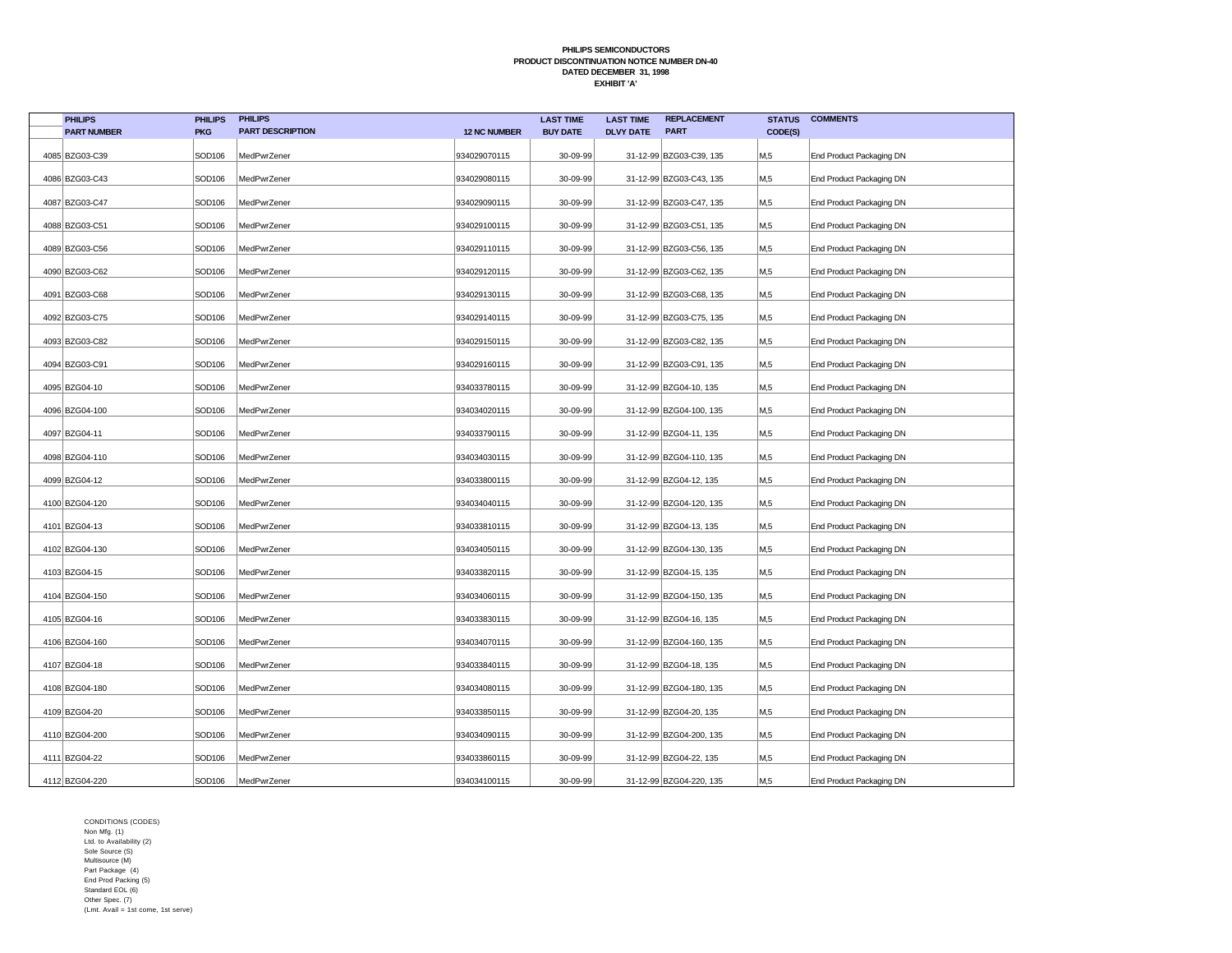**PHILIPS SEMICONDUCTORS**
**PRODUCT DISCONTINUATION NOTICE NUMBER DN-40**
**DATED DECEMBER 31, 1998**
**EXHIBIT 'A'**

| | PHILIPS PART NUMBER | PHILIPS PKG | PHILIPS PART DESCRIPTION | 12 NC NUMBER | LAST TIME BUY DATE | LAST TIME DLVY DATE | REPLACEMENT PART | STATUS CODE(S) | COMMENTS |
|---|---|---|---|---|---|---|---|---|---|
| 4085 | BZG03-C39 | SOD106 | MedPwrZener | 934029070115 | 30-09-99 | 31-12-99 | BZG03-C39, 135 | M,5 | End Product Packaging DN |
| 4086 | BZG03-C43 | SOD106 | MedPwrZener | 934029080115 | 30-09-99 | 31-12-99 | BZG03-C43, 135 | M,5 | End Product Packaging DN |
| 4087 | BZG03-C47 | SOD106 | MedPwrZener | 934029090115 | 30-09-99 | 31-12-99 | BZG03-C47, 135 | M,5 | End Product Packaging DN |
| 4088 | BZG03-C51 | SOD106 | MedPwrZener | 934029100115 | 30-09-99 | 31-12-99 | BZG03-C51, 135 | M,5 | End Product Packaging DN |
| 4089 | BZG03-C56 | SOD106 | MedPwrZener | 934029110115 | 30-09-99 | 31-12-99 | BZG03-C56, 135 | M,5 | End Product Packaging DN |
| 4090 | BZG03-C62 | SOD106 | MedPwrZener | 934029120115 | 30-09-99 | 31-12-99 | BZG03-C62, 135 | M,5 | End Product Packaging DN |
| 4091 | BZG03-C68 | SOD106 | MedPwrZener | 934029130115 | 30-09-99 | 31-12-99 | BZG03-C68, 135 | M,5 | End Product Packaging DN |
| 4092 | BZG03-C75 | SOD106 | MedPwrZener | 934029140115 | 30-09-99 | 31-12-99 | BZG03-C75, 135 | M,5 | End Product Packaging DN |
| 4093 | BZG03-C82 | SOD106 | MedPwrZener | 934029150115 | 30-09-99 | 31-12-99 | BZG03-C82, 135 | M,5 | End Product Packaging DN |
| 4094 | BZG03-C91 | SOD106 | MedPwrZener | 934029160115 | 30-09-99 | 31-12-99 | BZG03-C91, 135 | M,5 | End Product Packaging DN |
| 4095 | BZG04-10 | SOD106 | MedPwrZener | 934033780115 | 30-09-99 | 31-12-99 | BZG04-10, 135 | M,5 | End Product Packaging DN |
| 4096 | BZG04-100 | SOD106 | MedPwrZener | 934034020115 | 30-09-99 | 31-12-99 | BZG04-100, 135 | M,5 | End Product Packaging DN |
| 4097 | BZG04-11 | SOD106 | MedPwrZener | 934033790115 | 30-09-99 | 31-12-99 | BZG04-11, 135 | M,5 | End Product Packaging DN |
| 4098 | BZG04-110 | SOD106 | MedPwrZener | 934034030115 | 30-09-99 | 31-12-99 | BZG04-110, 135 | M,5 | End Product Packaging DN |
| 4099 | BZG04-12 | SOD106 | MedPwrZener | 934033800115 | 30-09-99 | 31-12-99 | BZG04-12, 135 | M,5 | End Product Packaging DN |
| 4100 | BZG04-120 | SOD106 | MedPwrZener | 934034040115 | 30-09-99 | 31-12-99 | BZG04-120, 135 | M,5 | End Product Packaging DN |
| 4101 | BZG04-13 | SOD106 | MedPwrZener | 934033810115 | 30-09-99 | 31-12-99 | BZG04-13, 135 | M,5 | End Product Packaging DN |
| 4102 | BZG04-130 | SOD106 | MedPwrZener | 934034050115 | 30-09-99 | 31-12-99 | BZG04-130, 135 | M,5 | End Product Packaging DN |
| 4103 | BZG04-15 | SOD106 | MedPwrZener | 934033820115 | 30-09-99 | 31-12-99 | BZG04-15, 135 | M,5 | End Product Packaging DN |
| 4104 | BZG04-150 | SOD106 | MedPwrZener | 934034060115 | 30-09-99 | 31-12-99 | BZG04-150, 135 | M,5 | End Product Packaging DN |
| 4105 | BZG04-16 | SOD106 | MedPwrZener | 934033830115 | 30-09-99 | 31-12-99 | BZG04-16, 135 | M,5 | End Product Packaging DN |
| 4106 | BZG04-160 | SOD106 | MedPwrZener | 934034070115 | 30-09-99 | 31-12-99 | BZG04-160, 135 | M,5 | End Product Packaging DN |
| 4107 | BZG04-18 | SOD106 | MedPwrZener | 934033840115 | 30-09-99 | 31-12-99 | BZG04-18, 135 | M,5 | End Product Packaging DN |
| 4108 | BZG04-180 | SOD106 | MedPwrZener | 934034080115 | 30-09-99 | 31-12-99 | BZG04-180, 135 | M,5 | End Product Packaging DN |
| 4109 | BZG04-20 | SOD106 | MedPwrZener | 934033850115 | 30-09-99 | 31-12-99 | BZG04-20, 135 | M,5 | End Product Packaging DN |
| 4110 | BZG04-200 | SOD106 | MedPwrZener | 934034090115 | 30-09-99 | 31-12-99 | BZG04-200, 135 | M,5 | End Product Packaging DN |
| 4111 | BZG04-22 | SOD106 | MedPwrZener | 934033860115 | 30-09-99 | 31-12-99 | BZG04-22, 135 | M,5 | End Product Packaging DN |
| 4112 | BZG04-220 | SOD106 | MedPwrZener | 934034100115 | 30-09-99 | 31-12-99 | BZG04-220, 135 | M,5 | End Product Packaging DN |

CONDITIONS (CODES)
Non Mfg. (1)
Ltd. to Availability (2)
Sole Source (S)
Multisource (M)
Part Package (4)
End Prod Packing (5)
Standard EOL (6)
Other Spec. (7)
(Lmt. Avail = 1st come, 1st serve)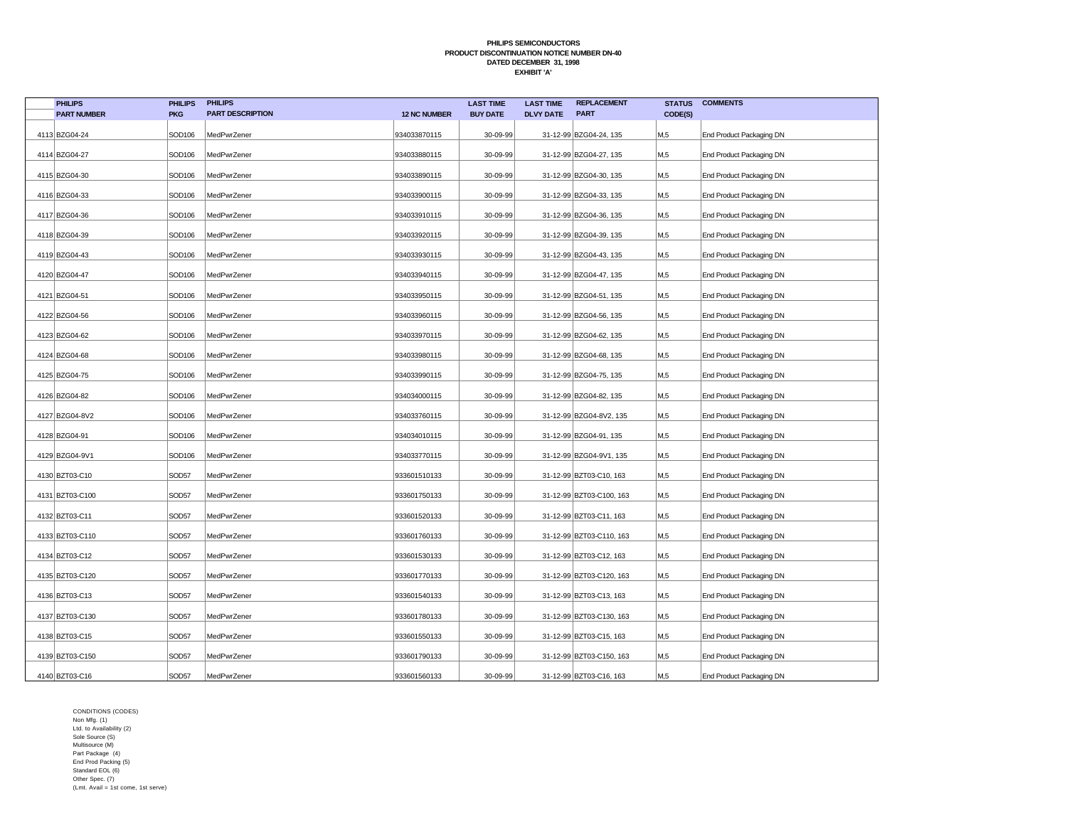**PHILIPS SEMICONDUCTORS**
**PRODUCT DISCONTINUATION NOTICE NUMBER DN-40**
**DATED DECEMBER 31, 1998**
**EXHIBIT 'A'**

| | PHILIPS PART NUMBER | PHILIPS PKG | PHILIPS PART DESCRIPTION | 12 NC NUMBER | LAST TIME BUY DATE | LAST TIME DLVY DATE | REPLACEMENT PART | STATUS CODE(S) | COMMENTS |
|---|---|---|---|---|---|---|---|---|---|
| 4113 | BZG04-24 | SOD106 | MedPwrZener | 934033870115 | 30-09-99 | 31-12-99 | BZG04-24, 135 | M,5 | End Product Packaging DN |
| 4114 | BZG04-27 | SOD106 | MedPwrZener | 934033880115 | 30-09-99 | 31-12-99 | BZG04-27, 135 | M,5 | End Product Packaging DN |
| 4115 | BZG04-30 | SOD106 | MedPwrZener | 934033890115 | 30-09-99 | 31-12-99 | BZG04-30, 135 | M,5 | End Product Packaging DN |
| 4116 | BZG04-33 | SOD106 | MedPwrZener | 934033900115 | 30-09-99 | 31-12-99 | BZG04-33, 135 | M,5 | End Product Packaging DN |
| 4117 | BZG04-36 | SOD106 | MedPwrZener | 934033910115 | 30-09-99 | 31-12-99 | BZG04-36, 135 | M,5 | End Product Packaging DN |
| 4118 | BZG04-39 | SOD106 | MedPwrZener | 934033920115 | 30-09-99 | 31-12-99 | BZG04-39, 135 | M,5 | End Product Packaging DN |
| 4119 | BZG04-43 | SOD106 | MedPwrZener | 934033930115 | 30-09-99 | 31-12-99 | BZG04-43, 135 | M,5 | End Product Packaging DN |
| 4120 | BZG04-47 | SOD106 | MedPwrZener | 934033940115 | 30-09-99 | 31-12-99 | BZG04-47, 135 | M,5 | End Product Packaging DN |
| 4121 | BZG04-51 | SOD106 | MedPwrZener | 934033950115 | 30-09-99 | 31-12-99 | BZG04-51, 135 | M,5 | End Product Packaging DN |
| 4122 | BZG04-56 | SOD106 | MedPwrZener | 934033960115 | 30-09-99 | 31-12-99 | BZG04-56, 135 | M,5 | End Product Packaging DN |
| 4123 | BZG04-62 | SOD106 | MedPwrZener | 934033970115 | 30-09-99 | 31-12-99 | BZG04-62, 135 | M,5 | End Product Packaging DN |
| 4124 | BZG04-68 | SOD106 | MedPwrZener | 934033980115 | 30-09-99 | 31-12-99 | BZG04-68, 135 | M,5 | End Product Packaging DN |
| 4125 | BZG04-75 | SOD106 | MedPwrZener | 934033990115 | 30-09-99 | 31-12-99 | BZG04-75, 135 | M,5 | End Product Packaging DN |
| 4126 | BZG04-82 | SOD106 | MedPwrZener | 934034000115 | 30-09-99 | 31-12-99 | BZG04-82, 135 | M,5 | End Product Packaging DN |
| 4127 | BZG04-8V2 | SOD106 | MedPwrZener | 934033760115 | 30-09-99 | 31-12-99 | BZG04-8V2, 135 | M,5 | End Product Packaging DN |
| 4128 | BZG04-91 | SOD106 | MedPwrZener | 934034010115 | 30-09-99 | 31-12-99 | BZG04-91, 135 | M,5 | End Product Packaging DN |
| 4129 | BZG04-9V1 | SOD106 | MedPwrZener | 934033770115 | 30-09-99 | 31-12-99 | BZG04-9V1, 135 | M,5 | End Product Packaging DN |
| 4130 | BZT03-C10 | SOD57 | MedPwrZener | 933601510133 | 30-09-99 | 31-12-99 | BZT03-C10, 163 | M,5 | End Product Packaging DN |
| 4131 | BZT03-C100 | SOD57 | MedPwrZener | 933601750133 | 30-09-99 | 31-12-99 | BZT03-C100, 163 | M,5 | End Product Packaging DN |
| 4132 | BZT03-C11 | SOD57 | MedPwrZener | 933601520133 | 30-09-99 | 31-12-99 | BZT03-C11, 163 | M,5 | End Product Packaging DN |
| 4133 | BZT03-C110 | SOD57 | MedPwrZener | 933601760133 | 30-09-99 | 31-12-99 | BZT03-C110, 163 | M,5 | End Product Packaging DN |
| 4134 | BZT03-C12 | SOD57 | MedPwrZener | 933601530133 | 30-09-99 | 31-12-99 | BZT03-C12, 163 | M,5 | End Product Packaging DN |
| 4135 | BZT03-C120 | SOD57 | MedPwrZener | 933601770133 | 30-09-99 | 31-12-99 | BZT03-C120, 163 | M,5 | End Product Packaging DN |
| 4136 | BZT03-C13 | SOD57 | MedPwrZener | 933601540133 | 30-09-99 | 31-12-99 | BZT03-C13, 163 | M,5 | End Product Packaging DN |
| 4137 | BZT03-C130 | SOD57 | MedPwrZener | 933601780133 | 30-09-99 | 31-12-99 | BZT03-C130, 163 | M,5 | End Product Packaging DN |
| 4138 | BZT03-C15 | SOD57 | MedPwrZener | 933601550133 | 30-09-99 | 31-12-99 | BZT03-C15, 163 | M,5 | End Product Packaging DN |
| 4139 | BZT03-C150 | SOD57 | MedPwrZener | 933601790133 | 30-09-99 | 31-12-99 | BZT03-C150, 163 | M,5 | End Product Packaging DN |
| 4140 | BZT03-C16 | SOD57 | MedPwrZener | 933601560133 | 30-09-99 | 31-12-99 | BZT03-C16, 163 | M,5 | End Product Packaging DN |

CONDITIONS (CODES)
Non Mfg. (1)
Ltd. to Availability (2)
Sole Source (S)
Multisource (M)
Part Package (4)
End Prod Packing (5)
Standard EOL (6)
Other Spec. (7)
(Lmt. Avail = 1st come, 1st serve)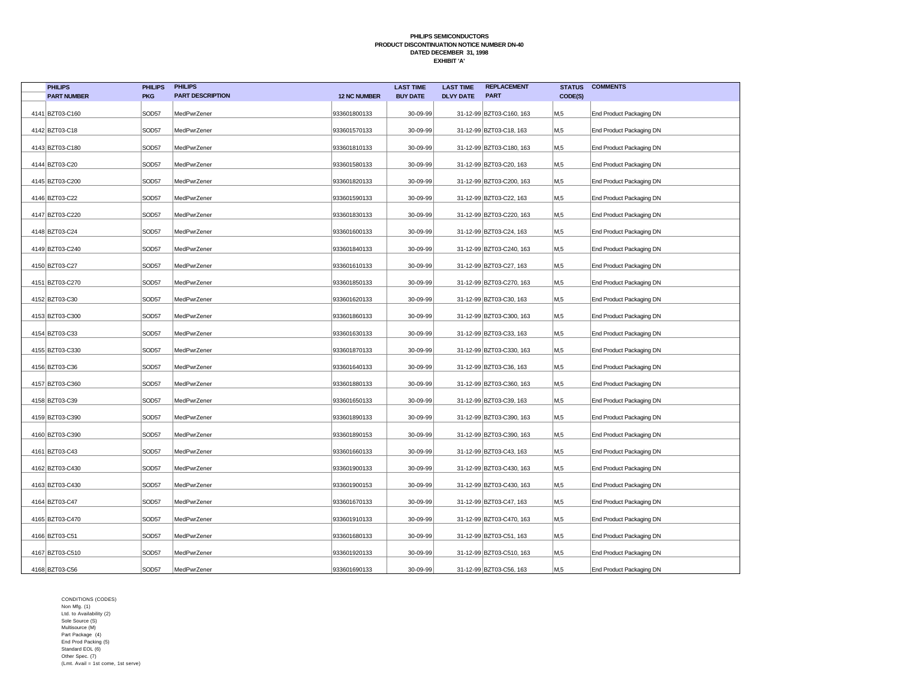**PHILIPS SEMICONDUCTORS**
**PRODUCT DISCONTINUATION NOTICE NUMBER DN-40**
**DATED DECEMBER 31, 1998**
**EXHIBIT 'A'**

| | PHILIPS PART NUMBER | PHILIPS PKG | PHILIPS PART DESCRIPTION | 12 NC NUMBER | LAST TIME BUY DATE | LAST TIME DLVY DATE | REPLACEMENT PART | STATUS CODE(S) | COMMENTS |
|---|---|---|---|---|---|---|---|---|---|
| 4141 | BZT03-C160 | SOD57 | MedPwrZener | 933601800133 | 30-09-99 | 31-12-99 | BZT03-C160, 163 | M,5 | End Product Packaging DN |
| 4142 | BZT03-C18 | SOD57 | MedPwrZener | 933601570133 | 30-09-99 | 31-12-99 | BZT03-C18, 163 | M,5 | End Product Packaging DN |
| 4143 | BZT03-C180 | SOD57 | MedPwrZener | 933601810133 | 30-09-99 | 31-12-99 | BZT03-C180, 163 | M,5 | End Product Packaging DN |
| 4144 | BZT03-C20 | SOD57 | MedPwrZener | 933601580133 | 30-09-99 | 31-12-99 | BZT03-C20, 163 | M,5 | End Product Packaging DN |
| 4145 | BZT03-C200 | SOD57 | MedPwrZener | 933601820133 | 30-09-99 | 31-12-99 | BZT03-C200, 163 | M,5 | End Product Packaging DN |
| 4146 | BZT03-C22 | SOD57 | MedPwrZener | 933601590133 | 30-09-99 | 31-12-99 | BZT03-C22, 163 | M,5 | End Product Packaging DN |
| 4147 | BZT03-C220 | SOD57 | MedPwrZener | 933601830133 | 30-09-99 | 31-12-99 | BZT03-C220, 163 | M,5 | End Product Packaging DN |
| 4148 | BZT03-C24 | SOD57 | MedPwrZener | 933601600133 | 30-09-99 | 31-12-99 | BZT03-C24, 163 | M,5 | End Product Packaging DN |
| 4149 | BZT03-C240 | SOD57 | MedPwrZener | 933601840133 | 30-09-99 | 31-12-99 | BZT03-C240, 163 | M,5 | End Product Packaging DN |
| 4150 | BZT03-C27 | SOD57 | MedPwrZener | 933601610133 | 30-09-99 | 31-12-99 | BZT03-C27, 163 | M,5 | End Product Packaging DN |
| 4151 | BZT03-C270 | SOD57 | MedPwrZener | 933601850133 | 30-09-99 | 31-12-99 | BZT03-C270, 163 | M,5 | End Product Packaging DN |
| 4152 | BZT03-C30 | SOD57 | MedPwrZener | 933601620133 | 30-09-99 | 31-12-99 | BZT03-C30, 163 | M,5 | End Product Packaging DN |
| 4153 | BZT03-C300 | SOD57 | MedPwrZener | 933601860133 | 30-09-99 | 31-12-99 | BZT03-C300, 163 | M,5 | End Product Packaging DN |
| 4154 | BZT03-C33 | SOD57 | MedPwrZener | 933601630133 | 30-09-99 | 31-12-99 | BZT03-C33, 163 | M,5 | End Product Packaging DN |
| 4155 | BZT03-C330 | SOD57 | MedPwrZener | 933601870133 | 30-09-99 | 31-12-99 | BZT03-C330, 163 | M,5 | End Product Packaging DN |
| 4156 | BZT03-C36 | SOD57 | MedPwrZener | 933601640133 | 30-09-99 | 31-12-99 | BZT03-C36, 163 | M,5 | End Product Packaging DN |
| 4157 | BZT03-C360 | SOD57 | MedPwrZener | 933601880133 | 30-09-99 | 31-12-99 | BZT03-C360, 163 | M,5 | End Product Packaging DN |
| 4158 | BZT03-C39 | SOD57 | MedPwrZener | 933601650133 | 30-09-99 | 31-12-99 | BZT03-C39, 163 | M,5 | End Product Packaging DN |
| 4159 | BZT03-C390 | SOD57 | MedPwrZener | 933601890133 | 30-09-99 | 31-12-99 | BZT03-C390, 163 | M,5 | End Product Packaging DN |
| 4160 | BZT03-C390 | SOD57 | MedPwrZener | 933601890153 | 30-09-99 | 31-12-99 | BZT03-C390, 163 | M,5 | End Product Packaging DN |
| 4161 | BZT03-C43 | SOD57 | MedPwrZener | 933601660133 | 30-09-99 | 31-12-99 | BZT03-C43, 163 | M,5 | End Product Packaging DN |
| 4162 | BZT03-C430 | SOD57 | MedPwrZener | 933601900133 | 30-09-99 | 31-12-99 | BZT03-C430, 163 | M,5 | End Product Packaging DN |
| 4163 | BZT03-C430 | SOD57 | MedPwrZener | 933601900153 | 30-09-99 | 31-12-99 | BZT03-C430, 163 | M,5 | End Product Packaging DN |
| 4164 | BZT03-C47 | SOD57 | MedPwrZener | 933601670133 | 30-09-99 | 31-12-99 | BZT03-C47, 163 | M,5 | End Product Packaging DN |
| 4165 | BZT03-C470 | SOD57 | MedPwrZener | 933601910133 | 30-09-99 | 31-12-99 | BZT03-C470, 163 | M,5 | End Product Packaging DN |
| 4166 | BZT03-C51 | SOD57 | MedPwrZener | 933601680133 | 30-09-99 | 31-12-99 | BZT03-C51, 163 | M,5 | End Product Packaging DN |
| 4167 | BZT03-C510 | SOD57 | MedPwrZener | 933601920133 | 30-09-99 | 31-12-99 | BZT03-C510, 163 | M,5 | End Product Packaging DN |
| 4168 | BZT03-C56 | SOD57 | MedPwrZener | 933601690133 | 30-09-99 | 31-12-99 | BZT03-C56, 163 | M,5 | End Product Packaging DN |

CONDITIONS (CODES)
Non Mfg. (1)
Ltd. to Availability (2)
Sole Source (S)
Multisource (M)
Part Package (4)
End Prod Packing (5)
Standard EOL (6)
Other Spec. (7)
(Lmt. Avail = 1st come, 1st serve)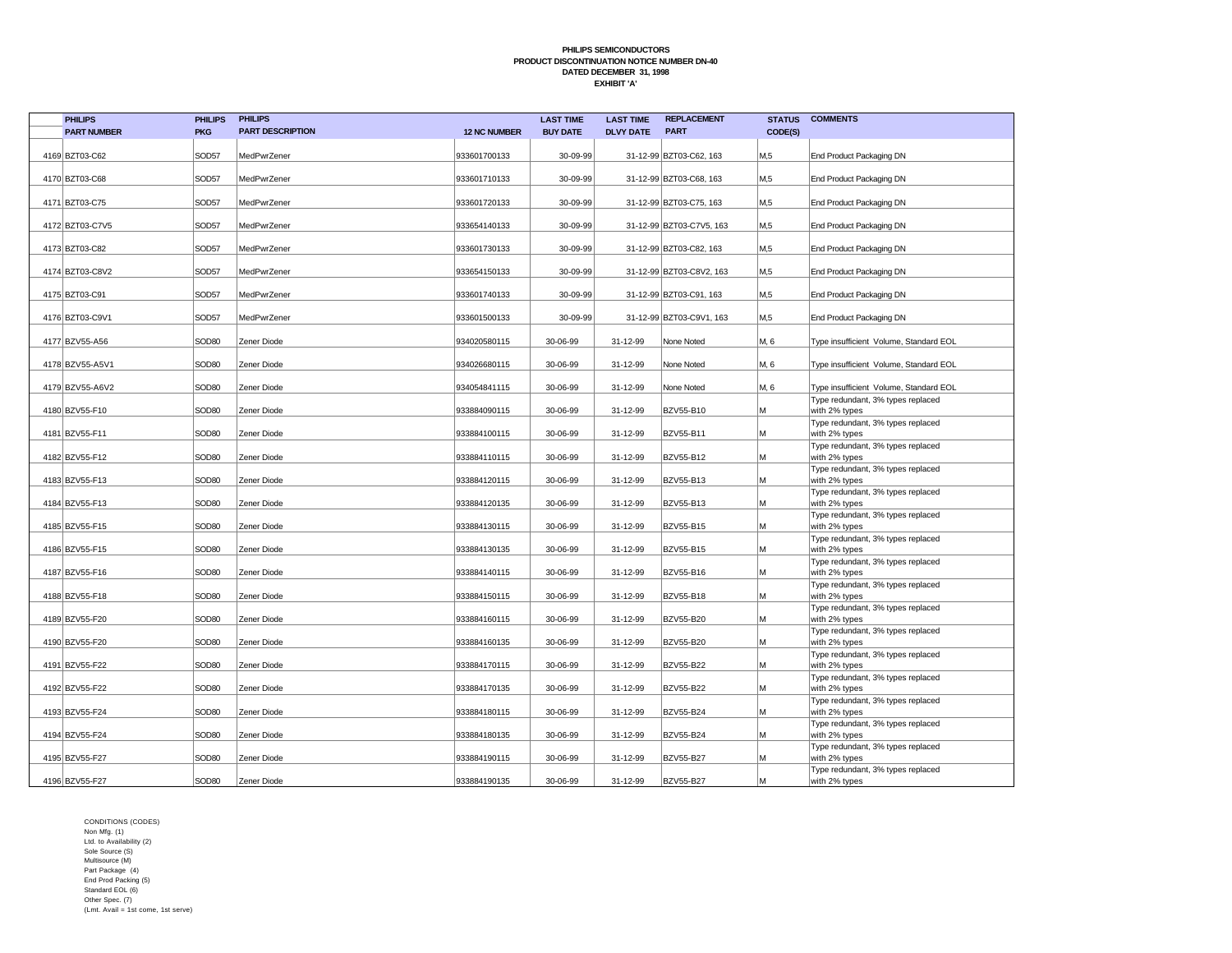**PHILIPS SEMICONDUCTORS**
**PRODUCT DISCONTINUATION NOTICE NUMBER DN-40**
**DATED DECEMBER 31, 1998**
**EXHIBIT 'A'**

| | PHILIPS PART NUMBER | PHILIPS PKG | PHILIPS PART DESCRIPTION | 12 NC NUMBER | LAST TIME BUY DATE | LAST TIME DLVY DATE | REPLACEMENT PART | STATUS CODE(S) | COMMENTS |
|---|---|---|---|---|---|---|---|---|---|
| 4169 | BZT03-C62 | SOD57 | MedPwrZener | 933601700133 | 30-09-99 | 31-12-99 | BZT03-C62, 163 | M,5 | End Product Packaging DN |
| 4170 | BZT03-C68 | SOD57 | MedPwrZener | 933601710133 | 30-09-99 | 31-12-99 | BZT03-C68, 163 | M,5 | End Product Packaging DN |
| 4171 | BZT03-C75 | SOD57 | MedPwrZener | 933601720133 | 30-09-99 | 31-12-99 | BZT03-C75, 163 | M,5 | End Product Packaging DN |
| 4172 | BZT03-C7V5 | SOD57 | MedPwrZener | 933654140133 | 30-09-99 | 31-12-99 | BZT03-C7V5, 163 | M,5 | End Product Packaging DN |
| 4173 | BZT03-C82 | SOD57 | MedPwrZener | 933601730133 | 30-09-99 | 31-12-99 | BZT03-C82, 163 | M,5 | End Product Packaging DN |
| 4174 | BZT03-C8V2 | SOD57 | MedPwrZener | 933654150133 | 30-09-99 | 31-12-99 | BZT03-C8V2, 163 | M,5 | End Product Packaging DN |
| 4175 | BZT03-C91 | SOD57 | MedPwrZener | 933601740133 | 30-09-99 | 31-12-99 | BZT03-C91, 163 | M,5 | End Product Packaging DN |
| 4176 | BZT03-C9V1 | SOD57 | MedPwrZener | 933601500133 | 30-09-99 | 31-12-99 | BZT03-C9V1, 163 | M,5 | End Product Packaging DN |
| 4177 | BZV55-A56 | SOD80 | Zener Diode | 934020580115 | 30-06-99 | 31-12-99 | None Noted | M, 6 | Type insufficient Volume, Standard EOL |
| 4178 | BZV55-A5V1 | SOD80 | Zener Diode | 934026680115 | 30-06-99 | 31-12-99 | None Noted | M, 6 | Type insufficient Volume, Standard EOL |
| 4179 | BZV55-A6V2 | SOD80 | Zener Diode | 934054841115 | 30-06-99 | 31-12-99 | None Noted | M, 6 | Type insufficient Volume, Standard EOL |
| 4180 | BZV55-F10 | SOD80 | Zener Diode | 933884090115 | 30-06-99 | 31-12-99 | BZV55-B10 | M | Type redundant, 3% types replaced with 2% types |
| 4181 | BZV55-F11 | SOD80 | Zener Diode | 933884100115 | 30-06-99 | 31-12-99 | BZV55-B11 | M | Type redundant, 3% types replaced with 2% types |
| 4182 | BZV55-F12 | SOD80 | Zener Diode | 933884110115 | 30-06-99 | 31-12-99 | BZV55-B12 | M | Type redundant, 3% types replaced with 2% types |
| 4183 | BZV55-F13 | SOD80 | Zener Diode | 933884120115 | 30-06-99 | 31-12-99 | BZV55-B13 | M | Type redundant, 3% types replaced with 2% types |
| 4184 | BZV55-F13 | SOD80 | Zener Diode | 933884120135 | 30-06-99 | 31-12-99 | BZV55-B13 | M | Type redundant, 3% types replaced with 2% types |
| 4185 | BZV55-F15 | SOD80 | Zener Diode | 933884130115 | 30-06-99 | 31-12-99 | BZV55-B15 | M | Type redundant, 3% types replaced with 2% types |
| 4186 | BZV55-F15 | SOD80 | Zener Diode | 933884130135 | 30-06-99 | 31-12-99 | BZV55-B15 | M | Type redundant, 3% types replaced with 2% types |
| 4187 | BZV55-F16 | SOD80 | Zener Diode | 933884140115 | 30-06-99 | 31-12-99 | BZV55-B16 | M | Type redundant, 3% types replaced with 2% types |
| 4188 | BZV55-F18 | SOD80 | Zener Diode | 933884150115 | 30-06-99 | 31-12-99 | BZV55-B18 | M | Type redundant, 3% types replaced with 2% types |
| 4189 | BZV55-F20 | SOD80 | Zener Diode | 933884160115 | 30-06-99 | 31-12-99 | BZV55-B20 | M | Type redundant, 3% types replaced with 2% types |
| 4190 | BZV55-F20 | SOD80 | Zener Diode | 933884160135 | 30-06-99 | 31-12-99 | BZV55-B20 | M | Type redundant, 3% types replaced with 2% types |
| 4191 | BZV55-F22 | SOD80 | Zener Diode | 933884170115 | 30-06-99 | 31-12-99 | BZV55-B22 | M | Type redundant, 3% types replaced with 2% types |
| 4192 | BZV55-F22 | SOD80 | Zener Diode | 933884170135 | 30-06-99 | 31-12-99 | BZV55-B22 | M | Type redundant, 3% types replaced with 2% types |
| 4193 | BZV55-F24 | SOD80 | Zener Diode | 933884180115 | 30-06-99 | 31-12-99 | BZV55-B24 | M | Type redundant, 3% types replaced with 2% types |
| 4194 | BZV55-F24 | SOD80 | Zener Diode | 933884180135 | 30-06-99 | 31-12-99 | BZV55-B24 | M | Type redundant, 3% types replaced with 2% types |
| 4195 | BZV55-F27 | SOD80 | Zener Diode | 933884190115 | 30-06-99 | 31-12-99 | BZV55-B27 | M | Type redundant, 3% types replaced with 2% types |
| 4196 | BZV55-F27 | SOD80 | Zener Diode | 933884190135 | 30-06-99 | 31-12-99 | BZV55-B27 | M | Type redundant, 3% types replaced with 2% types |

CONDITIONS (CODES)
Non Mfg. (1)
Ltd. to Availability (2)
Sole Source (S)
Multisource (M)
Part Package (4)
End Prod Packing (5)
Standard EOL (6)
Other Spec. (7)
(Lmt. Avail = 1st come, 1st serve)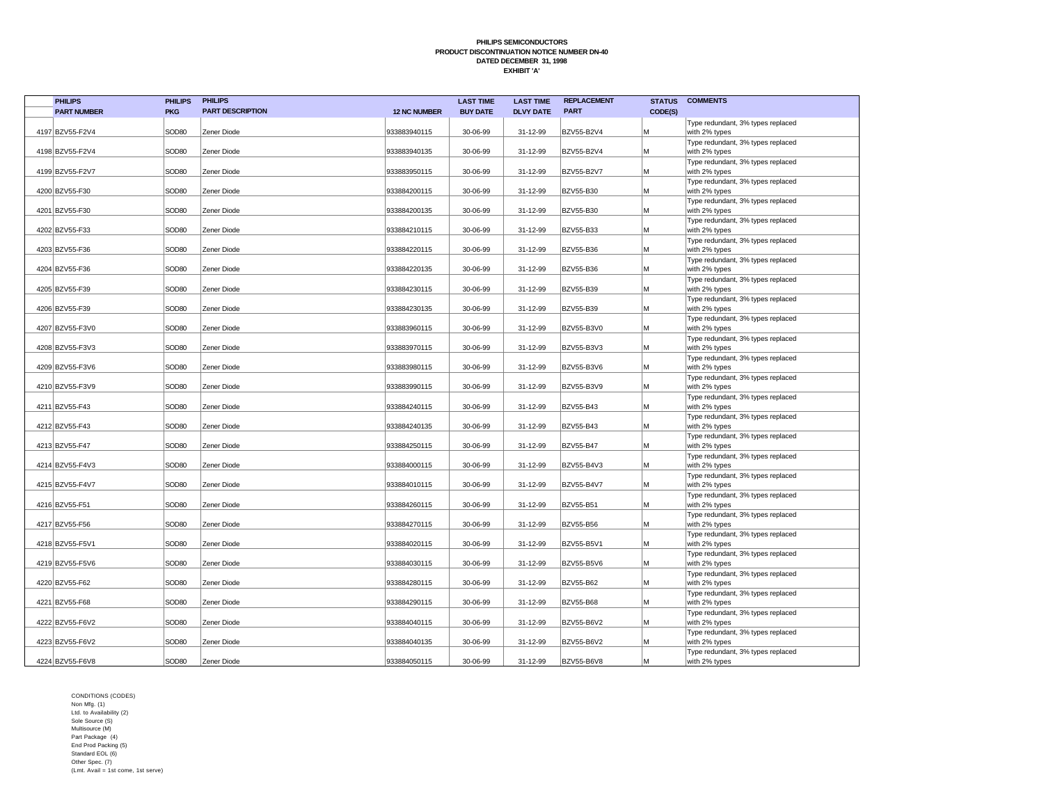**PHILIPS SEMICONDUCTORS**
**PRODUCT DISCONTINUATION NOTICE NUMBER DN-40**
**DATED DECEMBER 31, 1998**
**EXHIBIT 'A'**

| | PHILIPS PART NUMBER | PHILIPS PKG | PHILIPS PART DESCRIPTION | 12 NC NUMBER | LAST TIME BUY DATE | LAST TIME DLVY DATE | REPLACEMENT PART | STATUS CODE(S) | COMMENTS |
|---|---|---|---|---|---|---|---|---|---|
| 4197 | BZV55-F2V4 | SOD80 | Zener Diode | 933883940115 | 30-06-99 | 31-12-99 | BZV55-B2V4 | M | Type redundant, 3% types replaced with 2% types |
| 4198 | BZV55-F2V4 | SOD80 | Zener Diode | 933883940135 | 30-06-99 | 31-12-99 | BZV55-B2V4 | M | Type redundant, 3% types replaced with 2% types |
| 4199 | BZV55-F2V7 | SOD80 | Zener Diode | 933883950115 | 30-06-99 | 31-12-99 | BZV55-B2V7 | M | Type redundant, 3% types replaced with 2% types |
| 4200 | BZV55-F30 | SOD80 | Zener Diode | 933884200115 | 30-06-99 | 31-12-99 | BZV55-B30 | M | Type redundant, 3% types replaced with 2% types |
| 4201 | BZV55-F30 | SOD80 | Zener Diode | 933884200135 | 30-06-99 | 31-12-99 | BZV55-B30 | M | Type redundant, 3% types replaced with 2% types |
| 4202 | BZV55-F33 | SOD80 | Zener Diode | 933884210115 | 30-06-99 | 31-12-99 | BZV55-B33 | M | Type redundant, 3% types replaced with 2% types |
| 4203 | BZV55-F36 | SOD80 | Zener Diode | 933884220115 | 30-06-99 | 31-12-99 | BZV55-B36 | M | Type redundant, 3% types replaced with 2% types |
| 4204 | BZV55-F36 | SOD80 | Zener Diode | 933884220135 | 30-06-99 | 31-12-99 | BZV55-B36 | M | Type redundant, 3% types replaced with 2% types |
| 4205 | BZV55-F39 | SOD80 | Zener Diode | 933884230115 | 30-06-99 | 31-12-99 | BZV55-B39 | M | Type redundant, 3% types replaced with 2% types |
| 4206 | BZV55-F39 | SOD80 | Zener Diode | 933884230135 | 30-06-99 | 31-12-99 | BZV55-B39 | M | Type redundant, 3% types replaced with 2% types |
| 4207 | BZV55-F3V0 | SOD80 | Zener Diode | 933883960115 | 30-06-99 | 31-12-99 | BZV55-B3V0 | M | Type redundant, 3% types replaced with 2% types |
| 4208 | BZV55-F3V3 | SOD80 | Zener Diode | 933883970115 | 30-06-99 | 31-12-99 | BZV55-B3V3 | M | Type redundant, 3% types replaced with 2% types |
| 4209 | BZV55-F3V6 | SOD80 | Zener Diode | 933883980115 | 30-06-99 | 31-12-99 | BZV55-B3V6 | M | Type redundant, 3% types replaced with 2% types |
| 4210 | BZV55-F3V9 | SOD80 | Zener Diode | 933883990115 | 30-06-99 | 31-12-99 | BZV55-B3V9 | M | Type redundant, 3% types replaced with 2% types |
| 4211 | BZV55-F43 | SOD80 | Zener Diode | 933884240115 | 30-06-99 | 31-12-99 | BZV55-B43 | M | Type redundant, 3% types replaced with 2% types |
| 4212 | BZV55-F43 | SOD80 | Zener Diode | 933884240135 | 30-06-99 | 31-12-99 | BZV55-B43 | M | Type redundant, 3% types replaced with 2% types |
| 4213 | BZV55-F47 | SOD80 | Zener Diode | 933884250115 | 30-06-99 | 31-12-99 | BZV55-B47 | M | Type redundant, 3% types replaced with 2% types |
| 4214 | BZV55-F4V3 | SOD80 | Zener Diode | 933884000115 | 30-06-99 | 31-12-99 | BZV55-B4V3 | M | Type redundant, 3% types replaced with 2% types |
| 4215 | BZV55-F4V7 | SOD80 | Zener Diode | 933884010115 | 30-06-99 | 31-12-99 | BZV55-B4V7 | M | Type redundant, 3% types replaced with 2% types |
| 4216 | BZV55-F51 | SOD80 | Zener Diode | 933884260115 | 30-06-99 | 31-12-99 | BZV55-B51 | M | Type redundant, 3% types replaced with 2% types |
| 4217 | BZV55-F56 | SOD80 | Zener Diode | 933884270115 | 30-06-99 | 31-12-99 | BZV55-B56 | M | Type redundant, 3% types replaced with 2% types |
| 4218 | BZV55-F5V1 | SOD80 | Zener Diode | 933884020115 | 30-06-99 | 31-12-99 | BZV55-B5V1 | M | Type redundant, 3% types replaced with 2% types |
| 4219 | BZV55-F5V6 | SOD80 | Zener Diode | 933884030115 | 30-06-99 | 31-12-99 | BZV55-B5V6 | M | Type redundant, 3% types replaced with 2% types |
| 4220 | BZV55-F62 | SOD80 | Zener Diode | 933884280115 | 30-06-99 | 31-12-99 | BZV55-B62 | M | Type redundant, 3% types replaced with 2% types |
| 4221 | BZV55-F68 | SOD80 | Zener Diode | 933884290115 | 30-06-99 | 31-12-99 | BZV55-B68 | M | Type redundant, 3% types replaced with 2% types |
| 4222 | BZV55-F6V2 | SOD80 | Zener Diode | 933884040115 | 30-06-99 | 31-12-99 | BZV55-B6V2 | M | Type redundant, 3% types replaced with 2% types |
| 4223 | BZV55-F6V2 | SOD80 | Zener Diode | 933884040135 | 30-06-99 | 31-12-99 | BZV55-B6V2 | M | Type redundant, 3% types replaced with 2% types |
| 4224 | BZV55-F6V8 | SOD80 | Zener Diode | 933884050115 | 30-06-99 | 31-12-99 | BZV55-B6V8 | M | Type redundant, 3% types replaced with 2% types |

CONDITIONS (CODES)
Non Mfg. (1)
Ltd. to Availability (2)
Sole Source (S)
Multisource (M)
Part Package (4)
End Prod Packing (5)
Standard EOL (6)
Other Spec. (7)
(Lmt. Avail = 1st come, 1st serve)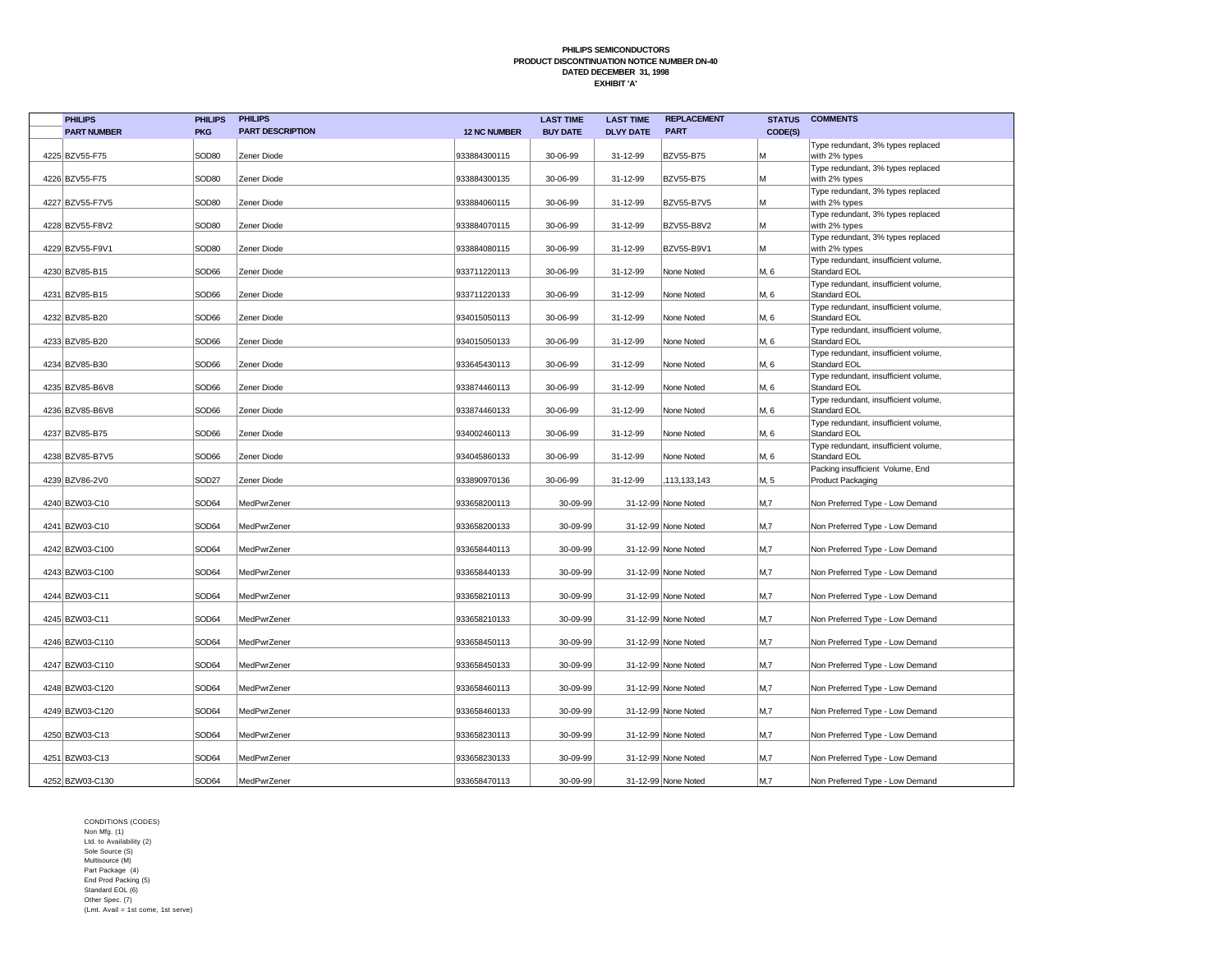**PHILIPS SEMICONDUCTORS**
**PRODUCT DISCONTINUATION NOTICE NUMBER DN-40**
**DATED DECEMBER 31, 1998**
**EXHIBIT 'A'**

| | PHILIPS PART NUMBER | PHILIPS PKG | PHILIPS PART DESCRIPTION | 12 NC NUMBER | LAST TIME BUY DATE | LAST TIME DLVY DATE | REPLACEMENT PART | STATUS CODE(S) | COMMENTS |
|---|---|---|---|---|---|---|---|---|---|
| 4225 | BZV55-F75 | SOD80 | Zener Diode | 933884300115 | 30-06-99 | 31-12-99 | BZV55-B75 | M | Type redundant, 3% types replaced with 2% types |
| 4226 | BZV55-F75 | SOD80 | Zener Diode | 933884300135 | 30-06-99 | 31-12-99 | BZV55-B75 | M | Type redundant, 3% types replaced with 2% types |
| 4227 | BZV55-F7V5 | SOD80 | Zener Diode | 933884060115 | 30-06-99 | 31-12-99 | BZV55-B7V5 | M | Type redundant, 3% types replaced with 2% types |
| 4228 | BZV55-F8V2 | SOD80 | Zener Diode | 933884070115 | 30-06-99 | 31-12-99 | BZV55-B8V2 | M | Type redundant, 3% types replaced with 2% types |
| 4229 | BZV55-F9V1 | SOD80 | Zener Diode | 933884080115 | 30-06-99 | 31-12-99 | BZV55-B9V1 | M | Type redundant, 3% types replaced with 2% types |
| 4230 | BZV85-B15 | SOD66 | Zener Diode | 933711220113 | 30-06-99 | 31-12-99 | None Noted | M, 6 | Type redundant, insufficient volume, Standard EOL |
| 4231 | BZV85-B15 | SOD66 | Zener Diode | 933711220133 | 30-06-99 | 31-12-99 | None Noted | M, 6 | Type redundant, insufficient volume, Standard EOL |
| 4232 | BZV85-B20 | SOD66 | Zener Diode | 934015050113 | 30-06-99 | 31-12-99 | None Noted | M, 6 | Type redundant, insufficient volume, Standard EOL |
| 4233 | BZV85-B20 | SOD66 | Zener Diode | 934015050133 | 30-06-99 | 31-12-99 | None Noted | M, 6 | Type redundant, insufficient volume, Standard EOL |
| 4234 | BZV85-B30 | SOD66 | Zener Diode | 933645430113 | 30-06-99 | 31-12-99 | None Noted | M, 6 | Type redundant, insufficient volume, Standard EOL |
| 4235 | BZV85-B6V8 | SOD66 | Zener Diode | 933874460113 | 30-06-99 | 31-12-99 | None Noted | M, 6 | Type redundant, insufficient volume, Standard EOL |
| 4236 | BZV85-B6V8 | SOD66 | Zener Diode | 933874460133 | 30-06-99 | 31-12-99 | None Noted | M, 6 | Type redundant, insufficient volume, Standard EOL |
| 4237 | BZV85-B75 | SOD66 | Zener Diode | 934002460113 | 30-06-99 | 31-12-99 | None Noted | M, 6 | Type redundant, insufficient volume, Standard EOL |
| 4238 | BZV85-B7V5 | SOD66 | Zener Diode | 934045860133 | 30-06-99 | 31-12-99 | None Noted | M, 6 | Type redundant, insufficient volume, Standard EOL |
| 4239 | BZV86-2V0 | SOD27 | Zener Diode | 933890970136 | 30-06-99 | 31-12-99 | ,113,133,143 | M, 5 | Packing insufficient Volume, End Product Packaging |
| 4240 | BZW03-C10 | SOD64 | MedPwrZener | 933658200113 | 30-09-99 | 31-12-99 | None Noted | M,7 | Non Preferred Type - Low Demand |
| 4241 | BZW03-C10 | SOD64 | MedPwrZener | 933658200133 | 30-09-99 | 31-12-99 | None Noted | M,7 | Non Preferred Type - Low Demand |
| 4242 | BZW03-C100 | SOD64 | MedPwrZener | 933658440113 | 30-09-99 | 31-12-99 | None Noted | M,7 | Non Preferred Type - Low Demand |
| 4243 | BZW03-C100 | SOD64 | MedPwrZener | 933658440133 | 30-09-99 | 31-12-99 | None Noted | M,7 | Non Preferred Type - Low Demand |
| 4244 | BZW03-C11 | SOD64 | MedPwrZener | 933658210113 | 30-09-99 | 31-12-99 | None Noted | M,7 | Non Preferred Type - Low Demand |
| 4245 | BZW03-C11 | SOD64 | MedPwrZener | 933658210133 | 30-09-99 | 31-12-99 | None Noted | M,7 | Non Preferred Type - Low Demand |
| 4246 | BZW03-C110 | SOD64 | MedPwrZener | 933658450113 | 30-09-99 | 31-12-99 | None Noted | M,7 | Non Preferred Type - Low Demand |
| 4247 | BZW03-C110 | SOD64 | MedPwrZener | 933658450133 | 30-09-99 | 31-12-99 | None Noted | M,7 | Non Preferred Type - Low Demand |
| 4248 | BZW03-C120 | SOD64 | MedPwrZener | 933658460113 | 30-09-99 | 31-12-99 | None Noted | M,7 | Non Preferred Type - Low Demand |
| 4249 | BZW03-C120 | SOD64 | MedPwrZener | 933658460133 | 30-09-99 | 31-12-99 | None Noted | M,7 | Non Preferred Type - Low Demand |
| 4250 | BZW03-C13 | SOD64 | MedPwrZener | 933658230113 | 30-09-99 | 31-12-99 | None Noted | M,7 | Non Preferred Type - Low Demand |
| 4251 | BZW03-C13 | SOD64 | MedPwrZener | 933658230133 | 30-09-99 | 31-12-99 | None Noted | M,7 | Non Preferred Type - Low Demand |
| 4252 | BZW03-C130 | SOD64 | MedPwrZener | 933658470113 | 30-09-99 | 31-12-99 | None Noted | M,7 | Non Preferred Type - Low Demand |

CONDITIONS (CODES)
Non Mfg. (1)
Ltd. to Availability (2)
Sole Source (S)
Multisource (M)
Part Package (4)
End Prod Packing (5)
Standard EOL (6)
Other Spec. (7)
(Lmt. Avail = 1st come, 1st serve)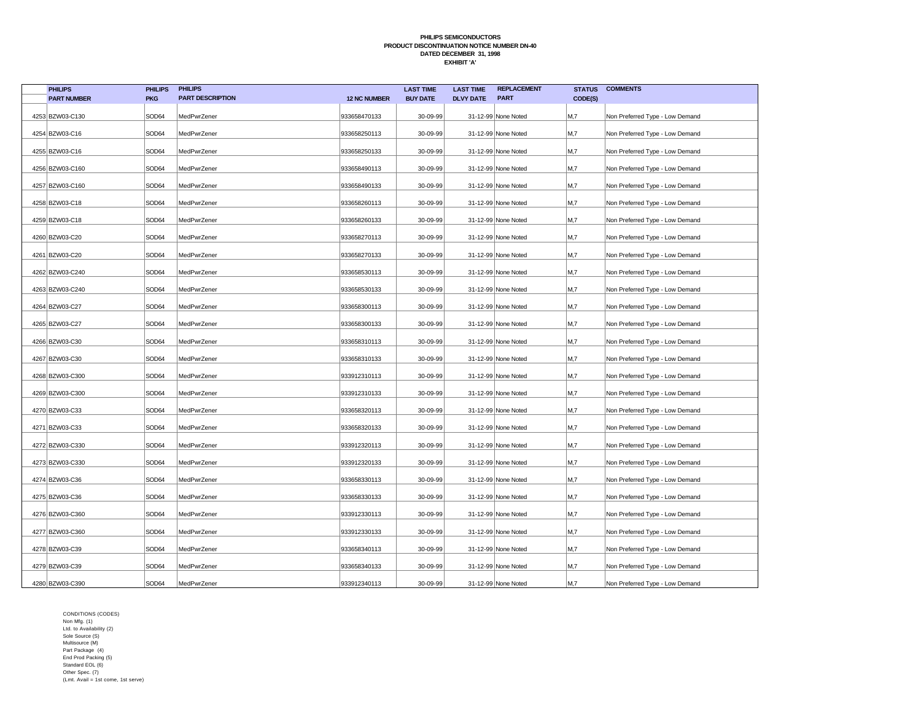**PHILIPS SEMICONDUCTORS**
**PRODUCT DISCONTINUATION NOTICE NUMBER DN-40**
**DATED DECEMBER 31, 1998**
**EXHIBIT 'A'**

| | PHILIPS PART NUMBER | PHILIPS PKG | PHILIPS PART DESCRIPTION | 12 NC NUMBER | LAST TIME BUY DATE | LAST TIME DLVY DATE | REPLACEMENT PART | STATUS CODE(S) | COMMENTS |
|---|---|---|---|---|---|---|---|---|---|
| 4253 | BZW03-C130 | SOD64 | MedPwrZener | 933658470133 | 30-09-99 | 31-12-99 | None Noted | M,7 | Non Preferred Type - Low Demand |
| 4254 | BZW03-C16 | SOD64 | MedPwrZener | 933658250113 | 30-09-99 | 31-12-99 | None Noted | M,7 | Non Preferred Type - Low Demand |
| 4255 | BZW03-C16 | SOD64 | MedPwrZener | 933658250133 | 30-09-99 | 31-12-99 | None Noted | M,7 | Non Preferred Type - Low Demand |
| 4256 | BZW03-C160 | SOD64 | MedPwrZener | 933658490113 | 30-09-99 | 31-12-99 | None Noted | M,7 | Non Preferred Type - Low Demand |
| 4257 | BZW03-C160 | SOD64 | MedPwrZener | 933658490133 | 30-09-99 | 31-12-99 | None Noted | M,7 | Non Preferred Type - Low Demand |
| 4258 | BZW03-C18 | SOD64 | MedPwrZener | 933658260113 | 30-09-99 | 31-12-99 | None Noted | M,7 | Non Preferred Type - Low Demand |
| 4259 | BZW03-C18 | SOD64 | MedPwrZener | 933658260133 | 30-09-99 | 31-12-99 | None Noted | M,7 | Non Preferred Type - Low Demand |
| 4260 | BZW03-C20 | SOD64 | MedPwrZener | 933658270113 | 30-09-99 | 31-12-99 | None Noted | M,7 | Non Preferred Type - Low Demand |
| 4261 | BZW03-C20 | SOD64 | MedPwrZener | 933658270133 | 30-09-99 | 31-12-99 | None Noted | M,7 | Non Preferred Type - Low Demand |
| 4262 | BZW03-C240 | SOD64 | MedPwrZener | 933658530113 | 30-09-99 | 31-12-99 | None Noted | M,7 | Non Preferred Type - Low Demand |
| 4263 | BZW03-C240 | SOD64 | MedPwrZener | 933658530133 | 30-09-99 | 31-12-99 | None Noted | M,7 | Non Preferred Type - Low Demand |
| 4264 | BZW03-C27 | SOD64 | MedPwrZener | 933658300113 | 30-09-99 | 31-12-99 | None Noted | M,7 | Non Preferred Type - Low Demand |
| 4265 | BZW03-C27 | SOD64 | MedPwrZener | 933658300133 | 30-09-99 | 31-12-99 | None Noted | M,7 | Non Preferred Type - Low Demand |
| 4266 | BZW03-C30 | SOD64 | MedPwrZener | 933658310113 | 30-09-99 | 31-12-99 | None Noted | M,7 | Non Preferred Type - Low Demand |
| 4267 | BZW03-C30 | SOD64 | MedPwrZener | 933658310133 | 30-09-99 | 31-12-99 | None Noted | M,7 | Non Preferred Type - Low Demand |
| 4268 | BZW03-C300 | SOD64 | MedPwrZener | 933912310113 | 30-09-99 | 31-12-99 | None Noted | M,7 | Non Preferred Type - Low Demand |
| 4269 | BZW03-C300 | SOD64 | MedPwrZener | 933912310133 | 30-09-99 | 31-12-99 | None Noted | M,7 | Non Preferred Type - Low Demand |
| 4270 | BZW03-C33 | SOD64 | MedPwrZener | 933658320113 | 30-09-99 | 31-12-99 | None Noted | M,7 | Non Preferred Type - Low Demand |
| 4271 | BZW03-C33 | SOD64 | MedPwrZener | 933658320133 | 30-09-99 | 31-12-99 | None Noted | M,7 | Non Preferred Type - Low Demand |
| 4272 | BZW03-C330 | SOD64 | MedPwrZener | 933912320113 | 30-09-99 | 31-12-99 | None Noted | M,7 | Non Preferred Type - Low Demand |
| 4273 | BZW03-C330 | SOD64 | MedPwrZener | 933912320133 | 30-09-99 | 31-12-99 | None Noted | M,7 | Non Preferred Type - Low Demand |
| 4274 | BZW03-C36 | SOD64 | MedPwrZener | 933658330113 | 30-09-99 | 31-12-99 | None Noted | M,7 | Non Preferred Type - Low Demand |
| 4275 | BZW03-C36 | SOD64 | MedPwrZener | 933658330133 | 30-09-99 | 31-12-99 | None Noted | M,7 | Non Preferred Type - Low Demand |
| 4276 | BZW03-C360 | SOD64 | MedPwrZener | 933912330113 | 30-09-99 | 31-12-99 | None Noted | M,7 | Non Preferred Type - Low Demand |
| 4277 | BZW03-C360 | SOD64 | MedPwrZener | 933912330133 | 30-09-99 | 31-12-99 | None Noted | M,7 | Non Preferred Type - Low Demand |
| 4278 | BZW03-C39 | SOD64 | MedPwrZener | 933658340113 | 30-09-99 | 31-12-99 | None Noted | M,7 | Non Preferred Type - Low Demand |
| 4279 | BZW03-C39 | SOD64 | MedPwrZener | 933658340133 | 30-09-99 | 31-12-99 | None Noted | M,7 | Non Preferred Type - Low Demand |
| 4280 | BZW03-C390 | SOD64 | MedPwrZener | 933912340113 | 30-09-99 | 31-12-99 | None Noted | M,7 | Non Preferred Type - Low Demand |

CONDITIONS (CODES)
Non Mfg. (1)
Ltd. to Availability (2)
Sole Source (S)
Multisource (M)
Part Package (4)
End Prod Packing (5)
Standard EOL (6)
Other Spec. (7)
(Lmt. Avail = 1st come, 1st serve)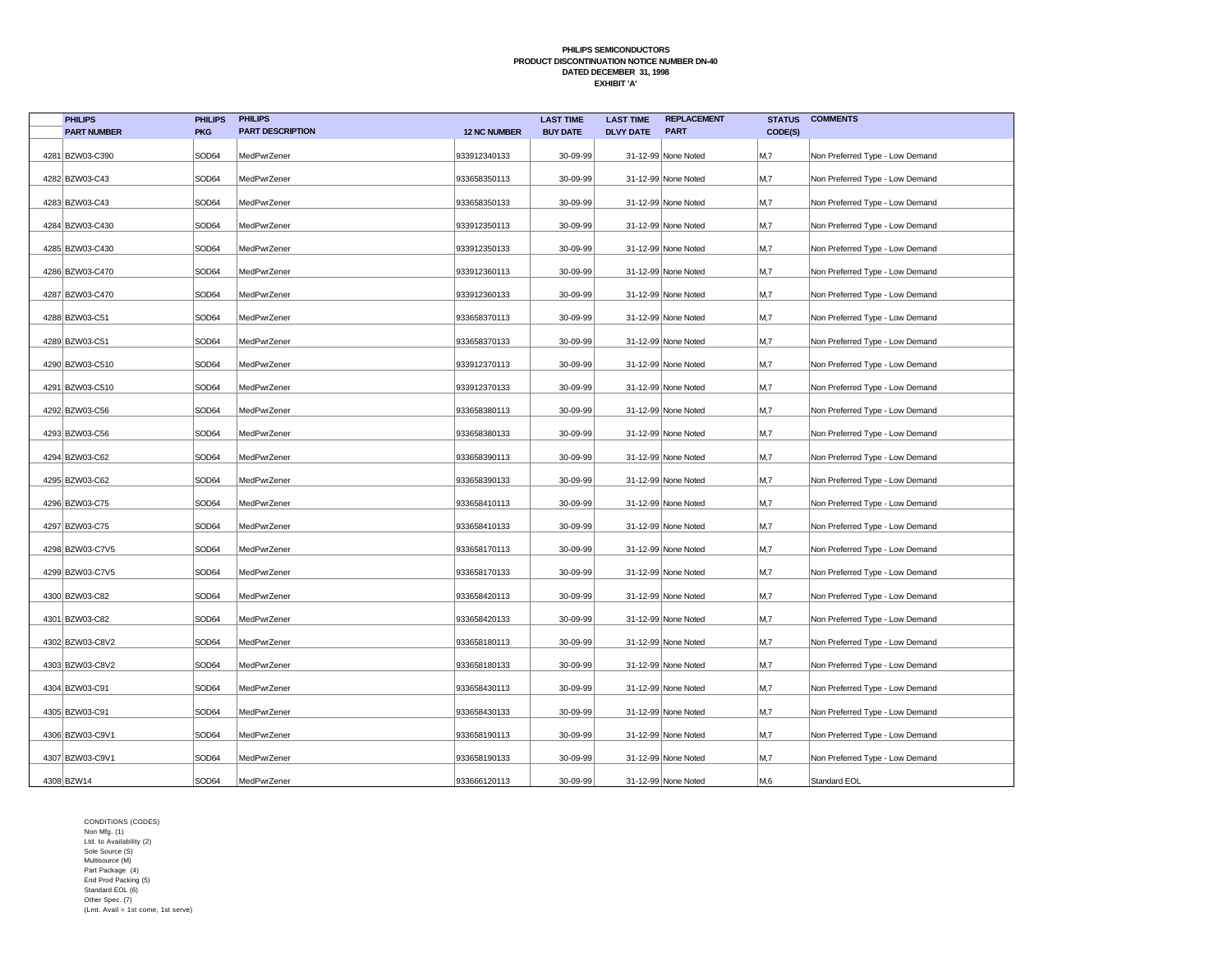**PHILIPS SEMICONDUCTORS**
**PRODUCT DISCONTINUATION NOTICE NUMBER DN-40**
**DATED DECEMBER 31, 1998**
**EXHIBIT 'A'**

| | PHILIPS PART NUMBER | PHILIPS PKG | PHILIPS PART DESCRIPTION | 12 NC NUMBER | LAST TIME BUY DATE | LAST TIME DLVY DATE | REPLACEMENT PART | STATUS CODE(S) | COMMENTS |
|---|---|---|---|---|---|---|---|---|---|
| 4281 | BZW03-C390 | SOD64 | MedPwrZener | 933912340133 | 30-09-99 | 31-12-99 | None Noted | M,7 | Non Preferred Type - Low Demand |
| 4282 | BZW03-C43 | SOD64 | MedPwrZener | 933658350113 | 30-09-99 | 31-12-99 | None Noted | M,7 | Non Preferred Type - Low Demand |
| 4283 | BZW03-C43 | SOD64 | MedPwrZener | 933658350133 | 30-09-99 | 31-12-99 | None Noted | M,7 | Non Preferred Type - Low Demand |
| 4284 | BZW03-C430 | SOD64 | MedPwrZener | 933912350113 | 30-09-99 | 31-12-99 | None Noted | M,7 | Non Preferred Type - Low Demand |
| 4285 | BZW03-C430 | SOD64 | MedPwrZener | 933912350133 | 30-09-99 | 31-12-99 | None Noted | M,7 | Non Preferred Type - Low Demand |
| 4286 | BZW03-C470 | SOD64 | MedPwrZener | 933912360113 | 30-09-99 | 31-12-99 | None Noted | M,7 | Non Preferred Type - Low Demand |
| 4287 | BZW03-C470 | SOD64 | MedPwrZener | 933912360133 | 30-09-99 | 31-12-99 | None Noted | M,7 | Non Preferred Type - Low Demand |
| 4288 | BZW03-C51 | SOD64 | MedPwrZener | 933658370113 | 30-09-99 | 31-12-99 | None Noted | M,7 | Non Preferred Type - Low Demand |
| 4289 | BZW03-C51 | SOD64 | MedPwrZener | 933658370133 | 30-09-99 | 31-12-99 | None Noted | M,7 | Non Preferred Type - Low Demand |
| 4290 | BZW03-C510 | SOD64 | MedPwrZener | 933912370113 | 30-09-99 | 31-12-99 | None Noted | M,7 | Non Preferred Type - Low Demand |
| 4291 | BZW03-C510 | SOD64 | MedPwrZener | 933912370133 | 30-09-99 | 31-12-99 | None Noted | M,7 | Non Preferred Type - Low Demand |
| 4292 | BZW03-C56 | SOD64 | MedPwrZener | 933658380113 | 30-09-99 | 31-12-99 | None Noted | M,7 | Non Preferred Type - Low Demand |
| 4293 | BZW03-C56 | SOD64 | MedPwrZener | 933658380133 | 30-09-99 | 31-12-99 | None Noted | M,7 | Non Preferred Type - Low Demand |
| 4294 | BZW03-C62 | SOD64 | MedPwrZener | 933658390113 | 30-09-99 | 31-12-99 | None Noted | M,7 | Non Preferred Type - Low Demand |
| 4295 | BZW03-C62 | SOD64 | MedPwrZener | 933658390133 | 30-09-99 | 31-12-99 | None Noted | M,7 | Non Preferred Type - Low Demand |
| 4296 | BZW03-C75 | SOD64 | MedPwrZener | 933658410113 | 30-09-99 | 31-12-99 | None Noted | M,7 | Non Preferred Type - Low Demand |
| 4297 | BZW03-C75 | SOD64 | MedPwrZener | 933658410133 | 30-09-99 | 31-12-99 | None Noted | M,7 | Non Preferred Type - Low Demand |
| 4298 | BZW03-C7V5 | SOD64 | MedPwrZener | 933658170113 | 30-09-99 | 31-12-99 | None Noted | M,7 | Non Preferred Type - Low Demand |
| 4299 | BZW03-C7V5 | SOD64 | MedPwrZener | 933658170133 | 30-09-99 | 31-12-99 | None Noted | M,7 | Non Preferred Type - Low Demand |
| 4300 | BZW03-C82 | SOD64 | MedPwrZener | 933658420113 | 30-09-99 | 31-12-99 | None Noted | M,7 | Non Preferred Type - Low Demand |
| 4301 | BZW03-C82 | SOD64 | MedPwrZener | 933658420133 | 30-09-99 | 31-12-99 | None Noted | M,7 | Non Preferred Type - Low Demand |
| 4302 | BZW03-C8V2 | SOD64 | MedPwrZener | 933658180113 | 30-09-99 | 31-12-99 | None Noted | M,7 | Non Preferred Type - Low Demand |
| 4303 | BZW03-C8V2 | SOD64 | MedPwrZener | 933658180133 | 30-09-99 | 31-12-99 | None Noted | M,7 | Non Preferred Type - Low Demand |
| 4304 | BZW03-C91 | SOD64 | MedPwrZener | 933658430113 | 30-09-99 | 31-12-99 | None Noted | M,7 | Non Preferred Type - Low Demand |
| 4305 | BZW03-C91 | SOD64 | MedPwrZener | 933658430133 | 30-09-99 | 31-12-99 | None Noted | M,7 | Non Preferred Type - Low Demand |
| 4306 | BZW03-C9V1 | SOD64 | MedPwrZener | 933658190113 | 30-09-99 | 31-12-99 | None Noted | M,7 | Non Preferred Type - Low Demand |
| 4307 | BZW03-C9V1 | SOD64 | MedPwrZener | 933658190133 | 30-09-99 | 31-12-99 | None Noted | M,7 | Non Preferred Type - Low Demand |
| 4308 | BZW14 | SOD64 | MedPwrZener | 933666120113 | 30-09-99 | 31-12-99 | None Noted | M,6 | Standard EOL |

CONDITIONS (CODES)
Non Mfg. (1)
Ltd. to Availability (2)
Sole Source (S)
Multisource (M)
Part Package (4)
End Prod Packing (5)
Standard EOL (6)
Other Spec. (7)
(Lmt. Avail = 1st come, 1st serve)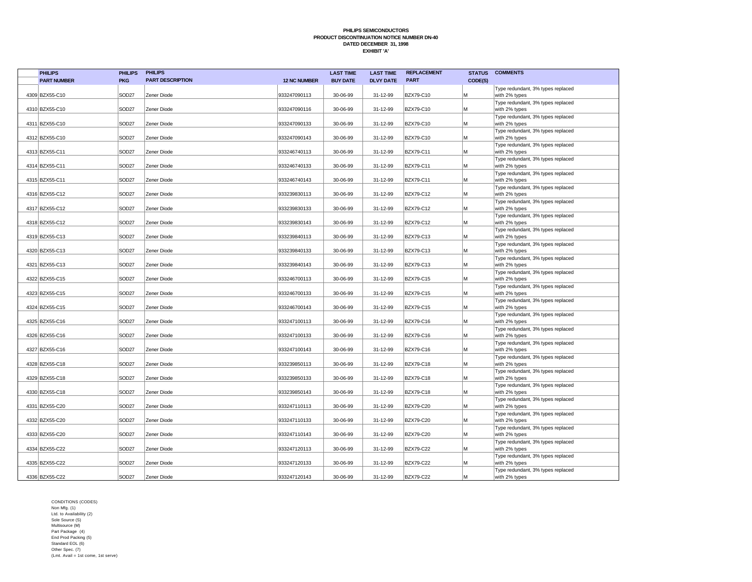**PHILIPS SEMICONDUCTORS**
**PRODUCT DISCONTINUATION NOTICE NUMBER DN-40**
**DATED DECEMBER 31, 1998**
**EXHIBIT 'A'**

| | PHILIPS PART NUMBER | PHILIPS PKG | PHILIPS PART DESCRIPTION | 12 NC NUMBER | LAST TIME BUY DATE | LAST TIME DLVY DATE | REPLACEMENT PART | STATUS CODE(S) | COMMENTS |
|---|---|---|---|---|---|---|---|---|---|
| 4309 | BZX55-C10 | SOD27 | Zener Diode | 933247090113 | 30-06-99 | 31-12-99 | BZX79-C10 | M | Type redundant, 3% types replaced with 2% types |
| 4310 | BZX55-C10 | SOD27 | Zener Diode | 933247090116 | 30-06-99 | 31-12-99 | BZX79-C10 | M | Type redundant, 3% types replaced with 2% types |
| 4311 | BZX55-C10 | SOD27 | Zener Diode | 933247090133 | 30-06-99 | 31-12-99 | BZX79-C10 | M | Type redundant, 3% types replaced with 2% types |
| 4312 | BZX55-C10 | SOD27 | Zener Diode | 933247090143 | 30-06-99 | 31-12-99 | BZX79-C10 | M | Type redundant, 3% types replaced with 2% types |
| 4313 | BZX55-C11 | SOD27 | Zener Diode | 933246740113 | 30-06-99 | 31-12-99 | BZX79-C11 | M | Type redundant, 3% types replaced with 2% types |
| 4314 | BZX55-C11 | SOD27 | Zener Diode | 933246740133 | 30-06-99 | 31-12-99 | BZX79-C11 | M | Type redundant, 3% types replaced with 2% types |
| 4315 | BZX55-C11 | SOD27 | Zener Diode | 933246740143 | 30-06-99 | 31-12-99 | BZX79-C11 | M | Type redundant, 3% types replaced with 2% types |
| 4316 | BZX55-C12 | SOD27 | Zener Diode | 933239830113 | 30-06-99 | 31-12-99 | BZX79-C12 | M | Type redundant, 3% types replaced with 2% types |
| 4317 | BZX55-C12 | SOD27 | Zener Diode | 933239830133 | 30-06-99 | 31-12-99 | BZX79-C12 | M | Type redundant, 3% types replaced with 2% types |
| 4318 | BZX55-C12 | SOD27 | Zener Diode | 933239830143 | 30-06-99 | 31-12-99 | BZX79-C12 | M | Type redundant, 3% types replaced with 2% types |
| 4319 | BZX55-C13 | SOD27 | Zener Diode | 933239840113 | 30-06-99 | 31-12-99 | BZX79-C13 | M | Type redundant, 3% types replaced with 2% types |
| 4320 | BZX55-C13 | SOD27 | Zener Diode | 933239840133 | 30-06-99 | 31-12-99 | BZX79-C13 | M | Type redundant, 3% types replaced with 2% types |
| 4321 | BZX55-C13 | SOD27 | Zener Diode | 933239840143 | 30-06-99 | 31-12-99 | BZX79-C13 | M | Type redundant, 3% types replaced with 2% types |
| 4322 | BZX55-C15 | SOD27 | Zener Diode | 933246700113 | 30-06-99 | 31-12-99 | BZX79-C15 | M | Type redundant, 3% types replaced with 2% types |
| 4323 | BZX55-C15 | SOD27 | Zener Diode | 933246700133 | 30-06-99 | 31-12-99 | BZX79-C15 | M | Type redundant, 3% types replaced with 2% types |
| 4324 | BZX55-C15 | SOD27 | Zener Diode | 933246700143 | 30-06-99 | 31-12-99 | BZX79-C15 | M | Type redundant, 3% types replaced with 2% types |
| 4325 | BZX55-C16 | SOD27 | Zener Diode | 933247100113 | 30-06-99 | 31-12-99 | BZX79-C16 | M | Type redundant, 3% types replaced with 2% types |
| 4326 | BZX55-C16 | SOD27 | Zener Diode | 933247100133 | 30-06-99 | 31-12-99 | BZX79-C16 | M | Type redundant, 3% types replaced with 2% types |
| 4327 | BZX55-C16 | SOD27 | Zener Diode | 933247100143 | 30-06-99 | 31-12-99 | BZX79-C16 | M | Type redundant, 3% types replaced with 2% types |
| 4328 | BZX55-C18 | SOD27 | Zener Diode | 933239850113 | 30-06-99 | 31-12-99 | BZX79-C18 | M | Type redundant, 3% types replaced with 2% types |
| 4329 | BZX55-C18 | SOD27 | Zener Diode | 933239850133 | 30-06-99 | 31-12-99 | BZX79-C18 | M | Type redundant, 3% types replaced with 2% types |
| 4330 | BZX55-C18 | SOD27 | Zener Diode | 933239850143 | 30-06-99 | 31-12-99 | BZX79-C18 | M | Type redundant, 3% types replaced with 2% types |
| 4331 | BZX55-C20 | SOD27 | Zener Diode | 933247110113 | 30-06-99 | 31-12-99 | BZX79-C20 | M | Type redundant, 3% types replaced with 2% types |
| 4332 | BZX55-C20 | SOD27 | Zener Diode | 933247110133 | 30-06-99 | 31-12-99 | BZX79-C20 | M | Type redundant, 3% types replaced with 2% types |
| 4333 | BZX55-C20 | SOD27 | Zener Diode | 933247110143 | 30-06-99 | 31-12-99 | BZX79-C20 | M | Type redundant, 3% types replaced with 2% types |
| 4334 | BZX55-C22 | SOD27 | Zener Diode | 933247120113 | 30-06-99 | 31-12-99 | BZX79-C22 | M | Type redundant, 3% types replaced with 2% types |
| 4335 | BZX55-C22 | SOD27 | Zener Diode | 933247120133 | 30-06-99 | 31-12-99 | BZX79-C22 | M | Type redundant, 3% types replaced with 2% types |
| 4336 | BZX55-C22 | SOD27 | Zener Diode | 933247120143 | 30-06-99 | 31-12-99 | BZX79-C22 | M | Type redundant, 3% types replaced with 2% types |

CONDITIONS (CODES)
Non Mfg. (1)
Ltd. to Availability (2)
Sole Source (S)
Multisource (M)
Part Package (4)
End Prod Packing (5)
Standard EOL (6)
Other Spec. (7)
(Lmt. Avail = 1st come, 1st serve)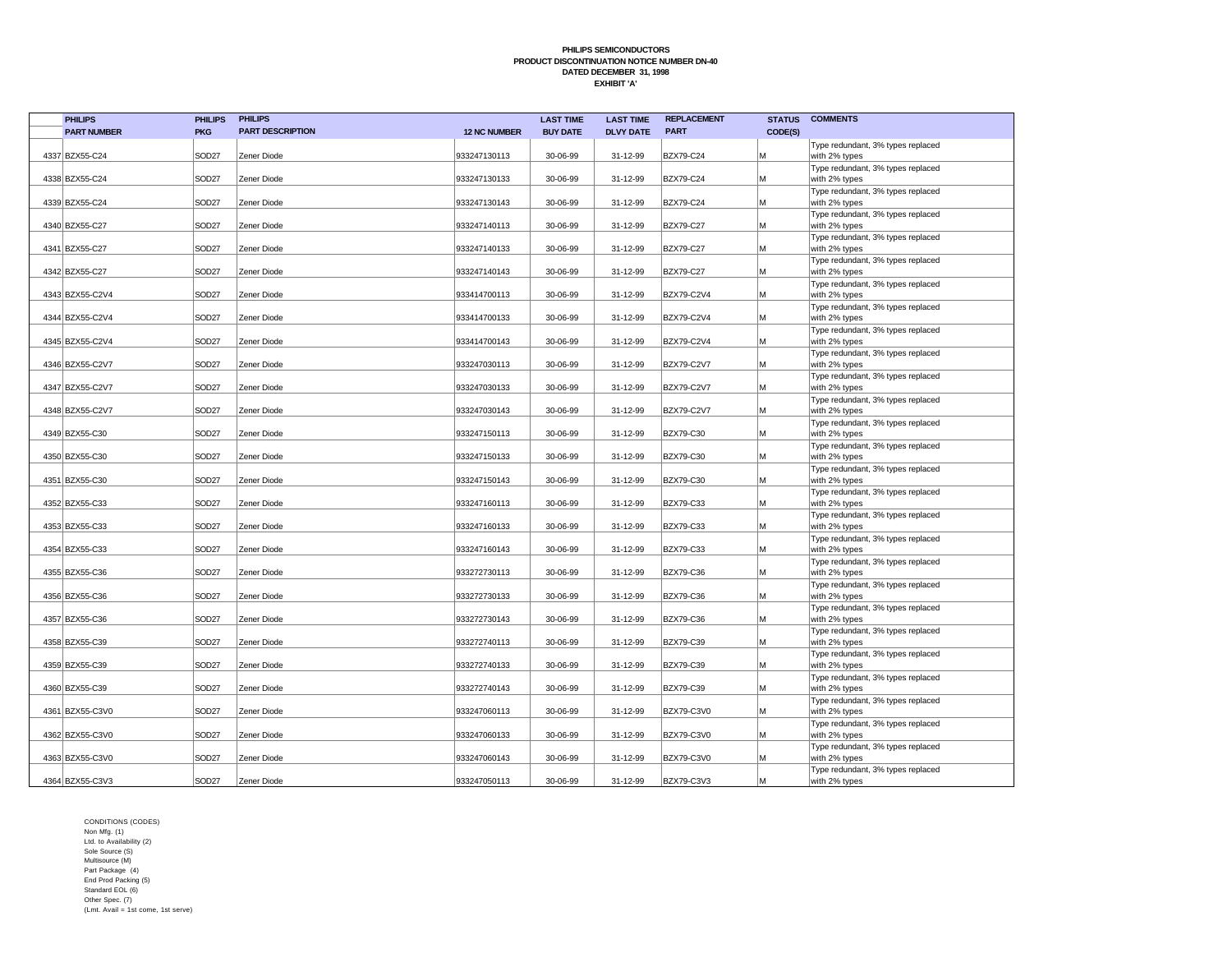**PHILIPS SEMICONDUCTORS**
**PRODUCT DISCONTINUATION NOTICE NUMBER DN-40**
**DATED DECEMBER 31, 1998**
**EXHIBIT 'A'**

| | PHILIPS PART NUMBER | PHILIPS PKG | PHILIPS PART DESCRIPTION | 12 NC NUMBER | LAST TIME BUY DATE | LAST TIME DLVY DATE | REPLACEMENT PART | STATUS CODE(S) | COMMENTS |
|---|---|---|---|---|---|---|---|---|---|
| 4337 | BZX55-C24 | SOD27 | Zener Diode | 933247130113 | 30-06-99 | 31-12-99 | BZX79-C24 | M | Type redundant, 3% types replaced with 2% types |
| 4338 | BZX55-C24 | SOD27 | Zener Diode | 933247130133 | 30-06-99 | 31-12-99 | BZX79-C24 | M | Type redundant, 3% types replaced with 2% types |
| 4339 | BZX55-C24 | SOD27 | Zener Diode | 933247130143 | 30-06-99 | 31-12-99 | BZX79-C24 | M | Type redundant, 3% types replaced with 2% types |
| 4340 | BZX55-C27 | SOD27 | Zener Diode | 933247140113 | 30-06-99 | 31-12-99 | BZX79-C27 | M | Type redundant, 3% types replaced with 2% types |
| 4341 | BZX55-C27 | SOD27 | Zener Diode | 933247140133 | 30-06-99 | 31-12-99 | BZX79-C27 | M | Type redundant, 3% types replaced with 2% types |
| 4342 | BZX55-C27 | SOD27 | Zener Diode | 933247140143 | 30-06-99 | 31-12-99 | BZX79-C27 | M | Type redundant, 3% types replaced with 2% types |
| 4343 | BZX55-C2V4 | SOD27 | Zener Diode | 933414700113 | 30-06-99 | 31-12-99 | BZX79-C2V4 | M | Type redundant, 3% types replaced with 2% types |
| 4344 | BZX55-C2V4 | SOD27 | Zener Diode | 933414700133 | 30-06-99 | 31-12-99 | BZX79-C2V4 | M | Type redundant, 3% types replaced with 2% types |
| 4345 | BZX55-C2V4 | SOD27 | Zener Diode | 933414700143 | 30-06-99 | 31-12-99 | BZX79-C2V4 | M | Type redundant, 3% types replaced with 2% types |
| 4346 | BZX55-C2V7 | SOD27 | Zener Diode | 933247030113 | 30-06-99 | 31-12-99 | BZX79-C2V7 | M | Type redundant, 3% types replaced with 2% types |
| 4347 | BZX55-C2V7 | SOD27 | Zener Diode | 933247030133 | 30-06-99 | 31-12-99 | BZX79-C2V7 | M | Type redundant, 3% types replaced with 2% types |
| 4348 | BZX55-C2V7 | SOD27 | Zener Diode | 933247030143 | 30-06-99 | 31-12-99 | BZX79-C2V7 | M | Type redundant, 3% types replaced with 2% types |
| 4349 | BZX55-C30 | SOD27 | Zener Diode | 933247150113 | 30-06-99 | 31-12-99 | BZX79-C30 | M | Type redundant, 3% types replaced with 2% types |
| 4350 | BZX55-C30 | SOD27 | Zener Diode | 933247150133 | 30-06-99 | 31-12-99 | BZX79-C30 | M | Type redundant, 3% types replaced with 2% types |
| 4351 | BZX55-C30 | SOD27 | Zener Diode | 933247150143 | 30-06-99 | 31-12-99 | BZX79-C30 | M | Type redundant, 3% types replaced with 2% types |
| 4352 | BZX55-C33 | SOD27 | Zener Diode | 933247160113 | 30-06-99 | 31-12-99 | BZX79-C33 | M | Type redundant, 3% types replaced with 2% types |
| 4353 | BZX55-C33 | SOD27 | Zener Diode | 933247160133 | 30-06-99 | 31-12-99 | BZX79-C33 | M | Type redundant, 3% types replaced with 2% types |
| 4354 | BZX55-C33 | SOD27 | Zener Diode | 933247160143 | 30-06-99 | 31-12-99 | BZX79-C33 | M | Type redundant, 3% types replaced with 2% types |
| 4355 | BZX55-C36 | SOD27 | Zener Diode | 933272730113 | 30-06-99 | 31-12-99 | BZX79-C36 | M | Type redundant, 3% types replaced with 2% types |
| 4356 | BZX55-C36 | SOD27 | Zener Diode | 933272730133 | 30-06-99 | 31-12-99 | BZX79-C36 | M | Type redundant, 3% types replaced with 2% types |
| 4357 | BZX55-C36 | SOD27 | Zener Diode | 933272730143 | 30-06-99 | 31-12-99 | BZX79-C36 | M | Type redundant, 3% types replaced with 2% types |
| 4358 | BZX55-C39 | SOD27 | Zener Diode | 933272740113 | 30-06-99 | 31-12-99 | BZX79-C39 | M | Type redundant, 3% types replaced with 2% types |
| 4359 | BZX55-C39 | SOD27 | Zener Diode | 933272740133 | 30-06-99 | 31-12-99 | BZX79-C39 | M | Type redundant, 3% types replaced with 2% types |
| 4360 | BZX55-C39 | SOD27 | Zener Diode | 933272740143 | 30-06-99 | 31-12-99 | BZX79-C39 | M | Type redundant, 3% types replaced with 2% types |
| 4361 | BZX55-C3V0 | SOD27 | Zener Diode | 933247060113 | 30-06-99 | 31-12-99 | BZX79-C3V0 | M | Type redundant, 3% types replaced with 2% types |
| 4362 | BZX55-C3V0 | SOD27 | Zener Diode | 933247060133 | 30-06-99 | 31-12-99 | BZX79-C3V0 | M | Type redundant, 3% types replaced with 2% types |
| 4363 | BZX55-C3V0 | SOD27 | Zener Diode | 933247060143 | 30-06-99 | 31-12-99 | BZX79-C3V0 | M | Type redundant, 3% types replaced with 2% types |
| 4364 | BZX55-C3V3 | SOD27 | Zener Diode | 933247050113 | 30-06-99 | 31-12-99 | BZX79-C3V3 | M | Type redundant, 3% types replaced with 2% types |

CONDITIONS (CODES)
Non Mfg. (1)
Ltd. to Availability (2)
Sole Source (S)
Multisource (M)
Part Package (4)
End Prod Packing (5)
Standard EOL (6)
Other Spec. (7)
(Lmt. Avail = 1st come, 1st serve)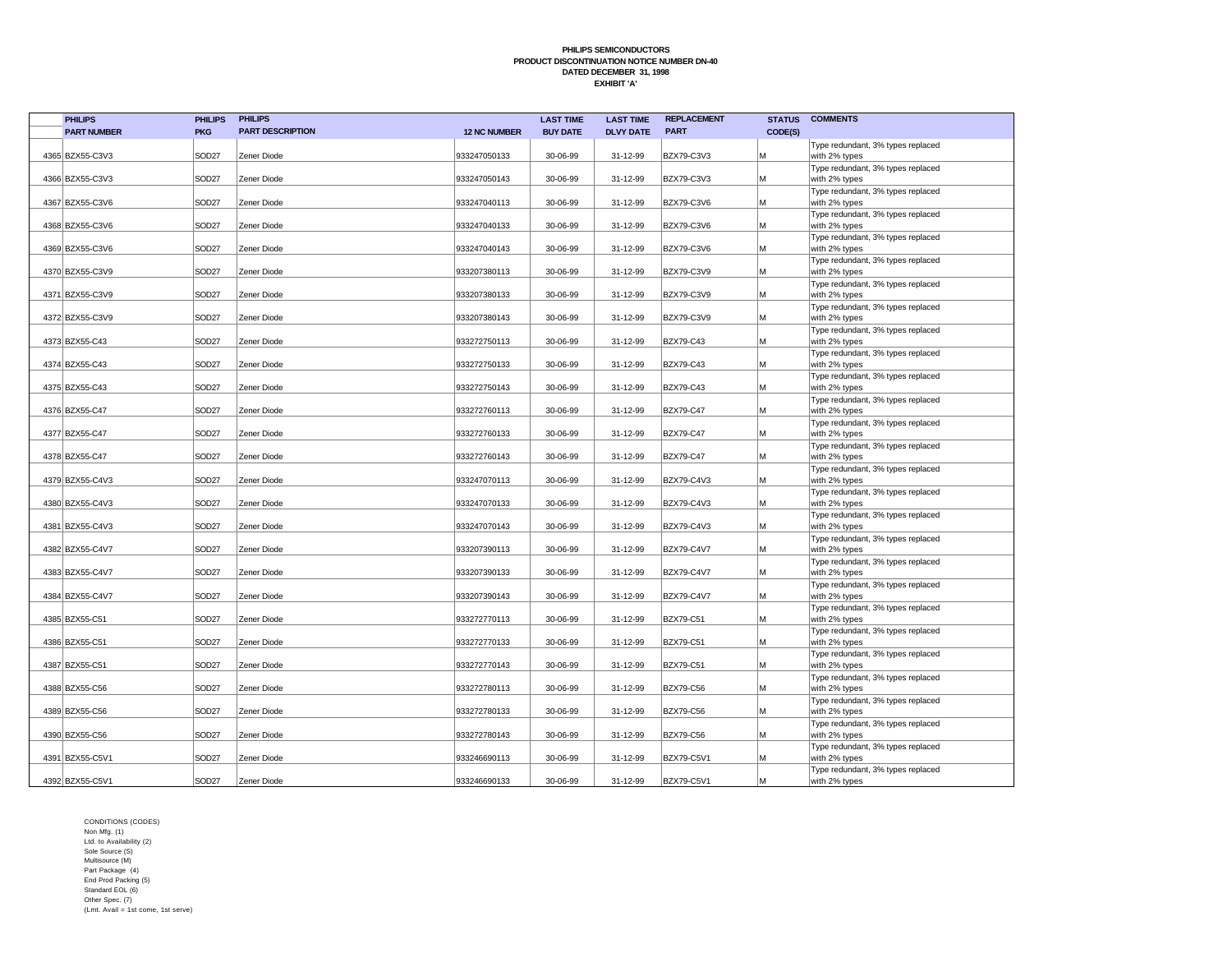**PHILIPS SEMICONDUCTORS**
**PRODUCT DISCONTINUATION NOTICE NUMBER DN-40**
**DATED DECEMBER 31, 1998**
**EXHIBIT 'A'**

| | PHILIPS PART NUMBER | PHILIPS PKG | PHILIPS PART DESCRIPTION | 12 NC NUMBER | LAST TIME BUY DATE | LAST TIME DLVY DATE | REPLACEMENT PART | STATUS CODE(S) | COMMENTS |
|---|---|---|---|---|---|---|---|---|---|
| 4365 | BZX55-C3V3 | SOD27 | Zener Diode | 933247050133 | 30-06-99 | 31-12-99 | BZX79-C3V3 | M | Type redundant, 3% types replaced with 2% types |
| 4366 | BZX55-C3V3 | SOD27 | Zener Diode | 933247050143 | 30-06-99 | 31-12-99 | BZX79-C3V3 | M | Type redundant, 3% types replaced with 2% types |
| 4367 | BZX55-C3V6 | SOD27 | Zener Diode | 933247040113 | 30-06-99 | 31-12-99 | BZX79-C3V6 | M | Type redundant, 3% types replaced with 2% types |
| 4368 | BZX55-C3V6 | SOD27 | Zener Diode | 933247040133 | 30-06-99 | 31-12-99 | BZX79-C3V6 | M | Type redundant, 3% types replaced with 2% types |
| 4369 | BZX55-C3V6 | SOD27 | Zener Diode | 933247040143 | 30-06-99 | 31-12-99 | BZX79-C3V6 | M | Type redundant, 3% types replaced with 2% types |
| 4370 | BZX55-C3V9 | SOD27 | Zener Diode | 933207380113 | 30-06-99 | 31-12-99 | BZX79-C3V9 | M | Type redundant, 3% types replaced with 2% types |
| 4371 | BZX55-C3V9 | SOD27 | Zener Diode | 933207380133 | 30-06-99 | 31-12-99 | BZX79-C3V9 | M | Type redundant, 3% types replaced with 2% types |
| 4372 | BZX55-C3V9 | SOD27 | Zener Diode | 933207380143 | 30-06-99 | 31-12-99 | BZX79-C3V9 | M | Type redundant, 3% types replaced with 2% types |
| 4373 | BZX55-C43 | SOD27 | Zener Diode | 933272750113 | 30-06-99 | 31-12-99 | BZX79-C43 | M | Type redundant, 3% types replaced with 2% types |
| 4374 | BZX55-C43 | SOD27 | Zener Diode | 933272750133 | 30-06-99 | 31-12-99 | BZX79-C43 | M | Type redundant, 3% types replaced with 2% types |
| 4375 | BZX55-C43 | SOD27 | Zener Diode | 933272750143 | 30-06-99 | 31-12-99 | BZX79-C43 | M | Type redundant, 3% types replaced with 2% types |
| 4376 | BZX55-C47 | SOD27 | Zener Diode | 933272760113 | 30-06-99 | 31-12-99 | BZX79-C47 | M | Type redundant, 3% types replaced with 2% types |
| 4377 | BZX55-C47 | SOD27 | Zener Diode | 933272760133 | 30-06-99 | 31-12-99 | BZX79-C47 | M | Type redundant, 3% types replaced with 2% types |
| 4378 | BZX55-C47 | SOD27 | Zener Diode | 933272760143 | 30-06-99 | 31-12-99 | BZX79-C47 | M | Type redundant, 3% types replaced with 2% types |
| 4379 | BZX55-C4V3 | SOD27 | Zener Diode | 933247070113 | 30-06-99 | 31-12-99 | BZX79-C4V3 | M | Type redundant, 3% types replaced with 2% types |
| 4380 | BZX55-C4V3 | SOD27 | Zener Diode | 933247070133 | 30-06-99 | 31-12-99 | BZX79-C4V3 | M | Type redundant, 3% types replaced with 2% types |
| 4381 | BZX55-C4V3 | SOD27 | Zener Diode | 933247070143 | 30-06-99 | 31-12-99 | BZX79-C4V3 | M | Type redundant, 3% types replaced with 2% types |
| 4382 | BZX55-C4V7 | SOD27 | Zener Diode | 933207390113 | 30-06-99 | 31-12-99 | BZX79-C4V7 | M | Type redundant, 3% types replaced with 2% types |
| 4383 | BZX55-C4V7 | SOD27 | Zener Diode | 933207390133 | 30-06-99 | 31-12-99 | BZX79-C4V7 | M | Type redundant, 3% types replaced with 2% types |
| 4384 | BZX55-C4V7 | SOD27 | Zener Diode | 933207390143 | 30-06-99 | 31-12-99 | BZX79-C4V7 | M | Type redundant, 3% types replaced with 2% types |
| 4385 | BZX55-C51 | SOD27 | Zener Diode | 933272770113 | 30-06-99 | 31-12-99 | BZX79-C51 | M | Type redundant, 3% types replaced with 2% types |
| 4386 | BZX55-C51 | SOD27 | Zener Diode | 933272770133 | 30-06-99 | 31-12-99 | BZX79-C51 | M | Type redundant, 3% types replaced with 2% types |
| 4387 | BZX55-C51 | SOD27 | Zener Diode | 933272770143 | 30-06-99 | 31-12-99 | BZX79-C51 | M | Type redundant, 3% types replaced with 2% types |
| 4388 | BZX55-C56 | SOD27 | Zener Diode | 933272780113 | 30-06-99 | 31-12-99 | BZX79-C56 | M | Type redundant, 3% types replaced with 2% types |
| 4389 | BZX55-C56 | SOD27 | Zener Diode | 933272780133 | 30-06-99 | 31-12-99 | BZX79-C56 | M | Type redundant, 3% types replaced with 2% types |
| 4390 | BZX55-C56 | SOD27 | Zener Diode | 933272780143 | 30-06-99 | 31-12-99 | BZX79-C56 | M | Type redundant, 3% types replaced with 2% types |
| 4391 | BZX55-C5V1 | SOD27 | Zener Diode | 933246690113 | 30-06-99 | 31-12-99 | BZX79-C5V1 | M | Type redundant, 3% types replaced with 2% types |
| 4392 | BZX55-C5V1 | SOD27 | Zener Diode | 933246690133 | 30-06-99 | 31-12-99 | BZX79-C5V1 | M | Type redundant, 3% types replaced with 2% types |

CONDITIONS (CODES)
Non Mfg. (1)
Ltd. to Availability (2)
Sole Source (S)
Multisource (M)
Part Package (4)
End Prod Packing (5)
Standard EOL (6)
Other Spec. (7)
(Lmt. Avail = 1st come, 1st serve)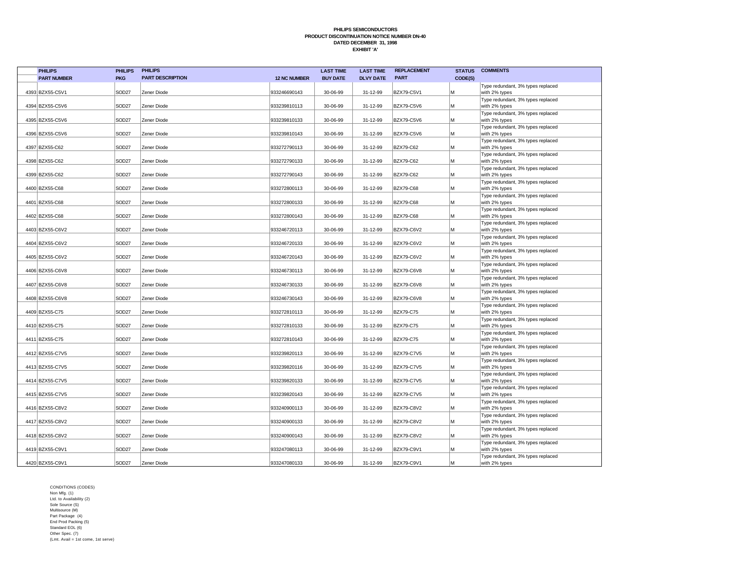**PHILIPS SEMICONDUCTORS**
**PRODUCT DISCONTINUATION NOTICE NUMBER DN-40**
**DATED DECEMBER 31, 1998**
**EXHIBIT 'A'**

| | PHILIPS PART NUMBER | PHILIPS PKG | PHILIPS PART DESCRIPTION | 12 NC NUMBER | LAST TIME BUY DATE | LAST TIME DLVY DATE | REPLACEMENT PART | STATUS CODE(S) | COMMENTS |
|---|---|---|---|---|---|---|---|---|---|
| 4393 | BZX55-C5V1 | SOD27 | Zener Diode | 933246690143 | 30-06-99 | 31-12-99 | BZX79-C5V1 | M | Type redundant, 3% types replaced with 2% types |
| 4394 | BZX55-C5V6 | SOD27 | Zener Diode | 933239810113 | 30-06-99 | 31-12-99 | BZX79-C5V6 | M | Type redundant, 3% types replaced with 2% types |
| 4395 | BZX55-C5V6 | SOD27 | Zener Diode | 933239810133 | 30-06-99 | 31-12-99 | BZX79-C5V6 | M | Type redundant, 3% types replaced with 2% types |
| 4396 | BZX55-C5V6 | SOD27 | Zener Diode | 933239810143 | 30-06-99 | 31-12-99 | BZX79-C5V6 | M | Type redundant, 3% types replaced with 2% types |
| 4397 | BZX55-C62 | SOD27 | Zener Diode | 933272790113 | 30-06-99 | 31-12-99 | BZX79-C62 | M | Type redundant, 3% types replaced with 2% types |
| 4398 | BZX55-C62 | SOD27 | Zener Diode | 933272790133 | 30-06-99 | 31-12-99 | BZX79-C62 | M | Type redundant, 3% types replaced with 2% types |
| 4399 | BZX55-C62 | SOD27 | Zener Diode | 933272790143 | 30-06-99 | 31-12-99 | BZX79-C62 | M | Type redundant, 3% types replaced with 2% types |
| 4400 | BZX55-C68 | SOD27 | Zener Diode | 933272800113 | 30-06-99 | 31-12-99 | BZX79-C68 | M | Type redundant, 3% types replaced with 2% types |
| 4401 | BZX55-C68 | SOD27 | Zener Diode | 933272800133 | 30-06-99 | 31-12-99 | BZX79-C68 | M | Type redundant, 3% types replaced with 2% types |
| 4402 | BZX55-C68 | SOD27 | Zener Diode | 933272800143 | 30-06-99 | 31-12-99 | BZX79-C68 | M | Type redundant, 3% types replaced with 2% types |
| 4403 | BZX55-C6V2 | SOD27 | Zener Diode | 933246720113 | 30-06-99 | 31-12-99 | BZX79-C6V2 | M | Type redundant, 3% types replaced with 2% types |
| 4404 | BZX55-C6V2 | SOD27 | Zener Diode | 933246720133 | 30-06-99 | 31-12-99 | BZX79-C6V2 | M | Type redundant, 3% types replaced with 2% types |
| 4405 | BZX55-C6V2 | SOD27 | Zener Diode | 933246720143 | 30-06-99 | 31-12-99 | BZX79-C6V2 | M | Type redundant, 3% types replaced with 2% types |
| 4406 | BZX55-C6V8 | SOD27 | Zener Diode | 933246730113 | 30-06-99 | 31-12-99 | BZX79-C6V8 | M | Type redundant, 3% types replaced with 2% types |
| 4407 | BZX55-C6V8 | SOD27 | Zener Diode | 933246730133 | 30-06-99 | 31-12-99 | BZX79-C6V8 | M | Type redundant, 3% types replaced with 2% types |
| 4408 | BZX55-C6V8 | SOD27 | Zener Diode | 933246730143 | 30-06-99 | 31-12-99 | BZX79-C6V8 | M | Type redundant, 3% types replaced with 2% types |
| 4409 | BZX55-C75 | SOD27 | Zener Diode | 933272810113 | 30-06-99 | 31-12-99 | BZX79-C75 | M | Type redundant, 3% types replaced with 2% types |
| 4410 | BZX55-C75 | SOD27 | Zener Diode | 933272810133 | 30-06-99 | 31-12-99 | BZX79-C75 | M | Type redundant, 3% types replaced with 2% types |
| 4411 | BZX55-C75 | SOD27 | Zener Diode | 933272810143 | 30-06-99 | 31-12-99 | BZX79-C75 | M | Type redundant, 3% types replaced with 2% types |
| 4412 | BZX55-C7V5 | SOD27 | Zener Diode | 933239820113 | 30-06-99 | 31-12-99 | BZX79-C7V5 | M | Type redundant, 3% types replaced with 2% types |
| 4413 | BZX55-C7V5 | SOD27 | Zener Diode | 933239820116 | 30-06-99 | 31-12-99 | BZX79-C7V5 | M | Type redundant, 3% types replaced with 2% types |
| 4414 | BZX55-C7V5 | SOD27 | Zener Diode | 933239820133 | 30-06-99 | 31-12-99 | BZX79-C7V5 | M | Type redundant, 3% types replaced with 2% types |
| 4415 | BZX55-C7V5 | SOD27 | Zener Diode | 933239820143 | 30-06-99 | 31-12-99 | BZX79-C7V5 | M | Type redundant, 3% types replaced with 2% types |
| 4416 | BZX55-C8V2 | SOD27 | Zener Diode | 933240900113 | 30-06-99 | 31-12-99 | BZX79-C8V2 | M | Type redundant, 3% types replaced with 2% types |
| 4417 | BZX55-C8V2 | SOD27 | Zener Diode | 933240900133 | 30-06-99 | 31-12-99 | BZX79-C8V2 | M | Type redundant, 3% types replaced with 2% types |
| 4418 | BZX55-C8V2 | SOD27 | Zener Diode | 933240900143 | 30-06-99 | 31-12-99 | BZX79-C8V2 | M | Type redundant, 3% types replaced with 2% types |
| 4419 | BZX55-C9V1 | SOD27 | Zener Diode | 933247080113 | 30-06-99 | 31-12-99 | BZX79-C9V1 | M | Type redundant, 3% types replaced with 2% types |
| 4420 | BZX55-C9V1 | SOD27 | Zener Diode | 933247080133 | 30-06-99 | 31-12-99 | BZX79-C9V1 | M | Type redundant, 3% types replaced with 2% types |

CONDITIONS (CODES)
Non Mfg. (1)
Ltd. to Availability (2)
Sole Source (S)
Multisource (M)
Part Package (4)
End Prod Packing (5)
Standard EOL (6)
Other Spec. (7)
(Lmt. Avail = 1st come, 1st serve)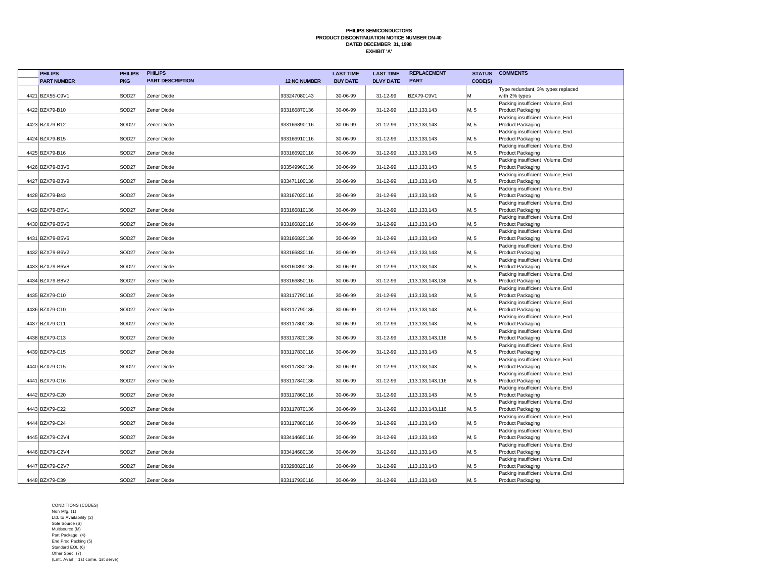**PHILIPS SEMICONDUCTORS**
**PRODUCT DISCONTINUATION NOTICE NUMBER DN-40**
**DATED DECEMBER 31, 1998**
**EXHIBIT 'A'**

| | PHILIPS PART NUMBER | PHILIPS PKG | PHILIPS PART DESCRIPTION | 12 NC NUMBER | LAST TIME BUY DATE | LAST TIME DLVY DATE | REPLACEMENT PART | STATUS CODE(S) | COMMENTS |
|---|---|---|---|---|---|---|---|---|---|
| 4421 | BZX55-C9V1 | SOD27 | Zener Diode | 933247080143 | 30-06-99 | 31-12-99 | BZX79-C9V1 | M | Type redundant, 3% types replaced with 2% types |
| 4422 | BZX79-B10 | SOD27 | Zener Diode | 933166870136 | 30-06-99 | 31-12-99 | ,113,133,143 | M, 5 | Packing insufficient Volume, End Product Packaging |
| 4423 | BZX79-B12 | SOD27 | Zener Diode | 933166890116 | 30-06-99 | 31-12-99 | ,113,133,143 | M, 5 | Packing insufficient Volume, End Product Packaging |
| 4424 | BZX79-B15 | SOD27 | Zener Diode | 933166910116 | 30-06-99 | 31-12-99 | ,113,133,143 | M, 5 | Packing insufficient Volume, End Product Packaging |
| 4425 | BZX79-B16 | SOD27 | Zener Diode | 933166920116 | 30-06-99 | 31-12-99 | ,113,133,143 | M, 5 | Packing insufficient Volume, End Product Packaging |
| 4426 | BZX79-B3V6 | SOD27 | Zener Diode | 933549960136 | 30-06-99 | 31-12-99 | ,113,133,143 | M, 5 | Packing insufficient Volume, End Product Packaging |
| 4427 | BZX79-B3V9 | SOD27 | Zener Diode | 933471100136 | 30-06-99 | 31-12-99 | ,113,133,143 | M, 5 | Packing insufficient Volume, End Product Packaging |
| 4428 | BZX79-B43 | SOD27 | Zener Diode | 933167020116 | 30-06-99 | 31-12-99 | ,113,133,143 | M, 5 | Packing insufficient Volume, End Product Packaging |
| 4429 | BZX79-B5V1 | SOD27 | Zener Diode | 933166810136 | 30-06-99 | 31-12-99 | ,113,133,143 | M, 5 | Packing insufficient Volume, End Product Packaging |
| 4430 | BZX79-B5V6 | SOD27 | Zener Diode | 933166820116 | 30-06-99 | 31-12-99 | ,113,133,143 | M, 5 | Packing insufficient Volume, End Product Packaging |
| 4431 | BZX79-B5V6 | SOD27 | Zener Diode | 933166820136 | 30-06-99 | 31-12-99 | ,113,133,143 | M, 5 | Packing insufficient Volume, End Product Packaging |
| 4432 | BZX79-B6V2 | SOD27 | Zener Diode | 933166830116 | 30-06-99 | 31-12-99 | ,113,133,143 | M, 5 | Packing insufficient Volume, End Product Packaging |
| 4433 | BZX79-B6V8 | SOD27 | Zener Diode | 933160890136 | 30-06-99 | 31-12-99 | ,113,133,143 | M, 5 | Packing insufficient Volume, End Product Packaging |
| 4434 | BZX79-B8V2 | SOD27 | Zener Diode | 933166850116 | 30-06-99 | 31-12-99 | ,113,133,143,136 | M, 5 | Packing insufficient Volume, End Product Packaging |
| 4435 | BZX79-C10 | SOD27 | Zener Diode | 933117790116 | 30-06-99 | 31-12-99 | ,113,133,143 | M, 5 | Packing insufficient Volume, End Product Packaging |
| 4436 | BZX79-C10 | SOD27 | Zener Diode | 933117790136 | 30-06-99 | 31-12-99 | ,113,133,143 | M, 5 | Packing insufficient Volume, End Product Packaging |
| 4437 | BZX79-C11 | SOD27 | Zener Diode | 933117800136 | 30-06-99 | 31-12-99 | ,113,133,143 | M, 5 | Packing insufficient Volume, End Product Packaging |
| 4438 | BZX79-C13 | SOD27 | Zener Diode | 933117820136 | 30-06-99 | 31-12-99 | ,113,133,143,116 | M, 5 | Packing insufficient Volume, End Product Packaging |
| 4439 | BZX79-C15 | SOD27 | Zener Diode | 933117830116 | 30-06-99 | 31-12-99 | ,113,133,143 | M, 5 | Packing insufficient Volume, End Product Packaging |
| 4440 | BZX79-C15 | SOD27 | Zener Diode | 933117830136 | 30-06-99 | 31-12-99 | ,113,133,143 | M, 5 | Packing insufficient Volume, End Product Packaging |
| 4441 | BZX79-C16 | SOD27 | Zener Diode | 933117840136 | 30-06-99 | 31-12-99 | ,113,133,143,116 | M, 5 | Packing insufficient Volume, End Product Packaging |
| 4442 | BZX79-C20 | SOD27 | Zener Diode | 933117860116 | 30-06-99 | 31-12-99 | ,113,133,143 | M, 5 | Packing insufficient Volume, End Product Packaging |
| 4443 | BZX79-C22 | SOD27 | Zener Diode | 933117870136 | 30-06-99 | 31-12-99 | ,113,133,143,116 | M, 5 | Packing insufficient Volume, End Product Packaging |
| 4444 | BZX79-C24 | SOD27 | Zener Diode | 933117880116 | 30-06-99 | 31-12-99 | ,113,133,143 | M, 5 | Packing insufficient Volume, End Product Packaging |
| 4445 | BZX79-C2V4 | SOD27 | Zener Diode | 933414680116 | 30-06-99 | 31-12-99 | ,113,133,143 | M, 5 | Packing insufficient Volume, End Product Packaging |
| 4446 | BZX79-C2V4 | SOD27 | Zener Diode | 933414680136 | 30-06-99 | 31-12-99 | ,113,133,143 | M, 5 | Packing insufficient Volume, End Product Packaging |
| 4447 | BZX79-C2V7 | SOD27 | Zener Diode | 933298820116 | 30-06-99 | 31-12-99 | ,113,133,143 | M, 5 | Packing insufficient Volume, End Product Packaging |
| 4448 | BZX79-C39 | SOD27 | Zener Diode | 933117930116 | 30-06-99 | 31-12-99 | ,113,133,143 | M, 5 | Packing insufficient Volume, End Product Packaging |

CONDITIONS (CODES)
Non Mfg. (1)
Ltd. to Availability (2)
Sole Source (S)
Multisource (M)
Part Package (4)
End Prod Packing (5)
Standard EOL (6)
Other Spec. (7)
(Lmt. Avail = 1st come, 1st serve)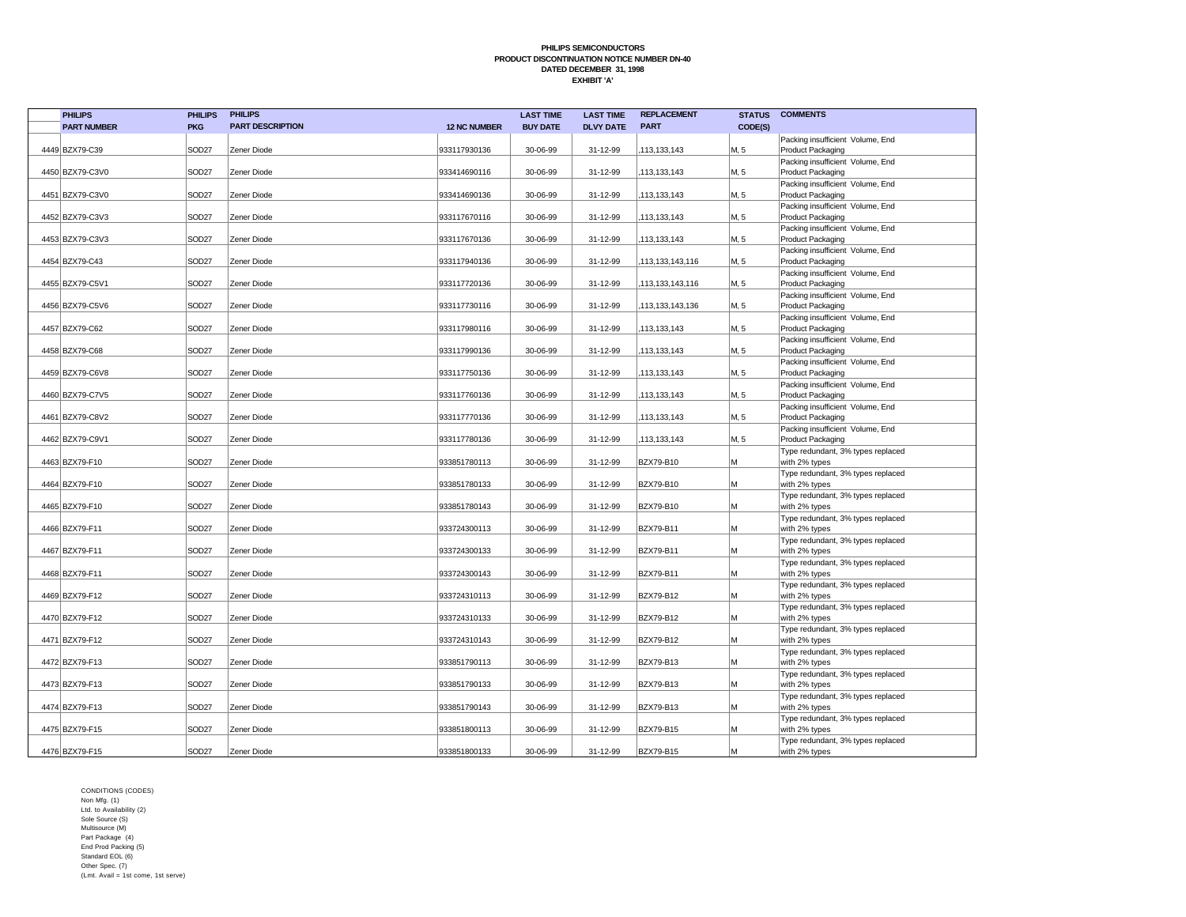**PHILIPS SEMICONDUCTORS**
**PRODUCT DISCONTINUATION NOTICE NUMBER DN-40**
**DATED DECEMBER 31, 1998**
**EXHIBIT 'A'**

| | PHILIPS PART NUMBER | PHILIPS PKG | PHILIPS PART DESCRIPTION | 12 NC NUMBER | LAST TIME BUY DATE | LAST TIME DLVY DATE | REPLACEMENT PART | STATUS CODE(S) | COMMENTS |
|---|---|---|---|---|---|---|---|---|---|
| 4449 | BZX79-C39 | SOD27 | Zener Diode | 933117930136 | 30-06-99 | 31-12-99 | ,113,133,143 | M, 5 | Packing insufficient Volume, End Product Packaging |
| 4450 | BZX79-C3V0 | SOD27 | Zener Diode | 933414690116 | 30-06-99 | 31-12-99 | ,113,133,143 | M, 5 | Packing insufficient Volume, End Product Packaging |
| 4451 | BZX79-C3V0 | SOD27 | Zener Diode | 933414690136 | 30-06-99 | 31-12-99 | ,113,133,143 | M, 5 | Packing insufficient Volume, End Product Packaging |
| 4452 | BZX79-C3V3 | SOD27 | Zener Diode | 933117670116 | 30-06-99 | 31-12-99 | ,113,133,143 | M, 5 | Packing insufficient Volume, End Product Packaging |
| 4453 | BZX79-C3V3 | SOD27 | Zener Diode | 933117670136 | 30-06-99 | 31-12-99 | ,113,133,143 | M, 5 | Packing insufficient Volume, End Product Packaging |
| 4454 | BZX79-C43 | SOD27 | Zener Diode | 933117940136 | 30-06-99 | 31-12-99 | ,113,133,143,116 | M, 5 | Packing insufficient Volume, End Product Packaging |
| 4455 | BZX79-C5V1 | SOD27 | Zener Diode | 933117720136 | 30-06-99 | 31-12-99 | ,113,133,143,116 | M, 5 | Packing insufficient Volume, End Product Packaging |
| 4456 | BZX79-C5V6 | SOD27 | Zener Diode | 933117730116 | 30-06-99 | 31-12-99 | ,113,133,143,136 | M, 5 | Packing insufficient Volume, End Product Packaging |
| 4457 | BZX79-C62 | SOD27 | Zener Diode | 933117980116 | 30-06-99 | 31-12-99 | ,113,133,143 | M, 5 | Packing insufficient Volume, End Product Packaging |
| 4458 | BZX79-C68 | SOD27 | Zener Diode | 933117990136 | 30-06-99 | 31-12-99 | ,113,133,143 | M, 5 | Packing insufficient Volume, End Product Packaging |
| 4459 | BZX79-C6V8 | SOD27 | Zener Diode | 933117750136 | 30-06-99 | 31-12-99 | ,113,133,143 | M, 5 | Packing insufficient Volume, End Product Packaging |
| 4460 | BZX79-C7V5 | SOD27 | Zener Diode | 933117760136 | 30-06-99 | 31-12-99 | ,113,133,143 | M, 5 | Packing insufficient Volume, End Product Packaging |
| 4461 | BZX79-C8V2 | SOD27 | Zener Diode | 933117770136 | 30-06-99 | 31-12-99 | ,113,133,143 | M, 5 | Packing insufficient Volume, End Product Packaging |
| 4462 | BZX79-C9V1 | SOD27 | Zener Diode | 933117780136 | 30-06-99 | 31-12-99 | ,113,133,143 | M, 5 | Packing insufficient Volume, End Product Packaging |
| 4463 | BZX79-F10 | SOD27 | Zener Diode | 933851780113 | 30-06-99 | 31-12-99 | BZX79-B10 | M | Type redundant, 3% types replaced with 2% types |
| 4464 | BZX79-F10 | SOD27 | Zener Diode | 933851780133 | 30-06-99 | 31-12-99 | BZX79-B10 | M | Type redundant, 3% types replaced with 2% types |
| 4465 | BZX79-F10 | SOD27 | Zener Diode | 933851780143 | 30-06-99 | 31-12-99 | BZX79-B10 | M | Type redundant, 3% types replaced with 2% types |
| 4466 | BZX79-F11 | SOD27 | Zener Diode | 933724300113 | 30-06-99 | 31-12-99 | BZX79-B11 | M | Type redundant, 3% types replaced with 2% types |
| 4467 | BZX79-F11 | SOD27 | Zener Diode | 933724300133 | 30-06-99 | 31-12-99 | BZX79-B11 | M | Type redundant, 3% types replaced with 2% types |
| 4468 | BZX79-F11 | SOD27 | Zener Diode | 933724300143 | 30-06-99 | 31-12-99 | BZX79-B11 | M | Type redundant, 3% types replaced with 2% types |
| 4469 | BZX79-F12 | SOD27 | Zener Diode | 933724310113 | 30-06-99 | 31-12-99 | BZX79-B12 | M | Type redundant, 3% types replaced with 2% types |
| 4470 | BZX79-F12 | SOD27 | Zener Diode | 933724310133 | 30-06-99 | 31-12-99 | BZX79-B12 | M | Type redundant, 3% types replaced with 2% types |
| 4471 | BZX79-F12 | SOD27 | Zener Diode | 933724310143 | 30-06-99 | 31-12-99 | BZX79-B12 | M | Type redundant, 3% types replaced with 2% types |
| 4472 | BZX79-F13 | SOD27 | Zener Diode | 933851790113 | 30-06-99 | 31-12-99 | BZX79-B13 | M | Type redundant, 3% types replaced with 2% types |
| 4473 | BZX79-F13 | SOD27 | Zener Diode | 933851790133 | 30-06-99 | 31-12-99 | BZX79-B13 | M | Type redundant, 3% types replaced with 2% types |
| 4474 | BZX79-F13 | SOD27 | Zener Diode | 933851790143 | 30-06-99 | 31-12-99 | BZX79-B13 | M | Type redundant, 3% types replaced with 2% types |
| 4475 | BZX79-F15 | SOD27 | Zener Diode | 933851800113 | 30-06-99 | 31-12-99 | BZX79-B15 | M | Type redundant, 3% types replaced with 2% types |
| 4476 | BZX79-F15 | SOD27 | Zener Diode | 933851800133 | 30-06-99 | 31-12-99 | BZX79-B15 | M | Type redundant, 3% types replaced with 2% types |

CONDITIONS (CODES)
Non Mfg. (1)
Ltd. to Availability (2)
Sole Source (S)
Multisource (M)
Part Package (4)
End Prod Packing (5)
Standard EOL (6)
Other Spec. (7)
(Lmt. Avail = 1st come, 1st serve)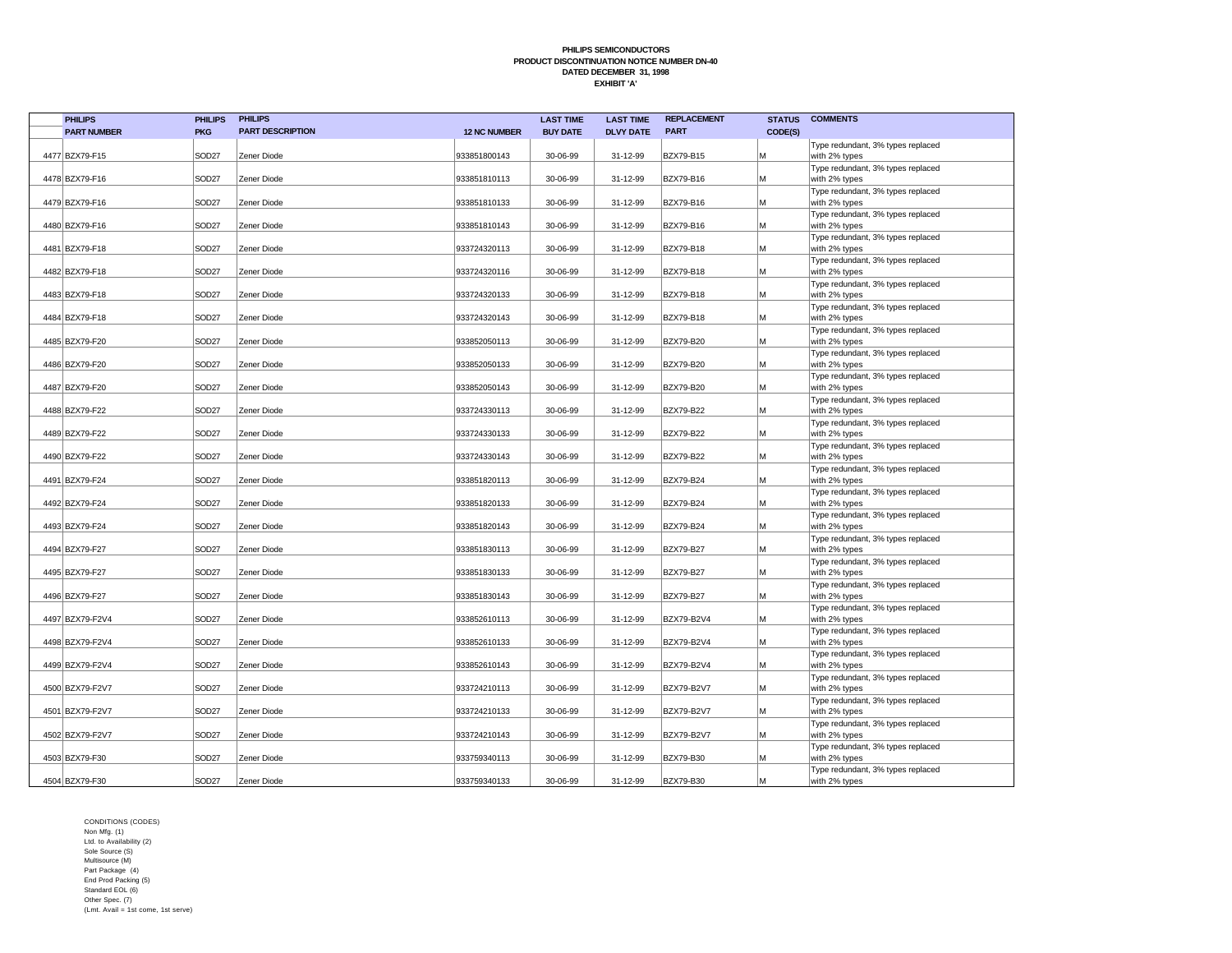**PHILIPS SEMICONDUCTORS**
**PRODUCT DISCONTINUATION NOTICE NUMBER DN-40**
**DATED DECEMBER 31, 1998**
**EXHIBIT 'A'**

| | PHILIPS PART NUMBER | PHILIPS PKG | PHILIPS PART DESCRIPTION | 12 NC NUMBER | LAST TIME BUY DATE | LAST TIME DLVY DATE | REPLACEMENT PART | STATUS CODE(S) | COMMENTS |
|---|---|---|---|---|---|---|---|---|---|
| 4477 | BZX79-F15 | SOD27 | Zener Diode | 933851800143 | 30-06-99 | 31-12-99 | BZX79-B15 | M | Type redundant, 3% types replaced with 2% types |
| 4478 | BZX79-F16 | SOD27 | Zener Diode | 933851810113 | 30-06-99 | 31-12-99 | BZX79-B16 | M | Type redundant, 3% types replaced with 2% types |
| 4479 | BZX79-F16 | SOD27 | Zener Diode | 933851810133 | 30-06-99 | 31-12-99 | BZX79-B16 | M | Type redundant, 3% types replaced with 2% types |
| 4480 | BZX79-F16 | SOD27 | Zener Diode | 933851810143 | 30-06-99 | 31-12-99 | BZX79-B16 | M | Type redundant, 3% types replaced with 2% types |
| 4481 | BZX79-F18 | SOD27 | Zener Diode | 933724320113 | 30-06-99 | 31-12-99 | BZX79-B18 | M | Type redundant, 3% types replaced with 2% types |
| 4482 | BZX79-F18 | SOD27 | Zener Diode | 933724320116 | 30-06-99 | 31-12-99 | BZX79-B18 | M | Type redundant, 3% types replaced with 2% types |
| 4483 | BZX79-F18 | SOD27 | Zener Diode | 933724320133 | 30-06-99 | 31-12-99 | BZX79-B18 | M | Type redundant, 3% types replaced with 2% types |
| 4484 | BZX79-F18 | SOD27 | Zener Diode | 933724320143 | 30-06-99 | 31-12-99 | BZX79-B18 | M | Type redundant, 3% types replaced with 2% types |
| 4485 | BZX79-F20 | SOD27 | Zener Diode | 933852050113 | 30-06-99 | 31-12-99 | BZX79-B20 | M | Type redundant, 3% types replaced with 2% types |
| 4486 | BZX79-F20 | SOD27 | Zener Diode | 933852050133 | 30-06-99 | 31-12-99 | BZX79-B20 | M | Type redundant, 3% types replaced with 2% types |
| 4487 | BZX79-F20 | SOD27 | Zener Diode | 933852050143 | 30-06-99 | 31-12-99 | BZX79-B20 | M | Type redundant, 3% types replaced with 2% types |
| 4488 | BZX79-F22 | SOD27 | Zener Diode | 933724330113 | 30-06-99 | 31-12-99 | BZX79-B22 | M | Type redundant, 3% types replaced with 2% types |
| 4489 | BZX79-F22 | SOD27 | Zener Diode | 933724330133 | 30-06-99 | 31-12-99 | BZX79-B22 | M | Type redundant, 3% types replaced with 2% types |
| 4490 | BZX79-F22 | SOD27 | Zener Diode | 933724330143 | 30-06-99 | 31-12-99 | BZX79-B22 | M | Type redundant, 3% types replaced with 2% types |
| 4491 | BZX79-F24 | SOD27 | Zener Diode | 933851820113 | 30-06-99 | 31-12-99 | BZX79-B24 | M | Type redundant, 3% types replaced with 2% types |
| 4492 | BZX79-F24 | SOD27 | Zener Diode | 933851820133 | 30-06-99 | 31-12-99 | BZX79-B24 | M | Type redundant, 3% types replaced with 2% types |
| 4493 | BZX79-F24 | SOD27 | Zener Diode | 933851820143 | 30-06-99 | 31-12-99 | BZX79-B24 | M | Type redundant, 3% types replaced with 2% types |
| 4494 | BZX79-F27 | SOD27 | Zener Diode | 933851830113 | 30-06-99 | 31-12-99 | BZX79-B27 | M | Type redundant, 3% types replaced with 2% types |
| 4495 | BZX79-F27 | SOD27 | Zener Diode | 933851830133 | 30-06-99 | 31-12-99 | BZX79-B27 | M | Type redundant, 3% types replaced with 2% types |
| 4496 | BZX79-F27 | SOD27 | Zener Diode | 933851830143 | 30-06-99 | 31-12-99 | BZX79-B27 | M | Type redundant, 3% types replaced with 2% types |
| 4497 | BZX79-F2V4 | SOD27 | Zener Diode | 933852610113 | 30-06-99 | 31-12-99 | BZX79-B2V4 | M | Type redundant, 3% types replaced with 2% types |
| 4498 | BZX79-F2V4 | SOD27 | Zener Diode | 933852610133 | 30-06-99 | 31-12-99 | BZX79-B2V4 | M | Type redundant, 3% types replaced with 2% types |
| 4499 | BZX79-F2V4 | SOD27 | Zener Diode | 933852610143 | 30-06-99 | 31-12-99 | BZX79-B2V4 | M | Type redundant, 3% types replaced with 2% types |
| 4500 | BZX79-F2V7 | SOD27 | Zener Diode | 933724210113 | 30-06-99 | 31-12-99 | BZX79-B2V7 | M | Type redundant, 3% types replaced with 2% types |
| 4501 | BZX79-F2V7 | SOD27 | Zener Diode | 933724210133 | 30-06-99 | 31-12-99 | BZX79-B2V7 | M | Type redundant, 3% types replaced with 2% types |
| 4502 | BZX79-F2V7 | SOD27 | Zener Diode | 933724210143 | 30-06-99 | 31-12-99 | BZX79-B2V7 | M | Type redundant, 3% types replaced with 2% types |
| 4503 | BZX79-F30 | SOD27 | Zener Diode | 933759340113 | 30-06-99 | 31-12-99 | BZX79-B30 | M | Type redundant, 3% types replaced with 2% types |
| 4504 | BZX79-F30 | SOD27 | Zener Diode | 933759340133 | 30-06-99 | 31-12-99 | BZX79-B30 | M | Type redundant, 3% types replaced with 2% types |

CONDITIONS (CODES)
Non Mfg. (1)
Ltd. to Availability (2)
Sole Source (S)
Multisource (M)
Part Package (4)
End Prod Packing (5)
Standard EOL (6)
Other Spec. (7)
(Lmt. Avail = 1st come, 1st serve)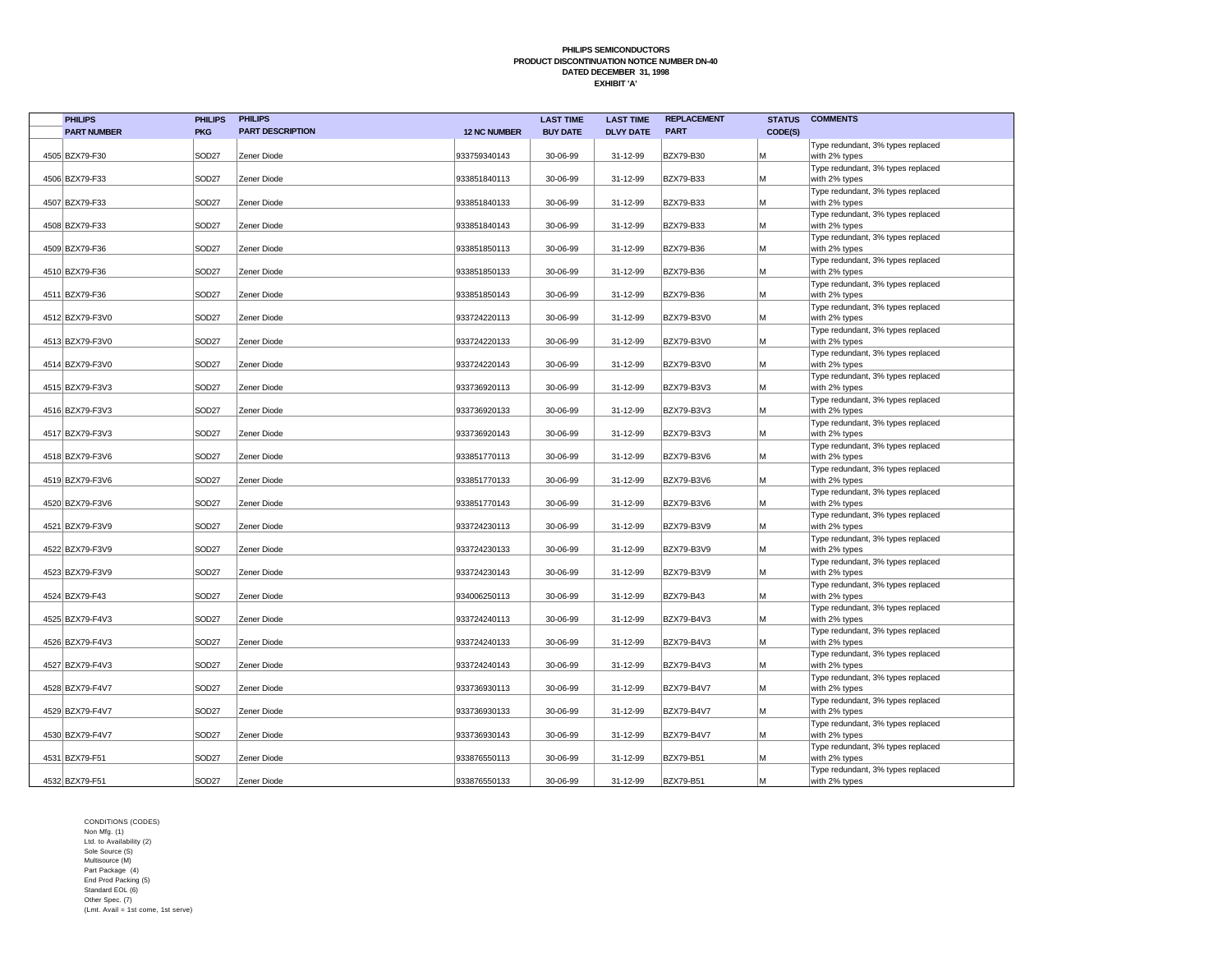**PHILIPS SEMICONDUCTORS**
**PRODUCT DISCONTINUATION NOTICE NUMBER DN-40**
**DATED DECEMBER 31, 1998**
**EXHIBIT 'A'**

| | PHILIPS PART NUMBER | PHILIPS PKG | PHILIPS PART DESCRIPTION | 12 NC NUMBER | LAST TIME BUY DATE | LAST TIME DLVY DATE | REPLACEMENT PART | STATUS CODE(S) | COMMENTS |
|---|---|---|---|---|---|---|---|---|---|
| 4505 | BZX79-F30 | SOD27 | Zener Diode | 933759340143 | 30-06-99 | 31-12-99 | BZX79-B30 | M | Type redundant, 3% types replaced with 2% types |
| 4506 | BZX79-F33 | SOD27 | Zener Diode | 933851840113 | 30-06-99 | 31-12-99 | BZX79-B33 | M | Type redundant, 3% types replaced with 2% types |
| 4507 | BZX79-F33 | SOD27 | Zener Diode | 933851840133 | 30-06-99 | 31-12-99 | BZX79-B33 | M | Type redundant, 3% types replaced with 2% types |
| 4508 | BZX79-F33 | SOD27 | Zener Diode | 933851840143 | 30-06-99 | 31-12-99 | BZX79-B33 | M | Type redundant, 3% types replaced with 2% types |
| 4509 | BZX79-F36 | SOD27 | Zener Diode | 933851850113 | 30-06-99 | 31-12-99 | BZX79-B36 | M | Type redundant, 3% types replaced with 2% types |
| 4510 | BZX79-F36 | SOD27 | Zener Diode | 933851850133 | 30-06-99 | 31-12-99 | BZX79-B36 | M | Type redundant, 3% types replaced with 2% types |
| 4511 | BZX79-F36 | SOD27 | Zener Diode | 933851850143 | 30-06-99 | 31-12-99 | BZX79-B36 | M | Type redundant, 3% types replaced with 2% types |
| 4512 | BZX79-F3V0 | SOD27 | Zener Diode | 933724220113 | 30-06-99 | 31-12-99 | BZX79-B3V0 | M | Type redundant, 3% types replaced with 2% types |
| 4513 | BZX79-F3V0 | SOD27 | Zener Diode | 933724220133 | 30-06-99 | 31-12-99 | BZX79-B3V0 | M | Type redundant, 3% types replaced with 2% types |
| 4514 | BZX79-F3V0 | SOD27 | Zener Diode | 933724220143 | 30-06-99 | 31-12-99 | BZX79-B3V0 | M | Type redundant, 3% types replaced with 2% types |
| 4515 | BZX79-F3V3 | SOD27 | Zener Diode | 933736920113 | 30-06-99 | 31-12-99 | BZX79-B3V3 | M | Type redundant, 3% types replaced with 2% types |
| 4516 | BZX79-F3V3 | SOD27 | Zener Diode | 933736920133 | 30-06-99 | 31-12-99 | BZX79-B3V3 | M | Type redundant, 3% types replaced with 2% types |
| 4517 | BZX79-F3V3 | SOD27 | Zener Diode | 933736920143 | 30-06-99 | 31-12-99 | BZX79-B3V3 | M | Type redundant, 3% types replaced with 2% types |
| 4518 | BZX79-F3V6 | SOD27 | Zener Diode | 933851770113 | 30-06-99 | 31-12-99 | BZX79-B3V6 | M | Type redundant, 3% types replaced with 2% types |
| 4519 | BZX79-F3V6 | SOD27 | Zener Diode | 933851770133 | 30-06-99 | 31-12-99 | BZX79-B3V6 | M | Type redundant, 3% types replaced with 2% types |
| 4520 | BZX79-F3V6 | SOD27 | Zener Diode | 933851770143 | 30-06-99 | 31-12-99 | BZX79-B3V6 | M | Type redundant, 3% types replaced with 2% types |
| 4521 | BZX79-F3V9 | SOD27 | Zener Diode | 933724230113 | 30-06-99 | 31-12-99 | BZX79-B3V9 | M | Type redundant, 3% types replaced with 2% types |
| 4522 | BZX79-F3V9 | SOD27 | Zener Diode | 933724230133 | 30-06-99 | 31-12-99 | BZX79-B3V9 | M | Type redundant, 3% types replaced with 2% types |
| 4523 | BZX79-F3V9 | SOD27 | Zener Diode | 933724230143 | 30-06-99 | 31-12-99 | BZX79-B3V9 | M | Type redundant, 3% types replaced with 2% types |
| 4524 | BZX79-F43 | SOD27 | Zener Diode | 934006250113 | 30-06-99 | 31-12-99 | BZX79-B43 | M | Type redundant, 3% types replaced with 2% types |
| 4525 | BZX79-F4V3 | SOD27 | Zener Diode | 933724240113 | 30-06-99 | 31-12-99 | BZX79-B4V3 | M | Type redundant, 3% types replaced with 2% types |
| 4526 | BZX79-F4V3 | SOD27 | Zener Diode | 933724240133 | 30-06-99 | 31-12-99 | BZX79-B4V3 | M | Type redundant, 3% types replaced with 2% types |
| 4527 | BZX79-F4V3 | SOD27 | Zener Diode | 933724240143 | 30-06-99 | 31-12-99 | BZX79-B4V3 | M | Type redundant, 3% types replaced with 2% types |
| 4528 | BZX79-F4V7 | SOD27 | Zener Diode | 933736930113 | 30-06-99 | 31-12-99 | BZX79-B4V7 | M | Type redundant, 3% types replaced with 2% types |
| 4529 | BZX79-F4V7 | SOD27 | Zener Diode | 933736930133 | 30-06-99 | 31-12-99 | BZX79-B4V7 | M | Type redundant, 3% types replaced with 2% types |
| 4530 | BZX79-F4V7 | SOD27 | Zener Diode | 933736930143 | 30-06-99 | 31-12-99 | BZX79-B4V7 | M | Type redundant, 3% types replaced with 2% types |
| 4531 | BZX79-F51 | SOD27 | Zener Diode | 933876550113 | 30-06-99 | 31-12-99 | BZX79-B51 | M | Type redundant, 3% types replaced with 2% types |
| 4532 | BZX79-F51 | SOD27 | Zener Diode | 933876550133 | 30-06-99 | 31-12-99 | BZX79-B51 | M | Type redundant, 3% types replaced with 2% types |

CONDITIONS (CODES)
Non Mfg. (1)
Ltd. to Availability (2)
Sole Source (S)
Multisource (M)
Part Package (4)
End Prod Packing (5)
Standard EOL (6)
Other Spec. (7)
(Lmt. Avail = 1st come, 1st serve)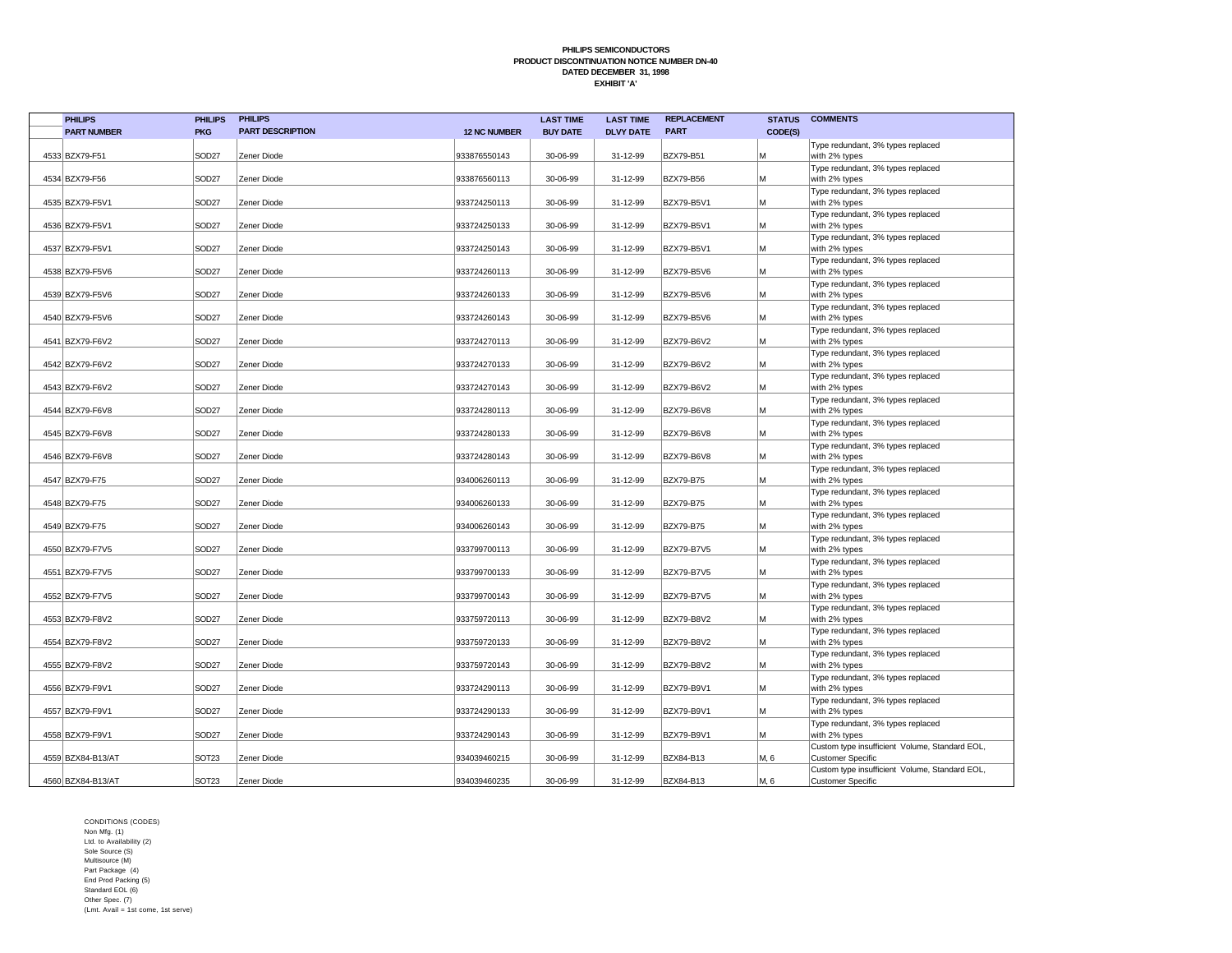**PHILIPS SEMICONDUCTORS**
**PRODUCT DISCONTINUATION NOTICE NUMBER DN-40**
**DATED DECEMBER 31, 1998**
**EXHIBIT 'A'**

| | PHILIPS PART NUMBER | PHILIPS PKG | PHILIPS PART DESCRIPTION | 12 NC NUMBER | LAST TIME BUY DATE | LAST TIME DLVY DATE | REPLACEMENT PART | STATUS CODE(S) | COMMENTS |
|---|---|---|---|---|---|---|---|---|---|
| 4533 | BZX79-F51 | SOD27 | Zener Diode | 933876550143 | 30-06-99 | 31-12-99 | BZX79-B51 | M | Type redundant, 3% types replaced with 2% types |
| 4534 | BZX79-F56 | SOD27 | Zener Diode | 933876560113 | 30-06-99 | 31-12-99 | BZX79-B56 | M | Type redundant, 3% types replaced with 2% types |
| 4535 | BZX79-F5V1 | SOD27 | Zener Diode | 933724250113 | 30-06-99 | 31-12-99 | BZX79-B5V1 | M | Type redundant, 3% types replaced with 2% types |
| 4536 | BZX79-F5V1 | SOD27 | Zener Diode | 933724250133 | 30-06-99 | 31-12-99 | BZX79-B5V1 | M | Type redundant, 3% types replaced with 2% types |
| 4537 | BZX79-F5V1 | SOD27 | Zener Diode | 933724250143 | 30-06-99 | 31-12-99 | BZX79-B5V1 | M | Type redundant, 3% types replaced with 2% types |
| 4538 | BZX79-F5V6 | SOD27 | Zener Diode | 933724260113 | 30-06-99 | 31-12-99 | BZX79-B5V6 | M | Type redundant, 3% types replaced with 2% types |
| 4539 | BZX79-F5V6 | SOD27 | Zener Diode | 933724260133 | 30-06-99 | 31-12-99 | BZX79-B5V6 | M | Type redundant, 3% types replaced with 2% types |
| 4540 | BZX79-F5V6 | SOD27 | Zener Diode | 933724260143 | 30-06-99 | 31-12-99 | BZX79-B5V6 | M | Type redundant, 3% types replaced with 2% types |
| 4541 | BZX79-F6V2 | SOD27 | Zener Diode | 933724270113 | 30-06-99 | 31-12-99 | BZX79-B6V2 | M | Type redundant, 3% types replaced with 2% types |
| 4542 | BZX79-F6V2 | SOD27 | Zener Diode | 933724270133 | 30-06-99 | 31-12-99 | BZX79-B6V2 | M | Type redundant, 3% types replaced with 2% types |
| 4543 | BZX79-F6V2 | SOD27 | Zener Diode | 933724270143 | 30-06-99 | 31-12-99 | BZX79-B6V2 | M | Type redundant, 3% types replaced with 2% types |
| 4544 | BZX79-F6V8 | SOD27 | Zener Diode | 933724280113 | 30-06-99 | 31-12-99 | BZX79-B6V8 | M | Type redundant, 3% types replaced with 2% types |
| 4545 | BZX79-F6V8 | SOD27 | Zener Diode | 933724280133 | 30-06-99 | 31-12-99 | BZX79-B6V8 | M | Type redundant, 3% types replaced with 2% types |
| 4546 | BZX79-F6V8 | SOD27 | Zener Diode | 933724280143 | 30-06-99 | 31-12-99 | BZX79-B6V8 | M | Type redundant, 3% types replaced with 2% types |
| 4547 | BZX79-F75 | SOD27 | Zener Diode | 934006260113 | 30-06-99 | 31-12-99 | BZX79-B75 | M | Type redundant, 3% types replaced with 2% types |
| 4548 | BZX79-F75 | SOD27 | Zener Diode | 934006260133 | 30-06-99 | 31-12-99 | BZX79-B75 | M | Type redundant, 3% types replaced with 2% types |
| 4549 | BZX79-F75 | SOD27 | Zener Diode | 934006260143 | 30-06-99 | 31-12-99 | BZX79-B75 | M | Type redundant, 3% types replaced with 2% types |
| 4550 | BZX79-F7V5 | SOD27 | Zener Diode | 933799700113 | 30-06-99 | 31-12-99 | BZX79-B7V5 | M | Type redundant, 3% types replaced with 2% types |
| 4551 | BZX79-F7V5 | SOD27 | Zener Diode | 933799700133 | 30-06-99 | 31-12-99 | BZX79-B7V5 | M | Type redundant, 3% types replaced with 2% types |
| 4552 | BZX79-F7V5 | SOD27 | Zener Diode | 933799700143 | 30-06-99 | 31-12-99 | BZX79-B7V5 | M | Type redundant, 3% types replaced with 2% types |
| 4553 | BZX79-F8V2 | SOD27 | Zener Diode | 933759720113 | 30-06-99 | 31-12-99 | BZX79-B8V2 | M | Type redundant, 3% types replaced with 2% types |
| 4554 | BZX79-F8V2 | SOD27 | Zener Diode | 933759720133 | 30-06-99 | 31-12-99 | BZX79-B8V2 | M | Type redundant, 3% types replaced with 2% types |
| 4555 | BZX79-F8V2 | SOD27 | Zener Diode | 933759720143 | 30-06-99 | 31-12-99 | BZX79-B8V2 | M | Type redundant, 3% types replaced with 2% types |
| 4556 | BZX79-F9V1 | SOD27 | Zener Diode | 933724290113 | 30-06-99 | 31-12-99 | BZX79-B9V1 | M | Type redundant, 3% types replaced with 2% types |
| 4557 | BZX79-F9V1 | SOD27 | Zener Diode | 933724290133 | 30-06-99 | 31-12-99 | BZX79-B9V1 | M | Type redundant, 3% types replaced with 2% types |
| 4558 | BZX79-F9V1 | SOD27 | Zener Diode | 933724290143 | 30-06-99 | 31-12-99 | BZX79-B9V1 | M | Type redundant, 3% types replaced with 2% types |
| 4559 | BZX84-B13/AT | SOT23 | Zener Diode | 934039460215 | 30-06-99 | 31-12-99 | BZX84-B13 | M, 6 | Custom type insufficient Volume, Standard EOL, Customer Specific |
| 4560 | BZX84-B13/AT | SOT23 | Zener Diode | 934039460235 | 30-06-99 | 31-12-99 | BZX84-B13 | M, 6 | Custom type insufficient Volume, Standard EOL, Customer Specific |

CONDITIONS (CODES)
Non Mfg. (1)
Ltd. to Availability (2)
Sole Source (S)
Multisource (M)
Part Package (4)
End Prod Packing (5)
Standard EOL (6)
Other Spec. (7)
(Lmt. Avail = 1st come, 1st serve)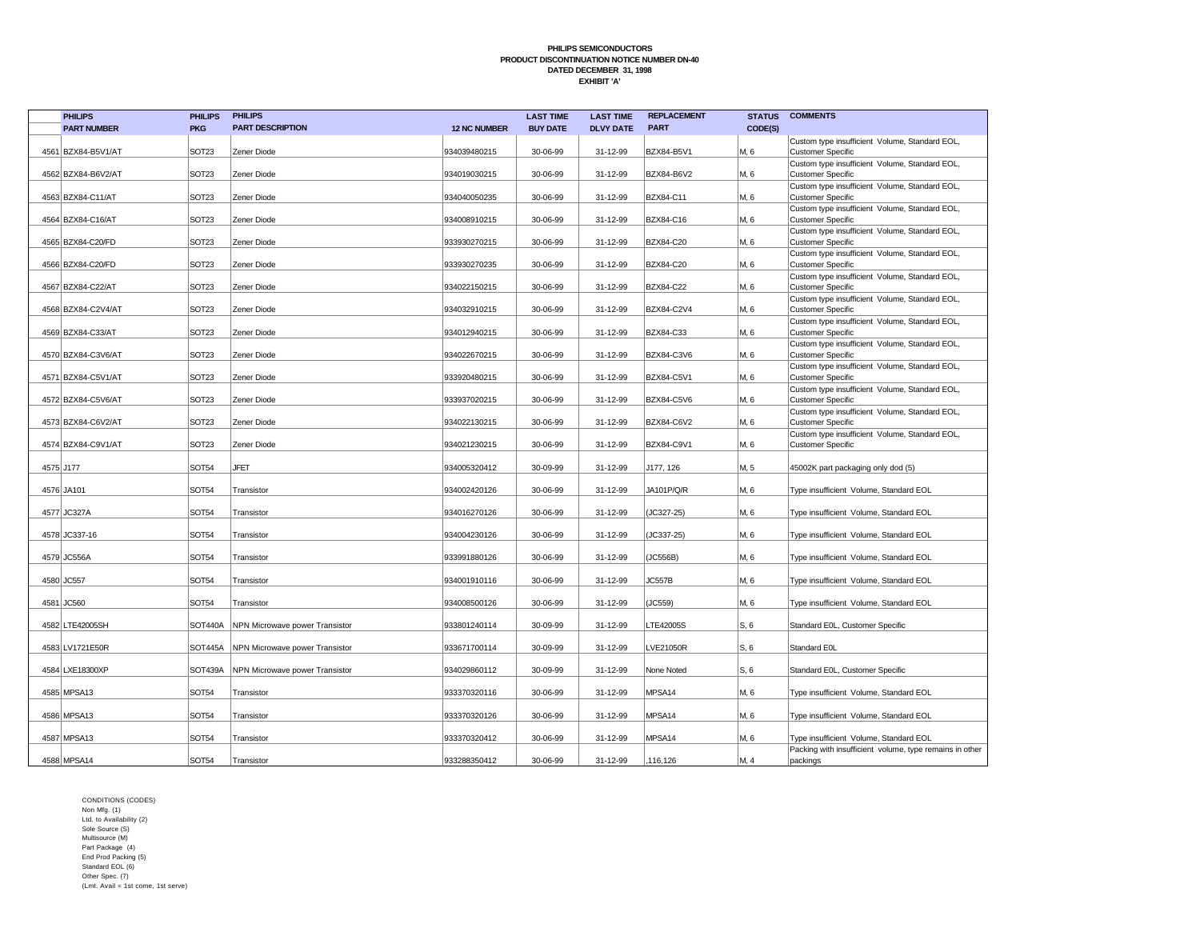**PHILIPS SEMICONDUCTORS**
**PRODUCT DISCONTINUATION NOTICE NUMBER DN-40**
**DATED DECEMBER 31, 1998**
**EXHIBIT 'A'**

| | PHILIPS PART NUMBER | PHILIPS PKG | PHILIPS PART DESCRIPTION | 12 NC NUMBER | LAST TIME BUY DATE | LAST TIME DLVY DATE | REPLACEMENT PART | STATUS CODE(S) | COMMENTS |
|---|---|---|---|---|---|---|---|---|---|
| 4561 | BZX84-B5V1/AT | SOT23 | Zener Diode | 934039480215 | 30-06-99 | 31-12-99 | BZX84-B5V1 | M, 6 | Custom type insufficient Volume, Standard EOL, Customer Specific |
| 4562 | BZX84-B6V2/AT | SOT23 | Zener Diode | 934019030215 | 30-06-99 | 31-12-99 | BZX84-B6V2 | M, 6 | Custom type insufficient Volume, Standard EOL, Customer Specific |
| 4563 | BZX84-C11/AT | SOT23 | Zener Diode | 934040050235 | 30-06-99 | 31-12-99 | BZX84-C11 | M, 6 | Custom type insufficient Volume, Standard EOL, Customer Specific |
| 4564 | BZX84-C16/AT | SOT23 | Zener Diode | 934008910215 | 30-06-99 | 31-12-99 | BZX84-C16 | M, 6 | Custom type insufficient Volume, Standard EOL, Customer Specific |
| 4565 | BZX84-C20/FD | SOT23 | Zener Diode | 933930270215 | 30-06-99 | 31-12-99 | BZX84-C20 | M, 6 | Custom type insufficient Volume, Standard EOL, Customer Specific |
| 4566 | BZX84-C20/FD | SOT23 | Zener Diode | 933930270235 | 30-06-99 | 31-12-99 | BZX84-C20 | M, 6 | Custom type insufficient Volume, Standard EOL, Customer Specific |
| 4567 | BZX84-C22/AT | SOT23 | Zener Diode | 934022150215 | 30-06-99 | 31-12-99 | BZX84-C22 | M, 6 | Custom type insufficient Volume, Standard EOL, Customer Specific |
| 4568 | BZX84-C2V4/AT | SOT23 | Zener Diode | 934032910215 | 30-06-99 | 31-12-99 | BZX84-C2V4 | M, 6 | Custom type insufficient Volume, Standard EOL, Customer Specific |
| 4569 | BZX84-C33/AT | SOT23 | Zener Diode | 934012940215 | 30-06-99 | 31-12-99 | BZX84-C33 | M, 6 | Custom type insufficient Volume, Standard EOL, Customer Specific |
| 4570 | BZX84-C3V6/AT | SOT23 | Zener Diode | 934022670215 | 30-06-99 | 31-12-99 | BZX84-C3V6 | M, 6 | Custom type insufficient Volume, Standard EOL, Customer Specific |
| 4571 | BZX84-C5V1/AT | SOT23 | Zener Diode | 933920480215 | 30-06-99 | 31-12-99 | BZX84-C5V1 | M, 6 | Custom type insufficient Volume, Standard EOL, Customer Specific |
| 4572 | BZX84-C5V6/AT | SOT23 | Zener Diode | 933937020215 | 30-06-99 | 31-12-99 | BZX84-C5V6 | M, 6 | Custom type insufficient Volume, Standard EOL, Customer Specific |
| 4573 | BZX84-C6V2/AT | SOT23 | Zener Diode | 934022130215 | 30-06-99 | 31-12-99 | BZX84-C6V2 | M, 6 | Custom type insufficient Volume, Standard EOL, Customer Specific |
| 4574 | BZX84-C9V1/AT | SOT23 | Zener Diode | 934021230215 | 30-06-99 | 31-12-99 | BZX84-C9V1 | M, 6 | Custom type insufficient Volume, Standard EOL, Customer Specific |
| 4575 | J177 | SOT54 | JFET | 934005320412 | 30-09-99 | 31-12-99 | J177, 126 | M, 5 | 45002K part packaging only dod (5) |
| 4576 | JA101 | SOT54 | Transistor | 934002420126 | 30-06-99 | 31-12-99 | JA101P/Q/R | M, 6 | Type insufficient Volume, Standard EOL |
| 4577 | JC327A | SOT54 | Transistor | 934016270126 | 30-06-99 | 31-12-99 | (JC327-25) | M, 6 | Type insufficient Volume, Standard EOL |
| 4578 | JC337-16 | SOT54 | Transistor | 934004230126 | 30-06-99 | 31-12-99 | (JC337-25) | M, 6 | Type insufficient Volume, Standard EOL |
| 4579 | JC556A | SOT54 | Transistor | 933991880126 | 30-06-99 | 31-12-99 | (JC556B) | M, 6 | Type insufficient Volume, Standard EOL |
| 4580 | JC557 | SOT54 | Transistor | 934001910116 | 30-06-99 | 31-12-99 | JC557B | M, 6 | Type insufficient Volume, Standard EOL |
| 4581 | JC560 | SOT54 | Transistor | 934008500126 | 30-06-99 | 31-12-99 | (JC559) | M, 6 | Type insufficient Volume, Standard EOL |
| 4582 | LTE42005SH | SOT440A | NPN Microwave power Transistor | 933801240114 | 30-09-99 | 31-12-99 | LTE42005S | S, 6 | Standard E0L, Customer Specific |
| 4583 | LV1721E50R | SOT445A | NPN Microwave power Transistor | 933671700114 | 30-09-99 | 31-12-99 | LVE21050R | S, 6 | Standard E0L |
| 4584 | LXE18300XP | SOT439A | NPN Microwave power Transistor | 934029860112 | 30-09-99 | 31-12-99 | None Noted | S, 6 | Standard E0L, Customer Specific |
| 4585 | MPSA13 | SOT54 | Transistor | 933370320116 | 30-06-99 | 31-12-99 | MPSA14 | M, 6 | Type insufficient Volume, Standard EOL |
| 4586 | MPSA13 | SOT54 | Transistor | 933370320126 | 30-06-99 | 31-12-99 | MPSA14 | M, 6 | Type insufficient Volume, Standard EOL |
| 4587 | MPSA13 | SOT54 | Transistor | 933370320412 | 30-06-99 | 31-12-99 | MPSA14 | M, 6 | Type insufficient Volume, Standard EOL |
| 4588 | MPSA14 | SOT54 | Transistor | 933288350412 | 30-06-99 | 31-12-99 | ,116,126 | M, 4 | Packing with insufficient volume, type remains in other packings |

CONDITIONS (CODES)
Non Mfg. (1)
Ltd. to Availability (2)
Sole Source (S)
Multisource (M)
Part Package (4)
End Prod Packing (5)
Standard EOL (6)
Other Spec. (7)
(Lmt. Avail = 1st come, 1st serve)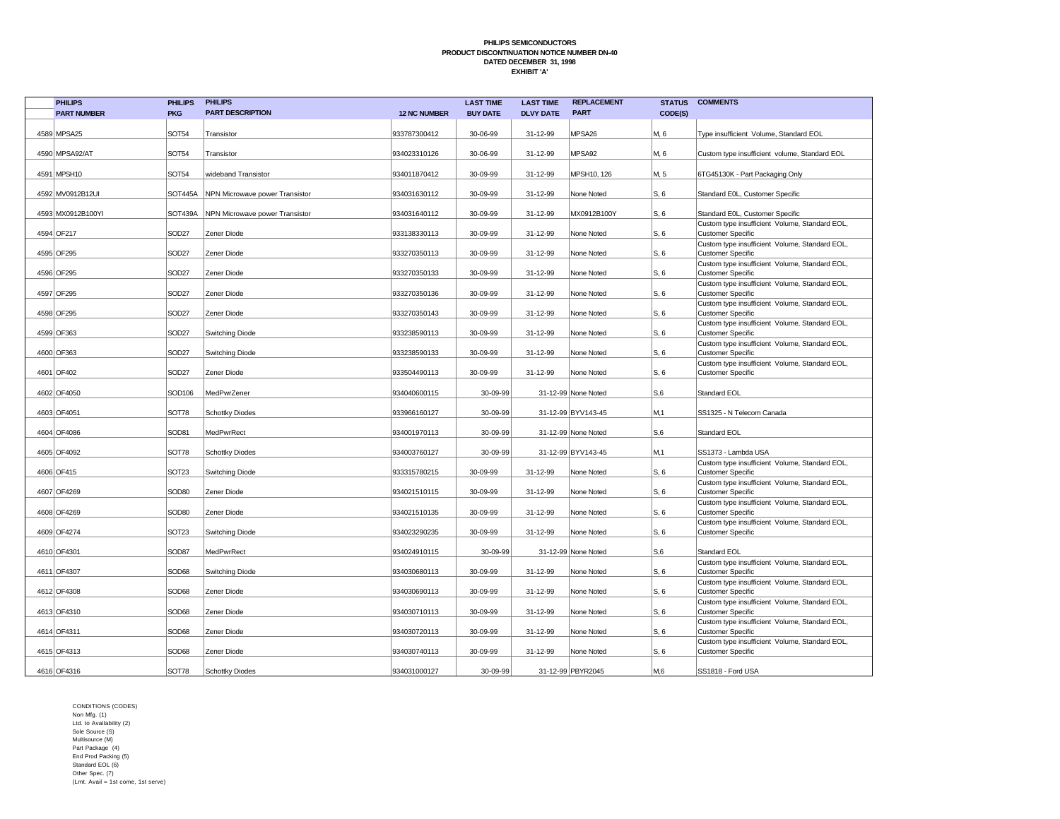**PHILIPS SEMICONDUCTORS**
**PRODUCT DISCONTINUATION NOTICE NUMBER DN-40**
**DATED DECEMBER 31, 1998**
**EXHIBIT 'A'**

| | PHILIPS PART NUMBER | PHILIPS PKG | PHILIPS PART DESCRIPTION | 12 NC NUMBER | LAST TIME BUY DATE | LAST TIME DLVY DATE | REPLACEMENT PART | STATUS CODE(S) | COMMENTS |
|---|---|---|---|---|---|---|---|---|---|
| 4589 | MPSA25 | SOT54 | Transistor | 933787300412 | 30-06-99 | 31-12-99 | MPSA26 | M, 6 | Type insufficient Volume, Standard EOL |
| 4590 | MPSA92/AT | SOT54 | Transistor | 934023310126 | 30-06-99 | 31-12-99 | MPSA92 | M, 6 | Custom type insufficient volume, Standard EOL |
| 4591 | MPSH10 | SOT54 | wideband Transistor | 934011870412 | 30-09-99 | 31-12-99 | MPSH10, 126 | M, 5 | 6TG45130K - Part Packaging Only |
| 4592 | MV0912B12UI | SOT445A | NPN Microwave power Transistor | 934031630112 | 30-09-99 | 31-12-99 | None Noted | S, 6 | Standard E0L, Customer Specific |
| 4593 | MX0912B100YI | SOT439A | NPN Microwave power Transistor | 934031640112 | 30-09-99 | 31-12-99 | MX0912B100Y | S, 6 | Standard E0L, Customer Specific |
| 4594 | OF217 | SOD27 | Zener Diode | 933138330113 | 30-09-99 | 31-12-99 | None Noted | S, 6 | Custom type insufficient Volume, Standard EOL, Customer Specific |
| 4595 | OF295 | SOD27 | Zener Diode | 933270350113 | 30-09-99 | 31-12-99 | None Noted | S, 6 | Custom type insufficient Volume, Standard EOL, Customer Specific |
| 4596 | OF295 | SOD27 | Zener Diode | 933270350133 | 30-09-99 | 31-12-99 | None Noted | S, 6 | Custom type insufficient Volume, Standard EOL, Customer Specific |
| 4597 | OF295 | SOD27 | Zener Diode | 933270350136 | 30-09-99 | 31-12-99 | None Noted | S, 6 | Custom type insufficient Volume, Standard EOL, Customer Specific |
| 4598 | OF295 | SOD27 | Zener Diode | 933270350143 | 30-09-99 | 31-12-99 | None Noted | S, 6 | Custom type insufficient Volume, Standard EOL, Customer Specific |
| 4599 | OF363 | SOD27 | Switching Diode | 933238590113 | 30-09-99 | 31-12-99 | None Noted | S, 6 | Custom type insufficient Volume, Standard EOL, Customer Specific |
| 4600 | OF363 | SOD27 | Switching Diode | 933238590133 | 30-09-99 | 31-12-99 | None Noted | S, 6 | Custom type insufficient Volume, Standard EOL, Customer Specific |
| 4601 | OF402 | SOD27 | Zener Diode | 933504490113 | 30-09-99 | 31-12-99 | None Noted | S, 6 | Custom type insufficient Volume, Standard EOL, Customer Specific |
| 4602 | OF4050 | SOD106 | MedPwrZener | 934040600115 | 30-09-99 | 31-12-99 | None Noted | S,6 | Standard EOL |
| 4603 | OF4051 | SOT78 | Schottky Diodes | 933966160127 | 30-09-99 | 31-12-99 | BYV143-45 | M,1 | SS1325 - N Telecom Canada |
| 4604 | OF4086 | SOD81 | MedPwrRect | 934001970113 | 30-09-99 | 31-12-99 | None Noted | S,6 | Standard EOL |
| 4605 | OF4092 | SOT78 | Schottky Diodes | 934003760127 | 30-09-99 | 31-12-99 | BYV143-45 | M,1 | SS1373 - Lambda USA |
| 4606 | OF415 | SOT23 | Switching Diode | 933315780215 | 30-09-99 | 31-12-99 | None Noted | S, 6 | Custom type insufficient Volume, Standard EOL, Customer Specific |
| 4607 | OF4269 | SOD80 | Zener Diode | 934021510115 | 30-09-99 | 31-12-99 | None Noted | S, 6 | Custom type insufficient Volume, Standard EOL, Customer Specific |
| 4608 | OF4269 | SOD80 | Zener Diode | 934021510135 | 30-09-99 | 31-12-99 | None Noted | S, 6 | Custom type insufficient Volume, Standard EOL, Customer Specific |
| 4609 | OF4274 | SOT23 | Switching Diode | 934023290235 | 30-09-99 | 31-12-99 | None Noted | S, 6 | Custom type insufficient Volume, Standard EOL, Customer Specific |
| 4610 | OF4301 | SOD87 | MedPwrRect | 934024910115 | 30-09-99 | 31-12-99 | None Noted | S,6 | Standard EOL |
| 4611 | OF4307 | SOD68 | Switching Diode | 934030680113 | 30-09-99 | 31-12-99 | None Noted | S, 6 | Custom type insufficient Volume, Standard EOL, Customer Specific |
| 4612 | OF4308 | SOD68 | Zener Diode | 934030690113 | 30-09-99 | 31-12-99 | None Noted | S, 6 | Custom type insufficient Volume, Standard EOL, Customer Specific |
| 4613 | OF4310 | SOD68 | Zener Diode | 934030710113 | 30-09-99 | 31-12-99 | None Noted | S, 6 | Custom type insufficient Volume, Standard EOL, Customer Specific |
| 4614 | OF4311 | SOD68 | Zener Diode | 934030720113 | 30-09-99 | 31-12-99 | None Noted | S, 6 | Custom type insufficient Volume, Standard EOL, Customer Specific |
| 4615 | OF4313 | SOD68 | Zener Diode | 934030740113 | 30-09-99 | 31-12-99 | None Noted | S, 6 | Custom type insufficient Volume, Standard EOL, Customer Specific |
| 4616 | OF4316 | SOT78 | Schottky Diodes | 934031000127 | 30-09-99 | 31-12-99 | PBYR2045 | M,6 | SS1818 - Ford USA |

CONDITIONS (CODES)
Non Mfg. (1)
Ltd. to Availability (2)
Sole Source (S)
Multisource (M)
Part Package (4)
End Prod Packing (5)
Standard EOL (6)
Other Spec. (7)
(Lmt. Avail = 1st come, 1st serve)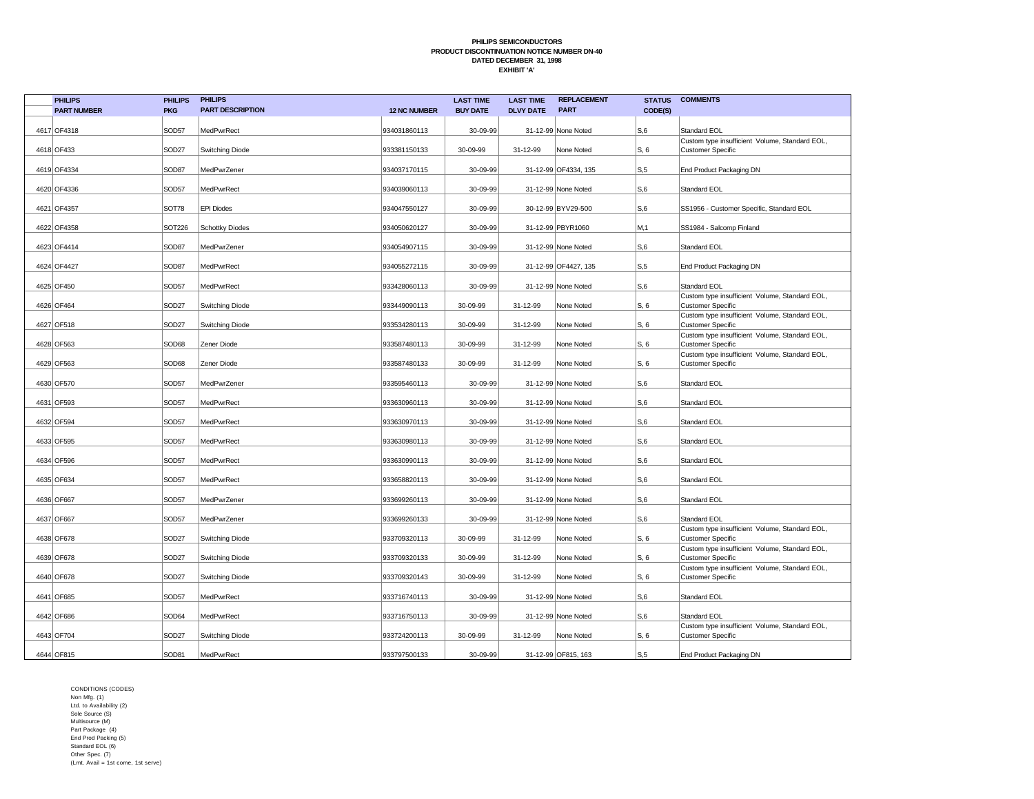**PHILIPS SEMICONDUCTORS**
**PRODUCT DISCONTINUATION NOTICE NUMBER DN-40**
**DATED DECEMBER 31, 1998**
**EXHIBIT 'A'**

| | PHILIPS PART NUMBER | PHILIPS PKG | PHILIPS PART DESCRIPTION | 12 NC NUMBER | LAST TIME BUY DATE | LAST TIME DLVY DATE | REPLACEMENT PART | STATUS CODE(S) | COMMENTS |
|---|---|---|---|---|---|---|---|---|---|
| 4617 | OF4318 | SOD57 | MedPwrRect | 934031860113 | 30-09-99 | 31-12-99 | None Noted | S,6 | Standard EOL |
| 4618 | OF433 | SOD27 | Switching Diode | 933381150133 | 30-09-99 | 31-12-99 | None Noted | S, 6 | Custom type insufficient Volume, Standard EOL, Customer Specific |
| 4619 | OF4334 | SOD87 | MedPwrZener | 934037170115 | 30-09-99 | 31-12-99 | OF4334, 135 | S,5 | End Product Packaging DN |
| 4620 | OF4336 | SOD57 | MedPwrRect | 934039060113 | 30-09-99 | 31-12-99 | None Noted | S,6 | Standard EOL |
| 4621 | OF4357 | SOT78 | EPI Diodes | 934047550127 | 30-09-99 | 30-12-99 | BYV29-500 | S,6 | SS1956 - Customer Specific, Standard EOL |
| 4622 | OF4358 | SOT226 | Schottky Diodes | 934050620127 | 30-09-99 | 31-12-99 | PBYR1060 | M,1 | SS1984 - Salcomp Finland |
| 4623 | OF4414 | SOD87 | MedPwrZener | 934054907115 | 30-09-99 | 31-12-99 | None Noted | S,6 | Standard EOL |
| 4624 | OF4427 | SOD87 | MedPwrRect | 934055272115 | 30-09-99 | 31-12-99 | OF4427, 135 | S,5 | End Product Packaging DN |
| 4625 | OF450 | SOD57 | MedPwrRect | 933428060113 | 30-09-99 | 31-12-99 | None Noted | S,6 | Standard EOL |
| 4626 | OF464 | SOD27 | Switching Diode | 933449090113 | 30-09-99 | 31-12-99 | None Noted | S, 6 | Custom type insufficient Volume, Standard EOL, Customer Specific |
| 4627 | OF518 | SOD27 | Switching Diode | 933534280113 | 30-09-99 | 31-12-99 | None Noted | S, 6 | Custom type insufficient Volume, Standard EOL, Customer Specific |
| 4628 | OF563 | SOD68 | Zener Diode | 933587480113 | 30-09-99 | 31-12-99 | None Noted | S, 6 | Custom type insufficient Volume, Standard EOL, Customer Specific |
| 4629 | OF563 | SOD68 | Zener Diode | 933587480133 | 30-09-99 | 31-12-99 | None Noted | S, 6 | Custom type insufficient Volume, Standard EOL, Customer Specific |
| 4630 | OF570 | SOD57 | MedPwrZener | 933595460113 | 30-09-99 | 31-12-99 | None Noted | S,6 | Standard EOL |
| 4631 | OF593 | SOD57 | MedPwrRect | 933630960113 | 30-09-99 | 31-12-99 | None Noted | S,6 | Standard EOL |
| 4632 | OF594 | SOD57 | MedPwrRect | 933630970113 | 30-09-99 | 31-12-99 | None Noted | S,6 | Standard EOL |
| 4633 | OF595 | SOD57 | MedPwrRect | 933630980113 | 30-09-99 | 31-12-99 | None Noted | S,6 | Standard EOL |
| 4634 | OF596 | SOD57 | MedPwrRect | 933630990113 | 30-09-99 | 31-12-99 | None Noted | S,6 | Standard EOL |
| 4635 | OF634 | SOD57 | MedPwrRect | 933658820113 | 30-09-99 | 31-12-99 | None Noted | S,6 | Standard EOL |
| 4636 | OF667 | SOD57 | MedPwrZener | 933699260113 | 30-09-99 | 31-12-99 | None Noted | S,6 | Standard EOL |
| 4637 | OF667 | SOD57 | MedPwrZener | 933699260133 | 30-09-99 | 31-12-99 | None Noted | S,6 | Standard EOL |
| 4638 | OF678 | SOD27 | Switching Diode | 933709320113 | 30-09-99 | 31-12-99 | None Noted | S, 6 | Custom type insufficient Volume, Standard EOL, Customer Specific |
| 4639 | OF678 | SOD27 | Switching Diode | 933709320133 | 30-09-99 | 31-12-99 | None Noted | S, 6 | Custom type insufficient Volume, Standard EOL, Customer Specific |
| 4640 | OF678 | SOD27 | Switching Diode | 933709320143 | 30-09-99 | 31-12-99 | None Noted | S, 6 | Custom type insufficient Volume, Standard EOL, Customer Specific |
| 4641 | OF685 | SOD57 | MedPwrRect | 933716740113 | 30-09-99 | 31-12-99 | None Noted | S,6 | Standard EOL |
| 4642 | OF686 | SOD64 | MedPwrRect | 933716750113 | 30-09-99 | 31-12-99 | None Noted | S,6 | Standard EOL |
| 4643 | OF704 | SOD27 | Switching Diode | 933724200113 | 30-09-99 | 31-12-99 | None Noted | S, 6 | Custom type insufficient Volume, Standard EOL, Customer Specific |
| 4644 | OF815 | SOD81 | MedPwrRect | 933797500133 | 30-09-99 | 31-12-99 | OF815, 163 | S,5 | End Product Packaging DN |

CONDITIONS (CODES)
Non Mfg. (1)
Ltd. to Availability (2)
Sole Source (S)
Multisource (M)
Part Package (4)
End Prod Packing (5)
Standard EOL (6)
Other Spec. (7)
(Lmt. Avail = 1st come, 1st serve)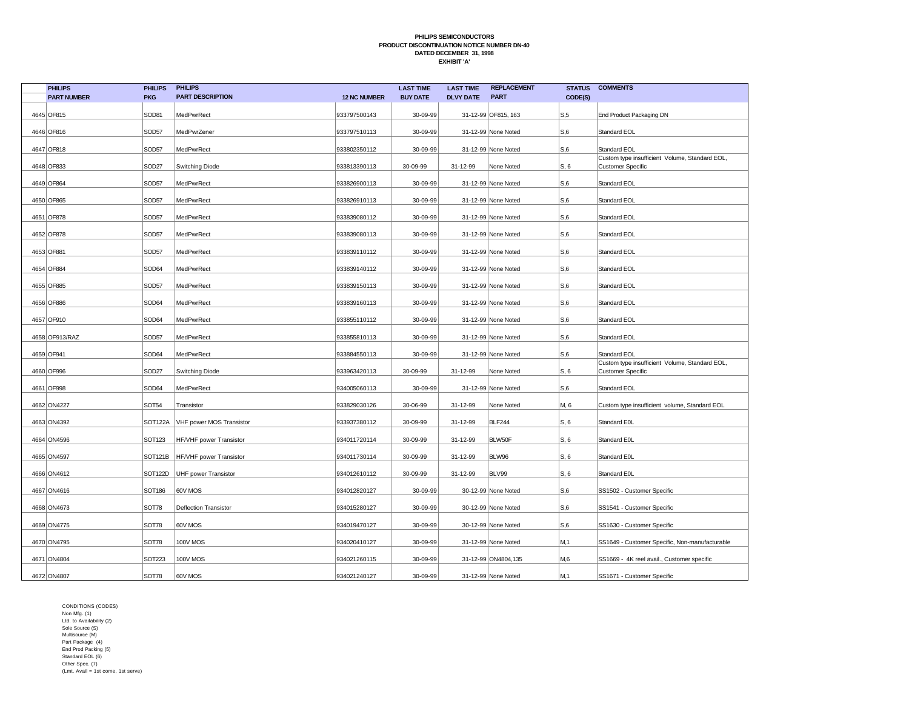**PHILIPS SEMICONDUCTORS**
**PRODUCT DISCONTINUATION NOTICE NUMBER DN-40**
**DATED DECEMBER 31, 1998**
**EXHIBIT 'A'**

| | PHILIPS PART NUMBER | PHILIPS PKG | PHILIPS PART DESCRIPTION | 12 NC NUMBER | LAST TIME BUY DATE | LAST TIME DLVY DATE | REPLACEMENT PART | STATUS CODE(S) | COMMENTS |
|---|---|---|---|---|---|---|---|---|---|
| 4645 | OF815 | SOD81 | MedPwrRect | 933797500143 | 30-09-99 | 31-12-99 | OF815, 163 | S,5 | End Product Packaging DN |
| 4646 | OF816 | SOD57 | MedPwrZener | 933797510113 | 30-09-99 | 31-12-99 | None Noted | S,6 | Standard EOL |
| 4647 | OF818 | SOD57 | MedPwrRect | 933802350112 | 30-09-99 | 31-12-99 | None Noted | S,6 | Standard EOL |
| 4648 | OF833 | SOD27 | Switching Diode | 933813390113 | 30-09-99 | 31-12-99 | None Noted | S, 6 | Custom type insufficient Volume, Standard EOL, Customer Specific |
| 4649 | OF864 | SOD57 | MedPwrRect | 933826900113 | 30-09-99 | 31-12-99 | None Noted | S,6 | Standard EOL |
| 4650 | OF865 | SOD57 | MedPwrRect | 933826910113 | 30-09-99 | 31-12-99 | None Noted | S,6 | Standard EOL |
| 4651 | OF878 | SOD57 | MedPwrRect | 933839080112 | 30-09-99 | 31-12-99 | None Noted | S,6 | Standard EOL |
| 4652 | OF878 | SOD57 | MedPwrRect | 933839080113 | 30-09-99 | 31-12-99 | None Noted | S,6 | Standard EOL |
| 4653 | OF881 | SOD57 | MedPwrRect | 933839110112 | 30-09-99 | 31-12-99 | None Noted | S,6 | Standard EOL |
| 4654 | OF884 | SOD64 | MedPwrRect | 933839140112 | 30-09-99 | 31-12-99 | None Noted | S,6 | Standard EOL |
| 4655 | OF885 | SOD57 | MedPwrRect | 933839150113 | 30-09-99 | 31-12-99 | None Noted | S,6 | Standard EOL |
| 4656 | OF886 | SOD64 | MedPwrRect | 933839160113 | 30-09-99 | 31-12-99 | None Noted | S,6 | Standard EOL |
| 4657 | OF910 | SOD64 | MedPwrRect | 933855110112 | 30-09-99 | 31-12-99 | None Noted | S,6 | Standard EOL |
| 4658 | OF913/RAZ | SOD57 | MedPwrRect | 933855810113 | 30-09-99 | 31-12-99 | None Noted | S,6 | Standard EOL |
| 4659 | OF941 | SOD64 | MedPwrRect | 933884550113 | 30-09-99 | 31-12-99 | None Noted | S,6 | Standard EOL |
| 4660 | OF996 | SOD27 | Switching Diode | 933963420113 | 30-09-99 | 31-12-99 | None Noted | S, 6 | Custom type insufficient Volume, Standard EOL, Customer Specific |
| 4661 | OF998 | SOD64 | MedPwrRect | 934005060113 | 30-09-99 | 31-12-99 | None Noted | S,6 | Standard EOL |
| 4662 | ON4227 | SOT54 | Transistor | 933829030126 | 30-06-99 | 31-12-99 | None Noted | M, 6 | Custom type insufficient volume, Standard EOL |
| 4663 | ON4392 | SOT122A | VHF power MOS Transistor | 933937380112 | 30-09-99 | 31-12-99 | BLF244 | S, 6 | Standard E0L |
| 4664 | ON4596 | SOT123 | HF/VHF power Transistor | 934011720114 | 30-09-99 | 31-12-99 | BLW50F | S, 6 | Standard E0L |
| 4665 | ON4597 | SOT121B | HF/VHF power Transistor | 934011730114 | 30-09-99 | 31-12-99 | BLW96 | S, 6 | Standard E0L |
| 4666 | ON4612 | SOT122D | UHF power Transistor | 934012610112 | 30-09-99 | 31-12-99 | BLV99 | S, 6 | Standard E0L |
| 4667 | ON4616 | SOT186 | 60V MOS | 934012820127 | 30-09-99 | 30-12-99 | None Noted | S,6 | SS1502 - Customer Specific |
| 4668 | ON4673 | SOT78 | Deflection Transistor | 934015280127 | 30-09-99 | 30-12-99 | None Noted | S,6 | SS1541 - Customer Specific |
| 4669 | ON4775 | SOT78 | 60V MOS | 934019470127 | 30-09-99 | 30-12-99 | None Noted | S,6 | SS1630 - Customer Specific |
| 4670 | ON4795 | SOT78 | 100V MOS | 934020410127 | 30-09-99 | 31-12-99 | None Noted | M,1 | SS1649 - Customer Specific, Non-manufacturable |
| 4671 | ON4804 | SOT223 | 100V MOS | 934021260115 | 30-09-99 | 31-12-99 | ON4804,135 | M,6 | SS1669 - 4K reel avail., Customer specific |
| 4672 | ON4807 | SOT78 | 60V MOS | 934021240127 | 30-09-99 | 31-12-99 | None Noted | M,1 | SS1671 - Customer Specific |

CONDITIONS (CODES)
Non Mfg. (1)
Ltd. to Availability (2)
Sole Source (S)
Multisource (M)
Part Package (4)
End Prod Packing (5)
Standard EOL (6)
Other Spec. (7)
(Lmt. Avail = 1st come, 1st serve)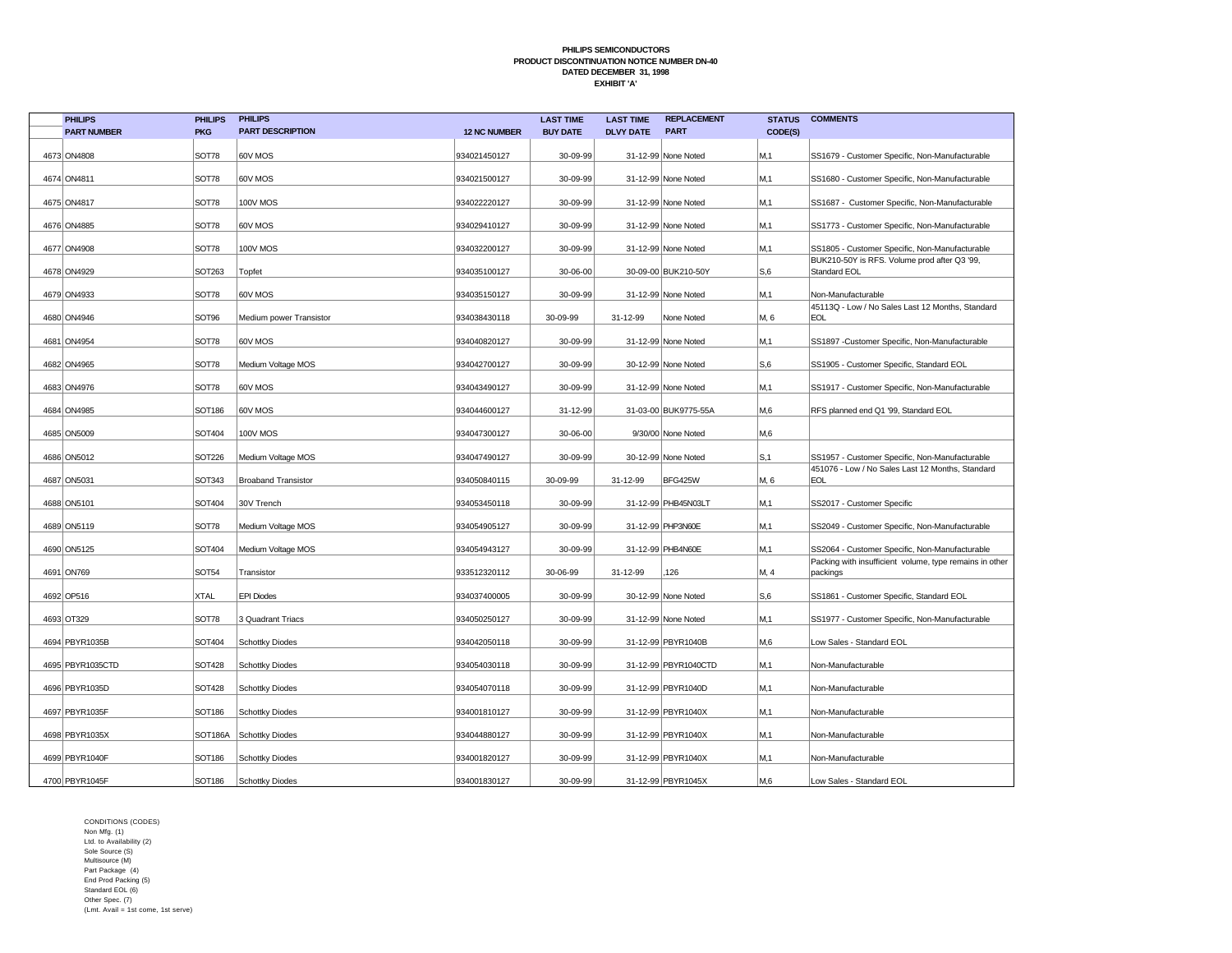**PHILIPS SEMICONDUCTORS**
**PRODUCT DISCONTINUATION NOTICE NUMBER DN-40**
**DATED DECEMBER 31, 1998**
**EXHIBIT 'A'**

| | PHILIPS PART NUMBER | PHILIPS PKG | PHILIPS PART DESCRIPTION | 12 NC NUMBER | LAST TIME BUY DATE | LAST TIME DLVY DATE | REPLACEMENT PART | STATUS CODE(S) | COMMENTS |
|---|---|---|---|---|---|---|---|---|---|
| 4673 | ON4808 | SOT78 | 60V MOS | 934021450127 | 30-09-99 | 31-12-99 | None Noted | M,1 | SS1679 - Customer Specific, Non-Manufacturable |
| 4674 | ON4811 | SOT78 | 60V MOS | 934021500127 | 30-09-99 | 31-12-99 | None Noted | M,1 | SS1680 - Customer Specific, Non-Manufacturable |
| 4675 | ON4817 | SOT78 | 100V MOS | 934022220127 | 30-09-99 | 31-12-99 | None Noted | M,1 | SS1687 - Customer Specific, Non-Manufacturable |
| 4676 | ON4885 | SOT78 | 60V MOS | 934029410127 | 30-09-99 | 31-12-99 | None Noted | M,1 | SS1773 - Customer Specific, Non-Manufacturable |
| 4677 | ON4908 | SOT78 | 100V MOS | 934032200127 | 30-09-99 | 31-12-99 | None Noted | M,1 | SS1805 - Customer Specific, Non-Manufacturable |
| 4678 | ON4929 | SOT263 | Topfet | 934035100127 | 30-06-00 | 30-09-00 | BUK210-50Y | S,6 | BUK210-50Y is RFS. Volume prod after Q3 '99, Standard EOL |
| 4679 | ON4933 | SOT78 | 60V MOS | 934035150127 | 30-09-99 | 31-12-99 | None Noted | M,1 | Non-Manufacturable |
| 4680 | ON4946 | SOT96 | Medium power Transistor | 934038430118 | 30-09-99 | 31-12-99 | None Noted | M, 6 | 45113Q - Low / No Sales Last 12 Months, Standard EOL |
| 4681 | ON4954 | SOT78 | 60V MOS | 934040820127 | 30-09-99 | 31-12-99 | None Noted | M,1 | SS1897 -Customer Specific, Non-Manufacturable |
| 4682 | ON4965 | SOT78 | Medium Voltage MOS | 934042700127 | 30-09-99 | 30-12-99 | None Noted | S,6 | SS1905 - Customer Specific, Standard EOL |
| 4683 | ON4976 | SOT78 | 60V MOS | 934043490127 | 30-09-99 | 31-12-99 | None Noted | M,1 | SS1917 - Customer Specific, Non-Manufacturable |
| 4684 | ON4985 | SOT186 | 60V MOS | 934044600127 | 31-12-99 | 31-03-00 | BUK9775-55A | M,6 | RFS planned end Q1 '99, Standard EOL |
| 4685 | ON5009 | SOT404 | 100V MOS | 934047300127 | 30-06-00 | 9/30/00 | None Noted | M,6 | |
| 4686 | ON5012 | SOT226 | Medium Voltage MOS | 934047490127 | 30-09-99 | 30-12-99 | None Noted | S,1 | SS1957 - Customer Specific, Non-Manufacturable |
| 4687 | ON5031 | SOT343 | Broaband Transistor | 934050840115 | 30-09-99 | 31-12-99 | BFG425W | M, 6 | 451076 - Low / No Sales Last 12 Months, Standard EOL |
| 4688 | ON5101 | SOT404 | 30V Trench | 934053450118 | 30-09-99 | 31-12-99 | PHB45N03LT | M,1 | SS2017 - Customer Specific |
| 4689 | ON5119 | SOT78 | Medium Voltage MOS | 934054905127 | 30-09-99 | 31-12-99 | PHP3N60E | M,1 | SS2049 - Customer Specific, Non-Manufacturable |
| 4690 | ON5125 | SOT404 | Medium Voltage MOS | 934054943127 | 30-09-99 | 31-12-99 | PHB4N60E | M,1 | SS2064 - Customer Specific, Non-Manufacturable |
| 4691 | ON769 | SOT54 | Transistor | 933512320112 | 30-06-99 | 31-12-99 | ,126 | M, 4 | Packing with insufficient volume, type remains in other packings |
| 4692 | OP516 | XTAL | EPI Diodes | 934037400005 | 30-09-99 | 30-12-99 | None Noted | S,6 | SS1861 - Customer Specific, Standard EOL |
| 4693 | OT329 | SOT78 | 3 Quadrant Triacs | 934050250127 | 30-09-99 | 31-12-99 | None Noted | M,1 | SS1977 - Customer Specific, Non-Manufacturable |
| 4694 | PBYR1035B | SOT404 | Schottky Diodes | 934042050118 | 30-09-99 | 31-12-99 | PBYR1040B | M,6 | Low Sales - Standard EOL |
| 4695 | PBYR1035CTD | SOT428 | Schottky Diodes | 934054030118 | 30-09-99 | 31-12-99 | PBYR1040CTD | M,1 | Non-Manufacturable |
| 4696 | PBYR1035D | SOT428 | Schottky Diodes | 934054070118 | 30-09-99 | 31-12-99 | PBYR1040D | M,1 | Non-Manufacturable |
| 4697 | PBYR1035F | SOT186 | Schottky Diodes | 934001810127 | 30-09-99 | 31-12-99 | PBYR1040X | M,1 | Non-Manufacturable |
| 4698 | PBYR1035X | SOT186A | Schottky Diodes | 934044880127 | 30-09-99 | 31-12-99 | PBYR1040X | M,1 | Non-Manufacturable |
| 4699 | PBYR1040F | SOT186 | Schottky Diodes | 934001820127 | 30-09-99 | 31-12-99 | PBYR1040X | M,1 | Non-Manufacturable |
| 4700 | PBYR1045F | SOT186 | Schottky Diodes | 934001830127 | 30-09-99 | 31-12-99 | PBYR1045X | M,6 | Low Sales - Standard EOL |

CONDITIONS (CODES)
Non Mfg. (1)
Ltd. to Availability (2)
Sole Source (S)
Multisource (M)
Part Package (4)
End Prod Packing (5)
Standard EOL (6)
Other Spec. (7)
(Lmt. Avail = 1st come, 1st serve)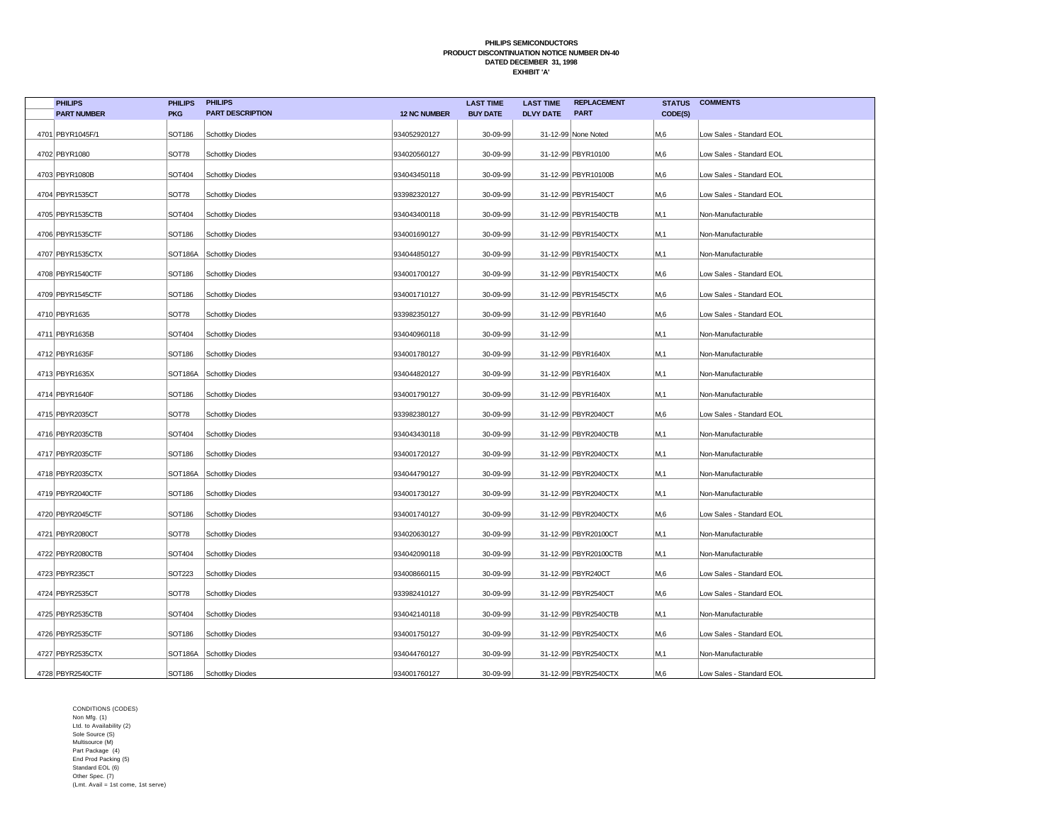**PHILIPS SEMICONDUCTORS**
**PRODUCT DISCONTINUATION NOTICE NUMBER DN-40**
**DATED DECEMBER 31, 1998**
**EXHIBIT 'A'**

| | PHILIPS PART NUMBER | PHILIPS PKG | PHILIPS PART DESCRIPTION | 12 NC NUMBER | LAST TIME BUY DATE | LAST TIME DLVY DATE | REPLACEMENT PART | STATUS CODE(S) | COMMENTS |
|---|---|---|---|---|---|---|---|---|---|
| 4701 | PBYR1045F/1 | SOT186 | Schottky Diodes | 934052920127 | 30-09-99 | 31-12-99 | None Noted | M,6 | Low Sales - Standard EOL |
| 4702 | PBYR1080 | SOT78 | Schottky Diodes | 934020560127 | 30-09-99 | 31-12-99 | PBYR10100 | M,6 | Low Sales - Standard EOL |
| 4703 | PBYR1080B | SOT404 | Schottky Diodes | 934043450118 | 30-09-99 | 31-12-99 | PBYR10100B | M,6 | Low Sales - Standard EOL |
| 4704 | PBYR1535CT | SOT78 | Schottky Diodes | 933982320127 | 30-09-99 | 31-12-99 | PBYR1540CT | M,6 | Low Sales - Standard EOL |
| 4705 | PBYR1535CTB | SOT404 | Schottky Diodes | 934043400118 | 30-09-99 | 31-12-99 | PBYR1540CTB | M,1 | Non-Manufacturable |
| 4706 | PBYR1535CTF | SOT186 | Schottky Diodes | 934001690127 | 30-09-99 | 31-12-99 | PBYR1540CTX | M,1 | Non-Manufacturable |
| 4707 | PBYR1535CTX | SOT186A | Schottky Diodes | 934044850127 | 30-09-99 | 31-12-99 | PBYR1540CTX | M,1 | Non-Manufacturable |
| 4708 | PBYR1540CTF | SOT186 | Schottky Diodes | 934001700127 | 30-09-99 | 31-12-99 | PBYR1540CTX | M,6 | Low Sales - Standard EOL |
| 4709 | PBYR1545CTF | SOT186 | Schottky Diodes | 934001710127 | 30-09-99 | 31-12-99 | PBYR1545CTX | M,6 | Low Sales - Standard EOL |
| 4710 | PBYR1635 | SOT78 | Schottky Diodes | 933982350127 | 30-09-99 | 31-12-99 | PBYR1640 | M,6 | Low Sales - Standard EOL |
| 4711 | PBYR1635B | SOT404 | Schottky Diodes | 934040960118 | 30-09-99 | 31-12-99 | | M,1 | Non-Manufacturable |
| 4712 | PBYR1635F | SOT186 | Schottky Diodes | 934001780127 | 30-09-99 | 31-12-99 | PBYR1640X | M,1 | Non-Manufacturable |
| 4713 | PBYR1635X | SOT186A | Schottky Diodes | 934044820127 | 30-09-99 | 31-12-99 | PBYR1640X | M,1 | Non-Manufacturable |
| 4714 | PBYR1640F | SOT186 | Schottky Diodes | 934001790127 | 30-09-99 | 31-12-99 | PBYR1640X | M,1 | Non-Manufacturable |
| 4715 | PBYR2035CT | SOT78 | Schottky Diodes | 933982380127 | 30-09-99 | 31-12-99 | PBYR2040CT | M,6 | Low Sales - Standard EOL |
| 4716 | PBYR2035CTB | SOT404 | Schottky Diodes | 934043430118 | 30-09-99 | 31-12-99 | PBYR2040CTB | M,1 | Non-Manufacturable |
| 4717 | PBYR2035CTF | SOT186 | Schottky Diodes | 934001720127 | 30-09-99 | 31-12-99 | PBYR2040CTX | M,1 | Non-Manufacturable |
| 4718 | PBYR2035CTX | SOT186A | Schottky Diodes | 934044790127 | 30-09-99 | 31-12-99 | PBYR2040CTX | M,1 | Non-Manufacturable |
| 4719 | PBYR2040CTF | SOT186 | Schottky Diodes | 934001730127 | 30-09-99 | 31-12-99 | PBYR2040CTX | M,1 | Non-Manufacturable |
| 4720 | PBYR2045CTF | SOT186 | Schottky Diodes | 934001740127 | 30-09-99 | 31-12-99 | PBYR2040CTX | M,6 | Low Sales - Standard EOL |
| 4721 | PBYR2080CT | SOT78 | Schottky Diodes | 934020630127 | 30-09-99 | 31-12-99 | PBYR20100CT | M,1 | Non-Manufacturable |
| 4722 | PBYR2080CTB | SOT404 | Schottky Diodes | 934042090118 | 30-09-99 | 31-12-99 | PBYR20100CTB | M,1 | Non-Manufacturable |
| 4723 | PBYR235CT | SOT223 | Schottky Diodes | 934008660115 | 30-09-99 | 31-12-99 | PBYR240CT | M,6 | Low Sales - Standard EOL |
| 4724 | PBYR2535CT | SOT78 | Schottky Diodes | 933982410127 | 30-09-99 | 31-12-99 | PBYR2540CT | M,6 | Low Sales - Standard EOL |
| 4725 | PBYR2535CTB | SOT404 | Schottky Diodes | 934042140118 | 30-09-99 | 31-12-99 | PBYR2540CTB | M,1 | Non-Manufacturable |
| 4726 | PBYR2535CTF | SOT186 | Schottky Diodes | 934001750127 | 30-09-99 | 31-12-99 | PBYR2540CTX | M,6 | Low Sales - Standard EOL |
| 4727 | PBYR2535CTX | SOT186A | Schottky Diodes | 934044760127 | 30-09-99 | 31-12-99 | PBYR2540CTX | M,1 | Non-Manufacturable |
| 4728 | PBYR2540CTF | SOT186 | Schottky Diodes | 934001760127 | 30-09-99 | 31-12-99 | PBYR2540CTX | M,6 | Low Sales - Standard EOL |

CONDITIONS (CODES)
Non Mfg. (1)
Ltd. to Availability (2)
Sole Source (S)
Multisource (M)
Part Package (4)
End Prod Packing (5)
Standard EOL (6)
Other Spec. (7)
(Lmt. Avail = 1st come, 1st serve)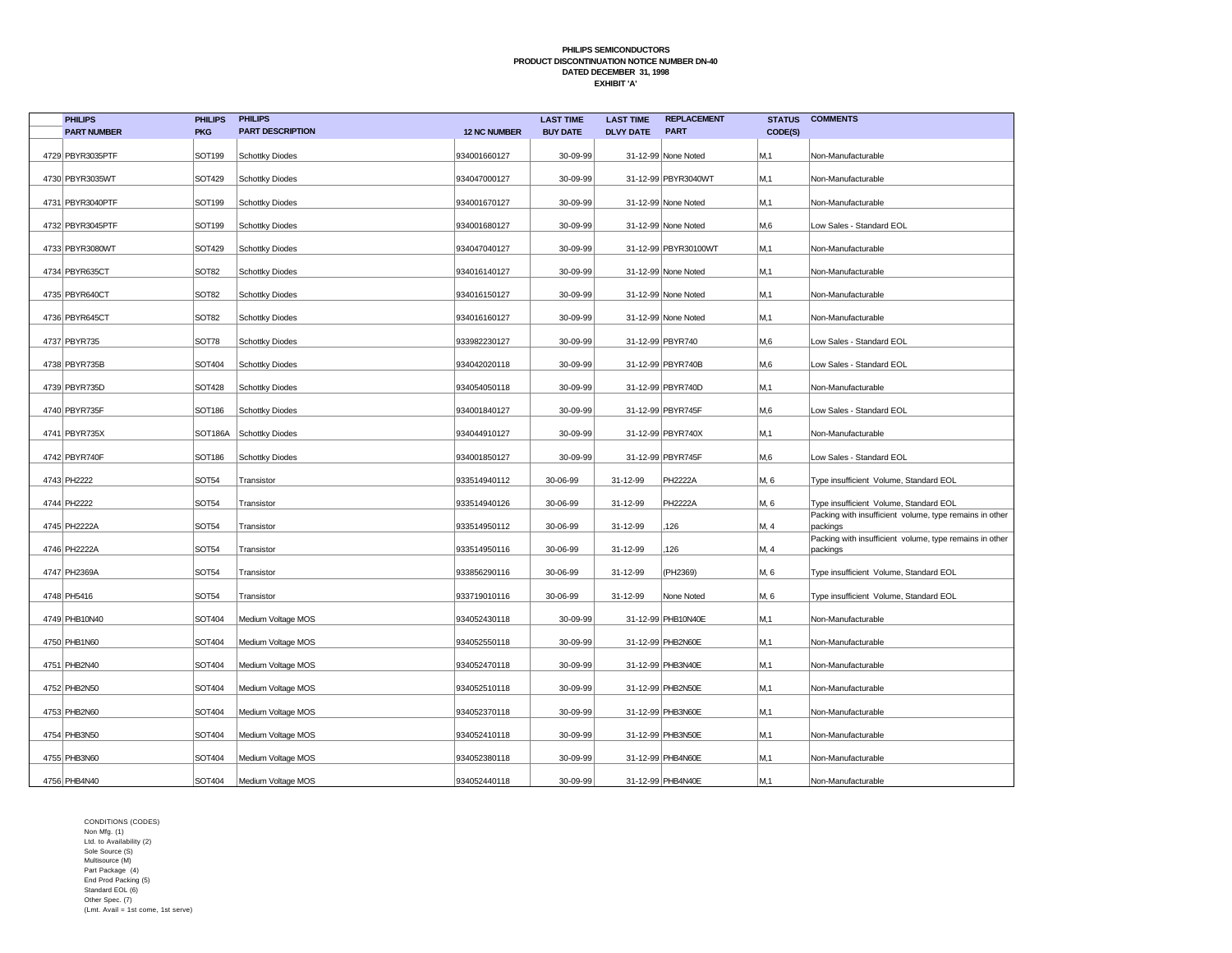**PHILIPS SEMICONDUCTORS**
**PRODUCT DISCONTINUATION NOTICE NUMBER DN-40**
**DATED DECEMBER 31, 1998**
**EXHIBIT 'A'**

| | PHILIPS PART NUMBER | PHILIPS PKG | PHILIPS PART DESCRIPTION | 12 NC NUMBER | LAST TIME BUY DATE | LAST TIME DLVY DATE | REPLACEMENT PART | STATUS CODE(S) | COMMENTS |
|---|---|---|---|---|---|---|---|---|---|
| 4729 | PBYR3035PTF | SOT199 | Schottky Diodes | 934001660127 | 30-09-99 | 31-12-99 | None Noted | M,1 | Non-Manufacturable |
| 4730 | PBYR3035WT | SOT429 | Schottky Diodes | 934047000127 | 30-09-99 | 31-12-99 | PBYR3040WT | M,1 | Non-Manufacturable |
| 4731 | PBYR3040PTF | SOT199 | Schottky Diodes | 934001670127 | 30-09-99 | 31-12-99 | None Noted | M,1 | Non-Manufacturable |
| 4732 | PBYR3045PTF | SOT199 | Schottky Diodes | 934001680127 | 30-09-99 | 31-12-99 | None Noted | M,6 | Low Sales - Standard EOL |
| 4733 | PBYR3080WT | SOT429 | Schottky Diodes | 934047040127 | 30-09-99 | 31-12-99 | PBYR30100WT | M,1 | Non-Manufacturable |
| 4734 | PBYR635CT | SOT82 | Schottky Diodes | 934016140127 | 30-09-99 | 31-12-99 | None Noted | M,1 | Non-Manufacturable |
| 4735 | PBYR640CT | SOT82 | Schottky Diodes | 934016150127 | 30-09-99 | 31-12-99 | None Noted | M,1 | Non-Manufacturable |
| 4736 | PBYR645CT | SOT82 | Schottky Diodes | 934016160127 | 30-09-99 | 31-12-99 | None Noted | M,1 | Non-Manufacturable |
| 4737 | PBYR735 | SOT78 | Schottky Diodes | 933982230127 | 30-09-99 | 31-12-99 | PBYR740 | M,6 | Low Sales - Standard EOL |
| 4738 | PBYR735B | SOT404 | Schottky Diodes | 934042020118 | 30-09-99 | 31-12-99 | PBYR740B | M,6 | Low Sales - Standard EOL |
| 4739 | PBYR735D | SOT428 | Schottky Diodes | 934054050118 | 30-09-99 | 31-12-99 | PBYR740D | M,1 | Non-Manufacturable |
| 4740 | PBYR735F | SOT186 | Schottky Diodes | 934001840127 | 30-09-99 | 31-12-99 | PBYR745F | M,6 | Low Sales - Standard EOL |
| 4741 | PBYR735X | SOT186A | Schottky Diodes | 934044910127 | 30-09-99 | 31-12-99 | PBYR740X | M,1 | Non-Manufacturable |
| 4742 | PBYR740F | SOT186 | Schottky Diodes | 934001850127 | 30-09-99 | 31-12-99 | PBYR745F | M,6 | Low Sales - Standard EOL |
| 4743 | PH2222 | SOT54 | Transistor | 933514940112 | 30-06-99 | 31-12-99 | PH2222A | M, 6 | Type insufficient Volume, Standard EOL |
| 4744 | PH2222 | SOT54 | Transistor | 933514940126 | 30-06-99 | 31-12-99 | PH2222A | M, 6 | Type insufficient Volume, Standard EOL |
| 4745 | PH2222A | SOT54 | Transistor | 933514950112 | 30-06-99 | 31-12-99 | ,126 | M, 4 | Packing with insufficient volume, type remains in other packings |
| 4746 | PH2222A | SOT54 | Transistor | 933514950116 | 30-06-99 | 31-12-99 | ,126 | M, 4 | Packing with insufficient volume, type remains in other packings |
| 4747 | PH2369A | SOT54 | Transistor | 933856290116 | 30-06-99 | 31-12-99 | (PH2369) | M, 6 | Type insufficient Volume, Standard EOL |
| 4748 | PH5416 | SOT54 | Transistor | 933719010116 | 30-06-99 | 31-12-99 | None Noted | M, 6 | Type insufficient Volume, Standard EOL |
| 4749 | PHB10N40 | SOT404 | Medium Voltage MOS | 934052430118 | 30-09-99 | 31-12-99 | PHB10N40E | M,1 | Non-Manufacturable |
| 4750 | PHB1N60 | SOT404 | Medium Voltage MOS | 934052550118 | 30-09-99 | 31-12-99 | PHB2N60E | M,1 | Non-Manufacturable |
| 4751 | PHB2N40 | SOT404 | Medium Voltage MOS | 934052470118 | 30-09-99 | 31-12-99 | PHB3N40E | M,1 | Non-Manufacturable |
| 4752 | PHB2N50 | SOT404 | Medium Voltage MOS | 934052510118 | 30-09-99 | 31-12-99 | PHB2N50E | M,1 | Non-Manufacturable |
| 4753 | PHB2N60 | SOT404 | Medium Voltage MOS | 934052370118 | 30-09-99 | 31-12-99 | PHB3N60E | M,1 | Non-Manufacturable |
| 4754 | PHB3N50 | SOT404 | Medium Voltage MOS | 934052410118 | 30-09-99 | 31-12-99 | PHB3N50E | M,1 | Non-Manufacturable |
| 4755 | PHB3N60 | SOT404 | Medium Voltage MOS | 934052380118 | 30-09-99 | 31-12-99 | PHB4N60E | M,1 | Non-Manufacturable |
| 4756 | PHB4N40 | SOT404 | Medium Voltage MOS | 934052440118 | 30-09-99 | 31-12-99 | PHB4N40E | M,1 | Non-Manufacturable |

CONDITIONS (CODES)
Non Mfg. (1)
Ltd. to Availability (2)
Sole Source (S)
Multisource (M)
Part Package (4)
End Prod Packing (5)
Standard EOL (6)
Other Spec. (7)
(Lmt. Avail = 1st come, 1st serve)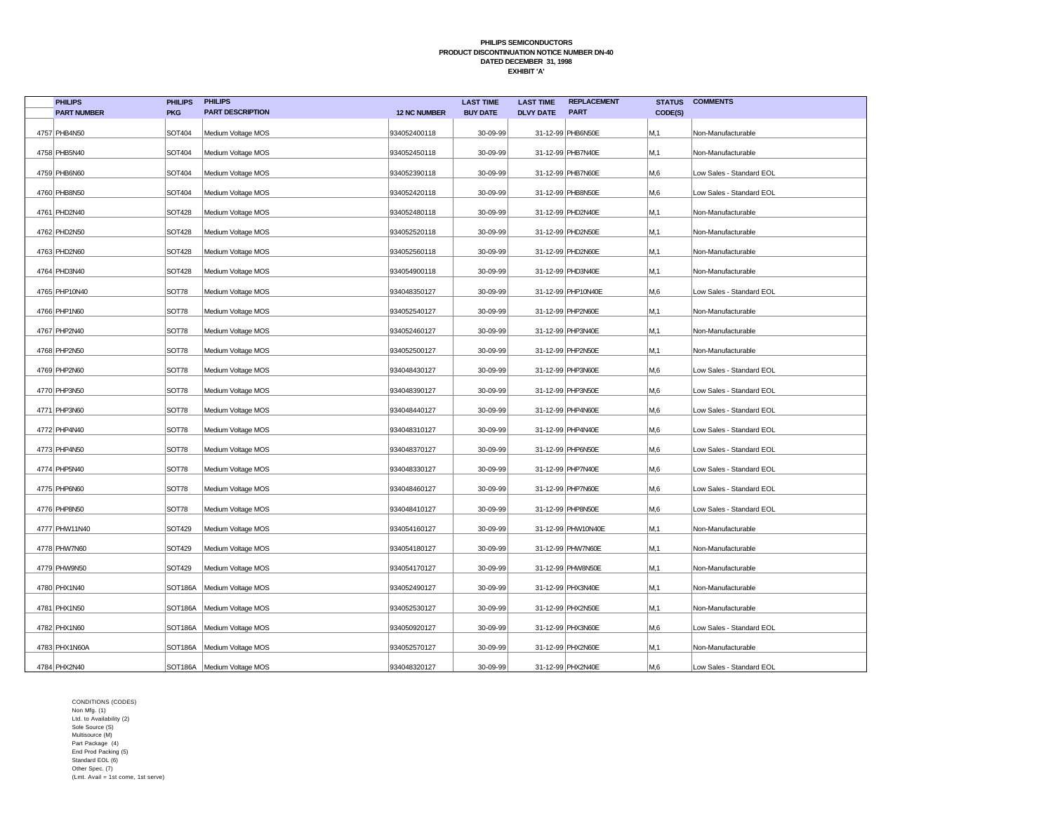**PHILIPS SEMICONDUCTORS**
**PRODUCT DISCONTINUATION NOTICE NUMBER DN-40**
**DATED DECEMBER 31, 1998**
**EXHIBIT 'A'**

| | PHILIPS PART NUMBER | PHILIPS PKG | PHILIPS PART DESCRIPTION | 12 NC NUMBER | LAST TIME BUY DATE | LAST TIME DLVY DATE | REPLACEMENT PART | STATUS CODE(S) | COMMENTS |
|---|---|---|---|---|---|---|---|---|---|
| 4757 | PHB4N50 | SOT404 | Medium Voltage MOS | 934052400118 | 30-09-99 | 31-12-99 | PHB6N50E | M,1 | Non-Manufacturable |
| 4758 | PHB5N40 | SOT404 | Medium Voltage MOS | 934052450118 | 30-09-99 | 31-12-99 | PHB7N40E | M,1 | Non-Manufacturable |
| 4759 | PHB6N60 | SOT404 | Medium Voltage MOS | 934052390118 | 30-09-99 | 31-12-99 | PHB7N60E | M,6 | Low Sales - Standard EOL |
| 4760 | PHB8N50 | SOT404 | Medium Voltage MOS | 934052420118 | 30-09-99 | 31-12-99 | PHB8N50E | M,6 | Low Sales - Standard EOL |
| 4761 | PHD2N40 | SOT428 | Medium Voltage MOS | 934052480118 | 30-09-99 | 31-12-99 | PHD2N40E | M,1 | Non-Manufacturable |
| 4762 | PHD2N50 | SOT428 | Medium Voltage MOS | 934052520118 | 30-09-99 | 31-12-99 | PHD2N50E | M,1 | Non-Manufacturable |
| 4763 | PHD2N60 | SOT428 | Medium Voltage MOS | 934052560118 | 30-09-99 | 31-12-99 | PHD2N60E | M,1 | Non-Manufacturable |
| 4764 | PHD3N40 | SOT428 | Medium Voltage MOS | 934054900118 | 30-09-99 | 31-12-99 | PHD3N40E | M,1 | Non-Manufacturable |
| 4765 | PHP10N40 | SOT78 | Medium Voltage MOS | 934048350127 | 30-09-99 | 31-12-99 | PHP10N40E | M,6 | Low Sales - Standard EOL |
| 4766 | PHP1N60 | SOT78 | Medium Voltage MOS | 934052540127 | 30-09-99 | 31-12-99 | PHP2N60E | M,1 | Non-Manufacturable |
| 4767 | PHP2N40 | SOT78 | Medium Voltage MOS | 934052460127 | 30-09-99 | 31-12-99 | PHP3N40E | M,1 | Non-Manufacturable |
| 4768 | PHP2N50 | SOT78 | Medium Voltage MOS | 934052500127 | 30-09-99 | 31-12-99 | PHP2N50E | M,1 | Non-Manufacturable |
| 4769 | PHP2N60 | SOT78 | Medium Voltage MOS | 934048430127 | 30-09-99 | 31-12-99 | PHP3N60E | M,6 | Low Sales - Standard EOL |
| 4770 | PHP3N50 | SOT78 | Medium Voltage MOS | 934048390127 | 30-09-99 | 31-12-99 | PHP3N50E | M,6 | Low Sales - Standard EOL |
| 4771 | PHP3N60 | SOT78 | Medium Voltage MOS | 934048440127 | 30-09-99 | 31-12-99 | PHP4N60E | M,6 | Low Sales - Standard EOL |
| 4772 | PHP4N40 | SOT78 | Medium Voltage MOS | 934048310127 | 30-09-99 | 31-12-99 | PHP4N40E | M,6 | Low Sales - Standard EOL |
| 4773 | PHP4N50 | SOT78 | Medium Voltage MOS | 934048370127 | 30-09-99 | 31-12-99 | PHP6N50E | M,6 | Low Sales - Standard EOL |
| 4774 | PHP5N40 | SOT78 | Medium Voltage MOS | 934048330127 | 30-09-99 | 31-12-99 | PHP7N40E | M,6 | Low Sales - Standard EOL |
| 4775 | PHP6N60 | SOT78 | Medium Voltage MOS | 934048460127 | 30-09-99 | 31-12-99 | PHP7N60E | M,6 | Low Sales - Standard EOL |
| 4776 | PHP8N50 | SOT78 | Medium Voltage MOS | 934048410127 | 30-09-99 | 31-12-99 | PHP8N50E | M,6 | Low Sales - Standard EOL |
| 4777 | PHW11N40 | SOT429 | Medium Voltage MOS | 934054160127 | 30-09-99 | 31-12-99 | PHW10N40E | M,1 | Non-Manufacturable |
| 4778 | PHW7N60 | SOT429 | Medium Voltage MOS | 934054180127 | 30-09-99 | 31-12-99 | PHW7N60E | M,1 | Non-Manufacturable |
| 4779 | PHW9N50 | SOT429 | Medium Voltage MOS | 934054170127 | 30-09-99 | 31-12-99 | PHW8N50E | M,1 | Non-Manufacturable |
| 4780 | PHX1N40 | SOT186A | Medium Voltage MOS | 934052490127 | 30-09-99 | 31-12-99 | PHX3N40E | M,1 | Non-Manufacturable |
| 4781 | PHX1N50 | SOT186A | Medium Voltage MOS | 934052530127 | 30-09-99 | 31-12-99 | PHX2N50E | M,1 | Non-Manufacturable |
| 4782 | PHX1N60 | SOT186A | Medium Voltage MOS | 934050920127 | 30-09-99 | 31-12-99 | PHX3N60E | M,6 | Low Sales - Standard EOL |
| 4783 | PHX1N60A | SOT186A | Medium Voltage MOS | 934052570127 | 30-09-99 | 31-12-99 | PHX2N60E | M,1 | Non-Manufacturable |
| 4784 | PHX2N40 | SOT186A | Medium Voltage MOS | 934048320127 | 30-09-99 | 31-12-99 | PHX2N40E | M,6 | Low Sales - Standard EOL |

CONDITIONS (CODES)
Non Mfg. (1)
Ltd. to Availability (2)
Sole Source (S)
Multisource (M)
Part Package (4)
End Prod Packing (5)
Standard EOL (6)
Other Spec. (7)
(Lmt. Avail = 1st come, 1st serve)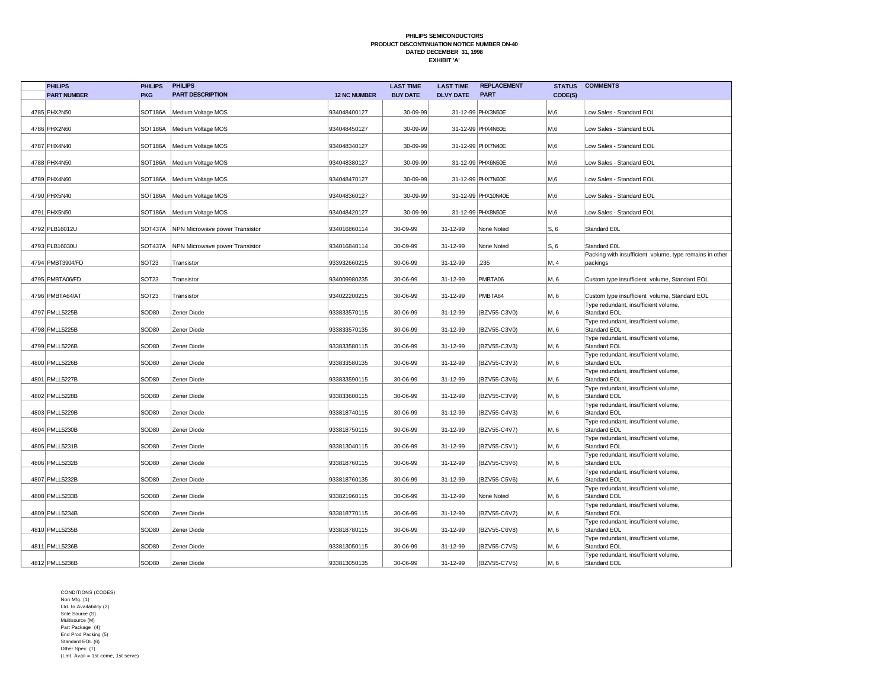**PHILIPS SEMICONDUCTORS**
**PRODUCT DISCONTINUATION NOTICE NUMBER DN-40**
**DATED DECEMBER 31, 1998**
**EXHIBIT 'A'**

| | PHILIPS PART NUMBER | PHILIPS PKG | PHILIPS PART DESCRIPTION | 12 NC NUMBER | LAST TIME BUY DATE | LAST TIME DLVY DATE | REPLACEMENT PART | STATUS CODE(S) | COMMENTS |
|---|---|---|---|---|---|---|---|---|---|
| 4785 | PHX2N50 | SOT186A | Medium Voltage MOS | 934048400127 | 30-09-99 | 31-12-99 | PHX3N50E | M,6 | Low Sales - Standard EOL |
| 4786 | PHX2N60 | SOT186A | Medium Voltage MOS | 934048450127 | 30-09-99 | 31-12-99 | PHX4N60E | M,6 | Low Sales - Standard EOL |
| 4787 | PHX4N40 | SOT186A | Medium Voltage MOS | 934048340127 | 30-09-99 | 31-12-99 | PHX7N40E | M,6 | Low Sales - Standard EOL |
| 4788 | PHX4N50 | SOT186A | Medium Voltage MOS | 934048380127 | 30-09-99 | 31-12-99 | PHX6N50E | M,6 | Low Sales - Standard EOL |
| 4789 | PHX4N60 | SOT186A | Medium Voltage MOS | 934048470127 | 30-09-99 | 31-12-99 | PHX7N60E | M,6 | Low Sales - Standard EOL |
| 4790 | PHX5N40 | SOT186A | Medium Voltage MOS | 934048360127 | 30-09-99 | 31-12-99 | PHX10N40E | M,6 | Low Sales - Standard EOL |
| 4791 | PHX5N50 | SOT186A | Medium Voltage MOS | 934048420127 | 30-09-99 | 31-12-99 | PHX8N50E | M,6 | Low Sales - Standard EOL |
| 4792 | PLB16012U | SOT437A | NPN Microwave power Transistor | 934016860114 | 30-09-99 | 31-12-99 | None Noted | S, 6 | Standard E0L |
| 4793 | PLB16030U | SOT437A | NPN Microwave power Transistor | 934016840114 | 30-09-99 | 31-12-99 | None Noted | S, 6 | Standard E0L |
| 4794 | PMBT3904/FD | SOT23 | Transistor | 933932660215 | 30-06-99 | 31-12-99 | ,235 | M, 4 | Packing with insufficient volume, type remains in other packings |
| 4795 | PMBTA06/FD | SOT23 | Transistor | 934009980235 | 30-06-99 | 31-12-99 | PMBTA06 | M, 6 | Custom type insufficient volume, Standard EOL |
| 4796 | PMBTA64/AT | SOT23 | Transistor | 934022200215 | 30-06-99 | 31-12-99 | PMBTA64 | M, 6 | Custom type insufficient volume, Standard EOL |
| 4797 | PMLL5225B | SOD80 | Zener Diode | 933833570115 | 30-06-99 | 31-12-99 | (BZV55-C3V0) | M, 6 | Type redundant, insufficient volume, Standard EOL |
| 4798 | PMLL5225B | SOD80 | Zener Diode | 933833570135 | 30-06-99 | 31-12-99 | (BZV55-C3V0) | M, 6 | Type redundant, insufficient volume, Standard EOL |
| 4799 | PMLL5226B | SOD80 | Zener Diode | 933833580115 | 30-06-99 | 31-12-99 | (BZV55-C3V3) | M, 6 | Type redundant, insufficient volume, Standard EOL |
| 4800 | PMLL5226B | SOD80 | Zener Diode | 933833580135 | 30-06-99 | 31-12-99 | (BZV55-C3V3) | M, 6 | Type redundant, insufficient volume, Standard EOL |
| 4801 | PMLL5227B | SOD80 | Zener Diode | 933833590115 | 30-06-99 | 31-12-99 | (BZV55-C3V6) | M, 6 | Type redundant, insufficient volume, Standard EOL |
| 4802 | PMLL5228B | SOD80 | Zener Diode | 933833600115 | 30-06-99 | 31-12-99 | (BZV55-C3V9) | M, 6 | Type redundant, insufficient volume, Standard EOL |
| 4803 | PMLL5229B | SOD80 | Zener Diode | 933818740115 | 30-06-99 | 31-12-99 | (BZV55-C4V3) | M, 6 | Type redundant, insufficient volume, Standard EOL |
| 4804 | PMLL5230B | SOD80 | Zener Diode | 933818750115 | 30-06-99 | 31-12-99 | (BZV55-C4V7) | M, 6 | Type redundant, insufficient volume, Standard EOL |
| 4805 | PMLL5231B | SOD80 | Zener Diode | 933813040115 | 30-06-99 | 31-12-99 | (BZV55-C5V1) | M, 6 | Type redundant, insufficient volume, Standard EOL |
| 4806 | PMLL5232B | SOD80 | Zener Diode | 933818760115 | 30-06-99 | 31-12-99 | (BZV55-C5V6) | M, 6 | Type redundant, insufficient volume, Standard EOL |
| 4807 | PMLL5232B | SOD80 | Zener Diode | 933818760135 | 30-06-99 | 31-12-99 | (BZV55-C5V6) | M, 6 | Type redundant, insufficient volume, Standard EOL |
| 4808 | PMLL5233B | SOD80 | Zener Diode | 933821960115 | 30-06-99 | 31-12-99 | None Noted | M, 6 | Type redundant, insufficient volume, Standard EOL |
| 4809 | PMLL5234B | SOD80 | Zener Diode | 933818770115 | 30-06-99 | 31-12-99 | (BZV55-C6V2) | M, 6 | Type redundant, insufficient volume, Standard EOL |
| 4810 | PMLL5235B | SOD80 | Zener Diode | 933818780115 | 30-06-99 | 31-12-99 | (BZV55-C6V8) | M, 6 | Type redundant, insufficient volume, Standard EOL |
| 4811 | PMLL5236B | SOD80 | Zener Diode | 933813050115 | 30-06-99 | 31-12-99 | (BZV55-C7V5) | M, 6 | Type redundant, insufficient volume, Standard EOL |
| 4812 | PMLL5236B | SOD80 | Zener Diode | 933813050135 | 30-06-99 | 31-12-99 | (BZV55-C7V5) | M, 6 | Type redundant, insufficient volume, Standard EOL |

CONDITIONS (CODES)
Non Mfg. (1)
Ltd. to Availability (2)
Sole Source (S)
Multisource (M)
Part Package (4)
End Prod Packing (5)
Standard EOL (6)
Other Spec. (7)
(Lmt. Avail = 1st come, 1st serve)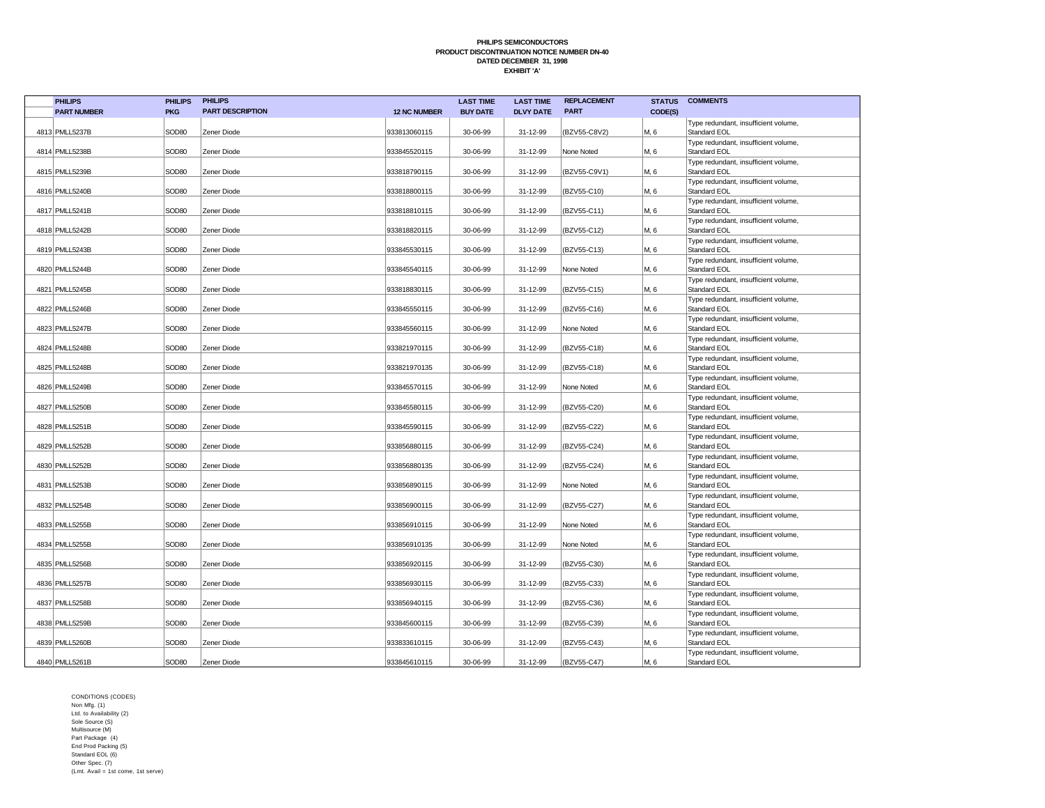**PHILIPS SEMICONDUCTORS**
**PRODUCT DISCONTINUATION NOTICE NUMBER DN-40**
**DATED DECEMBER 31, 1998**
**EXHIBIT 'A'**

| | PHILIPS PART NUMBER | PHILIPS PKG | PHILIPS PART DESCRIPTION | 12 NC NUMBER | LAST TIME BUY DATE | LAST TIME DLVY DATE | REPLACEMENT PART | STATUS CODE(S) | COMMENTS |
|---|---|---|---|---|---|---|---|---|---|
| 4813 | PMLL5237B | SOD80 | Zener Diode | 933813060115 | 30-06-99 | 31-12-99 | (BZV55-C8V2) | M, 6 | Type redundant, insufficient volume, Standard EOL |
| 4814 | PMLL5238B | SOD80 | Zener Diode | 933845520115 | 30-06-99 | 31-12-99 | None Noted | M, 6 | Type redundant, insufficient volume, Standard EOL |
| 4815 | PMLL5239B | SOD80 | Zener Diode | 933818790115 | 30-06-99 | 31-12-99 | (BZV55-C9V1) | M, 6 | Type redundant, insufficient volume, Standard EOL |
| 4816 | PMLL5240B | SOD80 | Zener Diode | 933818800115 | 30-06-99 | 31-12-99 | (BZV55-C10) | M, 6 | Type redundant, insufficient volume, Standard EOL |
| 4817 | PMLL5241B | SOD80 | Zener Diode | 933818810115 | 30-06-99 | 31-12-99 | (BZV55-C11) | M, 6 | Type redundant, insufficient volume, Standard EOL |
| 4818 | PMLL5242B | SOD80 | Zener Diode | 933818820115 | 30-06-99 | 31-12-99 | (BZV55-C12) | M, 6 | Type redundant, insufficient volume, Standard EOL |
| 4819 | PMLL5243B | SOD80 | Zener Diode | 933845530115 | 30-06-99 | 31-12-99 | (BZV55-C13) | M, 6 | Type redundant, insufficient volume, Standard EOL |
| 4820 | PMLL5244B | SOD80 | Zener Diode | 933845540115 | 30-06-99 | 31-12-99 | None Noted | M, 6 | Type redundant, insufficient volume, Standard EOL |
| 4821 | PMLL5245B | SOD80 | Zener Diode | 933818830115 | 30-06-99 | 31-12-99 | (BZV55-C15) | M, 6 | Type redundant, insufficient volume, Standard EOL |
| 4822 | PMLL5246B | SOD80 | Zener Diode | 933845550115 | 30-06-99 | 31-12-99 | (BZV55-C16) | M, 6 | Type redundant, insufficient volume, Standard EOL |
| 4823 | PMLL5247B | SOD80 | Zener Diode | 933845560115 | 30-06-99 | 31-12-99 | None Noted | M, 6 | Type redundant, insufficient volume, Standard EOL |
| 4824 | PMLL5248B | SOD80 | Zener Diode | 933821970115 | 30-06-99 | 31-12-99 | (BZV55-C18) | M, 6 | Type redundant, insufficient volume, Standard EOL |
| 4825 | PMLL5248B | SOD80 | Zener Diode | 933821970135 | 30-06-99 | 31-12-99 | (BZV55-C18) | M, 6 | Type redundant, insufficient volume, Standard EOL |
| 4826 | PMLL5249B | SOD80 | Zener Diode | 933845570115 | 30-06-99 | 31-12-99 | None Noted | M, 6 | Type redundant, insufficient volume, Standard EOL |
| 4827 | PMLL5250B | SOD80 | Zener Diode | 933845580115 | 30-06-99 | 31-12-99 | (BZV55-C20) | M, 6 | Type redundant, insufficient volume, Standard EOL |
| 4828 | PMLL5251B | SOD80 | Zener Diode | 933845590115 | 30-06-99 | 31-12-99 | (BZV55-C22) | M, 6 | Type redundant, insufficient volume, Standard EOL |
| 4829 | PMLL5252B | SOD80 | Zener Diode | 933856880115 | 30-06-99 | 31-12-99 | (BZV55-C24) | M, 6 | Type redundant, insufficient volume, Standard EOL |
| 4830 | PMLL5252B | SOD80 | Zener Diode | 933856880135 | 30-06-99 | 31-12-99 | (BZV55-C24) | M, 6 | Type redundant, insufficient volume, Standard EOL |
| 4831 | PMLL5253B | SOD80 | Zener Diode | 933856890115 | 30-06-99 | 31-12-99 | None Noted | M, 6 | Type redundant, insufficient volume, Standard EOL |
| 4832 | PMLL5254B | SOD80 | Zener Diode | 933856900115 | 30-06-99 | 31-12-99 | (BZV55-C27) | M, 6 | Type redundant, insufficient volume, Standard EOL |
| 4833 | PMLL5255B | SOD80 | Zener Diode | 933856910115 | 30-06-99 | 31-12-99 | None Noted | M, 6 | Type redundant, insufficient volume, Standard EOL |
| 4834 | PMLL5255B | SOD80 | Zener Diode | 933856910135 | 30-06-99 | 31-12-99 | None Noted | M, 6 | Type redundant, insufficient volume, Standard EOL |
| 4835 | PMLL5256B | SOD80 | Zener Diode | 933856920115 | 30-06-99 | 31-12-99 | (BZV55-C30) | M, 6 | Type redundant, insufficient volume, Standard EOL |
| 4836 | PMLL5257B | SOD80 | Zener Diode | 933856930115 | 30-06-99 | 31-12-99 | (BZV55-C33) | M, 6 | Type redundant, insufficient volume, Standard EOL |
| 4837 | PMLL5258B | SOD80 | Zener Diode | 933856940115 | 30-06-99 | 31-12-99 | (BZV55-C36) | M, 6 | Type redundant, insufficient volume, Standard EOL |
| 4838 | PMLL5259B | SOD80 | Zener Diode | 933845600115 | 30-06-99 | 31-12-99 | (BZV55-C39) | M, 6 | Type redundant, insufficient volume, Standard EOL |
| 4839 | PMLL5260B | SOD80 | Zener Diode | 933833610115 | 30-06-99 | 31-12-99 | (BZV55-C43) | M, 6 | Type redundant, insufficient volume, Standard EOL |
| 4840 | PMLL5261B | SOD80 | Zener Diode | 933845610115 | 30-06-99 | 31-12-99 | (BZV55-C47) | M, 6 | Type redundant, insufficient volume, Standard EOL |

CONDITIONS (CODES)
Non Mfg. (1)
Ltd. to Availability (2)
Sole Source (S)
Multisource (M)
Part Package (4)
End Prod Packing (5)
Standard EOL (6)
Other Spec. (7)
(Lmt. Avail = 1st come, 1st serve)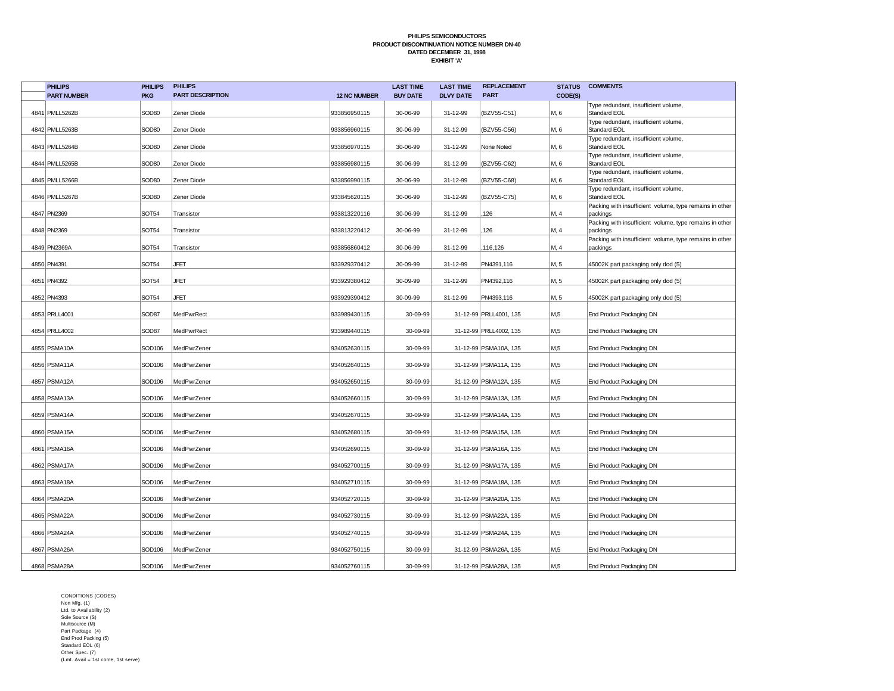**PHILIPS SEMICONDUCTORS**
**PRODUCT DISCONTINUATION NOTICE NUMBER DN-40**
**DATED DECEMBER 31, 1998**
**EXHIBIT 'A'**

| | PHILIPS PART NUMBER | PHILIPS PKG | PHILIPS PART DESCRIPTION | 12 NC NUMBER | LAST TIME BUY DATE | LAST TIME DLVY DATE | REPLACEMENT PART | STATUS CODE(S) | COMMENTS |
|---|---|---|---|---|---|---|---|---|---|
| 4841 | PMLL5262B | SOD80 | Zener Diode | 933856950115 | 30-06-99 | 31-12-99 | (BZV55-C51) | M, 6 | Type redundant, insufficient volume, Standard EOL |
| 4842 | PMLL5263B | SOD80 | Zener Diode | 933856960115 | 30-06-99 | 31-12-99 | (BZV55-C56) | M, 6 | Type redundant, insufficient volume, Standard EOL |
| 4843 | PMLL5264B | SOD80 | Zener Diode | 933856970115 | 30-06-99 | 31-12-99 | None Noted | M, 6 | Type redundant, insufficient volume, Standard EOL |
| 4844 | PMLL5265B | SOD80 | Zener Diode | 933856980115 | 30-06-99 | 31-12-99 | (BZV55-C62) | M, 6 | Type redundant, insufficient volume, Standard EOL |
| 4845 | PMLL5266B | SOD80 | Zener Diode | 933856990115 | 30-06-99 | 31-12-99 | (BZV55-C68) | M, 6 | Type redundant, insufficient volume, Standard EOL |
| 4846 | PMLL5267B | SOD80 | Zener Diode | 933845620115 | 30-06-99 | 31-12-99 | (BZV55-C75) | M, 6 | Type redundant, insufficient volume, Standard EOL |
| 4847 | PN2369 | SOT54 | Transistor | 933813220116 | 30-06-99 | 31-12-99 | ,126 | M, 4 | Packing with insufficient volume, type remains in other packings |
| 4848 | PN2369 | SOT54 | Transistor | 933813220412 | 30-06-99 | 31-12-99 | ,126 | M, 4 | Packing with insufficient volume, type remains in other packings |
| 4849 | PN2369A | SOT54 | Transistor | 933856860412 | 30-06-99 | 31-12-99 | ,116,126 | M, 4 | Packing with insufficient volume, type remains in other packings |
| 4850 | PN4391 | SOT54 | JFET | 933929370412 | 30-09-99 | 31-12-99 | PN4391,116 | M, 5 | 45002K part packaging only dod (5) |
| 4851 | PN4392 | SOT54 | JFET | 933929380412 | 30-09-99 | 31-12-99 | PN4392,116 | M, 5 | 45002K part packaging only dod (5) |
| 4852 | PN4393 | SOT54 | JFET | 933929390412 | 30-09-99 | 31-12-99 | PN4393,116 | M, 5 | 45002K part packaging only dod (5) |
| 4853 | PRLL4001 | SOD87 | MedPwrRect | 933989430115 | 30-09-99 | 31-12-99 | PRLL4001, 135 | M,5 | End Product Packaging DN |
| 4854 | PRLL4002 | SOD87 | MedPwrRect | 933989440115 | 30-09-99 | 31-12-99 | PRLL4002, 135 | M,5 | End Product Packaging DN |
| 4855 | PSMA10A | SOD106 | MedPwrZener | 934052630115 | 30-09-99 | 31-12-99 | PSMA10A, 135 | M,5 | End Product Packaging DN |
| 4856 | PSMA11A | SOD106 | MedPwrZener | 934052640115 | 30-09-99 | 31-12-99 | PSMA11A, 135 | M,5 | End Product Packaging DN |
| 4857 | PSMA12A | SOD106 | MedPwrZener | 934052650115 | 30-09-99 | 31-12-99 | PSMA12A, 135 | M,5 | End Product Packaging DN |
| 4858 | PSMA13A | SOD106 | MedPwrZener | 934052660115 | 30-09-99 | 31-12-99 | PSMA13A, 135 | M,5 | End Product Packaging DN |
| 4859 | PSMA14A | SOD106 | MedPwrZener | 934052670115 | 30-09-99 | 31-12-99 | PSMA14A, 135 | M,5 | End Product Packaging DN |
| 4860 | PSMA15A | SOD106 | MedPwrZener | 934052680115 | 30-09-99 | 31-12-99 | PSMA15A, 135 | M,5 | End Product Packaging DN |
| 4861 | PSMA16A | SOD106 | MedPwrZener | 934052690115 | 30-09-99 | 31-12-99 | PSMA16A, 135 | M,5 | End Product Packaging DN |
| 4862 | PSMA17A | SOD106 | MedPwrZener | 934052700115 | 30-09-99 | 31-12-99 | PSMA17A, 135 | M,5 | End Product Packaging DN |
| 4863 | PSMA18A | SOD106 | MedPwrZener | 934052710115 | 30-09-99 | 31-12-99 | PSMA18A, 135 | M,5 | End Product Packaging DN |
| 4864 | PSMA20A | SOD106 | MedPwrZener | 934052720115 | 30-09-99 | 31-12-99 | PSMA20A, 135 | M,5 | End Product Packaging DN |
| 4865 | PSMA22A | SOD106 | MedPwrZener | 934052730115 | 30-09-99 | 31-12-99 | PSMA22A, 135 | M,5 | End Product Packaging DN |
| 4866 | PSMA24A | SOD106 | MedPwrZener | 934052740115 | 30-09-99 | 31-12-99 | PSMA24A, 135 | M,5 | End Product Packaging DN |
| 4867 | PSMA26A | SOD106 | MedPwrZener | 934052750115 | 30-09-99 | 31-12-99 | PSMA26A, 135 | M,5 | End Product Packaging DN |
| 4868 | PSMA28A | SOD106 | MedPwrZener | 934052760115 | 30-09-99 | 31-12-99 | PSMA28A, 135 | M,5 | End Product Packaging DN |

CONDITIONS (CODES)
Non Mfg. (1)
Ltd. to Availability (2)
Sole Source (S)
Multisource (M)
Part Package (4)
End Prod Packing (5)
Standard EOL (6)
Other Spec. (7)
(Lmt. Avail = 1st come, 1st serve)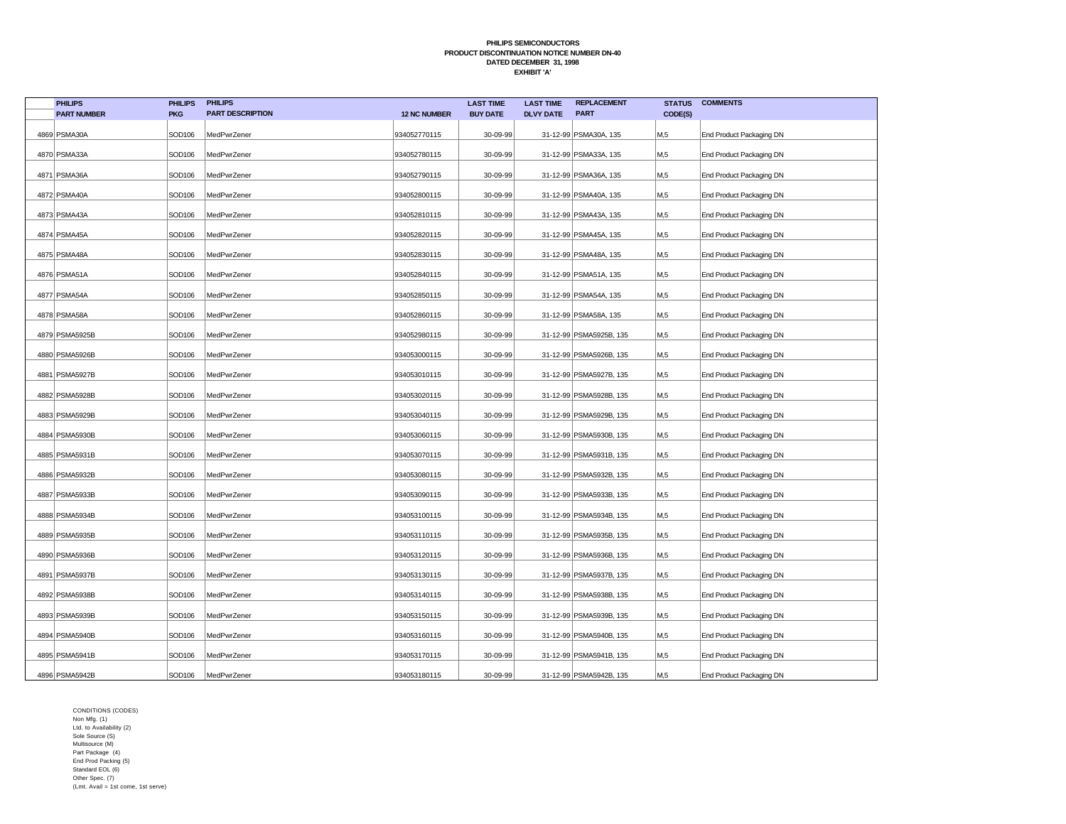**PHILIPS SEMICONDUCTORS**
**PRODUCT DISCONTINUATION NOTICE NUMBER DN-40**
**DATED DECEMBER 31, 1998**
**EXHIBIT 'A'**

| | PHILIPS PART NUMBER | PHILIPS PKG | PHILIPS PART DESCRIPTION | 12 NC NUMBER | LAST TIME BUY DATE | LAST TIME DLVY DATE | REPLACEMENT PART | STATUS CODE(S) | COMMENTS |
|---|---|---|---|---|---|---|---|---|---|
| 4869 | PSMA30A | SOD106 | MedPwrZener | 934052770115 | 30-09-99 | 31-12-99 | PSMA30A, 135 | M,5 | End Product Packaging DN |
| 4870 | PSMA33A | SOD106 | MedPwrZener | 934052780115 | 30-09-99 | 31-12-99 | PSMA33A, 135 | M,5 | End Product Packaging DN |
| 4871 | PSMA36A | SOD106 | MedPwrZener | 934052790115 | 30-09-99 | 31-12-99 | PSMA36A, 135 | M,5 | End Product Packaging DN |
| 4872 | PSMA40A | SOD106 | MedPwrZener | 934052800115 | 30-09-99 | 31-12-99 | PSMA40A, 135 | M,5 | End Product Packaging DN |
| 4873 | PSMA43A | SOD106 | MedPwrZener | 934052810115 | 30-09-99 | 31-12-99 | PSMA43A, 135 | M,5 | End Product Packaging DN |
| 4874 | PSMA45A | SOD106 | MedPwrZener | 934052820115 | 30-09-99 | 31-12-99 | PSMA45A, 135 | M,5 | End Product Packaging DN |
| 4875 | PSMA48A | SOD106 | MedPwrZener | 934052830115 | 30-09-99 | 31-12-99 | PSMA48A, 135 | M,5 | End Product Packaging DN |
| 4876 | PSMA51A | SOD106 | MedPwrZener | 934052840115 | 30-09-99 | 31-12-99 | PSMA51A, 135 | M,5 | End Product Packaging DN |
| 4877 | PSMA54A | SOD106 | MedPwrZener | 934052850115 | 30-09-99 | 31-12-99 | PSMA54A, 135 | M,5 | End Product Packaging DN |
| 4878 | PSMA58A | SOD106 | MedPwrZener | 934052860115 | 30-09-99 | 31-12-99 | PSMA58A, 135 | M,5 | End Product Packaging DN |
| 4879 | PSMA5925B | SOD106 | MedPwrZener | 934052980115 | 30-09-99 | 31-12-99 | PSMA5925B, 135 | M,5 | End Product Packaging DN |
| 4880 | PSMA5926B | SOD106 | MedPwrZener | 934053000115 | 30-09-99 | 31-12-99 | PSMA5926B, 135 | M,5 | End Product Packaging DN |
| 4881 | PSMA5927B | SOD106 | MedPwrZener | 934053010115 | 30-09-99 | 31-12-99 | PSMA5927B, 135 | M,5 | End Product Packaging DN |
| 4882 | PSMA5928B | SOD106 | MedPwrZener | 934053020115 | 30-09-99 | 31-12-99 | PSMA5928B, 135 | M,5 | End Product Packaging DN |
| 4883 | PSMA5929B | SOD106 | MedPwrZener | 934053040115 | 30-09-99 | 31-12-99 | PSMA5929B, 135 | M,5 | End Product Packaging DN |
| 4884 | PSMA5930B | SOD106 | MedPwrZener | 934053060115 | 30-09-99 | 31-12-99 | PSMA5930B, 135 | M,5 | End Product Packaging DN |
| 4885 | PSMA5931B | SOD106 | MedPwrZener | 934053070115 | 30-09-99 | 31-12-99 | PSMA5931B, 135 | M,5 | End Product Packaging DN |
| 4886 | PSMA5932B | SOD106 | MedPwrZener | 934053080115 | 30-09-99 | 31-12-99 | PSMA5932B, 135 | M,5 | End Product Packaging DN |
| 4887 | PSMA5933B | SOD106 | MedPwrZener | 934053090115 | 30-09-99 | 31-12-99 | PSMA5933B, 135 | M,5 | End Product Packaging DN |
| 4888 | PSMA5934B | SOD106 | MedPwrZener | 934053100115 | 30-09-99 | 31-12-99 | PSMA5934B, 135 | M,5 | End Product Packaging DN |
| 4889 | PSMA5935B | SOD106 | MedPwrZener | 934053110115 | 30-09-99 | 31-12-99 | PSMA5935B, 135 | M,5 | End Product Packaging DN |
| 4890 | PSMA5936B | SOD106 | MedPwrZener | 934053120115 | 30-09-99 | 31-12-99 | PSMA5936B, 135 | M,5 | End Product Packaging DN |
| 4891 | PSMA5937B | SOD106 | MedPwrZener | 934053130115 | 30-09-99 | 31-12-99 | PSMA5937B, 135 | M,5 | End Product Packaging DN |
| 4892 | PSMA5938B | SOD106 | MedPwrZener | 934053140115 | 30-09-99 | 31-12-99 | PSMA5938B, 135 | M,5 | End Product Packaging DN |
| 4893 | PSMA5939B | SOD106 | MedPwrZener | 934053150115 | 30-09-99 | 31-12-99 | PSMA5939B, 135 | M,5 | End Product Packaging DN |
| 4894 | PSMA5940B | SOD106 | MedPwrZener | 934053160115 | 30-09-99 | 31-12-99 | PSMA5940B, 135 | M,5 | End Product Packaging DN |
| 4895 | PSMA5941B | SOD106 | MedPwrZener | 934053170115 | 30-09-99 | 31-12-99 | PSMA5941B, 135 | M,5 | End Product Packaging DN |
| 4896 | PSMA5942B | SOD106 | MedPwrZener | 934053180115 | 30-09-99 | 31-12-99 | PSMA5942B, 135 | M,5 | End Product Packaging DN |

CONDITIONS (CODES)
Non Mfg. (1)
Ltd. to Availability (2)
Sole Source (S)
Multisource (M)
Part Package (4)
End Prod Packing (5)
Standard EOL (6)
Other Spec. (7)
(Lmt. Avail = 1st come, 1st serve)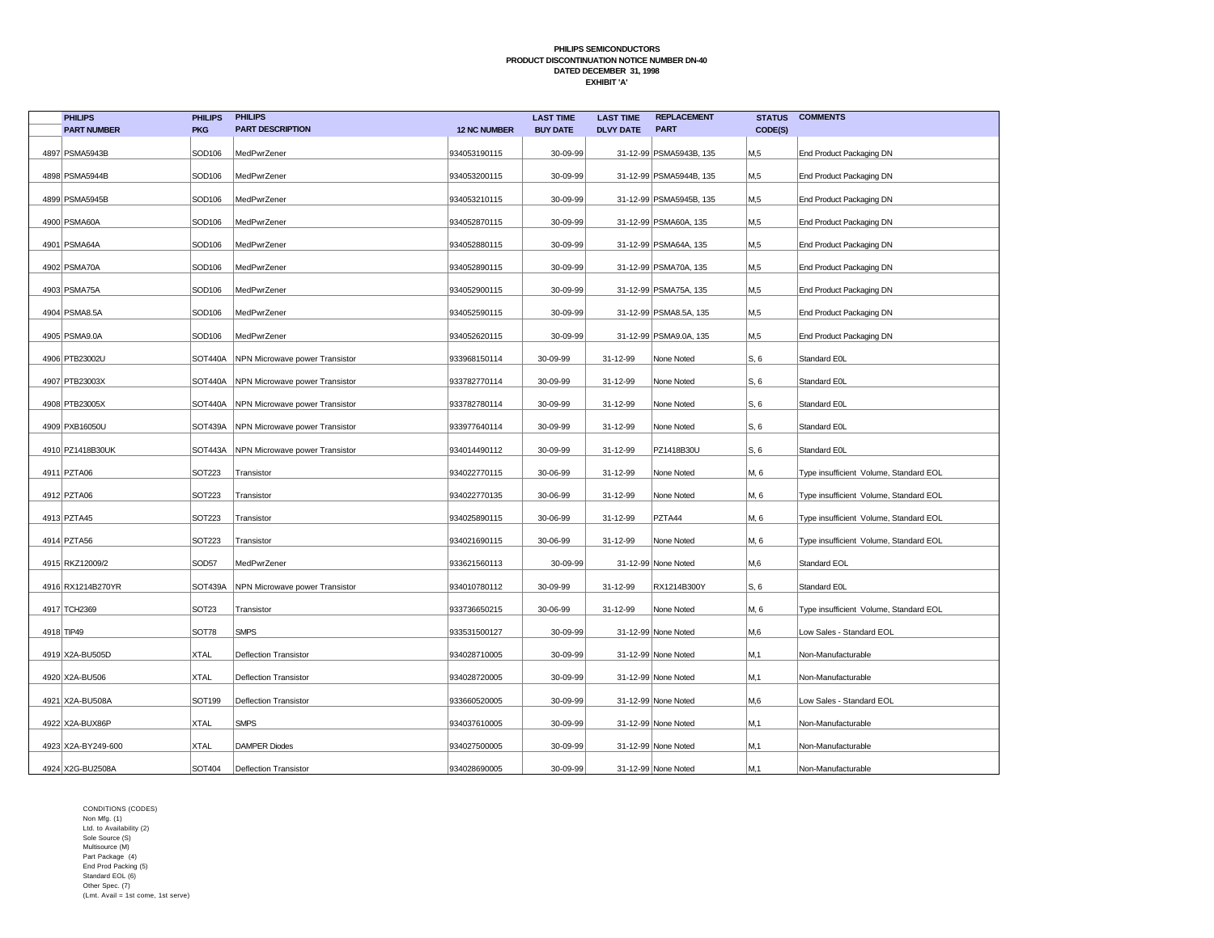**PHILIPS SEMICONDUCTORS**
**PRODUCT DISCONTINUATION NOTICE NUMBER DN-40**
**DATED DECEMBER 31, 1998**
**EXHIBIT 'A'**

| | PHILIPS PART NUMBER | PHILIPS PKG | PHILIPS PART DESCRIPTION | 12 NC NUMBER | LAST TIME BUY DATE | LAST TIME DLVY DATE | REPLACEMENT PART | STATUS CODE(S) | COMMENTS |
|---|---|---|---|---|---|---|---|---|---|
| 4897 | PSMA5943B | SOD106 | MedPwrZener | 934053190115 | 30-09-99 | 31-12-99 | PSMA5943B, 135 | M,5 | End Product Packaging DN |
| 4898 | PSMA5944B | SOD106 | MedPwrZener | 934053200115 | 30-09-99 | 31-12-99 | PSMA5944B, 135 | M,5 | End Product Packaging DN |
| 4899 | PSMA5945B | SOD106 | MedPwrZener | 934053210115 | 30-09-99 | 31-12-99 | PSMA5945B, 135 | M,5 | End Product Packaging DN |
| 4900 | PSMA60A | SOD106 | MedPwrZener | 934052870115 | 30-09-99 | 31-12-99 | PSMA60A, 135 | M,5 | End Product Packaging DN |
| 4901 | PSMA64A | SOD106 | MedPwrZener | 934052880115 | 30-09-99 | 31-12-99 | PSMA64A, 135 | M,5 | End Product Packaging DN |
| 4902 | PSMA70A | SOD106 | MedPwrZener | 934052890115 | 30-09-99 | 31-12-99 | PSMA70A, 135 | M,5 | End Product Packaging DN |
| 4903 | PSMA75A | SOD106 | MedPwrZener | 934052900115 | 30-09-99 | 31-12-99 | PSMA75A, 135 | M,5 | End Product Packaging DN |
| 4904 | PSMA8.5A | SOD106 | MedPwrZener | 934052590115 | 30-09-99 | 31-12-99 | PSMA8.5A, 135 | M,5 | End Product Packaging DN |
| 4905 | PSMA9.0A | SOD106 | MedPwrZener | 934052620115 | 30-09-99 | 31-12-99 | PSMA9.0A, 135 | M,5 | End Product Packaging DN |
| 4906 | PTB23002U | SOT440A | NPN Microwave power Transistor | 933968150114 | 30-09-99 | 31-12-99 | None Noted | S, 6 | Standard E0L |
| 4907 | PTB23003X | SOT440A | NPN Microwave power Transistor | 933782770114 | 30-09-99 | 31-12-99 | None Noted | S, 6 | Standard E0L |
| 4908 | PTB23005X | SOT440A | NPN Microwave power Transistor | 933782780114 | 30-09-99 | 31-12-99 | None Noted | S, 6 | Standard E0L |
| 4909 | PXB16050U | SOT439A | NPN Microwave power Transistor | 933977640114 | 30-09-99 | 31-12-99 | None Noted | S, 6 | Standard E0L |
| 4910 | PZ1418B30UK | SOT443A | NPN Microwave power Transistor | 934014490112 | 30-09-99 | 31-12-99 | PZ1418B30U | S, 6 | Standard E0L |
| 4911 | PZTA06 | SOT223 | Transistor | 934022770115 | 30-06-99 | 31-12-99 | None Noted | M, 6 | Type insufficient Volume, Standard EOL |
| 4912 | PZTA06 | SOT223 | Transistor | 934022770135 | 30-06-99 | 31-12-99 | None Noted | M, 6 | Type insufficient Volume, Standard EOL |
| 4913 | PZTA45 | SOT223 | Transistor | 934025890115 | 30-06-99 | 31-12-99 | PZTA44 | M, 6 | Type insufficient Volume, Standard EOL |
| 4914 | PZTA56 | SOT223 | Transistor | 934021690115 | 30-06-99 | 31-12-99 | None Noted | M, 6 | Type insufficient Volume, Standard EOL |
| 4915 | RKZ12009/2 | SOD57 | MedPwrZener | 933621560113 | 30-09-99 | 31-12-99 | None Noted | M,6 | Standard EOL |
| 4916 | RX1214B270YR | SOT439A | NPN Microwave power Transistor | 934010780112 | 30-09-99 | 31-12-99 | RX1214B300Y | S, 6 | Standard E0L |
| 4917 | TCH2369 | SOT23 | Transistor | 933736650215 | 30-06-99 | 31-12-99 | None Noted | M, 6 | Type insufficient Volume, Standard EOL |
| 4918 | TIP49 | SOT78 | SMPS | 933531500127 | 30-09-99 | 31-12-99 | None Noted | M,6 | Low Sales - Standard EOL |
| 4919 | X2A-BU505D | XTAL | Deflection Transistor | 934028710005 | 30-09-99 | 31-12-99 | None Noted | M,1 | Non-Manufacturable |
| 4920 | X2A-BU506 | XTAL | Deflection Transistor | 934028720005 | 30-09-99 | 31-12-99 | None Noted | M,1 | Non-Manufacturable |
| 4921 | X2A-BU508A | SOT199 | Deflection Transistor | 933660520005 | 30-09-99 | 31-12-99 | None Noted | M,6 | Low Sales - Standard EOL |
| 4922 | X2A-BUX86P | XTAL | SMPS | 934037610005 | 30-09-99 | 31-12-99 | None Noted | M,1 | Non-Manufacturable |
| 4923 | X2A-BY249-600 | XTAL | DAMPER Diodes | 934027500005 | 30-09-99 | 31-12-99 | None Noted | M,1 | Non-Manufacturable |
| 4924 | X2G-BU2508A | SOT404 | Deflection Transistor | 934028690005 | 30-09-99 | 31-12-99 | None Noted | M,1 | Non-Manufacturable |

CONDITIONS (CODES)
Non Mfg. (1)
Ltd. to Availability (2)
Sole Source (S)
Multisource (M)
Part Package (4)
End Prod Packing (5)
Standard EOL (6)
Other Spec. (7)
(Lmt. Avail = 1st come, 1st serve)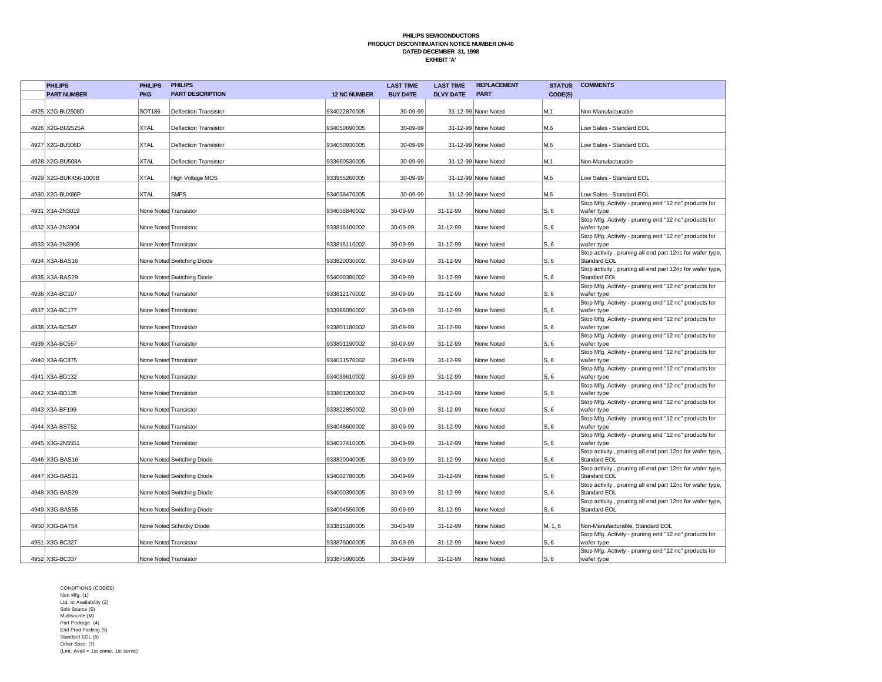**PHILIPS SEMICONDUCTORS**
**PRODUCT DISCONTINUATION NOTICE NUMBER DN-40**
**DATED DECEMBER 31, 1998**
**EXHIBIT 'A'**

| | PHILIPS PART NUMBER | PHILIPS PKG | PHILIPS PART DESCRIPTION | 12 NC NUMBER | LAST TIME BUY DATE | LAST TIME DLVY DATE | REPLACEMENT PART | STATUS CODE(S) | COMMENTS |
|---|---|---|---|---|---|---|---|---|---|
| 4925 | X2G-BU2508D | SOT186 | Deflection Transistor | 934022870005 | 30-09-99 | 31-12-99 | None Noted | M,1 | Non-Manufacturable |
| 4926 | X2G-BU2525A | XTAL | Deflection Transistor | 934050690005 | 30-09-99 | 31-12-99 | None Noted | M,6 | Low Sales - Standard EOL |
| 4927 | X2G-BU506D | XTAL | Deflection Transistor | 934050930005 | 30-09-99 | 31-12-99 | None Noted | M,6 | Low Sales - Standard EOL |
| 4928 | X2G-BU508A | XTAL | Deflection Transistor | 933660530005 | 30-09-99 | 31-12-99 | None Noted | M,1 | Non-Manufacturable |
| 4929 | X2G-BUK456-1000B | XTAL | High Voltage MOS | 933955260005 | 30-09-99 | 31-12-99 | None Noted | M,6 | Low Sales - Standard EOL |
| 4930 | X2G-BUX86P | XTAL | SMPS | 934038470005 | 30-09-99 | 31-12-99 | None Noted | M,6 | Low Sales - Standard EOL |
| 4931 | X3A-2N3019 | None Noted | Transistor | 934036840002 | 30-09-99 | 31-12-99 | None Noted | S, 6 | Stop Mfg. Activity - pruning end "12 nc" products for wafer type |
| 4932 | X3A-2N3904 | None Noted | Transistor | 933816100002 | 30-09-99 | 31-12-99 | None Noted | S, 6 | Stop Mfg. Activity - pruning end "12 nc" products for wafer type |
| 4933 | X3A-2N3906 | None Noted | Transistor | 933816110002 | 30-09-99 | 31-12-99 | None Noted | S, 6 | Stop Mfg. Activity - pruning end "12 nc" products for wafer type |
| 4934 | X3A-BAS16 | None Noted | Switching Diode | 933820030002 | 30-09-99 | 31-12-99 | None Noted | S, 6 | Stop activity , pruning all end part 12nc for wafer type, Standard EOL |
| 4935 | X3A-BAS29 | None Noted | Switching Diode | 934000380002 | 30-09-99 | 31-12-99 | None Noted | S, 6 | Stop activity , pruning all end part 12nc for wafer type, Standard EOL |
| 4936 | X3A-BC107 | None Noted | Transistor | 933812170002 | 30-09-99 | 31-12-99 | None Noted | S, 6 | Stop Mfg. Activity - pruning end "12 nc" products for wafer type |
| 4937 | X3A-BC177 | None Noted | Transistor | 933986090002 | 30-09-99 | 31-12-99 | None Noted | S, 6 | Stop Mfg. Activity - pruning end "12 nc" products for wafer type |
| 4938 | X3A-BC547 | None Noted | Transistor | 933801180002 | 30-09-99 | 31-12-99 | None Noted | S, 6 | Stop Mfg. Activity - pruning end "12 nc" products for wafer type |
| 4939 | X3A-BC557 | None Noted | Transistor | 933801190002 | 30-09-99 | 31-12-99 | None Noted | S, 6 | Stop Mfg. Activity - pruning end "12 nc" products for wafer type |
| 4940 | X3A-BC875 | None Noted | Transistor | 934031570002 | 30-09-99 | 31-12-99 | None Noted | S, 6 | Stop Mfg. Activity - pruning end "12 nc" products for wafer type |
| 4941 | X3A-BD132 | None Noted | Transistor | 934039610002 | 30-09-99 | 31-12-99 | None Noted | S, 6 | Stop Mfg. Activity - pruning end "12 nc" products for wafer type |
| 4942 | X3A-BD135 | None Noted | Transistor | 933801200002 | 30-09-99 | 31-12-99 | None Noted | S, 6 | Stop Mfg. Activity - pruning end "12 nc" products for wafer type |
| 4943 | X3A-BF199 | None Noted | Transistor | 933822850002 | 30-09-99 | 31-12-99 | None Noted | S, 6 | Stop Mfg. Activity - pruning end "12 nc" products for wafer type |
| 4944 | X3A-BST52 | None Noted | Transistor | 934048600002 | 30-09-99 | 31-12-99 | None Noted | S, 6 | Stop Mfg. Activity - pruning end "12 nc" products for wafer type |
| 4945 | X3G-2N5551 | None Noted | Transistor | 934037410005 | 30-09-99 | 31-12-99 | None Noted | S, 6 | Stop Mfg. Activity - pruning end "12 nc" products for wafer type |
| 4946 | X3G-BAS16 | None Noted | Switching Diode | 933820040005 | 30-09-99 | 31-12-99 | None Noted | S, 6 | Stop activity , pruning all end part 12nc for wafer type, Standard EOL |
| 4947 | X3G-BAS21 | None Noted | Switching Diode | 934002780005 | 30-09-99 | 31-12-99 | None Noted | S, 6 | Stop activity , pruning all end part 12nc for wafer type, Standard EOL |
| 4948 | X3G-BAS29 | None Noted | Switching Diode | 934000390005 | 30-09-99 | 31-12-99 | None Noted | S, 6 | Stop activity , pruning all end part 12nc for wafer type, Standard EOL |
| 4949 | X3G-BAS55 | None Noted | Switching Diode | 934004550005 | 30-09-99 | 31-12-99 | None Noted | S, 6 | Stop activity , pruning all end part 12nc for wafer type, Standard EOL |
| 4950 | X3G-BAT54 | None Noted | Schottky Diode | 933815180005 | 30-06-99 | 31-12-99 | None Noted | M, 1, 6 | Non-Manufacturable, Standard EOL |
| 4951 | X3G-BC327 | None Noted | Transistor | 933876000005 | 30-09-99 | 31-12-99 | None Noted | S, 6 | Stop Mfg. Activity - pruning end "12 nc" products for wafer type |
| 4952 | X3G-BC337 | None Noted | Transistor | 933875990005 | 30-09-99 | 31-12-99 | None Noted | S, 6 | Stop Mfg. Activity - pruning end "12 nc" products for wafer type |

CONDITIONS (CODES)
Non Mfg. (1)
Ltd. to Availability (2)
Sole Source (S)
Multisource (M)
Part Package (4)
End Prod Packing (5)
Standard EOL (6)
Other Spec. (7)
(Lmt. Avail = 1st come, 1st serve)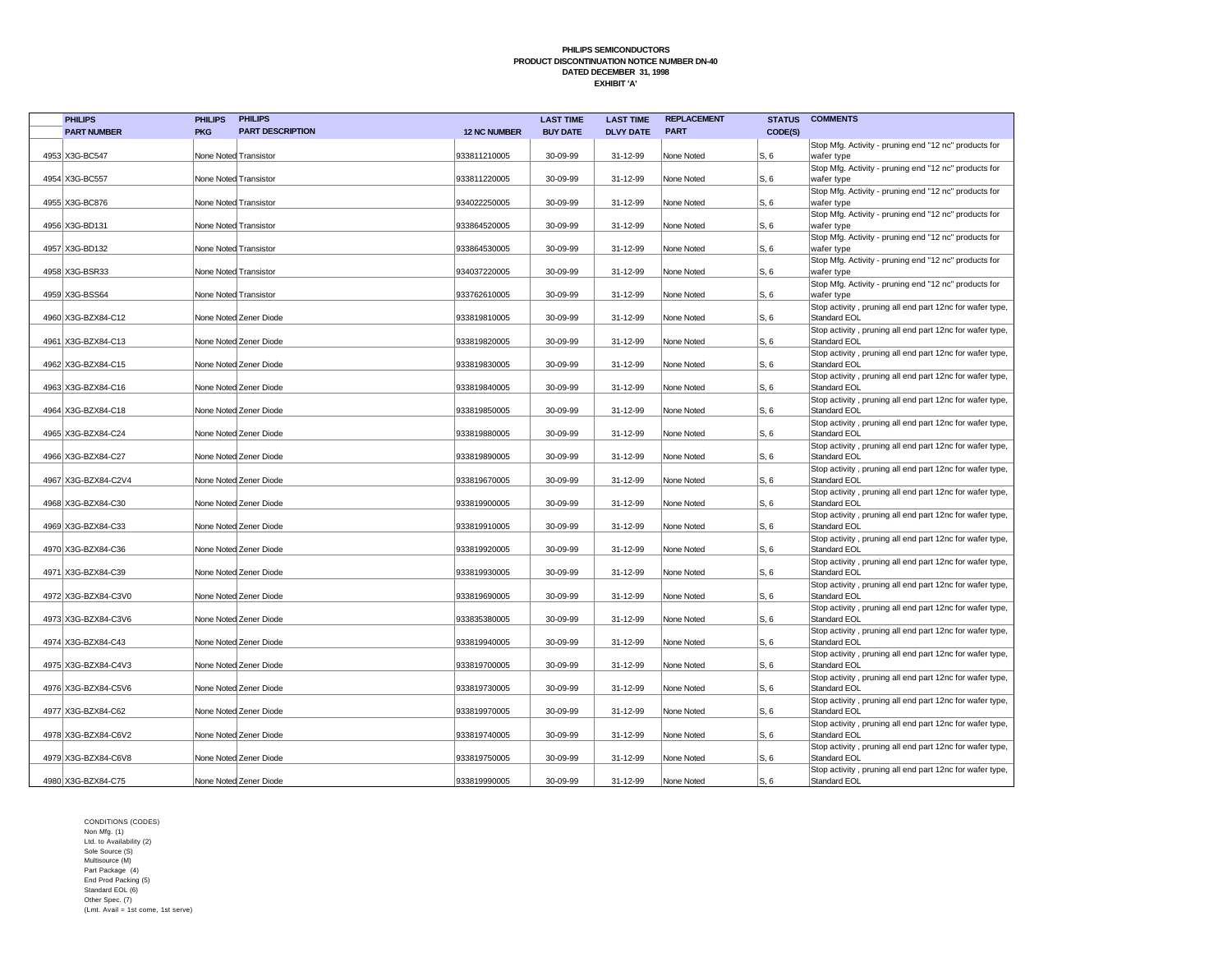**PHILIPS SEMICONDUCTORS**
**PRODUCT DISCONTINUATION NOTICE NUMBER DN-40**
**DATED DECEMBER 31, 1998**
**EXHIBIT 'A'**

| | PHILIPS PART NUMBER | PHILIPS PKG | PHILIPS PART DESCRIPTION | 12 NC NUMBER | LAST TIME BUY DATE | LAST TIME DLVY DATE | REPLACEMENT PART | STATUS CODE(S) | COMMENTS |
|---|---|---|---|---|---|---|---|---|---|
| 4953 | X3G-BC547 | None Noted | Transistor | 933811210005 | 30-09-99 | 31-12-99 | None Noted | S, 6 | Stop Mfg. Activity - pruning end "12 nc" products for wafer type |
| 4954 | X3G-BC557 | None Noted | Transistor | 933811220005 | 30-09-99 | 31-12-99 | None Noted | S, 6 | Stop Mfg. Activity - pruning end "12 nc" products for wafer type |
| 4955 | X3G-BC876 | None Noted | Transistor | 934022250005 | 30-09-99 | 31-12-99 | None Noted | S, 6 | Stop Mfg. Activity - pruning end "12 nc" products for wafer type |
| 4956 | X3G-BD131 | None Noted | Transistor | 933864520005 | 30-09-99 | 31-12-99 | None Noted | S, 6 | Stop Mfg. Activity - pruning end "12 nc" products for wafer type |
| 4957 | X3G-BD132 | None Noted | Transistor | 933864530005 | 30-09-99 | 31-12-99 | None Noted | S, 6 | Stop Mfg. Activity - pruning end "12 nc" products for wafer type |
| 4958 | X3G-BSR33 | None Noted | Transistor | 934037220005 | 30-09-99 | 31-12-99 | None Noted | S, 6 | Stop Mfg. Activity - pruning end "12 nc" products for wafer type |
| 4959 | X3G-BSS64 | None Noted | Transistor | 933762610005 | 30-09-99 | 31-12-99 | None Noted | S, 6 | Stop Mfg. Activity - pruning end "12 nc" products for wafer type |
| 4960 | X3G-BZX84-C12 | None Noted | Zener Diode | 933819810005 | 30-09-99 | 31-12-99 | None Noted | S, 6 | Stop activity , pruning all end part 12nc for wafer type, Standard EOL |
| 4961 | X3G-BZX84-C13 | None Noted | Zener Diode | 933819820005 | 30-09-99 | 31-12-99 | None Noted | S, 6 | Stop activity , pruning all end part 12nc for wafer type, Standard EOL |
| 4962 | X3G-BZX84-C15 | None Noted | Zener Diode | 933819830005 | 30-09-99 | 31-12-99 | None Noted | S, 6 | Stop activity , pruning all end part 12nc for wafer type, Standard EOL |
| 4963 | X3G-BZX84-C16 | None Noted | Zener Diode | 933819840005 | 30-09-99 | 31-12-99 | None Noted | S, 6 | Stop activity , pruning all end part 12nc for wafer type, Standard EOL |
| 4964 | X3G-BZX84-C18 | None Noted | Zener Diode | 933819850005 | 30-09-99 | 31-12-99 | None Noted | S, 6 | Stop activity , pruning all end part 12nc for wafer type, Standard EOL |
| 4965 | X3G-BZX84-C24 | None Noted | Zener Diode | 933819880005 | 30-09-99 | 31-12-99 | None Noted | S, 6 | Stop activity , pruning all end part 12nc for wafer type, Standard EOL |
| 4966 | X3G-BZX84-C27 | None Noted | Zener Diode | 933819890005 | 30-09-99 | 31-12-99 | None Noted | S, 6 | Stop activity , pruning all end part 12nc for wafer type, Standard EOL |
| 4967 | X3G-BZX84-C2V4 | None Noted | Zener Diode | 933819670005 | 30-09-99 | 31-12-99 | None Noted | S, 6 | Stop activity , pruning all end part 12nc for wafer type, Standard EOL |
| 4968 | X3G-BZX84-C30 | None Noted | Zener Diode | 933819900005 | 30-09-99 | 31-12-99 | None Noted | S, 6 | Stop activity , pruning all end part 12nc for wafer type, Standard EOL |
| 4969 | X3G-BZX84-C33 | None Noted | Zener Diode | 933819910005 | 30-09-99 | 31-12-99 | None Noted | S, 6 | Stop activity , pruning all end part 12nc for wafer type, Standard EOL |
| 4970 | X3G-BZX84-C36 | None Noted | Zener Diode | 933819920005 | 30-09-99 | 31-12-99 | None Noted | S, 6 | Stop activity , pruning all end part 12nc for wafer type, Standard EOL |
| 4971 | X3G-BZX84-C39 | None Noted | Zener Diode | 933819930005 | 30-09-99 | 31-12-99 | None Noted | S, 6 | Stop activity , pruning all end part 12nc for wafer type, Standard EOL |
| 4972 | X3G-BZX84-C3V0 | None Noted | Zener Diode | 933819690005 | 30-09-99 | 31-12-99 | None Noted | S, 6 | Stop activity , pruning all end part 12nc for wafer type, Standard EOL |
| 4973 | X3G-BZX84-C3V6 | None Noted | Zener Diode | 933835380005 | 30-09-99 | 31-12-99 | None Noted | S, 6 | Stop activity , pruning all end part 12nc for wafer type, Standard EOL |
| 4974 | X3G-BZX84-C43 | None Noted | Zener Diode | 933819940005 | 30-09-99 | 31-12-99 | None Noted | S, 6 | Stop activity , pruning all end part 12nc for wafer type, Standard EOL |
| 4975 | X3G-BZX84-C4V3 | None Noted | Zener Diode | 933819700005 | 30-09-99 | 31-12-99 | None Noted | S, 6 | Stop activity , pruning all end part 12nc for wafer type, Standard EOL |
| 4976 | X3G-BZX84-C5V6 | None Noted | Zener Diode | 933819730005 | 30-09-99 | 31-12-99 | None Noted | S, 6 | Stop activity , pruning all end part 12nc for wafer type, Standard EOL |
| 4977 | X3G-BZX84-C62 | None Noted | Zener Diode | 933819970005 | 30-09-99 | 31-12-99 | None Noted | S, 6 | Stop activity , pruning all end part 12nc for wafer type, Standard EOL |
| 4978 | X3G-BZX84-C6V2 | None Noted | Zener Diode | 933819740005 | 30-09-99 | 31-12-99 | None Noted | S, 6 | Stop activity , pruning all end part 12nc for wafer type, Standard EOL |
| 4979 | X3G-BZX84-C6V8 | None Noted | Zener Diode | 933819750005 | 30-09-99 | 31-12-99 | None Noted | S, 6 | Stop activity , pruning all end part 12nc for wafer type, Standard EOL |
| 4980 | X3G-BZX84-C75 | None Noted | Zener Diode | 933819990005 | 30-09-99 | 31-12-99 | None Noted | S, 6 | Stop activity , pruning all end part 12nc for wafer type, Standard EOL |

CONDITIONS (CODES)
Non Mfg. (1)
Ltd. to Availability (2)
Sole Source (S)
Multisource (M)
Part Package (4)
End Prod Packing (5)
Standard EOL (6)
Other Spec. (7)
(Lmt. Avail = 1st come, 1st serve)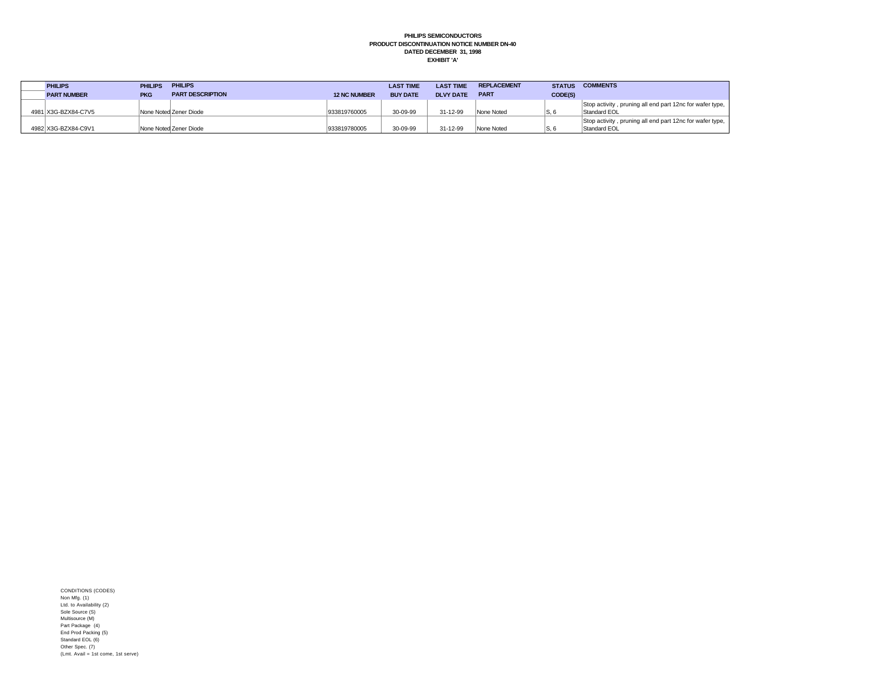**PHILIPS SEMICONDUCTORS**
**PRODUCT DISCONTINUATION NOTICE NUMBER DN-40**
**DATED DECEMBER 31, 1998**
**EXHIBIT 'A'**

| | PHILIPS PART NUMBER | PHILIPS PKG | PHILIPS PART DESCRIPTION | 12 NC NUMBER | LAST TIME BUY DATE | LAST TIME DLVY DATE | REPLACEMENT PART | STATUS CODE(S) | COMMENTS |
|---|---|---|---|---|---|---|---|---|---|
| 4981 | X3G-BZX84-C7V5 | None Noted | Zener Diode | 933819760005 | 30-09-99 | 31-12-99 | None Noted | S, 6 | Stop activity , pruning all end part 12nc for wafer type, Standard EOL |
| 4982 | X3G-BZX84-C9V1 | None Noted | Zener Diode | 933819780005 | 30-09-99 | 31-12-99 | None Noted | S, 6 | Stop activity , pruning all end part 12nc for wafer type, Standard EOL |

CONDITIONS (CODES)
Non Mfg. (1)
Ltd. to Availability (2)
Sole Source (S)
Multisource (M)
Part Package (4)
End Prod Packing (5)
Standard EOL (6)
Other Spec. (7)
(Lmt. Avail = 1st come, 1st serve)